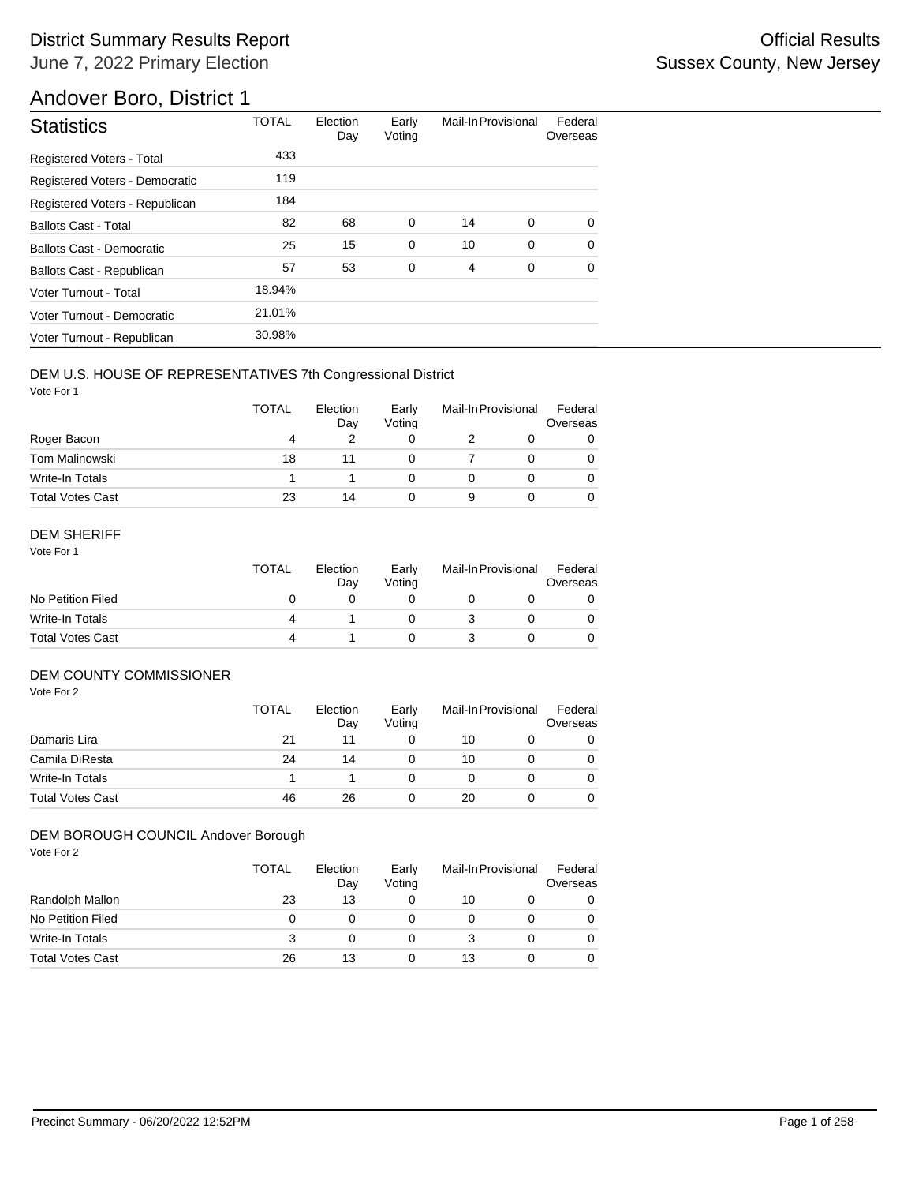# District Summary Results Report

June 7, 2022 Primary Election

Official Results
Sussex County, New Jersey

## Andover Boro, District 1

| Statistics | TOTAL | Election Day | Early Voting | Mail-In | Provisional | Federal Overseas |
|---|---|---|---|---|---|---|
| Registered Voters - Total | 433 | | | | | |
| Registered Voters - Democratic | 119 | | | | | |
| Registered Voters - Republican | 184 | | | | | |
| Ballots Cast - Total | 82 | 68 | 0 | 14 | 0 | 0 |
| Ballots Cast - Democratic | 25 | 15 | 0 | 10 | 0 | 0 |
| Ballots Cast - Republican | 57 | 53 | 0 | 4 | 0 | 0 |
| Voter Turnout - Total | 18.94% | | | | | |
| Voter Turnout - Democratic | 21.01% | | | | | |
| Voter Turnout - Republican | 30.98% | | | | | |

### DEM U.S. HOUSE OF REPRESENTATIVES 7th Congressional District

Vote For 1

| | TOTAL | Election Day | Early Voting | Mail-In | Provisional | Federal Overseas |
|---|---|---|---|---|---|---|
| Roger Bacon | 4 | 2 | 0 | 2 | 0 | 0 |
| Tom Malinowski | 18 | 11 | 0 | 7 | 0 | 0 |
| Write-In Totals | 1 | 1 | 0 | 0 | 0 | 0 |
| Total Votes Cast | 23 | 14 | 0 | 9 | 0 | 0 |

### DEM SHERIFF

Vote For 1

| | TOTAL | Election Day | Early Voting | Mail-In | Provisional | Federal Overseas |
|---|---|---|---|---|---|---|
| No Petition Filed | 0 | 0 | 0 | 0 | 0 | 0 |
| Write-In Totals | 4 | 1 | 0 | 3 | 0 | 0 |
| Total Votes Cast | 4 | 1 | 0 | 3 | 0 | 0 |

### DEM COUNTY COMMISSIONER

Vote For 2

| | TOTAL | Election Day | Early Voting | Mail-In | Provisional | Federal Overseas |
|---|---|---|---|---|---|---|
| Damaris Lira | 21 | 11 | 0 | 10 | 0 | 0 |
| Camila DiResta | 24 | 14 | 0 | 10 | 0 | 0 |
| Write-In Totals | 1 | 1 | 0 | 0 | 0 | 0 |
| Total Votes Cast | 46 | 26 | 0 | 20 | 0 | 0 |

### DEM BOROUGH COUNCIL Andover Borough

Vote For 2

| | TOTAL | Election Day | Early Voting | Mail-In | Provisional | Federal Overseas |
|---|---|---|---|---|---|---|
| Randolph Mallon | 23 | 13 | 0 | 10 | 0 | 0 |
| No Petition Filed | 0 | 0 | 0 | 0 | 0 | 0 |
| Write-In Totals | 3 | 0 | 0 | 3 | 0 | 0 |
| Total Votes Cast | 26 | 13 | 0 | 13 | 0 | 0 |

Precinct Summary - 06/20/2022 12:52PM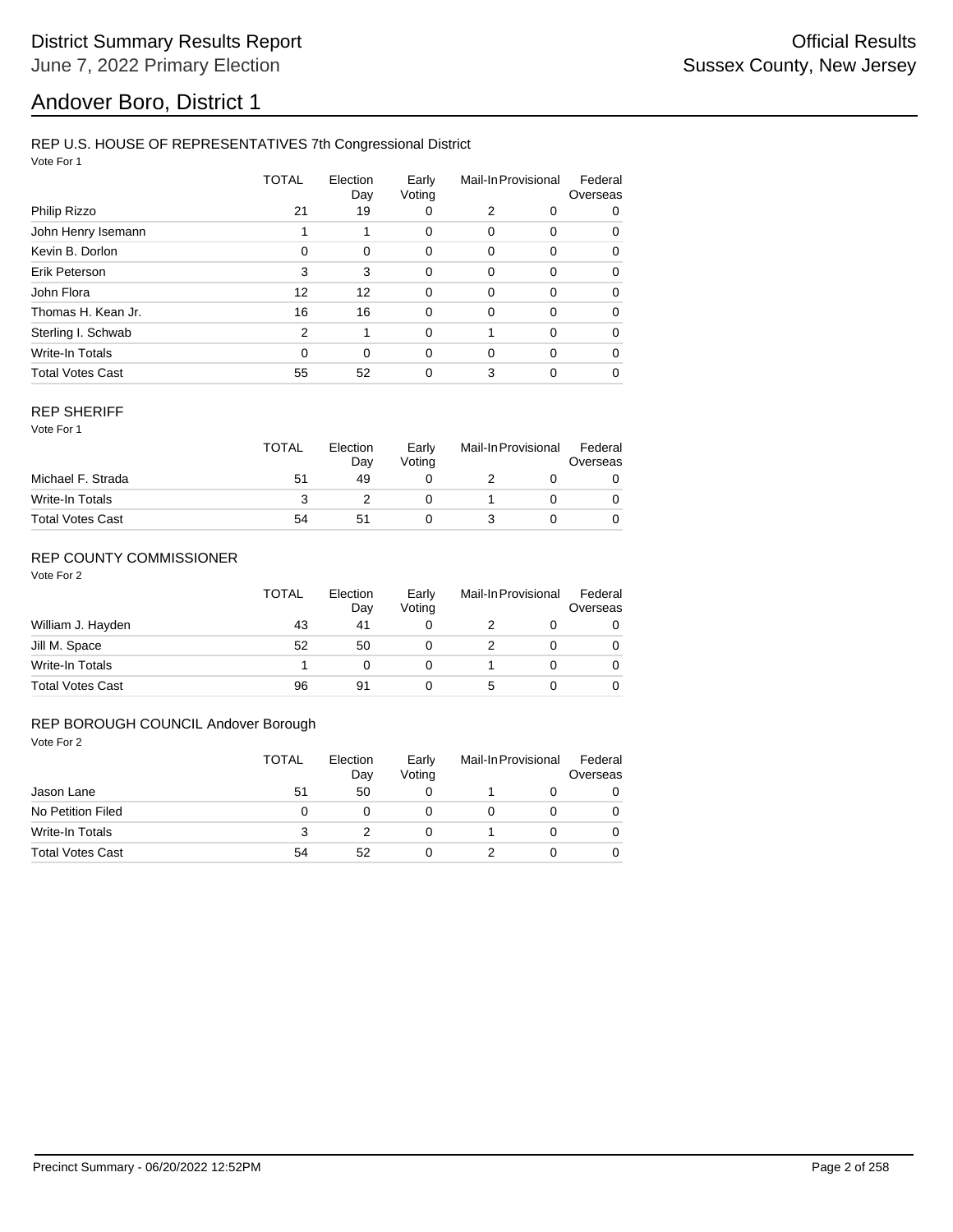District Summary Results Report
June 7, 2022 Primary Election

Official Results
Sussex County, New Jersey

# Andover Boro, District 1

## REP U.S. HOUSE OF REPRESENTATIVES 7th Congressional District

Vote For 1

| | TOTAL | Election Day | Early Voting | Mail-In | Provisional | Federal Overseas |
|---|---|---|---|---|---|---|
| Philip Rizzo | 21 | 19 | 0 | 2 | 0 | 0 |
| John Henry Isemann | 1 | 1 | 0 | 0 | 0 | 0 |
| Kevin B. Dorlon | 0 | 0 | 0 | 0 | 0 | 0 |
| Erik Peterson | 3 | 3 | 0 | 0 | 0 | 0 |
| John Flora | 12 | 12 | 0 | 0 | 0 | 0 |
| Thomas H. Kean Jr. | 16 | 16 | 0 | 0 | 0 | 0 |
| Sterling I. Schwab | 2 | 1 | 0 | 1 | 0 | 0 |
| Write-In Totals | 0 | 0 | 0 | 0 | 0 | 0 |
| Total Votes Cast | 55 | 52 | 0 | 3 | 0 | 0 |

## REP SHERIFF

Vote For 1

| | TOTAL | Election Day | Early Voting | Mail-In | Provisional | Federal Overseas |
|---|---|---|---|---|---|---|
| Michael F. Strada | 51 | 49 | 0 | 2 | 0 | 0 |
| Write-In Totals | 3 | 2 | 0 | 1 | 0 | 0 |
| Total Votes Cast | 54 | 51 | 0 | 3 | 0 | 0 |

## REP COUNTY COMMISSIONER

Vote For 2

| | TOTAL | Election Day | Early Voting | Mail-In | Provisional | Federal Overseas |
|---|---|---|---|---|---|---|
| William J. Hayden | 43 | 41 | 0 | 2 | 0 | 0 |
| Jill M. Space | 52 | 50 | 0 | 2 | 0 | 0 |
| Write-In Totals | 1 | 0 | 0 | 1 | 0 | 0 |
| Total Votes Cast | 96 | 91 | 0 | 5 | 0 | 0 |

## REP BOROUGH COUNCIL Andover Borough

Vote For 2

| | TOTAL | Election Day | Early Voting | Mail-In | Provisional | Federal Overseas |
|---|---|---|---|---|---|---|
| Jason Lane | 51 | 50 | 0 | 1 | 0 | 0 |
| No Petition Filed | 0 | 0 | 0 | 0 | 0 | 0 |
| Write-In Totals | 3 | 2 | 0 | 1 | 0 | 0 |
| Total Votes Cast | 54 | 52 | 0 | 2 | 0 | 0 |

Precinct Summary - 06/20/2022 12:52PM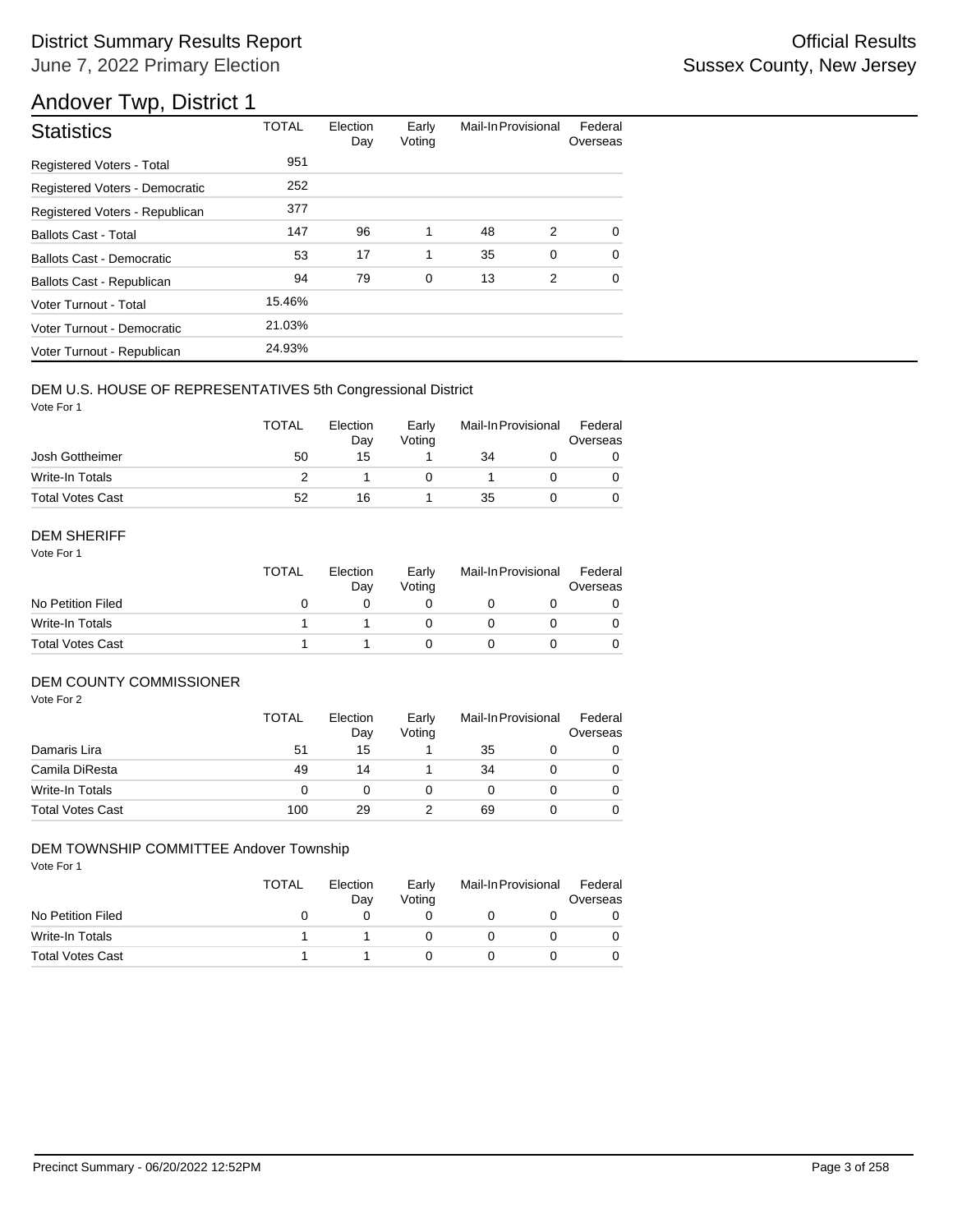# District Summary Results Report

June 7, 2022 Primary Election

Official Results
Sussex County, New Jersey

## Andover Twp, District 1

| Statistics | TOTAL | Election Day | Early Voting | Mail-In | Provisional | Federal Overseas |
|---|---|---|---|---|---|---|
| Registered Voters - Total | 951 | | | | | |
| Registered Voters - Democratic | 252 | | | | | |
| Registered Voters - Republican | 377 | | | | | |
| Ballots Cast - Total | 147 | 96 | 1 | 48 | 2 | 0 |
| Ballots Cast - Democratic | 53 | 17 | 1 | 35 | 0 | 0 |
| Ballots Cast - Republican | 94 | 79 | 0 | 13 | 2 | 0 |
| Voter Turnout - Total | 15.46% | | | | | |
| Voter Turnout - Democratic | 21.03% | | | | | |
| Voter Turnout - Republican | 24.93% | | | | | |

### DEM U.S. HOUSE OF REPRESENTATIVES 5th Congressional District

Vote For 1

| | TOTAL | Election Day | Early Voting | Mail-In | Provisional | Federal Overseas |
|---|---|---|---|---|---|---|
| Josh Gottheimer | 50 | 15 | 1 | 34 | 0 | 0 |
| Write-In Totals | 2 | 1 | 0 | 1 | 0 | 0 |
| Total Votes Cast | 52 | 16 | 1 | 35 | 0 | 0 |

### DEM SHERIFF

Vote For 1

| | TOTAL | Election Day | Early Voting | Mail-In | Provisional | Federal Overseas |
|---|---|---|---|---|---|---|
| No Petition Filed | 0 | 0 | 0 | 0 | 0 | 0 |
| Write-In Totals | 1 | 1 | 0 | 0 | 0 | 0 |
| Total Votes Cast | 1 | 1 | 0 | 0 | 0 | 0 |

### DEM COUNTY COMMISSIONER

Vote For 2

| | TOTAL | Election Day | Early Voting | Mail-In | Provisional | Federal Overseas |
|---|---|---|---|---|---|---|
| Damaris Lira | 51 | 15 | 1 | 35 | 0 | 0 |
| Camila DiResta | 49 | 14 | 1 | 34 | 0 | 0 |
| Write-In Totals | 0 | 0 | 0 | 0 | 0 | 0 |
| Total Votes Cast | 100 | 29 | 2 | 69 | 0 | 0 |

### DEM TOWNSHIP COMMITTEE Andover Township

Vote For 1

| | TOTAL | Election Day | Early Voting | Mail-In | Provisional | Federal Overseas |
|---|---|---|---|---|---|---|
| No Petition Filed | 0 | 0 | 0 | 0 | 0 | 0 |
| Write-In Totals | 1 | 1 | 0 | 0 | 0 | 0 |
| Total Votes Cast | 1 | 1 | 0 | 0 | 0 | 0 |

Precinct Summary - 06/20/2022 12:52PM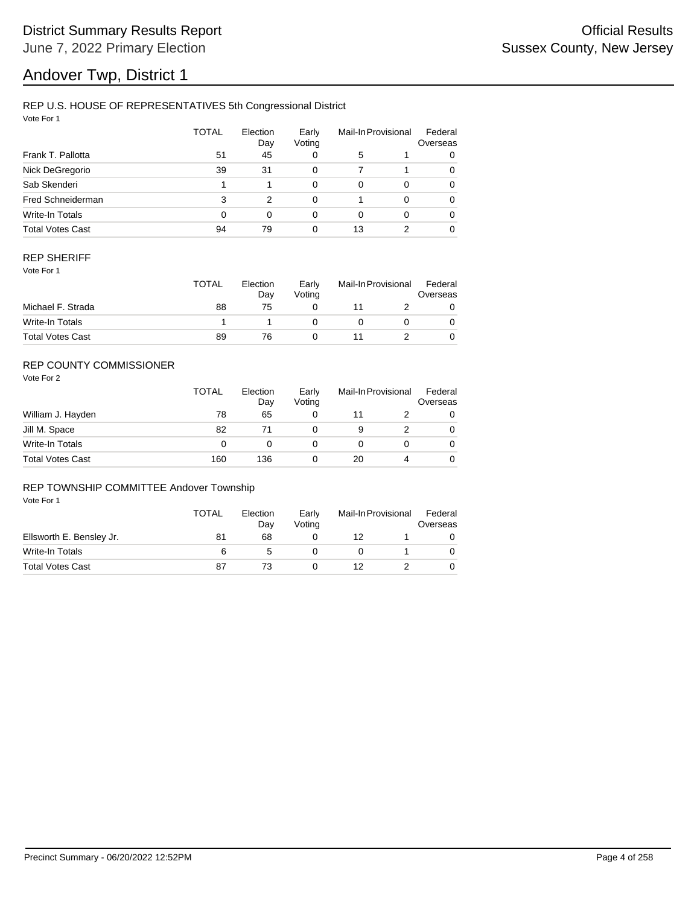# Andover Twp, District 1

## REP U.S. HOUSE OF REPRESENTATIVES 5th Congressional District

Vote For 1

| | TOTAL | Election Day | Early Voting | Mail-In | Provisional | Federal Overseas |
|---|---|---|---|---|---|---|
| Frank T. Pallotta | 51 | 45 | 0 | 5 | 1 | 0 |
| Nick DeGregorio | 39 | 31 | 0 | 7 | 1 | 0 |
| Sab Skenderi | 1 | 1 | 0 | 0 | 0 | 0 |
| Fred Schneiderman | 3 | 2 | 0 | 1 | 0 | 0 |
| Write-In Totals | 0 | 0 | 0 | 0 | 0 | 0 |
| Total Votes Cast | 94 | 79 | 0 | 13 | 2 | 0 |

## REP SHERIFF

Vote For 1

| | TOTAL | Election Day | Early Voting | Mail-In | Provisional | Federal Overseas |
|---|---|---|---|---|---|---|
| Michael F. Strada | 88 | 75 | 0 | 11 | 2 | 0 |
| Write-In Totals | 1 | 1 | 0 | 0 | 0 | 0 |
| Total Votes Cast | 89 | 76 | 0 | 11 | 2 | 0 |

## REP COUNTY COMMISSIONER

Vote For 2

| | TOTAL | Election Day | Early Voting | Mail-In | Provisional | Federal Overseas |
|---|---|---|---|---|---|---|
| William J. Hayden | 78 | 65 | 0 | 11 | 2 | 0 |
| Jill M. Space | 82 | 71 | 0 | 9 | 2 | 0 |
| Write-In Totals | 0 | 0 | 0 | 0 | 0 | 0 |
| Total Votes Cast | 160 | 136 | 0 | 20 | 4 | 0 |

## REP TOWNSHIP COMMITTEE Andover Township

Vote For 1

| | TOTAL | Election Day | Early Voting | Mail-In | Provisional | Federal Overseas |
|---|---|---|---|---|---|---|
| Ellsworth E. Bensley Jr. | 81 | 68 | 0 | 12 | 1 | 0 |
| Write-In Totals | 6 | 5 | 0 | 0 | 1 | 0 |
| Total Votes Cast | 87 | 73 | 0 | 12 | 2 | 0 |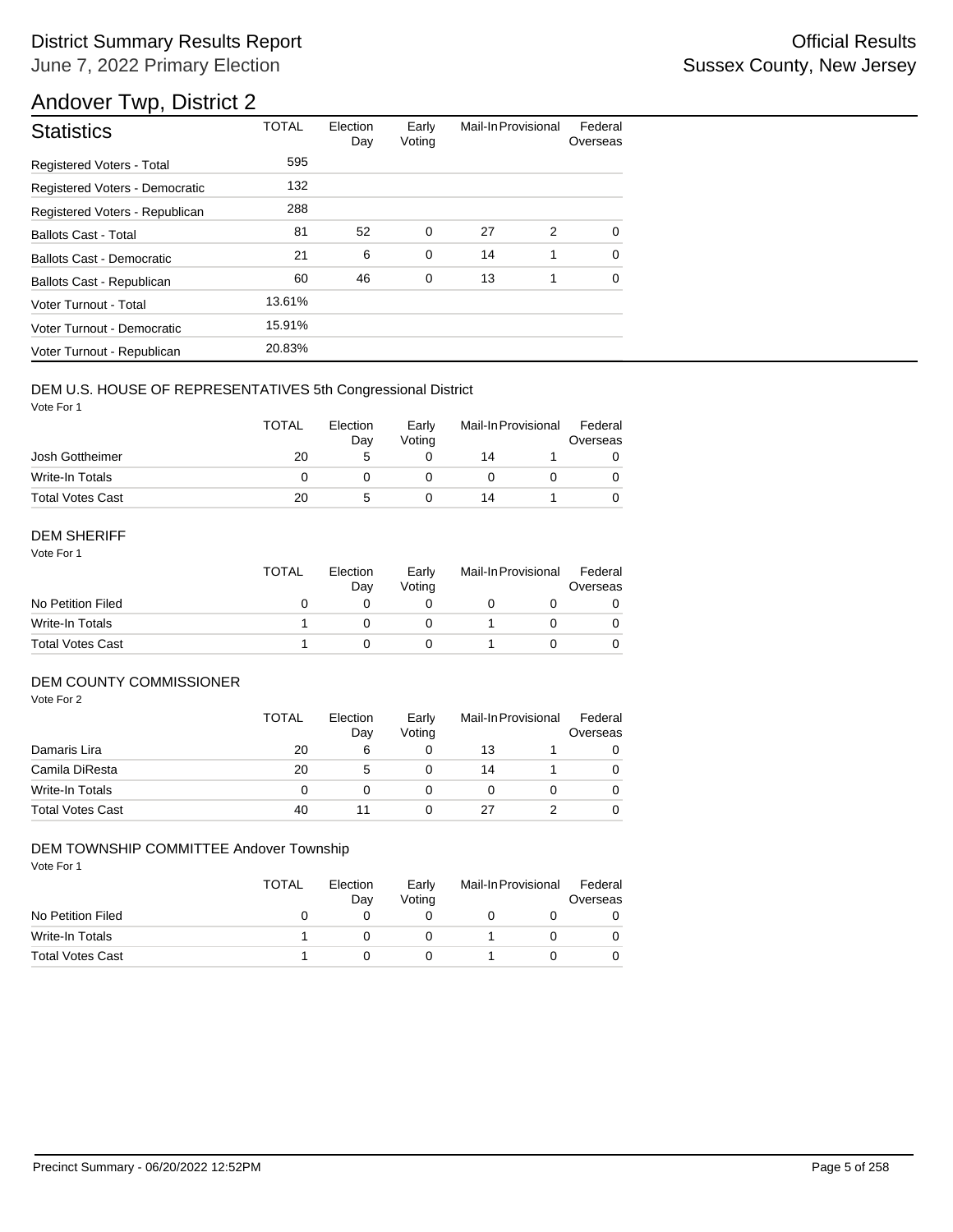# Andover Twp, District 2

| Statistics | TOTAL | Election Day | Early Voting | Mail-In | Provisional | Federal Overseas |
|---|---|---|---|---|---|---|
| Registered Voters - Total | 595 | | | | | |
| Registered Voters - Democratic | 132 | | | | | |
| Registered Voters - Republican | 288 | | | | | |
| Ballots Cast - Total | 81 | 52 | 0 | 27 | 2 | 0 |
| Ballots Cast - Democratic | 21 | 6 | 0 | 14 | 1 | 0 |
| Ballots Cast - Republican | 60 | 46 | 0 | 13 | 1 | 0 |
| Voter Turnout - Total | 13.61% | | | | | |
| Voter Turnout - Democratic | 15.91% | | | | | |
| Voter Turnout - Republican | 20.83% | | | | | |

## DEM U.S. HOUSE OF REPRESENTATIVES 5th Congressional District

Vote For 1

| | TOTAL | Election Day | Early Voting | Mail-In | Provisional | Federal Overseas |
|---|---|---|---|---|---|---|
| Josh Gottheimer | 20 | 5 | 0 | 14 | 1 | 0 |
| Write-In Totals | 0 | 0 | 0 | 0 | 0 | 0 |
| Total Votes Cast | 20 | 5 | 0 | 14 | 1 | 0 |

## DEM SHERIFF

Vote For 1

| | TOTAL | Election Day | Early Voting | Mail-In | Provisional | Federal Overseas |
|---|---|---|---|---|---|---|
| No Petition Filed | 0 | 0 | 0 | 0 | 0 | 0 |
| Write-In Totals | 1 | 0 | 0 | 1 | 0 | 0 |
| Total Votes Cast | 1 | 0 | 0 | 1 | 0 | 0 |

## DEM COUNTY COMMISSIONER

Vote For 2

| | TOTAL | Election Day | Early Voting | Mail-In | Provisional | Federal Overseas |
|---|---|---|---|---|---|---|
| Damaris Lira | 20 | 6 | 0 | 13 | 1 | 0 |
| Camila DiResta | 20 | 5 | 0 | 14 | 1 | 0 |
| Write-In Totals | 0 | 0 | 0 | 0 | 0 | 0 |
| Total Votes Cast | 40 | 11 | 0 | 27 | 2 | 0 |

## DEM TOWNSHIP COMMITTEE Andover Township

Vote For 1

| | TOTAL | Election Day | Early Voting | Mail-In | Provisional | Federal Overseas |
|---|---|---|---|---|---|---|
| No Petition Filed | 0 | 0 | 0 | 0 | 0 | 0 |
| Write-In Totals | 1 | 0 | 0 | 1 | 0 | 0 |
| Total Votes Cast | 1 | 0 | 0 | 1 | 0 | 0 |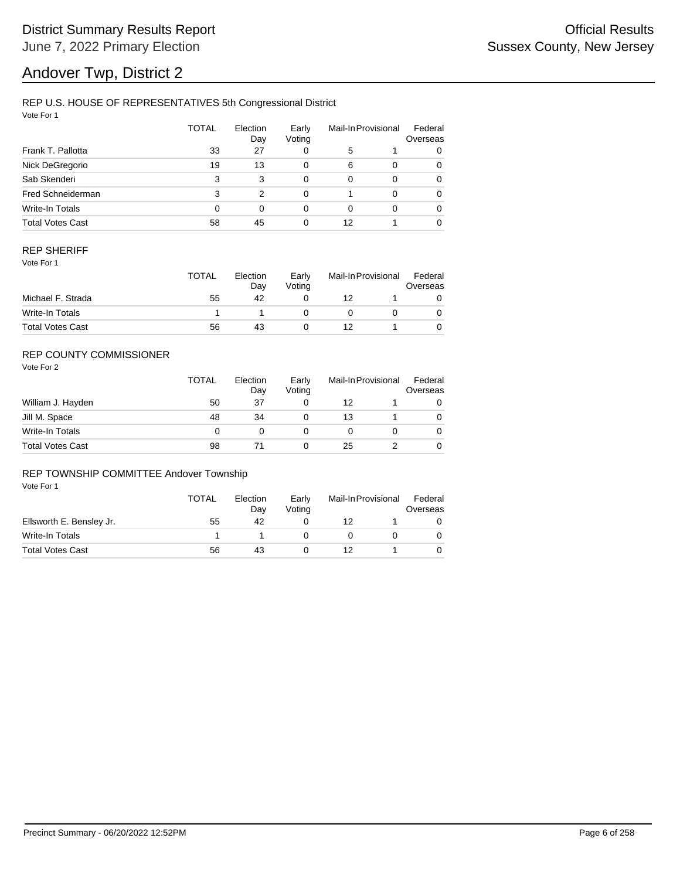# Andover Twp, District 2

## REP U.S. HOUSE OF REPRESENTATIVES 5th Congressional District

Vote For 1

| | TOTAL | Election Day | Early Voting | Mail-In | Provisional | Federal Overseas |
|---|---|---|---|---|---|---|
| Frank T. Pallotta | 33 | 27 | 0 | 5 | 1 | 0 |
| Nick DeGregorio | 19 | 13 | 0 | 6 | 0 | 0 |
| Sab Skenderi | 3 | 3 | 0 | 0 | 0 | 0 |
| Fred Schneiderman | 3 | 2 | 0 | 1 | 0 | 0 |
| Write-In Totals | 0 | 0 | 0 | 0 | 0 | 0 |
| Total Votes Cast | 58 | 45 | 0 | 12 | 1 | 0 |

## REP SHERIFF

Vote For 1

| | TOTAL | Election Day | Early Voting | Mail-In | Provisional | Federal Overseas |
|---|---|---|---|---|---|---|
| Michael F. Strada | 55 | 42 | 0 | 12 | 1 | 0 |
| Write-In Totals | 1 | 1 | 0 | 0 | 0 | 0 |
| Total Votes Cast | 56 | 43 | 0 | 12 | 1 | 0 |

## REP COUNTY COMMISSIONER

Vote For 2

| | TOTAL | Election Day | Early Voting | Mail-In | Provisional | Federal Overseas |
|---|---|---|---|---|---|---|
| William J. Hayden | 50 | 37 | 0 | 12 | 1 | 0 |
| Jill M. Space | 48 | 34 | 0 | 13 | 1 | 0 |
| Write-In Totals | 0 | 0 | 0 | 0 | 0 | 0 |
| Total Votes Cast | 98 | 71 | 0 | 25 | 2 | 0 |

## REP TOWNSHIP COMMITTEE Andover Township

Vote For 1

| | TOTAL | Election Day | Early Voting | Mail-In | Provisional | Federal Overseas |
|---|---|---|---|---|---|---|
| Ellsworth E. Bensley Jr. | 55 | 42 | 0 | 12 | 1 | 0 |
| Write-In Totals | 1 | 1 | 0 | 0 | 0 | 0 |
| Total Votes Cast | 56 | 43 | 0 | 12 | 1 | 0 |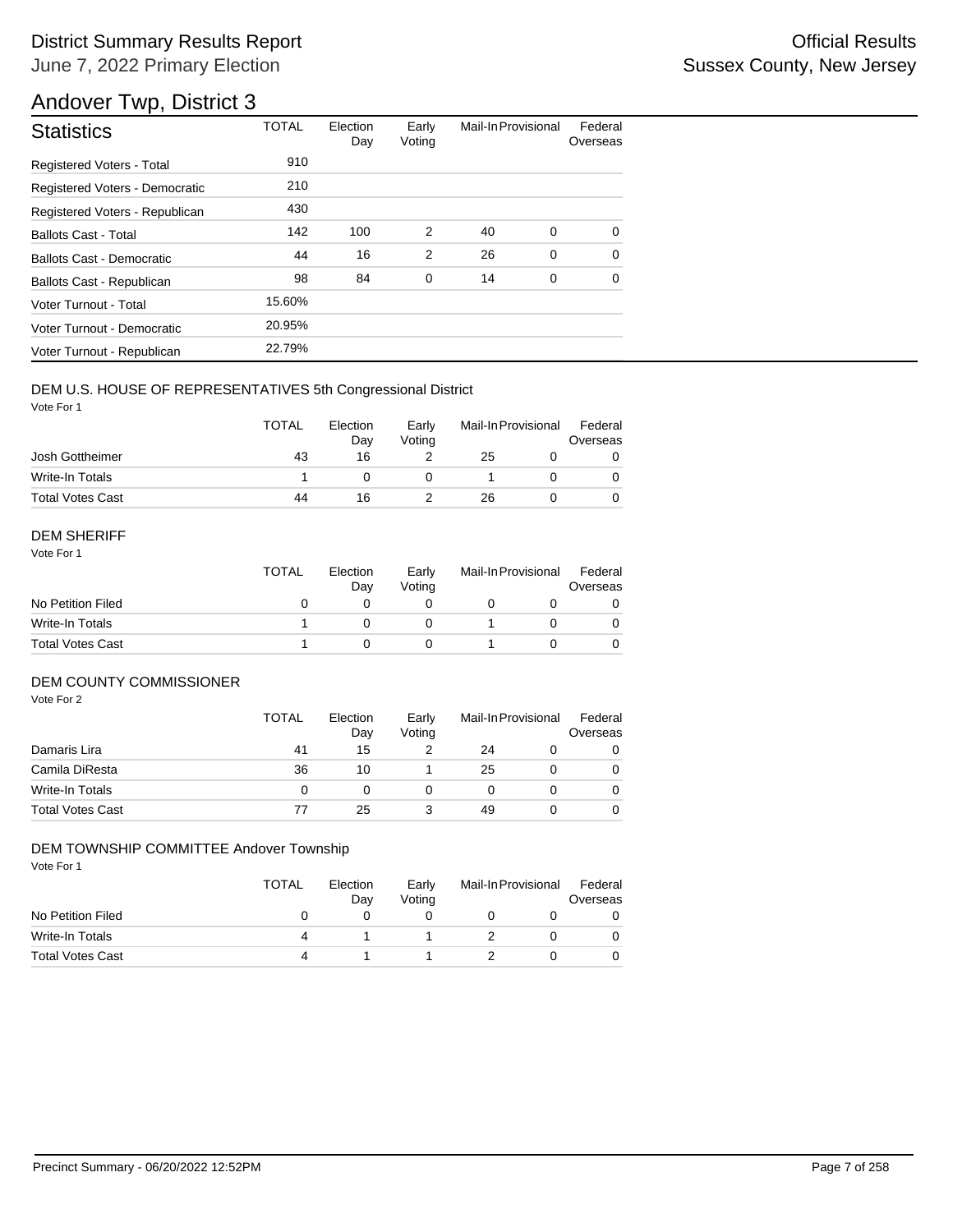# District Summary Results Report

June 7, 2022 Primary Election

Official Results
Sussex County, New Jersey

## Andover Twp, District 3

| Statistics | TOTAL | Election Day | Early Voting | Mail-In | Provisional | Federal Overseas |
|---|---|---|---|---|---|---|
| Registered Voters - Total | 910 | | | | | |
| Registered Voters - Democratic | 210 | | | | | |
| Registered Voters - Republican | 430 | | | | | |
| Ballots Cast - Total | 142 | 100 | 2 | 40 | 0 | 0 |
| Ballots Cast - Democratic | 44 | 16 | 2 | 26 | 0 | 0 |
| Ballots Cast - Republican | 98 | 84 | 0 | 14 | 0 | 0 |
| Voter Turnout - Total | 15.60% | | | | | |
| Voter Turnout - Democratic | 20.95% | | | | | |
| Voter Turnout - Republican | 22.79% | | | | | |

### DEM U.S. HOUSE OF REPRESENTATIVES 5th Congressional District

Vote For 1

| | TOTAL | Election Day | Early Voting | Mail-In | Provisional | Federal Overseas |
|---|---|---|---|---|---|---|
| Josh Gottheimer | 43 | 16 | 2 | 25 | 0 | 0 |
| Write-In Totals | 1 | 0 | 0 | 1 | 0 | 0 |
| Total Votes Cast | 44 | 16 | 2 | 26 | 0 | 0 |

### DEM SHERIFF

Vote For 1

| | TOTAL | Election Day | Early Voting | Mail-In | Provisional | Federal Overseas |
|---|---|---|---|---|---|---|
| No Petition Filed | 0 | 0 | 0 | 0 | 0 | 0 |
| Write-In Totals | 1 | 0 | 0 | 1 | 0 | 0 |
| Total Votes Cast | 1 | 0 | 0 | 1 | 0 | 0 |

### DEM COUNTY COMMISSIONER

Vote For 2

| | TOTAL | Election Day | Early Voting | Mail-In | Provisional | Federal Overseas |
|---|---|---|---|---|---|---|
| Damaris Lira | 41 | 15 | 2 | 24 | 0 | 0 |
| Camila DiResta | 36 | 10 | 1 | 25 | 0 | 0 |
| Write-In Totals | 0 | 0 | 0 | 0 | 0 | 0 |
| Total Votes Cast | 77 | 25 | 3 | 49 | 0 | 0 |

### DEM TOWNSHIP COMMITTEE Andover Township

Vote For 1

| | TOTAL | Election Day | Early Voting | Mail-In | Provisional | Federal Overseas |
|---|---|---|---|---|---|---|
| No Petition Filed | 0 | 0 | 0 | 0 | 0 | 0 |
| Write-In Totals | 4 | 1 | 1 | 2 | 0 | 0 |
| Total Votes Cast | 4 | 1 | 1 | 2 | 0 | 0 |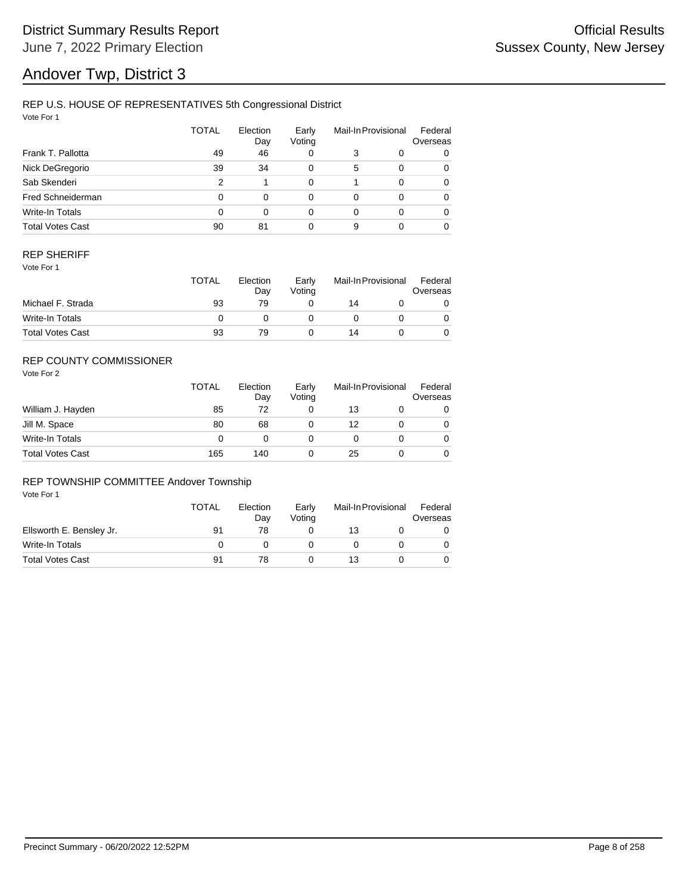# Andover Twp, District 3

## REP U.S. HOUSE OF REPRESENTATIVES 5th Congressional District

Vote For 1

| | TOTAL | Election Day | Early Voting | Mail-In | Provisional | Federal Overseas |
|---|---|---|---|---|---|---|
| Frank T. Pallotta | 49 | 46 | 0 | 3 | 0 | 0 |
| Nick DeGregorio | 39 | 34 | 0 | 5 | 0 | 0 |
| Sab Skenderi | 2 | 1 | 0 | 1 | 0 | 0 |
| Fred Schneiderman | 0 | 0 | 0 | 0 | 0 | 0 |
| Write-In Totals | 0 | 0 | 0 | 0 | 0 | 0 |
| Total Votes Cast | 90 | 81 | 0 | 9 | 0 | 0 |

## REP SHERIFF

Vote For 1

| | TOTAL | Election Day | Early Voting | Mail-In | Provisional | Federal Overseas |
|---|---|---|---|---|---|---|
| Michael F. Strada | 93 | 79 | 0 | 14 | 0 | 0 |
| Write-In Totals | 0 | 0 | 0 | 0 | 0 | 0 |
| Total Votes Cast | 93 | 79 | 0 | 14 | 0 | 0 |

## REP COUNTY COMMISSIONER

Vote For 2

| | TOTAL | Election Day | Early Voting | Mail-In | Provisional | Federal Overseas |
|---|---|---|---|---|---|---|
| William J. Hayden | 85 | 72 | 0 | 13 | 0 | 0 |
| Jill M. Space | 80 | 68 | 0 | 12 | 0 | 0 |
| Write-In Totals | 0 | 0 | 0 | 0 | 0 | 0 |
| Total Votes Cast | 165 | 140 | 0 | 25 | 0 | 0 |

## REP TOWNSHIP COMMITTEE Andover Township

Vote For 1

| | TOTAL | Election Day | Early Voting | Mail-In | Provisional | Federal Overseas |
|---|---|---|---|---|---|---|
| Ellsworth E. Bensley Jr. | 91 | 78 | 0 | 13 | 0 | 0 |
| Write-In Totals | 0 | 0 | 0 | 0 | 0 | 0 |
| Total Votes Cast | 91 | 78 | 0 | 13 | 0 | 0 |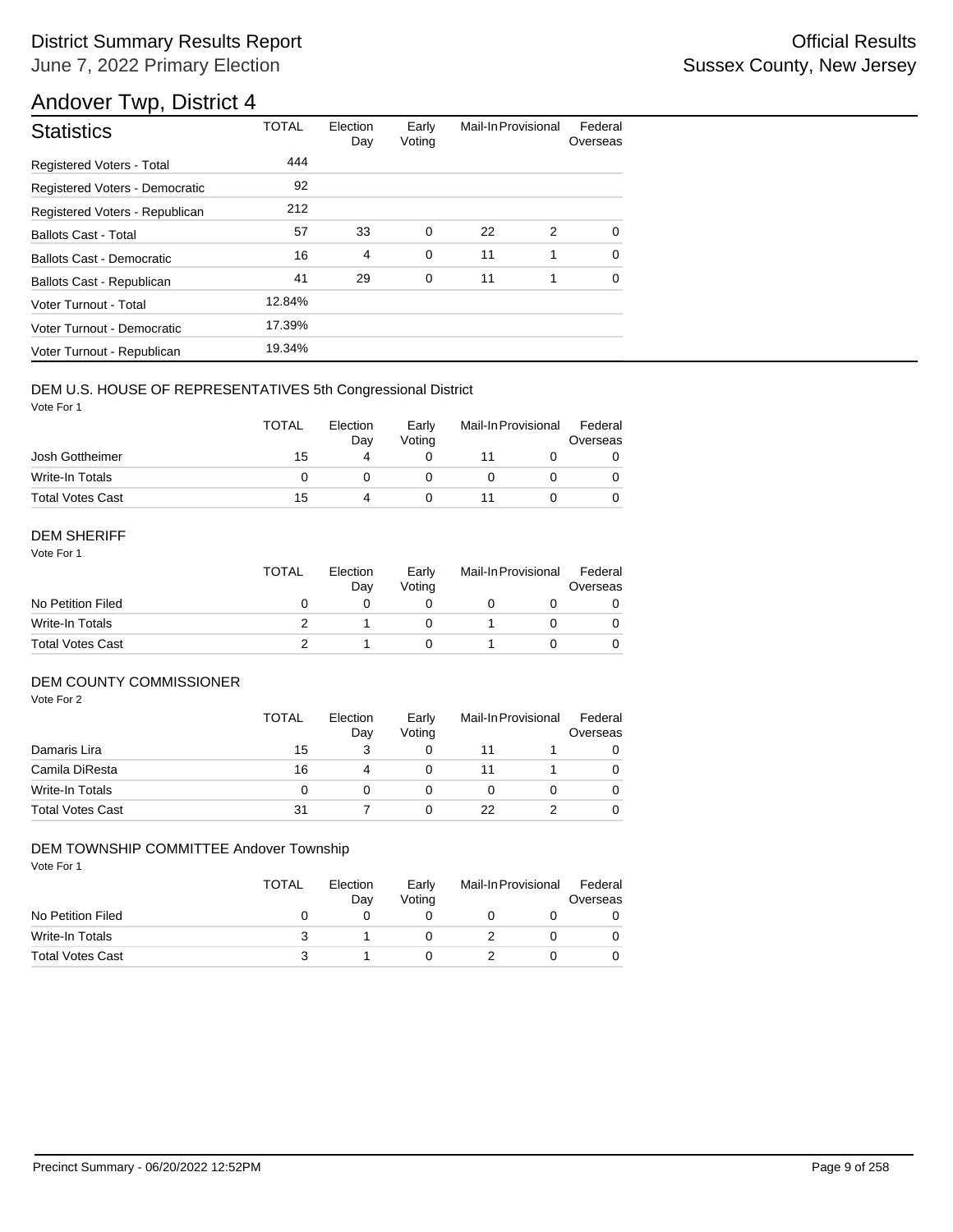# District Summary Results Report

June 7, 2022 Primary Election

Official Results
Sussex County, New Jersey

## Andover Twp, District 4

| Statistics | TOTAL | Election Day | Early Voting | Mail-In | Provisional | Federal Overseas |
|---|---|---|---|---|---|---|
| Registered Voters - Total | 444 | | | | | |
| Registered Voters - Democratic | 92 | | | | | |
| Registered Voters - Republican | 212 | | | | | |
| Ballots Cast - Total | 57 | 33 | 0 | 22 | 2 | 0 |
| Ballots Cast - Democratic | 16 | 4 | 0 | 11 | 1 | 0 |
| Ballots Cast - Republican | 41 | 29 | 0 | 11 | 1 | 0 |
| Voter Turnout - Total | 12.84% | | | | | |
| Voter Turnout - Democratic | 17.39% | | | | | |
| Voter Turnout - Republican | 19.34% | | | | | |

### DEM U.S. HOUSE OF REPRESENTATIVES 5th Congressional District

Vote For 1

| | TOTAL | Election Day | Early Voting | Mail-In | Provisional | Federal Overseas |
|---|---|---|---|---|---|---|
| Josh Gottheimer | 15 | 4 | 0 | 11 | 0 | 0 |
| Write-In Totals | 0 | 0 | 0 | 0 | 0 | 0 |
| Total Votes Cast | 15 | 4 | 0 | 11 | 0 | 0 |

### DEM SHERIFF

Vote For 1

| | TOTAL | Election Day | Early Voting | Mail-In | Provisional | Federal Overseas |
|---|---|---|---|---|---|---|
| No Petition Filed | 0 | 0 | 0 | 0 | 0 | 0 |
| Write-In Totals | 2 | 1 | 0 | 1 | 0 | 0 |
| Total Votes Cast | 2 | 1 | 0 | 1 | 0 | 0 |

### DEM COUNTY COMMISSIONER

Vote For 2

| | TOTAL | Election Day | Early Voting | Mail-In | Provisional | Federal Overseas |
|---|---|---|---|---|---|---|
| Damaris Lira | 15 | 3 | 0 | 11 | 1 | 0 |
| Camila DiResta | 16 | 4 | 0 | 11 | 1 | 0 |
| Write-In Totals | 0 | 0 | 0 | 0 | 0 | 0 |
| Total Votes Cast | 31 | 7 | 0 | 22 | 2 | 0 |

### DEM TOWNSHIP COMMITTEE Andover Township

Vote For 1

| | TOTAL | Election Day | Early Voting | Mail-In | Provisional | Federal Overseas |
|---|---|---|---|---|---|---|
| No Petition Filed | 0 | 0 | 0 | 0 | 0 | 0 |
| Write-In Totals | 3 | 1 | 0 | 2 | 0 | 0 |
| Total Votes Cast | 3 | 1 | 0 | 2 | 0 | 0 |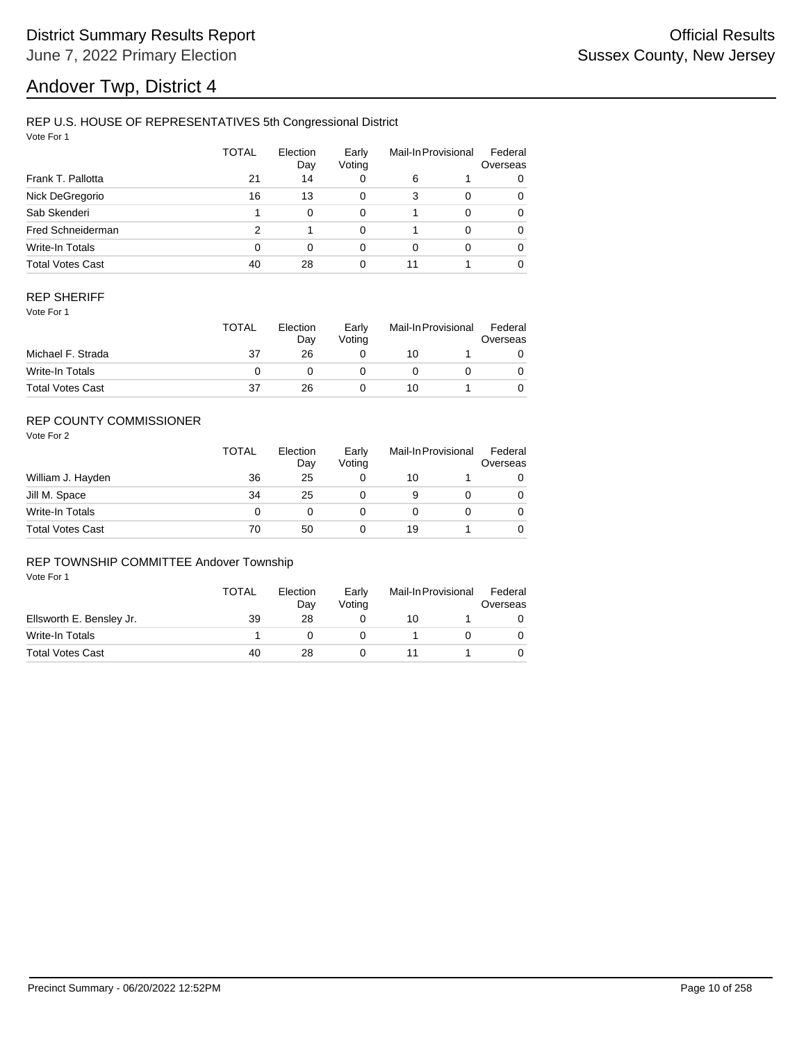# Andover Twp, District 4

## REP U.S. HOUSE OF REPRESENTATIVES 5th Congressional District

Vote For 1

| | TOTAL | Election Day | Early Voting | Mail-In | Provisional | Federal Overseas |
|---|---|---|---|---|---|---|
| Frank T. Pallotta | 21 | 14 | 0 | 6 | 1 | 0 |
| Nick DeGregorio | 16 | 13 | 0 | 3 | 0 | 0 |
| Sab Skenderi | 1 | 0 | 0 | 1 | 0 | 0 |
| Fred Schneiderman | 2 | 1 | 0 | 1 | 0 | 0 |
| Write-In Totals | 0 | 0 | 0 | 0 | 0 | 0 |
| Total Votes Cast | 40 | 28 | 0 | 11 | 1 | 0 |

## REP SHERIFF

Vote For 1

| | TOTAL | Election Day | Early Voting | Mail-In | Provisional | Federal Overseas |
|---|---|---|---|---|---|---|
| Michael F. Strada | 37 | 26 | 0 | 10 | 1 | 0 |
| Write-In Totals | 0 | 0 | 0 | 0 | 0 | 0 |
| Total Votes Cast | 37 | 26 | 0 | 10 | 1 | 0 |

## REP COUNTY COMMISSIONER

Vote For 2

| | TOTAL | Election Day | Early Voting | Mail-In | Provisional | Federal Overseas |
|---|---|---|---|---|---|---|
| William J. Hayden | 36 | 25 | 0 | 10 | 1 | 0 |
| Jill M. Space | 34 | 25 | 0 | 9 | 0 | 0 |
| Write-In Totals | 0 | 0 | 0 | 0 | 0 | 0 |
| Total Votes Cast | 70 | 50 | 0 | 19 | 1 | 0 |

## REP TOWNSHIP COMMITTEE Andover Township

Vote For 1

| | TOTAL | Election Day | Early Voting | Mail-In | Provisional | Federal Overseas |
|---|---|---|---|---|---|---|
| Ellsworth E. Bensley Jr. | 39 | 28 | 0 | 10 | 1 | 0 |
| Write-In Totals | 1 | 0 | 0 | 1 | 0 | 0 |
| Total Votes Cast | 40 | 28 | 0 | 11 | 1 | 0 |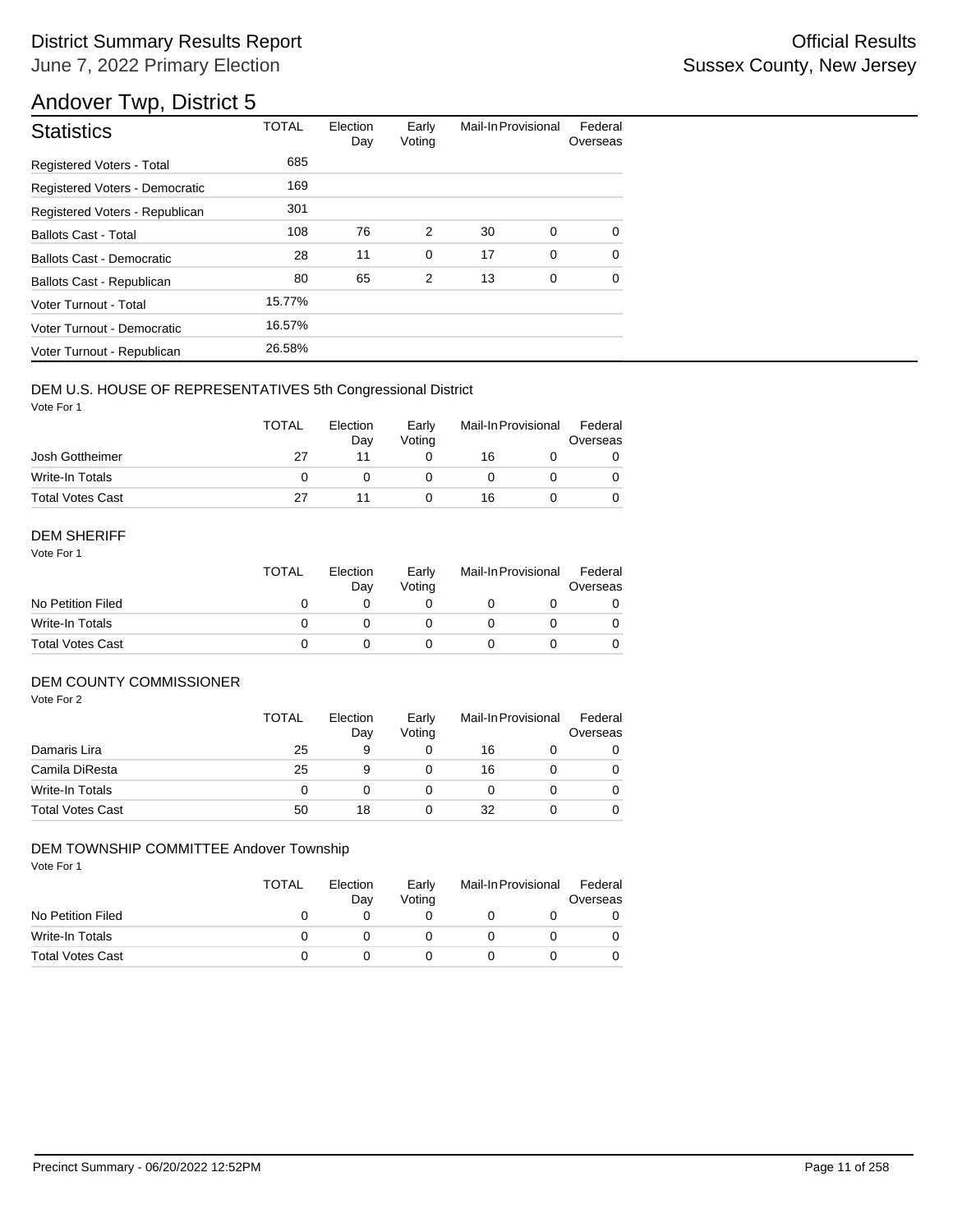# District Summary Results Report

June 7, 2022 Primary Election

Official Results

Sussex County, New Jersey

## Andover Twp, District 5

| Statistics | TOTAL | Election Day | Early Voting | Mail-In | Provisional | Federal Overseas |
|---|---|---|---|---|---|---|
| Registered Voters - Total | 685 | | | | | |
| Registered Voters - Democratic | 169 | | | | | |
| Registered Voters - Republican | 301 | | | | | |
| Ballots Cast - Total | 108 | 76 | 2 | 30 | 0 | 0 |
| Ballots Cast - Democratic | 28 | 11 | 0 | 17 | 0 | 0 |
| Ballots Cast - Republican | 80 | 65 | 2 | 13 | 0 | 0 |
| Voter Turnout - Total | 15.77% | | | | | |
| Voter Turnout - Democratic | 16.57% | | | | | |
| Voter Turnout - Republican | 26.58% | | | | | |

### DEM U.S. HOUSE OF REPRESENTATIVES 5th Congressional District

Vote For 1

| | TOTAL | Election Day | Early Voting | Mail-In | Provisional | Federal Overseas |
|---|---|---|---|---|---|---|
| Josh Gottheimer | 27 | 11 | 0 | 16 | 0 | 0 |
| Write-In Totals | 0 | 0 | 0 | 0 | 0 | 0 |
| Total Votes Cast | 27 | 11 | 0 | 16 | 0 | 0 |

### DEM SHERIFF

Vote For 1

| | TOTAL | Election Day | Early Voting | Mail-In | Provisional | Federal Overseas |
|---|---|---|---|---|---|---|
| No Petition Filed | 0 | 0 | 0 | 0 | 0 | 0 |
| Write-In Totals | 0 | 0 | 0 | 0 | 0 | 0 |
| Total Votes Cast | 0 | 0 | 0 | 0 | 0 | 0 |

### DEM COUNTY COMMISSIONER

Vote For 2

| | TOTAL | Election Day | Early Voting | Mail-In | Provisional | Federal Overseas |
|---|---|---|---|---|---|---|
| Damaris Lira | 25 | 9 | 0 | 16 | 0 | 0 |
| Camila DiResta | 25 | 9 | 0 | 16 | 0 | 0 |
| Write-In Totals | 0 | 0 | 0 | 0 | 0 | 0 |
| Total Votes Cast | 50 | 18 | 0 | 32 | 0 | 0 |

### DEM TOWNSHIP COMMITTEE Andover Township

Vote For 1

| | TOTAL | Election Day | Early Voting | Mail-In | Provisional | Federal Overseas |
|---|---|---|---|---|---|---|
| No Petition Filed | 0 | 0 | 0 | 0 | 0 | 0 |
| Write-In Totals | 0 | 0 | 0 | 0 | 0 | 0 |
| Total Votes Cast | 0 | 0 | 0 | 0 | 0 | 0 |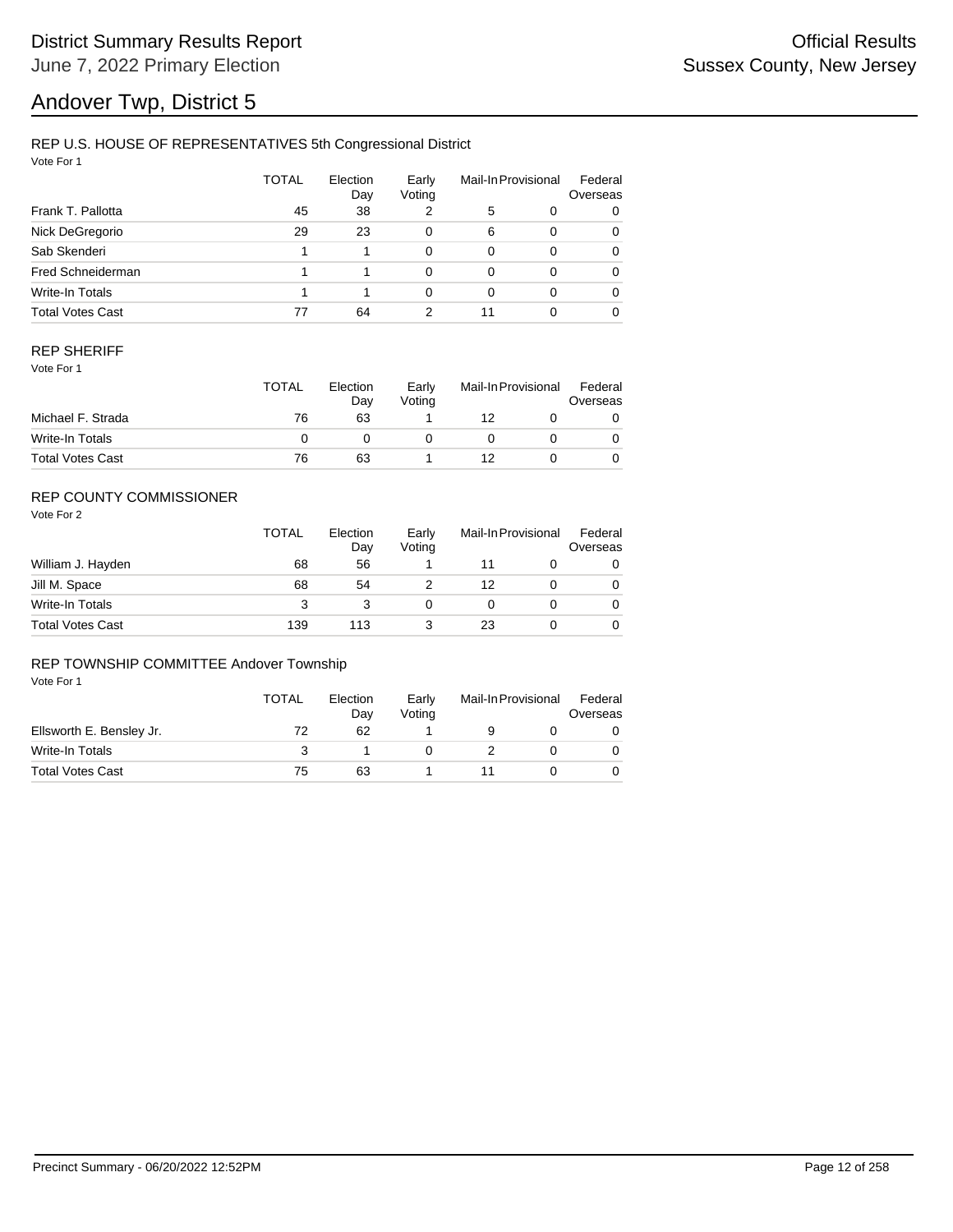# Andover Twp, District 5

## REP U.S. HOUSE OF REPRESENTATIVES 5th Congressional District

Vote For 1

| | TOTAL | Election Day | Early Voting | Mail-In | Provisional | Federal Overseas |
|---|---|---|---|---|---|---|
| Frank T. Pallotta | 45 | 38 | 2 | 5 | 0 | 0 |
| Nick DeGregorio | 29 | 23 | 0 | 6 | 0 | 0 |
| Sab Skenderi | 1 | 1 | 0 | 0 | 0 | 0 |
| Fred Schneiderman | 1 | 1 | 0 | 0 | 0 | 0 |
| Write-In Totals | 1 | 1 | 0 | 0 | 0 | 0 |
| Total Votes Cast | 77 | 64 | 2 | 11 | 0 | 0 |

## REP SHERIFF

Vote For 1

| | TOTAL | Election Day | Early Voting | Mail-In | Provisional | Federal Overseas |
|---|---|---|---|---|---|---|
| Michael F. Strada | 76 | 63 | 1 | 12 | 0 | 0 |
| Write-In Totals | 0 | 0 | 0 | 0 | 0 | 0 |
| Total Votes Cast | 76 | 63 | 1 | 12 | 0 | 0 |

## REP COUNTY COMMISSIONER

Vote For 2

| | TOTAL | Election Day | Early Voting | Mail-In | Provisional | Federal Overseas |
|---|---|---|---|---|---|---|
| William J. Hayden | 68 | 56 | 1 | 11 | 0 | 0 |
| Jill M. Space | 68 | 54 | 2 | 12 | 0 | 0 |
| Write-In Totals | 3 | 3 | 0 | 0 | 0 | 0 |
| Total Votes Cast | 139 | 113 | 3 | 23 | 0 | 0 |

## REP TOWNSHIP COMMITTEE Andover Township

Vote For 1

| | TOTAL | Election Day | Early Voting | Mail-In | Provisional | Federal Overseas |
|---|---|---|---|---|---|---|
| Ellsworth E. Bensley Jr. | 72 | 62 | 1 | 9 | 0 | 0 |
| Write-In Totals | 3 | 1 | 0 | 2 | 0 | 0 |
| Total Votes Cast | 75 | 63 | 1 | 11 | 0 | 0 |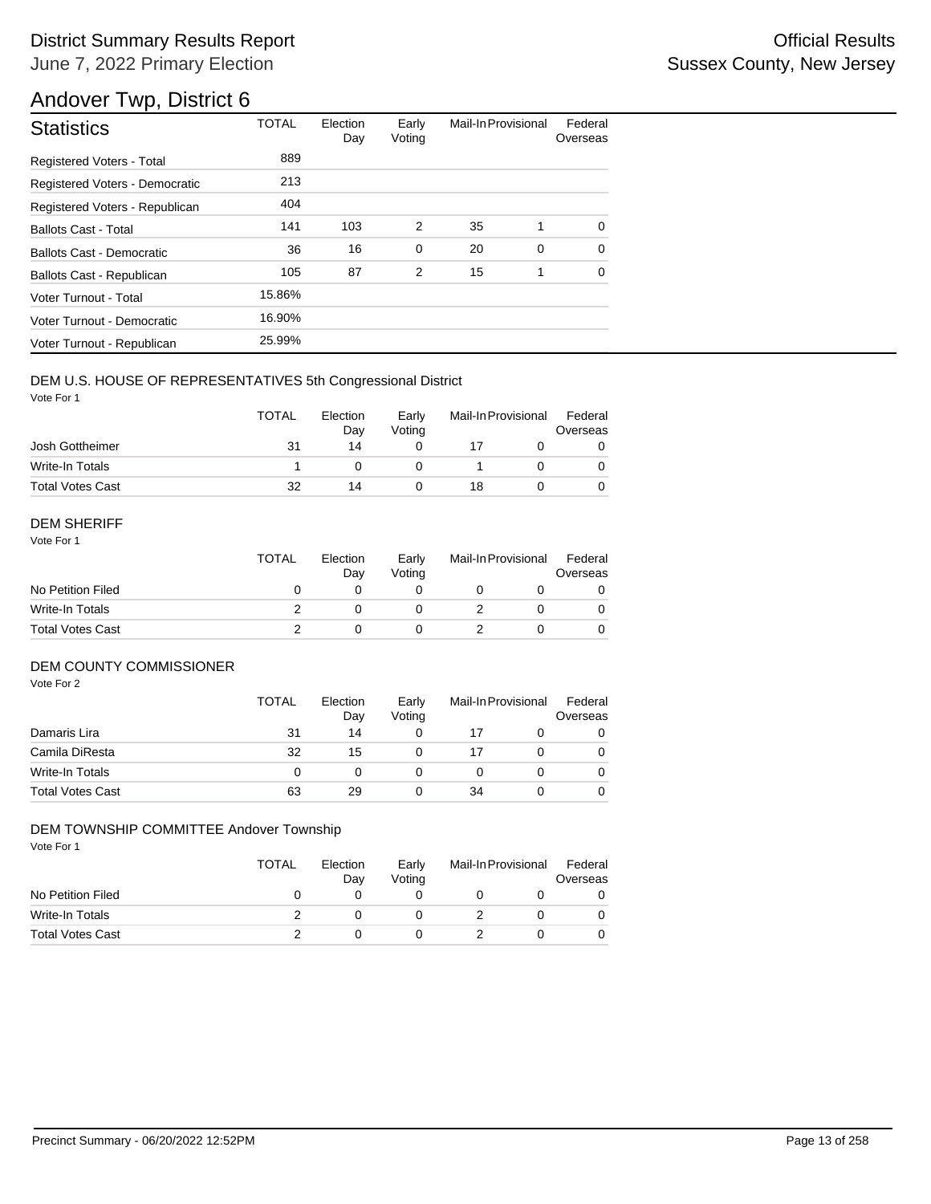# District Summary Results Report

June 7, 2022 Primary Election

Official Results

Sussex County, New Jersey

# Andover Twp, District 6

| Statistics | TOTAL | Election Day | Early Voting | Mail-In | Provisional | Federal Overseas |
|---|---|---|---|---|---|---|
| Registered Voters - Total | 889 | | | | | |
| Registered Voters - Democratic | 213 | | | | | |
| Registered Voters - Republican | 404 | | | | | |
| Ballots Cast - Total | 141 | 103 | 2 | 35 | 1 | 0 |
| Ballots Cast - Democratic | 36 | 16 | 0 | 20 | 0 | 0 |
| Ballots Cast - Republican | 105 | 87 | 2 | 15 | 1 | 0 |
| Voter Turnout - Total | 15.86% | | | | | |
| Voter Turnout - Democratic | 16.90% | | | | | |
| Voter Turnout - Republican | 25.99% | | | | | |

## DEM U.S. HOUSE OF REPRESENTATIVES 5th Congressional District

Vote For 1

| | TOTAL | Election Day | Early Voting | Mail-In | Provisional | Federal Overseas |
|---|---|---|---|---|---|---|
| Josh Gottheimer | 31 | 14 | 0 | 17 | 0 | 0 |
| Write-In Totals | 1 | 0 | 0 | 1 | 0 | 0 |
| Total Votes Cast | 32 | 14 | 0 | 18 | 0 | 0 |

## DEM SHERIFF

Vote For 1

| | TOTAL | Election Day | Early Voting | Mail-In | Provisional | Federal Overseas |
|---|---|---|---|---|---|---|
| No Petition Filed | 0 | 0 | 0 | 0 | 0 | 0 |
| Write-In Totals | 2 | 0 | 0 | 2 | 0 | 0 |
| Total Votes Cast | 2 | 0 | 0 | 2 | 0 | 0 |

## DEM COUNTY COMMISSIONER

Vote For 2

| | TOTAL | Election Day | Early Voting | Mail-In | Provisional | Federal Overseas |
|---|---|---|---|---|---|---|
| Damaris Lira | 31 | 14 | 0 | 17 | 0 | 0 |
| Camila DiResta | 32 | 15 | 0 | 17 | 0 | 0 |
| Write-In Totals | 0 | 0 | 0 | 0 | 0 | 0 |
| Total Votes Cast | 63 | 29 | 0 | 34 | 0 | 0 |

## DEM TOWNSHIP COMMITTEE Andover Township

Vote For 1

| | TOTAL | Election Day | Early Voting | Mail-In | Provisional | Federal Overseas |
|---|---|---|---|---|---|---|
| No Petition Filed | 0 | 0 | 0 | 0 | 0 | 0 |
| Write-In Totals | 2 | 0 | 0 | 2 | 0 | 0 |
| Total Votes Cast | 2 | 0 | 0 | 2 | 0 | 0 |

Precinct Summary - 06/20/2022 12:52PM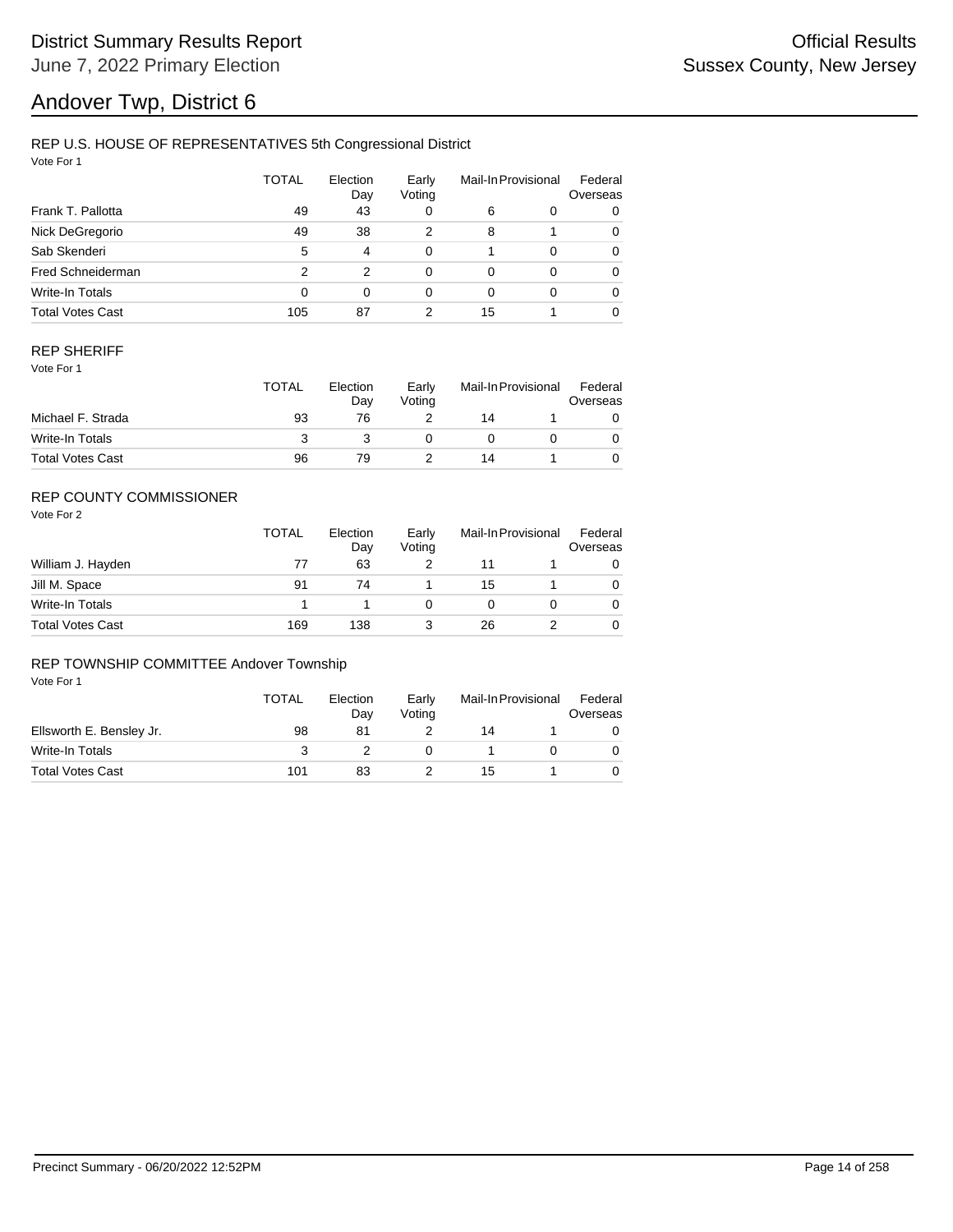# Andover Twp, District 6

District Summary Results Report
June 7, 2022 Primary Election

Official Results
Sussex County, New Jersey

## REP U.S. HOUSE OF REPRESENTATIVES 5th Congressional District

Vote For 1

| | TOTAL | Election Day | Early Voting | Mail-In | Provisional | Federal Overseas |
|---|---|---|---|---|---|---|
| Frank T. Pallotta | 49 | 43 | 0 | 6 | 0 | 0 |
| Nick DeGregorio | 49 | 38 | 2 | 8 | 1 | 0 |
| Sab Skenderi | 5 | 4 | 0 | 1 | 0 | 0 |
| Fred Schneiderman | 2 | 2 | 0 | 0 | 0 | 0 |
| Write-In Totals | 0 | 0 | 0 | 0 | 0 | 0 |
| Total Votes Cast | 105 | 87 | 2 | 15 | 1 | 0 |

## REP SHERIFF

Vote For 1

| | TOTAL | Election Day | Early Voting | Mail-In | Provisional | Federal Overseas |
|---|---|---|---|---|---|---|
| Michael F. Strada | 93 | 76 | 2 | 14 | 1 | 0 |
| Write-In Totals | 3 | 3 | 0 | 0 | 0 | 0 |
| Total Votes Cast | 96 | 79 | 2 | 14 | 1 | 0 |

## REP COUNTY COMMISSIONER

Vote For 2

| | TOTAL | Election Day | Early Voting | Mail-In | Provisional | Federal Overseas |
|---|---|---|---|---|---|---|
| William J. Hayden | 77 | 63 | 2 | 11 | 1 | 0 |
| Jill M. Space | 91 | 74 | 1 | 15 | 1 | 0 |
| Write-In Totals | 1 | 1 | 0 | 0 | 0 | 0 |
| Total Votes Cast | 169 | 138 | 3 | 26 | 2 | 0 |

## REP TOWNSHIP COMMITTEE Andover Township

Vote For 1

| | TOTAL | Election Day | Early Voting | Mail-In | Provisional | Federal Overseas |
|---|---|---|---|---|---|---|
| Ellsworth E. Bensley Jr. | 98 | 81 | 2 | 14 | 1 | 0 |
| Write-In Totals | 3 | 2 | 0 | 1 | 0 | 0 |
| Total Votes Cast | 101 | 83 | 2 | 15 | 1 | 0 |

Precinct Summary - 06/20/2022 12:52PM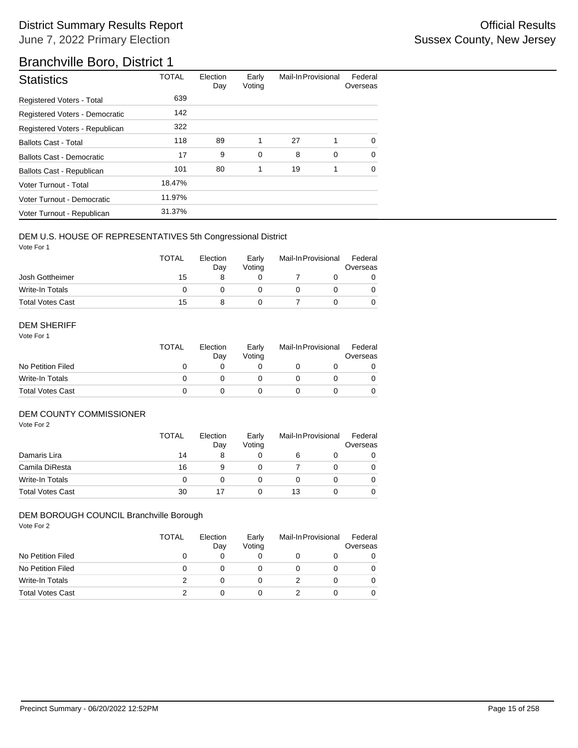# District Summary Results Report

June 7, 2022 Primary Election

Official Results

Sussex County, New Jersey

## Branchville Boro, District 1

| Statistics | TOTAL | Election Day | Early Voting | Mail-In | Provisional | Federal Overseas |
|---|---|---|---|---|---|---|
| Registered Voters - Total | 639 | | | | | |
| Registered Voters - Democratic | 142 | | | | | |
| Registered Voters - Republican | 322 | | | | | |
| Ballots Cast - Total | 118 | 89 | 1 | 27 | 1 | 0 |
| Ballots Cast - Democratic | 17 | 9 | 0 | 8 | 0 | 0 |
| Ballots Cast - Republican | 101 | 80 | 1 | 19 | 1 | 0 |
| Voter Turnout - Total | 18.47% | | | | | |
| Voter Turnout - Democratic | 11.97% | | | | | |
| Voter Turnout - Republican | 31.37% | | | | | |

### DEM U.S. HOUSE OF REPRESENTATIVES 5th Congressional District

Vote For 1

| | TOTAL | Election Day | Early Voting | Mail-In | Provisional | Federal Overseas |
|---|---|---|---|---|---|---|
| Josh Gottheimer | 15 | 8 | 0 | 7 | 0 | 0 |
| Write-In Totals | 0 | 0 | 0 | 0 | 0 | 0 |
| Total Votes Cast | 15 | 8 | 0 | 7 | 0 | 0 |

### DEM SHERIFF

Vote For 1

| | TOTAL | Election Day | Early Voting | Mail-In | Provisional | Federal Overseas |
|---|---|---|---|---|---|---|
| No Petition Filed | 0 | 0 | 0 | 0 | 0 | 0 |
| Write-In Totals | 0 | 0 | 0 | 0 | 0 | 0 |
| Total Votes Cast | 0 | 0 | 0 | 0 | 0 | 0 |

### DEM COUNTY COMMISSIONER

Vote For 2

| | TOTAL | Election Day | Early Voting | Mail-In | Provisional | Federal Overseas |
|---|---|---|---|---|---|---|
| Damaris Lira | 14 | 8 | 0 | 6 | 0 | 0 |
| Camila DiResta | 16 | 9 | 0 | 7 | 0 | 0 |
| Write-In Totals | 0 | 0 | 0 | 0 | 0 | 0 |
| Total Votes Cast | 30 | 17 | 0 | 13 | 0 | 0 |

### DEM BOROUGH COUNCIL Branchville Borough

Vote For 2

| | TOTAL | Election Day | Early Voting | Mail-In | Provisional | Federal Overseas |
|---|---|---|---|---|---|---|
| No Petition Filed | 0 | 0 | 0 | 0 | 0 | 0 |
| No Petition Filed | 0 | 0 | 0 | 0 | 0 | 0 |
| Write-In Totals | 2 | 0 | 0 | 2 | 0 | 0 |
| Total Votes Cast | 2 | 0 | 0 | 2 | 0 | 0 |

Precinct Summary - 06/20/2022 12:52PM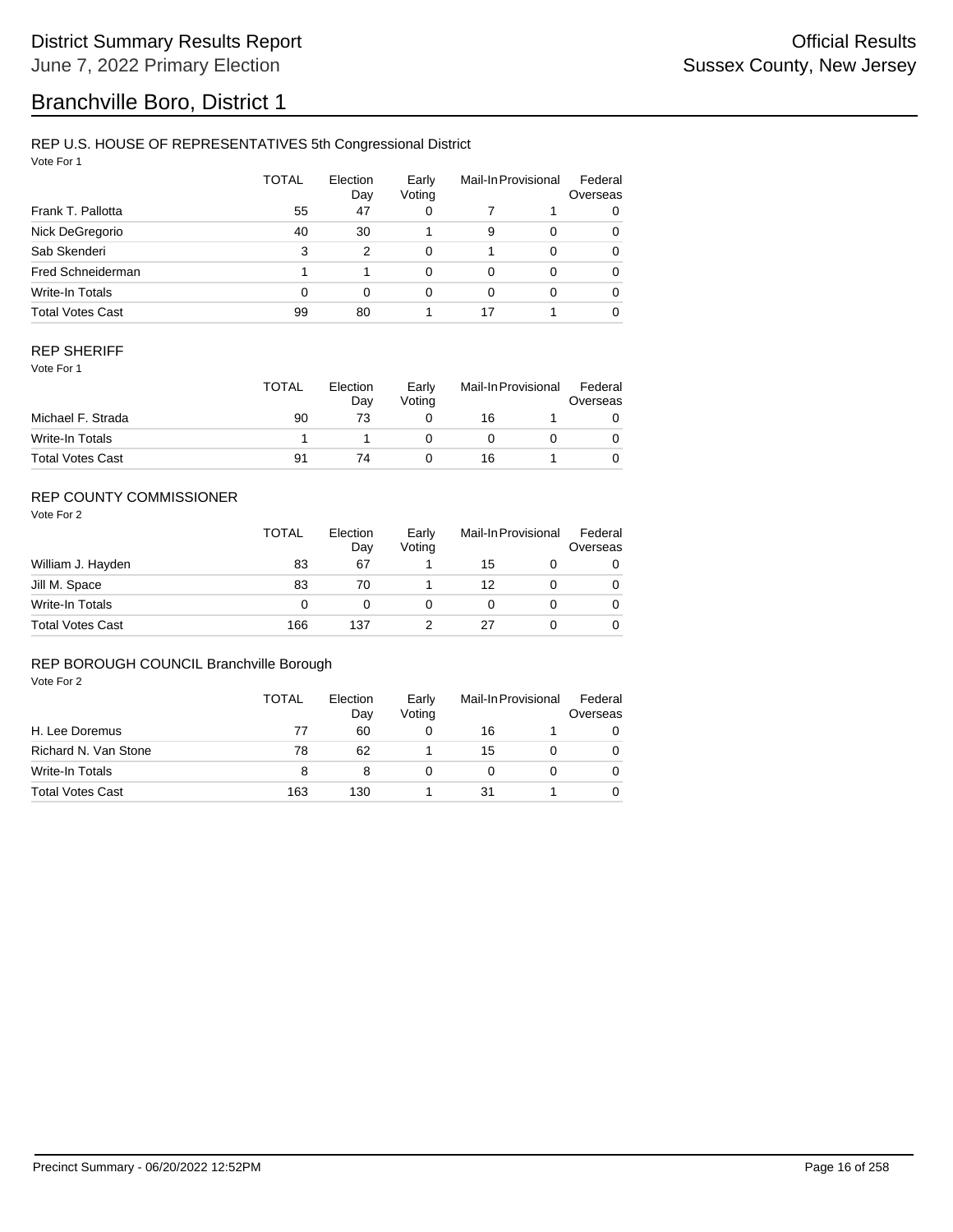# District Summary Results Report

June 7, 2022 Primary Election

Official Results

Sussex County, New Jersey

# Branchville Boro, District 1

## REP U.S. HOUSE OF REPRESENTATIVES 5th Congressional District

Vote For 1

| | TOTAL | Election Day | Early Voting | Mail-In | Provisional | Federal Overseas |
|---|---|---|---|---|---|---|
| Frank T. Pallotta | 55 | 47 | 0 | 7 | 1 | 0 |
| Nick DeGregorio | 40 | 30 | 1 | 9 | 0 | 0 |
| Sab Skenderi | 3 | 2 | 0 | 1 | 0 | 0 |
| Fred Schneiderman | 1 | 1 | 0 | 0 | 0 | 0 |
| Write-In Totals | 0 | 0 | 0 | 0 | 0 | 0 |
| Total Votes Cast | 99 | 80 | 1 | 17 | 1 | 0 |

## REP SHERIFF

Vote For 1

| | TOTAL | Election Day | Early Voting | Mail-In | Provisional | Federal Overseas |
|---|---|---|---|---|---|---|
| Michael F. Strada | 90 | 73 | 0 | 16 | 1 | 0 |
| Write-In Totals | 1 | 1 | 0 | 0 | 0 | 0 |
| Total Votes Cast | 91 | 74 | 0 | 16 | 1 | 0 |

## REP COUNTY COMMISSIONER

Vote For 2

| | TOTAL | Election Day | Early Voting | Mail-In | Provisional | Federal Overseas |
|---|---|---|---|---|---|---|
| William J. Hayden | 83 | 67 | 1 | 15 | 0 | 0 |
| Jill M. Space | 83 | 70 | 1 | 12 | 0 | 0 |
| Write-In Totals | 0 | 0 | 0 | 0 | 0 | 0 |
| Total Votes Cast | 166 | 137 | 2 | 27 | 0 | 0 |

## REP BOROUGH COUNCIL Branchville Borough

Vote For 2

| | TOTAL | Election Day | Early Voting | Mail-In | Provisional | Federal Overseas |
|---|---|---|---|---|---|---|
| H. Lee Doremus | 77 | 60 | 0 | 16 | 1 | 0 |
| Richard N. Van Stone | 78 | 62 | 1 | 15 | 0 | 0 |
| Write-In Totals | 8 | 8 | 0 | 0 | 0 | 0 |
| Total Votes Cast | 163 | 130 | 1 | 31 | 1 | 0 |

Precinct Summary - 06/20/2022 12:52PM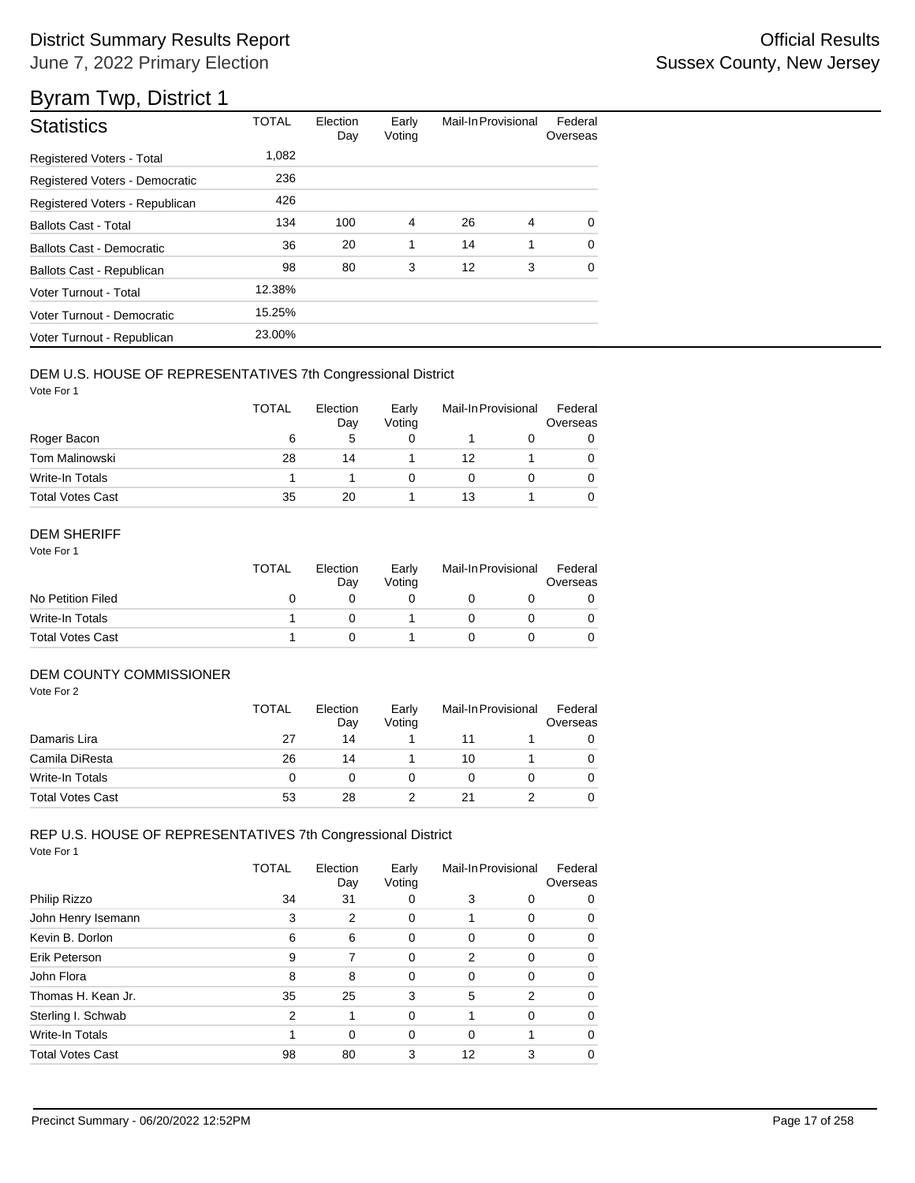# District Summary Results Report

June 7, 2022 Primary Election

Official Results

Sussex County, New Jersey

## Byram Twp, District 1

| Statistics | TOTAL | Election Day | Early Voting | Mail-In | Provisional | Federal Overseas |
|---|---|---|---|---|---|---|
| Registered Voters - Total | 1,082 | | | | | |
| Registered Voters - Democratic | 236 | | | | | |
| Registered Voters - Republican | 426 | | | | | |
| Ballots Cast - Total | 134 | 100 | 4 | 26 | 4 | 0 |
| Ballots Cast - Democratic | 36 | 20 | 1 | 14 | 1 | 0 |
| Ballots Cast - Republican | 98 | 80 | 3 | 12 | 3 | 0 |
| Voter Turnout - Total | 12.38% | | | | | |
| Voter Turnout - Democratic | 15.25% | | | | | |
| Voter Turnout - Republican | 23.00% | | | | | |

### DEM U.S. HOUSE OF REPRESENTATIVES 7th Congressional District

Vote For 1

| | TOTAL | Election Day | Early Voting | Mail-In | Provisional | Federal Overseas |
|---|---|---|---|---|---|---|
| Roger Bacon | 6 | 5 | 0 | 1 | 0 | 0 |
| Tom Malinowski | 28 | 14 | 1 | 12 | 1 | 0 |
| Write-In Totals | 1 | 1 | 0 | 0 | 0 | 0 |
| Total Votes Cast | 35 | 20 | 1 | 13 | 1 | 0 |

### DEM SHERIFF

Vote For 1

| | TOTAL | Election Day | Early Voting | Mail-In | Provisional | Federal Overseas |
|---|---|---|---|---|---|---|
| No Petition Filed | 0 | 0 | 0 | 0 | 0 | 0 |
| Write-In Totals | 1 | 0 | 1 | 0 | 0 | 0 |
| Total Votes Cast | 1 | 0 | 1 | 0 | 0 | 0 |

### DEM COUNTY COMMISSIONER

Vote For 2

| | TOTAL | Election Day | Early Voting | Mail-In | Provisional | Federal Overseas |
|---|---|---|---|---|---|---|
| Damaris Lira | 27 | 14 | 1 | 11 | 1 | 0 |
| Camila DiResta | 26 | 14 | 1 | 10 | 1 | 0 |
| Write-In Totals | 0 | 0 | 0 | 0 | 0 | 0 |
| Total Votes Cast | 53 | 28 | 2 | 21 | 2 | 0 |

### REP U.S. HOUSE OF REPRESENTATIVES 7th Congressional District

Vote For 1

| | TOTAL | Election Day | Early Voting | Mail-In | Provisional | Federal Overseas |
|---|---|---|---|---|---|---|
| Philip Rizzo | 34 | 31 | 0 | 3 | 0 | 0 |
| John Henry Isemann | 3 | 2 | 0 | 1 | 0 | 0 |
| Kevin B. Dorlon | 6 | 6 | 0 | 0 | 0 | 0 |
| Erik Peterson | 9 | 7 | 0 | 2 | 0 | 0 |
| John Flora | 8 | 8 | 0 | 0 | 0 | 0 |
| Thomas H. Kean Jr. | 35 | 25 | 3 | 5 | 2 | 0 |
| Sterling I. Schwab | 2 | 1 | 0 | 1 | 0 | 0 |
| Write-In Totals | 1 | 0 | 0 | 0 | 1 | 0 |
| Total Votes Cast | 98 | 80 | 3 | 12 | 3 | 0 |

Precinct Summary - 06/20/2022 12:52PM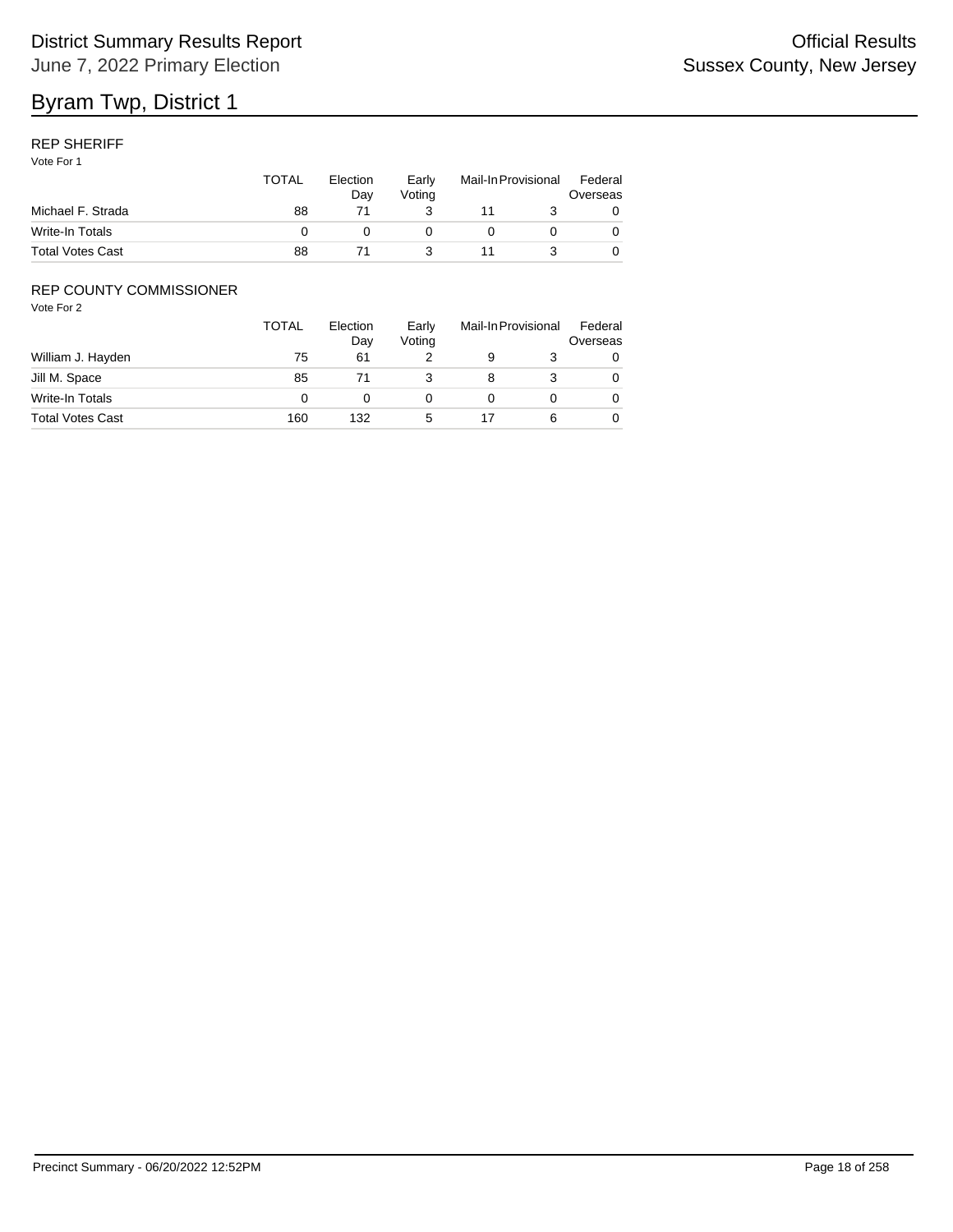# Byram Twp, District 1

### REP SHERIFF

Vote For 1

| | TOTAL | Election Day | Early Voting | Mail-In | Provisional | Federal Overseas |
|---|---|---|---|---|---|---|
| Michael F. Strada | 88 | 71 | 3 | 11 | 3 | 0 |
| Write-In Totals | 0 | 0 | 0 | 0 | 0 | 0 |
| Total Votes Cast | 88 | 71 | 3 | 11 | 3 | 0 |

### REP COUNTY COMMISSIONER

Vote For 2

| | TOTAL | Election Day | Early Voting | Mail-In | Provisional | Federal Overseas |
|---|---|---|---|---|---|---|
| William J. Hayden | 75 | 61 | 2 | 9 | 3 | 0 |
| Jill M. Space | 85 | 71 | 3 | 8 | 3 | 0 |
| Write-In Totals | 0 | 0 | 0 | 0 | 0 | 0 |
| Total Votes Cast | 160 | 132 | 5 | 17 | 6 | 0 |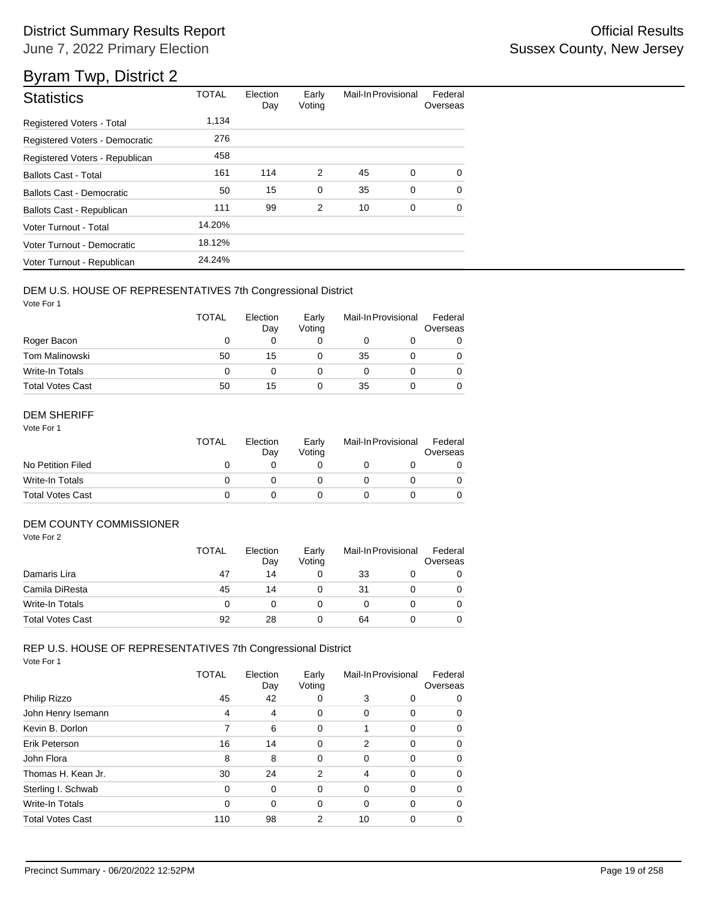# District Summary Results Report

June 7, 2022 Primary Election

Official Results
Sussex County, New Jersey

## Byram Twp, District 2

| Statistics | TOTAL | Election Day | Early Voting | Mail-In | Provisional | Federal Overseas |
|---|---|---|---|---|---|---|
| Registered Voters - Total | 1,134 | | | | | |
| Registered Voters - Democratic | 276 | | | | | |
| Registered Voters - Republican | 458 | | | | | |
| Ballots Cast - Total | 161 | 114 | 2 | 45 | 0 | 0 |
| Ballots Cast - Democratic | 50 | 15 | 0 | 35 | 0 | 0 |
| Ballots Cast - Republican | 111 | 99 | 2 | 10 | 0 | 0 |
| Voter Turnout - Total | 14.20% | | | | | |
| Voter Turnout - Democratic | 18.12% | | | | | |
| Voter Turnout - Republican | 24.24% | | | | | |

### DEM U.S. HOUSE OF REPRESENTATIVES 7th Congressional District

Vote For 1

| | TOTAL | Election Day | Early Voting | Mail-In | Provisional | Federal Overseas |
|---|---|---|---|---|---|---|
| Roger Bacon | 0 | 0 | 0 | 0 | 0 | 0 |
| Tom Malinowski | 50 | 15 | 0 | 35 | 0 | 0 |
| Write-In Totals | 0 | 0 | 0 | 0 | 0 | 0 |
| Total Votes Cast | 50 | 15 | 0 | 35 | 0 | 0 |

### DEM SHERIFF

Vote For 1

| | TOTAL | Election Day | Early Voting | Mail-In | Provisional | Federal Overseas |
|---|---|---|---|---|---|---|
| No Petition Filed | 0 | 0 | 0 | 0 | 0 | 0 |
| Write-In Totals | 0 | 0 | 0 | 0 | 0 | 0 |
| Total Votes Cast | 0 | 0 | 0 | 0 | 0 | 0 |

### DEM COUNTY COMMISSIONER

Vote For 2

| | TOTAL | Election Day | Early Voting | Mail-In | Provisional | Federal Overseas |
|---|---|---|---|---|---|---|
| Damaris Lira | 47 | 14 | 0 | 33 | 0 | 0 |
| Camila DiResta | 45 | 14 | 0 | 31 | 0 | 0 |
| Write-In Totals | 0 | 0 | 0 | 0 | 0 | 0 |
| Total Votes Cast | 92 | 28 | 0 | 64 | 0 | 0 |

### REP U.S. HOUSE OF REPRESENTATIVES 7th Congressional District

Vote For 1

| | TOTAL | Election Day | Early Voting | Mail-In | Provisional | Federal Overseas |
|---|---|---|---|---|---|---|
| Philip Rizzo | 45 | 42 | 0 | 3 | 0 | 0 |
| John Henry Isemann | 4 | 4 | 0 | 0 | 0 | 0 |
| Kevin B. Dorlon | 7 | 6 | 0 | 1 | 0 | 0 |
| Erik Peterson | 16 | 14 | 0 | 2 | 0 | 0 |
| John Flora | 8 | 8 | 0 | 0 | 0 | 0 |
| Thomas H. Kean Jr. | 30 | 24 | 2 | 4 | 0 | 0 |
| Sterling I. Schwab | 0 | 0 | 0 | 0 | 0 | 0 |
| Write-In Totals | 0 | 0 | 0 | 0 | 0 | 0 |
| Total Votes Cast | 110 | 98 | 2 | 10 | 0 | 0 |

Precinct Summary - 06/20/2022 12:52PM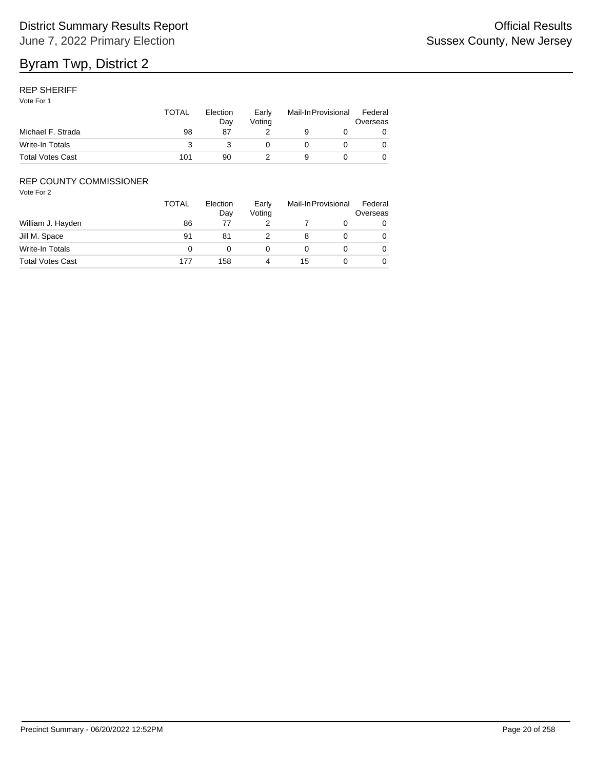# Byram Twp, District 2

## REP SHERIFF

Vote For 1

| | TOTAL | Election Day | Early Voting | Mail-In | Provisional | Federal Overseas |
|---|---|---|---|---|---|---|
| Michael F. Strada | 98 | 87 | 2 | 9 | 0 | 0 |
| Write-In Totals | 3 | 3 | 0 | 0 | 0 | 0 |
| Total Votes Cast | 101 | 90 | 2 | 9 | 0 | 0 |

## REP COUNTY COMMISSIONER

Vote For 2

| | TOTAL | Election Day | Early Voting | Mail-In | Provisional | Federal Overseas |
|---|---|---|---|---|---|---|
| William J. Hayden | 86 | 77 | 2 | 7 | 0 | 0 |
| Jill M. Space | 91 | 81 | 2 | 8 | 0 | 0 |
| Write-In Totals | 0 | 0 | 0 | 0 | 0 | 0 |
| Total Votes Cast | 177 | 158 | 4 | 15 | 0 | 0 |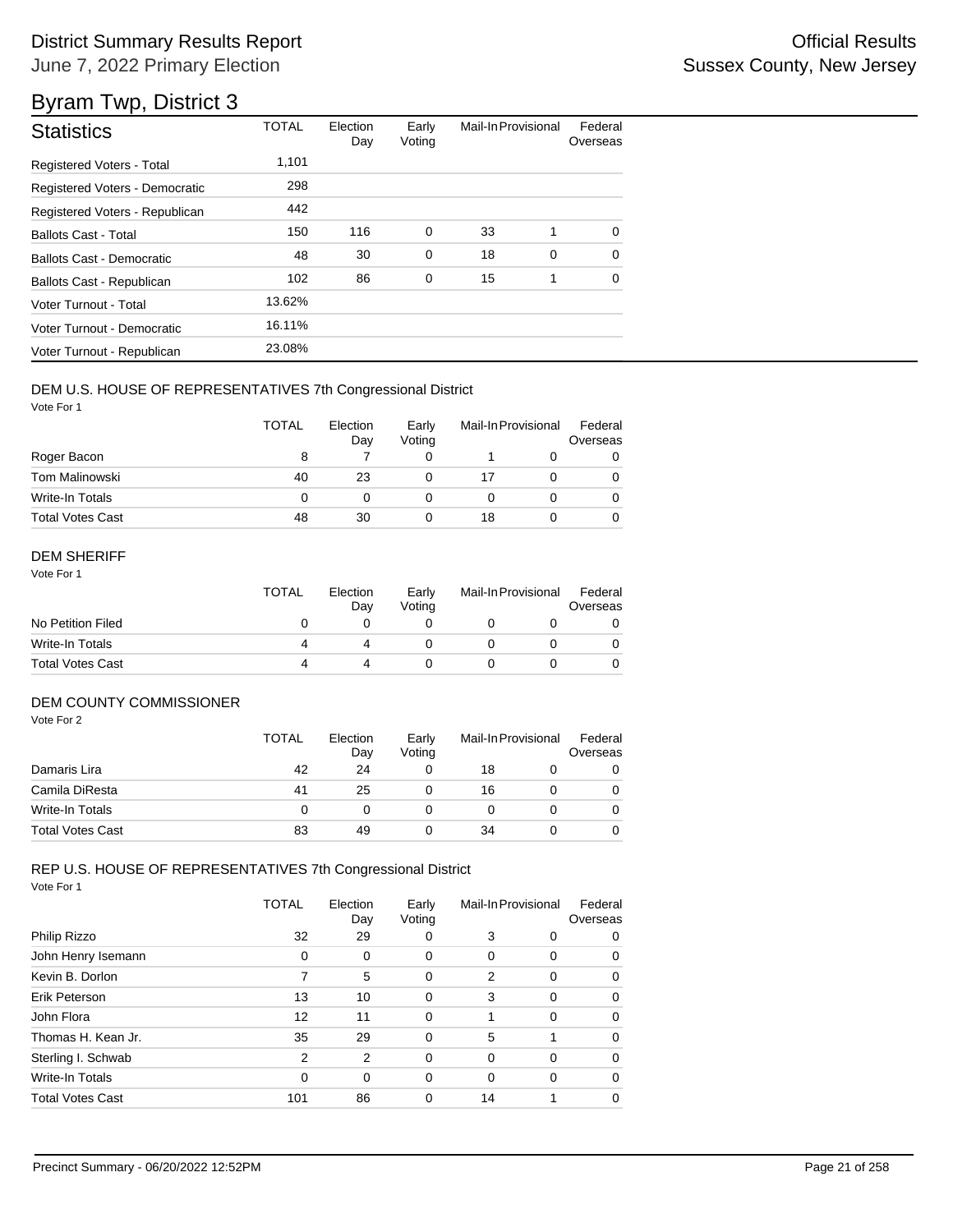# District Summary Results Report

June 7, 2022 Primary Election

Official Results

Sussex County, New Jersey

## Byram Twp, District 3

| Statistics | TOTAL | Election Day | Early Voting | Mail-In | Provisional | Federal Overseas |
|---|---|---|---|---|---|---|
| Registered Voters - Total | 1,101 | | | | | |
| Registered Voters - Democratic | 298 | | | | | |
| Registered Voters - Republican | 442 | | | | | |
| Ballots Cast - Total | 150 | 116 | 0 | 33 | 1 | 0 |
| Ballots Cast - Democratic | 48 | 30 | 0 | 18 | 0 | 0 |
| Ballots Cast - Republican | 102 | 86 | 0 | 15 | 1 | 0 |
| Voter Turnout - Total | 13.62% | | | | | |
| Voter Turnout - Democratic | 16.11% | | | | | |
| Voter Turnout - Republican | 23.08% | | | | | |

### DEM U.S. HOUSE OF REPRESENTATIVES 7th Congressional District

Vote For 1

| | TOTAL | Election Day | Early Voting | Mail-In | Provisional | Federal Overseas |
|---|---|---|---|---|---|---|
| Roger Bacon | 8 | 7 | 0 | 1 | 0 | 0 |
| Tom Malinowski | 40 | 23 | 0 | 17 | 0 | 0 |
| Write-In Totals | 0 | 0 | 0 | 0 | 0 | 0 |
| Total Votes Cast | 48 | 30 | 0 | 18 | 0 | 0 |

### DEM SHERIFF

Vote For 1

| | TOTAL | Election Day | Early Voting | Mail-In | Provisional | Federal Overseas |
|---|---|---|---|---|---|---|
| No Petition Filed | 0 | 0 | 0 | 0 | 0 | 0 |
| Write-In Totals | 4 | 4 | 0 | 0 | 0 | 0 |
| Total Votes Cast | 4 | 4 | 0 | 0 | 0 | 0 |

### DEM COUNTY COMMISSIONER

Vote For 2

| | TOTAL | Election Day | Early Voting | Mail-In | Provisional | Federal Overseas |
|---|---|---|---|---|---|---|
| Damaris Lira | 42 | 24 | 0 | 18 | 0 | 0 |
| Camila DiResta | 41 | 25 | 0 | 16 | 0 | 0 |
| Write-In Totals | 0 | 0 | 0 | 0 | 0 | 0 |
| Total Votes Cast | 83 | 49 | 0 | 34 | 0 | 0 |

### REP U.S. HOUSE OF REPRESENTATIVES 7th Congressional District

Vote For 1

| | TOTAL | Election Day | Early Voting | Mail-In | Provisional | Federal Overseas |
|---|---|---|---|---|---|---|
| Philip Rizzo | 32 | 29 | 0 | 3 | 0 | 0 |
| John Henry Isemann | 0 | 0 | 0 | 0 | 0 | 0 |
| Kevin B. Dorlon | 7 | 5 | 0 | 2 | 0 | 0 |
| Erik Peterson | 13 | 10 | 0 | 3 | 0 | 0 |
| John Flora | 12 | 11 | 0 | 1 | 0 | 0 |
| Thomas H. Kean Jr. | 35 | 29 | 0 | 5 | 1 | 0 |
| Sterling I. Schwab | 2 | 2 | 0 | 0 | 0 | 0 |
| Write-In Totals | 0 | 0 | 0 | 0 | 0 | 0 |
| Total Votes Cast | 101 | 86 | 0 | 14 | 1 | 0 |

Precinct Summary - 06/20/2022 12:52PM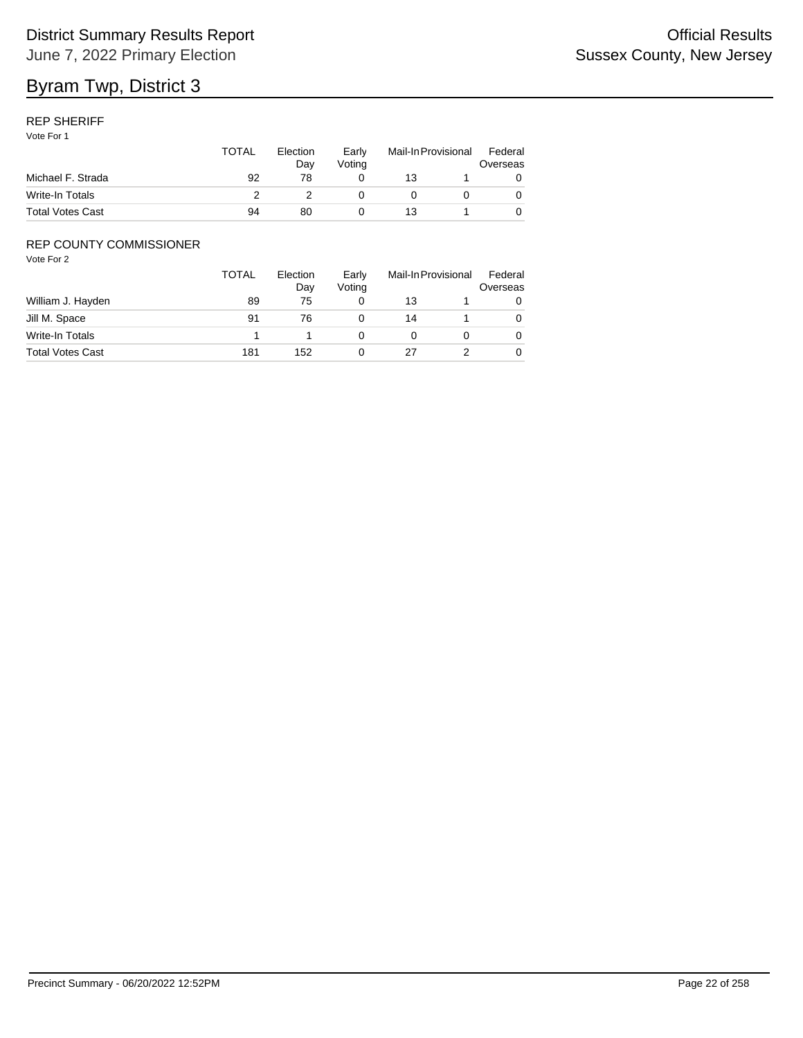# Byram Twp, District 3

## REP SHERIFF

Vote For 1

| | TOTAL | Election Day | Early Voting | Mail-In | Provisional | Federal Overseas |
|---|---|---|---|---|---|---|
| Michael F. Strada | 92 | 78 | 0 | 13 | 1 | 0 |
| Write-In Totals | 2 | 2 | 0 | 0 | 0 | 0 |
| Total Votes Cast | 94 | 80 | 0 | 13 | 1 | 0 |

## REP COUNTY COMMISSIONER

Vote For 2

| | TOTAL | Election Day | Early Voting | Mail-In | Provisional | Federal Overseas |
|---|---|---|---|---|---|---|
| William J. Hayden | 89 | 75 | 0 | 13 | 1 | 0 |
| Jill M. Space | 91 | 76 | 0 | 14 | 1 | 0 |
| Write-In Totals | 1 | 1 | 0 | 0 | 0 | 0 |
| Total Votes Cast | 181 | 152 | 0 | 27 | 2 | 0 |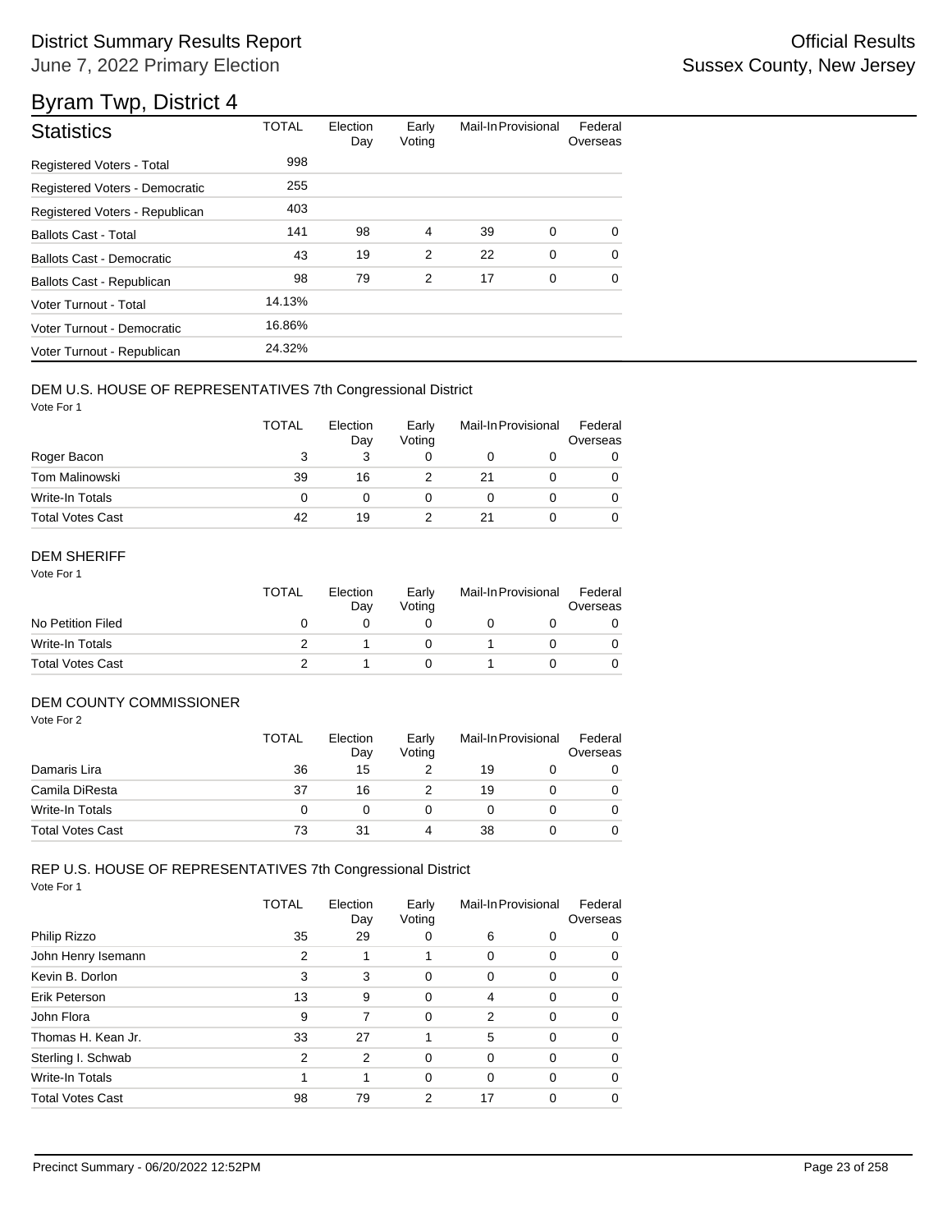# District Summary Results Report

June 7, 2022 Primary Election

Official Results
Sussex County, New Jersey

## Byram Twp, District 4

| Statistics | TOTAL | Election Day | Early Voting | Mail-In | Provisional | Federal Overseas |
|---|---|---|---|---|---|---|
| Registered Voters - Total | 998 | | | | | |
| Registered Voters - Democratic | 255 | | | | | |
| Registered Voters - Republican | 403 | | | | | |
| Ballots Cast - Total | 141 | 98 | 4 | 39 | 0 | 0 |
| Ballots Cast - Democratic | 43 | 19 | 2 | 22 | 0 | 0 |
| Ballots Cast - Republican | 98 | 79 | 2 | 17 | 0 | 0 |
| Voter Turnout - Total | 14.13% | | | | | |
| Voter Turnout - Democratic | 16.86% | | | | | |
| Voter Turnout - Republican | 24.32% | | | | | |

### DEM U.S. HOUSE OF REPRESENTATIVES 7th Congressional District

Vote For 1

| | TOTAL | Election Day | Early Voting | Mail-In | Provisional | Federal Overseas |
|---|---|---|---|---|---|---|
| Roger Bacon | 3 | 3 | 0 | 0 | 0 | 0 |
| Tom Malinowski | 39 | 16 | 2 | 21 | 0 | 0 |
| Write-In Totals | 0 | 0 | 0 | 0 | 0 | 0 |
| Total Votes Cast | 42 | 19 | 2 | 21 | 0 | 0 |

### DEM SHERIFF

Vote For 1

| | TOTAL | Election Day | Early Voting | Mail-In | Provisional | Federal Overseas |
|---|---|---|---|---|---|---|
| No Petition Filed | 0 | 0 | 0 | 0 | 0 | 0 |
| Write-In Totals | 2 | 1 | 0 | 1 | 0 | 0 |
| Total Votes Cast | 2 | 1 | 0 | 1 | 0 | 0 |

### DEM COUNTY COMMISSIONER

Vote For 2

| | TOTAL | Election Day | Early Voting | Mail-In | Provisional | Federal Overseas |
|---|---|---|---|---|---|---|
| Damaris Lira | 36 | 15 | 2 | 19 | 0 | 0 |
| Camila DiResta | 37 | 16 | 2 | 19 | 0 | 0 |
| Write-In Totals | 0 | 0 | 0 | 0 | 0 | 0 |
| Total Votes Cast | 73 | 31 | 4 | 38 | 0 | 0 |

### REP U.S. HOUSE OF REPRESENTATIVES 7th Congressional District

Vote For 1

| | TOTAL | Election Day | Early Voting | Mail-In | Provisional | Federal Overseas |
|---|---|---|---|---|---|---|
| Philip Rizzo | 35 | 29 | 0 | 6 | 0 | 0 |
| John Henry Isemann | 2 | 1 | 1 | 0 | 0 | 0 |
| Kevin B. Dorlon | 3 | 3 | 0 | 0 | 0 | 0 |
| Erik Peterson | 13 | 9 | 0 | 4 | 0 | 0 |
| John Flora | 9 | 7 | 0 | 2 | 0 | 0 |
| Thomas H. Kean Jr. | 33 | 27 | 1 | 5 | 0 | 0 |
| Sterling I. Schwab | 2 | 2 | 0 | 0 | 0 | 0 |
| Write-In Totals | 1 | 1 | 0 | 0 | 0 | 0 |
| Total Votes Cast | 98 | 79 | 2 | 17 | 0 | 0 |

Precinct Summary - 06/20/2022 12:52PM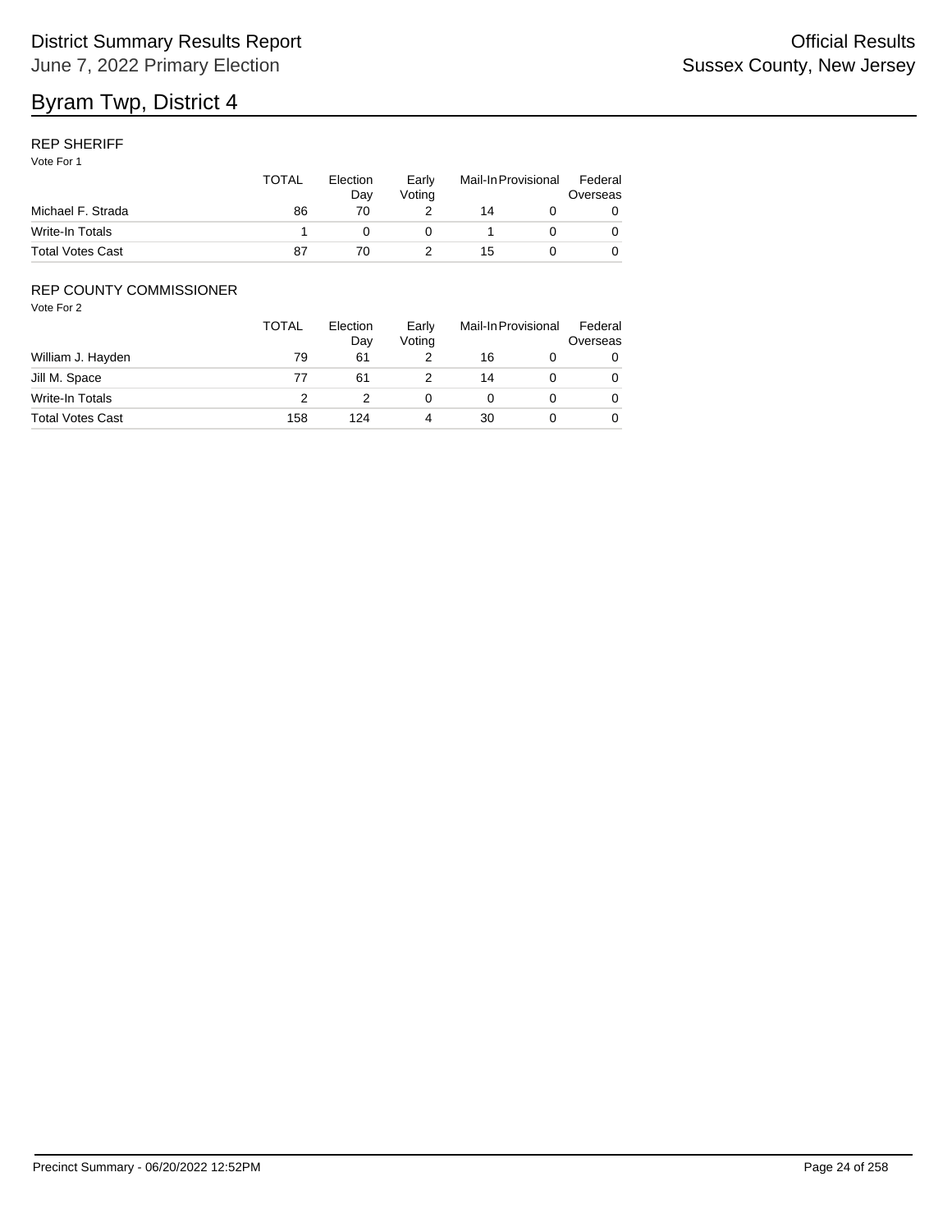# Byram Twp, District 4

## REP SHERIFF

Vote For 1

| | TOTAL | Election Day | Early Voting | Mail-In | Provisional | Federal Overseas |
|---|---|---|---|---|---|---|
| Michael F. Strada | 86 | 70 | 2 | 14 | 0 | 0 |
| Write-In Totals | 1 | 0 | 0 | 1 | 0 | 0 |
| Total Votes Cast | 87 | 70 | 2 | 15 | 0 | 0 |

## REP COUNTY COMMISSIONER

Vote For 2

| | TOTAL | Election Day | Early Voting | Mail-In | Provisional | Federal Overseas |
|---|---|---|---|---|---|---|
| William J. Hayden | 79 | 61 | 2 | 16 | 0 | 0 |
| Jill M. Space | 77 | 61 | 2 | 14 | 0 | 0 |
| Write-In Totals | 2 | 2 | 0 | 0 | 0 | 0 |
| Total Votes Cast | 158 | 124 | 4 | 30 | 0 | 0 |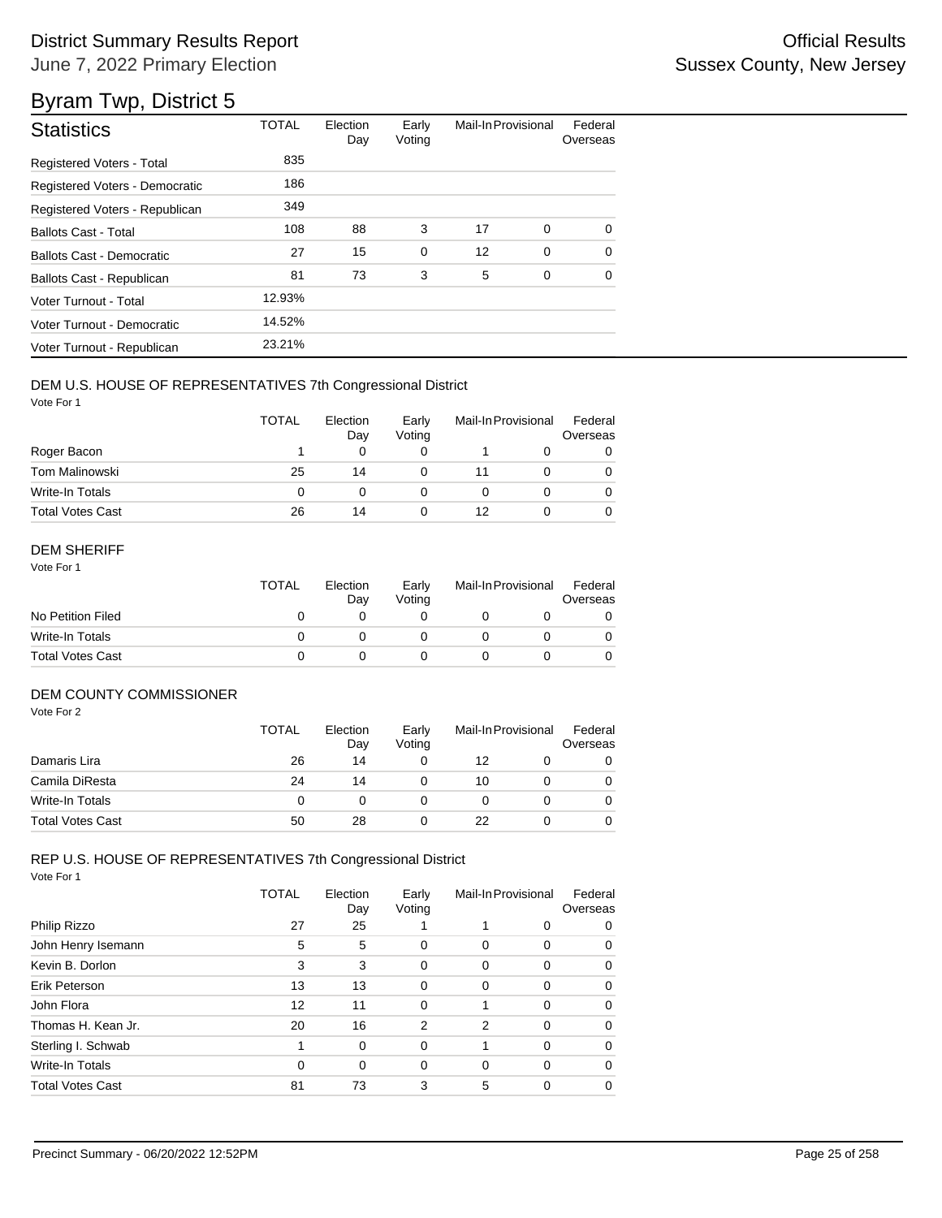# District Summary Results Report

June 7, 2022 Primary Election

Official Results
Sussex County, New Jersey

# Byram Twp, District 5

| Statistics | TOTAL | Election Day | Early Voting | Mail-In | Provisional | Federal Overseas |
|---|---|---|---|---|---|---|
| Registered Voters - Total | 835 | | | | | |
| Registered Voters - Democratic | 186 | | | | | |
| Registered Voters - Republican | 349 | | | | | |
| Ballots Cast - Total | 108 | 88 | 3 | 17 | 0 | 0 |
| Ballots Cast - Democratic | 27 | 15 | 0 | 12 | 0 | 0 |
| Ballots Cast - Republican | 81 | 73 | 3 | 5 | 0 | 0 |
| Voter Turnout - Total | 12.93% | | | | | |
| Voter Turnout - Democratic | 14.52% | | | | | |
| Voter Turnout - Republican | 23.21% | | | | | |

## DEM U.S. HOUSE OF REPRESENTATIVES 7th Congressional District

Vote For 1

| | TOTAL | Election Day | Early Voting | Mail-In | Provisional | Federal Overseas |
|---|---|---|---|---|---|---|
| Roger Bacon | 1 | 0 | 0 | 1 | 0 | 0 |
| Tom Malinowski | 25 | 14 | 0 | 11 | 0 | 0 |
| Write-In Totals | 0 | 0 | 0 | 0 | 0 | 0 |
| Total Votes Cast | 26 | 14 | 0 | 12 | 0 | 0 |

## DEM SHERIFF

Vote For 1

| | TOTAL | Election Day | Early Voting | Mail-In | Provisional | Federal Overseas |
|---|---|---|---|---|---|---|
| No Petition Filed | 0 | 0 | 0 | 0 | 0 | 0 |
| Write-In Totals | 0 | 0 | 0 | 0 | 0 | 0 |
| Total Votes Cast | 0 | 0 | 0 | 0 | 0 | 0 |

## DEM COUNTY COMMISSIONER

Vote For 2

| | TOTAL | Election Day | Early Voting | Mail-In | Provisional | Federal Overseas |
|---|---|---|---|---|---|---|
| Damaris Lira | 26 | 14 | 0 | 12 | 0 | 0 |
| Camila DiResta | 24 | 14 | 0 | 10 | 0 | 0 |
| Write-In Totals | 0 | 0 | 0 | 0 | 0 | 0 |
| Total Votes Cast | 50 | 28 | 0 | 22 | 0 | 0 |

## REP U.S. HOUSE OF REPRESENTATIVES 7th Congressional District

Vote For 1

| | TOTAL | Election Day | Early Voting | Mail-In | Provisional | Federal Overseas |
|---|---|---|---|---|---|---|
| Philip Rizzo | 27 | 25 | 1 | 1 | 0 | 0 |
| John Henry Isemann | 5 | 5 | 0 | 0 | 0 | 0 |
| Kevin B. Dorlon | 3 | 3 | 0 | 0 | 0 | 0 |
| Erik Peterson | 13 | 13 | 0 | 0 | 0 | 0 |
| John Flora | 12 | 11 | 0 | 1 | 0 | 0 |
| Thomas H. Kean Jr. | 20 | 16 | 2 | 2 | 0 | 0 |
| Sterling I. Schwab | 1 | 0 | 0 | 1 | 0 | 0 |
| Write-In Totals | 0 | 0 | 0 | 0 | 0 | 0 |
| Total Votes Cast | 81 | 73 | 3 | 5 | 0 | 0 |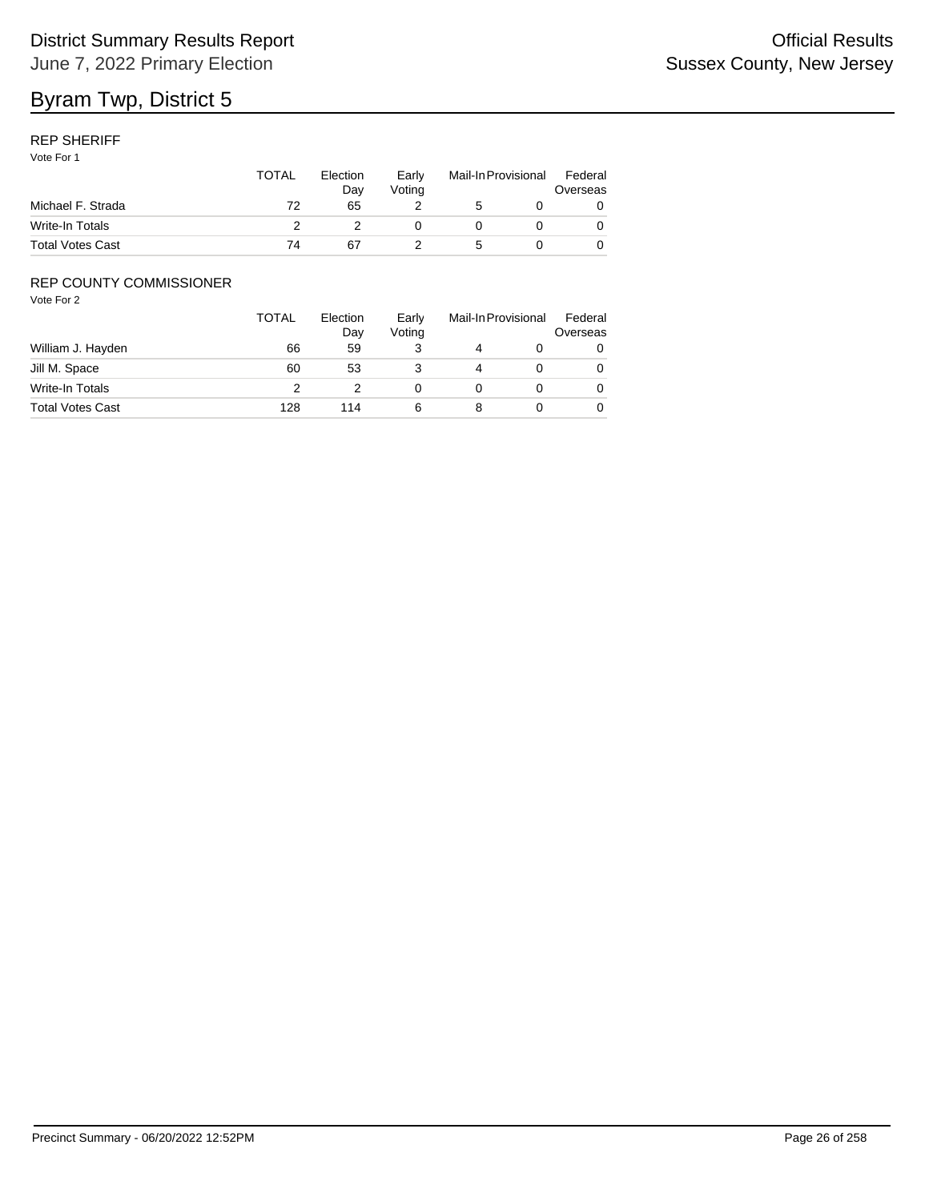# Byram Twp, District 5

## REP SHERIFF

Vote For 1

| | TOTAL | Election Day | Early Voting | Mail-In | Provisional | Federal Overseas |
|---|---|---|---|---|---|---|
| Michael F. Strada | 72 | 65 | 2 | 5 | 0 | 0 |
| Write-In Totals | 2 | 2 | 0 | 0 | 0 | 0 |
| Total Votes Cast | 74 | 67 | 2 | 5 | 0 | 0 |

## REP COUNTY COMMISSIONER

Vote For 2

| | TOTAL | Election Day | Early Voting | Mail-In | Provisional | Federal Overseas |
|---|---|---|---|---|---|---|
| William J. Hayden | 66 | 59 | 3 | 4 | 0 | 0 |
| Jill M. Space | 60 | 53 | 3 | 4 | 0 | 0 |
| Write-In Totals | 2 | 2 | 0 | 0 | 0 | 0 |
| Total Votes Cast | 128 | 114 | 6 | 8 | 0 | 0 |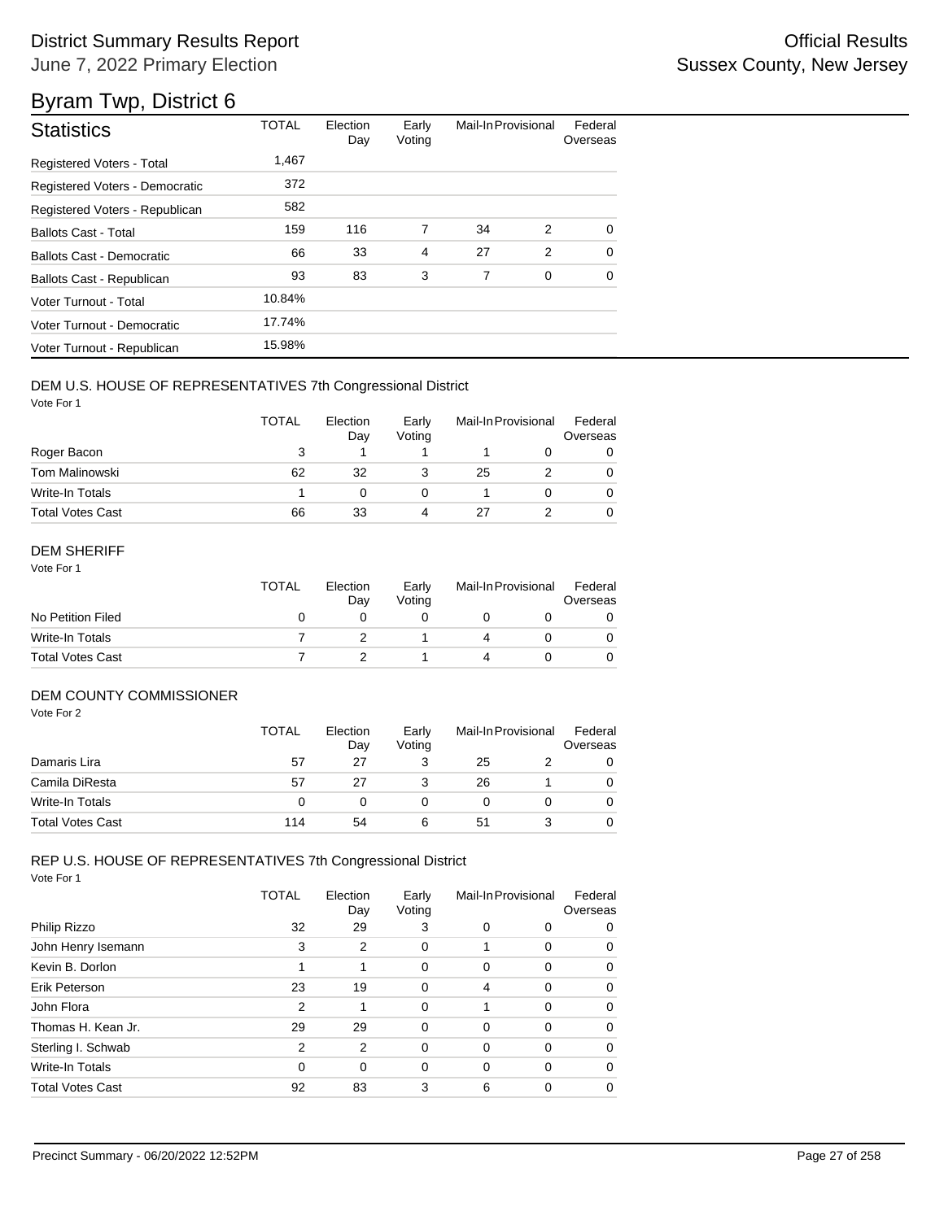# District Summary Results Report

June 7, 2022 Primary Election

Official Results
Sussex County, New Jersey

## Byram Twp, District 6

| Statistics | TOTAL | Election Day | Early Voting | Mail-In | Provisional | Federal Overseas |
|---|---|---|---|---|---|---|
| Registered Voters - Total | 1,467 | | | | | |
| Registered Voters - Democratic | 372 | | | | | |
| Registered Voters - Republican | 582 | | | | | |
| Ballots Cast - Total | 159 | 116 | 7 | 34 | 2 | 0 |
| Ballots Cast - Democratic | 66 | 33 | 4 | 27 | 2 | 0 |
| Ballots Cast - Republican | 93 | 83 | 3 | 7 | 0 | 0 |
| Voter Turnout - Total | 10.84% | | | | | |
| Voter Turnout - Democratic | 17.74% | | | | | |
| Voter Turnout - Republican | 15.98% | | | | | |

### DEM U.S. HOUSE OF REPRESENTATIVES 7th Congressional District

Vote For 1

| | TOTAL | Election Day | Early Voting | Mail-In | Provisional | Federal Overseas |
|---|---|---|---|---|---|---|
| Roger Bacon | 3 | 1 | 1 | 1 | 0 | 0 |
| Tom Malinowski | 62 | 32 | 3 | 25 | 2 | 0 |
| Write-In Totals | 1 | 0 | 0 | 1 | 0 | 0 |
| Total Votes Cast | 66 | 33 | 4 | 27 | 2 | 0 |

### DEM SHERIFF

Vote For 1

| | TOTAL | Election Day | Early Voting | Mail-In | Provisional | Federal Overseas |
|---|---|---|---|---|---|---|
| No Petition Filed | 0 | 0 | 0 | 0 | 0 | 0 |
| Write-In Totals | 7 | 2 | 1 | 4 | 0 | 0 |
| Total Votes Cast | 7 | 2 | 1 | 4 | 0 | 0 |

### DEM COUNTY COMMISSIONER

Vote For 2

| | TOTAL | Election Day | Early Voting | Mail-In | Provisional | Federal Overseas |
|---|---|---|---|---|---|---|
| Damaris Lira | 57 | 27 | 3 | 25 | 2 | 0 |
| Camila DiResta | 57 | 27 | 3 | 26 | 1 | 0 |
| Write-In Totals | 0 | 0 | 0 | 0 | 0 | 0 |
| Total Votes Cast | 114 | 54 | 6 | 51 | 3 | 0 |

### REP U.S. HOUSE OF REPRESENTATIVES 7th Congressional District

Vote For 1

| | TOTAL | Election Day | Early Voting | Mail-In | Provisional | Federal Overseas |
|---|---|---|---|---|---|---|
| Philip Rizzo | 32 | 29 | 3 | 0 | 0 | 0 |
| John Henry Isemann | 3 | 2 | 0 | 1 | 0 | 0 |
| Kevin B. Dorlon | 1 | 1 | 0 | 0 | 0 | 0 |
| Erik Peterson | 23 | 19 | 0 | 4 | 0 | 0 |
| John Flora | 2 | 1 | 0 | 1 | 0 | 0 |
| Thomas H. Kean Jr. | 29 | 29 | 0 | 0 | 0 | 0 |
| Sterling I. Schwab | 2 | 2 | 0 | 0 | 0 | 0 |
| Write-In Totals | 0 | 0 | 0 | 0 | 0 | 0 |
| Total Votes Cast | 92 | 83 | 3 | 6 | 0 | 0 |

Precinct Summary - 06/20/2022 12:52PM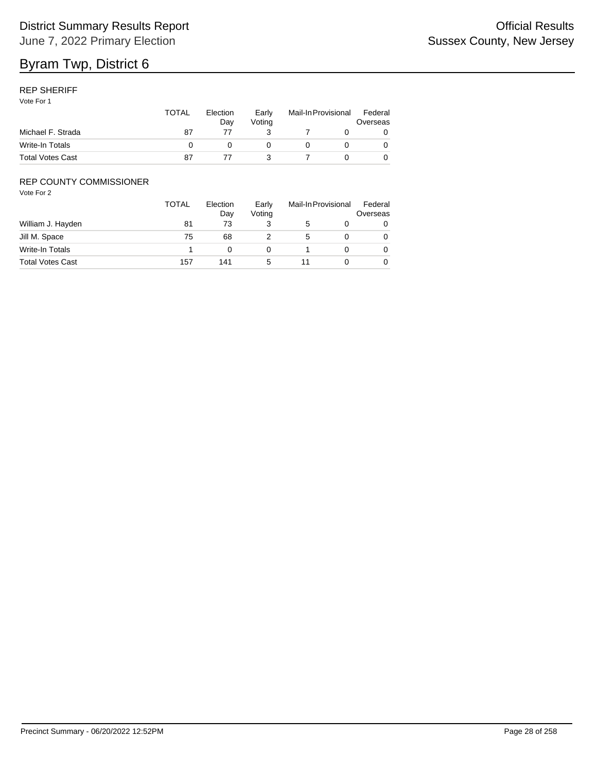# Byram Twp, District 6

## REP SHERIFF

Vote For 1

| | TOTAL | Election Day | Early Voting | Mail-In | Provisional | Federal Overseas |
|---|---|---|---|---|---|---|
| Michael F. Strada | 87 | 77 | 3 | 7 | 0 | 0 |
| Write-In Totals | 0 | 0 | 0 | 0 | 0 | 0 |
| Total Votes Cast | 87 | 77 | 3 | 7 | 0 | 0 |

## REP COUNTY COMMISSIONER

Vote For 2

| | TOTAL | Election Day | Early Voting | Mail-In | Provisional | Federal Overseas |
|---|---|---|---|---|---|---|
| William J. Hayden | 81 | 73 | 3 | 5 | 0 | 0 |
| Jill M. Space | 75 | 68 | 2 | 5 | 0 | 0 |
| Write-In Totals | 1 | 0 | 0 | 1 | 0 | 0 |
| Total Votes Cast | 157 | 141 | 5 | 11 | 0 | 0 |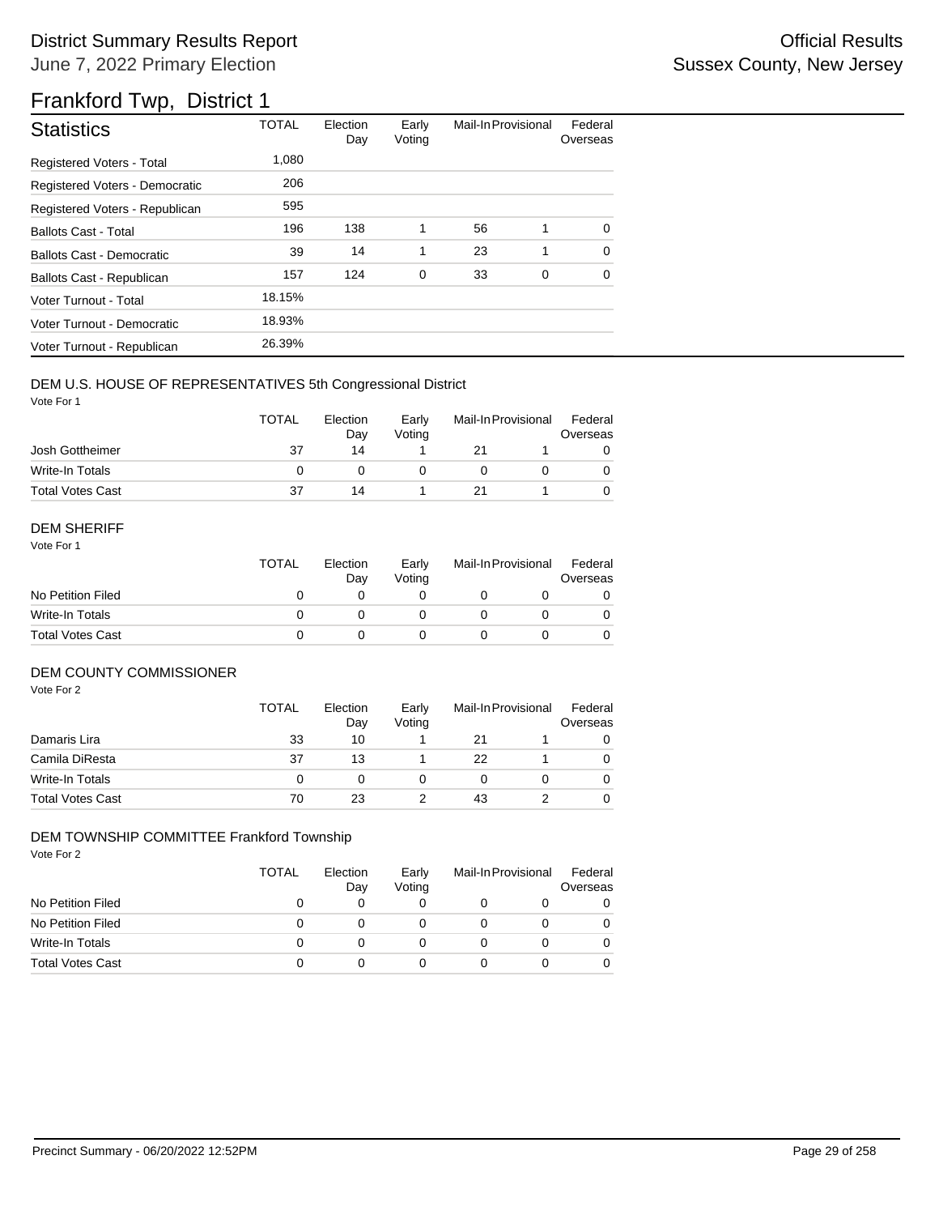# District Summary Results Report

June 7, 2022 Primary Election

Official Results

Sussex County, New Jersey

## Frankford Twp, District 1

| Statistics | TOTAL | Election Day | Early Voting | Mail-In | Provisional | Federal Overseas |
|---|---|---|---|---|---|---|
| Registered Voters - Total | 1,080 | | | | | |
| Registered Voters - Democratic | 206 | | | | | |
| Registered Voters - Republican | 595 | | | | | |
| Ballots Cast - Total | 196 | 138 | 1 | 56 | 1 | 0 |
| Ballots Cast - Democratic | 39 | 14 | 1 | 23 | 1 | 0 |
| Ballots Cast - Republican | 157 | 124 | 0 | 33 | 0 | 0 |
| Voter Turnout - Total | 18.15% | | | | | |
| Voter Turnout - Democratic | 18.93% | | | | | |
| Voter Turnout - Republican | 26.39% | | | | | |

### DEM U.S. HOUSE OF REPRESENTATIVES 5th Congressional District

Vote For 1

| | TOTAL | Election Day | Early Voting | Mail-In | Provisional | Federal Overseas |
|---|---|---|---|---|---|---|
| Josh Gottheimer | 37 | 14 | 1 | 21 | 1 | 0 |
| Write-In Totals | 0 | 0 | 0 | 0 | 0 | 0 |
| Total Votes Cast | 37 | 14 | 1 | 21 | 1 | 0 |

### DEM SHERIFF

Vote For 1

| | TOTAL | Election Day | Early Voting | Mail-In | Provisional | Federal Overseas |
|---|---|---|---|---|---|---|
| No Petition Filed | 0 | 0 | 0 | 0 | 0 | 0 |
| Write-In Totals | 0 | 0 | 0 | 0 | 0 | 0 |
| Total Votes Cast | 0 | 0 | 0 | 0 | 0 | 0 |

### DEM COUNTY COMMISSIONER

Vote For 2

| | TOTAL | Election Day | Early Voting | Mail-In | Provisional | Federal Overseas |
|---|---|---|---|---|---|---|
| Damaris Lira | 33 | 10 | 1 | 21 | 1 | 0 |
| Camila DiResta | 37 | 13 | 1 | 22 | 1 | 0 |
| Write-In Totals | 0 | 0 | 0 | 0 | 0 | 0 |
| Total Votes Cast | 70 | 23 | 2 | 43 | 2 | 0 |

### DEM TOWNSHIP COMMITTEE Frankford Township

Vote For 2

| | TOTAL | Election Day | Early Voting | Mail-In | Provisional | Federal Overseas |
|---|---|---|---|---|---|---|
| No Petition Filed | 0 | 0 | 0 | 0 | 0 | 0 |
| No Petition Filed | 0 | 0 | 0 | 0 | 0 | 0 |
| Write-In Totals | 0 | 0 | 0 | 0 | 0 | 0 |
| Total Votes Cast | 0 | 0 | 0 | 0 | 0 | 0 |

Precinct Summary - 06/20/2022 12:52PM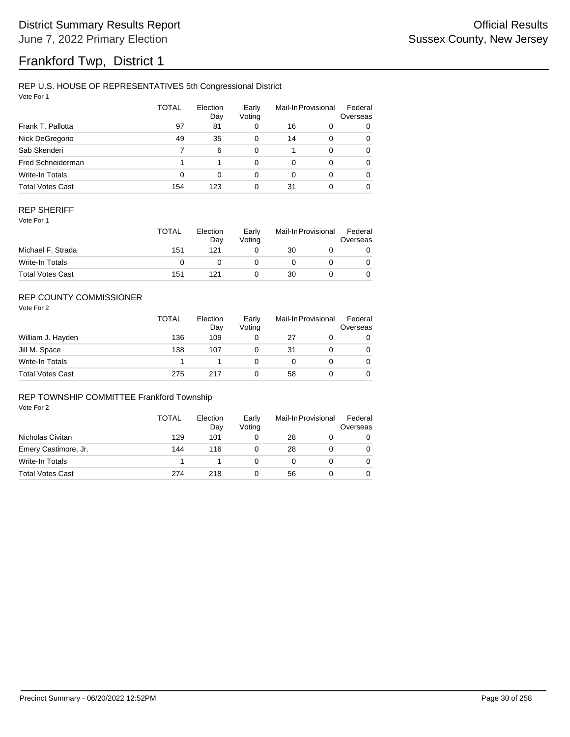# District Summary Results Report

June 7, 2022 Primary Election

Official Results

Sussex County, New Jersey

# Frankford Twp, District 1

## REP U.S. HOUSE OF REPRESENTATIVES 5th Congressional District

Vote For 1

| | TOTAL | Election Day | Early Voting | Mail-In | Provisional | Federal Overseas |
|---|---|---|---|---|---|---|
| Frank T. Pallotta | 97 | 81 | 0 | 16 | 0 | 0 |
| Nick DeGregorio | 49 | 35 | 0 | 14 | 0 | 0 |
| Sab Skenderi | 7 | 6 | 0 | 1 | 0 | 0 |
| Fred Schneiderman | 1 | 1 | 0 | 0 | 0 | 0 |
| Write-In Totals | 0 | 0 | 0 | 0 | 0 | 0 |
| Total Votes Cast | 154 | 123 | 0 | 31 | 0 | 0 |

## REP SHERIFF

Vote For 1

| | TOTAL | Election Day | Early Voting | Mail-In | Provisional | Federal Overseas |
|---|---|---|---|---|---|---|
| Michael F. Strada | 151 | 121 | 0 | 30 | 0 | 0 |
| Write-In Totals | 0 | 0 | 0 | 0 | 0 | 0 |
| Total Votes Cast | 151 | 121 | 0 | 30 | 0 | 0 |

## REP COUNTY COMMISSIONER

Vote For 2

| | TOTAL | Election Day | Early Voting | Mail-In | Provisional | Federal Overseas |
|---|---|---|---|---|---|---|
| William J. Hayden | 136 | 109 | 0 | 27 | 0 | 0 |
| Jill M. Space | 138 | 107 | 0 | 31 | 0 | 0 |
| Write-In Totals | 1 | 1 | 0 | 0 | 0 | 0 |
| Total Votes Cast | 275 | 217 | 0 | 58 | 0 | 0 |

## REP TOWNSHIP COMMITTEE Frankford Township

Vote For 2

| | TOTAL | Election Day | Early Voting | Mail-In | Provisional | Federal Overseas |
|---|---|---|---|---|---|---|
| Nicholas Civitan | 129 | 101 | 0 | 28 | 0 | 0 |
| Emery Castimore, Jr. | 144 | 116 | 0 | 28 | 0 | 0 |
| Write-In Totals | 1 | 1 | 0 | 0 | 0 | 0 |
| Total Votes Cast | 274 | 218 | 0 | 56 | 0 | 0 |

Precinct Summary - 06/20/2022 12:52PM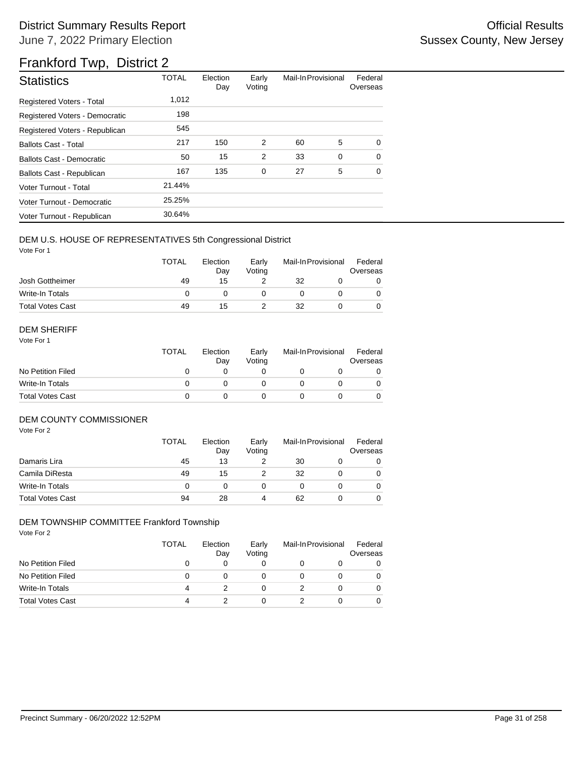# District Summary Results Report

June 7, 2022 Primary Election

Official Results

Sussex County, New Jersey

## Frankford Twp, District 2

| Statistics | TOTAL | Election Day | Early Voting | Mail-In | Provisional | Federal Overseas |
|---|---|---|---|---|---|---|
| Registered Voters - Total | 1,012 | | | | | |
| Registered Voters - Democratic | 198 | | | | | |
| Registered Voters - Republican | 545 | | | | | |
| Ballots Cast - Total | 217 | 150 | 2 | 60 | 5 | 0 |
| Ballots Cast - Democratic | 50 | 15 | 2 | 33 | 0 | 0 |
| Ballots Cast - Republican | 167 | 135 | 0 | 27 | 5 | 0 |
| Voter Turnout - Total | 21.44% | | | | | |
| Voter Turnout - Democratic | 25.25% | | | | | |
| Voter Turnout - Republican | 30.64% | | | | | |

### DEM U.S. HOUSE OF REPRESENTATIVES 5th Congressional District

Vote For 1

| | TOTAL | Election Day | Early Voting | Mail-In | Provisional | Federal Overseas |
|---|---|---|---|---|---|---|
| Josh Gottheimer | 49 | 15 | 2 | 32 | 0 | 0 |
| Write-In Totals | 0 | 0 | 0 | 0 | 0 | 0 |
| Total Votes Cast | 49 | 15 | 2 | 32 | 0 | 0 |

### DEM SHERIFF

Vote For 1

| | TOTAL | Election Day | Early Voting | Mail-In | Provisional | Federal Overseas |
|---|---|---|---|---|---|---|
| No Petition Filed | 0 | 0 | 0 | 0 | 0 | 0 |
| Write-In Totals | 0 | 0 | 0 | 0 | 0 | 0 |
| Total Votes Cast | 0 | 0 | 0 | 0 | 0 | 0 |

### DEM COUNTY COMMISSIONER

Vote For 2

| | TOTAL | Election Day | Early Voting | Mail-In | Provisional | Federal Overseas |
|---|---|---|---|---|---|---|
| Damaris Lira | 45 | 13 | 2 | 30 | 0 | 0 |
| Camila DiResta | 49 | 15 | 2 | 32 | 0 | 0 |
| Write-In Totals | 0 | 0 | 0 | 0 | 0 | 0 |
| Total Votes Cast | 94 | 28 | 4 | 62 | 0 | 0 |

### DEM TOWNSHIP COMMITTEE Frankford Township

Vote For 2

| | TOTAL | Election Day | Early Voting | Mail-In | Provisional | Federal Overseas |
|---|---|---|---|---|---|---|
| No Petition Filed | 0 | 0 | 0 | 0 | 0 | 0 |
| No Petition Filed | 0 | 0 | 0 | 0 | 0 | 0 |
| Write-In Totals | 4 | 2 | 0 | 2 | 0 | 0 |
| Total Votes Cast | 4 | 2 | 0 | 2 | 0 | 0 |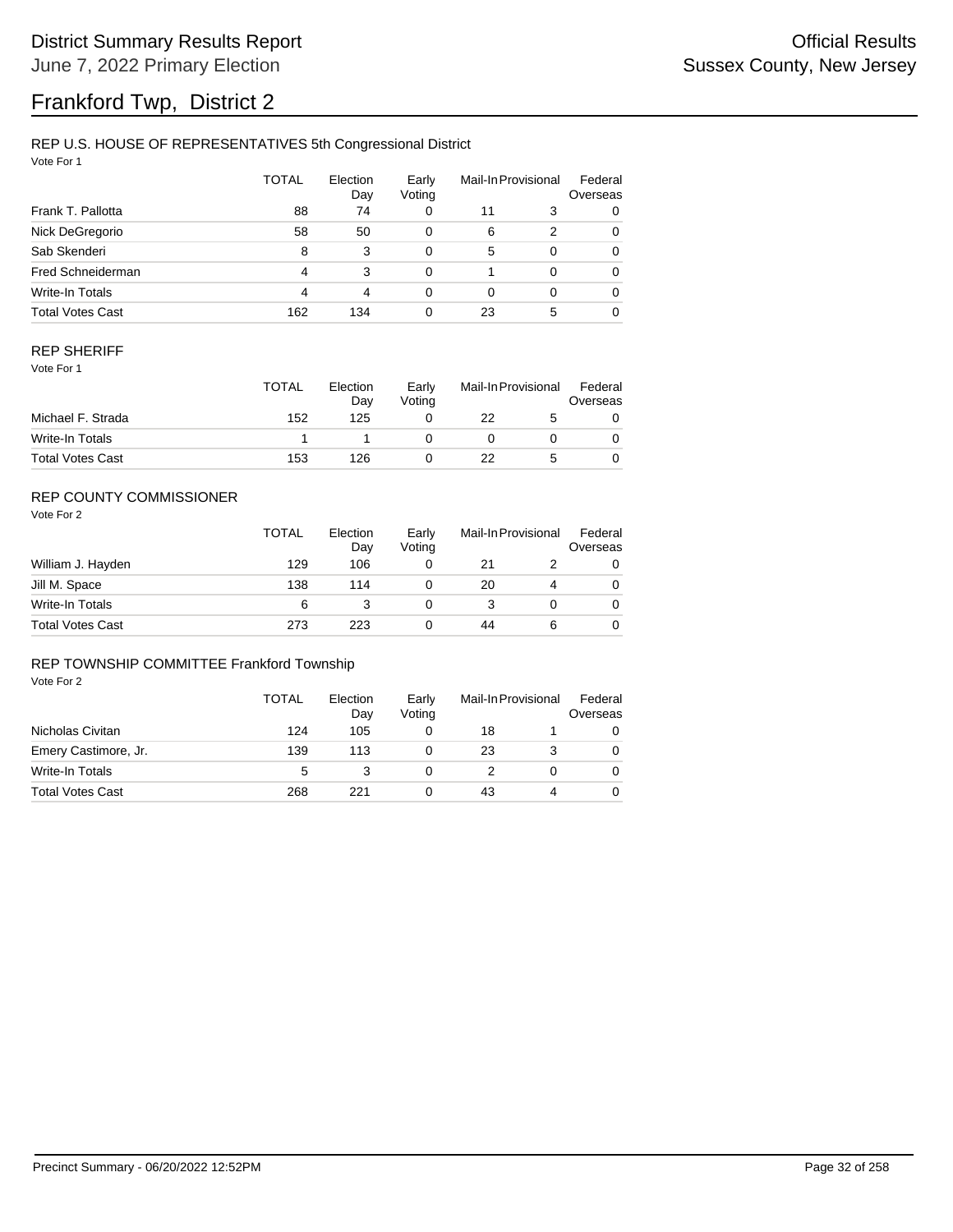# District Summary Results Report

June 7, 2022 Primary Election

Official Results

Sussex County, New Jersey

# Frankford Twp, District 2

## REP U.S. HOUSE OF REPRESENTATIVES 5th Congressional District

Vote For 1

| | TOTAL | Election Day | Early Voting | Mail-In | Provisional | Federal Overseas |
|---|---|---|---|---|---|---|
| Frank T. Pallotta | 88 | 74 | 0 | 11 | 3 | 0 |
| Nick DeGregorio | 58 | 50 | 0 | 6 | 2 | 0 |
| Sab Skenderi | 8 | 3 | 0 | 5 | 0 | 0 |
| Fred Schneiderman | 4 | 3 | 0 | 1 | 0 | 0 |
| Write-In Totals | 4 | 4 | 0 | 0 | 0 | 0 |
| Total Votes Cast | 162 | 134 | 0 | 23 | 5 | 0 |

## REP SHERIFF

Vote For 1

| | TOTAL | Election Day | Early Voting | Mail-In | Provisional | Federal Overseas |
|---|---|---|---|---|---|---|
| Michael F. Strada | 152 | 125 | 0 | 22 | 5 | 0 |
| Write-In Totals | 1 | 1 | 0 | 0 | 0 | 0 |
| Total Votes Cast | 153 | 126 | 0 | 22 | 5 | 0 |

## REP COUNTY COMMISSIONER

Vote For 2

| | TOTAL | Election Day | Early Voting | Mail-In | Provisional | Federal Overseas |
|---|---|---|---|---|---|---|
| William J. Hayden | 129 | 106 | 0 | 21 | 2 | 0 |
| Jill M. Space | 138 | 114 | 0 | 20 | 4 | 0 |
| Write-In Totals | 6 | 3 | 0 | 3 | 0 | 0 |
| Total Votes Cast | 273 | 223 | 0 | 44 | 6 | 0 |

## REP TOWNSHIP COMMITTEE Frankford Township

Vote For 2

| | TOTAL | Election Day | Early Voting | Mail-In | Provisional | Federal Overseas |
|---|---|---|---|---|---|---|
| Nicholas Civitan | 124 | 105 | 0 | 18 | 1 | 0 |
| Emery Castimore, Jr. | 139 | 113 | 0 | 23 | 3 | 0 |
| Write-In Totals | 5 | 3 | 0 | 2 | 0 | 0 |
| Total Votes Cast | 268 | 221 | 0 | 43 | 4 | 0 |

Precinct Summary - 06/20/2022 12:52PM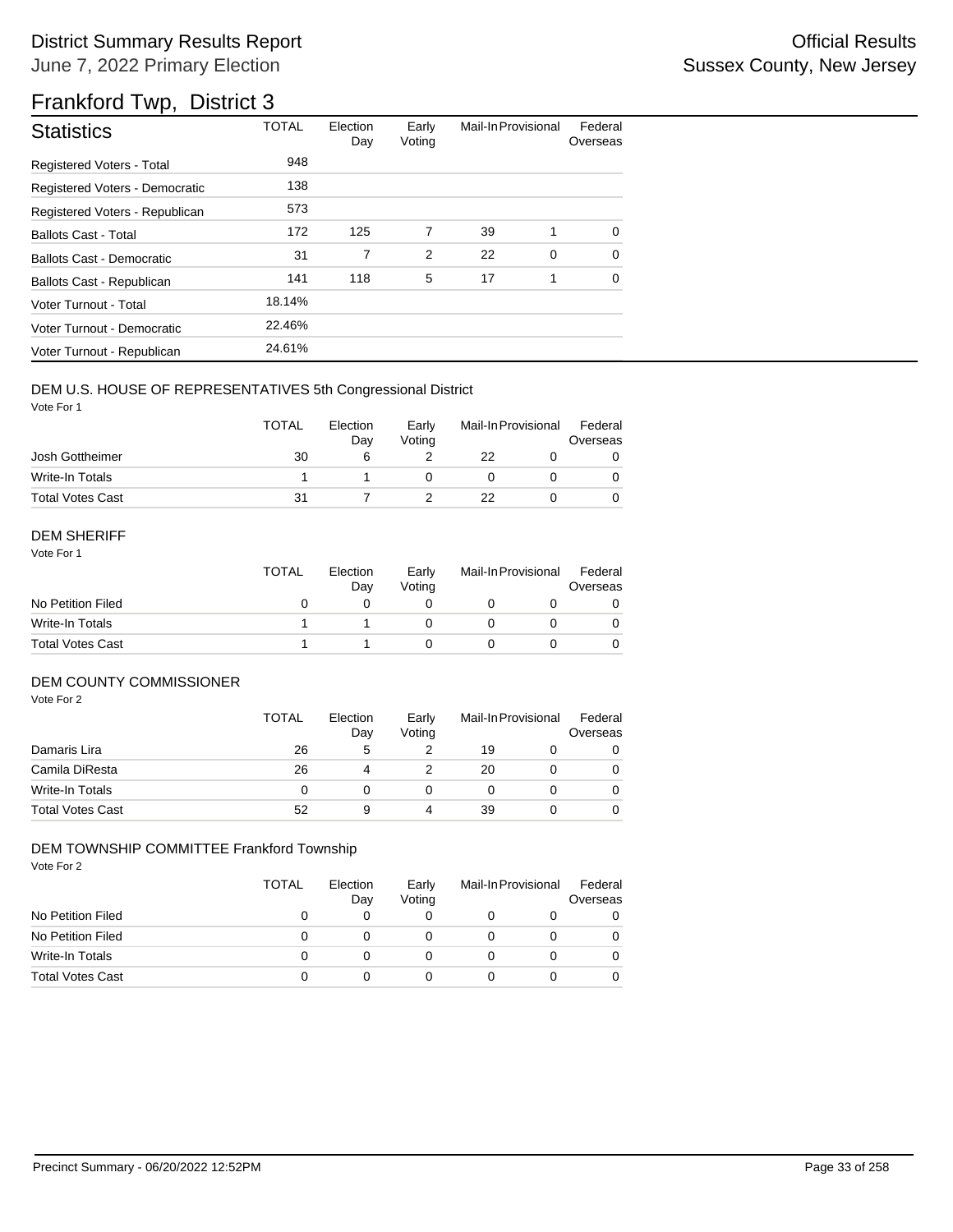# District Summary Results Report

June 7, 2022 Primary Election

Official Results
Sussex County, New Jersey

## Frankford Twp, District 3

| Statistics | TOTAL | Election Day | Early Voting | Mail-In | Provisional | Federal Overseas |
|---|---|---|---|---|---|---|
| Registered Voters - Total | 948 | | | | | |
| Registered Voters - Democratic | 138 | | | | | |
| Registered Voters - Republican | 573 | | | | | |
| Ballots Cast - Total | 172 | 125 | 7 | 39 | 1 | 0 |
| Ballots Cast - Democratic | 31 | 7 | 2 | 22 | 0 | 0 |
| Ballots Cast - Republican | 141 | 118 | 5 | 17 | 1 | 0 |
| Voter Turnout - Total | 18.14% | | | | | |
| Voter Turnout - Democratic | 22.46% | | | | | |
| Voter Turnout - Republican | 24.61% | | | | | |

### DEM U.S. HOUSE OF REPRESENTATIVES 5th Congressional District

Vote For 1

| | TOTAL | Election Day | Early Voting | Mail-In | Provisional | Federal Overseas |
|---|---|---|---|---|---|---|
| Josh Gottheimer | 30 | 6 | 2 | 22 | 0 | 0 |
| Write-In Totals | 1 | 1 | 0 | 0 | 0 | 0 |
| Total Votes Cast | 31 | 7 | 2 | 22 | 0 | 0 |

### DEM SHERIFF

Vote For 1

| | TOTAL | Election Day | Early Voting | Mail-In | Provisional | Federal Overseas |
|---|---|---|---|---|---|---|
| No Petition Filed | 0 | 0 | 0 | 0 | 0 | 0 |
| Write-In Totals | 1 | 1 | 0 | 0 | 0 | 0 |
| Total Votes Cast | 1 | 1 | 0 | 0 | 0 | 0 |

### DEM COUNTY COMMISSIONER

Vote For 2

| | TOTAL | Election Day | Early Voting | Mail-In | Provisional | Federal Overseas |
|---|---|---|---|---|---|---|
| Damaris Lira | 26 | 5 | 2 | 19 | 0 | 0 |
| Camila DiResta | 26 | 4 | 2 | 20 | 0 | 0 |
| Write-In Totals | 0 | 0 | 0 | 0 | 0 | 0 |
| Total Votes Cast | 52 | 9 | 4 | 39 | 0 | 0 |

### DEM TOWNSHIP COMMITTEE Frankford Township

Vote For 2

| | TOTAL | Election Day | Early Voting | Mail-In | Provisional | Federal Overseas |
|---|---|---|---|---|---|---|
| No Petition Filed | 0 | 0 | 0 | 0 | 0 | 0 |
| No Petition Filed | 0 | 0 | 0 | 0 | 0 | 0 |
| Write-In Totals | 0 | 0 | 0 | 0 | 0 | 0 |
| Total Votes Cast | 0 | 0 | 0 | 0 | 0 | 0 |

Precinct Summary - 06/20/2022 12:52PM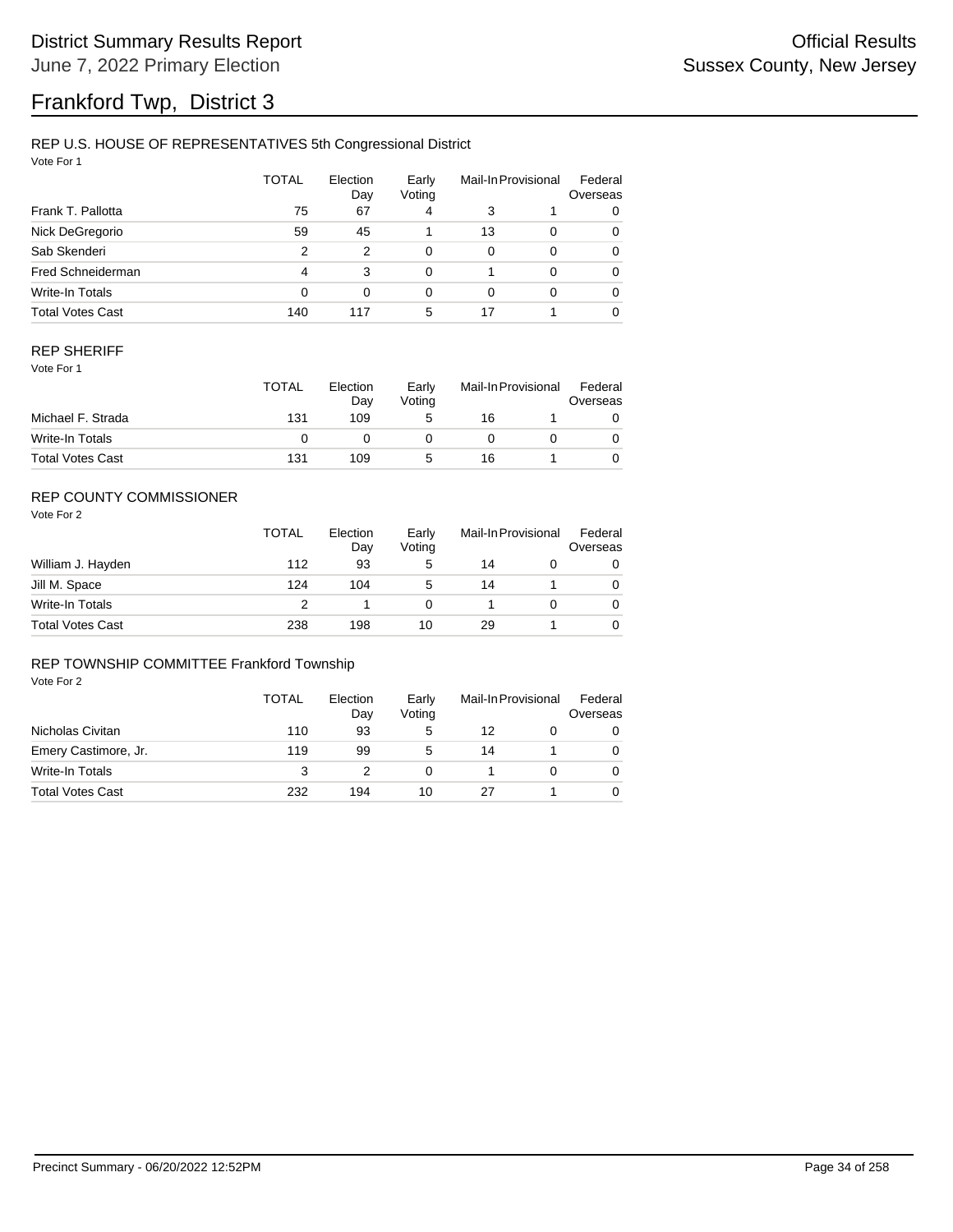# District Summary Results Report

June 7, 2022 Primary Election

Official Results

Sussex County, New Jersey

# Frankford Twp, District 3

## REP U.S. HOUSE OF REPRESENTATIVES 5th Congressional District

Vote For 1

| | TOTAL | Election Day | Early Voting | Mail-In | Provisional | Federal Overseas |
|---|---|---|---|---|---|---|
| Frank T. Pallotta | 75 | 67 | 4 | 3 | 1 | 0 |
| Nick DeGregorio | 59 | 45 | 1 | 13 | 0 | 0 |
| Sab Skenderi | 2 | 2 | 0 | 0 | 0 | 0 |
| Fred Schneiderman | 4 | 3 | 0 | 1 | 0 | 0 |
| Write-In Totals | 0 | 0 | 0 | 0 | 0 | 0 |
| Total Votes Cast | 140 | 117 | 5 | 17 | 1 | 0 |

## REP SHERIFF

Vote For 1

| | TOTAL | Election Day | Early Voting | Mail-In | Provisional | Federal Overseas |
|---|---|---|---|---|---|---|
| Michael F. Strada | 131 | 109 | 5 | 16 | 1 | 0 |
| Write-In Totals | 0 | 0 | 0 | 0 | 0 | 0 |
| Total Votes Cast | 131 | 109 | 5 | 16 | 1 | 0 |

## REP COUNTY COMMISSIONER

Vote For 2

| | TOTAL | Election Day | Early Voting | Mail-In | Provisional | Federal Overseas |
|---|---|---|---|---|---|---|
| William J. Hayden | 112 | 93 | 5 | 14 | 0 | 0 |
| Jill M. Space | 124 | 104 | 5 | 14 | 1 | 0 |
| Write-In Totals | 2 | 1 | 0 | 1 | 0 | 0 |
| Total Votes Cast | 238 | 198 | 10 | 29 | 1 | 0 |

## REP TOWNSHIP COMMITTEE Frankford Township

Vote For 2

| | TOTAL | Election Day | Early Voting | Mail-In | Provisional | Federal Overseas |
|---|---|---|---|---|---|---|
| Nicholas Civitan | 110 | 93 | 5 | 12 | 0 | 0 |
| Emery Castimore, Jr. | 119 | 99 | 5 | 14 | 1 | 0 |
| Write-In Totals | 3 | 2 | 0 | 1 | 0 | 0 |
| Total Votes Cast | 232 | 194 | 10 | 27 | 1 | 0 |

Precinct Summary - 06/20/2022 12:52PM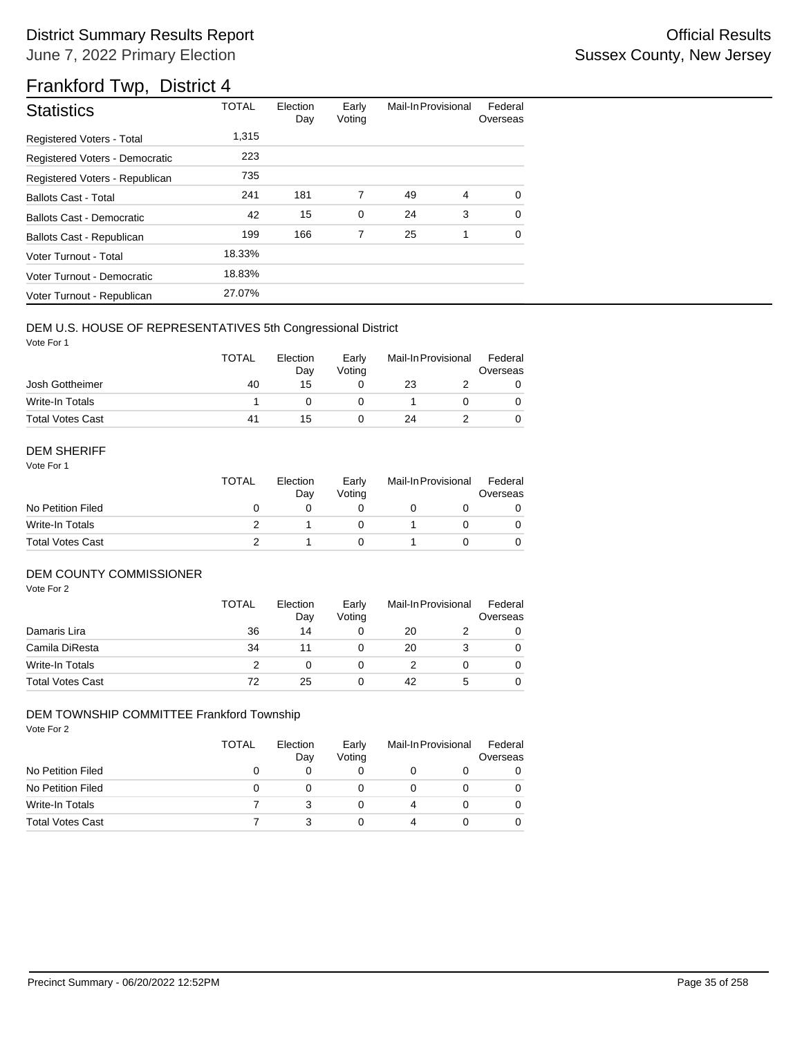District Summary Results Report

June 7, 2022 Primary Election

Official Results

Sussex County, New Jersey

# Frankford Twp, District 4

| Statistics | TOTAL | Election Day | Early Voting | Mail-In | Provisional | Federal Overseas |
|---|---|---|---|---|---|---|
| Registered Voters - Total | 1,315 | | | | | |
| Registered Voters - Democratic | 223 | | | | | |
| Registered Voters - Republican | 735 | | | | | |
| Ballots Cast - Total | 241 | 181 | 7 | 49 | 4 | 0 |
| Ballots Cast - Democratic | 42 | 15 | 0 | 24 | 3 | 0 |
| Ballots Cast - Republican | 199 | 166 | 7 | 25 | 1 | 0 |
| Voter Turnout - Total | 18.33% | | | | | |
| Voter Turnout - Democratic | 18.83% | | | | | |
| Voter Turnout - Republican | 27.07% | | | | | |

## DEM U.S. HOUSE OF REPRESENTATIVES 5th Congressional District

Vote For 1

| | TOTAL | Election Day | Early Voting | Mail-In | Provisional | Federal Overseas |
|---|---|---|---|---|---|---|
| Josh Gottheimer | 40 | 15 | 0 | 23 | 2 | 0 |
| Write-In Totals | 1 | 0 | 0 | 1 | 0 | 0 |
| Total Votes Cast | 41 | 15 | 0 | 24 | 2 | 0 |

## DEM SHERIFF

Vote For 1

| | TOTAL | Election Day | Early Voting | Mail-In | Provisional | Federal Overseas |
|---|---|---|---|---|---|---|
| No Petition Filed | 0 | 0 | 0 | 0 | 0 | 0 |
| Write-In Totals | 2 | 1 | 0 | 1 | 0 | 0 |
| Total Votes Cast | 2 | 1 | 0 | 1 | 0 | 0 |

## DEM COUNTY COMMISSIONER

Vote For 2

| | TOTAL | Election Day | Early Voting | Mail-In | Provisional | Federal Overseas |
|---|---|---|---|---|---|---|
| Damaris Lira | 36 | 14 | 0 | 20 | 2 | 0 |
| Camila DiResta | 34 | 11 | 0 | 20 | 3 | 0 |
| Write-In Totals | 2 | 0 | 0 | 2 | 0 | 0 |
| Total Votes Cast | 72 | 25 | 0 | 42 | 5 | 0 |

## DEM TOWNSHIP COMMITTEE Frankford Township

Vote For 2

| | TOTAL | Election Day | Early Voting | Mail-In | Provisional | Federal Overseas |
|---|---|---|---|---|---|---|
| No Petition Filed | 0 | 0 | 0 | 0 | 0 | 0 |
| No Petition Filed | 0 | 0 | 0 | 0 | 0 | 0 |
| Write-In Totals | 7 | 3 | 0 | 4 | 0 | 0 |
| Total Votes Cast | 7 | 3 | 0 | 4 | 0 | 0 |

Precinct Summary - 06/20/2022 12:52PM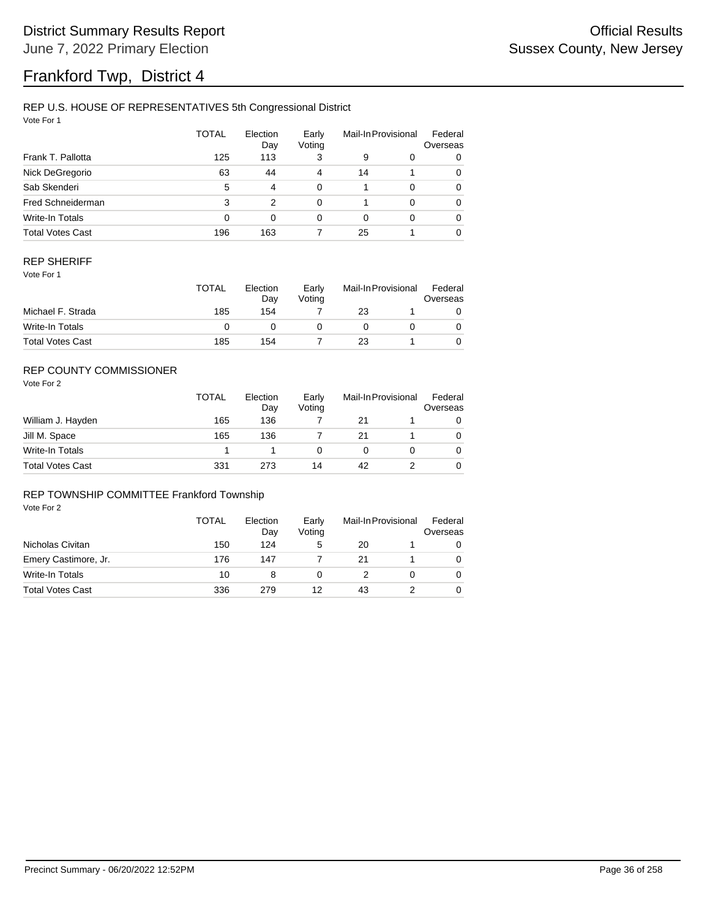# Frankford Twp, District 4

District Summary Results Report
June 7, 2022 Primary Election

Official Results
Sussex County, New Jersey

## REP U.S. HOUSE OF REPRESENTATIVES 5th Congressional District

Vote For 1

| | TOTAL | Election Day | Early Voting | Mail-In | Provisional | Federal Overseas |
|---|---|---|---|---|---|---|
| Frank T. Pallotta | 125 | 113 | 3 | 9 | 0 | 0 |
| Nick DeGregorio | 63 | 44 | 4 | 14 | 1 | 0 |
| Sab Skenderi | 5 | 4 | 0 | 1 | 0 | 0 |
| Fred Schneiderman | 3 | 2 | 0 | 1 | 0 | 0 |
| Write-In Totals | 0 | 0 | 0 | 0 | 0 | 0 |
| Total Votes Cast | 196 | 163 | 7 | 25 | 1 | 0 |

## REP SHERIFF

Vote For 1

| | TOTAL | Election Day | Early Voting | Mail-In | Provisional | Federal Overseas |
|---|---|---|---|---|---|---|
| Michael F. Strada | 185 | 154 | 7 | 23 | 1 | 0 |
| Write-In Totals | 0 | 0 | 0 | 0 | 0 | 0 |
| Total Votes Cast | 185 | 154 | 7 | 23 | 1 | 0 |

## REP COUNTY COMMISSIONER

Vote For 2

| | TOTAL | Election Day | Early Voting | Mail-In | Provisional | Federal Overseas |
|---|---|---|---|---|---|---|
| William J. Hayden | 165 | 136 | 7 | 21 | 1 | 0 |
| Jill M. Space | 165 | 136 | 7 | 21 | 1 | 0 |
| Write-In Totals | 1 | 1 | 0 | 0 | 0 | 0 |
| Total Votes Cast | 331 | 273 | 14 | 42 | 2 | 0 |

## REP TOWNSHIP COMMITTEE Frankford Township

Vote For 2

| | TOTAL | Election Day | Early Voting | Mail-In | Provisional | Federal Overseas |
|---|---|---|---|---|---|---|
| Nicholas Civitan | 150 | 124 | 5 | 20 | 1 | 0 |
| Emery Castimore, Jr. | 176 | 147 | 7 | 21 | 1 | 0 |
| Write-In Totals | 10 | 8 | 0 | 2 | 0 | 0 |
| Total Votes Cast | 336 | 279 | 12 | 43 | 2 | 0 |

Precinct Summary - 06/20/2022 12:52PM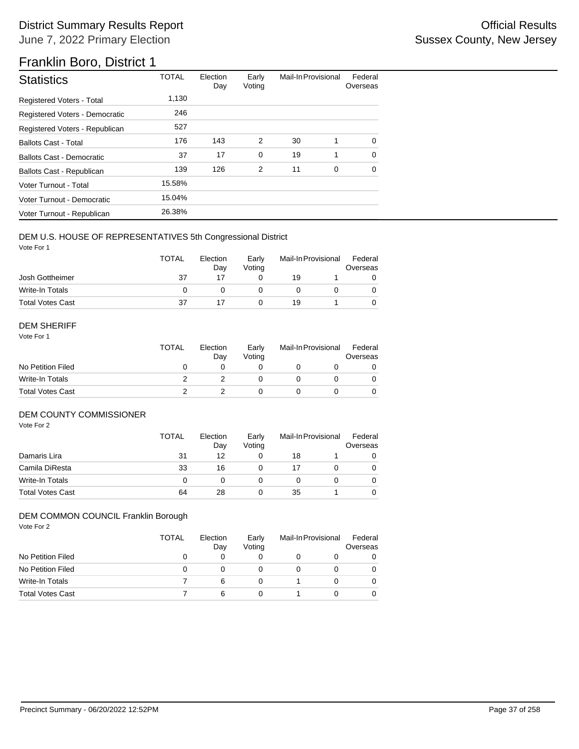# District Summary Results Report

June 7, 2022 Primary Election

Official Results
Sussex County, New Jersey

## Franklin Boro, District 1

| Statistics | TOTAL | Election Day | Early Voting | Mail-In | Provisional | Federal Overseas |
|---|---|---|---|---|---|---|
| Registered Voters - Total | 1,130 | | | | | |
| Registered Voters - Democratic | 246 | | | | | |
| Registered Voters - Republican | 527 | | | | | |
| Ballots Cast - Total | 176 | 143 | 2 | 30 | 1 | 0 |
| Ballots Cast - Democratic | 37 | 17 | 0 | 19 | 1 | 0 |
| Ballots Cast - Republican | 139 | 126 | 2 | 11 | 0 | 0 |
| Voter Turnout - Total | 15.58% | | | | | |
| Voter Turnout - Democratic | 15.04% | | | | | |
| Voter Turnout - Republican | 26.38% | | | | | |

### DEM U.S. HOUSE OF REPRESENTATIVES 5th Congressional District

Vote For 1

| | TOTAL | Election Day | Early Voting | Mail-In | Provisional | Federal Overseas |
|---|---|---|---|---|---|---|
| Josh Gottheimer | 37 | 17 | 0 | 19 | 1 | 0 |
| Write-In Totals | 0 | 0 | 0 | 0 | 0 | 0 |
| Total Votes Cast | 37 | 17 | 0 | 19 | 1 | 0 |

### DEM SHERIFF

Vote For 1

| | TOTAL | Election Day | Early Voting | Mail-In | Provisional | Federal Overseas |
|---|---|---|---|---|---|---|
| No Petition Filed | 0 | 0 | 0 | 0 | 0 | 0 |
| Write-In Totals | 2 | 2 | 0 | 0 | 0 | 0 |
| Total Votes Cast | 2 | 2 | 0 | 0 | 0 | 0 |

### DEM COUNTY COMMISSIONER

Vote For 2

| | TOTAL | Election Day | Early Voting | Mail-In | Provisional | Federal Overseas |
|---|---|---|---|---|---|---|
| Damaris Lira | 31 | 12 | 0 | 18 | 1 | 0 |
| Camila DiResta | 33 | 16 | 0 | 17 | 0 | 0 |
| Write-In Totals | 0 | 0 | 0 | 0 | 0 | 0 |
| Total Votes Cast | 64 | 28 | 0 | 35 | 1 | 0 |

### DEM COMMON COUNCIL Franklin Borough

Vote For 2

| | TOTAL | Election Day | Early Voting | Mail-In | Provisional | Federal Overseas |
|---|---|---|---|---|---|---|
| No Petition Filed | 0 | 0 | 0 | 0 | 0 | 0 |
| No Petition Filed | 0 | 0 | 0 | 0 | 0 | 0 |
| Write-In Totals | 7 | 6 | 0 | 1 | 0 | 0 |
| Total Votes Cast | 7 | 6 | 0 | 1 | 0 | 0 |

Precinct Summary - 06/20/2022 12:52PM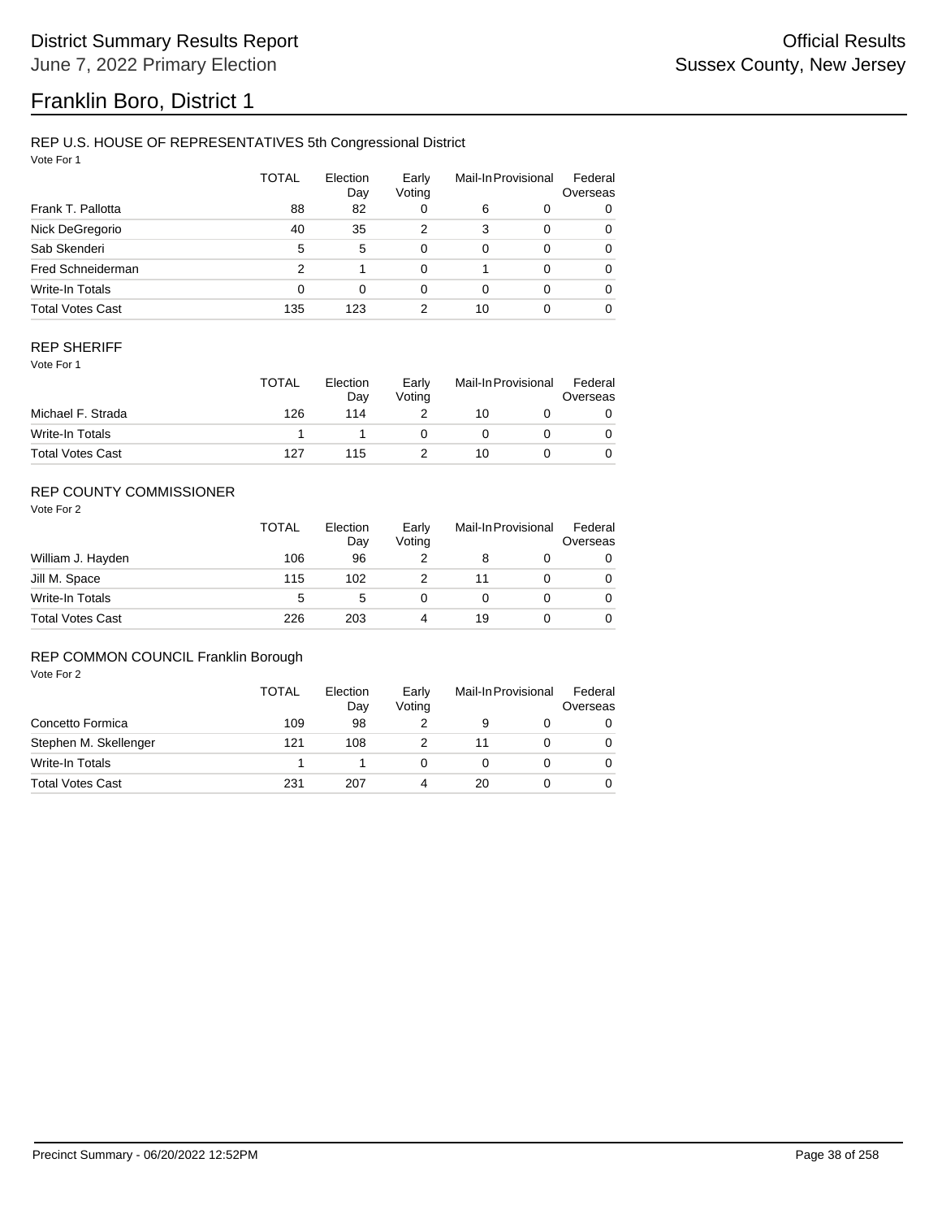# Franklin Boro, District 1

## REP U.S. HOUSE OF REPRESENTATIVES 5th Congressional District

Vote For 1

| | TOTAL | Election Day | Early Voting | Mail-In | Provisional | Federal Overseas |
|---|---|---|---|---|---|---|
| Frank T. Pallotta | 88 | 82 | 0 | 6 | 0 | 0 |
| Nick DeGregorio | 40 | 35 | 2 | 3 | 0 | 0 |
| Sab Skenderi | 5 | 5 | 0 | 0 | 0 | 0 |
| Fred Schneiderman | 2 | 1 | 0 | 1 | 0 | 0 |
| Write-In Totals | 0 | 0 | 0 | 0 | 0 | 0 |
| Total Votes Cast | 135 | 123 | 2 | 10 | 0 | 0 |

## REP SHERIFF

Vote For 1

| | TOTAL | Election Day | Early Voting | Mail-In | Provisional | Federal Overseas |
|---|---|---|---|---|---|---|
| Michael F. Strada | 126 | 114 | 2 | 10 | 0 | 0 |
| Write-In Totals | 1 | 1 | 0 | 0 | 0 | 0 |
| Total Votes Cast | 127 | 115 | 2 | 10 | 0 | 0 |

## REP COUNTY COMMISSIONER

Vote For 2

| | TOTAL | Election Day | Early Voting | Mail-In | Provisional | Federal Overseas |
|---|---|---|---|---|---|---|
| William J. Hayden | 106 | 96 | 2 | 8 | 0 | 0 |
| Jill M. Space | 115 | 102 | 2 | 11 | 0 | 0 |
| Write-In Totals | 5 | 5 | 0 | 0 | 0 | 0 |
| Total Votes Cast | 226 | 203 | 4 | 19 | 0 | 0 |

## REP COMMON COUNCIL Franklin Borough

Vote For 2

| | TOTAL | Election Day | Early Voting | Mail-In | Provisional | Federal Overseas |
|---|---|---|---|---|---|---|
| Concetto Formica | 109 | 98 | 2 | 9 | 0 | 0 |
| Stephen M. Skellenger | 121 | 108 | 2 | 11 | 0 | 0 |
| Write-In Totals | 1 | 1 | 0 | 0 | 0 | 0 |
| Total Votes Cast | 231 | 207 | 4 | 20 | 0 | 0 |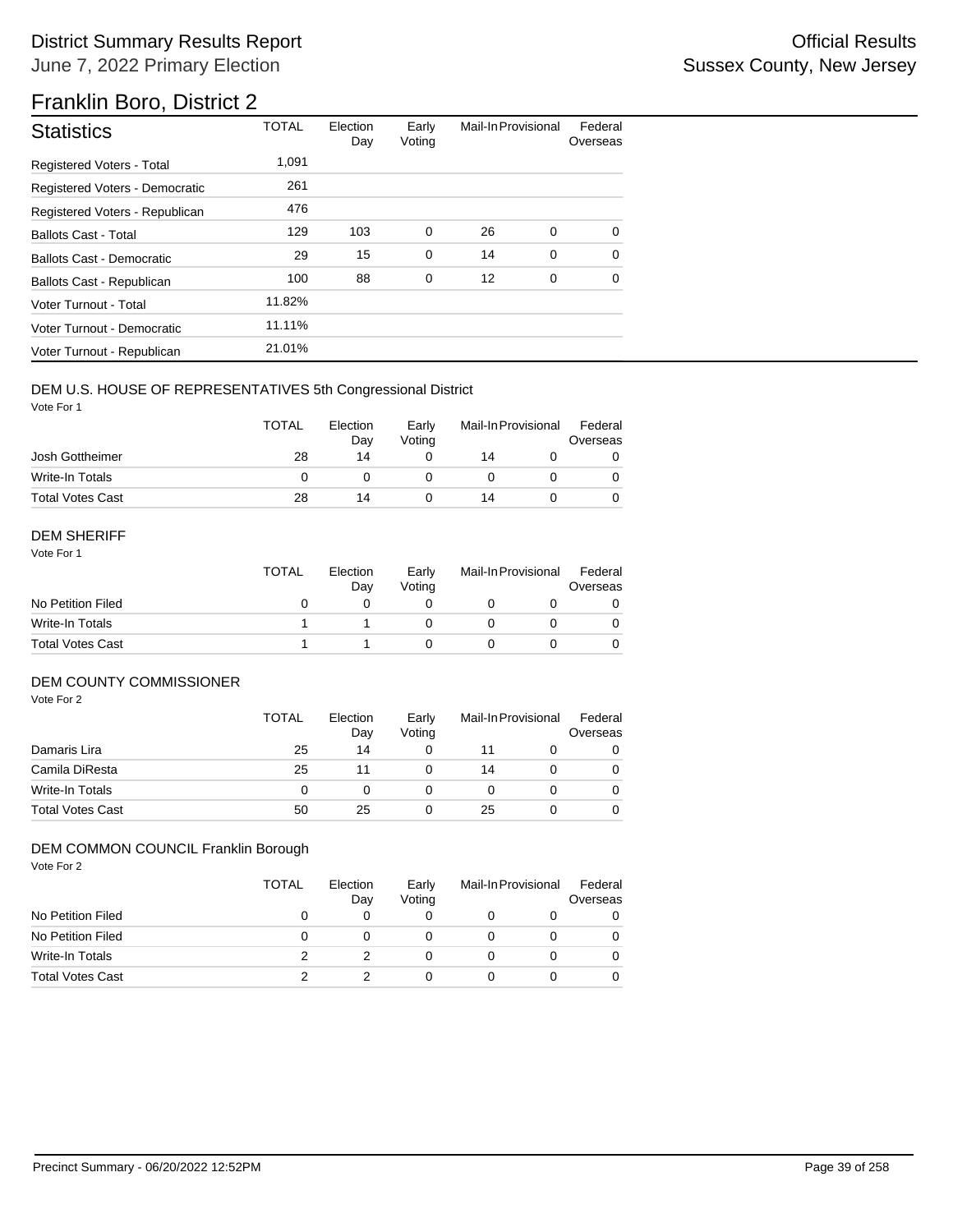# District Summary Results Report

June 7, 2022 Primary Election

Official Results

Sussex County, New Jersey

## Franklin Boro, District 2

| Statistics | TOTAL | Election Day | Early Voting | Mail-In | Provisional | Federal Overseas |
|---|---|---|---|---|---|---|
| Registered Voters - Total | 1,091 | | | | | |
| Registered Voters - Democratic | 261 | | | | | |
| Registered Voters - Republican | 476 | | | | | |
| Ballots Cast - Total | 129 | 103 | 0 | 26 | 0 | 0 |
| Ballots Cast - Democratic | 29 | 15 | 0 | 14 | 0 | 0 |
| Ballots Cast - Republican | 100 | 88 | 0 | 12 | 0 | 0 |
| Voter Turnout - Total | 11.82% | | | | | |
| Voter Turnout - Democratic | 11.11% | | | | | |
| Voter Turnout - Republican | 21.01% | | | | | |

### DEM U.S. HOUSE OF REPRESENTATIVES 5th Congressional District

Vote For 1

| | TOTAL | Election Day | Early Voting | Mail-In | Provisional | Federal Overseas |
|---|---|---|---|---|---|---|
| Josh Gottheimer | 28 | 14 | 0 | 14 | 0 | 0 |
| Write-In Totals | 0 | 0 | 0 | 0 | 0 | 0 |
| Total Votes Cast | 28 | 14 | 0 | 14 | 0 | 0 |

### DEM SHERIFF

Vote For 1

| | TOTAL | Election Day | Early Voting | Mail-In | Provisional | Federal Overseas |
|---|---|---|---|---|---|---|
| No Petition Filed | 0 | 0 | 0 | 0 | 0 | 0 |
| Write-In Totals | 1 | 1 | 0 | 0 | 0 | 0 |
| Total Votes Cast | 1 | 1 | 0 | 0 | 0 | 0 |

### DEM COUNTY COMMISSIONER

Vote For 2

| | TOTAL | Election Day | Early Voting | Mail-In | Provisional | Federal Overseas |
|---|---|---|---|---|---|---|
| Damaris Lira | 25 | 14 | 0 | 11 | 0 | 0 |
| Camila DiResta | 25 | 11 | 0 | 14 | 0 | 0 |
| Write-In Totals | 0 | 0 | 0 | 0 | 0 | 0 |
| Total Votes Cast | 50 | 25 | 0 | 25 | 0 | 0 |

### DEM COMMON COUNCIL Franklin Borough

Vote For 2

| | TOTAL | Election Day | Early Voting | Mail-In | Provisional | Federal Overseas |
|---|---|---|---|---|---|---|
| No Petition Filed | 0 | 0 | 0 | 0 | 0 | 0 |
| No Petition Filed | 0 | 0 | 0 | 0 | 0 | 0 |
| Write-In Totals | 2 | 2 | 0 | 0 | 0 | 0 |
| Total Votes Cast | 2 | 2 | 0 | 0 | 0 | 0 |

Precinct Summary - 06/20/2022 12:52PM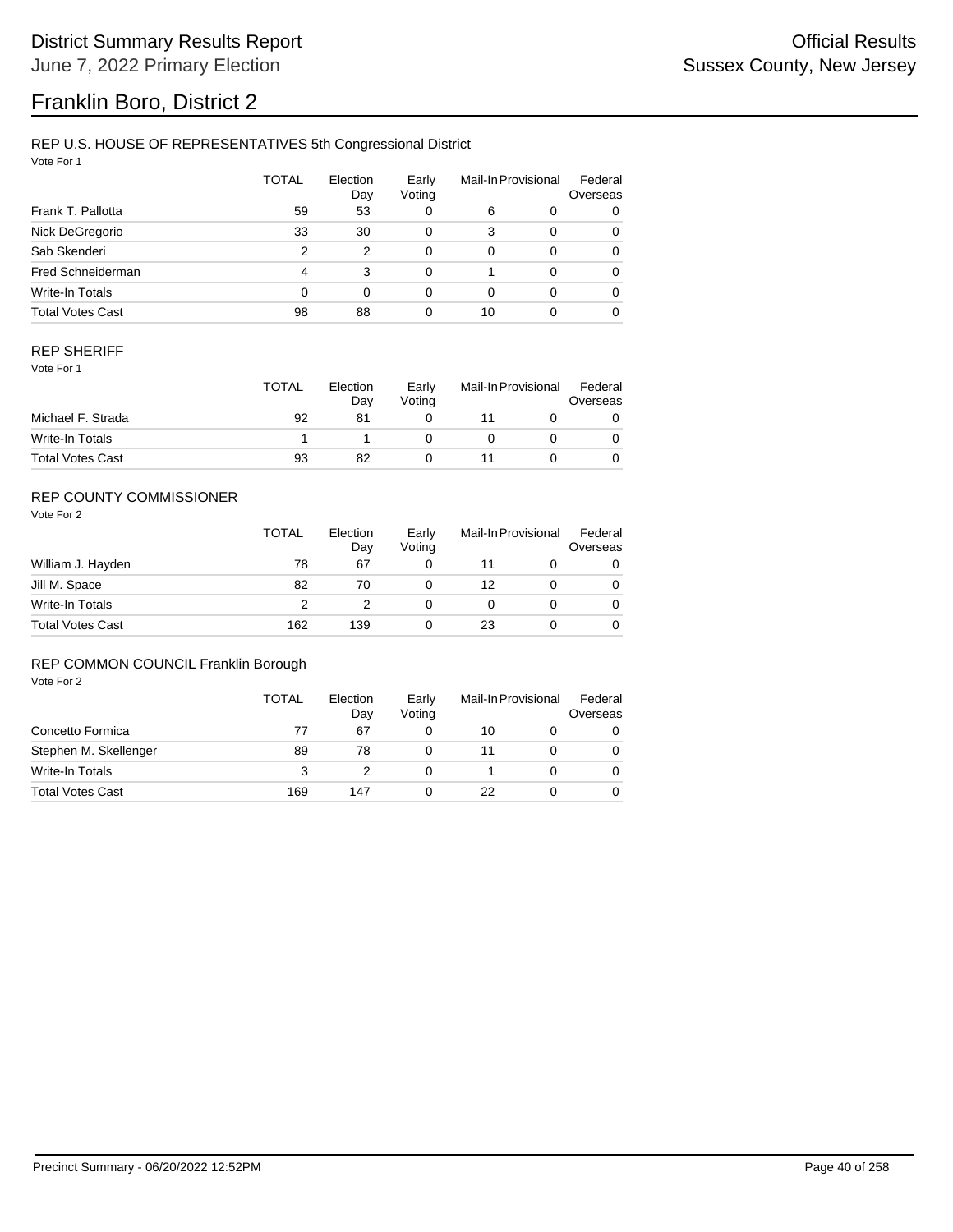# Franklin Boro, District 2

District Summary Results Report
June 7, 2022 Primary Election

Official Results
Sussex County, New Jersey

## REP U.S. HOUSE OF REPRESENTATIVES 5th Congressional District

Vote For 1

| | TOTAL | Election Day | Early Voting | Mail-In | Provisional | Federal Overseas |
|---|---|---|---|---|---|---|
| Frank T. Pallotta | 59 | 53 | 0 | 6 | 0 | 0 |
| Nick DeGregorio | 33 | 30 | 0 | 3 | 0 | 0 |
| Sab Skenderi | 2 | 2 | 0 | 0 | 0 | 0 |
| Fred Schneiderman | 4 | 3 | 0 | 1 | 0 | 0 |
| Write-In Totals | 0 | 0 | 0 | 0 | 0 | 0 |
| Total Votes Cast | 98 | 88 | 0 | 10 | 0 | 0 |

## REP SHERIFF

Vote For 1

| | TOTAL | Election Day | Early Voting | Mail-In | Provisional | Federal Overseas |
|---|---|---|---|---|---|---|
| Michael F. Strada | 92 | 81 | 0 | 11 | 0 | 0 |
| Write-In Totals | 1 | 1 | 0 | 0 | 0 | 0 |
| Total Votes Cast | 93 | 82 | 0 | 11 | 0 | 0 |

## REP COUNTY COMMISSIONER

Vote For 2

| | TOTAL | Election Day | Early Voting | Mail-In | Provisional | Federal Overseas |
|---|---|---|---|---|---|---|
| William J. Hayden | 78 | 67 | 0 | 11 | 0 | 0 |
| Jill M. Space | 82 | 70 | 0 | 12 | 0 | 0 |
| Write-In Totals | 2 | 2 | 0 | 0 | 0 | 0 |
| Total Votes Cast | 162 | 139 | 0 | 23 | 0 | 0 |

## REP COMMON COUNCIL Franklin Borough

Vote For 2

| | TOTAL | Election Day | Early Voting | Mail-In | Provisional | Federal Overseas |
|---|---|---|---|---|---|---|
| Concetto Formica | 77 | 67 | 0 | 10 | 0 | 0 |
| Stephen M. Skellenger | 89 | 78 | 0 | 11 | 0 | 0 |
| Write-In Totals | 3 | 2 | 0 | 1 | 0 | 0 |
| Total Votes Cast | 169 | 147 | 0 | 22 | 0 | 0 |

Precinct Summary - 06/20/2022 12:52PM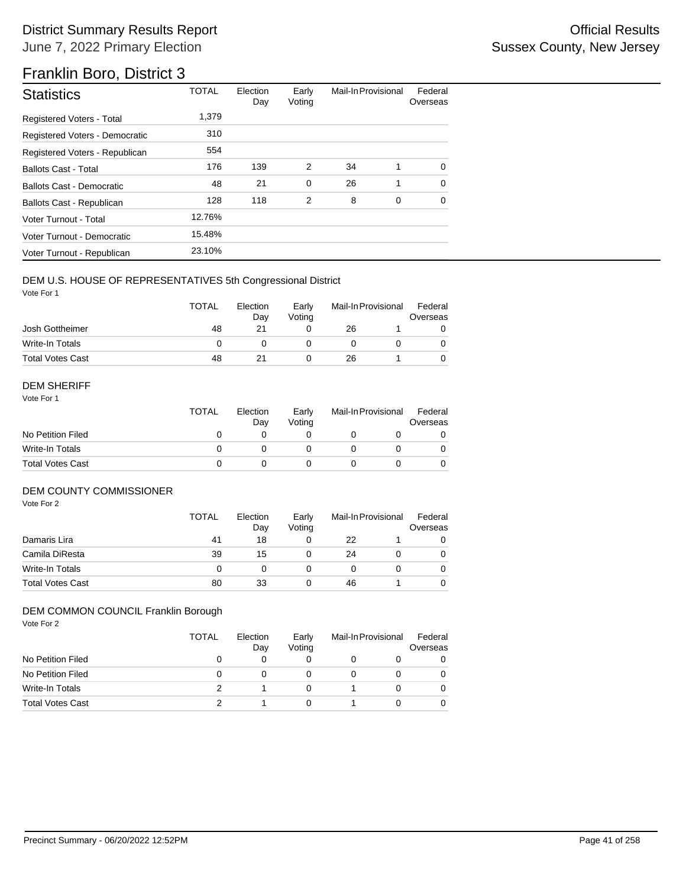# District Summary Results Report

June 7, 2022 Primary Election

Official Results
Sussex County, New Jersey

# Franklin Boro, District 3

| Statistics | TOTAL | Election Day | Early Voting | Mail-In | Provisional | Federal Overseas |
|---|---|---|---|---|---|---|
| Registered Voters - Total | 1,379 | | | | | |
| Registered Voters - Democratic | 310 | | | | | |
| Registered Voters - Republican | 554 | | | | | |
| Ballots Cast - Total | 176 | 139 | 2 | 34 | 1 | 0 |
| Ballots Cast - Democratic | 48 | 21 | 0 | 26 | 1 | 0 |
| Ballots Cast - Republican | 128 | 118 | 2 | 8 | 0 | 0 |
| Voter Turnout - Total | 12.76% | | | | | |
| Voter Turnout - Democratic | 15.48% | | | | | |
| Voter Turnout - Republican | 23.10% | | | | | |

## DEM U.S. HOUSE OF REPRESENTATIVES 5th Congressional District

Vote For 1

| | TOTAL | Election Day | Early Voting | Mail-In | Provisional | Federal Overseas |
|---|---|---|---|---|---|---|
| Josh Gottheimer | 48 | 21 | 0 | 26 | 1 | 0 |
| Write-In Totals | 0 | 0 | 0 | 0 | 0 | 0 |
| Total Votes Cast | 48 | 21 | 0 | 26 | 1 | 0 |

## DEM SHERIFF

Vote For 1

| | TOTAL | Election Day | Early Voting | Mail-In | Provisional | Federal Overseas |
|---|---|---|---|---|---|---|
| No Petition Filed | 0 | 0 | 0 | 0 | 0 | 0 |
| Write-In Totals | 0 | 0 | 0 | 0 | 0 | 0 |
| Total Votes Cast | 0 | 0 | 0 | 0 | 0 | 0 |

## DEM COUNTY COMMISSIONER

Vote For 2

| | TOTAL | Election Day | Early Voting | Mail-In | Provisional | Federal Overseas |
|---|---|---|---|---|---|---|
| Damaris Lira | 41 | 18 | 0 | 22 | 1 | 0 |
| Camila DiResta | 39 | 15 | 0 | 24 | 0 | 0 |
| Write-In Totals | 0 | 0 | 0 | 0 | 0 | 0 |
| Total Votes Cast | 80 | 33 | 0 | 46 | 1 | 0 |

## DEM COMMON COUNCIL Franklin Borough

Vote For 2

| | TOTAL | Election Day | Early Voting | Mail-In | Provisional | Federal Overseas |
|---|---|---|---|---|---|---|
| No Petition Filed | 0 | 0 | 0 | 0 | 0 | 0 |
| No Petition Filed | 0 | 0 | 0 | 0 | 0 | 0 |
| Write-In Totals | 2 | 1 | 0 | 1 | 0 | 0 |
| Total Votes Cast | 2 | 1 | 0 | 1 | 0 | 0 |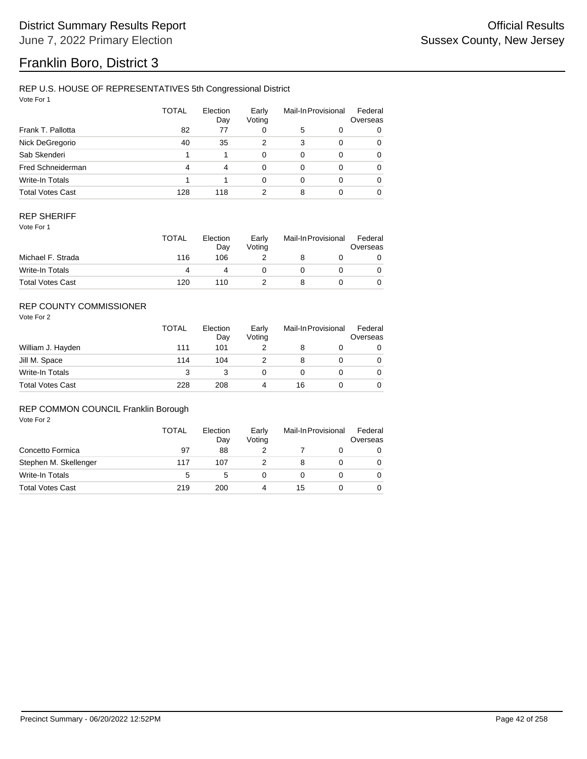# Franklin Boro, District 3

District Summary Results Report
June 7, 2022 Primary Election

Official Results
Sussex County, New Jersey

## REP U.S. HOUSE OF REPRESENTATIVES 5th Congressional District

Vote For 1

| | TOTAL | Election Day | Early Voting | Mail-In | Provisional | Federal Overseas |
|---|---|---|---|---|---|---|
| Frank T. Pallotta | 82 | 77 | 0 | 5 | 0 | 0 |
| Nick DeGregorio | 40 | 35 | 2 | 3 | 0 | 0 |
| Sab Skenderi | 1 | 1 | 0 | 0 | 0 | 0 |
| Fred Schneiderman | 4 | 4 | 0 | 0 | 0 | 0 |
| Write-In Totals | 1 | 1 | 0 | 0 | 0 | 0 |
| Total Votes Cast | 128 | 118 | 2 | 8 | 0 | 0 |

## REP SHERIFF

Vote For 1

| | TOTAL | Election Day | Early Voting | Mail-In | Provisional | Federal Overseas |
|---|---|---|---|---|---|---|
| Michael F. Strada | 116 | 106 | 2 | 8 | 0 | 0 |
| Write-In Totals | 4 | 4 | 0 | 0 | 0 | 0 |
| Total Votes Cast | 120 | 110 | 2 | 8 | 0 | 0 |

## REP COUNTY COMMISSIONER

Vote For 2

| | TOTAL | Election Day | Early Voting | Mail-In | Provisional | Federal Overseas |
|---|---|---|---|---|---|---|
| William J. Hayden | 111 | 101 | 2 | 8 | 0 | 0 |
| Jill M. Space | 114 | 104 | 2 | 8 | 0 | 0 |
| Write-In Totals | 3 | 3 | 0 | 0 | 0 | 0 |
| Total Votes Cast | 228 | 208 | 4 | 16 | 0 | 0 |

## REP COMMON COUNCIL Franklin Borough

Vote For 2

| | TOTAL | Election Day | Early Voting | Mail-In | Provisional | Federal Overseas |
|---|---|---|---|---|---|---|
| Concetto Formica | 97 | 88 | 2 | 7 | 0 | 0 |
| Stephen M. Skellenger | 117 | 107 | 2 | 8 | 0 | 0 |
| Write-In Totals | 5 | 5 | 0 | 0 | 0 | 0 |
| Total Votes Cast | 219 | 200 | 4 | 15 | 0 | 0 |

Precinct Summary - 06/20/2022 12:52PM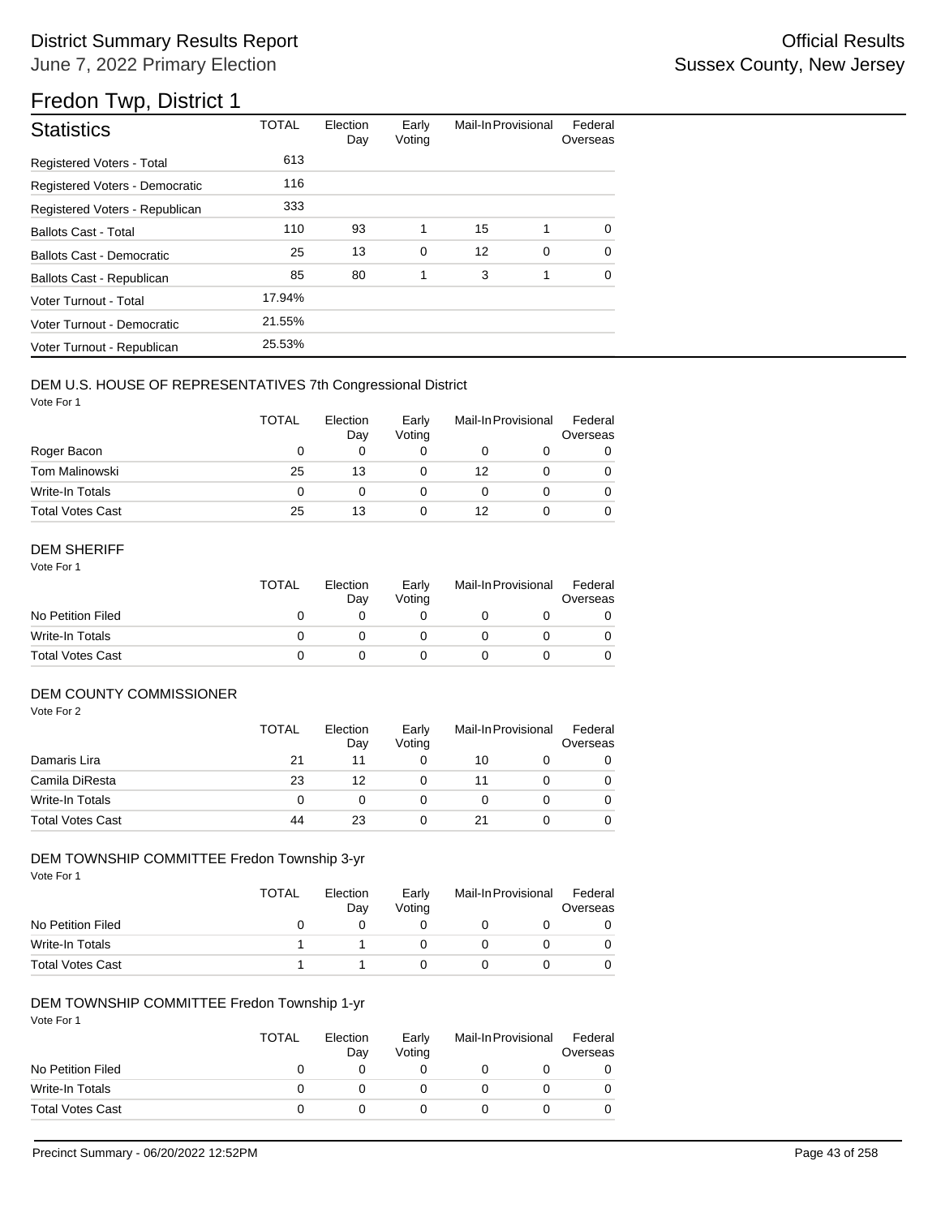# District Summary Results Report

June 7, 2022 Primary Election

Official Results
Sussex County, New Jersey

## Fredon Twp, District 1

| Statistics | TOTAL | Election Day | Early Voting | Mail-In | Provisional | Federal Overseas |
|---|---|---|---|---|---|---|
| Registered Voters - Total | 613 | | | | | |
| Registered Voters - Democratic | 116 | | | | | |
| Registered Voters - Republican | 333 | | | | | |
| Ballots Cast - Total | 110 | 93 | 1 | 15 | 1 | 0 |
| Ballots Cast - Democratic | 25 | 13 | 0 | 12 | 0 | 0 |
| Ballots Cast - Republican | 85 | 80 | 1 | 3 | 1 | 0 |
| Voter Turnout - Total | 17.94% | | | | | |
| Voter Turnout - Democratic | 21.55% | | | | | |
| Voter Turnout - Republican | 25.53% | | | | | |

### DEM U.S. HOUSE OF REPRESENTATIVES 7th Congressional District

Vote For 1

| | TOTAL | Election Day | Early Voting | Mail-In | Provisional | Federal Overseas |
|---|---|---|---|---|---|---|
| Roger Bacon | 0 | 0 | 0 | 0 | 0 | 0 |
| Tom Malinowski | 25 | 13 | 0 | 12 | 0 | 0 |
| Write-In Totals | 0 | 0 | 0 | 0 | 0 | 0 |
| Total Votes Cast | 25 | 13 | 0 | 12 | 0 | 0 |

### DEM SHERIFF

Vote For 1

| | TOTAL | Election Day | Early Voting | Mail-In | Provisional | Federal Overseas |
|---|---|---|---|---|---|---|
| No Petition Filed | 0 | 0 | 0 | 0 | 0 | 0 |
| Write-In Totals | 0 | 0 | 0 | 0 | 0 | 0 |
| Total Votes Cast | 0 | 0 | 0 | 0 | 0 | 0 |

### DEM COUNTY COMMISSIONER

Vote For 2

| | TOTAL | Election Day | Early Voting | Mail-In | Provisional | Federal Overseas |
|---|---|---|---|---|---|---|
| Damaris Lira | 21 | 11 | 0 | 10 | 0 | 0 |
| Camila DiResta | 23 | 12 | 0 | 11 | 0 | 0 |
| Write-In Totals | 0 | 0 | 0 | 0 | 0 | 0 |
| Total Votes Cast | 44 | 23 | 0 | 21 | 0 | 0 |

### DEM TOWNSHIP COMMITTEE Fredon Township 3-yr

Vote For 1

| | TOTAL | Election Day | Early Voting | Mail-In | Provisional | Federal Overseas |
|---|---|---|---|---|---|---|
| No Petition Filed | 0 | 0 | 0 | 0 | 0 | 0 |
| Write-In Totals | 1 | 1 | 0 | 0 | 0 | 0 |
| Total Votes Cast | 1 | 1 | 0 | 0 | 0 | 0 |

### DEM TOWNSHIP COMMITTEE Fredon Township 1-yr

Vote For 1

| | TOTAL | Election Day | Early Voting | Mail-In | Provisional | Federal Overseas |
|---|---|---|---|---|---|---|
| No Petition Filed | 0 | 0 | 0 | 0 | 0 | 0 |
| Write-In Totals | 0 | 0 | 0 | 0 | 0 | 0 |
| Total Votes Cast | 0 | 0 | 0 | 0 | 0 | 0 |

Precinct Summary - 06/20/2022 12:52PM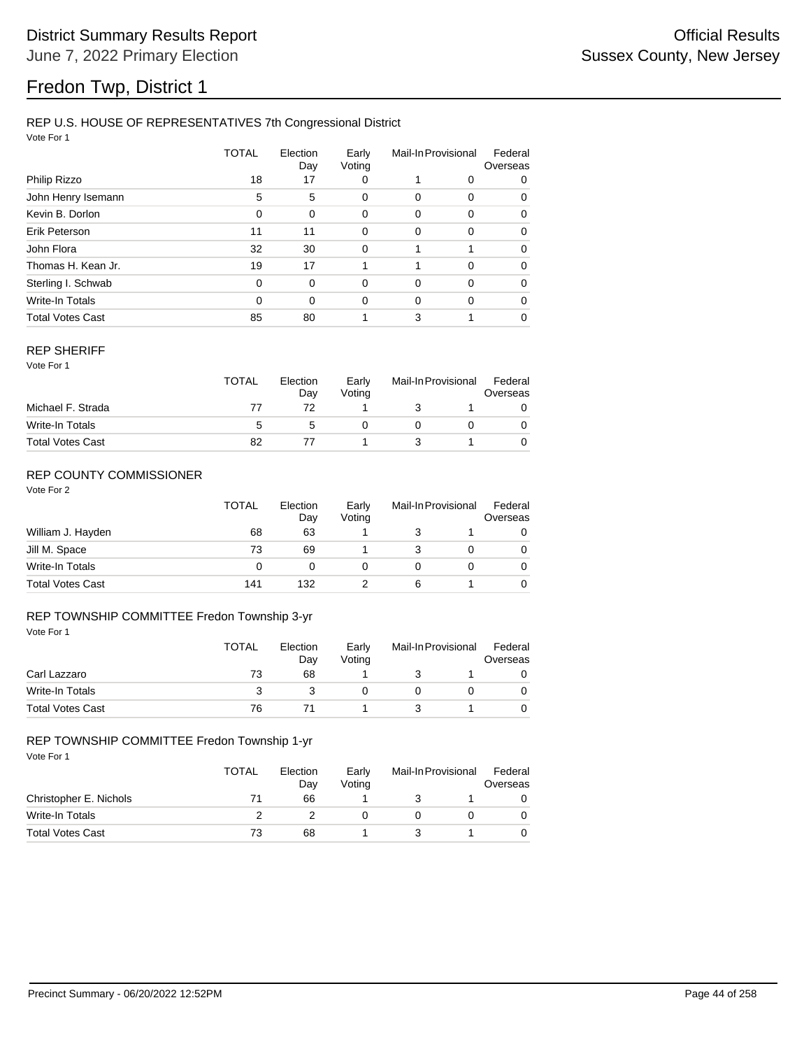# Fredon Twp, District 1

District Summary Results Report
June 7, 2022 Primary Election

Official Results
Sussex County, New Jersey

## REP U.S. HOUSE OF REPRESENTATIVES 7th Congressional District

Vote For 1

| | TOTAL | Election Day | Early Voting | Mail-In | Provisional | Federal Overseas |
|---|---|---|---|---|---|---|
| Philip Rizzo | 18 | 17 | 0 | 1 | 0 | 0 |
| John Henry Isemann | 5 | 5 | 0 | 0 | 0 | 0 |
| Kevin B. Dorlon | 0 | 0 | 0 | 0 | 0 | 0 |
| Erik Peterson | 11 | 11 | 0 | 0 | 0 | 0 |
| John Flora | 32 | 30 | 0 | 1 | 1 | 0 |
| Thomas H. Kean Jr. | 19 | 17 | 1 | 1 | 0 | 0 |
| Sterling I. Schwab | 0 | 0 | 0 | 0 | 0 | 0 |
| Write-In Totals | 0 | 0 | 0 | 0 | 0 | 0 |
| Total Votes Cast | 85 | 80 | 1 | 3 | 1 | 0 |

## REP SHERIFF

Vote For 1

| | TOTAL | Election Day | Early Voting | Mail-In | Provisional | Federal Overseas |
|---|---|---|---|---|---|---|
| Michael F. Strada | 77 | 72 | 1 | 3 | 1 | 0 |
| Write-In Totals | 5 | 5 | 0 | 0 | 0 | 0 |
| Total Votes Cast | 82 | 77 | 1 | 3 | 1 | 0 |

## REP COUNTY COMMISSIONER

Vote For 2

| | TOTAL | Election Day | Early Voting | Mail-In | Provisional | Federal Overseas |
|---|---|---|---|---|---|---|
| William J. Hayden | 68 | 63 | 1 | 3 | 1 | 0 |
| Jill M. Space | 73 | 69 | 1 | 3 | 0 | 0 |
| Write-In Totals | 0 | 0 | 0 | 0 | 0 | 0 |
| Total Votes Cast | 141 | 132 | 2 | 6 | 1 | 0 |

## REP TOWNSHIP COMMITTEE Fredon Township 3-yr

Vote For 1

| | TOTAL | Election Day | Early Voting | Mail-In | Provisional | Federal Overseas |
|---|---|---|---|---|---|---|
| Carl Lazzaro | 73 | 68 | 1 | 3 | 1 | 0 |
| Write-In Totals | 3 | 3 | 0 | 0 | 0 | 0 |
| Total Votes Cast | 76 | 71 | 1 | 3 | 1 | 0 |

## REP TOWNSHIP COMMITTEE Fredon Township 1-yr

Vote For 1

| | TOTAL | Election Day | Early Voting | Mail-In | Provisional | Federal Overseas |
|---|---|---|---|---|---|---|
| Christopher E. Nichols | 71 | 66 | 1 | 3 | 1 | 0 |
| Write-In Totals | 2 | 2 | 0 | 0 | 0 | 0 |
| Total Votes Cast | 73 | 68 | 1 | 3 | 1 | 0 |

Precinct Summary - 06/20/2022 12:52PM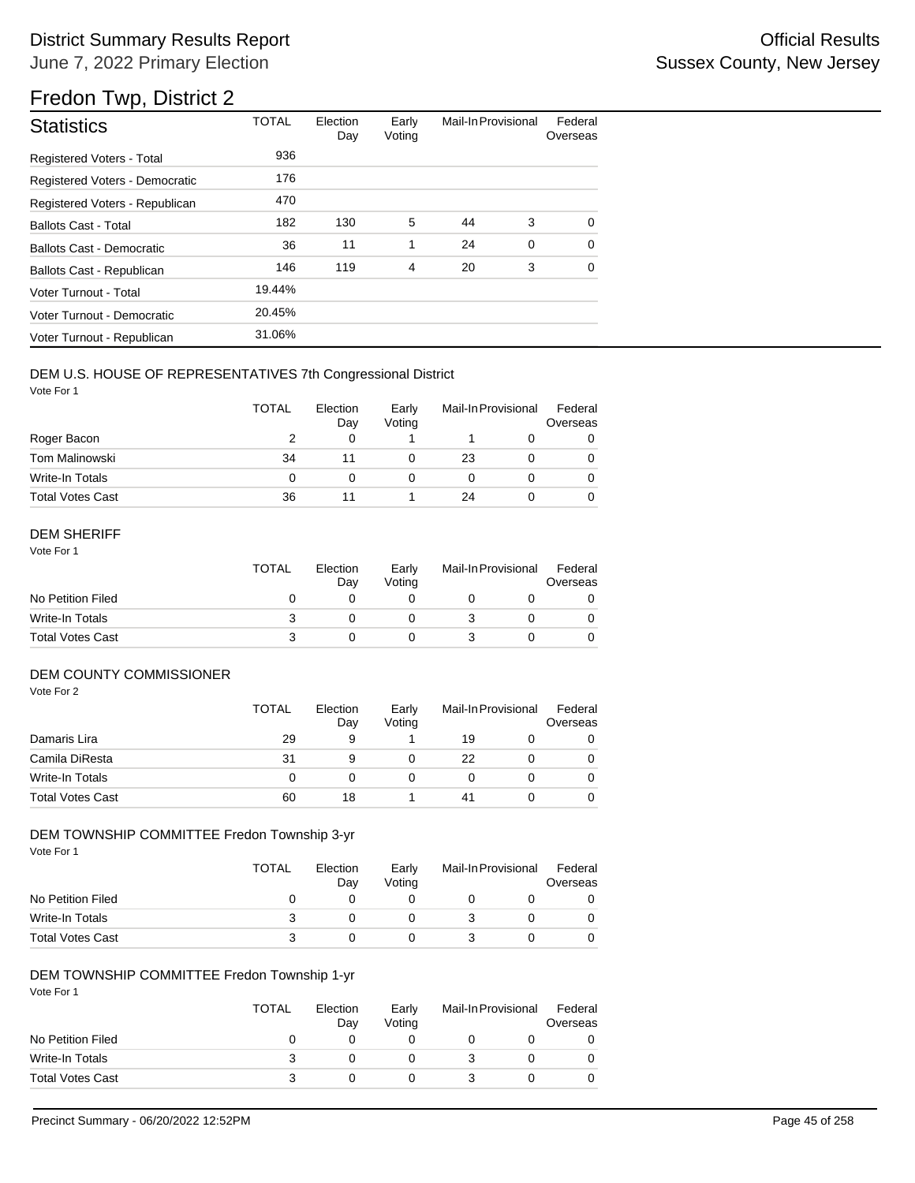# District Summary Results Report

June 7, 2022 Primary Election

Official Results

Sussex County, New Jersey

## Fredon Twp, District 2

| Statistics | TOTAL | Election Day | Early Voting | Mail-In | Provisional | Federal Overseas |
|---|---|---|---|---|---|---|
| Registered Voters - Total | 936 | | | | | |
| Registered Voters - Democratic | 176 | | | | | |
| Registered Voters - Republican | 470 | | | | | |
| Ballots Cast - Total | 182 | 130 | 5 | 44 | 3 | 0 |
| Ballots Cast - Democratic | 36 | 11 | 1 | 24 | 0 | 0 |
| Ballots Cast - Republican | 146 | 119 | 4 | 20 | 3 | 0 |
| Voter Turnout - Total | 19.44% | | | | | |
| Voter Turnout - Democratic | 20.45% | | | | | |
| Voter Turnout - Republican | 31.06% | | | | | |

### DEM U.S. HOUSE OF REPRESENTATIVES 7th Congressional District

Vote For 1

| | TOTAL | Election Day | Early Voting | Mail-In | Provisional | Federal Overseas |
|---|---|---|---|---|---|---|
| Roger Bacon | 2 | 0 | 1 | 1 | 0 | 0 |
| Tom Malinowski | 34 | 11 | 0 | 23 | 0 | 0 |
| Write-In Totals | 0 | 0 | 0 | 0 | 0 | 0 |
| Total Votes Cast | 36 | 11 | 1 | 24 | 0 | 0 |

### DEM SHERIFF

Vote For 1

| | TOTAL | Election Day | Early Voting | Mail-In | Provisional | Federal Overseas |
|---|---|---|---|---|---|---|
| No Petition Filed | 0 | 0 | 0 | 0 | 0 | 0 |
| Write-In Totals | 3 | 0 | 0 | 3 | 0 | 0 |
| Total Votes Cast | 3 | 0 | 0 | 3 | 0 | 0 |

### DEM COUNTY COMMISSIONER

Vote For 2

| | TOTAL | Election Day | Early Voting | Mail-In | Provisional | Federal Overseas |
|---|---|---|---|---|---|---|
| Damaris Lira | 29 | 9 | 1 | 19 | 0 | 0 |
| Camila DiResta | 31 | 9 | 0 | 22 | 0 | 0 |
| Write-In Totals | 0 | 0 | 0 | 0 | 0 | 0 |
| Total Votes Cast | 60 | 18 | 1 | 41 | 0 | 0 |

### DEM TOWNSHIP COMMITTEE Fredon Township 3-yr

Vote For 1

| | TOTAL | Election Day | Early Voting | Mail-In | Provisional | Federal Overseas |
|---|---|---|---|---|---|---|
| No Petition Filed | 0 | 0 | 0 | 0 | 0 | 0 |
| Write-In Totals | 3 | 0 | 0 | 3 | 0 | 0 |
| Total Votes Cast | 3 | 0 | 0 | 3 | 0 | 0 |

### DEM TOWNSHIP COMMITTEE Fredon Township 1-yr

Vote For 1

| | TOTAL | Election Day | Early Voting | Mail-In | Provisional | Federal Overseas |
|---|---|---|---|---|---|---|
| No Petition Filed | 0 | 0 | 0 | 0 | 0 | 0 |
| Write-In Totals | 3 | 0 | 0 | 3 | 0 | 0 |
| Total Votes Cast | 3 | 0 | 0 | 3 | 0 | 0 |

Precinct Summary - 06/20/2022 12:52PM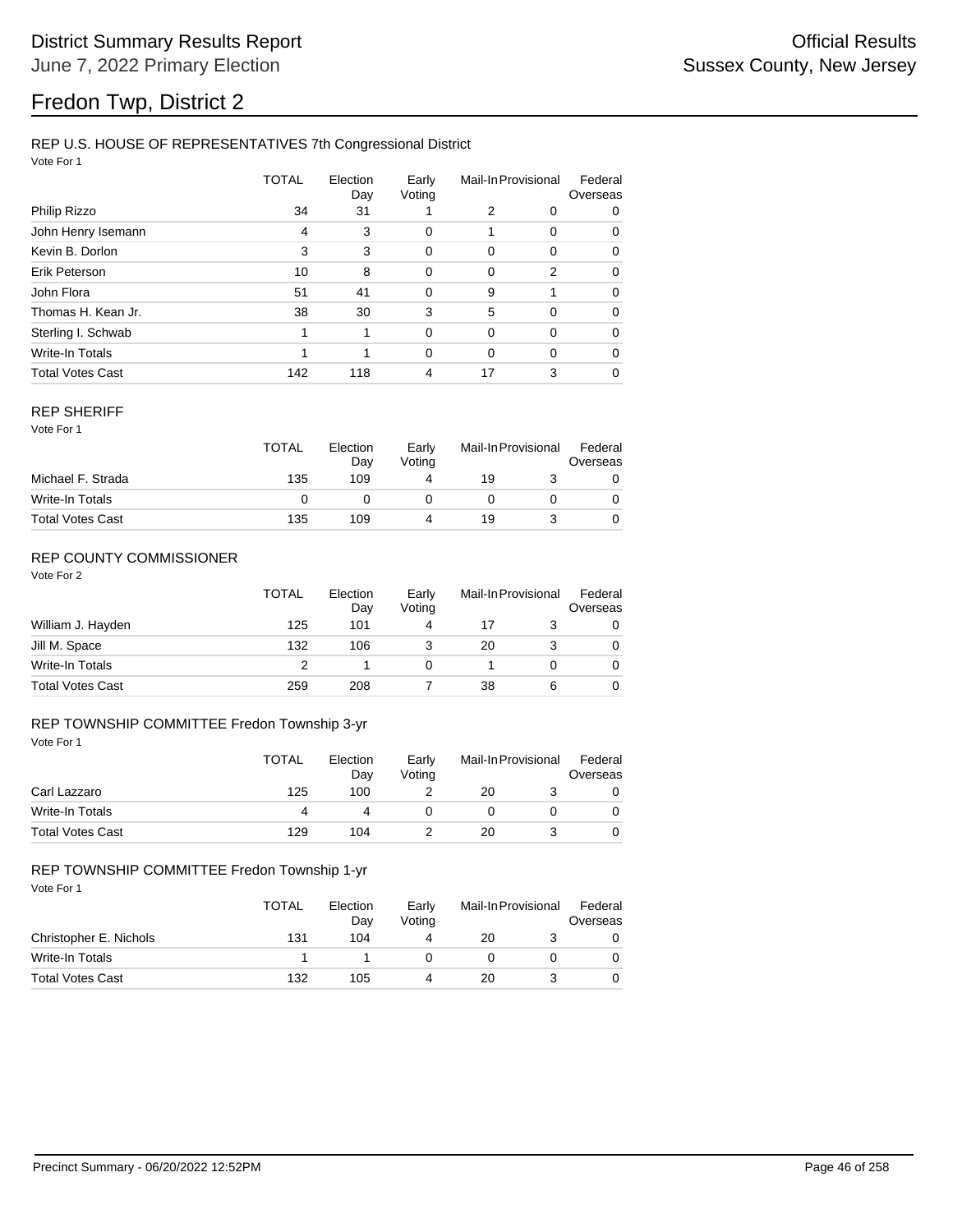# Fredon Twp, District 2

District Summary Results Report
June 7, 2022 Primary Election

Official Results
Sussex County, New Jersey

## REP U.S. HOUSE OF REPRESENTATIVES 7th Congressional District

Vote For 1

| | TOTAL | Election Day | Early Voting | Mail-In | Provisional | Federal Overseas |
|---|---|---|---|---|---|---|
| Philip Rizzo | 34 | 31 | 1 | 2 | 0 | 0 |
| John Henry Isemann | 4 | 3 | 0 | 1 | 0 | 0 |
| Kevin B. Dorlon | 3 | 3 | 0 | 0 | 0 | 0 |
| Erik Peterson | 10 | 8 | 0 | 0 | 2 | 0 |
| John Flora | 51 | 41 | 0 | 9 | 1 | 0 |
| Thomas H. Kean Jr. | 38 | 30 | 3 | 5 | 0 | 0 |
| Sterling I. Schwab | 1 | 1 | 0 | 0 | 0 | 0 |
| Write-In Totals | 1 | 1 | 0 | 0 | 0 | 0 |
| Total Votes Cast | 142 | 118 | 4 | 17 | 3 | 0 |

## REP SHERIFF

Vote For 1

| | TOTAL | Election Day | Early Voting | Mail-In | Provisional | Federal Overseas |
|---|---|---|---|---|---|---|
| Michael F. Strada | 135 | 109 | 4 | 19 | 3 | 0 |
| Write-In Totals | 0 | 0 | 0 | 0 | 0 | 0 |
| Total Votes Cast | 135 | 109 | 4 | 19 | 3 | 0 |

## REP COUNTY COMMISSIONER

Vote For 2

| | TOTAL | Election Day | Early Voting | Mail-In | Provisional | Federal Overseas |
|---|---|---|---|---|---|---|
| William J. Hayden | 125 | 101 | 4 | 17 | 3 | 0 |
| Jill M. Space | 132 | 106 | 3 | 20 | 3 | 0 |
| Write-In Totals | 2 | 1 | 0 | 1 | 0 | 0 |
| Total Votes Cast | 259 | 208 | 7 | 38 | 6 | 0 |

## REP TOWNSHIP COMMITTEE Fredon Township 3-yr

Vote For 1

| | TOTAL | Election Day | Early Voting | Mail-In | Provisional | Federal Overseas |
|---|---|---|---|---|---|---|
| Carl Lazzaro | 125 | 100 | 2 | 20 | 3 | 0 |
| Write-In Totals | 4 | 4 | 0 | 0 | 0 | 0 |
| Total Votes Cast | 129 | 104 | 2 | 20 | 3 | 0 |

## REP TOWNSHIP COMMITTEE Fredon Township 1-yr

Vote For 1

| | TOTAL | Election Day | Early Voting | Mail-In | Provisional | Federal Overseas |
|---|---|---|---|---|---|---|
| Christopher E. Nichols | 131 | 104 | 4 | 20 | 3 | 0 |
| Write-In Totals | 1 | 1 | 0 | 0 | 0 | 0 |
| Total Votes Cast | 132 | 105 | 4 | 20 | 3 | 0 |

Precinct Summary - 06/20/2022 12:52PM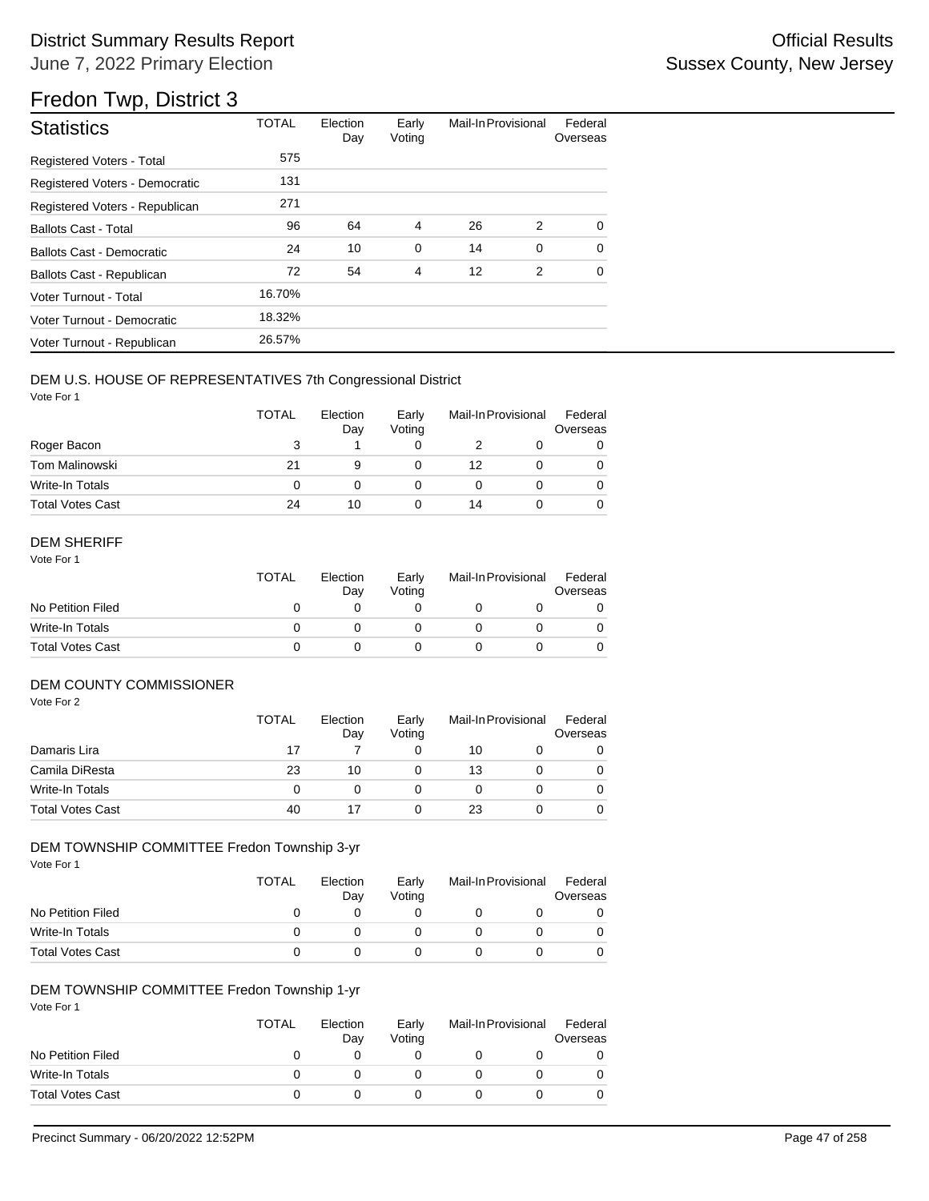# District Summary Results Report

June 7, 2022 Primary Election

Official Results
Sussex County, New Jersey

## Fredon Twp, District 3

| Statistics | TOTAL | Election Day | Early Voting | Mail-In | Provisional | Federal Overseas |
|---|---|---|---|---|---|---|
| Registered Voters - Total | 575 | | | | | |
| Registered Voters - Democratic | 131 | | | | | |
| Registered Voters - Republican | 271 | | | | | |
| Ballots Cast - Total | 96 | 64 | 4 | 26 | 2 | 0 |
| Ballots Cast - Democratic | 24 | 10 | 0 | 14 | 0 | 0 |
| Ballots Cast - Republican | 72 | 54 | 4 | 12 | 2 | 0 |
| Voter Turnout - Total | 16.70% | | | | | |
| Voter Turnout - Democratic | 18.32% | | | | | |
| Voter Turnout - Republican | 26.57% | | | | | |

### DEM U.S. HOUSE OF REPRESENTATIVES 7th Congressional District

Vote For 1

| | TOTAL | Election Day | Early Voting | Mail-In | Provisional | Federal Overseas |
|---|---|---|---|---|---|---|
| Roger Bacon | 3 | 1 | 0 | 2 | 0 | 0 |
| Tom Malinowski | 21 | 9 | 0 | 12 | 0 | 0 |
| Write-In Totals | 0 | 0 | 0 | 0 | 0 | 0 |
| Total Votes Cast | 24 | 10 | 0 | 14 | 0 | 0 |

### DEM SHERIFF

Vote For 1

| | TOTAL | Election Day | Early Voting | Mail-In | Provisional | Federal Overseas |
|---|---|---|---|---|---|---|
| No Petition Filed | 0 | 0 | 0 | 0 | 0 | 0 |
| Write-In Totals | 0 | 0 | 0 | 0 | 0 | 0 |
| Total Votes Cast | 0 | 0 | 0 | 0 | 0 | 0 |

### DEM COUNTY COMMISSIONER

Vote For 2

| | TOTAL | Election Day | Early Voting | Mail-In | Provisional | Federal Overseas |
|---|---|---|---|---|---|---|
| Damaris Lira | 17 | 7 | 0 | 10 | 0 | 0 |
| Camila DiResta | 23 | 10 | 0 | 13 | 0 | 0 |
| Write-In Totals | 0 | 0 | 0 | 0 | 0 | 0 |
| Total Votes Cast | 40 | 17 | 0 | 23 | 0 | 0 |

### DEM TOWNSHIP COMMITTEE Fredon Township 3-yr

Vote For 1

| | TOTAL | Election Day | Early Voting | Mail-In | Provisional | Federal Overseas |
|---|---|---|---|---|---|---|
| No Petition Filed | 0 | 0 | 0 | 0 | 0 | 0 |
| Write-In Totals | 0 | 0 | 0 | 0 | 0 | 0 |
| Total Votes Cast | 0 | 0 | 0 | 0 | 0 | 0 |

### DEM TOWNSHIP COMMITTEE Fredon Township 1-yr

Vote For 1

| | TOTAL | Election Day | Early Voting | Mail-In | Provisional | Federal Overseas |
|---|---|---|---|---|---|---|
| No Petition Filed | 0 | 0 | 0 | 0 | 0 | 0 |
| Write-In Totals | 0 | 0 | 0 | 0 | 0 | 0 |
| Total Votes Cast | 0 | 0 | 0 | 0 | 0 | 0 |

Precinct Summary - 06/20/2022 12:52PM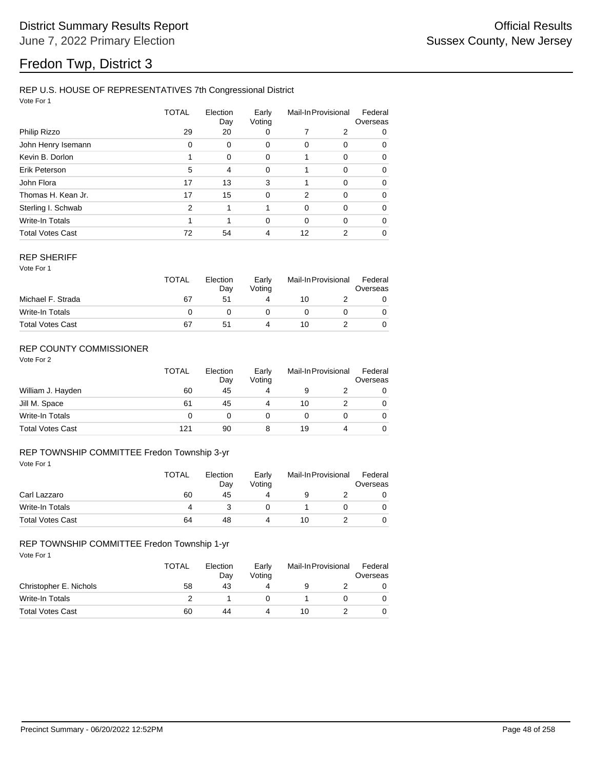# Fredon Twp, District 3

## REP U.S. HOUSE OF REPRESENTATIVES 7th Congressional District

Vote For 1

| | TOTAL | Election Day | Early Voting | Mail-In | Provisional | Federal Overseas |
|---|---|---|---|---|---|---|
| Philip Rizzo | 29 | 20 | 0 | 7 | 2 | 0 |
| John Henry Isemann | 0 | 0 | 0 | 0 | 0 | 0 |
| Kevin B. Dorlon | 1 | 0 | 0 | 1 | 0 | 0 |
| Erik Peterson | 5 | 4 | 0 | 1 | 0 | 0 |
| John Flora | 17 | 13 | 3 | 1 | 0 | 0 |
| Thomas H. Kean Jr. | 17 | 15 | 0 | 2 | 0 | 0 |
| Sterling I. Schwab | 2 | 1 | 1 | 0 | 0 | 0 |
| Write-In Totals | 1 | 1 | 0 | 0 | 0 | 0 |
| Total Votes Cast | 72 | 54 | 4 | 12 | 2 | 0 |

## REP SHERIFF

Vote For 1

| | TOTAL | Election Day | Early Voting | Mail-In | Provisional | Federal Overseas |
|---|---|---|---|---|---|---|
| Michael F. Strada | 67 | 51 | 4 | 10 | 2 | 0 |
| Write-In Totals | 0 | 0 | 0 | 0 | 0 | 0 |
| Total Votes Cast | 67 | 51 | 4 | 10 | 2 | 0 |

## REP COUNTY COMMISSIONER

Vote For 2

| | TOTAL | Election Day | Early Voting | Mail-In | Provisional | Federal Overseas |
|---|---|---|---|---|---|---|
| William J. Hayden | 60 | 45 | 4 | 9 | 2 | 0 |
| Jill M. Space | 61 | 45 | 4 | 10 | 2 | 0 |
| Write-In Totals | 0 | 0 | 0 | 0 | 0 | 0 |
| Total Votes Cast | 121 | 90 | 8 | 19 | 4 | 0 |

## REP TOWNSHIP COMMITTEE Fredon Township 3-yr

Vote For 1

| | TOTAL | Election Day | Early Voting | Mail-In | Provisional | Federal Overseas |
|---|---|---|---|---|---|---|
| Carl Lazzaro | 60 | 45 | 4 | 9 | 2 | 0 |
| Write-In Totals | 4 | 3 | 0 | 1 | 0 | 0 |
| Total Votes Cast | 64 | 48 | 4 | 10 | 2 | 0 |

## REP TOWNSHIP COMMITTEE Fredon Township 1-yr

Vote For 1

| | TOTAL | Election Day | Early Voting | Mail-In | Provisional | Federal Overseas |
|---|---|---|---|---|---|---|
| Christopher E. Nichols | 58 | 43 | 4 | 9 | 2 | 0 |
| Write-In Totals | 2 | 1 | 0 | 1 | 0 | 0 |
| Total Votes Cast | 60 | 44 | 4 | 10 | 2 | 0 |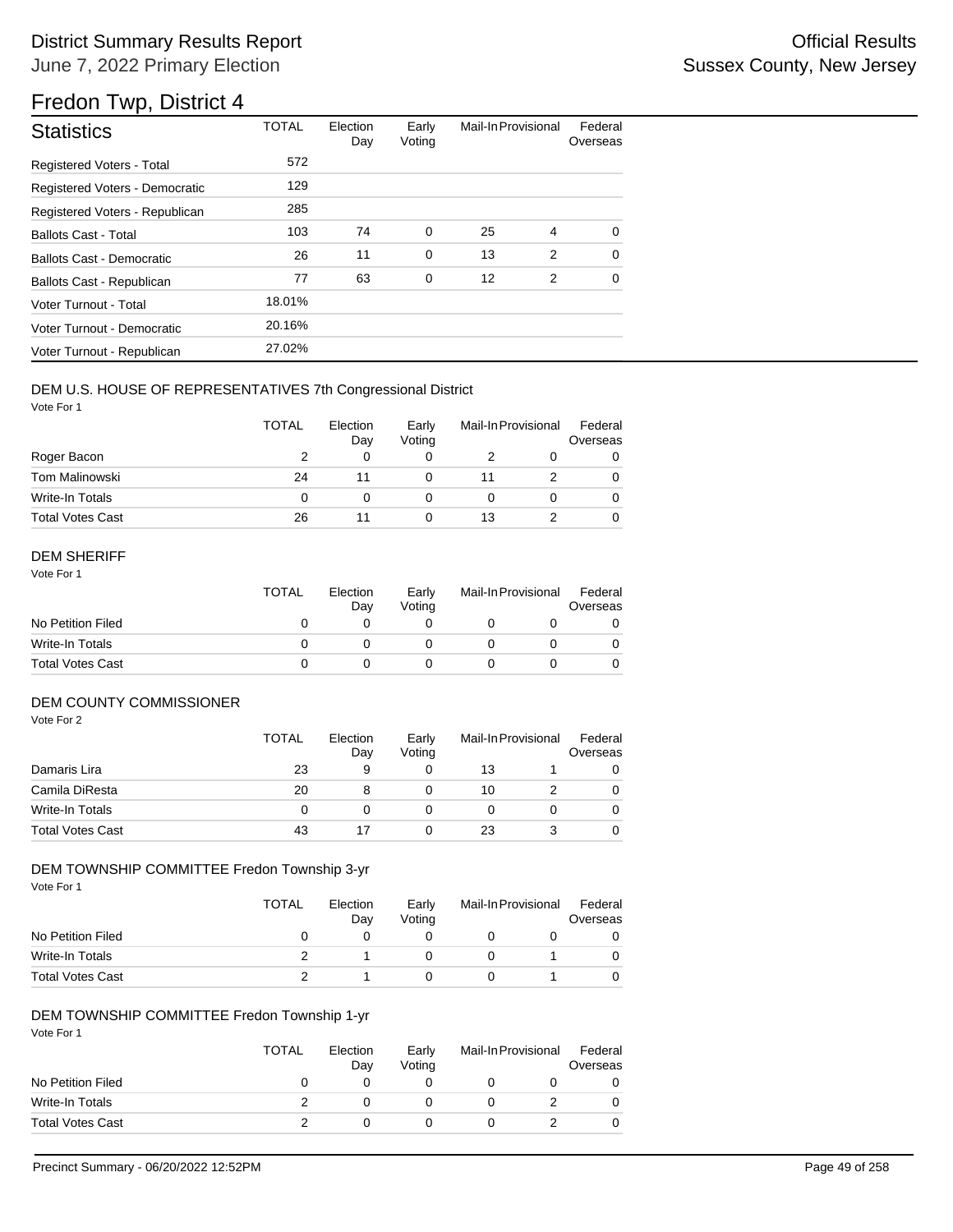# District Summary Results Report

June 7, 2022 Primary Election

Official Results

Sussex County, New Jersey

## Fredon Twp, District 4

| Statistics | TOTAL | Election Day | Early Voting | Mail-In | Provisional | Federal Overseas |
|---|---|---|---|---|---|---|
| Registered Voters - Total | 572 | | | | | |
| Registered Voters - Democratic | 129 | | | | | |
| Registered Voters - Republican | 285 | | | | | |
| Ballots Cast - Total | 103 | 74 | 0 | 25 | 4 | 0 |
| Ballots Cast - Democratic | 26 | 11 | 0 | 13 | 2 | 0 |
| Ballots Cast - Republican | 77 | 63 | 0 | 12 | 2 | 0 |
| Voter Turnout - Total | 18.01% | | | | | |
| Voter Turnout - Democratic | 20.16% | | | | | |
| Voter Turnout - Republican | 27.02% | | | | | |

### DEM U.S. HOUSE OF REPRESENTATIVES 7th Congressional District

Vote For 1

| | TOTAL | Election Day | Early Voting | Mail-In | Provisional | Federal Overseas |
|---|---|---|---|---|---|---|
| Roger Bacon | 2 | 0 | 0 | 2 | 0 | 0 |
| Tom Malinowski | 24 | 11 | 0 | 11 | 2 | 0 |
| Write-In Totals | 0 | 0 | 0 | 0 | 0 | 0 |
| Total Votes Cast | 26 | 11 | 0 | 13 | 2 | 0 |

### DEM SHERIFF

Vote For 1

| | TOTAL | Election Day | Early Voting | Mail-In | Provisional | Federal Overseas |
|---|---|---|---|---|---|---|
| No Petition Filed | 0 | 0 | 0 | 0 | 0 | 0 |
| Write-In Totals | 0 | 0 | 0 | 0 | 0 | 0 |
| Total Votes Cast | 0 | 0 | 0 | 0 | 0 | 0 |

### DEM COUNTY COMMISSIONER

Vote For 2

| | TOTAL | Election Day | Early Voting | Mail-In | Provisional | Federal Overseas |
|---|---|---|---|---|---|---|
| Damaris Lira | 23 | 9 | 0 | 13 | 1 | 0 |
| Camila DiResta | 20 | 8 | 0 | 10 | 2 | 0 |
| Write-In Totals | 0 | 0 | 0 | 0 | 0 | 0 |
| Total Votes Cast | 43 | 17 | 0 | 23 | 3 | 0 |

### DEM TOWNSHIP COMMITTEE Fredon Township 3-yr

Vote For 1

| | TOTAL | Election Day | Early Voting | Mail-In | Provisional | Federal Overseas |
|---|---|---|---|---|---|---|
| No Petition Filed | 0 | 0 | 0 | 0 | 0 | 0 |
| Write-In Totals | 2 | 1 | 0 | 0 | 1 | 0 |
| Total Votes Cast | 2 | 1 | 0 | 0 | 1 | 0 |

### DEM TOWNSHIP COMMITTEE Fredon Township 1-yr

Vote For 1

| | TOTAL | Election Day | Early Voting | Mail-In | Provisional | Federal Overseas |
|---|---|---|---|---|---|---|
| No Petition Filed | 0 | 0 | 0 | 0 | 0 | 0 |
| Write-In Totals | 2 | 0 | 0 | 0 | 2 | 0 |
| Total Votes Cast | 2 | 0 | 0 | 0 | 2 | 0 |

Precinct Summary - 06/20/2022 12:52PM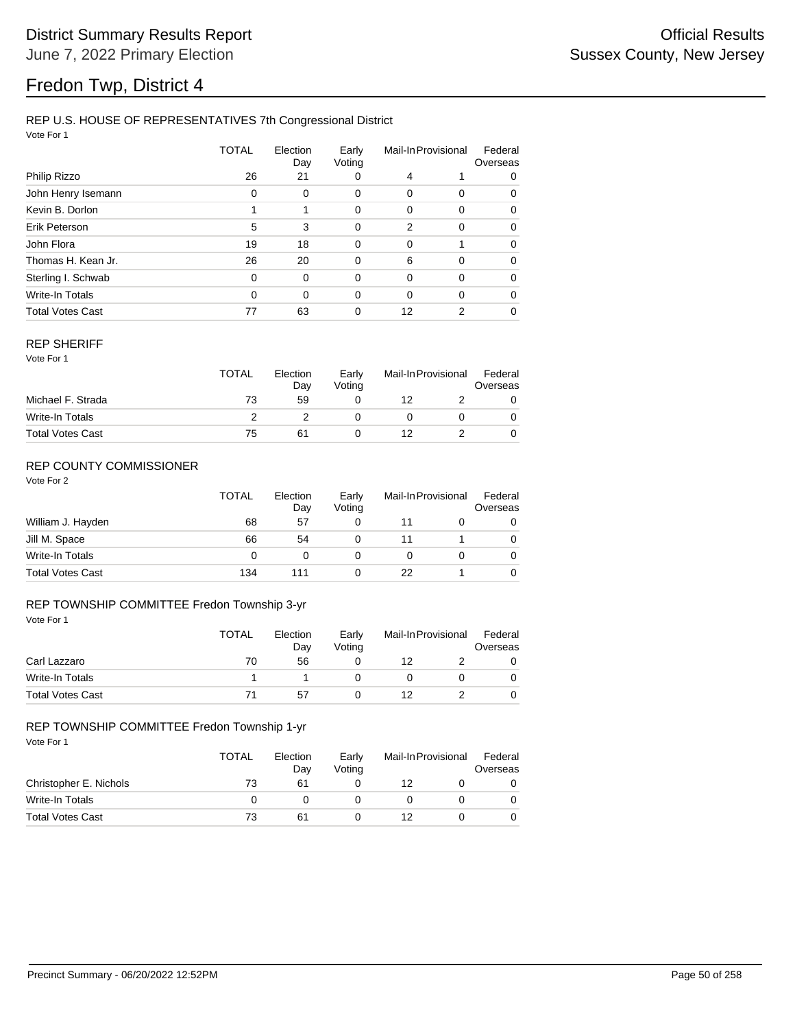# District Summary Results Report

June 7, 2022 Primary Election

Official Results

Sussex County, New Jersey

# Fredon Twp, District 4

## REP U.S. HOUSE OF REPRESENTATIVES 7th Congressional District

Vote For 1

| | TOTAL | Election Day | Early Voting | Mail-In | Provisional | Federal Overseas |
|---|---|---|---|---|---|---|
| Philip Rizzo | 26 | 21 | 0 | 4 | 1 | 0 |
| John Henry Isemann | 0 | 0 | 0 | 0 | 0 | 0 |
| Kevin B. Dorlon | 1 | 1 | 0 | 0 | 0 | 0 |
| Erik Peterson | 5 | 3 | 0 | 2 | 0 | 0 |
| John Flora | 19 | 18 | 0 | 0 | 1 | 0 |
| Thomas H. Kean Jr. | 26 | 20 | 0 | 6 | 0 | 0 |
| Sterling I. Schwab | 0 | 0 | 0 | 0 | 0 | 0 |
| Write-In Totals | 0 | 0 | 0 | 0 | 0 | 0 |
| Total Votes Cast | 77 | 63 | 0 | 12 | 2 | 0 |

## REP SHERIFF

Vote For 1

| | TOTAL | Election Day | Early Voting | Mail-In | Provisional | Federal Overseas |
|---|---|---|---|---|---|---|
| Michael F. Strada | 73 | 59 | 0 | 12 | 2 | 0 |
| Write-In Totals | 2 | 2 | 0 | 0 | 0 | 0 |
| Total Votes Cast | 75 | 61 | 0 | 12 | 2 | 0 |

## REP COUNTY COMMISSIONER

Vote For 2

| | TOTAL | Election Day | Early Voting | Mail-In | Provisional | Federal Overseas |
|---|---|---|---|---|---|---|
| William J. Hayden | 68 | 57 | 0 | 11 | 0 | 0 |
| Jill M. Space | 66 | 54 | 0 | 11 | 1 | 0 |
| Write-In Totals | 0 | 0 | 0 | 0 | 0 | 0 |
| Total Votes Cast | 134 | 111 | 0 | 22 | 1 | 0 |

## REP TOWNSHIP COMMITTEE Fredon Township 3-yr

Vote For 1

| | TOTAL | Election Day | Early Voting | Mail-In | Provisional | Federal Overseas |
|---|---|---|---|---|---|---|
| Carl Lazzaro | 70 | 56 | 0 | 12 | 2 | 0 |
| Write-In Totals | 1 | 1 | 0 | 0 | 0 | 0 |
| Total Votes Cast | 71 | 57 | 0 | 12 | 2 | 0 |

## REP TOWNSHIP COMMITTEE Fredon Township 1-yr

Vote For 1

| | TOTAL | Election Day | Early Voting | Mail-In | Provisional | Federal Overseas |
|---|---|---|---|---|---|---|
| Christopher E. Nichols | 73 | 61 | 0 | 12 | 0 | 0 |
| Write-In Totals | 0 | 0 | 0 | 0 | 0 | 0 |
| Total Votes Cast | 73 | 61 | 0 | 12 | 0 | 0 |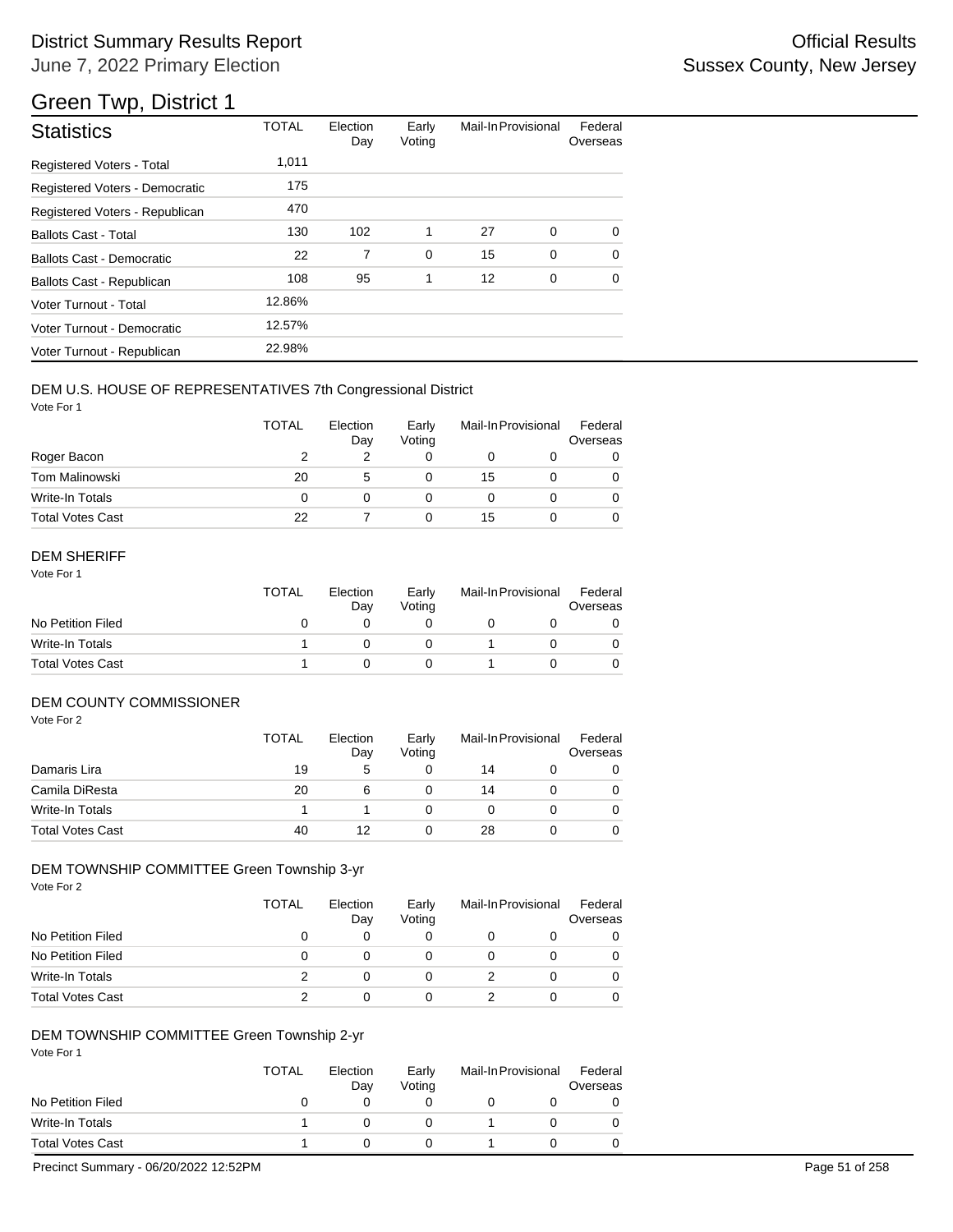# District Summary Results Report

June 7, 2022 Primary Election

Official Results

Sussex County, New Jersey

## Green Twp, District 1

| Statistics | TOTAL | Election Day | Early Voting | Mail-In | Provisional | Federal Overseas |
|---|---|---|---|---|---|---|
| Registered Voters - Total | 1,011 | | | | | |
| Registered Voters - Democratic | 175 | | | | | |
| Registered Voters - Republican | 470 | | | | | |
| Ballots Cast - Total | 130 | 102 | 1 | 27 | 0 | 0 |
| Ballots Cast - Democratic | 22 | 7 | 0 | 15 | 0 | 0 |
| Ballots Cast - Republican | 108 | 95 | 1 | 12 | 0 | 0 |
| Voter Turnout - Total | 12.86% | | | | | |
| Voter Turnout - Democratic | 12.57% | | | | | |
| Voter Turnout - Republican | 22.98% | | | | | |

### DEM U.S. HOUSE OF REPRESENTATIVES 7th Congressional District

Vote For 1

| | TOTAL | Election Day | Early Voting | Mail-In | Provisional | Federal Overseas |
|---|---|---|---|---|---|---|
| Roger Bacon | 2 | 2 | 0 | 0 | 0 | 0 |
| Tom Malinowski | 20 | 5 | 0 | 15 | 0 | 0 |
| Write-In Totals | 0 | 0 | 0 | 0 | 0 | 0 |
| Total Votes Cast | 22 | 7 | 0 | 15 | 0 | 0 |

### DEM SHERIFF

Vote For 1

| | TOTAL | Election Day | Early Voting | Mail-In | Provisional | Federal Overseas |
|---|---|---|---|---|---|---|
| No Petition Filed | 0 | 0 | 0 | 0 | 0 | 0 |
| Write-In Totals | 1 | 0 | 0 | 1 | 0 | 0 |
| Total Votes Cast | 1 | 0 | 0 | 1 | 0 | 0 |

### DEM COUNTY COMMISSIONER

Vote For 2

| | TOTAL | Election Day | Early Voting | Mail-In | Provisional | Federal Overseas |
|---|---|---|---|---|---|---|
| Damaris Lira | 19 | 5 | 0 | 14 | 0 | 0 |
| Camila DiResta | 20 | 6 | 0 | 14 | 0 | 0 |
| Write-In Totals | 1 | 1 | 0 | 0 | 0 | 0 |
| Total Votes Cast | 40 | 12 | 0 | 28 | 0 | 0 |

### DEM TOWNSHIP COMMITTEE Green Township 3-yr

Vote For 2

| | TOTAL | Election Day | Early Voting | Mail-In | Provisional | Federal Overseas |
|---|---|---|---|---|---|---|
| No Petition Filed | 0 | 0 | 0 | 0 | 0 | 0 |
| No Petition Filed | 0 | 0 | 0 | 0 | 0 | 0 |
| Write-In Totals | 2 | 0 | 0 | 2 | 0 | 0 |
| Total Votes Cast | 2 | 0 | 0 | 2 | 0 | 0 |

### DEM TOWNSHIP COMMITTEE Green Township 2-yr

Vote For 1

| | TOTAL | Election Day | Early Voting | Mail-In | Provisional | Federal Overseas |
|---|---|---|---|---|---|---|
| No Petition Filed | 0 | 0 | 0 | 0 | 0 | 0 |
| Write-In Totals | 1 | 0 | 0 | 1 | 0 | 0 |
| Total Votes Cast | 1 | 0 | 0 | 1 | 0 | 0 |

Precinct Summary - 06/20/2022 12:52PM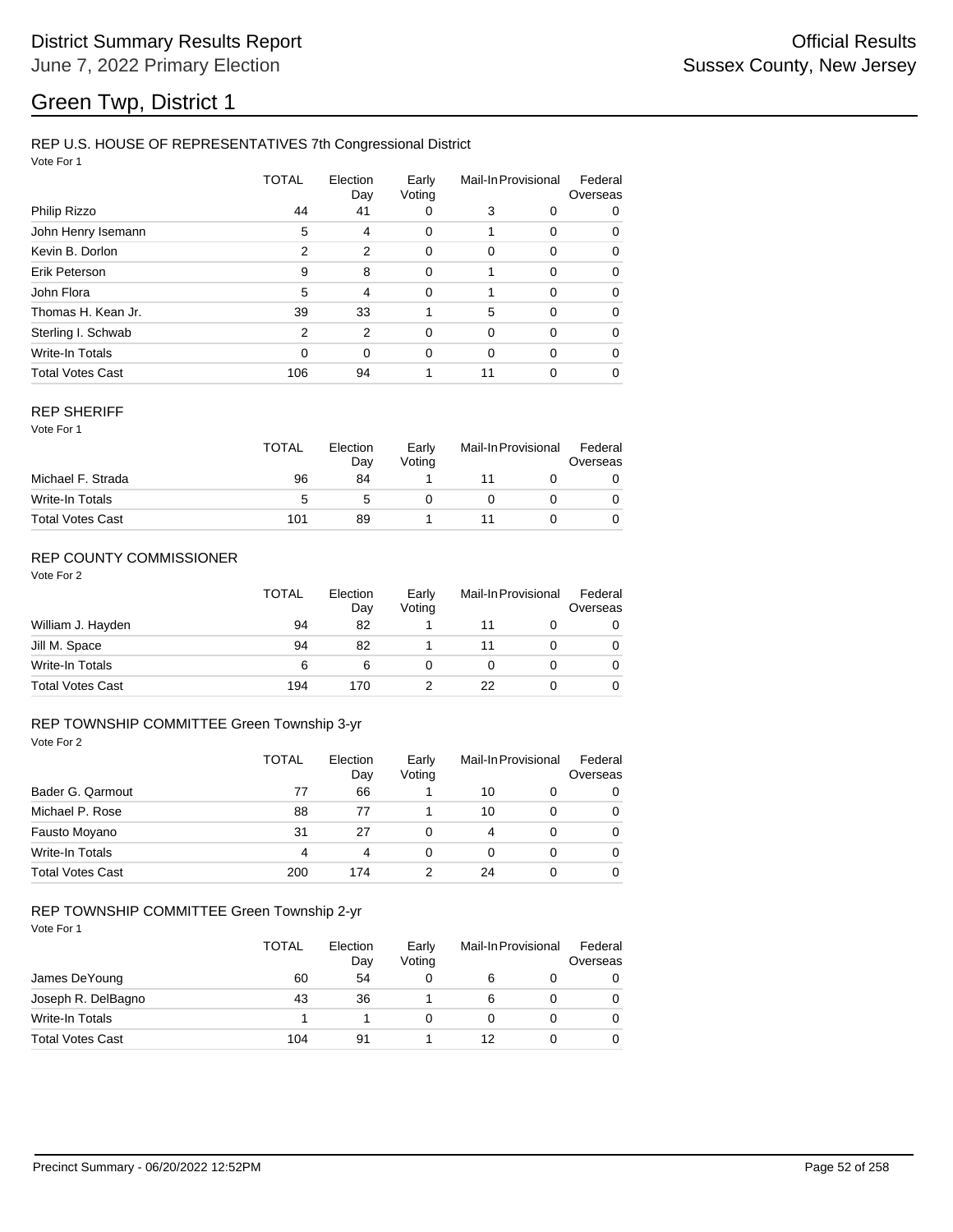# District Summary Results Report

June 7, 2022 Primary Election

Official Results

Sussex County, New Jersey

## Green Twp, District 1

### REP U.S. HOUSE OF REPRESENTATIVES 7th Congressional District

Vote For 1

| | TOTAL | Election Day | Early Voting | Mail-In | Provisional | Federal Overseas |
|---|---|---|---|---|---|---|
| Philip Rizzo | 44 | 41 | 0 | 3 | 0 | 0 |
| John Henry Isemann | 5 | 4 | 0 | 1 | 0 | 0 |
| Kevin B. Dorlon | 2 | 2 | 0 | 0 | 0 | 0 |
| Erik Peterson | 9 | 8 | 0 | 1 | 0 | 0 |
| John Flora | 5 | 4 | 0 | 1 | 0 | 0 |
| Thomas H. Kean Jr. | 39 | 33 | 1 | 5 | 0 | 0 |
| Sterling I. Schwab | 2 | 2 | 0 | 0 | 0 | 0 |
| Write-In Totals | 0 | 0 | 0 | 0 | 0 | 0 |
| Total Votes Cast | 106 | 94 | 1 | 11 | 0 | 0 |

### REP SHERIFF

Vote For 1

| | TOTAL | Election Day | Early Voting | Mail-In | Provisional | Federal Overseas |
|---|---|---|---|---|---|---|
| Michael F. Strada | 96 | 84 | 1 | 11 | 0 | 0 |
| Write-In Totals | 5 | 5 | 0 | 0 | 0 | 0 |
| Total Votes Cast | 101 | 89 | 1 | 11 | 0 | 0 |

### REP COUNTY COMMISSIONER

Vote For 2

| | TOTAL | Election Day | Early Voting | Mail-In | Provisional | Federal Overseas |
|---|---|---|---|---|---|---|
| William J. Hayden | 94 | 82 | 1 | 11 | 0 | 0 |
| Jill M. Space | 94 | 82 | 1 | 11 | 0 | 0 |
| Write-In Totals | 6 | 6 | 0 | 0 | 0 | 0 |
| Total Votes Cast | 194 | 170 | 2 | 22 | 0 | 0 |

### REP TOWNSHIP COMMITTEE Green Township 3-yr

Vote For 2

| | TOTAL | Election Day | Early Voting | Mail-In | Provisional | Federal Overseas |
|---|---|---|---|---|---|---|
| Bader G. Qarmout | 77 | 66 | 1 | 10 | 0 | 0 |
| Michael P. Rose | 88 | 77 | 1 | 10 | 0 | 0 |
| Fausto Moyano | 31 | 27 | 0 | 4 | 0 | 0 |
| Write-In Totals | 4 | 4 | 0 | 0 | 0 | 0 |
| Total Votes Cast | 200 | 174 | 2 | 24 | 0 | 0 |

### REP TOWNSHIP COMMITTEE Green Township 2-yr

Vote For 1

| | TOTAL | Election Day | Early Voting | Mail-In | Provisional | Federal Overseas |
|---|---|---|---|---|---|---|
| James DeYoung | 60 | 54 | 0 | 6 | 0 | 0 |
| Joseph R. DelBagno | 43 | 36 | 1 | 6 | 0 | 0 |
| Write-In Totals | 1 | 1 | 0 | 0 | 0 | 0 |
| Total Votes Cast | 104 | 91 | 1 | 12 | 0 | 0 |

Precinct Summary - 06/20/2022 12:52PM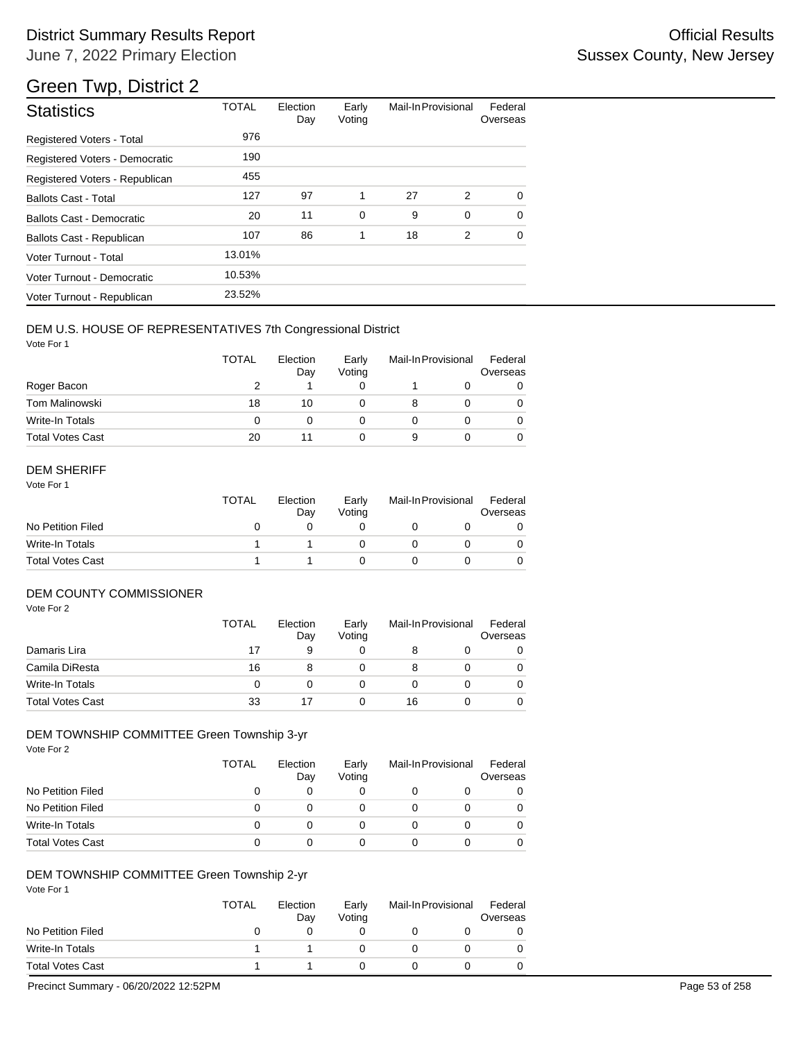# District Summary Results Report

June 7, 2022 Primary Election

Official Results
Sussex County, New Jersey

## Green Twp, District 2

| Statistics | TOTAL | Election Day | Early Voting | Mail-In | Provisional | Federal Overseas |
|---|---|---|---|---|---|---|
| Registered Voters - Total | 976 | | | | | |
| Registered Voters - Democratic | 190 | | | | | |
| Registered Voters - Republican | 455 | | | | | |
| Ballots Cast - Total | 127 | 97 | 1 | 27 | 2 | 0 |
| Ballots Cast - Democratic | 20 | 11 | 0 | 9 | 0 | 0 |
| Ballots Cast - Republican | 107 | 86 | 1 | 18 | 2 | 0 |
| Voter Turnout - Total | 13.01% | | | | | |
| Voter Turnout - Democratic | 10.53% | | | | | |
| Voter Turnout - Republican | 23.52% | | | | | |

### DEM U.S. HOUSE OF REPRESENTATIVES 7th Congressional District

Vote For 1

| | TOTAL | Election Day | Early Voting | Mail-In | Provisional | Federal Overseas |
|---|---|---|---|---|---|---|
| Roger Bacon | 2 | 1 | 0 | 1 | 0 | 0 |
| Tom Malinowski | 18 | 10 | 0 | 8 | 0 | 0 |
| Write-In Totals | 0 | 0 | 0 | 0 | 0 | 0 |
| Total Votes Cast | 20 | 11 | 0 | 9 | 0 | 0 |

### DEM SHERIFF

Vote For 1

| | TOTAL | Election Day | Early Voting | Mail-In | Provisional | Federal Overseas |
|---|---|---|---|---|---|---|
| No Petition Filed | 0 | 0 | 0 | 0 | 0 | 0 |
| Write-In Totals | 1 | 1 | 0 | 0 | 0 | 0 |
| Total Votes Cast | 1 | 1 | 0 | 0 | 0 | 0 |

### DEM COUNTY COMMISSIONER

Vote For 2

| | TOTAL | Election Day | Early Voting | Mail-In | Provisional | Federal Overseas |
|---|---|---|---|---|---|---|
| Damaris Lira | 17 | 9 | 0 | 8 | 0 | 0 |
| Camila DiResta | 16 | 8 | 0 | 8 | 0 | 0 |
| Write-In Totals | 0 | 0 | 0 | 0 | 0 | 0 |
| Total Votes Cast | 33 | 17 | 0 | 16 | 0 | 0 |

### DEM TOWNSHIP COMMITTEE Green Township 3-yr

Vote For 2

| | TOTAL | Election Day | Early Voting | Mail-In | Provisional | Federal Overseas |
|---|---|---|---|---|---|---|
| No Petition Filed | 0 | 0 | 0 | 0 | 0 | 0 |
| No Petition Filed | 0 | 0 | 0 | 0 | 0 | 0 |
| Write-In Totals | 0 | 0 | 0 | 0 | 0 | 0 |
| Total Votes Cast | 0 | 0 | 0 | 0 | 0 | 0 |

### DEM TOWNSHIP COMMITTEE Green Township 2-yr

Vote For 1

| | TOTAL | Election Day | Early Voting | Mail-In | Provisional | Federal Overseas |
|---|---|---|---|---|---|---|
| No Petition Filed | 0 | 0 | 0 | 0 | 0 | 0 |
| Write-In Totals | 1 | 1 | 0 | 0 | 0 | 0 |
| Total Votes Cast | 1 | 1 | 0 | 0 | 0 | 0 |

Precinct Summary - 06/20/2022 12:52PM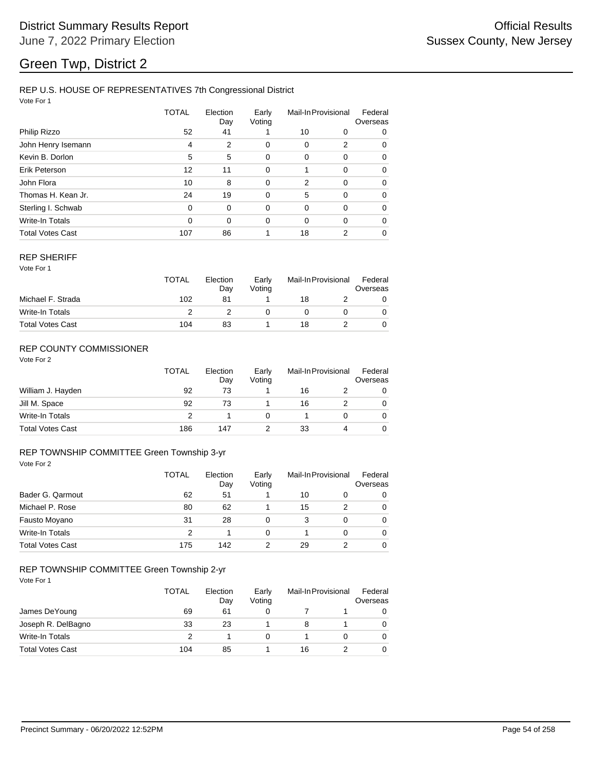# District Summary Results Report

June 7, 2022 Primary Election

Official Results
Sussex County, New Jersey

# Green Twp, District 2

## REP U.S. HOUSE OF REPRESENTATIVES 7th Congressional District

Vote For 1

| | TOTAL | Election Day | Early Voting | Mail-In | Provisional | Federal Overseas |
|---|---|---|---|---|---|---|
| Philip Rizzo | 52 | 41 | 1 | 10 | 0 | 0 |
| John Henry Isemann | 4 | 2 | 0 | 0 | 2 | 0 |
| Kevin B. Dorlon | 5 | 5 | 0 | 0 | 0 | 0 |
| Erik Peterson | 12 | 11 | 0 | 1 | 0 | 0 |
| John Flora | 10 | 8 | 0 | 2 | 0 | 0 |
| Thomas H. Kean Jr. | 24 | 19 | 0 | 5 | 0 | 0 |
| Sterling I. Schwab | 0 | 0 | 0 | 0 | 0 | 0 |
| Write-In Totals | 0 | 0 | 0 | 0 | 0 | 0 |
| Total Votes Cast | 107 | 86 | 1 | 18 | 2 | 0 |

## REP SHERIFF

Vote For 1

| | TOTAL | Election Day | Early Voting | Mail-In | Provisional | Federal Overseas |
|---|---|---|---|---|---|---|
| Michael F. Strada | 102 | 81 | 1 | 18 | 2 | 0 |
| Write-In Totals | 2 | 2 | 0 | 0 | 0 | 0 |
| Total Votes Cast | 104 | 83 | 1 | 18 | 2 | 0 |

## REP COUNTY COMMISSIONER

Vote For 2

| | TOTAL | Election Day | Early Voting | Mail-In | Provisional | Federal Overseas |
|---|---|---|---|---|---|---|
| William J. Hayden | 92 | 73 | 1 | 16 | 2 | 0 |
| Jill M. Space | 92 | 73 | 1 | 16 | 2 | 0 |
| Write-In Totals | 2 | 1 | 0 | 1 | 0 | 0 |
| Total Votes Cast | 186 | 147 | 2 | 33 | 4 | 0 |

## REP TOWNSHIP COMMITTEE Green Township 3-yr

Vote For 2

| | TOTAL | Election Day | Early Voting | Mail-In | Provisional | Federal Overseas |
|---|---|---|---|---|---|---|
| Bader G. Qarmout | 62 | 51 | 1 | 10 | 0 | 0 |
| Michael P. Rose | 80 | 62 | 1 | 15 | 2 | 0 |
| Fausto Moyano | 31 | 28 | 0 | 3 | 0 | 0 |
| Write-In Totals | 2 | 1 | 0 | 1 | 0 | 0 |
| Total Votes Cast | 175 | 142 | 2 | 29 | 2 | 0 |

## REP TOWNSHIP COMMITTEE Green Township 2-yr

Vote For 1

| | TOTAL | Election Day | Early Voting | Mail-In | Provisional | Federal Overseas |
|---|---|---|---|---|---|---|
| James DeYoung | 69 | 61 | 0 | 7 | 1 | 0 |
| Joseph R. DelBagno | 33 | 23 | 1 | 8 | 1 | 0 |
| Write-In Totals | 2 | 1 | 0 | 1 | 0 | 0 |
| Total Votes Cast | 104 | 85 | 1 | 16 | 2 | 0 |

Precinct Summary - 06/20/2022 12:52PM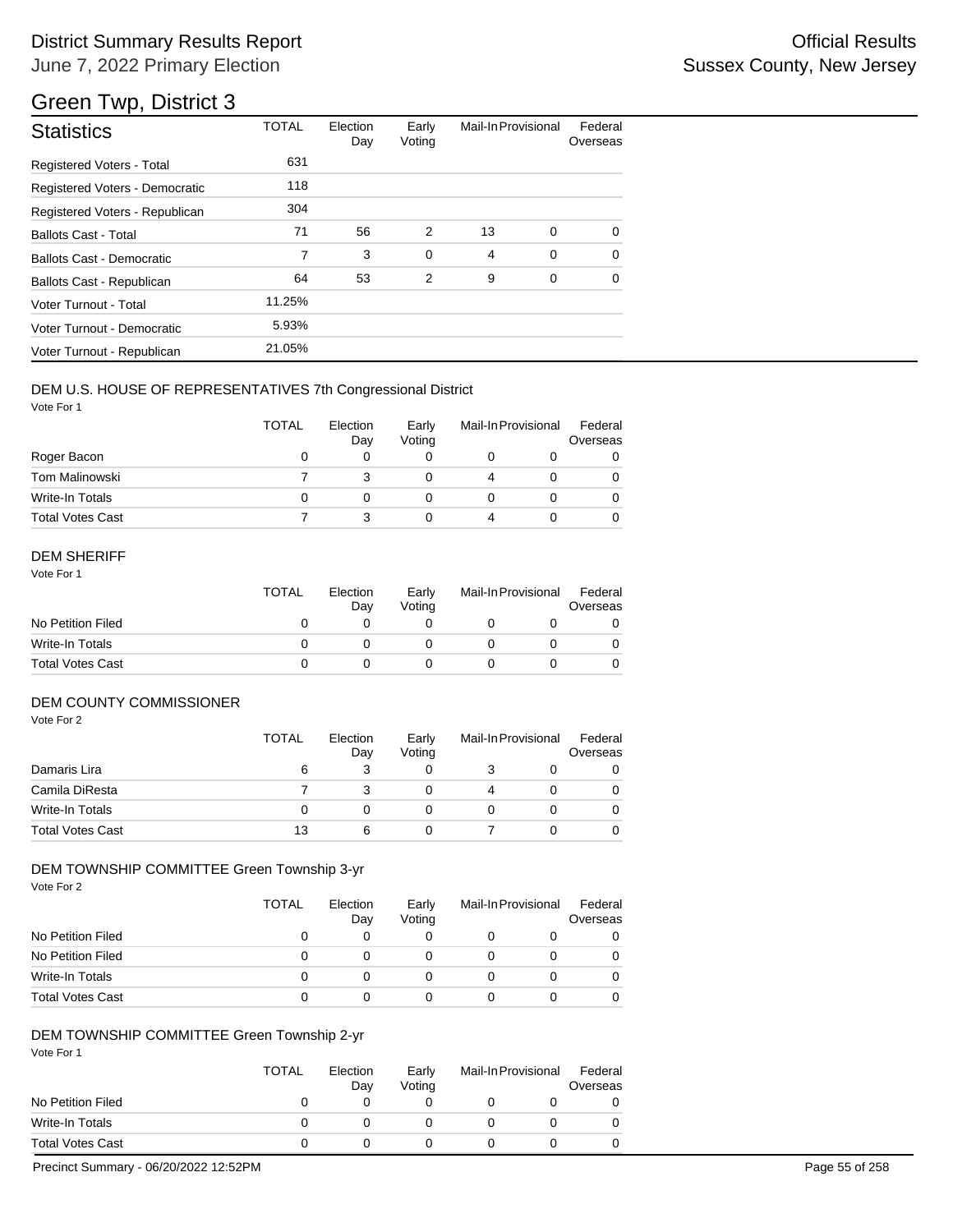# District Summary Results Report

June 7, 2022 Primary Election

Official Results

Sussex County, New Jersey

## Green Twp, District 3

| Statistics | TOTAL | Election Day | Early Voting | Mail-In | Provisional | Federal Overseas |
|---|---|---|---|---|---|---|
| Registered Voters - Total | 631 | | | | | |
| Registered Voters - Democratic | 118 | | | | | |
| Registered Voters - Republican | 304 | | | | | |
| Ballots Cast - Total | 71 | 56 | 2 | 13 | 0 | 0 |
| Ballots Cast - Democratic | 7 | 3 | 0 | 4 | 0 | 0 |
| Ballots Cast - Republican | 64 | 53 | 2 | 9 | 0 | 0 |
| Voter Turnout - Total | 11.25% | | | | | |
| Voter Turnout - Democratic | 5.93% | | | | | |
| Voter Turnout - Republican | 21.05% | | | | | |

### DEM U.S. HOUSE OF REPRESENTATIVES 7th Congressional District

Vote For 1

| | TOTAL | Election Day | Early Voting | Mail-In | Provisional | Federal Overseas |
|---|---|---|---|---|---|---|
| Roger Bacon | 0 | 0 | 0 | 0 | 0 | 0 |
| Tom Malinowski | 7 | 3 | 0 | 4 | 0 | 0 |
| Write-In Totals | 0 | 0 | 0 | 0 | 0 | 0 |
| Total Votes Cast | 7 | 3 | 0 | 4 | 0 | 0 |

### DEM SHERIFF

Vote For 1

| | TOTAL | Election Day | Early Voting | Mail-In | Provisional | Federal Overseas |
|---|---|---|---|---|---|---|
| No Petition Filed | 0 | 0 | 0 | 0 | 0 | 0 |
| Write-In Totals | 0 | 0 | 0 | 0 | 0 | 0 |
| Total Votes Cast | 0 | 0 | 0 | 0 | 0 | 0 |

### DEM COUNTY COMMISSIONER

Vote For 2

| | TOTAL | Election Day | Early Voting | Mail-In | Provisional | Federal Overseas |
|---|---|---|---|---|---|---|
| Damaris Lira | 6 | 3 | 0 | 3 | 0 | 0 |
| Camila DiResta | 7 | 3 | 0 | 4 | 0 | 0 |
| Write-In Totals | 0 | 0 | 0 | 0 | 0 | 0 |
| Total Votes Cast | 13 | 6 | 0 | 7 | 0 | 0 |

### DEM TOWNSHIP COMMITTEE Green Township 3-yr

Vote For 2

| | TOTAL | Election Day | Early Voting | Mail-In | Provisional | Federal Overseas |
|---|---|---|---|---|---|---|
| No Petition Filed | 0 | 0 | 0 | 0 | 0 | 0 |
| No Petition Filed | 0 | 0 | 0 | 0 | 0 | 0 |
| Write-In Totals | 0 | 0 | 0 | 0 | 0 | 0 |
| Total Votes Cast | 0 | 0 | 0 | 0 | 0 | 0 |

### DEM TOWNSHIP COMMITTEE Green Township 2-yr

Vote For 1

| | TOTAL | Election Day | Early Voting | Mail-In | Provisional | Federal Overseas |
|---|---|---|---|---|---|---|
| No Petition Filed | 0 | 0 | 0 | 0 | 0 | 0 |
| Write-In Totals | 0 | 0 | 0 | 0 | 0 | 0 |
| Total Votes Cast | 0 | 0 | 0 | 0 | 0 | 0 |

Precinct Summary - 06/20/2022 12:52PM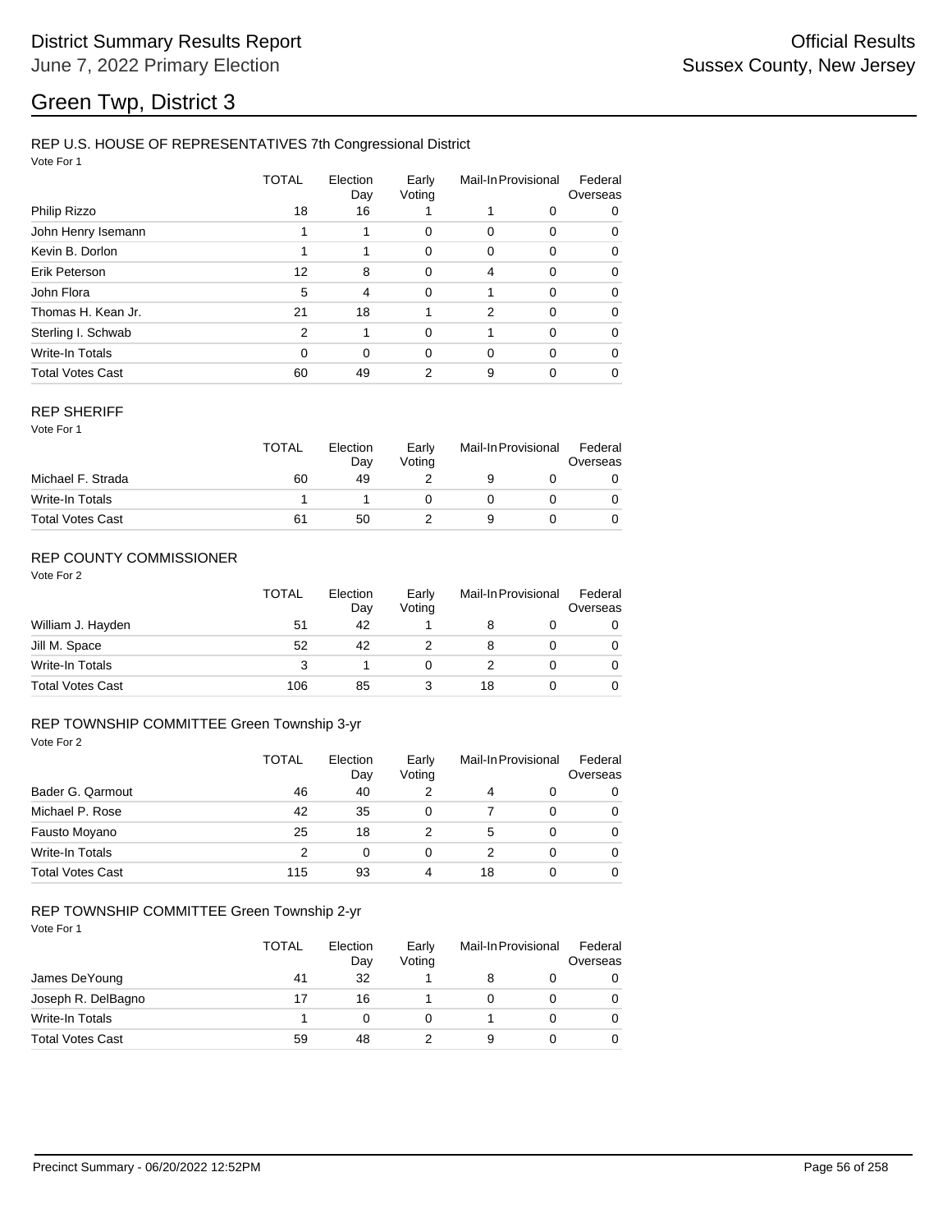# Green Twp, District 3

District Summary Results Report
June 7, 2022 Primary Election

Official Results
Sussex County, New Jersey

## REP U.S. HOUSE OF REPRESENTATIVES 7th Congressional District

Vote For 1

| | TOTAL | Election Day | Early Voting | Mail-In | Provisional | Federal Overseas |
|---|---|---|---|---|---|---|
| Philip Rizzo | 18 | 16 | 1 | 1 | 0 | 0 |
| John Henry Isemann | 1 | 1 | 0 | 0 | 0 | 0 |
| Kevin B. Dorlon | 1 | 1 | 0 | 0 | 0 | 0 |
| Erik Peterson | 12 | 8 | 0 | 4 | 0 | 0 |
| John Flora | 5 | 4 | 0 | 1 | 0 | 0 |
| Thomas H. Kean Jr. | 21 | 18 | 1 | 2 | 0 | 0 |
| Sterling I. Schwab | 2 | 1 | 0 | 1 | 0 | 0 |
| Write-In Totals | 0 | 0 | 0 | 0 | 0 | 0 |
| Total Votes Cast | 60 | 49 | 2 | 9 | 0 | 0 |

## REP SHERIFF

Vote For 1

| | TOTAL | Election Day | Early Voting | Mail-In | Provisional | Federal Overseas |
|---|---|---|---|---|---|---|
| Michael F. Strada | 60 | 49 | 2 | 9 | 0 | 0 |
| Write-In Totals | 1 | 1 | 0 | 0 | 0 | 0 |
| Total Votes Cast | 61 | 50 | 2 | 9 | 0 | 0 |

## REP COUNTY COMMISSIONER

Vote For 2

| | TOTAL | Election Day | Early Voting | Mail-In | Provisional | Federal Overseas |
|---|---|---|---|---|---|---|
| William J. Hayden | 51 | 42 | 1 | 8 | 0 | 0 |
| Jill M. Space | 52 | 42 | 2 | 8 | 0 | 0 |
| Write-In Totals | 3 | 1 | 0 | 2 | 0 | 0 |
| Total Votes Cast | 106 | 85 | 3 | 18 | 0 | 0 |

## REP TOWNSHIP COMMITTEE Green Township 3-yr

Vote For 2

| | TOTAL | Election Day | Early Voting | Mail-In | Provisional | Federal Overseas |
|---|---|---|---|---|---|---|
| Bader G. Qarmout | 46 | 40 | 2 | 4 | 0 | 0 |
| Michael P. Rose | 42 | 35 | 0 | 7 | 0 | 0 |
| Fausto Moyano | 25 | 18 | 2 | 5 | 0 | 0 |
| Write-In Totals | 2 | 0 | 0 | 2 | 0 | 0 |
| Total Votes Cast | 115 | 93 | 4 | 18 | 0 | 0 |

## REP TOWNSHIP COMMITTEE Green Township 2-yr

Vote For 1

| | TOTAL | Election Day | Early Voting | Mail-In | Provisional | Federal Overseas |
|---|---|---|---|---|---|---|
| James DeYoung | 41 | 32 | 1 | 8 | 0 | 0 |
| Joseph R. DelBagno | 17 | 16 | 1 | 0 | 0 | 0 |
| Write-In Totals | 1 | 0 | 0 | 1 | 0 | 0 |
| Total Votes Cast | 59 | 48 | 2 | 9 | 0 | 0 |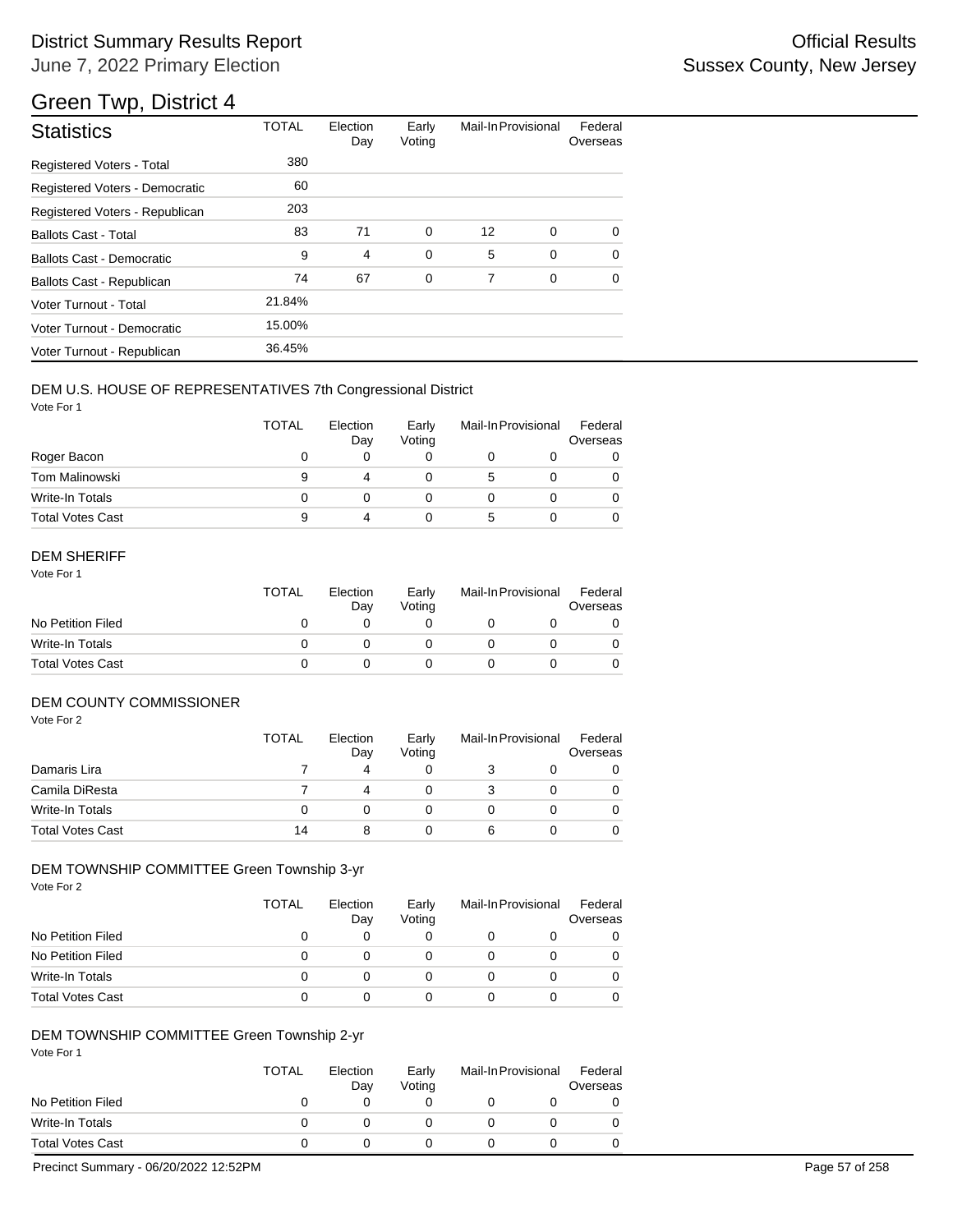District Summary Results Report

June 7, 2022 Primary Election

Official Results

Sussex County, New Jersey

# Green Twp, District 4

| Statistics | TOTAL | Election Day | Early Voting | Mail-In | Provisional | Federal Overseas |
|---|---|---|---|---|---|---|
| Registered Voters - Total | 380 | | | | | |
| Registered Voters - Democratic | 60 | | | | | |
| Registered Voters - Republican | 203 | | | | | |
| Ballots Cast - Total | 83 | 71 | 0 | 12 | 0 | 0 |
| Ballots Cast - Democratic | 9 | 4 | 0 | 5 | 0 | 0 |
| Ballots Cast - Republican | 74 | 67 | 0 | 7 | 0 | 0 |
| Voter Turnout - Total | 21.84% | | | | | |
| Voter Turnout - Democratic | 15.00% | | | | | |
| Voter Turnout - Republican | 36.45% | | | | | |

## DEM U.S. HOUSE OF REPRESENTATIVES 7th Congressional District

Vote For 1

| | TOTAL | Election Day | Early Voting | Mail-In | Provisional | Federal Overseas |
|---|---|---|---|---|---|---|
| Roger Bacon | 0 | 0 | 0 | 0 | 0 | 0 |
| Tom Malinowski | 9 | 4 | 0 | 5 | 0 | 0 |
| Write-In Totals | 0 | 0 | 0 | 0 | 0 | 0 |
| Total Votes Cast | 9 | 4 | 0 | 5 | 0 | 0 |

## DEM SHERIFF

Vote For 1

| | TOTAL | Election Day | Early Voting | Mail-In | Provisional | Federal Overseas |
|---|---|---|---|---|---|---|
| No Petition Filed | 0 | 0 | 0 | 0 | 0 | 0 |
| Write-In Totals | 0 | 0 | 0 | 0 | 0 | 0 |
| Total Votes Cast | 0 | 0 | 0 | 0 | 0 | 0 |

## DEM COUNTY COMMISSIONER

Vote For 2

| | TOTAL | Election Day | Early Voting | Mail-In | Provisional | Federal Overseas |
|---|---|---|---|---|---|---|
| Damaris Lira | 7 | 4 | 0 | 3 | 0 | 0 |
| Camila DiResta | 7 | 4 | 0 | 3 | 0 | 0 |
| Write-In Totals | 0 | 0 | 0 | 0 | 0 | 0 |
| Total Votes Cast | 14 | 8 | 0 | 6 | 0 | 0 |

## DEM TOWNSHIP COMMITTEE Green Township 3-yr

Vote For 2

| | TOTAL | Election Day | Early Voting | Mail-In | Provisional | Federal Overseas |
|---|---|---|---|---|---|---|
| No Petition Filed | 0 | 0 | 0 | 0 | 0 | 0 |
| No Petition Filed | 0 | 0 | 0 | 0 | 0 | 0 |
| Write-In Totals | 0 | 0 | 0 | 0 | 0 | 0 |
| Total Votes Cast | 0 | 0 | 0 | 0 | 0 | 0 |

## DEM TOWNSHIP COMMITTEE Green Township 2-yr

Vote For 1

| | TOTAL | Election Day | Early Voting | Mail-In | Provisional | Federal Overseas |
|---|---|---|---|---|---|---|
| No Petition Filed | 0 | 0 | 0 | 0 | 0 | 0 |
| Write-In Totals | 0 | 0 | 0 | 0 | 0 | 0 |
| Total Votes Cast | 0 | 0 | 0 | 0 | 0 | 0 |

Precinct Summary - 06/20/2022 12:52PM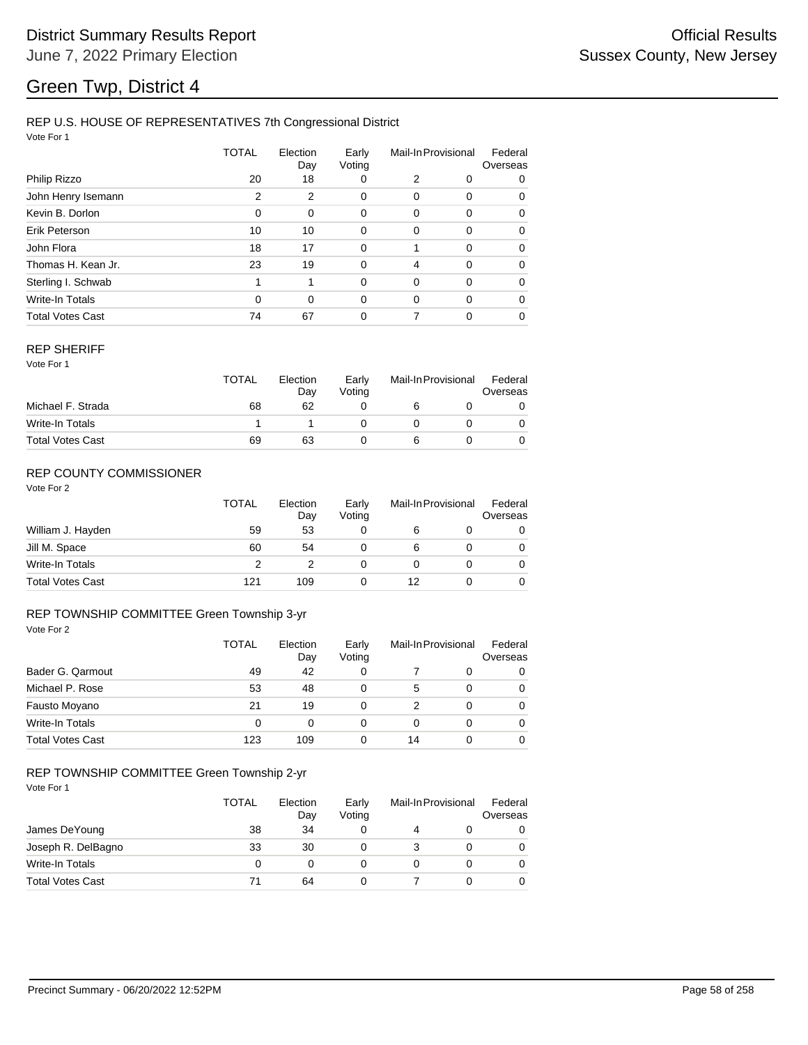District Summary Results Report
June 7, 2022 Primary Election

Official Results
Sussex County, New Jersey

# Green Twp, District 4

## REP U.S. HOUSE OF REPRESENTATIVES 7th Congressional District

Vote For 1

| | TOTAL | Election Day | Early Voting | Mail-In | Provisional | Federal Overseas |
|---|---|---|---|---|---|---|
| Philip Rizzo | 20 | 18 | 0 | 2 | 0 | 0 |
| John Henry Isemann | 2 | 2 | 0 | 0 | 0 | 0 |
| Kevin B. Dorlon | 0 | 0 | 0 | 0 | 0 | 0 |
| Erik Peterson | 10 | 10 | 0 | 0 | 0 | 0 |
| John Flora | 18 | 17 | 0 | 1 | 0 | 0 |
| Thomas H. Kean Jr. | 23 | 19 | 0 | 4 | 0 | 0 |
| Sterling I. Schwab | 1 | 1 | 0 | 0 | 0 | 0 |
| Write-In Totals | 0 | 0 | 0 | 0 | 0 | 0 |
| Total Votes Cast | 74 | 67 | 0 | 7 | 0 | 0 |

## REP SHERIFF

Vote For 1

| | TOTAL | Election Day | Early Voting | Mail-In | Provisional | Federal Overseas |
|---|---|---|---|---|---|---|
| Michael F. Strada | 68 | 62 | 0 | 6 | 0 | 0 |
| Write-In Totals | 1 | 1 | 0 | 0 | 0 | 0 |
| Total Votes Cast | 69 | 63 | 0 | 6 | 0 | 0 |

## REP COUNTY COMMISSIONER

Vote For 2

| | TOTAL | Election Day | Early Voting | Mail-In | Provisional | Federal Overseas |
|---|---|---|---|---|---|---|
| William J. Hayden | 59 | 53 | 0 | 6 | 0 | 0 |
| Jill M. Space | 60 | 54 | 0 | 6 | 0 | 0 |
| Write-In Totals | 2 | 2 | 0 | 0 | 0 | 0 |
| Total Votes Cast | 121 | 109 | 0 | 12 | 0 | 0 |

## REP TOWNSHIP COMMITTEE Green Township 3-yr

Vote For 2

| | TOTAL | Election Day | Early Voting | Mail-In | Provisional | Federal Overseas |
|---|---|---|---|---|---|---|
| Bader G. Qarmout | 49 | 42 | 0 | 7 | 0 | 0 |
| Michael P. Rose | 53 | 48 | 0 | 5 | 0 | 0 |
| Fausto Moyano | 21 | 19 | 0 | 2 | 0 | 0 |
| Write-In Totals | 0 | 0 | 0 | 0 | 0 | 0 |
| Total Votes Cast | 123 | 109 | 0 | 14 | 0 | 0 |

## REP TOWNSHIP COMMITTEE Green Township 2-yr

Vote For 1

| | TOTAL | Election Day | Early Voting | Mail-In | Provisional | Federal Overseas |
|---|---|---|---|---|---|---|
| James DeYoung | 38 | 34 | 0 | 4 | 0 | 0 |
| Joseph R. DelBagno | 33 | 30 | 0 | 3 | 0 | 0 |
| Write-In Totals | 0 | 0 | 0 | 0 | 0 | 0 |
| Total Votes Cast | 71 | 64 | 0 | 7 | 0 | 0 |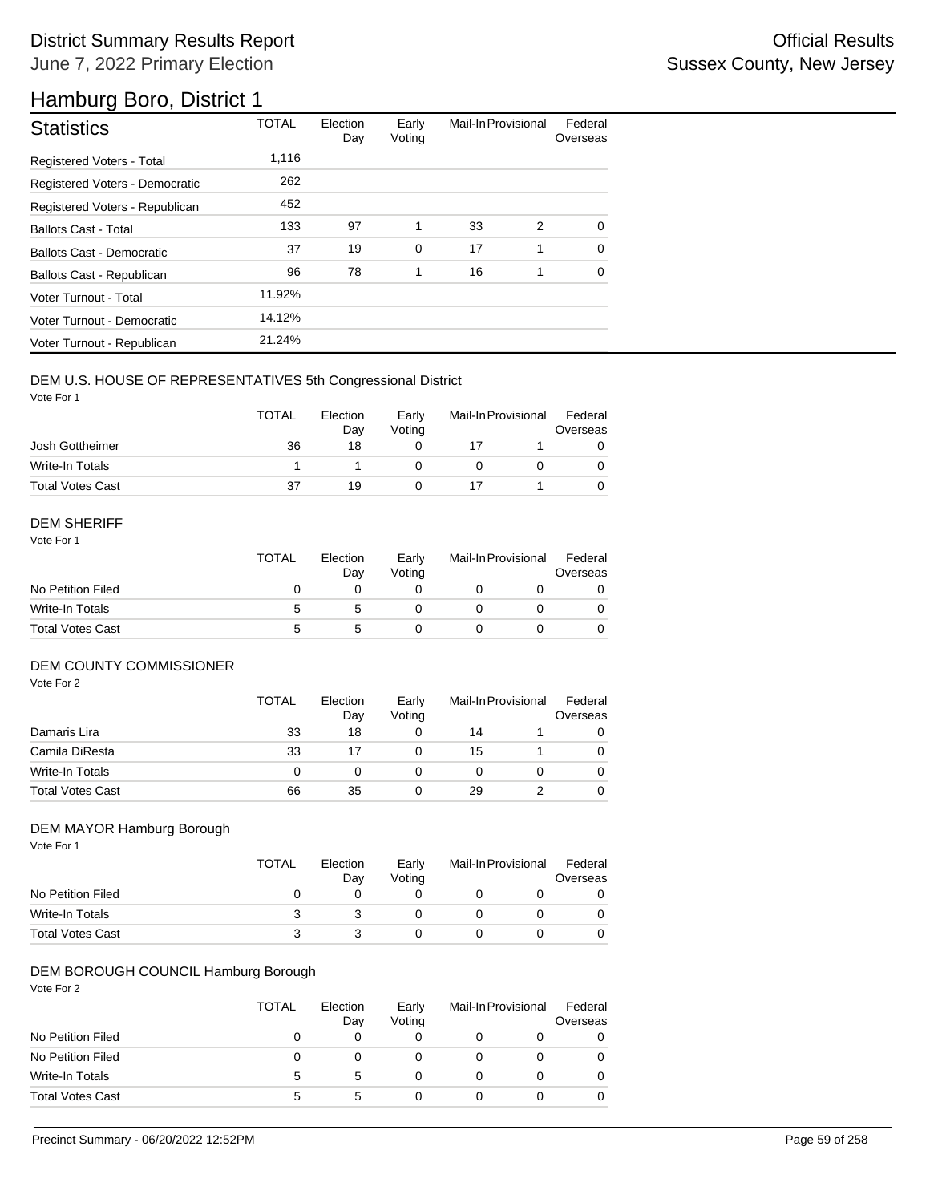# District Summary Results Report

June 7, 2022 Primary Election

Official Results
Sussex County, New Jersey

## Hamburg Boro, District 1

| Statistics | TOTAL | Election Day | Early Voting | Mail-In | Provisional | Federal Overseas |
|---|---|---|---|---|---|---|
| Registered Voters - Total | 1,116 | | | | | |
| Registered Voters - Democratic | 262 | | | | | |
| Registered Voters - Republican | 452 | | | | | |
| Ballots Cast - Total | 133 | 97 | 1 | 33 | 2 | 0 |
| Ballots Cast - Democratic | 37 | 19 | 0 | 17 | 1 | 0 |
| Ballots Cast - Republican | 96 | 78 | 1 | 16 | 1 | 0 |
| Voter Turnout - Total | 11.92% | | | | | |
| Voter Turnout - Democratic | 14.12% | | | | | |
| Voter Turnout - Republican | 21.24% | | | | | |

### DEM U.S. HOUSE OF REPRESENTATIVES 5th Congressional District

Vote For 1

| | TOTAL | Election Day | Early Voting | Mail-In | Provisional | Federal Overseas |
|---|---|---|---|---|---|---|
| Josh Gottheimer | 36 | 18 | 0 | 17 | 1 | 0 |
| Write-In Totals | 1 | 1 | 0 | 0 | 0 | 0 |
| Total Votes Cast | 37 | 19 | 0 | 17 | 1 | 0 |

### DEM SHERIFF

Vote For 1

| | TOTAL | Election Day | Early Voting | Mail-In | Provisional | Federal Overseas |
|---|---|---|---|---|---|---|
| No Petition Filed | 0 | 0 | 0 | 0 | 0 | 0 |
| Write-In Totals | 5 | 5 | 0 | 0 | 0 | 0 |
| Total Votes Cast | 5 | 5 | 0 | 0 | 0 | 0 |

### DEM COUNTY COMMISSIONER

Vote For 2

| | TOTAL | Election Day | Early Voting | Mail-In | Provisional | Federal Overseas |
|---|---|---|---|---|---|---|
| Damaris Lira | 33 | 18 | 0 | 14 | 1 | 0 |
| Camila DiResta | 33 | 17 | 0 | 15 | 1 | 0 |
| Write-In Totals | 0 | 0 | 0 | 0 | 0 | 0 |
| Total Votes Cast | 66 | 35 | 0 | 29 | 2 | 0 |

### DEM MAYOR Hamburg Borough

Vote For 1

| | TOTAL | Election Day | Early Voting | Mail-In | Provisional | Federal Overseas |
|---|---|---|---|---|---|---|
| No Petition Filed | 0 | 0 | 0 | 0 | 0 | 0 |
| Write-In Totals | 3 | 3 | 0 | 0 | 0 | 0 |
| Total Votes Cast | 3 | 3 | 0 | 0 | 0 | 0 |

### DEM BOROUGH COUNCIL Hamburg Borough

Vote For 2

| | TOTAL | Election Day | Early Voting | Mail-In | Provisional | Federal Overseas |
|---|---|---|---|---|---|---|
| No Petition Filed | 0 | 0 | 0 | 0 | 0 | 0 |
| No Petition Filed | 0 | 0 | 0 | 0 | 0 | 0 |
| Write-In Totals | 5 | 5 | 0 | 0 | 0 | 0 |
| Total Votes Cast | 5 | 5 | 0 | 0 | 0 | 0 |

Precinct Summary - 06/20/2022 12:52PM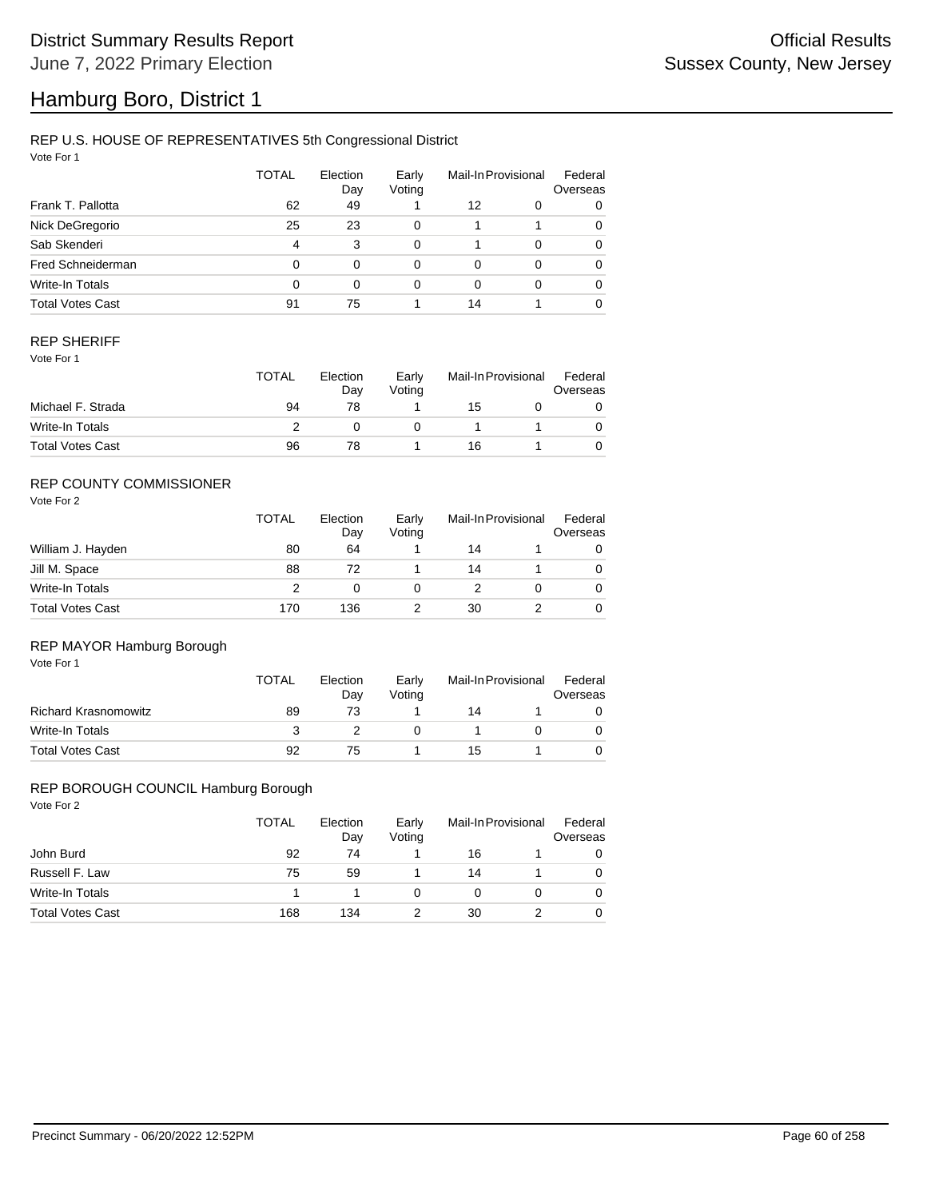# District Summary Results Report

June 7, 2022 Primary Election

Official Results
Sussex County, New Jersey

# Hamburg Boro, District 1

## REP U.S. HOUSE OF REPRESENTATIVES 5th Congressional District

Vote For 1

| | TOTAL | Election Day | Early Voting | Mail-In | Provisional | Federal Overseas |
|---|---|---|---|---|---|---|
| Frank T. Pallotta | 62 | 49 | 1 | 12 | 0 | 0 |
| Nick DeGregorio | 25 | 23 | 0 | 1 | 1 | 0 |
| Sab Skenderi | 4 | 3 | 0 | 1 | 0 | 0 |
| Fred Schneiderman | 0 | 0 | 0 | 0 | 0 | 0 |
| Write-In Totals | 0 | 0 | 0 | 0 | 0 | 0 |
| Total Votes Cast | 91 | 75 | 1 | 14 | 1 | 0 |

## REP SHERIFF

Vote For 1

| | TOTAL | Election Day | Early Voting | Mail-In | Provisional | Federal Overseas |
|---|---|---|---|---|---|---|
| Michael F. Strada | 94 | 78 | 1 | 15 | 0 | 0 |
| Write-In Totals | 2 | 0 | 0 | 1 | 1 | 0 |
| Total Votes Cast | 96 | 78 | 1 | 16 | 1 | 0 |

## REP COUNTY COMMISSIONER

Vote For 2

| | TOTAL | Election Day | Early Voting | Mail-In | Provisional | Federal Overseas |
|---|---|---|---|---|---|---|
| William J. Hayden | 80 | 64 | 1 | 14 | 1 | 0 |
| Jill M. Space | 88 | 72 | 1 | 14 | 1 | 0 |
| Write-In Totals | 2 | 0 | 0 | 2 | 0 | 0 |
| Total Votes Cast | 170 | 136 | 2 | 30 | 2 | 0 |

## REP MAYOR Hamburg Borough

Vote For 1

| | TOTAL | Election Day | Early Voting | Mail-In | Provisional | Federal Overseas |
|---|---|---|---|---|---|---|
| Richard Krasnomowitz | 89 | 73 | 1 | 14 | 1 | 0 |
| Write-In Totals | 3 | 2 | 0 | 1 | 0 | 0 |
| Total Votes Cast | 92 | 75 | 1 | 15 | 1 | 0 |

## REP BOROUGH COUNCIL Hamburg Borough

Vote For 2

| | TOTAL | Election Day | Early Voting | Mail-In | Provisional | Federal Overseas |
|---|---|---|---|---|---|---|
| John Burd | 92 | 74 | 1 | 16 | 1 | 0 |
| Russell F. Law | 75 | 59 | 1 | 14 | 1 | 0 |
| Write-In Totals | 1 | 1 | 0 | 0 | 0 | 0 |
| Total Votes Cast | 168 | 134 | 2 | 30 | 2 | 0 |

Precinct Summary - 06/20/2022 12:52PM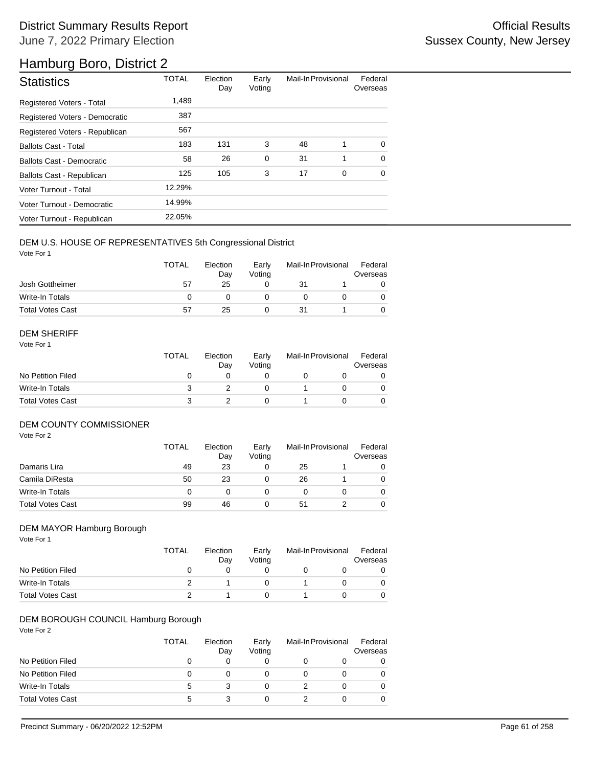# Hamburg Boro, District 2

## Statistics

| Statistics | TOTAL | Election Day | Early Voting | Mail-In | Provisional | Federal Overseas |
|---|---|---|---|---|---|---|
| Registered Voters - Total | 1,489 | | | | | |
| Registered Voters - Democratic | 387 | | | | | |
| Registered Voters - Republican | 567 | | | | | |
| Ballots Cast - Total | 183 | 131 | 3 | 48 | 1 | 0 |
| Ballots Cast - Democratic | 58 | 26 | 0 | 31 | 1 | 0 |
| Ballots Cast - Republican | 125 | 105 | 3 | 17 | 0 | 0 |
| Voter Turnout - Total | 12.29% | | | | | |
| Voter Turnout - Democratic | 14.99% | | | | | |
| Voter Turnout - Republican | 22.05% | | | | | |

### DEM U.S. HOUSE OF REPRESENTATIVES 5th Congressional District

Vote For 1

| | TOTAL | Election Day | Early Voting | Mail-In | Provisional | Federal Overseas |
|---|---|---|---|---|---|---|
| Josh Gottheimer | 57 | 25 | 0 | 31 | 1 | 0 |
| Write-In Totals | 0 | 0 | 0 | 0 | 0 | 0 |
| Total Votes Cast | 57 | 25 | 0 | 31 | 1 | 0 |

### DEM SHERIFF

Vote For 1

| | TOTAL | Election Day | Early Voting | Mail-In | Provisional | Federal Overseas |
|---|---|---|---|---|---|---|
| No Petition Filed | 0 | 0 | 0 | 0 | 0 | 0 |
| Write-In Totals | 3 | 2 | 0 | 1 | 0 | 0 |
| Total Votes Cast | 3 | 2 | 0 | 1 | 0 | 0 |

### DEM COUNTY COMMISSIONER

Vote For 2

| | TOTAL | Election Day | Early Voting | Mail-In | Provisional | Federal Overseas |
|---|---|---|---|---|---|---|
| Damaris Lira | 49 | 23 | 0 | 25 | 1 | 0 |
| Camila DiResta | 50 | 23 | 0 | 26 | 1 | 0 |
| Write-In Totals | 0 | 0 | 0 | 0 | 0 | 0 |
| Total Votes Cast | 99 | 46 | 0 | 51 | 2 | 0 |

### DEM MAYOR Hamburg Borough

Vote For 1

| | TOTAL | Election Day | Early Voting | Mail-In | Provisional | Federal Overseas |
|---|---|---|---|---|---|---|
| No Petition Filed | 0 | 0 | 0 | 0 | 0 | 0 |
| Write-In Totals | 2 | 1 | 0 | 1 | 0 | 0 |
| Total Votes Cast | 2 | 1 | 0 | 1 | 0 | 0 |

### DEM BOROUGH COUNCIL Hamburg Borough

Vote For 2

| | TOTAL | Election Day | Early Voting | Mail-In | Provisional | Federal Overseas |
|---|---|---|---|---|---|---|
| No Petition Filed | 0 | 0 | 0 | 0 | 0 | 0 |
| No Petition Filed | 0 | 0 | 0 | 0 | 0 | 0 |
| Write-In Totals | 5 | 3 | 0 | 2 | 0 | 0 |
| Total Votes Cast | 5 | 3 | 0 | 2 | 0 | 0 |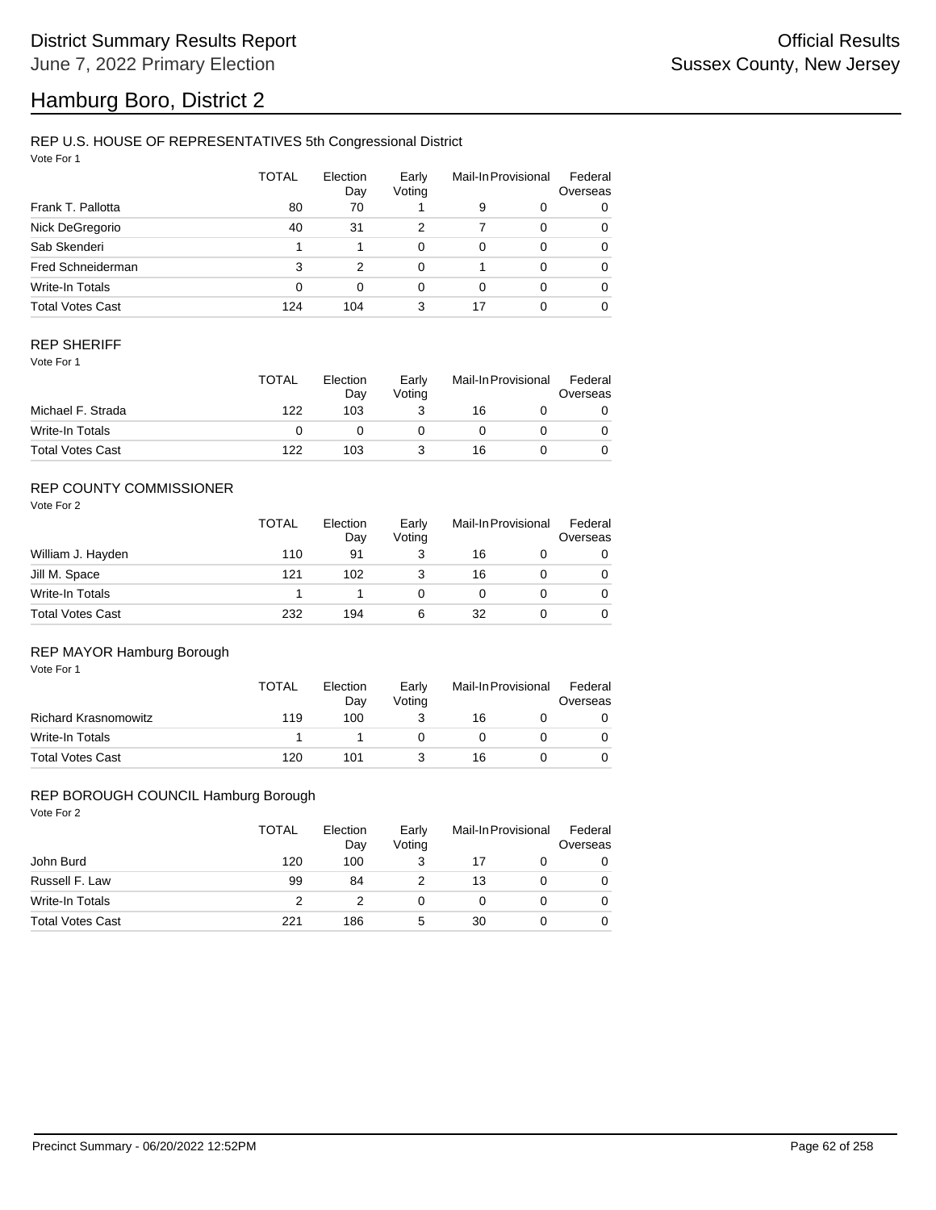# District Summary Results Report

June 7, 2022 Primary Election

Official Results
Sussex County, New Jersey

# Hamburg Boro, District 2

## REP U.S. HOUSE OF REPRESENTATIVES 5th Congressional District

Vote For 1

| | TOTAL | Election Day | Early Voting | Mail-In | Provisional | Federal Overseas |
|---|---|---|---|---|---|---|
| Frank T. Pallotta | 80 | 70 | 1 | 9 | 0 | 0 |
| Nick DeGregorio | 40 | 31 | 2 | 7 | 0 | 0 |
| Sab Skenderi | 1 | 1 | 0 | 0 | 0 | 0 |
| Fred Schneiderman | 3 | 2 | 0 | 1 | 0 | 0 |
| Write-In Totals | 0 | 0 | 0 | 0 | 0 | 0 |
| Total Votes Cast | 124 | 104 | 3 | 17 | 0 | 0 |

## REP SHERIFF

Vote For 1

| | TOTAL | Election Day | Early Voting | Mail-In | Provisional | Federal Overseas |
|---|---|---|---|---|---|---|
| Michael F. Strada | 122 | 103 | 3 | 16 | 0 | 0 |
| Write-In Totals | 0 | 0 | 0 | 0 | 0 | 0 |
| Total Votes Cast | 122 | 103 | 3 | 16 | 0 | 0 |

## REP COUNTY COMMISSIONER

Vote For 2

| | TOTAL | Election Day | Early Voting | Mail-In | Provisional | Federal Overseas |
|---|---|---|---|---|---|---|
| William J. Hayden | 110 | 91 | 3 | 16 | 0 | 0 |
| Jill M. Space | 121 | 102 | 3 | 16 | 0 | 0 |
| Write-In Totals | 1 | 1 | 0 | 0 | 0 | 0 |
| Total Votes Cast | 232 | 194 | 6 | 32 | 0 | 0 |

## REP MAYOR Hamburg Borough

Vote For 1

| | TOTAL | Election Day | Early Voting | Mail-In | Provisional | Federal Overseas |
|---|---|---|---|---|---|---|
| Richard Krasnomowitz | 119 | 100 | 3 | 16 | 0 | 0 |
| Write-In Totals | 1 | 1 | 0 | 0 | 0 | 0 |
| Total Votes Cast | 120 | 101 | 3 | 16 | 0 | 0 |

## REP BOROUGH COUNCIL Hamburg Borough

Vote For 2

| | TOTAL | Election Day | Early Voting | Mail-In | Provisional | Federal Overseas |
|---|---|---|---|---|---|---|
| John Burd | 120 | 100 | 3 | 17 | 0 | 0 |
| Russell F. Law | 99 | 84 | 2 | 13 | 0 | 0 |
| Write-In Totals | 2 | 2 | 0 | 0 | 0 | 0 |
| Total Votes Cast | 221 | 186 | 5 | 30 | 0 | 0 |

Precinct Summary - 06/20/2022 12:52PM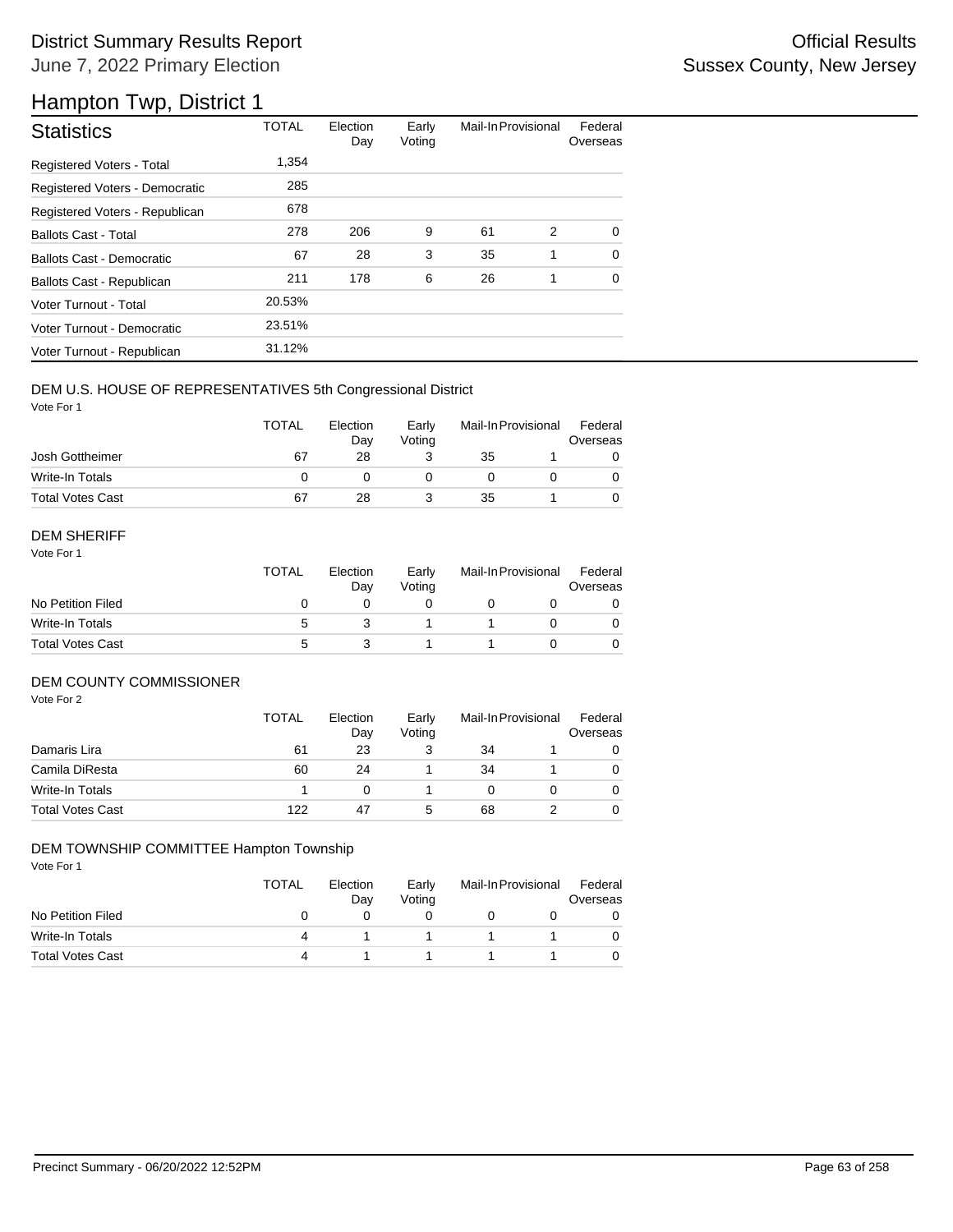# District Summary Results Report

June 7, 2022 Primary Election

Official Results

Sussex County, New Jersey

## Hampton Twp, District 1

| Statistics | TOTAL | Election Day | Early Voting | Mail-In | Provisional | Federal Overseas |
|---|---|---|---|---|---|---|
| Registered Voters - Total | 1,354 | | | | | |
| Registered Voters - Democratic | 285 | | | | | |
| Registered Voters - Republican | 678 | | | | | |
| Ballots Cast - Total | 278 | 206 | 9 | 61 | 2 | 0 |
| Ballots Cast - Democratic | 67 | 28 | 3 | 35 | 1 | 0 |
| Ballots Cast - Republican | 211 | 178 | 6 | 26 | 1 | 0 |
| Voter Turnout - Total | 20.53% | | | | | |
| Voter Turnout - Democratic | 23.51% | | | | | |
| Voter Turnout - Republican | 31.12% | | | | | |

### DEM U.S. HOUSE OF REPRESENTATIVES 5th Congressional District

Vote For 1

| | TOTAL | Election Day | Early Voting | Mail-In | Provisional | Federal Overseas |
|---|---|---|---|---|---|---|
| Josh Gottheimer | 67 | 28 | 3 | 35 | 1 | 0 |
| Write-In Totals | 0 | 0 | 0 | 0 | 0 | 0 |
| Total Votes Cast | 67 | 28 | 3 | 35 | 1 | 0 |

### DEM SHERIFF

Vote For 1

| | TOTAL | Election Day | Early Voting | Mail-In | Provisional | Federal Overseas |
|---|---|---|---|---|---|---|
| No Petition Filed | 0 | 0 | 0 | 0 | 0 | 0 |
| Write-In Totals | 5 | 3 | 1 | 1 | 0 | 0 |
| Total Votes Cast | 5 | 3 | 1 | 1 | 0 | 0 |

### DEM COUNTY COMMISSIONER

Vote For 2

| | TOTAL | Election Day | Early Voting | Mail-In | Provisional | Federal Overseas |
|---|---|---|---|---|---|---|
| Damaris Lira | 61 | 23 | 3 | 34 | 1 | 0 |
| Camila DiResta | 60 | 24 | 1 | 34 | 1 | 0 |
| Write-In Totals | 1 | 0 | 1 | 0 | 0 | 0 |
| Total Votes Cast | 122 | 47 | 5 | 68 | 2 | 0 |

### DEM TOWNSHIP COMMITTEE Hampton Township

Vote For 1

| | TOTAL | Election Day | Early Voting | Mail-In | Provisional | Federal Overseas |
|---|---|---|---|---|---|---|
| No Petition Filed | 0 | 0 | 0 | 0 | 0 | 0 |
| Write-In Totals | 4 | 1 | 1 | 1 | 1 | 0 |
| Total Votes Cast | 4 | 1 | 1 | 1 | 1 | 0 |

Precinct Summary - 06/20/2022 12:52PM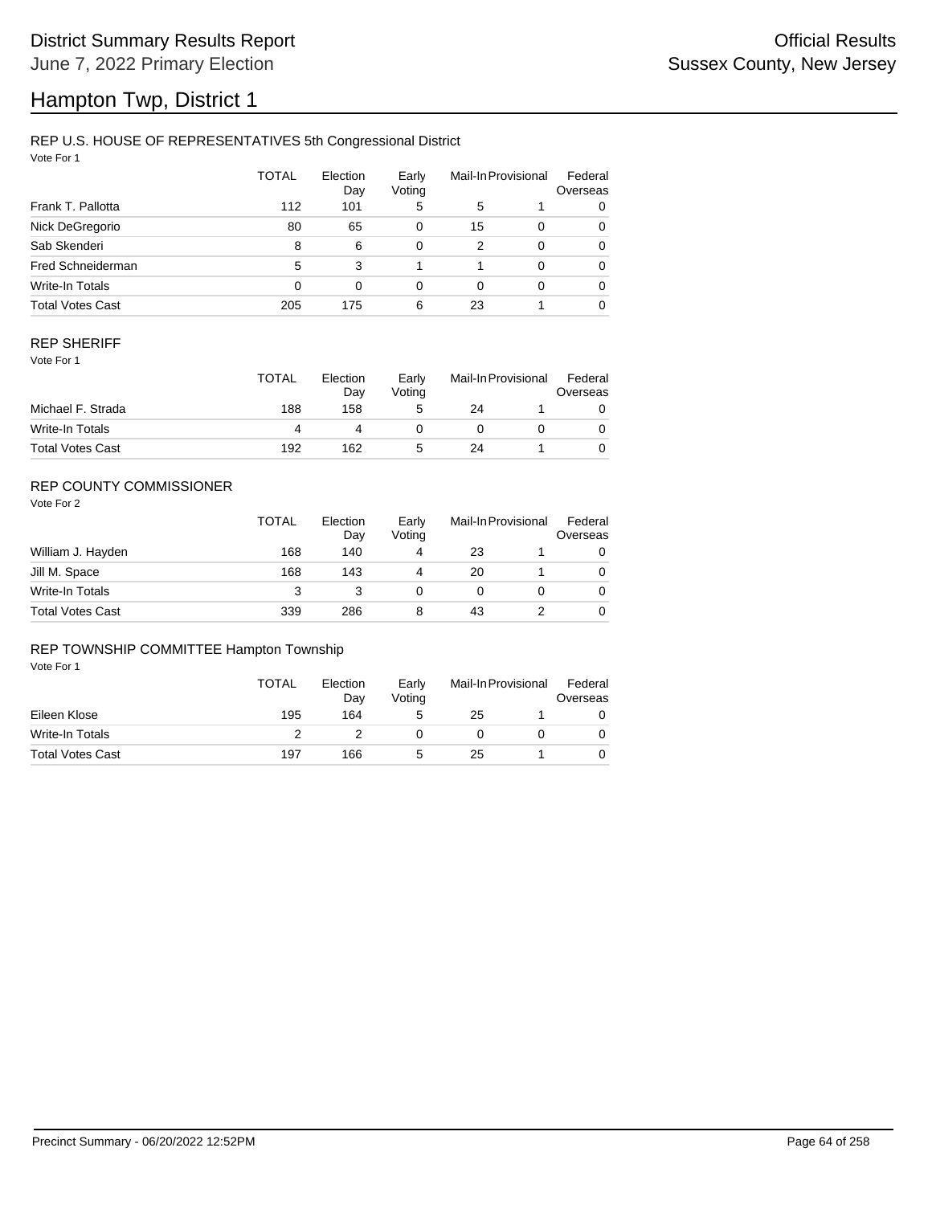# Hampton Twp, District 1

## REP U.S. HOUSE OF REPRESENTATIVES 5th Congressional District

Vote For 1

| | TOTAL | Election Day | Early Voting | Mail-In | Provisional | Federal Overseas |
|---|---|---|---|---|---|---|
| Frank T. Pallotta | 112 | 101 | 5 | 5 | 1 | 0 |
| Nick DeGregorio | 80 | 65 | 0 | 15 | 0 | 0 |
| Sab Skenderi | 8 | 6 | 0 | 2 | 0 | 0 |
| Fred Schneiderman | 5 | 3 | 1 | 1 | 0 | 0 |
| Write-In Totals | 0 | 0 | 0 | 0 | 0 | 0 |
| Total Votes Cast | 205 | 175 | 6 | 23 | 1 | 0 |

## REP SHERIFF

Vote For 1

| | TOTAL | Election Day | Early Voting | Mail-In | Provisional | Federal Overseas |
|---|---|---|---|---|---|---|
| Michael F. Strada | 188 | 158 | 5 | 24 | 1 | 0 |
| Write-In Totals | 4 | 4 | 0 | 0 | 0 | 0 |
| Total Votes Cast | 192 | 162 | 5 | 24 | 1 | 0 |

## REP COUNTY COMMISSIONER

Vote For 2

| | TOTAL | Election Day | Early Voting | Mail-In | Provisional | Federal Overseas |
|---|---|---|---|---|---|---|
| William J. Hayden | 168 | 140 | 4 | 23 | 1 | 0 |
| Jill M. Space | 168 | 143 | 4 | 20 | 1 | 0 |
| Write-In Totals | 3 | 3 | 0 | 0 | 0 | 0 |
| Total Votes Cast | 339 | 286 | 8 | 43 | 2 | 0 |

## REP TOWNSHIP COMMITTEE Hampton Township

Vote For 1

| | TOTAL | Election Day | Early Voting | Mail-In | Provisional | Federal Overseas |
|---|---|---|---|---|---|---|
| Eileen Klose | 195 | 164 | 5 | 25 | 1 | 0 |
| Write-In Totals | 2 | 2 | 0 | 0 | 0 | 0 |
| Total Votes Cast | 197 | 166 | 5 | 25 | 1 | 0 |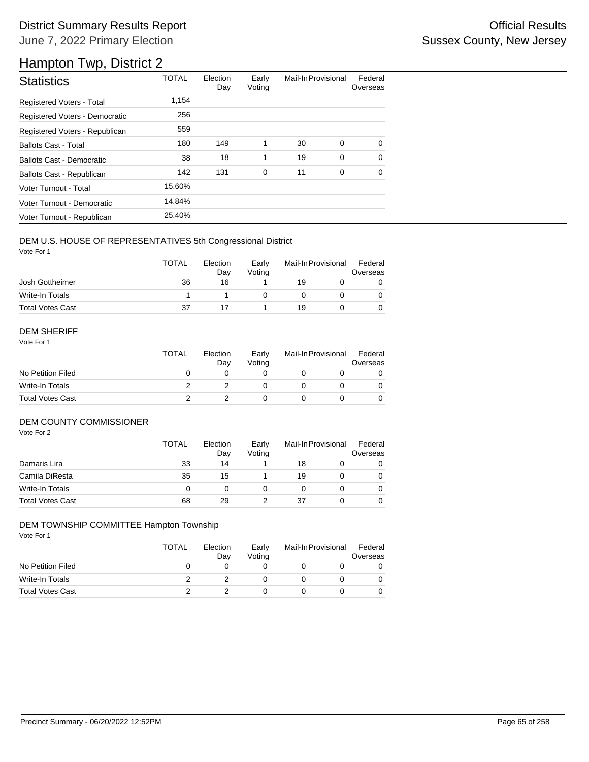# District Summary Results Report

June 7, 2022 Primary Election

Official Results
Sussex County, New Jersey

## Hampton Twp, District 2

| Statistics | TOTAL | Election Day | Early Voting | Mail-In | Provisional | Federal Overseas |
|---|---|---|---|---|---|---|
| Registered Voters - Total | 1,154 | | | | | |
| Registered Voters - Democratic | 256 | | | | | |
| Registered Voters - Republican | 559 | | | | | |
| Ballots Cast - Total | 180 | 149 | 1 | 30 | 0 | 0 |
| Ballots Cast - Democratic | 38 | 18 | 1 | 19 | 0 | 0 |
| Ballots Cast - Republican | 142 | 131 | 0 | 11 | 0 | 0 |
| Voter Turnout - Total | 15.60% | | | | | |
| Voter Turnout - Democratic | 14.84% | | | | | |
| Voter Turnout - Republican | 25.40% | | | | | |

### DEM U.S. HOUSE OF REPRESENTATIVES 5th Congressional District

Vote For 1

| | TOTAL | Election Day | Early Voting | Mail-In | Provisional | Federal Overseas |
|---|---|---|---|---|---|---|
| Josh Gottheimer | 36 | 16 | 1 | 19 | 0 | 0 |
| Write-In Totals | 1 | 1 | 0 | 0 | 0 | 0 |
| Total Votes Cast | 37 | 17 | 1 | 19 | 0 | 0 |

### DEM SHERIFF

Vote For 1

| | TOTAL | Election Day | Early Voting | Mail-In | Provisional | Federal Overseas |
|---|---|---|---|---|---|---|
| No Petition Filed | 0 | 0 | 0 | 0 | 0 | 0 |
| Write-In Totals | 2 | 2 | 0 | 0 | 0 | 0 |
| Total Votes Cast | 2 | 2 | 0 | 0 | 0 | 0 |

### DEM COUNTY COMMISSIONER

Vote For 2

| | TOTAL | Election Day | Early Voting | Mail-In | Provisional | Federal Overseas |
|---|---|---|---|---|---|---|
| Damaris Lira | 33 | 14 | 1 | 18 | 0 | 0 |
| Camila DiResta | 35 | 15 | 1 | 19 | 0 | 0 |
| Write-In Totals | 0 | 0 | 0 | 0 | 0 | 0 |
| Total Votes Cast | 68 | 29 | 2 | 37 | 0 | 0 |

### DEM TOWNSHIP COMMITTEE Hampton Township

Vote For 1

| | TOTAL | Election Day | Early Voting | Mail-In | Provisional | Federal Overseas |
|---|---|---|---|---|---|---|
| No Petition Filed | 0 | 0 | 0 | 0 | 0 | 0 |
| Write-In Totals | 2 | 2 | 0 | 0 | 0 | 0 |
| Total Votes Cast | 2 | 2 | 0 | 0 | 0 | 0 |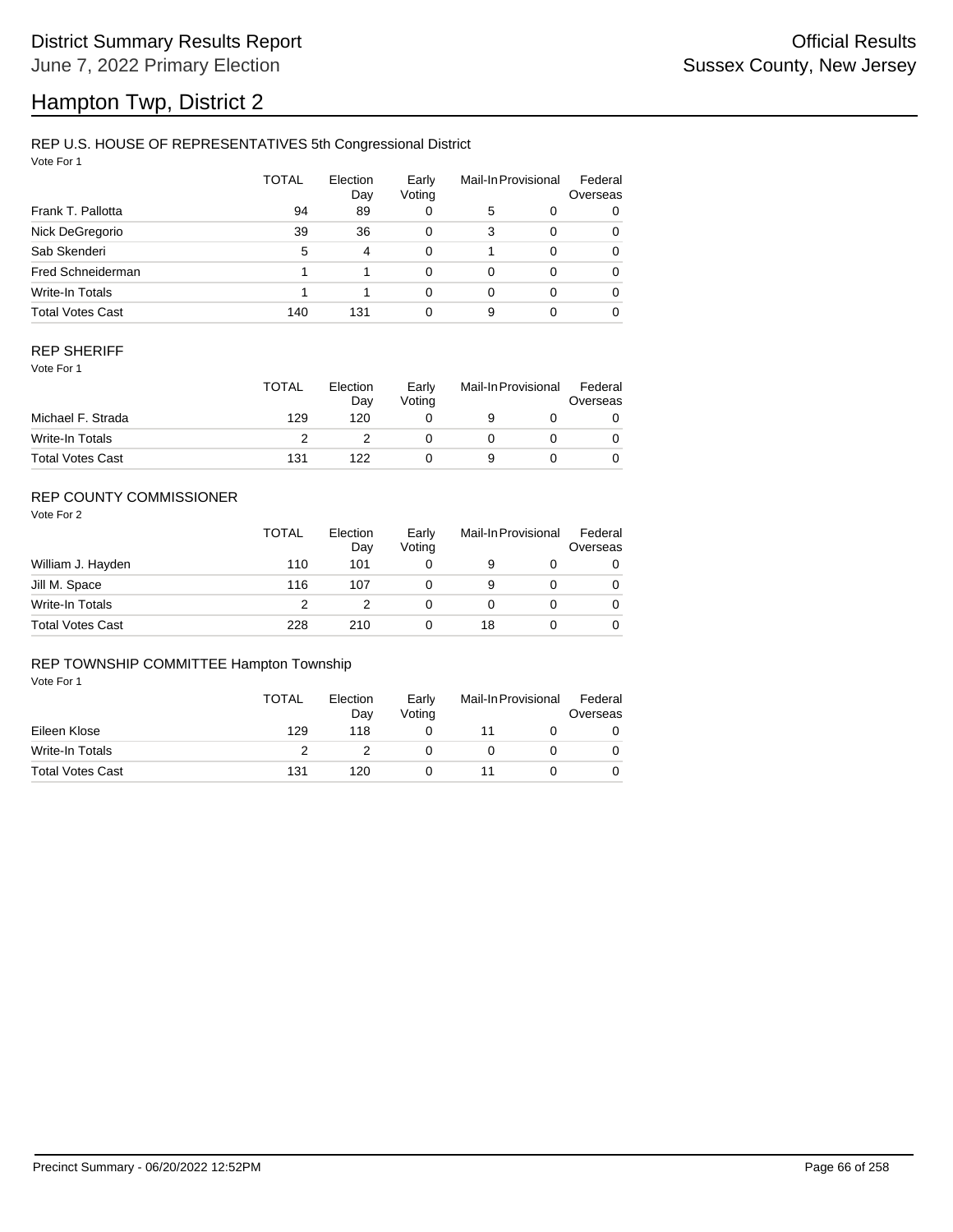# District Summary Results Report

June 7, 2022 Primary Election

Official Results

Sussex County, New Jersey

# Hampton Twp, District 2

## REP U.S. HOUSE OF REPRESENTATIVES 5th Congressional District

Vote For 1

| | TOTAL | Election Day | Early Voting | Mail-In | Provisional | Federal Overseas |
|---|---|---|---|---|---|---|
| Frank T. Pallotta | 94 | 89 | 0 | 5 | 0 | 0 |
| Nick DeGregorio | 39 | 36 | 0 | 3 | 0 | 0 |
| Sab Skenderi | 5 | 4 | 0 | 1 | 0 | 0 |
| Fred Schneiderman | 1 | 1 | 0 | 0 | 0 | 0 |
| Write-In Totals | 1 | 1 | 0 | 0 | 0 | 0 |
| Total Votes Cast | 140 | 131 | 0 | 9 | 0 | 0 |

## REP SHERIFF

Vote For 1

| | TOTAL | Election Day | Early Voting | Mail-In | Provisional | Federal Overseas |
|---|---|---|---|---|---|---|
| Michael F. Strada | 129 | 120 | 0 | 9 | 0 | 0 |
| Write-In Totals | 2 | 2 | 0 | 0 | 0 | 0 |
| Total Votes Cast | 131 | 122 | 0 | 9 | 0 | 0 |

## REP COUNTY COMMISSIONER

Vote For 2

| | TOTAL | Election Day | Early Voting | Mail-In | Provisional | Federal Overseas |
|---|---|---|---|---|---|---|
| William J. Hayden | 110 | 101 | 0 | 9 | 0 | 0 |
| Jill M. Space | 116 | 107 | 0 | 9 | 0 | 0 |
| Write-In Totals | 2 | 2 | 0 | 0 | 0 | 0 |
| Total Votes Cast | 228 | 210 | 0 | 18 | 0 | 0 |

## REP TOWNSHIP COMMITTEE Hampton Township

Vote For 1

| | TOTAL | Election Day | Early Voting | Mail-In | Provisional | Federal Overseas |
|---|---|---|---|---|---|---|
| Eileen Klose | 129 | 118 | 0 | 11 | 0 | 0 |
| Write-In Totals | 2 | 2 | 0 | 0 | 0 | 0 |
| Total Votes Cast | 131 | 120 | 0 | 11 | 0 | 0 |

Precinct Summary - 06/20/2022 12:52PM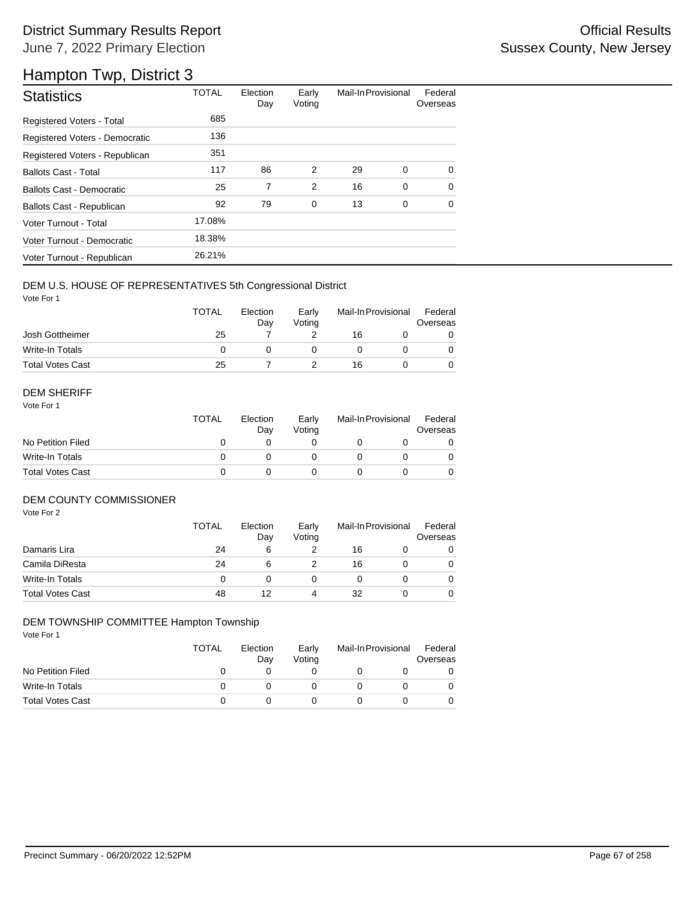# District Summary Results Report

June 7, 2022 Primary Election

Official Results
Sussex County, New Jersey

## Hampton Twp, District 3

| Statistics | TOTAL | Election Day | Early Voting | Mail-In | Provisional | Federal Overseas |
|---|---|---|---|---|---|---|
| Registered Voters - Total | 685 | | | | | |
| Registered Voters - Democratic | 136 | | | | | |
| Registered Voters - Republican | 351 | | | | | |
| Ballots Cast - Total | 117 | 86 | 2 | 29 | 0 | 0 |
| Ballots Cast - Democratic | 25 | 7 | 2 | 16 | 0 | 0 |
| Ballots Cast - Republican | 92 | 79 | 0 | 13 | 0 | 0 |
| Voter Turnout - Total | 17.08% | | | | | |
| Voter Turnout - Democratic | 18.38% | | | | | |
| Voter Turnout - Republican | 26.21% | | | | | |

### DEM U.S. HOUSE OF REPRESENTATIVES 5th Congressional District

Vote For 1

| | TOTAL | Election Day | Early Voting | Mail-In | Provisional | Federal Overseas |
|---|---|---|---|---|---|---|
| Josh Gottheimer | 25 | 7 | 2 | 16 | 0 | 0 |
| Write-In Totals | 0 | 0 | 0 | 0 | 0 | 0 |
| Total Votes Cast | 25 | 7 | 2 | 16 | 0 | 0 |

### DEM SHERIFF

Vote For 1

| | TOTAL | Election Day | Early Voting | Mail-In | Provisional | Federal Overseas |
|---|---|---|---|---|---|---|
| No Petition Filed | 0 | 0 | 0 | 0 | 0 | 0 |
| Write-In Totals | 0 | 0 | 0 | 0 | 0 | 0 |
| Total Votes Cast | 0 | 0 | 0 | 0 | 0 | 0 |

### DEM COUNTY COMMISSIONER

Vote For 2

| | TOTAL | Election Day | Early Voting | Mail-In | Provisional | Federal Overseas |
|---|---|---|---|---|---|---|
| Damaris Lira | 24 | 6 | 2 | 16 | 0 | 0 |
| Camila DiResta | 24 | 6 | 2 | 16 | 0 | 0 |
| Write-In Totals | 0 | 0 | 0 | 0 | 0 | 0 |
| Total Votes Cast | 48 | 12 | 4 | 32 | 0 | 0 |

### DEM TOWNSHIP COMMITTEE Hampton Township

Vote For 1

| | TOTAL | Election Day | Early Voting | Mail-In | Provisional | Federal Overseas |
|---|---|---|---|---|---|---|
| No Petition Filed | 0 | 0 | 0 | 0 | 0 | 0 |
| Write-In Totals | 0 | 0 | 0 | 0 | 0 | 0 |
| Total Votes Cast | 0 | 0 | 0 | 0 | 0 | 0 |

Precinct Summary - 06/20/2022 12:52PM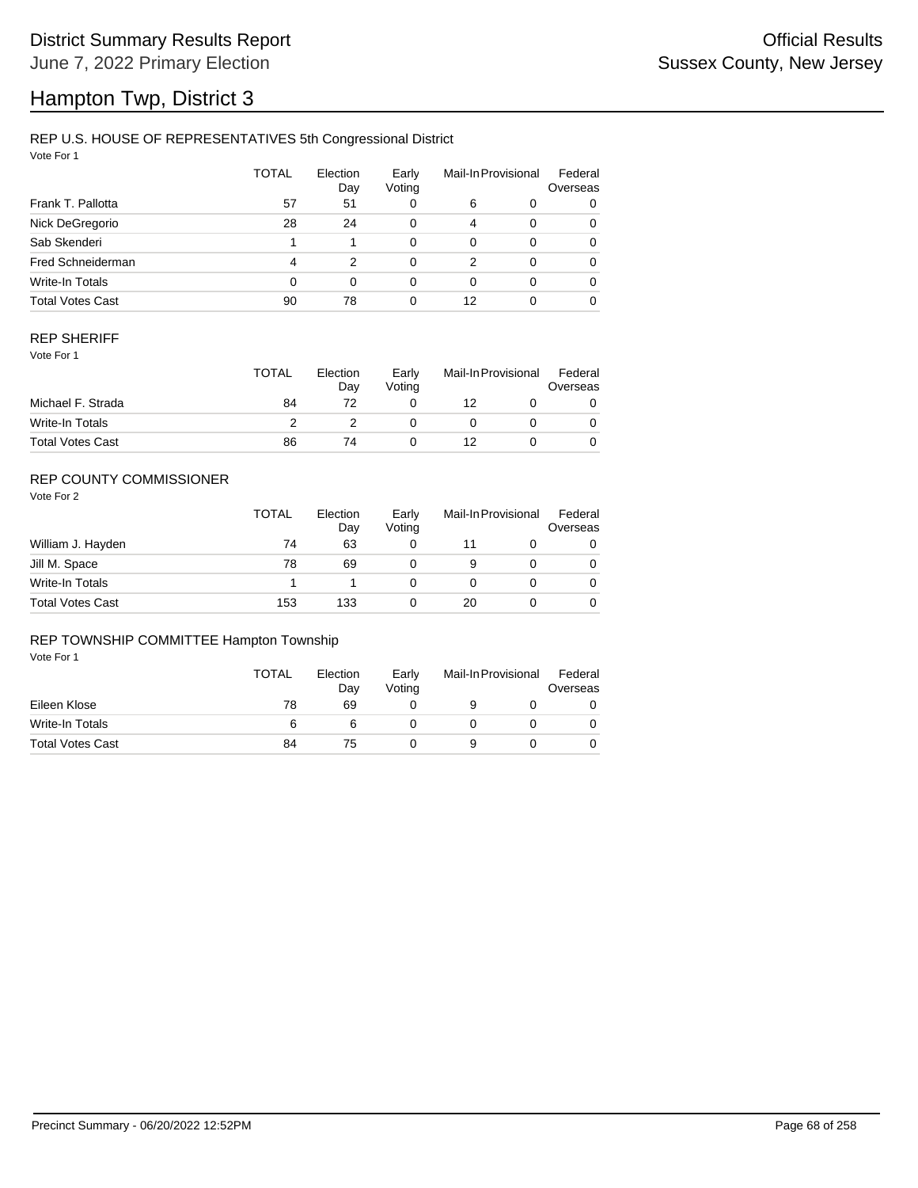# District Summary Results Report

June 7, 2022 Primary Election

Official Results

Sussex County, New Jersey

# Hampton Twp, District 3

## REP U.S. HOUSE OF REPRESENTATIVES 5th Congressional District

Vote For 1

| | TOTAL | Election Day | Early Voting | Mail-In | Provisional | Federal Overseas |
|---|---|---|---|---|---|---|
| Frank T. Pallotta | 57 | 51 | 0 | 6 | 0 | 0 |
| Nick DeGregorio | 28 | 24 | 0 | 4 | 0 | 0 |
| Sab Skenderi | 1 | 1 | 0 | 0 | 0 | 0 |
| Fred Schneiderman | 4 | 2 | 0 | 2 | 0 | 0 |
| Write-In Totals | 0 | 0 | 0 | 0 | 0 | 0 |
| Total Votes Cast | 90 | 78 | 0 | 12 | 0 | 0 |

## REP SHERIFF

Vote For 1

| | TOTAL | Election Day | Early Voting | Mail-In | Provisional | Federal Overseas |
|---|---|---|---|---|---|---|
| Michael F. Strada | 84 | 72 | 0 | 12 | 0 | 0 |
| Write-In Totals | 2 | 2 | 0 | 0 | 0 | 0 |
| Total Votes Cast | 86 | 74 | 0 | 12 | 0 | 0 |

## REP COUNTY COMMISSIONER

Vote For 2

| | TOTAL | Election Day | Early Voting | Mail-In | Provisional | Federal Overseas |
|---|---|---|---|---|---|---|
| William J. Hayden | 74 | 63 | 0 | 11 | 0 | 0 |
| Jill M. Space | 78 | 69 | 0 | 9 | 0 | 0 |
| Write-In Totals | 1 | 1 | 0 | 0 | 0 | 0 |
| Total Votes Cast | 153 | 133 | 0 | 20 | 0 | 0 |

## REP TOWNSHIP COMMITTEE Hampton Township

Vote For 1

| | TOTAL | Election Day | Early Voting | Mail-In | Provisional | Federal Overseas |
|---|---|---|---|---|---|---|
| Eileen Klose | 78 | 69 | 0 | 9 | 0 | 0 |
| Write-In Totals | 6 | 6 | 0 | 0 | 0 | 0 |
| Total Votes Cast | 84 | 75 | 0 | 9 | 0 | 0 |

Precinct Summary - 06/20/2022 12:52PM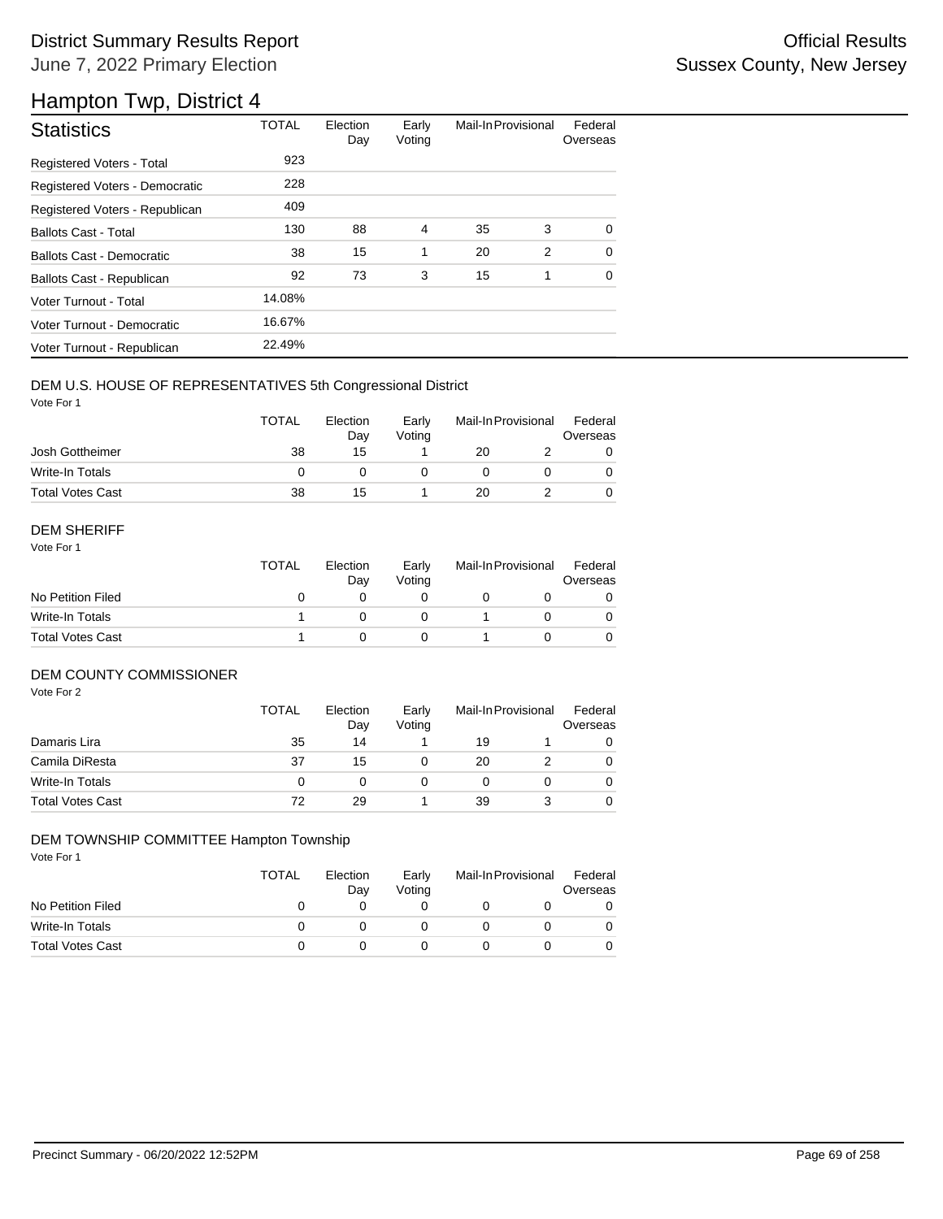# District Summary Results Report

June 7, 2022 Primary Election

Official Results

Sussex County, New Jersey

## Hampton Twp, District 4

| Statistics | TOTAL | Election Day | Early Voting | Mail-In | Provisional | Federal Overseas |
|---|---|---|---|---|---|---|
| Registered Voters - Total | 923 | | | | | |
| Registered Voters - Democratic | 228 | | | | | |
| Registered Voters - Republican | 409 | | | | | |
| Ballots Cast - Total | 130 | 88 | 4 | 35 | 3 | 0 |
| Ballots Cast - Democratic | 38 | 15 | 1 | 20 | 2 | 0 |
| Ballots Cast - Republican | 92 | 73 | 3 | 15 | 1 | 0 |
| Voter Turnout - Total | 14.08% | | | | | |
| Voter Turnout - Democratic | 16.67% | | | | | |
| Voter Turnout - Republican | 22.49% | | | | | |

### DEM U.S. HOUSE OF REPRESENTATIVES 5th Congressional District

Vote For 1

| | TOTAL | Election Day | Early Voting | Mail-In | Provisional | Federal Overseas |
|---|---|---|---|---|---|---|
| Josh Gottheimer | 38 | 15 | 1 | 20 | 2 | 0 |
| Write-In Totals | 0 | 0 | 0 | 0 | 0 | 0 |
| Total Votes Cast | 38 | 15 | 1 | 20 | 2 | 0 |

### DEM SHERIFF

Vote For 1

| | TOTAL | Election Day | Early Voting | Mail-In | Provisional | Federal Overseas |
|---|---|---|---|---|---|---|
| No Petition Filed | 0 | 0 | 0 | 0 | 0 | 0 |
| Write-In Totals | 1 | 0 | 0 | 1 | 0 | 0 |
| Total Votes Cast | 1 | 0 | 0 | 1 | 0 | 0 |

### DEM COUNTY COMMISSIONER

Vote For 2

| | TOTAL | Election Day | Early Voting | Mail-In | Provisional | Federal Overseas |
|---|---|---|---|---|---|---|
| Damaris Lira | 35 | 14 | 1 | 19 | 1 | 0 |
| Camila DiResta | 37 | 15 | 0 | 20 | 2 | 0 |
| Write-In Totals | 0 | 0 | 0 | 0 | 0 | 0 |
| Total Votes Cast | 72 | 29 | 1 | 39 | 3 | 0 |

### DEM TOWNSHIP COMMITTEE Hampton Township

Vote For 1

| | TOTAL | Election Day | Early Voting | Mail-In | Provisional | Federal Overseas |
|---|---|---|---|---|---|---|
| No Petition Filed | 0 | 0 | 0 | 0 | 0 | 0 |
| Write-In Totals | 0 | 0 | 0 | 0 | 0 | 0 |
| Total Votes Cast | 0 | 0 | 0 | 0 | 0 | 0 |

Precinct Summary - 06/20/2022 12:52PM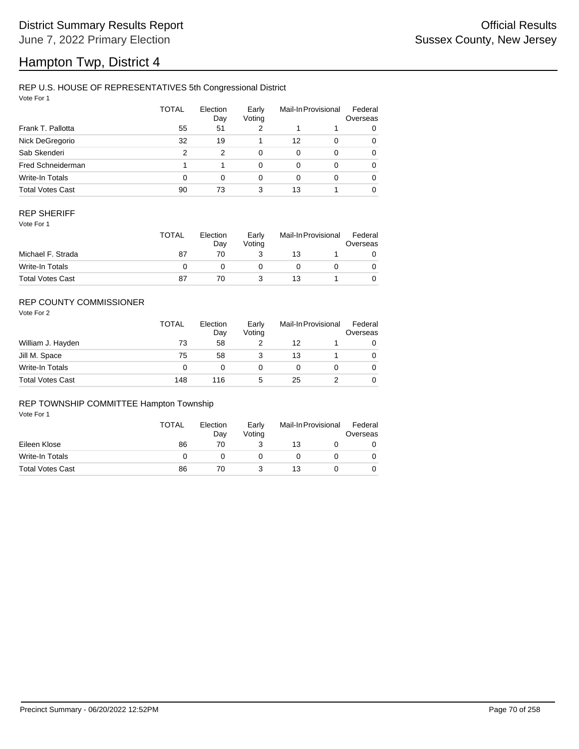# District Summary Results Report

June 7, 2022 Primary Election

Official Results

Sussex County, New Jersey

# Hampton Twp, District 4

## REP U.S. HOUSE OF REPRESENTATIVES 5th Congressional District

Vote For 1

| | TOTAL | Election Day | Early Voting | Mail-In | Provisional | Federal Overseas |
|---|---|---|---|---|---|---|
| Frank T. Pallotta | 55 | 51 | 2 | 1 | 1 | 0 |
| Nick DeGregorio | 32 | 19 | 1 | 12 | 0 | 0 |
| Sab Skenderi | 2 | 2 | 0 | 0 | 0 | 0 |
| Fred Schneiderman | 1 | 1 | 0 | 0 | 0 | 0 |
| Write-In Totals | 0 | 0 | 0 | 0 | 0 | 0 |
| Total Votes Cast | 90 | 73 | 3 | 13 | 1 | 0 |

## REP SHERIFF

Vote For 1

| | TOTAL | Election Day | Early Voting | Mail-In | Provisional | Federal Overseas |
|---|---|---|---|---|---|---|
| Michael F. Strada | 87 | 70 | 3 | 13 | 1 | 0 |
| Write-In Totals | 0 | 0 | 0 | 0 | 0 | 0 |
| Total Votes Cast | 87 | 70 | 3 | 13 | 1 | 0 |

## REP COUNTY COMMISSIONER

Vote For 2

| | TOTAL | Election Day | Early Voting | Mail-In | Provisional | Federal Overseas |
|---|---|---|---|---|---|---|
| William J. Hayden | 73 | 58 | 2 | 12 | 1 | 0 |
| Jill M. Space | 75 | 58 | 3 | 13 | 1 | 0 |
| Write-In Totals | 0 | 0 | 0 | 0 | 0 | 0 |
| Total Votes Cast | 148 | 116 | 5 | 25 | 2 | 0 |

## REP TOWNSHIP COMMITTEE Hampton Township

Vote For 1

| | TOTAL | Election Day | Early Voting | Mail-In | Provisional | Federal Overseas |
|---|---|---|---|---|---|---|
| Eileen Klose | 86 | 70 | 3 | 13 | 0 | 0 |
| Write-In Totals | 0 | 0 | 0 | 0 | 0 | 0 |
| Total Votes Cast | 86 | 70 | 3 | 13 | 0 | 0 |

Precinct Summary - 06/20/2022 12:52PM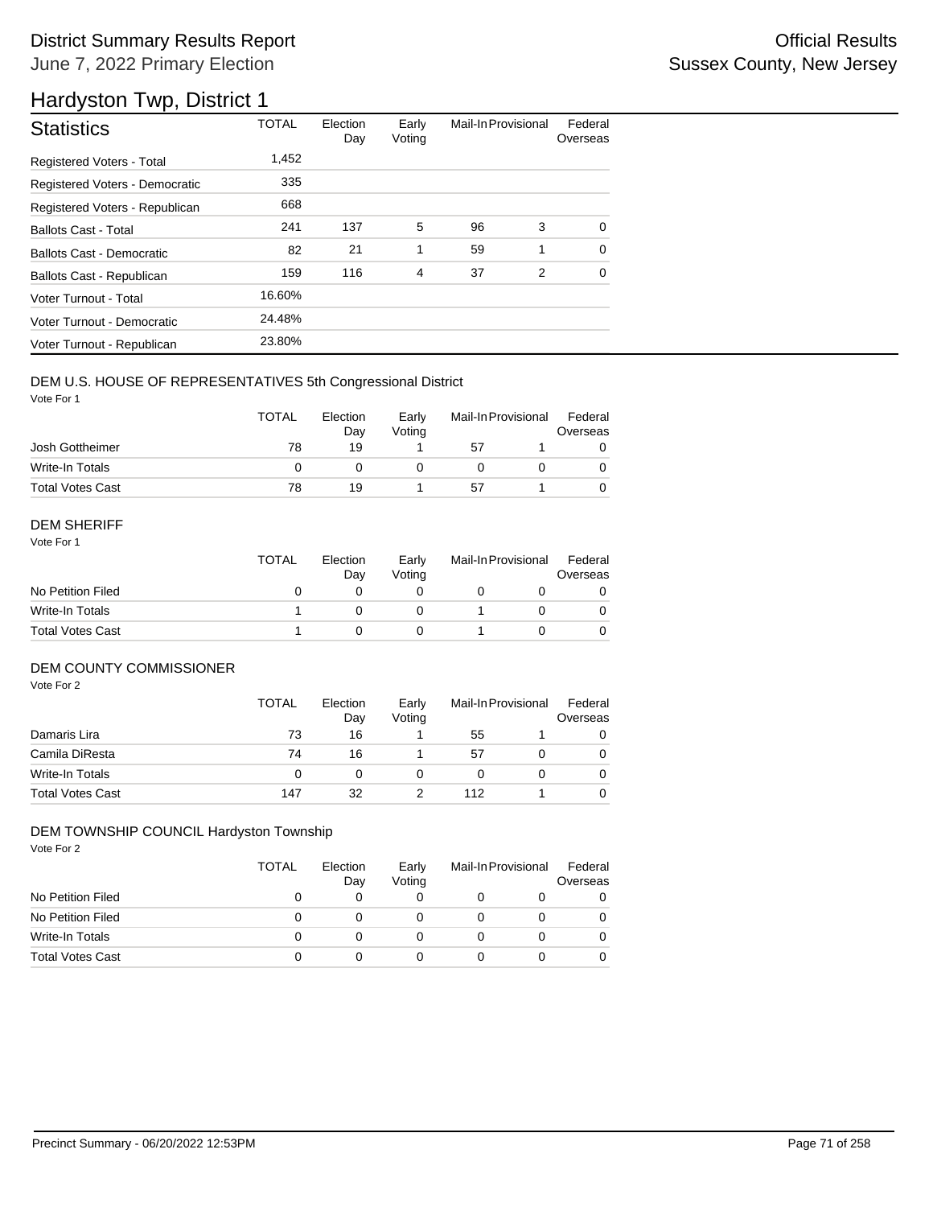# District Summary Results Report

June 7, 2022 Primary Election

Official Results

Sussex County, New Jersey

# Hardyston Twp, District 1

| Statistics | TOTAL | Election Day | Early Voting | Mail-In | Provisional | Federal Overseas |
|---|---|---|---|---|---|---|
| Registered Voters - Total | 1,452 | | | | | |
| Registered Voters - Democratic | 335 | | | | | |
| Registered Voters - Republican | 668 | | | | | |
| Ballots Cast - Total | 241 | 137 | 5 | 96 | 3 | 0 |
| Ballots Cast - Democratic | 82 | 21 | 1 | 59 | 1 | 0 |
| Ballots Cast - Republican | 159 | 116 | 4 | 37 | 2 | 0 |
| Voter Turnout - Total | 16.60% | | | | | |
| Voter Turnout - Democratic | 24.48% | | | | | |
| Voter Turnout - Republican | 23.80% | | | | | |

## DEM U.S. HOUSE OF REPRESENTATIVES 5th Congressional District

Vote For 1

| | TOTAL | Election Day | Early Voting | Mail-In | Provisional | Federal Overseas |
|---|---|---|---|---|---|---|
| Josh Gottheimer | 78 | 19 | 1 | 57 | 1 | 0 |
| Write-In Totals | 0 | 0 | 0 | 0 | 0 | 0 |
| Total Votes Cast | 78 | 19 | 1 | 57 | 1 | 0 |

## DEM SHERIFF

Vote For 1

| | TOTAL | Election Day | Early Voting | Mail-In | Provisional | Federal Overseas |
|---|---|---|---|---|---|---|
| No Petition Filed | 0 | 0 | 0 | 0 | 0 | 0 |
| Write-In Totals | 1 | 0 | 0 | 1 | 0 | 0 |
| Total Votes Cast | 1 | 0 | 0 | 1 | 0 | 0 |

## DEM COUNTY COMMISSIONER

Vote For 2

| | TOTAL | Election Day | Early Voting | Mail-In | Provisional | Federal Overseas |
|---|---|---|---|---|---|---|
| Damaris Lira | 73 | 16 | 1 | 55 | 1 | 0 |
| Camila DiResta | 74 | 16 | 1 | 57 | 0 | 0 |
| Write-In Totals | 0 | 0 | 0 | 0 | 0 | 0 |
| Total Votes Cast | 147 | 32 | 2 | 112 | 1 | 0 |

## DEM TOWNSHIP COUNCIL Hardyston Township

Vote For 2

| | TOTAL | Election Day | Early Voting | Mail-In | Provisional | Federal Overseas |
|---|---|---|---|---|---|---|
| No Petition Filed | 0 | 0 | 0 | 0 | 0 | 0 |
| No Petition Filed | 0 | 0 | 0 | 0 | 0 | 0 |
| Write-In Totals | 0 | 0 | 0 | 0 | 0 | 0 |
| Total Votes Cast | 0 | 0 | 0 | 0 | 0 | 0 |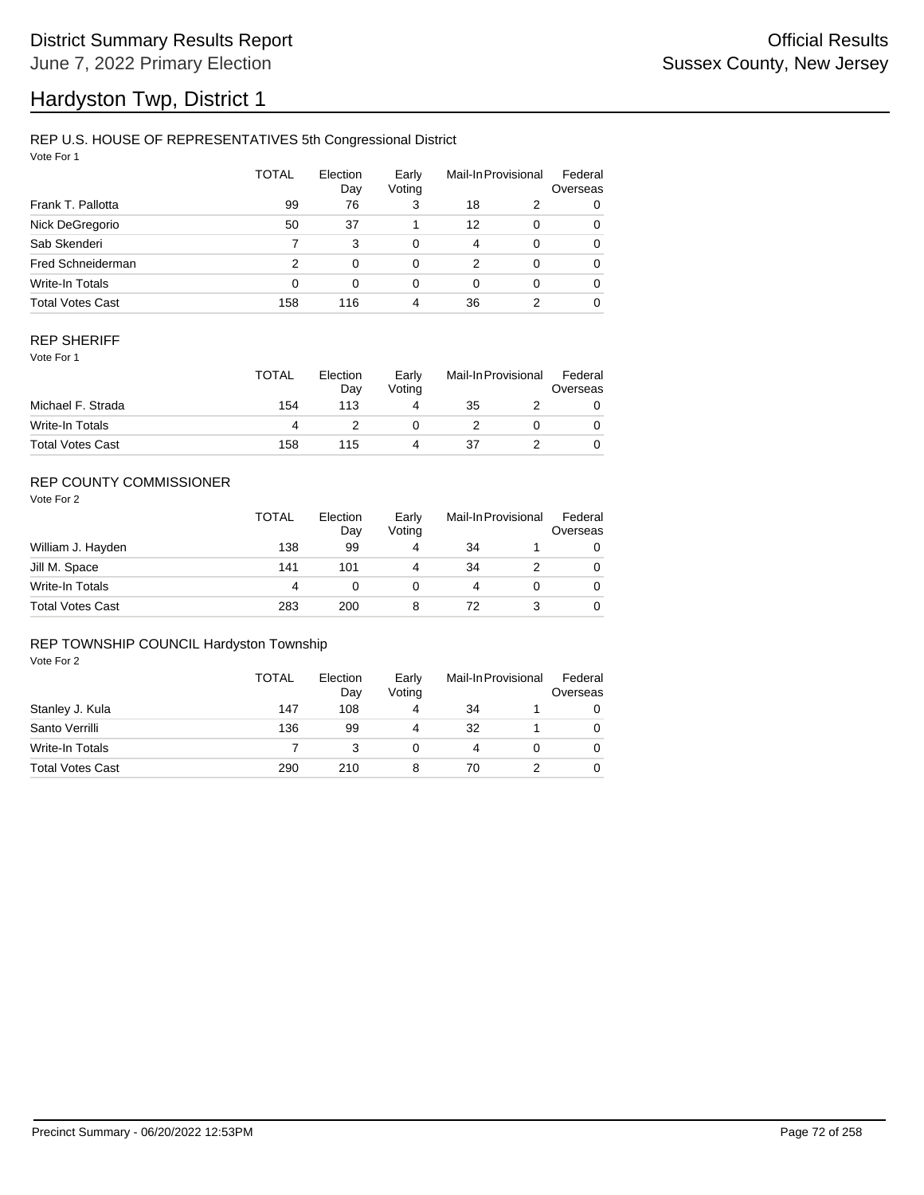# District Summary Results Report

June 7, 2022 Primary Election

Official Results
Sussex County, New Jersey

# Hardyston Twp, District 1

## REP U.S. HOUSE OF REPRESENTATIVES 5th Congressional District

Vote For 1

| | TOTAL | Election Day | Early Voting | Mail-In | Provisional | Federal Overseas |
|---|---|---|---|---|---|---|
| Frank T. Pallotta | 99 | 76 | 3 | 18 | 2 | 0 |
| Nick DeGregorio | 50 | 37 | 1 | 12 | 0 | 0 |
| Sab Skenderi | 7 | 3 | 0 | 4 | 0 | 0 |
| Fred Schneiderman | 2 | 0 | 0 | 2 | 0 | 0 |
| Write-In Totals | 0 | 0 | 0 | 0 | 0 | 0 |
| Total Votes Cast | 158 | 116 | 4 | 36 | 2 | 0 |

## REP SHERIFF

Vote For 1

| | TOTAL | Election Day | Early Voting | Mail-In | Provisional | Federal Overseas |
|---|---|---|---|---|---|---|
| Michael F. Strada | 154 | 113 | 4 | 35 | 2 | 0 |
| Write-In Totals | 4 | 2 | 0 | 2 | 0 | 0 |
| Total Votes Cast | 158 | 115 | 4 | 37 | 2 | 0 |

## REP COUNTY COMMISSIONER

Vote For 2

| | TOTAL | Election Day | Early Voting | Mail-In | Provisional | Federal Overseas |
|---|---|---|---|---|---|---|
| William J. Hayden | 138 | 99 | 4 | 34 | 1 | 0 |
| Jill M. Space | 141 | 101 | 4 | 34 | 2 | 0 |
| Write-In Totals | 4 | 0 | 0 | 4 | 0 | 0 |
| Total Votes Cast | 283 | 200 | 8 | 72 | 3 | 0 |

## REP TOWNSHIP COUNCIL Hardyston Township

Vote For 2

| | TOTAL | Election Day | Early Voting | Mail-In | Provisional | Federal Overseas |
|---|---|---|---|---|---|---|
| Stanley J. Kula | 147 | 108 | 4 | 34 | 1 | 0 |
| Santo Verrilli | 136 | 99 | 4 | 32 | 1 | 0 |
| Write-In Totals | 7 | 3 | 0 | 4 | 0 | 0 |
| Total Votes Cast | 290 | 210 | 8 | 70 | 2 | 0 |

Precinct Summary - 06/20/2022 12:53PM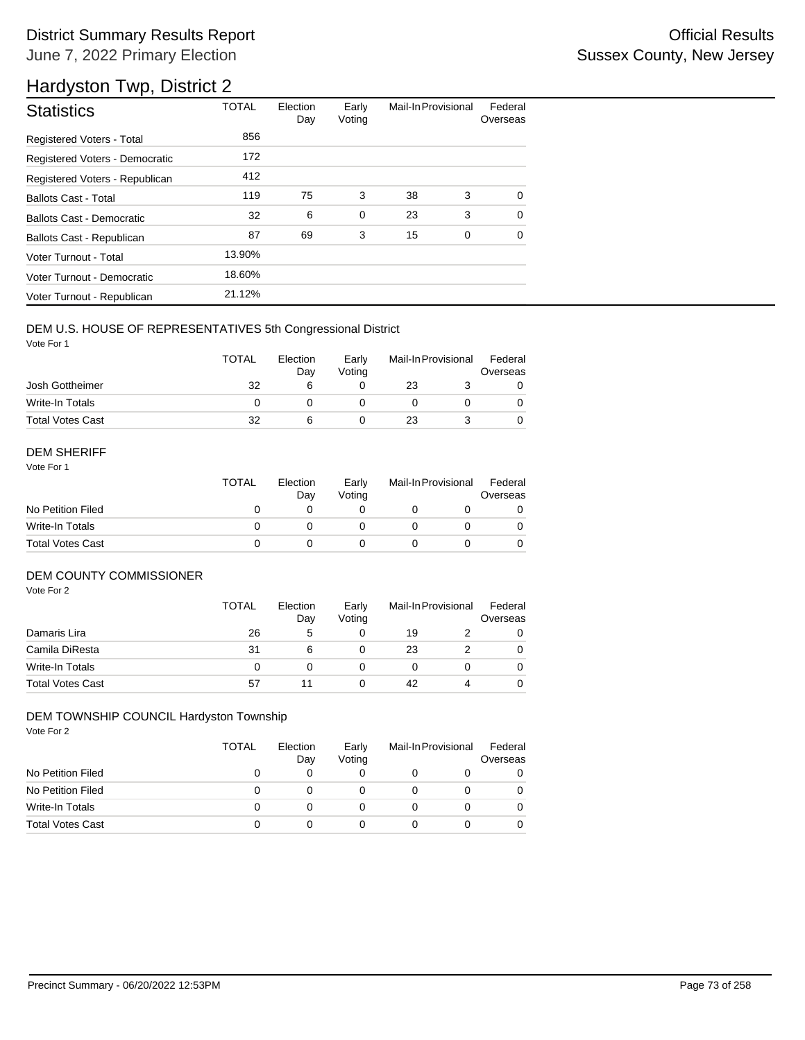# District Summary Results Report

June 7, 2022 Primary Election

Official Results
Sussex County, New Jersey

## Hardyston Twp, District 2

| Statistics | TOTAL | Election Day | Early Voting | Mail-In | Provisional | Federal Overseas |
|---|---|---|---|---|---|---|
| Registered Voters - Total | 856 | | | | | |
| Registered Voters - Democratic | 172 | | | | | |
| Registered Voters - Republican | 412 | | | | | |
| Ballots Cast - Total | 119 | 75 | 3 | 38 | 3 | 0 |
| Ballots Cast - Democratic | 32 | 6 | 0 | 23 | 3 | 0 |
| Ballots Cast - Republican | 87 | 69 | 3 | 15 | 0 | 0 |
| Voter Turnout - Total | 13.90% | | | | | |
| Voter Turnout - Democratic | 18.60% | | | | | |
| Voter Turnout - Republican | 21.12% | | | | | |

### DEM U.S. HOUSE OF REPRESENTATIVES 5th Congressional District

Vote For 1

| | TOTAL | Election Day | Early Voting | Mail-In | Provisional | Federal Overseas |
|---|---|---|---|---|---|---|
| Josh Gottheimer | 32 | 6 | 0 | 23 | 3 | 0 |
| Write-In Totals | 0 | 0 | 0 | 0 | 0 | 0 |
| Total Votes Cast | 32 | 6 | 0 | 23 | 3 | 0 |

### DEM SHERIFF

Vote For 1

| | TOTAL | Election Day | Early Voting | Mail-In | Provisional | Federal Overseas |
|---|---|---|---|---|---|---|
| No Petition Filed | 0 | 0 | 0 | 0 | 0 | 0 |
| Write-In Totals | 0 | 0 | 0 | 0 | 0 | 0 |
| Total Votes Cast | 0 | 0 | 0 | 0 | 0 | 0 |

### DEM COUNTY COMMISSIONER

Vote For 2

| | TOTAL | Election Day | Early Voting | Mail-In | Provisional | Federal Overseas |
|---|---|---|---|---|---|---|
| Damaris Lira | 26 | 5 | 0 | 19 | 2 | 0 |
| Camila DiResta | 31 | 6 | 0 | 23 | 2 | 0 |
| Write-In Totals | 0 | 0 | 0 | 0 | 0 | 0 |
| Total Votes Cast | 57 | 11 | 0 | 42 | 4 | 0 |

### DEM TOWNSHIP COUNCIL Hardyston Township

Vote For 2

| | TOTAL | Election Day | Early Voting | Mail-In | Provisional | Federal Overseas |
|---|---|---|---|---|---|---|
| No Petition Filed | 0 | 0 | 0 | 0 | 0 | 0 |
| No Petition Filed | 0 | 0 | 0 | 0 | 0 | 0 |
| Write-In Totals | 0 | 0 | 0 | 0 | 0 | 0 |
| Total Votes Cast | 0 | 0 | 0 | 0 | 0 | 0 |

Precinct Summary - 06/20/2022 12:53PM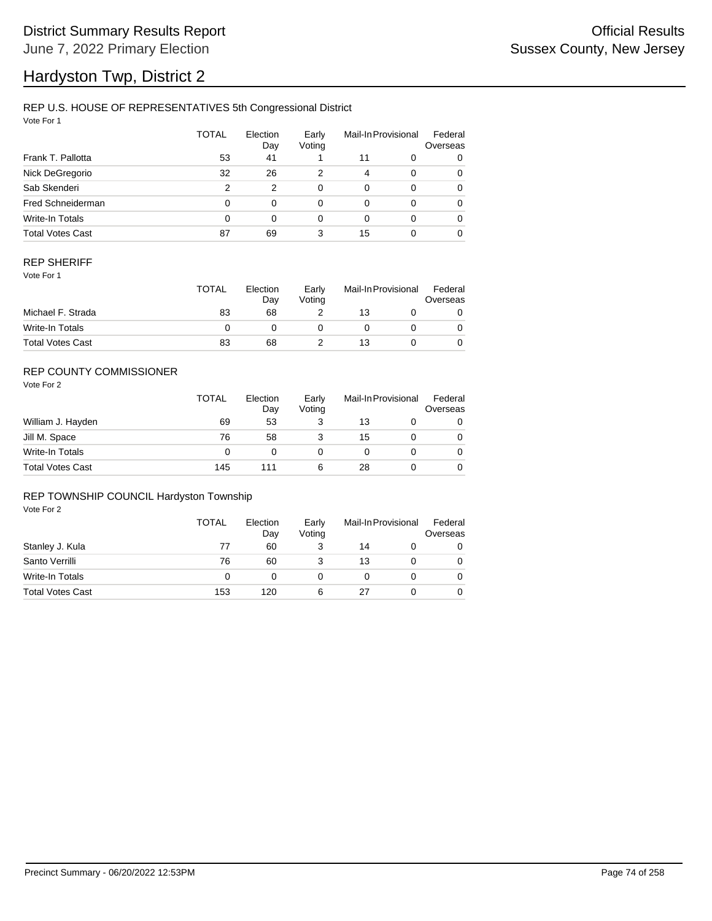# District Summary Results Report

June 7, 2022 Primary Election

Official Results

Sussex County, New Jersey

# Hardyston Twp, District 2

## REP U.S. HOUSE OF REPRESENTATIVES 5th Congressional District

Vote For 1

| | TOTAL | Election Day | Early Voting | Mail-In | Provisional | Federal Overseas |
|---|---|---|---|---|---|---|
| Frank T. Pallotta | 53 | 41 | 1 | 11 | 0 | 0 |
| Nick DeGregorio | 32 | 26 | 2 | 4 | 0 | 0 |
| Sab Skenderi | 2 | 2 | 0 | 0 | 0 | 0 |
| Fred Schneiderman | 0 | 0 | 0 | 0 | 0 | 0 |
| Write-In Totals | 0 | 0 | 0 | 0 | 0 | 0 |
| Total Votes Cast | 87 | 69 | 3 | 15 | 0 | 0 |

## REP SHERIFF

Vote For 1

| | TOTAL | Election Day | Early Voting | Mail-In | Provisional | Federal Overseas |
|---|---|---|---|---|---|---|
| Michael F. Strada | 83 | 68 | 2 | 13 | 0 | 0 |
| Write-In Totals | 0 | 0 | 0 | 0 | 0 | 0 |
| Total Votes Cast | 83 | 68 | 2 | 13 | 0 | 0 |

## REP COUNTY COMMISSIONER

Vote For 2

| | TOTAL | Election Day | Early Voting | Mail-In | Provisional | Federal Overseas |
|---|---|---|---|---|---|---|
| William J. Hayden | 69 | 53 | 3 | 13 | 0 | 0 |
| Jill M. Space | 76 | 58 | 3 | 15 | 0 | 0 |
| Write-In Totals | 0 | 0 | 0 | 0 | 0 | 0 |
| Total Votes Cast | 145 | 111 | 6 | 28 | 0 | 0 |

## REP TOWNSHIP COUNCIL Hardyston Township

Vote For 2

| | TOTAL | Election Day | Early Voting | Mail-In | Provisional | Federal Overseas |
|---|---|---|---|---|---|---|
| Stanley J. Kula | 77 | 60 | 3 | 14 | 0 | 0 |
| Santo Verrilli | 76 | 60 | 3 | 13 | 0 | 0 |
| Write-In Totals | 0 | 0 | 0 | 0 | 0 | 0 |
| Total Votes Cast | 153 | 120 | 6 | 27 | 0 | 0 |

Precinct Summary - 06/20/2022 12:53PM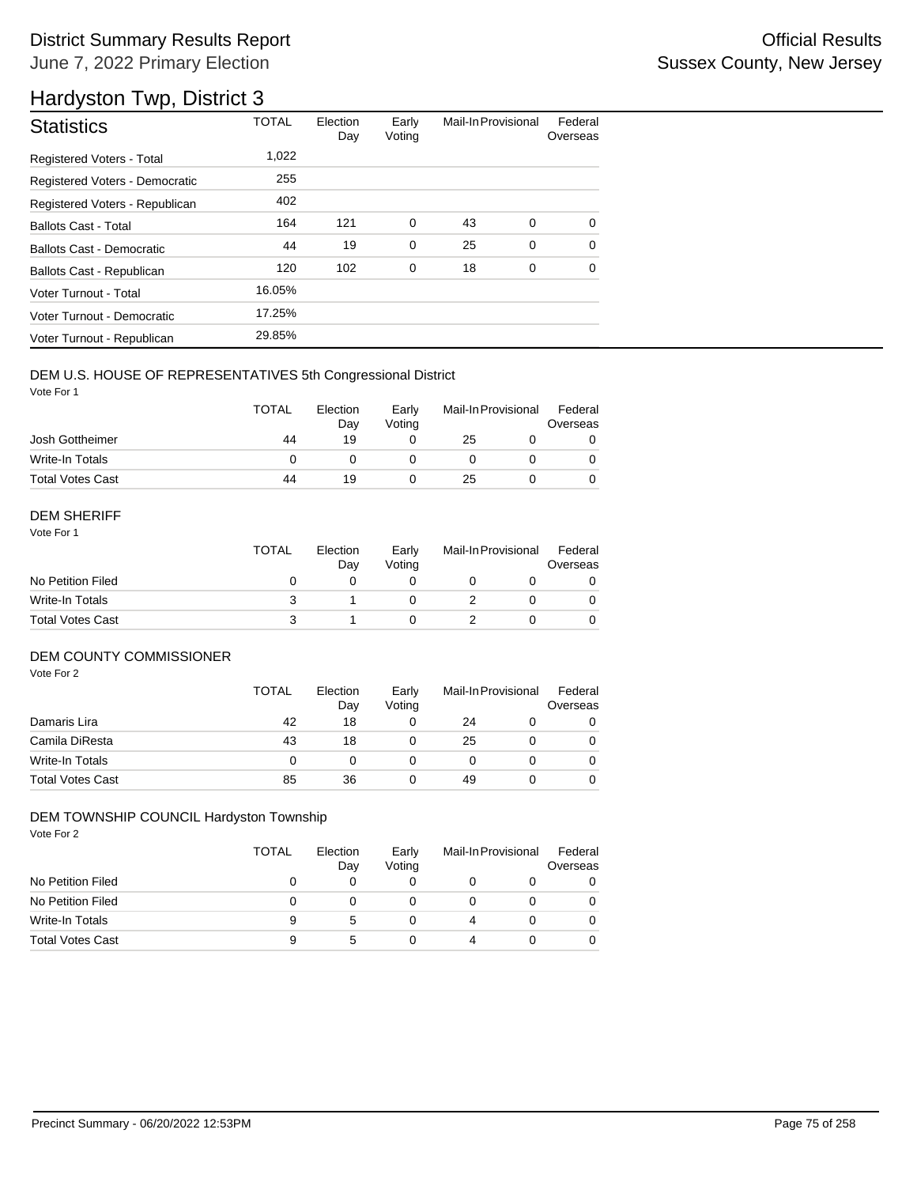# District Summary Results Report

June 7, 2022 Primary Election

Official Results

Sussex County, New Jersey

# Hardyston Twp, District 3

| Statistics | TOTAL | Election Day | Early Voting | Mail-In | Provisional | Federal Overseas |
|---|---|---|---|---|---|---|
| Registered Voters - Total | 1,022 | | | | | |
| Registered Voters - Democratic | 255 | | | | | |
| Registered Voters - Republican | 402 | | | | | |
| Ballots Cast - Total | 164 | 121 | 0 | 43 | 0 | 0 |
| Ballots Cast - Democratic | 44 | 19 | 0 | 25 | 0 | 0 |
| Ballots Cast - Republican | 120 | 102 | 0 | 18 | 0 | 0 |
| Voter Turnout - Total | 16.05% | | | | | |
| Voter Turnout - Democratic | 17.25% | | | | | |
| Voter Turnout - Republican | 29.85% | | | | | |

## DEM U.S. HOUSE OF REPRESENTATIVES 5th Congressional District

Vote For 1

| | TOTAL | Election Day | Early Voting | Mail-In | Provisional | Federal Overseas |
|---|---|---|---|---|---|---|
| Josh Gottheimer | 44 | 19 | 0 | 25 | 0 | 0 |
| Write-In Totals | 0 | 0 | 0 | 0 | 0 | 0 |
| Total Votes Cast | 44 | 19 | 0 | 25 | 0 | 0 |

## DEM SHERIFF

Vote For 1

| | TOTAL | Election Day | Early Voting | Mail-In | Provisional | Federal Overseas |
|---|---|---|---|---|---|---|
| No Petition Filed | 0 | 0 | 0 | 0 | 0 | 0 |
| Write-In Totals | 3 | 1 | 0 | 2 | 0 | 0 |
| Total Votes Cast | 3 | 1 | 0 | 2 | 0 | 0 |

## DEM COUNTY COMMISSIONER

Vote For 2

| | TOTAL | Election Day | Early Voting | Mail-In | Provisional | Federal Overseas |
|---|---|---|---|---|---|---|
| Damaris Lira | 42 | 18 | 0 | 24 | 0 | 0 |
| Camila DiResta | 43 | 18 | 0 | 25 | 0 | 0 |
| Write-In Totals | 0 | 0 | 0 | 0 | 0 | 0 |
| Total Votes Cast | 85 | 36 | 0 | 49 | 0 | 0 |

## DEM TOWNSHIP COUNCIL Hardyston Township

Vote For 2

| | TOTAL | Election Day | Early Voting | Mail-In | Provisional | Federal Overseas |
|---|---|---|---|---|---|---|
| No Petition Filed | 0 | 0 | 0 | 0 | 0 | 0 |
| No Petition Filed | 0 | 0 | 0 | 0 | 0 | 0 |
| Write-In Totals | 9 | 5 | 0 | 4 | 0 | 0 |
| Total Votes Cast | 9 | 5 | 0 | 4 | 0 | 0 |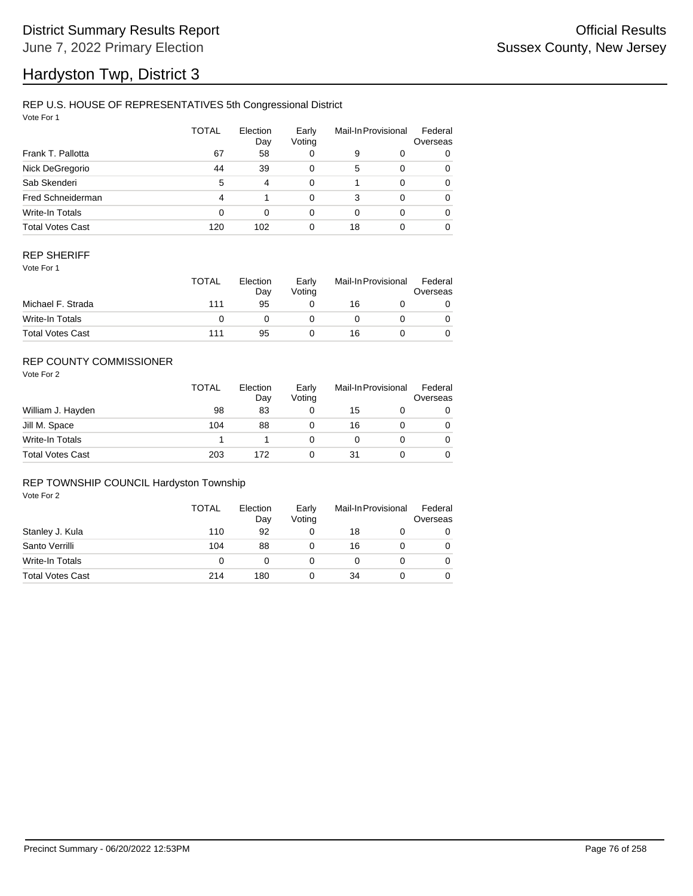# District Summary Results Report

June 7, 2022 Primary Election

Official Results

Sussex County, New Jersey

# Hardyston Twp, District 3

## REP U.S. HOUSE OF REPRESENTATIVES 5th Congressional District

Vote For 1

| | TOTAL | Election Day | Early Voting | Mail-In | Provisional | Federal Overseas |
|---|---|---|---|---|---|---|
| Frank T. Pallotta | 67 | 58 | 0 | 9 | 0 | 0 |
| Nick DeGregorio | 44 | 39 | 0 | 5 | 0 | 0 |
| Sab Skenderi | 5 | 4 | 0 | 1 | 0 | 0 |
| Fred Schneiderman | 4 | 1 | 0 | 3 | 0 | 0 |
| Write-In Totals | 0 | 0 | 0 | 0 | 0 | 0 |
| Total Votes Cast | 120 | 102 | 0 | 18 | 0 | 0 |

## REP SHERIFF

Vote For 1

| | TOTAL | Election Day | Early Voting | Mail-In | Provisional | Federal Overseas |
|---|---|---|---|---|---|---|
| Michael F. Strada | 111 | 95 | 0 | 16 | 0 | 0 |
| Write-In Totals | 0 | 0 | 0 | 0 | 0 | 0 |
| Total Votes Cast | 111 | 95 | 0 | 16 | 0 | 0 |

## REP COUNTY COMMISSIONER

Vote For 2

| | TOTAL | Election Day | Early Voting | Mail-In | Provisional | Federal Overseas |
|---|---|---|---|---|---|---|
| William J. Hayden | 98 | 83 | 0 | 15 | 0 | 0 |
| Jill M. Space | 104 | 88 | 0 | 16 | 0 | 0 |
| Write-In Totals | 1 | 1 | 0 | 0 | 0 | 0 |
| Total Votes Cast | 203 | 172 | 0 | 31 | 0 | 0 |

## REP TOWNSHIP COUNCIL Hardyston Township

Vote For 2

| | TOTAL | Election Day | Early Voting | Mail-In | Provisional | Federal Overseas |
|---|---|---|---|---|---|---|
| Stanley J. Kula | 110 | 92 | 0 | 18 | 0 | 0 |
| Santo Verrilli | 104 | 88 | 0 | 16 | 0 | 0 |
| Write-In Totals | 0 | 0 | 0 | 0 | 0 | 0 |
| Total Votes Cast | 214 | 180 | 0 | 34 | 0 | 0 |

Precinct Summary - 06/20/2022 12:53PM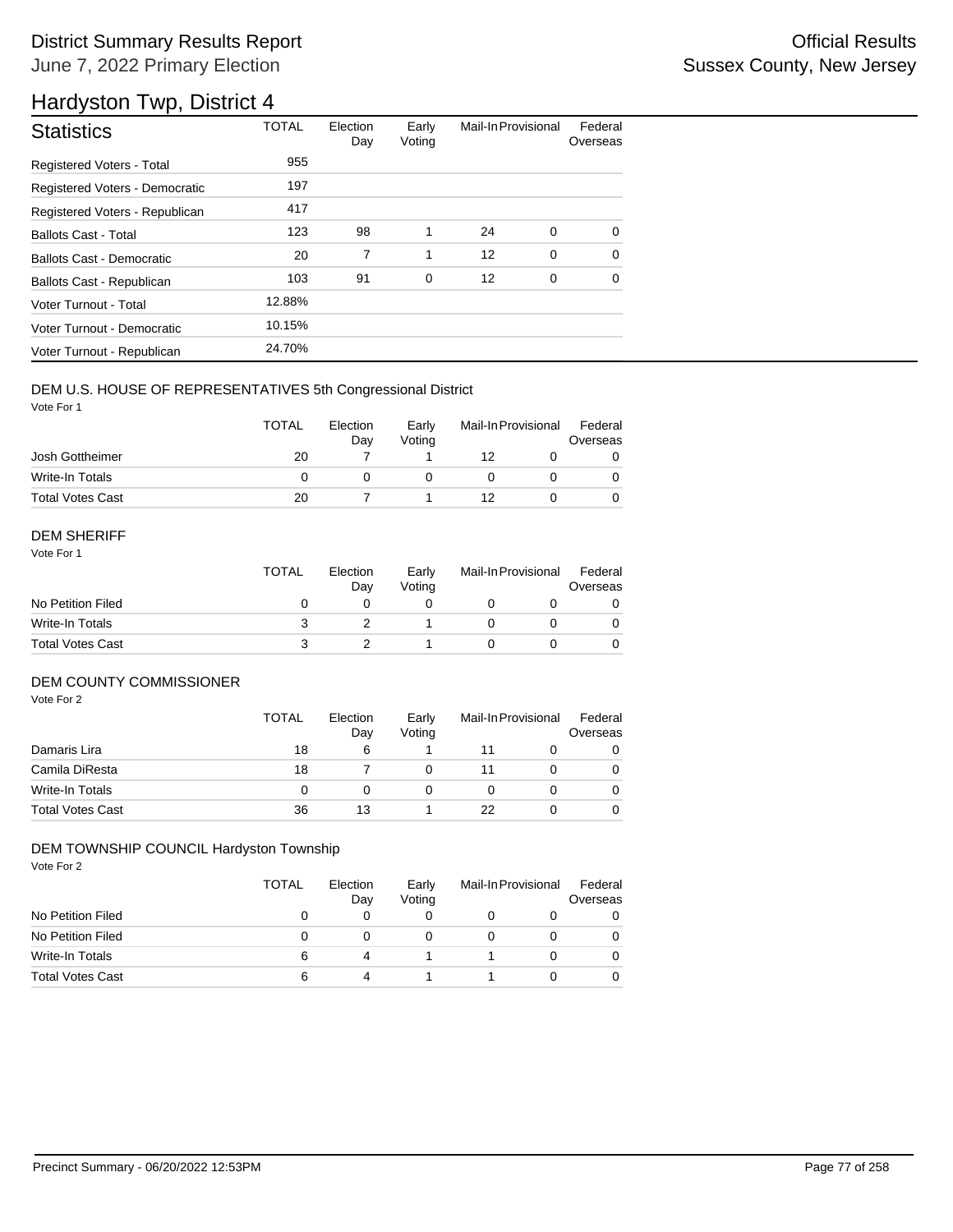# District Summary Results Report

June 7, 2022 Primary Election

Official Results
Sussex County, New Jersey

## Hardyston Twp, District 4

| Statistics | TOTAL | Election Day | Early Voting | Mail-In | Provisional | Federal Overseas |
|---|---|---|---|---|---|---|
| Registered Voters - Total | 955 | | | | | |
| Registered Voters - Democratic | 197 | | | | | |
| Registered Voters - Republican | 417 | | | | | |
| Ballots Cast - Total | 123 | 98 | 1 | 24 | 0 | 0 |
| Ballots Cast - Democratic | 20 | 7 | 1 | 12 | 0 | 0 |
| Ballots Cast - Republican | 103 | 91 | 0 | 12 | 0 | 0 |
| Voter Turnout - Total | 12.88% | | | | | |
| Voter Turnout - Democratic | 10.15% | | | | | |
| Voter Turnout - Republican | 24.70% | | | | | |

### DEM U.S. HOUSE OF REPRESENTATIVES 5th Congressional District

Vote For 1

| | TOTAL | Election Day | Early Voting | Mail-In | Provisional | Federal Overseas |
|---|---|---|---|---|---|---|
| Josh Gottheimer | 20 | 7 | 1 | 12 | 0 | 0 |
| Write-In Totals | 0 | 0 | 0 | 0 | 0 | 0 |
| Total Votes Cast | 20 | 7 | 1 | 12 | 0 | 0 |

### DEM SHERIFF

Vote For 1

| | TOTAL | Election Day | Early Voting | Mail-In | Provisional | Federal Overseas |
|---|---|---|---|---|---|---|
| No Petition Filed | 0 | 0 | 0 | 0 | 0 | 0 |
| Write-In Totals | 3 | 2 | 1 | 0 | 0 | 0 |
| Total Votes Cast | 3 | 2 | 1 | 0 | 0 | 0 |

### DEM COUNTY COMMISSIONER

Vote For 2

| | TOTAL | Election Day | Early Voting | Mail-In | Provisional | Federal Overseas |
|---|---|---|---|---|---|---|
| Damaris Lira | 18 | 6 | 1 | 11 | 0 | 0 |
| Camila DiResta | 18 | 7 | 0 | 11 | 0 | 0 |
| Write-In Totals | 0 | 0 | 0 | 0 | 0 | 0 |
| Total Votes Cast | 36 | 13 | 1 | 22 | 0 | 0 |

### DEM TOWNSHIP COUNCIL Hardyston Township

Vote For 2

| | TOTAL | Election Day | Early Voting | Mail-In | Provisional | Federal Overseas |
|---|---|---|---|---|---|---|
| No Petition Filed | 0 | 0 | 0 | 0 | 0 | 0 |
| No Petition Filed | 0 | 0 | 0 | 0 | 0 | 0 |
| Write-In Totals | 6 | 4 | 1 | 1 | 0 | 0 |
| Total Votes Cast | 6 | 4 | 1 | 1 | 0 | 0 |

Precinct Summary - 06/20/2022 12:53PM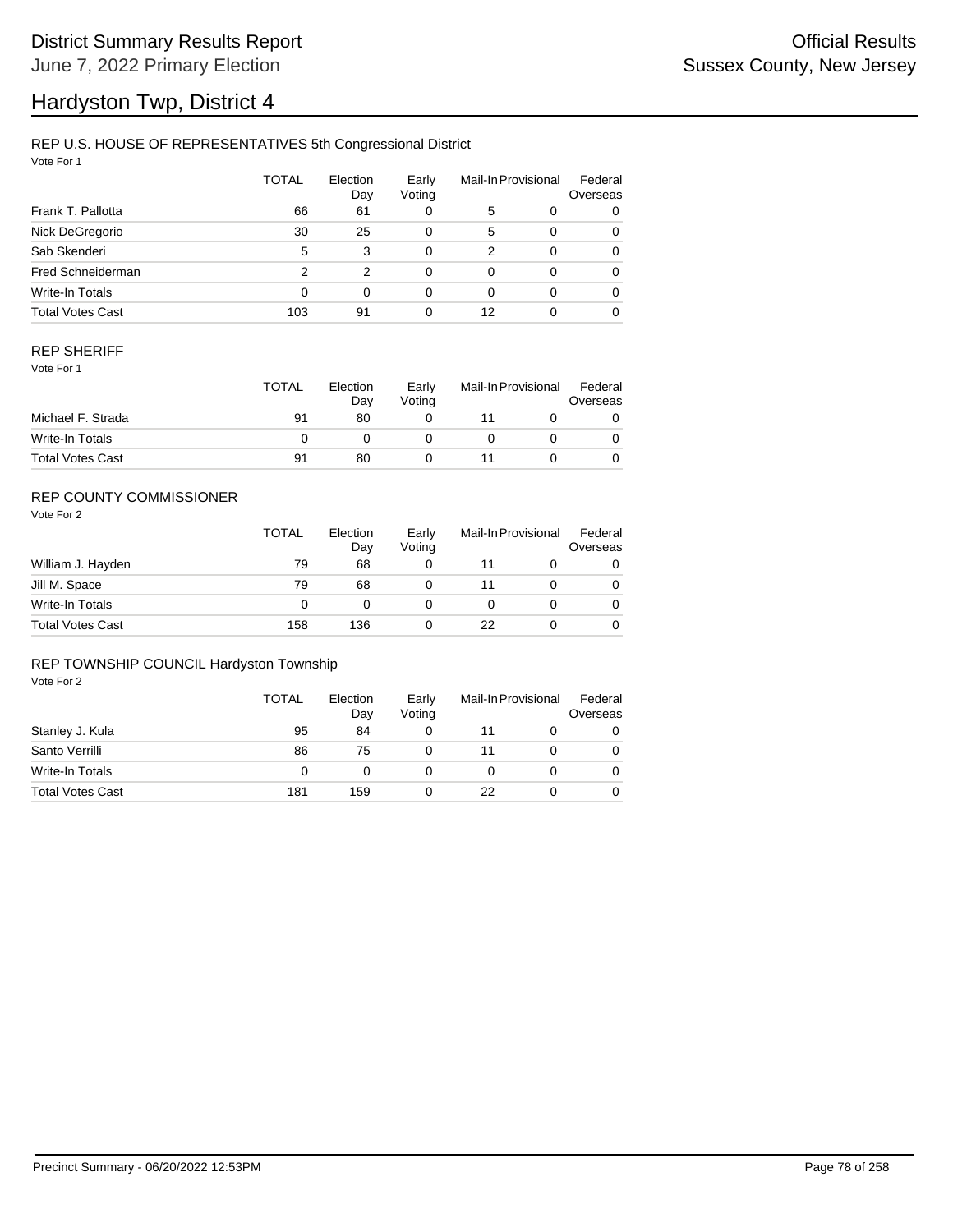# District Summary Results Report

June 7, 2022 Primary Election

Official Results
Sussex County, New Jersey

# Hardyston Twp, District 4

## REP U.S. HOUSE OF REPRESENTATIVES 5th Congressional District

Vote For 1

| | TOTAL | Election Day | Early Voting | Mail-In | Provisional | Federal Overseas |
|---|---|---|---|---|---|---|
| Frank T. Pallotta | 66 | 61 | 0 | 5 | 0 | 0 |
| Nick DeGregorio | 30 | 25 | 0 | 5 | 0 | 0 |
| Sab Skenderi | 5 | 3 | 0 | 2 | 0 | 0 |
| Fred Schneiderman | 2 | 2 | 0 | 0 | 0 | 0 |
| Write-In Totals | 0 | 0 | 0 | 0 | 0 | 0 |
| Total Votes Cast | 103 | 91 | 0 | 12 | 0 | 0 |

## REP SHERIFF

Vote For 1

| | TOTAL | Election Day | Early Voting | Mail-In | Provisional | Federal Overseas |
|---|---|---|---|---|---|---|
| Michael F. Strada | 91 | 80 | 0 | 11 | 0 | 0 |
| Write-In Totals | 0 | 0 | 0 | 0 | 0 | 0 |
| Total Votes Cast | 91 | 80 | 0 | 11 | 0 | 0 |

## REP COUNTY COMMISSIONER

Vote For 2

| | TOTAL | Election Day | Early Voting | Mail-In | Provisional | Federal Overseas |
|---|---|---|---|---|---|---|
| William J. Hayden | 79 | 68 | 0 | 11 | 0 | 0 |
| Jill M. Space | 79 | 68 | 0 | 11 | 0 | 0 |
| Write-In Totals | 0 | 0 | 0 | 0 | 0 | 0 |
| Total Votes Cast | 158 | 136 | 0 | 22 | 0 | 0 |

## REP TOWNSHIP COUNCIL Hardyston Township

Vote For 2

| | TOTAL | Election Day | Early Voting | Mail-In | Provisional | Federal Overseas |
|---|---|---|---|---|---|---|
| Stanley J. Kula | 95 | 84 | 0 | 11 | 0 | 0 |
| Santo Verrilli | 86 | 75 | 0 | 11 | 0 | 0 |
| Write-In Totals | 0 | 0 | 0 | 0 | 0 | 0 |
| Total Votes Cast | 181 | 159 | 0 | 22 | 0 | 0 |

Precinct Summary - 06/20/2022 12:53PM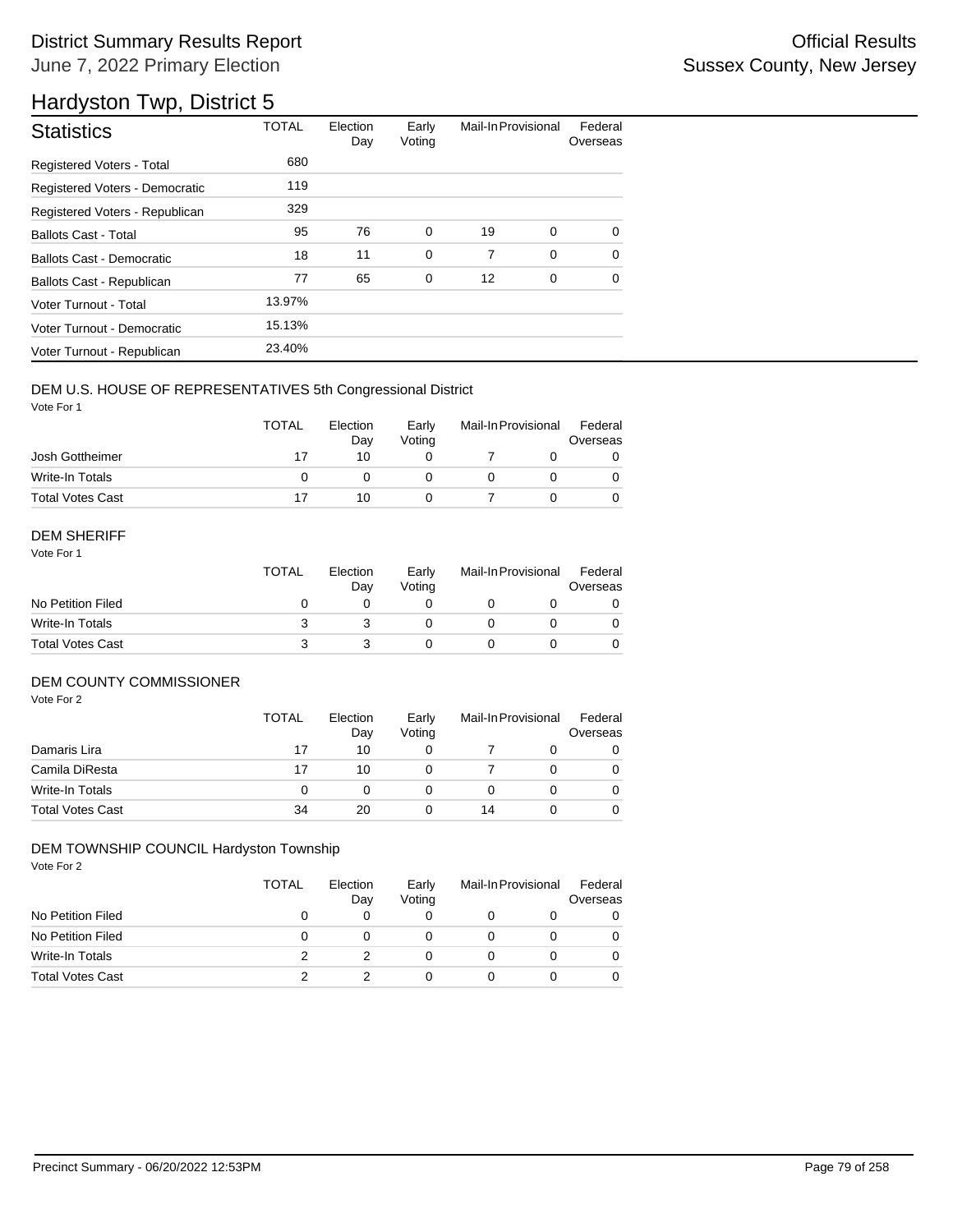# District Summary Results Report

June 7, 2022 Primary Election

Official Results
Sussex County, New Jersey

## Hardyston Twp, District 5

| Statistics | TOTAL | Election Day | Early Voting | Mail-In | Provisional | Federal Overseas |
|---|---|---|---|---|---|---|
| Registered Voters - Total | 680 | | | | | |
| Registered Voters - Democratic | 119 | | | | | |
| Registered Voters - Republican | 329 | | | | | |
| Ballots Cast - Total | 95 | 76 | 0 | 19 | 0 | 0 |
| Ballots Cast - Democratic | 18 | 11 | 0 | 7 | 0 | 0 |
| Ballots Cast - Republican | 77 | 65 | 0 | 12 | 0 | 0 |
| Voter Turnout - Total | 13.97% | | | | | |
| Voter Turnout - Democratic | 15.13% | | | | | |
| Voter Turnout - Republican | 23.40% | | | | | |

### DEM U.S. HOUSE OF REPRESENTATIVES 5th Congressional District

Vote For 1

| | TOTAL | Election Day | Early Voting | Mail-In | Provisional | Federal Overseas |
|---|---|---|---|---|---|---|
| Josh Gottheimer | 17 | 10 | 0 | 7 | 0 | 0 |
| Write-In Totals | 0 | 0 | 0 | 0 | 0 | 0 |
| Total Votes Cast | 17 | 10 | 0 | 7 | 0 | 0 |

### DEM SHERIFF

Vote For 1

| | TOTAL | Election Day | Early Voting | Mail-In | Provisional | Federal Overseas |
|---|---|---|---|---|---|---|
| No Petition Filed | 0 | 0 | 0 | 0 | 0 | 0 |
| Write-In Totals | 3 | 3 | 0 | 0 | 0 | 0 |
| Total Votes Cast | 3 | 3 | 0 | 0 | 0 | 0 |

### DEM COUNTY COMMISSIONER

Vote For 2

| | TOTAL | Election Day | Early Voting | Mail-In | Provisional | Federal Overseas |
|---|---|---|---|---|---|---|
| Damaris Lira | 17 | 10 | 0 | 7 | 0 | 0 |
| Camila DiResta | 17 | 10 | 0 | 7 | 0 | 0 |
| Write-In Totals | 0 | 0 | 0 | 0 | 0 | 0 |
| Total Votes Cast | 34 | 20 | 0 | 14 | 0 | 0 |

### DEM TOWNSHIP COUNCIL Hardyston Township

Vote For 2

| | TOTAL | Election Day | Early Voting | Mail-In | Provisional | Federal Overseas |
|---|---|---|---|---|---|---|
| No Petition Filed | 0 | 0 | 0 | 0 | 0 | 0 |
| No Petition Filed | 0 | 0 | 0 | 0 | 0 | 0 |
| Write-In Totals | 2 | 2 | 0 | 0 | 0 | 0 |
| Total Votes Cast | 2 | 2 | 0 | 0 | 0 | 0 |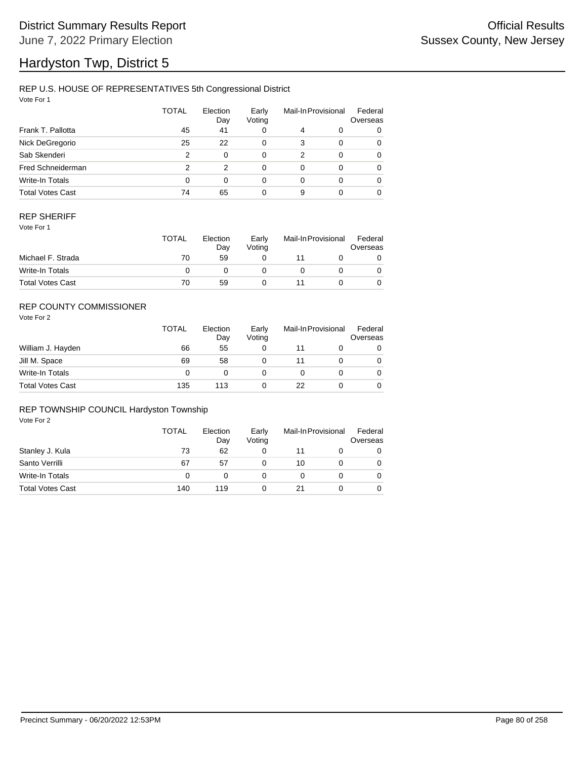# District Summary Results Report

June 7, 2022 Primary Election

Official Results

Sussex County, New Jersey

# Hardyston Twp, District 5

## REP U.S. HOUSE OF REPRESENTATIVES 5th Congressional District

Vote For 1

| | TOTAL | Election Day | Early Voting | Mail-In | Provisional | Federal Overseas |
|---|---|---|---|---|---|---|
| Frank T. Pallotta | 45 | 41 | 0 | 4 | 0 | 0 |
| Nick DeGregorio | 25 | 22 | 0 | 3 | 0 | 0 |
| Sab Skenderi | 2 | 0 | 0 | 2 | 0 | 0 |
| Fred Schneiderman | 2 | 2 | 0 | 0 | 0 | 0 |
| Write-In Totals | 0 | 0 | 0 | 0 | 0 | 0 |
| Total Votes Cast | 74 | 65 | 0 | 9 | 0 | 0 |

## REP SHERIFF

Vote For 1

| | TOTAL | Election Day | Early Voting | Mail-In | Provisional | Federal Overseas |
|---|---|---|---|---|---|---|
| Michael F. Strada | 70 | 59 | 0 | 11 | 0 | 0 |
| Write-In Totals | 0 | 0 | 0 | 0 | 0 | 0 |
| Total Votes Cast | 70 | 59 | 0 | 11 | 0 | 0 |

## REP COUNTY COMMISSIONER

Vote For 2

| | TOTAL | Election Day | Early Voting | Mail-In | Provisional | Federal Overseas |
|---|---|---|---|---|---|---|
| William J. Hayden | 66 | 55 | 0 | 11 | 0 | 0 |
| Jill M. Space | 69 | 58 | 0 | 11 | 0 | 0 |
| Write-In Totals | 0 | 0 | 0 | 0 | 0 | 0 |
| Total Votes Cast | 135 | 113 | 0 | 22 | 0 | 0 |

## REP TOWNSHIP COUNCIL Hardyston Township

Vote For 2

| | TOTAL | Election Day | Early Voting | Mail-In | Provisional | Federal Overseas |
|---|---|---|---|---|---|---|
| Stanley J. Kula | 73 | 62 | 0 | 11 | 0 | 0 |
| Santo Verrilli | 67 | 57 | 0 | 10 | 0 | 0 |
| Write-In Totals | 0 | 0 | 0 | 0 | 0 | 0 |
| Total Votes Cast | 140 | 119 | 0 | 21 | 0 | 0 |

Precinct Summary - 06/20/2022 12:53PM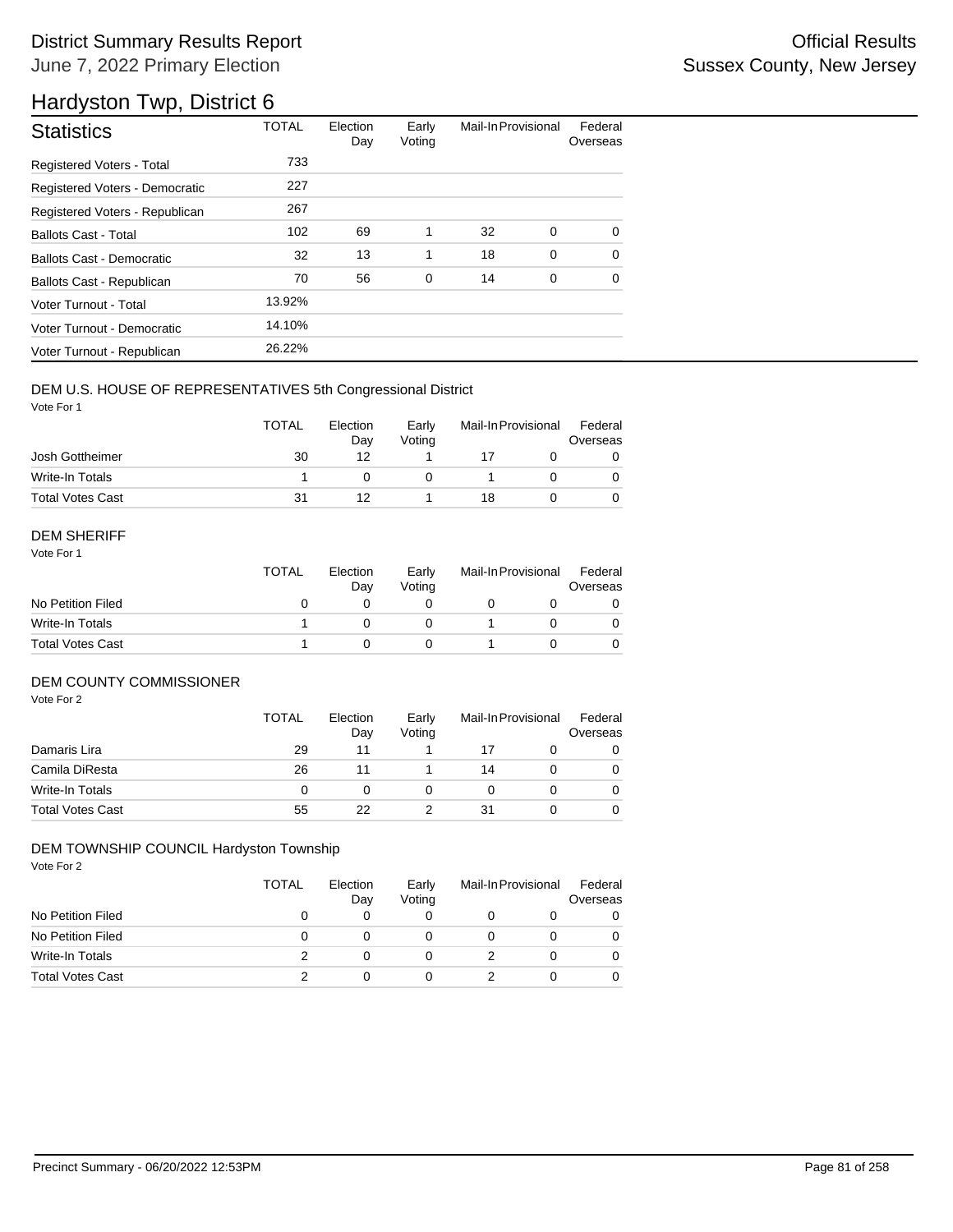# District Summary Results Report

June 7, 2022 Primary Election

Official Results
Sussex County, New Jersey

## Hardyston Twp, District 6

| Statistics | TOTAL | Election Day | Early Voting | Mail-In | Provisional | Federal Overseas |
|---|---|---|---|---|---|---|
| Registered Voters - Total | 733 | | | | | |
| Registered Voters - Democratic | 227 | | | | | |
| Registered Voters - Republican | 267 | | | | | |
| Ballots Cast - Total | 102 | 69 | 1 | 32 | 0 | 0 |
| Ballots Cast - Democratic | 32 | 13 | 1 | 18 | 0 | 0 |
| Ballots Cast - Republican | 70 | 56 | 0 | 14 | 0 | 0 |
| Voter Turnout - Total | 13.92% | | | | | |
| Voter Turnout - Democratic | 14.10% | | | | | |
| Voter Turnout - Republican | 26.22% | | | | | |

### DEM U.S. HOUSE OF REPRESENTATIVES 5th Congressional District

Vote For 1

| | TOTAL | Election Day | Early Voting | Mail-In | Provisional | Federal Overseas |
|---|---|---|---|---|---|---|
| Josh Gottheimer | 30 | 12 | 1 | 17 | 0 | 0 |
| Write-In Totals | 1 | 0 | 0 | 1 | 0 | 0 |
| Total Votes Cast | 31 | 12 | 1 | 18 | 0 | 0 |

### DEM SHERIFF

Vote For 1

| | TOTAL | Election Day | Early Voting | Mail-In | Provisional | Federal Overseas |
|---|---|---|---|---|---|---|
| No Petition Filed | 0 | 0 | 0 | 0 | 0 | 0 |
| Write-In Totals | 1 | 0 | 0 | 1 | 0 | 0 |
| Total Votes Cast | 1 | 0 | 0 | 1 | 0 | 0 |

### DEM COUNTY COMMISSIONER

Vote For 2

| | TOTAL | Election Day | Early Voting | Mail-In | Provisional | Federal Overseas |
|---|---|---|---|---|---|---|
| Damaris Lira | 29 | 11 | 1 | 17 | 0 | 0 |
| Camila DiResta | 26 | 11 | 1 | 14 | 0 | 0 |
| Write-In Totals | 0 | 0 | 0 | 0 | 0 | 0 |
| Total Votes Cast | 55 | 22 | 2 | 31 | 0 | 0 |

### DEM TOWNSHIP COUNCIL Hardyston Township

Vote For 2

| | TOTAL | Election Day | Early Voting | Mail-In | Provisional | Federal Overseas |
|---|---|---|---|---|---|---|
| No Petition Filed | 0 | 0 | 0 | 0 | 0 | 0 |
| No Petition Filed | 0 | 0 | 0 | 0 | 0 | 0 |
| Write-In Totals | 2 | 0 | 0 | 2 | 0 | 0 |
| Total Votes Cast | 2 | 0 | 0 | 2 | 0 | 0 |

Precinct Summary - 06/20/2022 12:53PM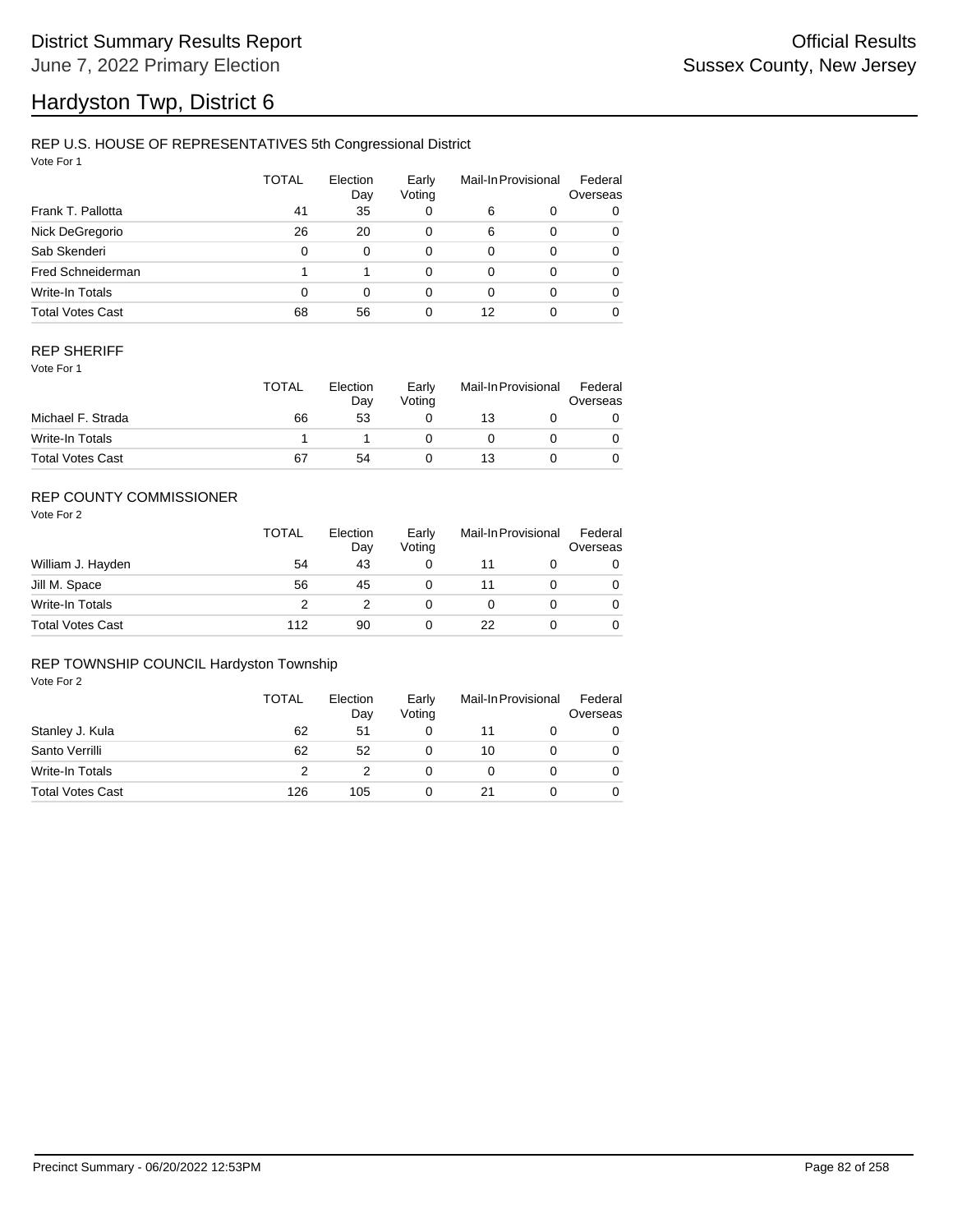# District Summary Results Report

June 7, 2022 Primary Election

Official Results
Sussex County, New Jersey

# Hardyston Twp, District 6

## REP U.S. HOUSE OF REPRESENTATIVES 5th Congressional District

Vote For 1

| | TOTAL | Election Day | Early Voting | Mail-In | Provisional | Federal Overseas |
|---|---|---|---|---|---|---|
| Frank T. Pallotta | 41 | 35 | 0 | 6 | 0 | 0 |
| Nick DeGregorio | 26 | 20 | 0 | 6 | 0 | 0 |
| Sab Skenderi | 0 | 0 | 0 | 0 | 0 | 0 |
| Fred Schneiderman | 1 | 1 | 0 | 0 | 0 | 0 |
| Write-In Totals | 0 | 0 | 0 | 0 | 0 | 0 |
| Total Votes Cast | 68 | 56 | 0 | 12 | 0 | 0 |

## REP SHERIFF

Vote For 1

| | TOTAL | Election Day | Early Voting | Mail-In | Provisional | Federal Overseas |
|---|---|---|---|---|---|---|
| Michael F. Strada | 66 | 53 | 0 | 13 | 0 | 0 |
| Write-In Totals | 1 | 1 | 0 | 0 | 0 | 0 |
| Total Votes Cast | 67 | 54 | 0 | 13 | 0 | 0 |

## REP COUNTY COMMISSIONER

Vote For 2

| | TOTAL | Election Day | Early Voting | Mail-In | Provisional | Federal Overseas |
|---|---|---|---|---|---|---|
| William J. Hayden | 54 | 43 | 0 | 11 | 0 | 0 |
| Jill M. Space | 56 | 45 | 0 | 11 | 0 | 0 |
| Write-In Totals | 2 | 2 | 0 | 0 | 0 | 0 |
| Total Votes Cast | 112 | 90 | 0 | 22 | 0 | 0 |

## REP TOWNSHIP COUNCIL Hardyston Township

Vote For 2

| | TOTAL | Election Day | Early Voting | Mail-In | Provisional | Federal Overseas |
|---|---|---|---|---|---|---|
| Stanley J. Kula | 62 | 51 | 0 | 11 | 0 | 0 |
| Santo Verrilli | 62 | 52 | 0 | 10 | 0 | 0 |
| Write-In Totals | 2 | 2 | 0 | 0 | 0 | 0 |
| Total Votes Cast | 126 | 105 | 0 | 21 | 0 | 0 |

Precinct Summary - 06/20/2022 12:53PM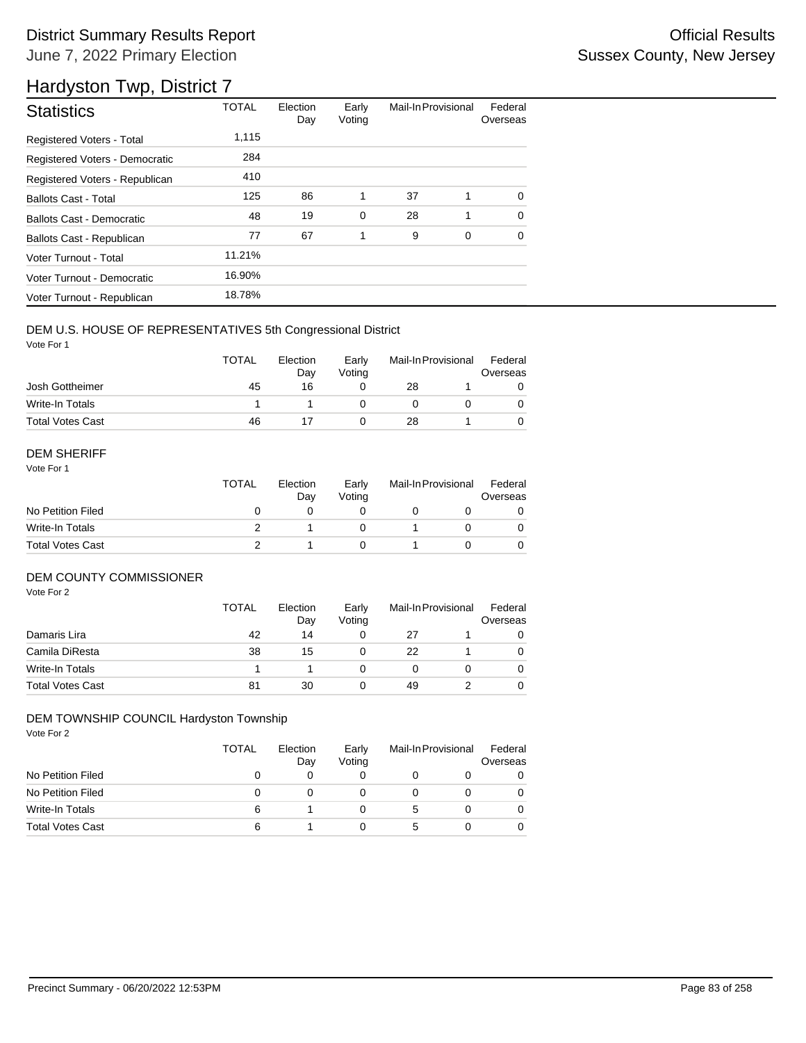# District Summary Results Report

June 7, 2022 Primary Election

Official Results
Sussex County, New Jersey

## Hardyston Twp, District 7

| Statistics | TOTAL | Election Day | Early Voting | Mail-In | Provisional | Federal Overseas |
|---|---|---|---|---|---|---|
| Registered Voters - Total | 1,115 | | | | | |
| Registered Voters - Democratic | 284 | | | | | |
| Registered Voters - Republican | 410 | | | | | |
| Ballots Cast - Total | 125 | 86 | 1 | 37 | 1 | 0 |
| Ballots Cast - Democratic | 48 | 19 | 0 | 28 | 1 | 0 |
| Ballots Cast - Republican | 77 | 67 | 1 | 9 | 0 | 0 |
| Voter Turnout - Total | 11.21% | | | | | |
| Voter Turnout - Democratic | 16.90% | | | | | |
| Voter Turnout - Republican | 18.78% | | | | | |

### DEM U.S. HOUSE OF REPRESENTATIVES 5th Congressional District

Vote For 1

| | TOTAL | Election Day | Early Voting | Mail-In | Provisional | Federal Overseas |
|---|---|---|---|---|---|---|
| Josh Gottheimer | 45 | 16 | 0 | 28 | 1 | 0 |
| Write-In Totals | 1 | 1 | 0 | 0 | 0 | 0 |
| Total Votes Cast | 46 | 17 | 0 | 28 | 1 | 0 |

### DEM SHERIFF

Vote For 1

| | TOTAL | Election Day | Early Voting | Mail-In | Provisional | Federal Overseas |
|---|---|---|---|---|---|---|
| No Petition Filed | 0 | 0 | 0 | 0 | 0 | 0 |
| Write-In Totals | 2 | 1 | 0 | 1 | 0 | 0 |
| Total Votes Cast | 2 | 1 | 0 | 1 | 0 | 0 |

### DEM COUNTY COMMISSIONER

Vote For 2

| | TOTAL | Election Day | Early Voting | Mail-In | Provisional | Federal Overseas |
|---|---|---|---|---|---|---|
| Damaris Lira | 42 | 14 | 0 | 27 | 1 | 0 |
| Camila DiResta | 38 | 15 | 0 | 22 | 1 | 0 |
| Write-In Totals | 1 | 1 | 0 | 0 | 0 | 0 |
| Total Votes Cast | 81 | 30 | 0 | 49 | 2 | 0 |

### DEM TOWNSHIP COUNCIL Hardyston Township

Vote For 2

| | TOTAL | Election Day | Early Voting | Mail-In | Provisional | Federal Overseas |
|---|---|---|---|---|---|---|
| No Petition Filed | 0 | 0 | 0 | 0 | 0 | 0 |
| No Petition Filed | 0 | 0 | 0 | 0 | 0 | 0 |
| Write-In Totals | 6 | 1 | 0 | 5 | 0 | 0 |
| Total Votes Cast | 6 | 1 | 0 | 5 | 0 | 0 |

Precinct Summary - 06/20/2022 12:53PM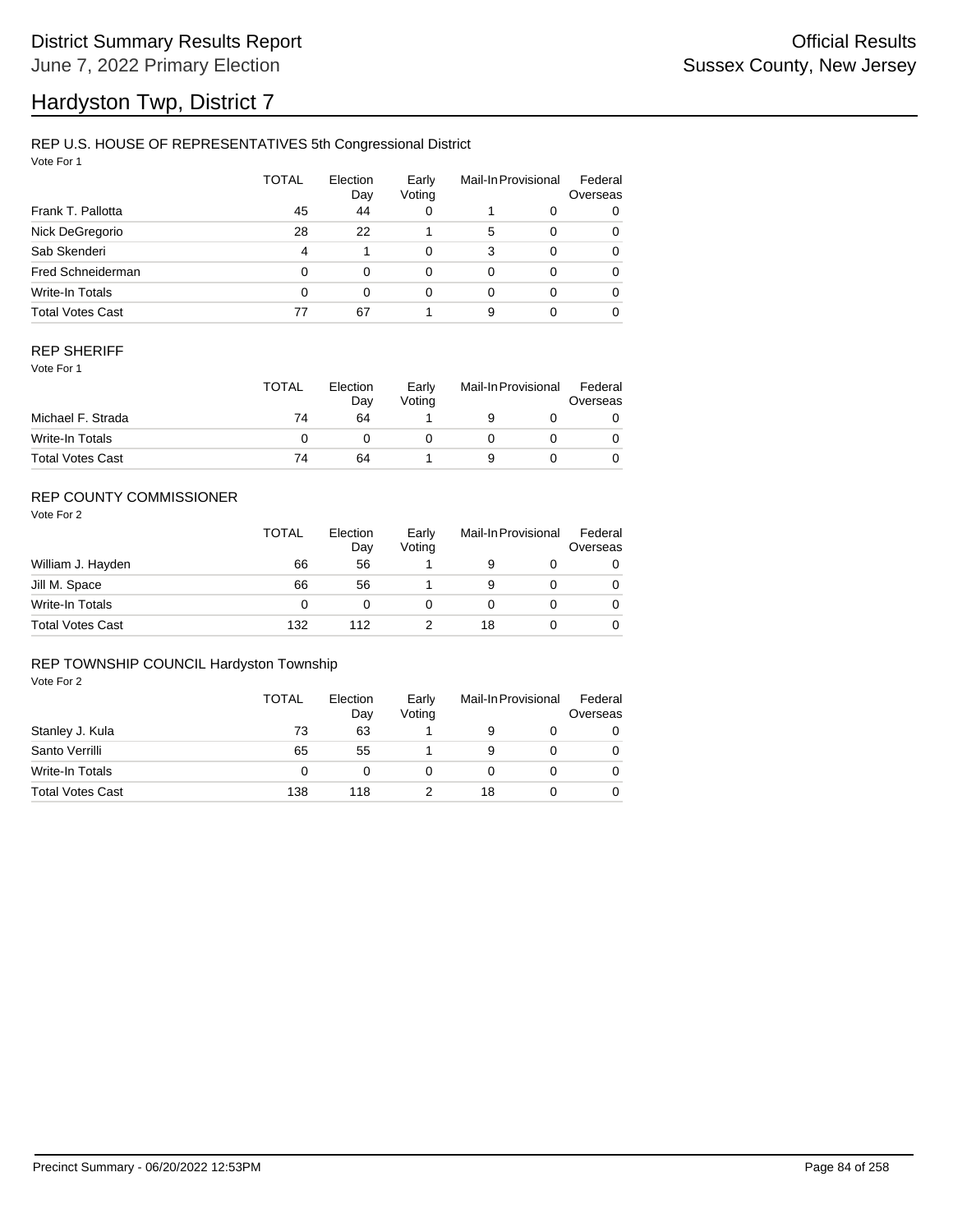# Hardyston Twp, District 7

District Summary Results Report
June 7, 2022 Primary Election

Official Results
Sussex County, New Jersey

## REP U.S. HOUSE OF REPRESENTATIVES 5th Congressional District

Vote For 1

| | TOTAL | Election Day | Early Voting | Mail-In | Provisional | Federal Overseas |
|---|---|---|---|---|---|---|
| Frank T. Pallotta | 45 | 44 | 0 | 1 | 0 | 0 |
| Nick DeGregorio | 28 | 22 | 1 | 5 | 0 | 0 |
| Sab Skenderi | 4 | 1 | 0 | 3 | 0 | 0 |
| Fred Schneiderman | 0 | 0 | 0 | 0 | 0 | 0 |
| Write-In Totals | 0 | 0 | 0 | 0 | 0 | 0 |
| Total Votes Cast | 77 | 67 | 1 | 9 | 0 | 0 |

## REP SHERIFF

Vote For 1

| | TOTAL | Election Day | Early Voting | Mail-In | Provisional | Federal Overseas |
|---|---|---|---|---|---|---|
| Michael F. Strada | 74 | 64 | 1 | 9 | 0 | 0 |
| Write-In Totals | 0 | 0 | 0 | 0 | 0 | 0 |
| Total Votes Cast | 74 | 64 | 1 | 9 | 0 | 0 |

## REP COUNTY COMMISSIONER

Vote For 2

| | TOTAL | Election Day | Early Voting | Mail-In | Provisional | Federal Overseas |
|---|---|---|---|---|---|---|
| William J. Hayden | 66 | 56 | 1 | 9 | 0 | 0 |
| Jill M. Space | 66 | 56 | 1 | 9 | 0 | 0 |
| Write-In Totals | 0 | 0 | 0 | 0 | 0 | 0 |
| Total Votes Cast | 132 | 112 | 2 | 18 | 0 | 0 |

## REP TOWNSHIP COUNCIL Hardyston Township

Vote For 2

| | TOTAL | Election Day | Early Voting | Mail-In | Provisional | Federal Overseas |
|---|---|---|---|---|---|---|
| Stanley J. Kula | 73 | 63 | 1 | 9 | 0 | 0 |
| Santo Verrilli | 65 | 55 | 1 | 9 | 0 | 0 |
| Write-In Totals | 0 | 0 | 0 | 0 | 0 | 0 |
| Total Votes Cast | 138 | 118 | 2 | 18 | 0 | 0 |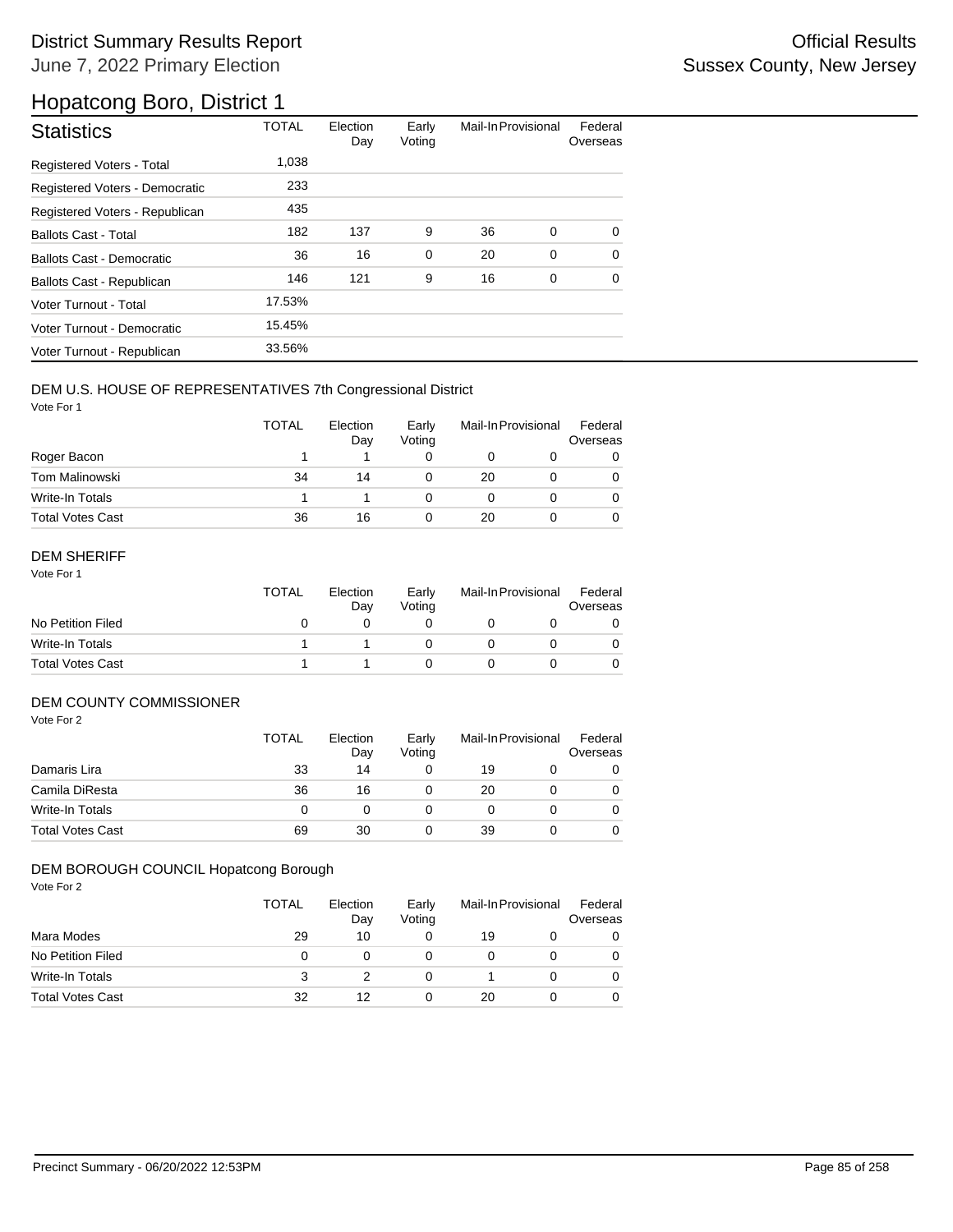# Hopatcong Boro, District 1

| Statistics | TOTAL | Election Day | Early Voting | Mail-In | Provisional | Federal Overseas |
|---|---|---|---|---|---|---|
| Registered Voters - Total | 1,038 | | | | | |
| Registered Voters - Democratic | 233 | | | | | |
| Registered Voters - Republican | 435 | | | | | |
| Ballots Cast - Total | 182 | 137 | 9 | 36 | 0 | 0 |
| Ballots Cast - Democratic | 36 | 16 | 0 | 20 | 0 | 0 |
| Ballots Cast - Republican | 146 | 121 | 9 | 16 | 0 | 0 |
| Voter Turnout - Total | 17.53% | | | | | |
| Voter Turnout - Democratic | 15.45% | | | | | |
| Voter Turnout - Republican | 33.56% | | | | | |

## DEM U.S. HOUSE OF REPRESENTATIVES 7th Congressional District

Vote For 1

| | TOTAL | Election Day | Early Voting | Mail-In | Provisional | Federal Overseas |
|---|---|---|---|---|---|---|
| Roger Bacon | 1 | 1 | 0 | 0 | 0 | 0 |
| Tom Malinowski | 34 | 14 | 0 | 20 | 0 | 0 |
| Write-In Totals | 1 | 1 | 0 | 0 | 0 | 0 |
| Total Votes Cast | 36 | 16 | 0 | 20 | 0 | 0 |

## DEM SHERIFF

Vote For 1

| | TOTAL | Election Day | Early Voting | Mail-In | Provisional | Federal Overseas |
|---|---|---|---|---|---|---|
| No Petition Filed | 0 | 0 | 0 | 0 | 0 | 0 |
| Write-In Totals | 1 | 1 | 0 | 0 | 0 | 0 |
| Total Votes Cast | 1 | 1 | 0 | 0 | 0 | 0 |

## DEM COUNTY COMMISSIONER

Vote For 2

| | TOTAL | Election Day | Early Voting | Mail-In | Provisional | Federal Overseas |
|---|---|---|---|---|---|---|
| Damaris Lira | 33 | 14 | 0 | 19 | 0 | 0 |
| Camila DiResta | 36 | 16 | 0 | 20 | 0 | 0 |
| Write-In Totals | 0 | 0 | 0 | 0 | 0 | 0 |
| Total Votes Cast | 69 | 30 | 0 | 39 | 0 | 0 |

## DEM BOROUGH COUNCIL Hopatcong Borough

Vote For 2

| | TOTAL | Election Day | Early Voting | Mail-In | Provisional | Federal Overseas |
|---|---|---|---|---|---|---|
| Mara Modes | 29 | 10 | 0 | 19 | 0 | 0 |
| No Petition Filed | 0 | 0 | 0 | 0 | 0 | 0 |
| Write-In Totals | 3 | 2 | 0 | 1 | 0 | 0 |
| Total Votes Cast | 32 | 12 | 0 | 20 | 0 | 0 |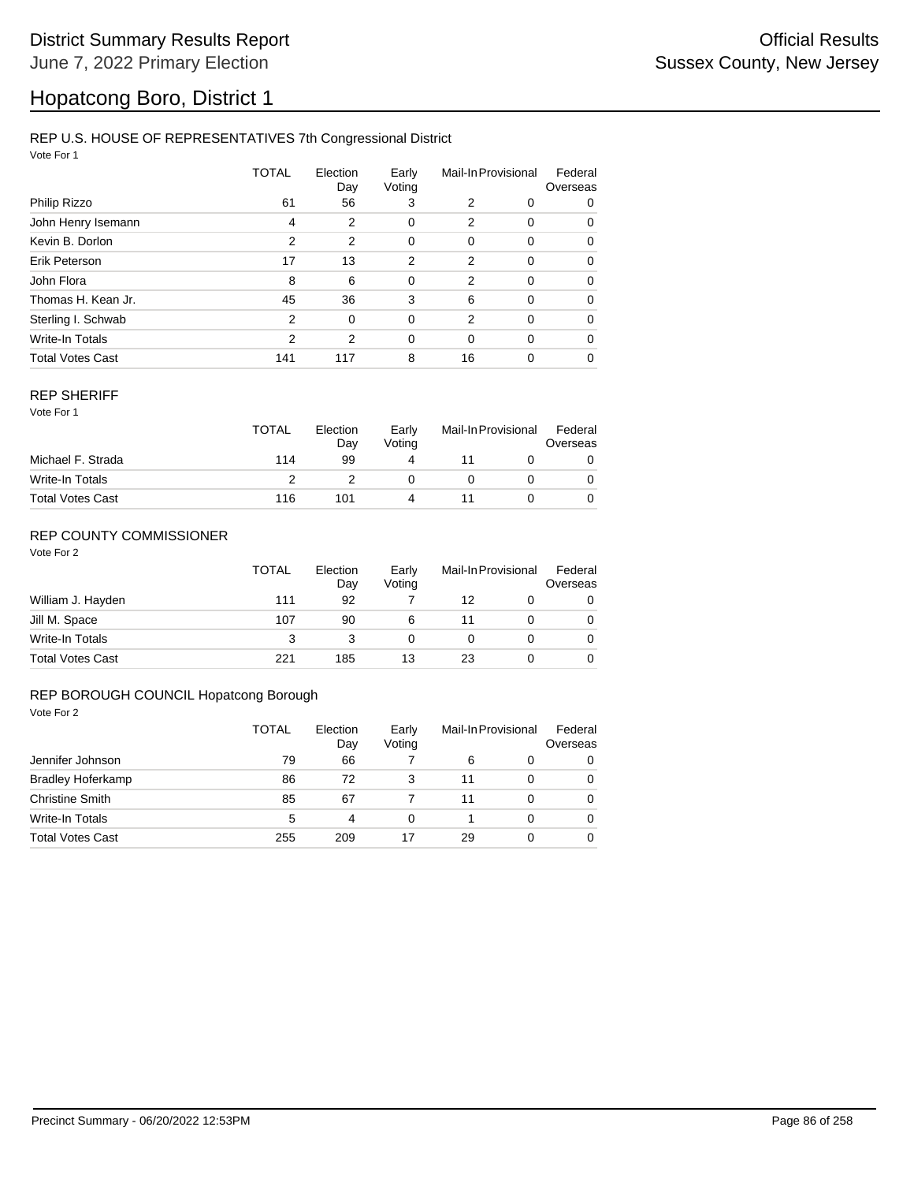# District Summary Results Report

June 7, 2022 Primary Election

Official Results
Sussex County, New Jersey

# Hopatcong Boro, District 1

## REP U.S. HOUSE OF REPRESENTATIVES 7th Congressional District

Vote For 1

| | TOTAL | Election Day | Early Voting | Mail-In | Provisional | Federal Overseas |
|---|---|---|---|---|---|---|
| Philip Rizzo | 61 | 56 | 3 | 2 | 0 | 0 |
| John Henry Isemann | 4 | 2 | 0 | 2 | 0 | 0 |
| Kevin B. Dorlon | 2 | 2 | 0 | 0 | 0 | 0 |
| Erik Peterson | 17 | 13 | 2 | 2 | 0 | 0 |
| John Flora | 8 | 6 | 0 | 2 | 0 | 0 |
| Thomas H. Kean Jr. | 45 | 36 | 3 | 6 | 0 | 0 |
| Sterling I. Schwab | 2 | 0 | 0 | 2 | 0 | 0 |
| Write-In Totals | 2 | 2 | 0 | 0 | 0 | 0 |
| Total Votes Cast | 141 | 117 | 8 | 16 | 0 | 0 |

## REP SHERIFF

Vote For 1

| | TOTAL | Election Day | Early Voting | Mail-In | Provisional | Federal Overseas |
|---|---|---|---|---|---|---|
| Michael F. Strada | 114 | 99 | 4 | 11 | 0 | 0 |
| Write-In Totals | 2 | 2 | 0 | 0 | 0 | 0 |
| Total Votes Cast | 116 | 101 | 4 | 11 | 0 | 0 |

## REP COUNTY COMMISSIONER

Vote For 2

| | TOTAL | Election Day | Early Voting | Mail-In | Provisional | Federal Overseas |
|---|---|---|---|---|---|---|
| William J. Hayden | 111 | 92 | 7 | 12 | 0 | 0 |
| Jill M. Space | 107 | 90 | 6 | 11 | 0 | 0 |
| Write-In Totals | 3 | 3 | 0 | 0 | 0 | 0 |
| Total Votes Cast | 221 | 185 | 13 | 23 | 0 | 0 |

## REP BOROUGH COUNCIL Hopatcong Borough

Vote For 2

| | TOTAL | Election Day | Early Voting | Mail-In | Provisional | Federal Overseas |
|---|---|---|---|---|---|---|
| Jennifer Johnson | 79 | 66 | 7 | 6 | 0 | 0 |
| Bradley Hoferkamp | 86 | 72 | 3 | 11 | 0 | 0 |
| Christine Smith | 85 | 67 | 7 | 11 | 0 | 0 |
| Write-In Totals | 5 | 4 | 0 | 1 | 0 | 0 |
| Total Votes Cast | 255 | 209 | 17 | 29 | 0 | 0 |

Precinct Summary - 06/20/2022 12:53PM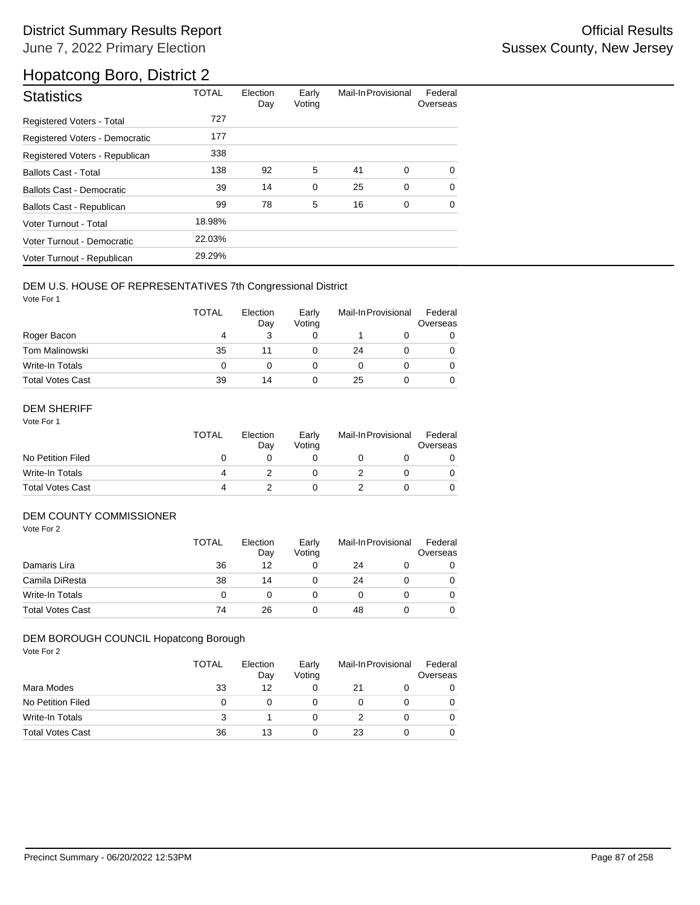# District Summary Results Report

June 7, 2022 Primary Election

Official Results
Sussex County, New Jersey

## Hopatcong Boro, District 2

| Statistics | TOTAL | Election Day | Early Voting | Mail-In | Provisional | Federal Overseas |
|---|---|---|---|---|---|---|
| Registered Voters - Total | 727 | | | | | |
| Registered Voters - Democratic | 177 | | | | | |
| Registered Voters - Republican | 338 | | | | | |
| Ballots Cast - Total | 138 | 92 | 5 | 41 | 0 | 0 |
| Ballots Cast - Democratic | 39 | 14 | 0 | 25 | 0 | 0 |
| Ballots Cast - Republican | 99 | 78 | 5 | 16 | 0 | 0 |
| Voter Turnout - Total | 18.98% | | | | | |
| Voter Turnout - Democratic | 22.03% | | | | | |
| Voter Turnout - Republican | 29.29% | | | | | |

### DEM U.S. HOUSE OF REPRESENTATIVES 7th Congressional District

Vote For 1

| | TOTAL | Election Day | Early Voting | Mail-In | Provisional | Federal Overseas |
|---|---|---|---|---|---|---|
| Roger Bacon | 4 | 3 | 0 | 1 | 0 | 0 |
| Tom Malinowski | 35 | 11 | 0 | 24 | 0 | 0 |
| Write-In Totals | 0 | 0 | 0 | 0 | 0 | 0 |
| Total Votes Cast | 39 | 14 | 0 | 25 | 0 | 0 |

### DEM SHERIFF

Vote For 1

| | TOTAL | Election Day | Early Voting | Mail-In | Provisional | Federal Overseas |
|---|---|---|---|---|---|---|
| No Petition Filed | 0 | 0 | 0 | 0 | 0 | 0 |
| Write-In Totals | 4 | 2 | 0 | 2 | 0 | 0 |
| Total Votes Cast | 4 | 2 | 0 | 2 | 0 | 0 |

### DEM COUNTY COMMISSIONER

Vote For 2

| | TOTAL | Election Day | Early Voting | Mail-In | Provisional | Federal Overseas |
|---|---|---|---|---|---|---|
| Damaris Lira | 36 | 12 | 0 | 24 | 0 | 0 |
| Camila DiResta | 38 | 14 | 0 | 24 | 0 | 0 |
| Write-In Totals | 0 | 0 | 0 | 0 | 0 | 0 |
| Total Votes Cast | 74 | 26 | 0 | 48 | 0 | 0 |

### DEM BOROUGH COUNCIL Hopatcong Borough

Vote For 2

| | TOTAL | Election Day | Early Voting | Mail-In | Provisional | Federal Overseas |
|---|---|---|---|---|---|---|
| Mara Modes | 33 | 12 | 0 | 21 | 0 | 0 |
| No Petition Filed | 0 | 0 | 0 | 0 | 0 | 0 |
| Write-In Totals | 3 | 1 | 0 | 2 | 0 | 0 |
| Total Votes Cast | 36 | 13 | 0 | 23 | 0 | 0 |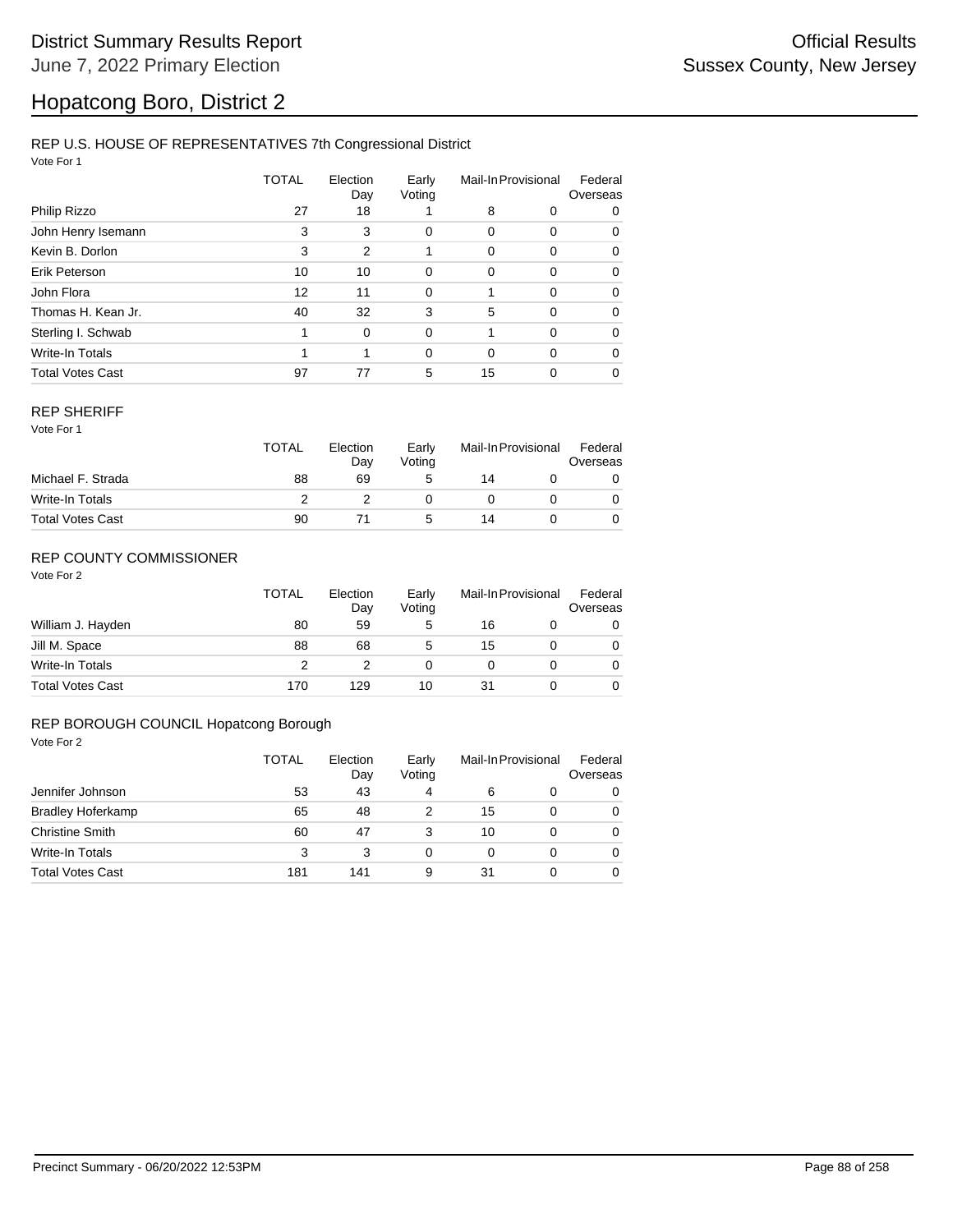# District Summary Results Report

June 7, 2022 Primary Election

Official Results

Sussex County, New Jersey

# Hopatcong Boro, District 2

## REP U.S. HOUSE OF REPRESENTATIVES 7th Congressional District

Vote For 1

| | TOTAL | Election Day | Early Voting | Mail-In | Provisional | Federal Overseas |
|---|---|---|---|---|---|---|
| Philip Rizzo | 27 | 18 | 1 | 8 | 0 | 0 |
| John Henry Isemann | 3 | 3 | 0 | 0 | 0 | 0 |
| Kevin B. Dorlon | 3 | 2 | 1 | 0 | 0 | 0 |
| Erik Peterson | 10 | 10 | 0 | 0 | 0 | 0 |
| John Flora | 12 | 11 | 0 | 1 | 0 | 0 |
| Thomas H. Kean Jr. | 40 | 32 | 3 | 5 | 0 | 0 |
| Sterling I. Schwab | 1 | 0 | 0 | 1 | 0 | 0 |
| Write-In Totals | 1 | 1 | 0 | 0 | 0 | 0 |
| Total Votes Cast | 97 | 77 | 5 | 15 | 0 | 0 |

## REP SHERIFF

Vote For 1

| | TOTAL | Election Day | Early Voting | Mail-In | Provisional | Federal Overseas |
|---|---|---|---|---|---|---|
| Michael F. Strada | 88 | 69 | 5 | 14 | 0 | 0 |
| Write-In Totals | 2 | 2 | 0 | 0 | 0 | 0 |
| Total Votes Cast | 90 | 71 | 5 | 14 | 0 | 0 |

## REP COUNTY COMMISSIONER

Vote For 2

| | TOTAL | Election Day | Early Voting | Mail-In | Provisional | Federal Overseas |
|---|---|---|---|---|---|---|
| William J. Hayden | 80 | 59 | 5 | 16 | 0 | 0 |
| Jill M. Space | 88 | 68 | 5 | 15 | 0 | 0 |
| Write-In Totals | 2 | 2 | 0 | 0 | 0 | 0 |
| Total Votes Cast | 170 | 129 | 10 | 31 | 0 | 0 |

## REP BOROUGH COUNCIL Hopatcong Borough

Vote For 2

| | TOTAL | Election Day | Early Voting | Mail-In | Provisional | Federal Overseas |
|---|---|---|---|---|---|---|
| Jennifer Johnson | 53 | 43 | 4 | 6 | 0 | 0 |
| Bradley Hoferkamp | 65 | 48 | 2 | 15 | 0 | 0 |
| Christine Smith | 60 | 47 | 3 | 10 | 0 | 0 |
| Write-In Totals | 3 | 3 | 0 | 0 | 0 | 0 |
| Total Votes Cast | 181 | 141 | 9 | 31 | 0 | 0 |

Precinct Summary - 06/20/2022 12:53PM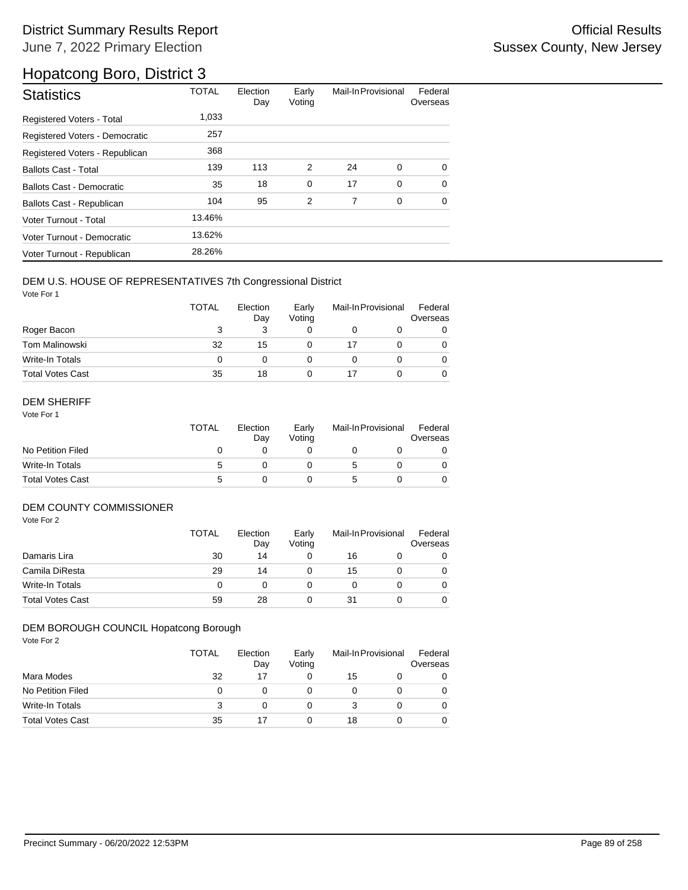# District Summary Results Report

June 7, 2022 Primary Election

Official Results
Sussex County, New Jersey

## Hopatcong Boro, District 3

| Statistics | TOTAL | Election Day | Early Voting | Mail-In | Provisional | Federal Overseas |
|---|---|---|---|---|---|---|
| Registered Voters - Total | 1,033 | | | | | |
| Registered Voters - Democratic | 257 | | | | | |
| Registered Voters - Republican | 368 | | | | | |
| Ballots Cast - Total | 139 | 113 | 2 | 24 | 0 | 0 |
| Ballots Cast - Democratic | 35 | 18 | 0 | 17 | 0 | 0 |
| Ballots Cast - Republican | 104 | 95 | 2 | 7 | 0 | 0 |
| Voter Turnout - Total | 13.46% | | | | | |
| Voter Turnout - Democratic | 13.62% | | | | | |
| Voter Turnout - Republican | 28.26% | | | | | |

### DEM U.S. HOUSE OF REPRESENTATIVES 7th Congressional District

Vote For 1

| | TOTAL | Election Day | Early Voting | Mail-In | Provisional | Federal Overseas |
|---|---|---|---|---|---|---|
| Roger Bacon | 3 | 3 | 0 | 0 | 0 | 0 |
| Tom Malinowski | 32 | 15 | 0 | 17 | 0 | 0 |
| Write-In Totals | 0 | 0 | 0 | 0 | 0 | 0 |
| Total Votes Cast | 35 | 18 | 0 | 17 | 0 | 0 |

### DEM SHERIFF

Vote For 1

| | TOTAL | Election Day | Early Voting | Mail-In | Provisional | Federal Overseas |
|---|---|---|---|---|---|---|
| No Petition Filed | 0 | 0 | 0 | 0 | 0 | 0 |
| Write-In Totals | 5 | 0 | 0 | 5 | 0 | 0 |
| Total Votes Cast | 5 | 0 | 0 | 5 | 0 | 0 |

### DEM COUNTY COMMISSIONER

Vote For 2

| | TOTAL | Election Day | Early Voting | Mail-In | Provisional | Federal Overseas |
|---|---|---|---|---|---|---|
| Damaris Lira | 30 | 14 | 0 | 16 | 0 | 0 |
| Camila DiResta | 29 | 14 | 0 | 15 | 0 | 0 |
| Write-In Totals | 0 | 0 | 0 | 0 | 0 | 0 |
| Total Votes Cast | 59 | 28 | 0 | 31 | 0 | 0 |

### DEM BOROUGH COUNCIL Hopatcong Borough

Vote For 2

| | TOTAL | Election Day | Early Voting | Mail-In | Provisional | Federal Overseas |
|---|---|---|---|---|---|---|
| Mara Modes | 32 | 17 | 0 | 15 | 0 | 0 |
| No Petition Filed | 0 | 0 | 0 | 0 | 0 | 0 |
| Write-In Totals | 3 | 0 | 0 | 3 | 0 | 0 |
| Total Votes Cast | 35 | 17 | 0 | 18 | 0 | 0 |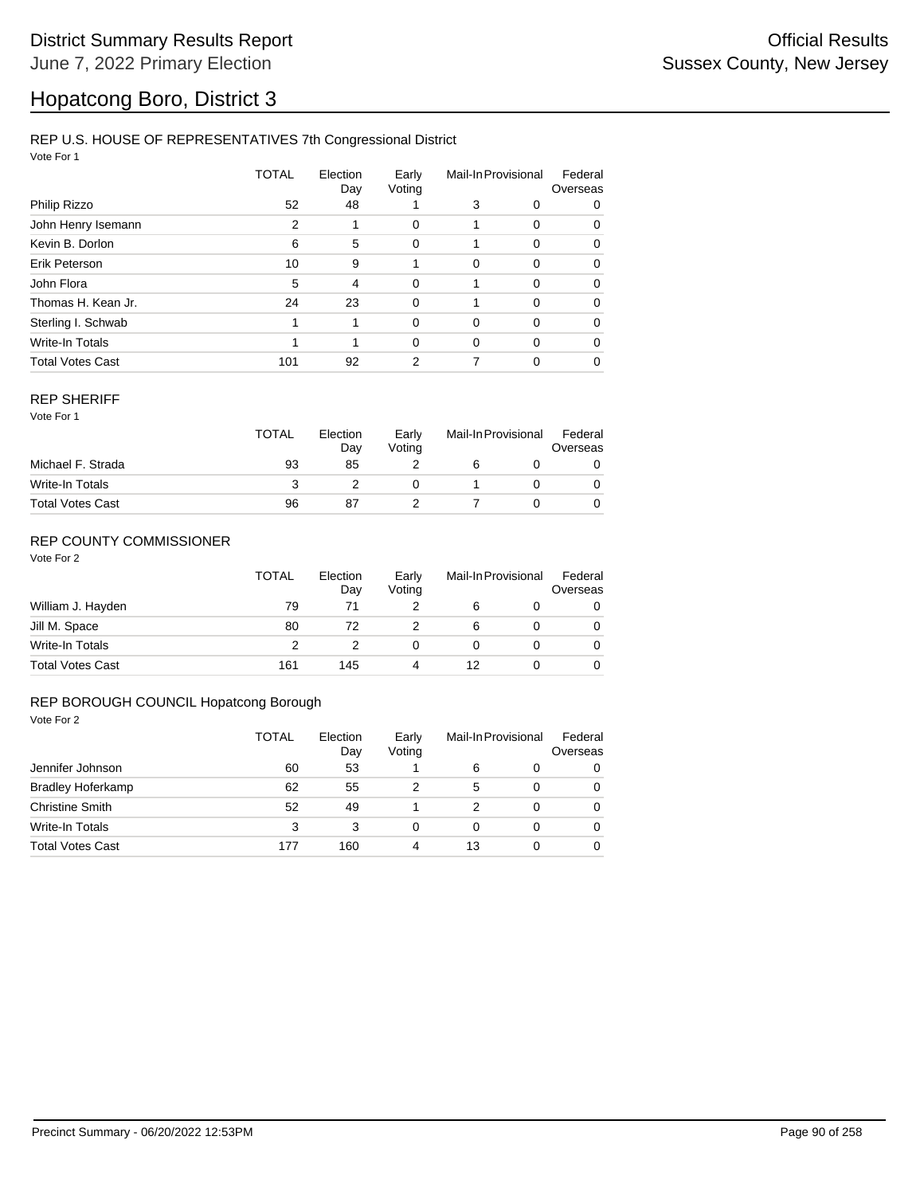# District Summary Results Report

June 7, 2022 Primary Election

Official Results
Sussex County, New Jersey

## Hopatcong Boro, District 3

### REP U.S. HOUSE OF REPRESENTATIVES 7th Congressional District

Vote For 1

| | TOTAL | Election Day | Early Voting | Mail-In | Provisional | Federal Overseas |
|---|---|---|---|---|---|---|
| Philip Rizzo | 52 | 48 | 1 | 3 | 0 | 0 |
| John Henry Isemann | 2 | 1 | 0 | 1 | 0 | 0 |
| Kevin B. Dorlon | 6 | 5 | 0 | 1 | 0 | 0 |
| Erik Peterson | 10 | 9 | 1 | 0 | 0 | 0 |
| John Flora | 5 | 4 | 0 | 1 | 0 | 0 |
| Thomas H. Kean Jr. | 24 | 23 | 0 | 1 | 0 | 0 |
| Sterling I. Schwab | 1 | 1 | 0 | 0 | 0 | 0 |
| Write-In Totals | 1 | 1 | 0 | 0 | 0 | 0 |
| Total Votes Cast | 101 | 92 | 2 | 7 | 0 | 0 |

### REP SHERIFF

Vote For 1

| | TOTAL | Election Day | Early Voting | Mail-In | Provisional | Federal Overseas |
|---|---|---|---|---|---|---|
| Michael F. Strada | 93 | 85 | 2 | 6 | 0 | 0 |
| Write-In Totals | 3 | 2 | 0 | 1 | 0 | 0 |
| Total Votes Cast | 96 | 87 | 2 | 7 | 0 | 0 |

### REP COUNTY COMMISSIONER

Vote For 2

| | TOTAL | Election Day | Early Voting | Mail-In | Provisional | Federal Overseas |
|---|---|---|---|---|---|---|
| William J. Hayden | 79 | 71 | 2 | 6 | 0 | 0 |
| Jill M. Space | 80 | 72 | 2 | 6 | 0 | 0 |
| Write-In Totals | 2 | 2 | 0 | 0 | 0 | 0 |
| Total Votes Cast | 161 | 145 | 4 | 12 | 0 | 0 |

### REP BOROUGH COUNCIL Hopatcong Borough

Vote For 2

| | TOTAL | Election Day | Early Voting | Mail-In | Provisional | Federal Overseas |
|---|---|---|---|---|---|---|
| Jennifer Johnson | 60 | 53 | 1 | 6 | 0 | 0 |
| Bradley Hoferkamp | 62 | 55 | 2 | 5 | 0 | 0 |
| Christine Smith | 52 | 49 | 1 | 2 | 0 | 0 |
| Write-In Totals | 3 | 3 | 0 | 0 | 0 | 0 |
| Total Votes Cast | 177 | 160 | 4 | 13 | 0 | 0 |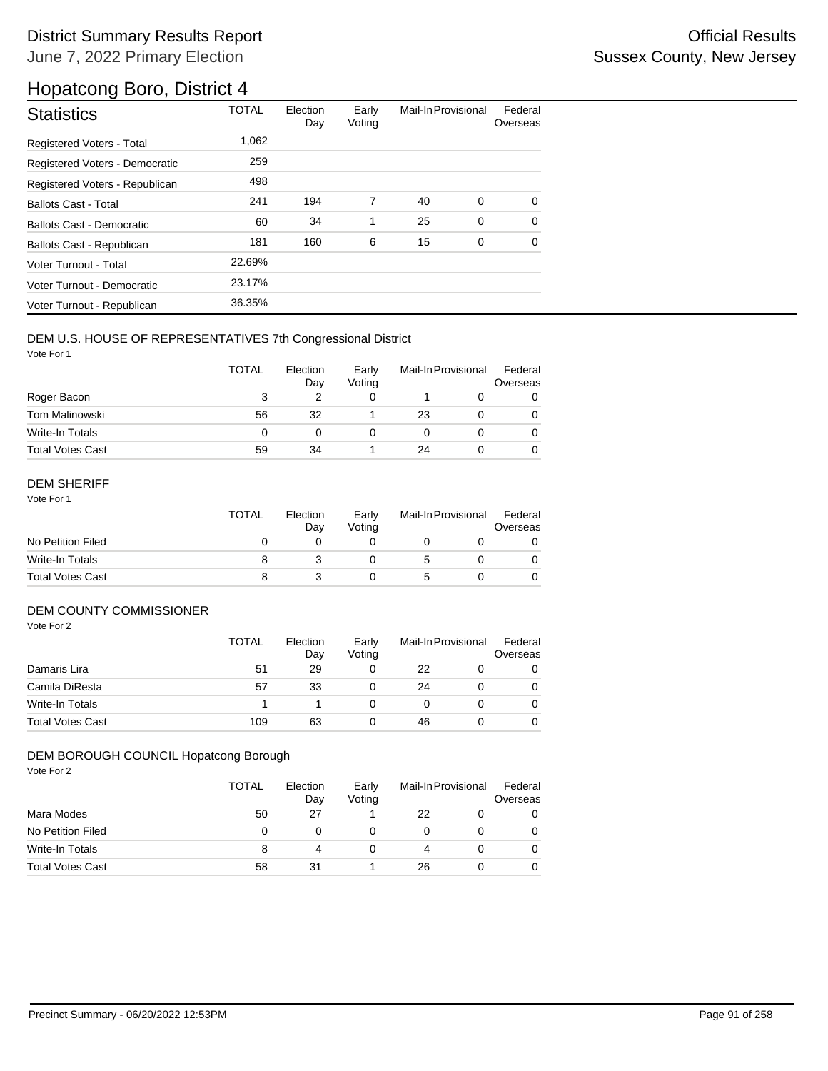# Hopatcong Boro, District 4

District Summary Results Report
June 7, 2022 Primary Election

Official Results
Sussex County, New Jersey

| Statistics | TOTAL | Election Day | Early Voting | Mail-In | Provisional | Federal Overseas |
|---|---|---|---|---|---|---|
| Registered Voters - Total | 1,062 | | | | | |
| Registered Voters - Democratic | 259 | | | | | |
| Registered Voters - Republican | 498 | | | | | |
| Ballots Cast - Total | 241 | 194 | 7 | 40 | 0 | 0 |
| Ballots Cast - Democratic | 60 | 34 | 1 | 25 | 0 | 0 |
| Ballots Cast - Republican | 181 | 160 | 6 | 15 | 0 | 0 |
| Voter Turnout - Total | 22.69% | | | | | |
| Voter Turnout - Democratic | 23.17% | | | | | |
| Voter Turnout - Republican | 36.35% | | | | | |

## DEM U.S. HOUSE OF REPRESENTATIVES 7th Congressional District

Vote For 1

| | TOTAL | Election Day | Early Voting | Mail-In | Provisional | Federal Overseas |
|---|---|---|---|---|---|---|
| Roger Bacon | 3 | 2 | 0 | 1 | 0 | 0 |
| Tom Malinowski | 56 | 32 | 1 | 23 | 0 | 0 |
| Write-In Totals | 0 | 0 | 0 | 0 | 0 | 0 |
| Total Votes Cast | 59 | 34 | 1 | 24 | 0 | 0 |

## DEM SHERIFF

Vote For 1

| | TOTAL | Election Day | Early Voting | Mail-In | Provisional | Federal Overseas |
|---|---|---|---|---|---|---|
| No Petition Filed | 0 | 0 | 0 | 0 | 0 | 0 |
| Write-In Totals | 8 | 3 | 0 | 5 | 0 | 0 |
| Total Votes Cast | 8 | 3 | 0 | 5 | 0 | 0 |

## DEM COUNTY COMMISSIONER

Vote For 2

| | TOTAL | Election Day | Early Voting | Mail-In | Provisional | Federal Overseas |
|---|---|---|---|---|---|---|
| Damaris Lira | 51 | 29 | 0 | 22 | 0 | 0 |
| Camila DiResta | 57 | 33 | 0 | 24 | 0 | 0 |
| Write-In Totals | 1 | 1 | 0 | 0 | 0 | 0 |
| Total Votes Cast | 109 | 63 | 0 | 46 | 0 | 0 |

## DEM BOROUGH COUNCIL Hopatcong Borough

Vote For 2

| | TOTAL | Election Day | Early Voting | Mail-In | Provisional | Federal Overseas |
|---|---|---|---|---|---|---|
| Mara Modes | 50 | 27 | 1 | 22 | 0 | 0 |
| No Petition Filed | 0 | 0 | 0 | 0 | 0 | 0 |
| Write-In Totals | 8 | 4 | 0 | 4 | 0 | 0 |
| Total Votes Cast | 58 | 31 | 1 | 26 | 0 | 0 |

Precinct Summary - 06/20/2022 12:53PM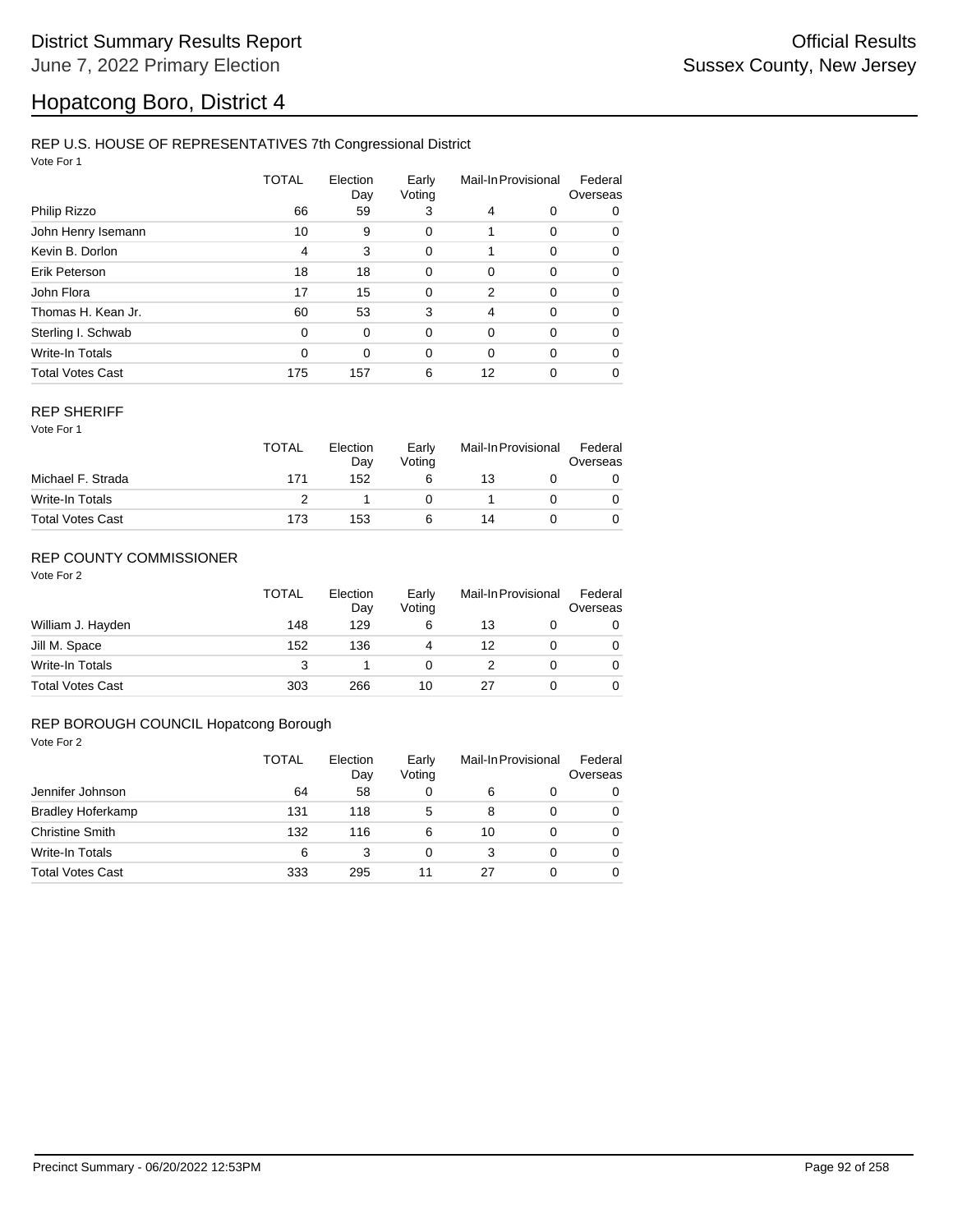# District Summary Results Report

June 7, 2022 Primary Election

Official Results
Sussex County, New Jersey

## Hopatcong Boro, District 4

### REP U.S. HOUSE OF REPRESENTATIVES 7th Congressional District

Vote For 1

| | TOTAL | Election Day | Early Voting | Mail-In | Provisional | Federal Overseas |
|---|---|---|---|---|---|---|
| Philip Rizzo | 66 | 59 | 3 | 4 | 0 | 0 |
| John Henry Isemann | 10 | 9 | 0 | 1 | 0 | 0 |
| Kevin B. Dorlon | 4 | 3 | 0 | 1 | 0 | 0 |
| Erik Peterson | 18 | 18 | 0 | 0 | 0 | 0 |
| John Flora | 17 | 15 | 0 | 2 | 0 | 0 |
| Thomas H. Kean Jr. | 60 | 53 | 3 | 4 | 0 | 0 |
| Sterling I. Schwab | 0 | 0 | 0 | 0 | 0 | 0 |
| Write-In Totals | 0 | 0 | 0 | 0 | 0 | 0 |
| Total Votes Cast | 175 | 157 | 6 | 12 | 0 | 0 |

### REP SHERIFF

Vote For 1

| | TOTAL | Election Day | Early Voting | Mail-In | Provisional | Federal Overseas |
|---|---|---|---|---|---|---|
| Michael F. Strada | 171 | 152 | 6 | 13 | 0 | 0 |
| Write-In Totals | 2 | 1 | 0 | 1 | 0 | 0 |
| Total Votes Cast | 173 | 153 | 6 | 14 | 0 | 0 |

### REP COUNTY COMMISSIONER

Vote For 2

| | TOTAL | Election Day | Early Voting | Mail-In | Provisional | Federal Overseas |
|---|---|---|---|---|---|---|
| William J. Hayden | 148 | 129 | 6 | 13 | 0 | 0 |
| Jill M. Space | 152 | 136 | 4 | 12 | 0 | 0 |
| Write-In Totals | 3 | 1 | 0 | 2 | 0 | 0 |
| Total Votes Cast | 303 | 266 | 10 | 27 | 0 | 0 |

### REP BOROUGH COUNCIL Hopatcong Borough

Vote For 2

| | TOTAL | Election Day | Early Voting | Mail-In | Provisional | Federal Overseas |
|---|---|---|---|---|---|---|
| Jennifer Johnson | 64 | 58 | 0 | 6 | 0 | 0 |
| Bradley Hoferkamp | 131 | 118 | 5 | 8 | 0 | 0 |
| Christine Smith | 132 | 116 | 6 | 10 | 0 | 0 |
| Write-In Totals | 6 | 3 | 0 | 3 | 0 | 0 |
| Total Votes Cast | 333 | 295 | 11 | 27 | 0 | 0 |

Precinct Summary - 06/20/2022 12:53PM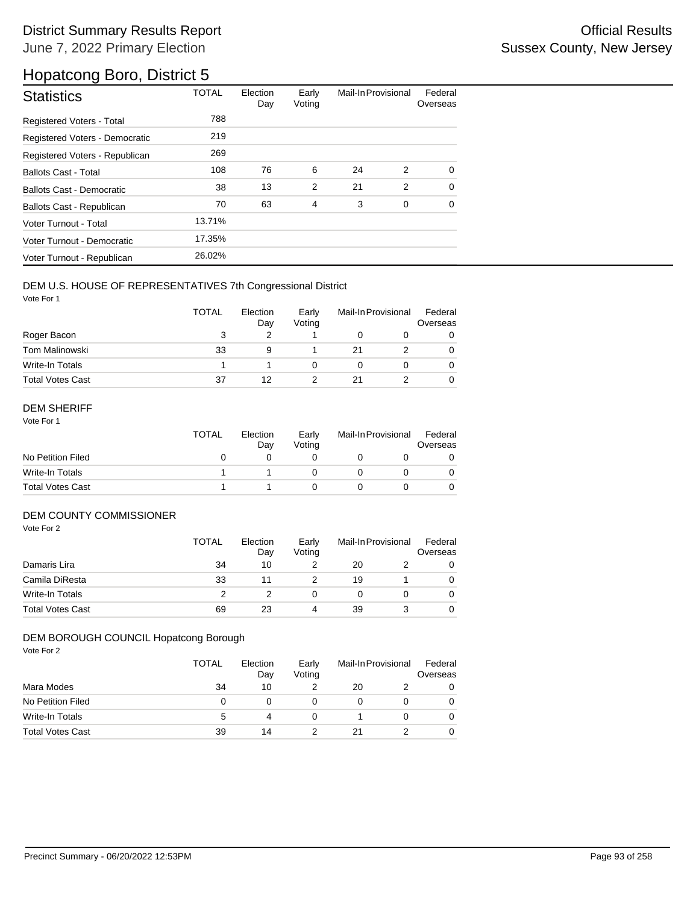# District Summary Results Report

June 7, 2022 Primary Election

Official Results

Sussex County, New Jersey

## Hopatcong Boro, District 5

| Statistics | TOTAL | Election Day | Early Voting | Mail-In | Provisional | Federal Overseas |
|---|---|---|---|---|---|---|
| Registered Voters - Total | 788 | | | | | |
| Registered Voters - Democratic | 219 | | | | | |
| Registered Voters - Republican | 269 | | | | | |
| Ballots Cast - Total | 108 | 76 | 6 | 24 | 2 | 0 |
| Ballots Cast - Democratic | 38 | 13 | 2 | 21 | 2 | 0 |
| Ballots Cast - Republican | 70 | 63 | 4 | 3 | 0 | 0 |
| Voter Turnout - Total | 13.71% | | | | | |
| Voter Turnout - Democratic | 17.35% | | | | | |
| Voter Turnout - Republican | 26.02% | | | | | |

### DEM U.S. HOUSE OF REPRESENTATIVES 7th Congressional District

Vote For 1

| | TOTAL | Election Day | Early Voting | Mail-In | Provisional | Federal Overseas |
|---|---|---|---|---|---|---|
| Roger Bacon | 3 | 2 | 1 | 0 | 0 | 0 |
| Tom Malinowski | 33 | 9 | 1 | 21 | 2 | 0 |
| Write-In Totals | 1 | 1 | 0 | 0 | 0 | 0 |
| Total Votes Cast | 37 | 12 | 2 | 21 | 2 | 0 |

### DEM SHERIFF

Vote For 1

| | TOTAL | Election Day | Early Voting | Mail-In | Provisional | Federal Overseas |
|---|---|---|---|---|---|---|
| No Petition Filed | 0 | 0 | 0 | 0 | 0 | 0 |
| Write-In Totals | 1 | 1 | 0 | 0 | 0 | 0 |
| Total Votes Cast | 1 | 1 | 0 | 0 | 0 | 0 |

### DEM COUNTY COMMISSIONER

Vote For 2

| | TOTAL | Election Day | Early Voting | Mail-In | Provisional | Federal Overseas |
|---|---|---|---|---|---|---|
| Damaris Lira | 34 | 10 | 2 | 20 | 2 | 0 |
| Camila DiResta | 33 | 11 | 2 | 19 | 1 | 0 |
| Write-In Totals | 2 | 2 | 0 | 0 | 0 | 0 |
| Total Votes Cast | 69 | 23 | 4 | 39 | 3 | 0 |

### DEM BOROUGH COUNCIL Hopatcong Borough

Vote For 2

| | TOTAL | Election Day | Early Voting | Mail-In | Provisional | Federal Overseas |
|---|---|---|---|---|---|---|
| Mara Modes | 34 | 10 | 2 | 20 | 2 | 0 |
| No Petition Filed | 0 | 0 | 0 | 0 | 0 | 0 |
| Write-In Totals | 5 | 4 | 0 | 1 | 0 | 0 |
| Total Votes Cast | 39 | 14 | 2 | 21 | 2 | 0 |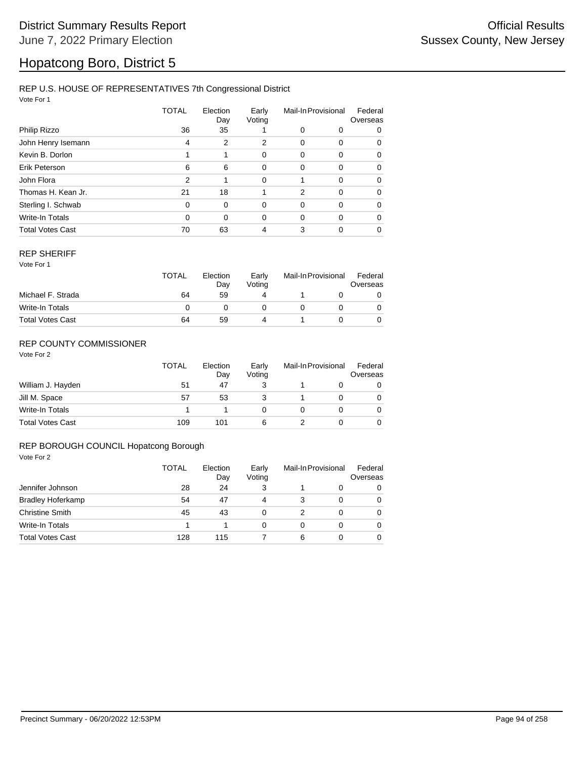District Summary Results Report

June 7, 2022 Primary Election

Official Results

Sussex County, New Jersey

# Hopatcong Boro, District 5

## REP U.S. HOUSE OF REPRESENTATIVES 7th Congressional District

Vote For 1

| | TOTAL | Election Day | Early Voting | Mail-In | Provisional | Federal Overseas |
|---|---|---|---|---|---|---|
| Philip Rizzo | 36 | 35 | 1 | 0 | 0 | 0 |
| John Henry Isemann | 4 | 2 | 2 | 0 | 0 | 0 |
| Kevin B. Dorlon | 1 | 1 | 0 | 0 | 0 | 0 |
| Erik Peterson | 6 | 6 | 0 | 0 | 0 | 0 |
| John Flora | 2 | 1 | 0 | 1 | 0 | 0 |
| Thomas H. Kean Jr. | 21 | 18 | 1 | 2 | 0 | 0 |
| Sterling I. Schwab | 0 | 0 | 0 | 0 | 0 | 0 |
| Write-In Totals | 0 | 0 | 0 | 0 | 0 | 0 |
| Total Votes Cast | 70 | 63 | 4 | 3 | 0 | 0 |

## REP SHERIFF

Vote For 1

| | TOTAL | Election Day | Early Voting | Mail-In | Provisional | Federal Overseas |
|---|---|---|---|---|---|---|
| Michael F. Strada | 64 | 59 | 4 | 1 | 0 | 0 |
| Write-In Totals | 0 | 0 | 0 | 0 | 0 | 0 |
| Total Votes Cast | 64 | 59 | 4 | 1 | 0 | 0 |

## REP COUNTY COMMISSIONER

Vote For 2

| | TOTAL | Election Day | Early Voting | Mail-In | Provisional | Federal Overseas |
|---|---|---|---|---|---|---|
| William J. Hayden | 51 | 47 | 3 | 1 | 0 | 0 |
| Jill M. Space | 57 | 53 | 3 | 1 | 0 | 0 |
| Write-In Totals | 1 | 1 | 0 | 0 | 0 | 0 |
| Total Votes Cast | 109 | 101 | 6 | 2 | 0 | 0 |

## REP BOROUGH COUNCIL Hopatcong Borough

Vote For 2

| | TOTAL | Election Day | Early Voting | Mail-In | Provisional | Federal Overseas |
|---|---|---|---|---|---|---|
| Jennifer Johnson | 28 | 24 | 3 | 1 | 0 | 0 |
| Bradley Hoferkamp | 54 | 47 | 4 | 3 | 0 | 0 |
| Christine Smith | 45 | 43 | 0 | 2 | 0 | 0 |
| Write-In Totals | 1 | 1 | 0 | 0 | 0 | 0 |
| Total Votes Cast | 128 | 115 | 7 | 6 | 0 | 0 |

Precinct Summary - 06/20/2022 12:53PM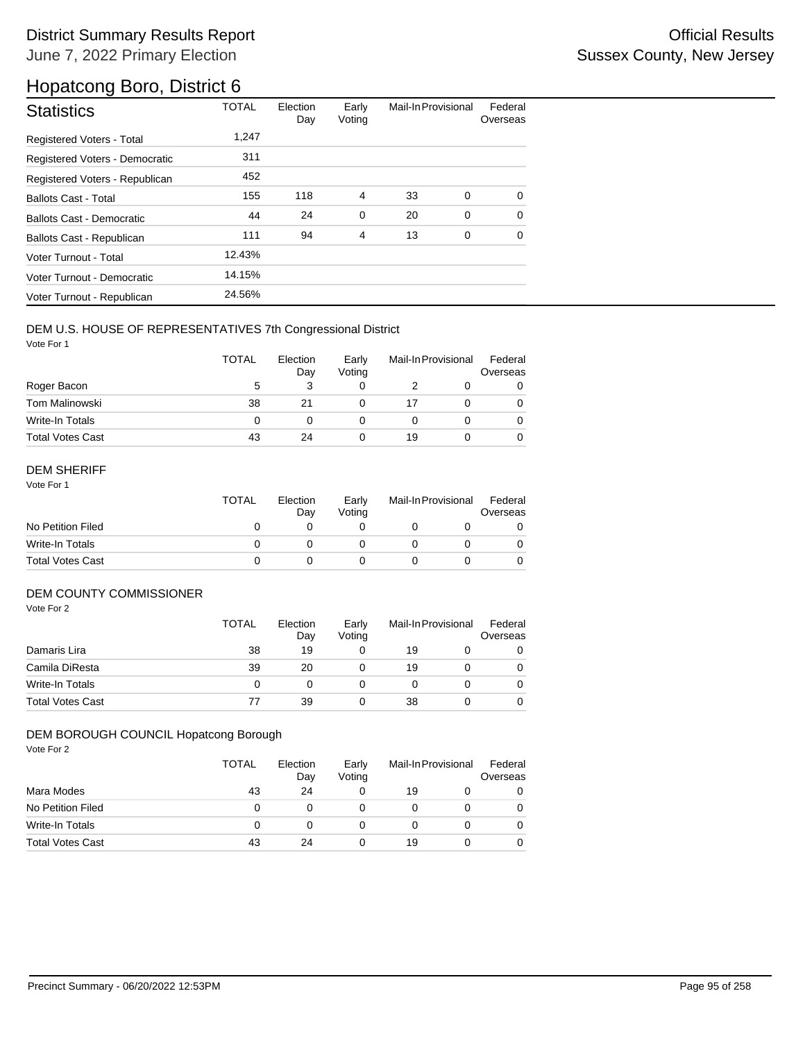# District Summary Results Report

June 7, 2022 Primary Election

Official Results
Sussex County, New Jersey

## Hopatcong Boro, District 6

| Statistics | TOTAL | Election Day | Early Voting | Mail-In | Provisional | Federal Overseas |
|---|---|---|---|---|---|---|
| Registered Voters - Total | 1,247 | | | | | |
| Registered Voters - Democratic | 311 | | | | | |
| Registered Voters - Republican | 452 | | | | | |
| Ballots Cast - Total | 155 | 118 | 4 | 33 | 0 | 0 |
| Ballots Cast - Democratic | 44 | 24 | 0 | 20 | 0 | 0 |
| Ballots Cast - Republican | 111 | 94 | 4 | 13 | 0 | 0 |
| Voter Turnout - Total | 12.43% | | | | | |
| Voter Turnout - Democratic | 14.15% | | | | | |
| Voter Turnout - Republican | 24.56% | | | | | |

### DEM U.S. HOUSE OF REPRESENTATIVES 7th Congressional District

Vote For 1

| | TOTAL | Election Day | Early Voting | Mail-In | Provisional | Federal Overseas |
|---|---|---|---|---|---|---|
| Roger Bacon | 5 | 3 | 0 | 2 | 0 | 0 |
| Tom Malinowski | 38 | 21 | 0 | 17 | 0 | 0 |
| Write-In Totals | 0 | 0 | 0 | 0 | 0 | 0 |
| Total Votes Cast | 43 | 24 | 0 | 19 | 0 | 0 |

### DEM SHERIFF

Vote For 1

| | TOTAL | Election Day | Early Voting | Mail-In | Provisional | Federal Overseas |
|---|---|---|---|---|---|---|
| No Petition Filed | 0 | 0 | 0 | 0 | 0 | 0 |
| Write-In Totals | 0 | 0 | 0 | 0 | 0 | 0 |
| Total Votes Cast | 0 | 0 | 0 | 0 | 0 | 0 |

### DEM COUNTY COMMISSIONER

Vote For 2

| | TOTAL | Election Day | Early Voting | Mail-In | Provisional | Federal Overseas |
|---|---|---|---|---|---|---|
| Damaris Lira | 38 | 19 | 0 | 19 | 0 | 0 |
| Camila DiResta | 39 | 20 | 0 | 19 | 0 | 0 |
| Write-In Totals | 0 | 0 | 0 | 0 | 0 | 0 |
| Total Votes Cast | 77 | 39 | 0 | 38 | 0 | 0 |

### DEM BOROUGH COUNCIL Hopatcong Borough

Vote For 2

| | TOTAL | Election Day | Early Voting | Mail-In | Provisional | Federal Overseas |
|---|---|---|---|---|---|---|
| Mara Modes | 43 | 24 | 0 | 19 | 0 | 0 |
| No Petition Filed | 0 | 0 | 0 | 0 | 0 | 0 |
| Write-In Totals | 0 | 0 | 0 | 0 | 0 | 0 |
| Total Votes Cast | 43 | 24 | 0 | 19 | 0 | 0 |

Precinct Summary - 06/20/2022 12:53PM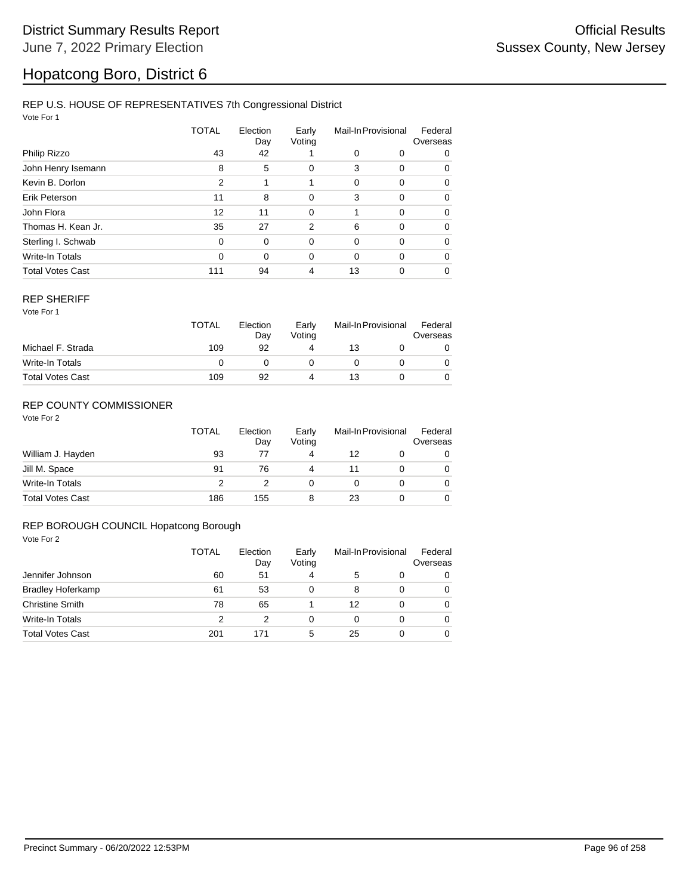District Summary Results Report

June 7, 2022 Primary Election

Official Results

Sussex County, New Jersey

# Hopatcong Boro, District 6

## REP U.S. HOUSE OF REPRESENTATIVES 7th Congressional District

Vote For 1

| | TOTAL | Election Day | Early Voting | Mail-In | Provisional | Federal Overseas |
|---|---|---|---|---|---|---|
| Philip Rizzo | 43 | 42 | 1 | 0 | 0 | 0 |
| John Henry Isemann | 8 | 5 | 0 | 3 | 0 | 0 |
| Kevin B. Dorlon | 2 | 1 | 1 | 0 | 0 | 0 |
| Erik Peterson | 11 | 8 | 0 | 3 | 0 | 0 |
| John Flora | 12 | 11 | 0 | 1 | 0 | 0 |
| Thomas H. Kean Jr. | 35 | 27 | 2 | 6 | 0 | 0 |
| Sterling I. Schwab | 0 | 0 | 0 | 0 | 0 | 0 |
| Write-In Totals | 0 | 0 | 0 | 0 | 0 | 0 |
| Total Votes Cast | 111 | 94 | 4 | 13 | 0 | 0 |

## REP SHERIFF

Vote For 1

| | TOTAL | Election Day | Early Voting | Mail-In | Provisional | Federal Overseas |
|---|---|---|---|---|---|---|
| Michael F. Strada | 109 | 92 | 4 | 13 | 0 | 0 |
| Write-In Totals | 0 | 0 | 0 | 0 | 0 | 0 |
| Total Votes Cast | 109 | 92 | 4 | 13 | 0 | 0 |

## REP COUNTY COMMISSIONER

Vote For 2

| | TOTAL | Election Day | Early Voting | Mail-In | Provisional | Federal Overseas |
|---|---|---|---|---|---|---|
| William J. Hayden | 93 | 77 | 4 | 12 | 0 | 0 |
| Jill M. Space | 91 | 76 | 4 | 11 | 0 | 0 |
| Write-In Totals | 2 | 2 | 0 | 0 | 0 | 0 |
| Total Votes Cast | 186 | 155 | 8 | 23 | 0 | 0 |

## REP BOROUGH COUNCIL Hopatcong Borough

Vote For 2

| | TOTAL | Election Day | Early Voting | Mail-In | Provisional | Federal Overseas |
|---|---|---|---|---|---|---|
| Jennifer Johnson | 60 | 51 | 4 | 5 | 0 | 0 |
| Bradley Hoferkamp | 61 | 53 | 0 | 8 | 0 | 0 |
| Christine Smith | 78 | 65 | 1 | 12 | 0 | 0 |
| Write-In Totals | 2 | 2 | 0 | 0 | 0 | 0 |
| Total Votes Cast | 201 | 171 | 5 | 25 | 0 | 0 |

Precinct Summary - 06/20/2022 12:53PM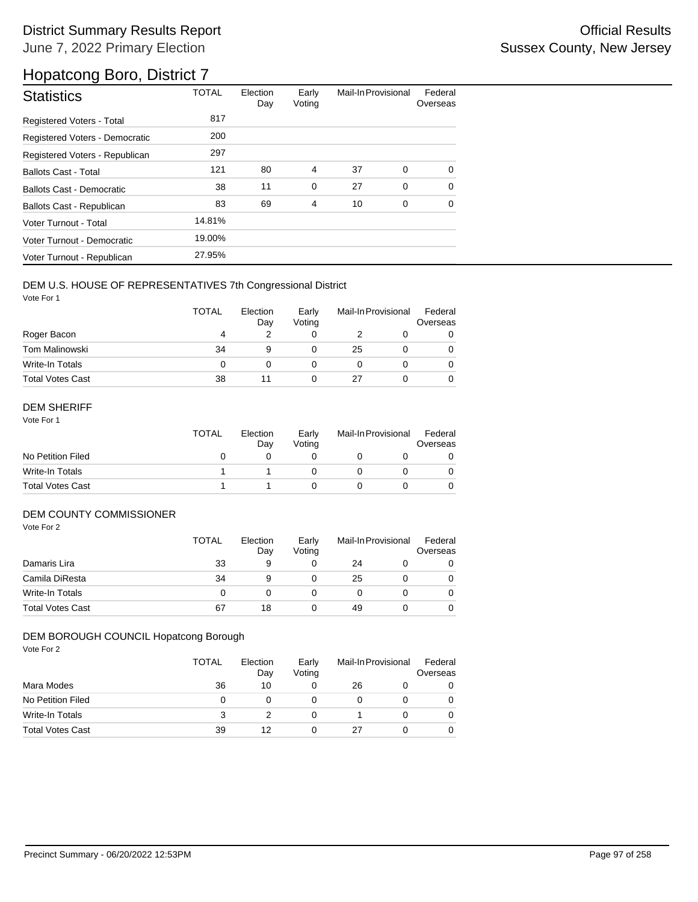# District Summary Results Report

June 7, 2022 Primary Election

Official Results

Sussex County, New Jersey

## Hopatcong Boro, District 7

| Statistics | TOTAL | Election Day | Early Voting | Mail-In | Provisional | Federal Overseas |
|---|---|---|---|---|---|---|
| Registered Voters - Total | 817 | | | | | |
| Registered Voters - Democratic | 200 | | | | | |
| Registered Voters - Republican | 297 | | | | | |
| Ballots Cast - Total | 121 | 80 | 4 | 37 | 0 | 0 |
| Ballots Cast - Democratic | 38 | 11 | 0 | 27 | 0 | 0 |
| Ballots Cast - Republican | 83 | 69 | 4 | 10 | 0 | 0 |
| Voter Turnout - Total | 14.81% | | | | | |
| Voter Turnout - Democratic | 19.00% | | | | | |
| Voter Turnout - Republican | 27.95% | | | | | |

### DEM U.S. HOUSE OF REPRESENTATIVES 7th Congressional District

Vote For 1

| | TOTAL | Election Day | Early Voting | Mail-In | Provisional | Federal Overseas |
|---|---|---|---|---|---|---|
| Roger Bacon | 4 | 2 | 0 | 2 | 0 | 0 |
| Tom Malinowski | 34 | 9 | 0 | 25 | 0 | 0 |
| Write-In Totals | 0 | 0 | 0 | 0 | 0 | 0 |
| Total Votes Cast | 38 | 11 | 0 | 27 | 0 | 0 |

### DEM SHERIFF

Vote For 1

| | TOTAL | Election Day | Early Voting | Mail-In | Provisional | Federal Overseas |
|---|---|---|---|---|---|---|
| No Petition Filed | 0 | 0 | 0 | 0 | 0 | 0 |
| Write-In Totals | 1 | 1 | 0 | 0 | 0 | 0 |
| Total Votes Cast | 1 | 1 | 0 | 0 | 0 | 0 |

### DEM COUNTY COMMISSIONER

Vote For 2

| | TOTAL | Election Day | Early Voting | Mail-In | Provisional | Federal Overseas |
|---|---|---|---|---|---|---|
| Damaris Lira | 33 | 9 | 0 | 24 | 0 | 0 |
| Camila DiResta | 34 | 9 | 0 | 25 | 0 | 0 |
| Write-In Totals | 0 | 0 | 0 | 0 | 0 | 0 |
| Total Votes Cast | 67 | 18 | 0 | 49 | 0 | 0 |

### DEM BOROUGH COUNCIL Hopatcong Borough

Vote For 2

| | TOTAL | Election Day | Early Voting | Mail-In | Provisional | Federal Overseas |
|---|---|---|---|---|---|---|
| Mara Modes | 36 | 10 | 0 | 26 | 0 | 0 |
| No Petition Filed | 0 | 0 | 0 | 0 | 0 | 0 |
| Write-In Totals | 3 | 2 | 0 | 1 | 0 | 0 |
| Total Votes Cast | 39 | 12 | 0 | 27 | 0 | 0 |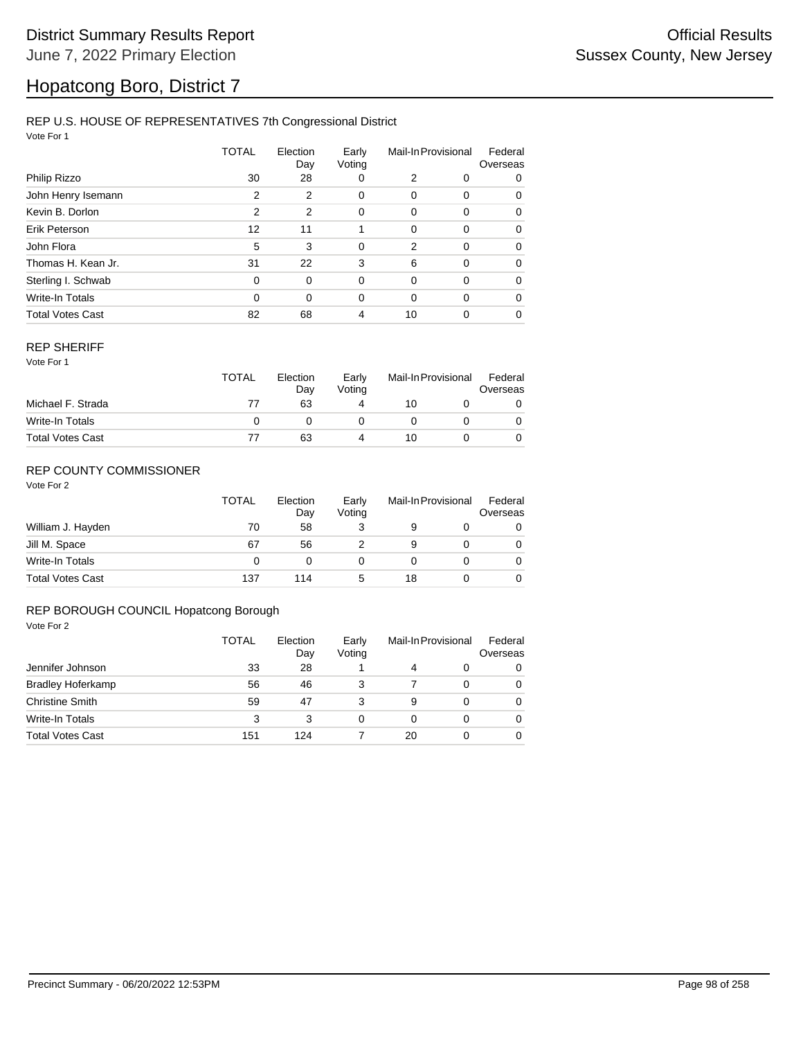# District Summary Results Report

June 7, 2022 Primary Election

Official Results
Sussex County, New Jersey

# Hopatcong Boro, District 7

## REP U.S. HOUSE OF REPRESENTATIVES 7th Congressional District

Vote For 1

| | TOTAL | Election Day | Early Voting | Mail-In | Provisional | Federal Overseas |
|---|---|---|---|---|---|---|
| Philip Rizzo | 30 | 28 | 0 | 2 | 0 | 0 |
| John Henry Isemann | 2 | 2 | 0 | 0 | 0 | 0 |
| Kevin B. Dorlon | 2 | 2 | 0 | 0 | 0 | 0 |
| Erik Peterson | 12 | 11 | 1 | 0 | 0 | 0 |
| John Flora | 5 | 3 | 0 | 2 | 0 | 0 |
| Thomas H. Kean Jr. | 31 | 22 | 3 | 6 | 0 | 0 |
| Sterling I. Schwab | 0 | 0 | 0 | 0 | 0 | 0 |
| Write-In Totals | 0 | 0 | 0 | 0 | 0 | 0 |
| Total Votes Cast | 82 | 68 | 4 | 10 | 0 | 0 |

## REP SHERIFF

Vote For 1

| | TOTAL | Election Day | Early Voting | Mail-In | Provisional | Federal Overseas |
|---|---|---|---|---|---|---|
| Michael F. Strada | 77 | 63 | 4 | 10 | 0 | 0 |
| Write-In Totals | 0 | 0 | 0 | 0 | 0 | 0 |
| Total Votes Cast | 77 | 63 | 4 | 10 | 0 | 0 |

## REP COUNTY COMMISSIONER

Vote For 2

| | TOTAL | Election Day | Early Voting | Mail-In | Provisional | Federal Overseas |
|---|---|---|---|---|---|---|
| William J. Hayden | 70 | 58 | 3 | 9 | 0 | 0 |
| Jill M. Space | 67 | 56 | 2 | 9 | 0 | 0 |
| Write-In Totals | 0 | 0 | 0 | 0 | 0 | 0 |
| Total Votes Cast | 137 | 114 | 5 | 18 | 0 | 0 |

## REP BOROUGH COUNCIL Hopatcong Borough

Vote For 2

| | TOTAL | Election Day | Early Voting | Mail-In | Provisional | Federal Overseas |
|---|---|---|---|---|---|---|
| Jennifer Johnson | 33 | 28 | 1 | 4 | 0 | 0 |
| Bradley Hoferkamp | 56 | 46 | 3 | 7 | 0 | 0 |
| Christine Smith | 59 | 47 | 3 | 9 | 0 | 0 |
| Write-In Totals | 3 | 3 | 0 | 0 | 0 | 0 |
| Total Votes Cast | 151 | 124 | 7 | 20 | 0 | 0 |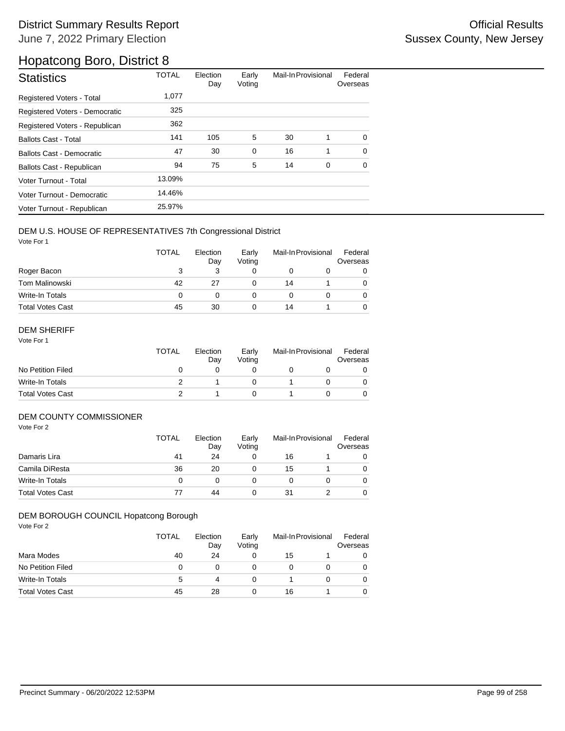# District Summary Results Report

June 7, 2022 Primary Election

**Official Results**
**Sussex County, New Jersey**

## Hopatcong Boro, District 8

| Statistics | TOTAL | Election Day | Early Voting | Mail-In | Provisional | Federal Overseas |
|---|---|---|---|---|---|---|
| Registered Voters - Total | 1,077 | | | | | |
| Registered Voters - Democratic | 325 | | | | | |
| Registered Voters - Republican | 362 | | | | | |
| Ballots Cast - Total | 141 | 105 | 5 | 30 | 1 | 0 |
| Ballots Cast - Democratic | 47 | 30 | 0 | 16 | 1 | 0 |
| Ballots Cast - Republican | 94 | 75 | 5 | 14 | 0 | 0 |
| Voter Turnout - Total | 13.09% | | | | | |
| Voter Turnout - Democratic | 14.46% | | | | | |
| Voter Turnout - Republican | 25.97% | | | | | |

### DEM U.S. HOUSE OF REPRESENTATIVES 7th Congressional District

Vote For 1

| | TOTAL | Election Day | Early Voting | Mail-In | Provisional | Federal Overseas |
|---|---|---|---|---|---|---|
| Roger Bacon | 3 | 3 | 0 | 0 | 0 | 0 |
| Tom Malinowski | 42 | 27 | 0 | 14 | 1 | 0 |
| Write-In Totals | 0 | 0 | 0 | 0 | 0 | 0 |
| Total Votes Cast | 45 | 30 | 0 | 14 | 1 | 0 |

### DEM SHERIFF

Vote For 1

| | TOTAL | Election Day | Early Voting | Mail-In | Provisional | Federal Overseas |
|---|---|---|---|---|---|---|
| No Petition Filed | 0 | 0 | 0 | 0 | 0 | 0 |
| Write-In Totals | 2 | 1 | 0 | 1 | 0 | 0 |
| Total Votes Cast | 2 | 1 | 0 | 1 | 0 | 0 |

### DEM COUNTY COMMISSIONER

Vote For 2

| | TOTAL | Election Day | Early Voting | Mail-In | Provisional | Federal Overseas |
|---|---|---|---|---|---|---|
| Damaris Lira | 41 | 24 | 0 | 16 | 1 | 0 |
| Camila DiResta | 36 | 20 | 0 | 15 | 1 | 0 |
| Write-In Totals | 0 | 0 | 0 | 0 | 0 | 0 |
| Total Votes Cast | 77 | 44 | 0 | 31 | 2 | 0 |

### DEM BOROUGH COUNCIL Hopatcong Borough

Vote For 2

| | TOTAL | Election Day | Early Voting | Mail-In | Provisional | Federal Overseas |
|---|---|---|---|---|---|---|
| Mara Modes | 40 | 24 | 0 | 15 | 1 | 0 |
| No Petition Filed | 0 | 0 | 0 | 0 | 0 | 0 |
| Write-In Totals | 5 | 4 | 0 | 1 | 0 | 0 |
| Total Votes Cast | 45 | 28 | 0 | 16 | 1 | 0 |

Precinct Summary - 06/20/2022 12:53PM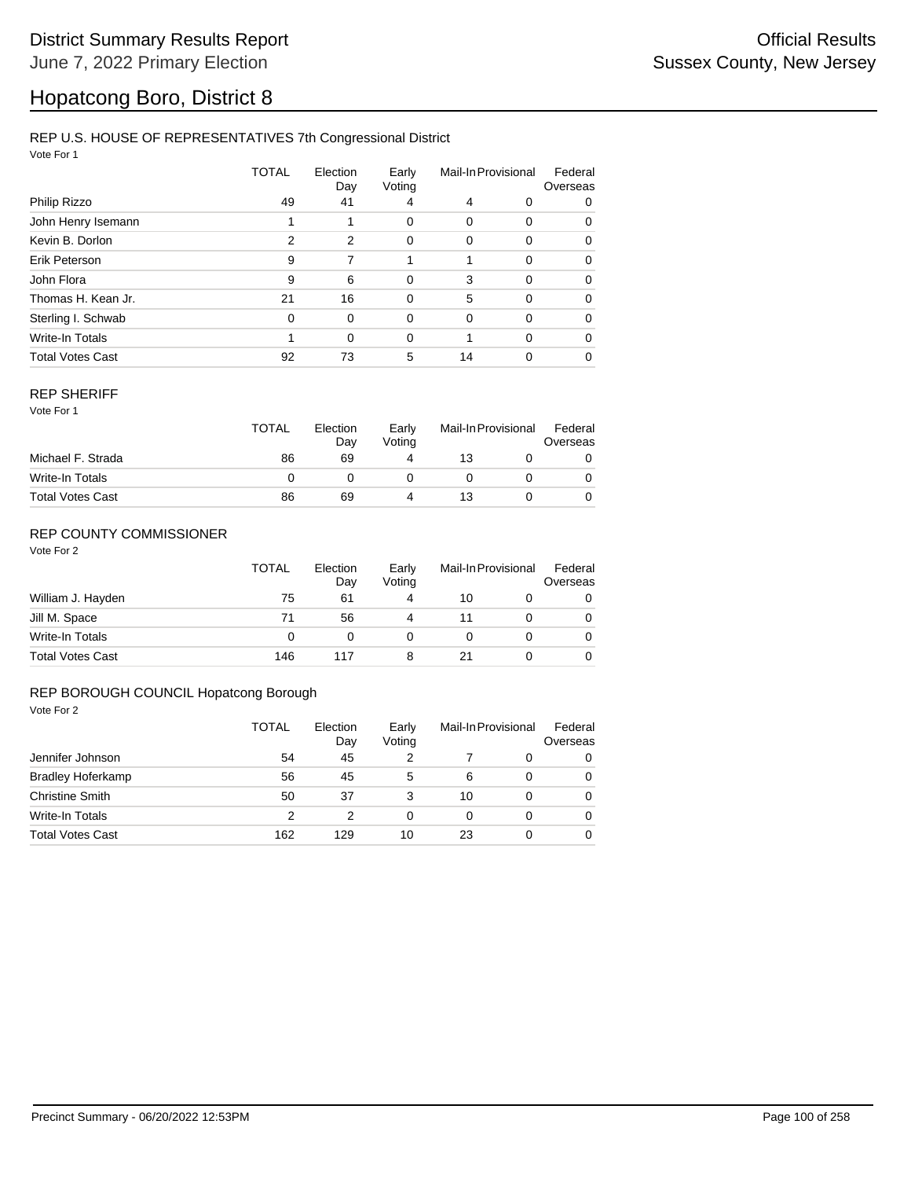# District Summary Results Report

June 7, 2022 Primary Election

Official Results

Sussex County, New Jersey

# Hopatcong Boro, District 8

## REP U.S. HOUSE OF REPRESENTATIVES 7th Congressional District

Vote For 1

| | TOTAL | Election Day | Early Voting | Mail-In | Provisional | Federal Overseas |
|---|---|---|---|---|---|---|
| Philip Rizzo | 49 | 41 | 4 | 4 | 0 | 0 |
| John Henry Isemann | 1 | 1 | 0 | 0 | 0 | 0 |
| Kevin B. Dorlon | 2 | 2 | 0 | 0 | 0 | 0 |
| Erik Peterson | 9 | 7 | 1 | 1 | 0 | 0 |
| John Flora | 9 | 6 | 0 | 3 | 0 | 0 |
| Thomas H. Kean Jr. | 21 | 16 | 0 | 5 | 0 | 0 |
| Sterling I. Schwab | 0 | 0 | 0 | 0 | 0 | 0 |
| Write-In Totals | 1 | 0 | 0 | 1 | 0 | 0 |
| Total Votes Cast | 92 | 73 | 5 | 14 | 0 | 0 |

## REP SHERIFF

Vote For 1

| | TOTAL | Election Day | Early Voting | Mail-In | Provisional | Federal Overseas |
|---|---|---|---|---|---|---|
| Michael F. Strada | 86 | 69 | 4 | 13 | 0 | 0 |
| Write-In Totals | 0 | 0 | 0 | 0 | 0 | 0 |
| Total Votes Cast | 86 | 69 | 4 | 13 | 0 | 0 |

## REP COUNTY COMMISSIONER

Vote For 2

| | TOTAL | Election Day | Early Voting | Mail-In | Provisional | Federal Overseas |
|---|---|---|---|---|---|---|
| William J. Hayden | 75 | 61 | 4 | 10 | 0 | 0 |
| Jill M. Space | 71 | 56 | 4 | 11 | 0 | 0 |
| Write-In Totals | 0 | 0 | 0 | 0 | 0 | 0 |
| Total Votes Cast | 146 | 117 | 8 | 21 | 0 | 0 |

## REP BOROUGH COUNCIL Hopatcong Borough

Vote For 2

| | TOTAL | Election Day | Early Voting | Mail-In | Provisional | Federal Overseas |
|---|---|---|---|---|---|---|
| Jennifer Johnson | 54 | 45 | 2 | 7 | 0 | 0 |
| Bradley Hoferkamp | 56 | 45 | 5 | 6 | 0 | 0 |
| Christine Smith | 50 | 37 | 3 | 10 | 0 | 0 |
| Write-In Totals | 2 | 2 | 0 | 0 | 0 | 0 |
| Total Votes Cast | 162 | 129 | 10 | 23 | 0 | 0 |

Precinct Summary - 06/20/2022 12:53PM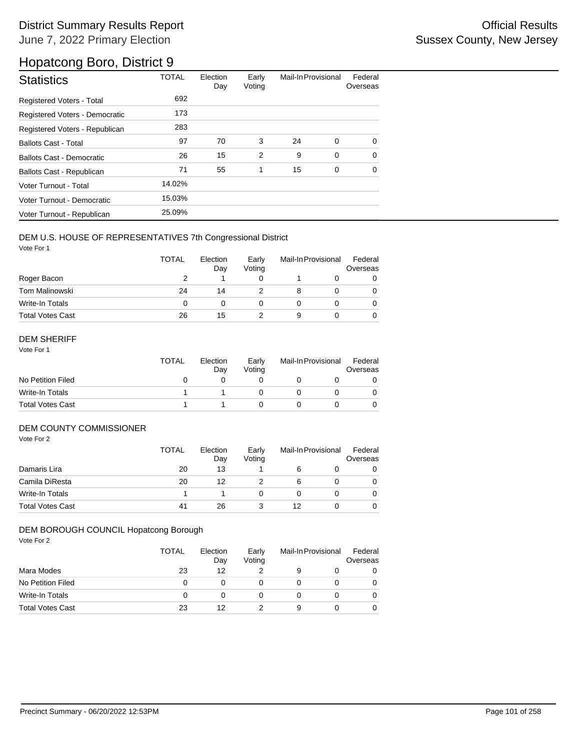# District Summary Results Report

June 7, 2022 Primary Election

Official Results

Sussex County, New Jersey

## Hopatcong Boro, District 9

| Statistics | TOTAL | Election Day | Early Voting | Mail-In | Provisional | Federal Overseas |
|---|---|---|---|---|---|---|
| Registered Voters - Total | 692 | | | | | |
| Registered Voters - Democratic | 173 | | | | | |
| Registered Voters - Republican | 283 | | | | | |
| Ballots Cast - Total | 97 | 70 | 3 | 24 | 0 | 0 |
| Ballots Cast - Democratic | 26 | 15 | 2 | 9 | 0 | 0 |
| Ballots Cast - Republican | 71 | 55 | 1 | 15 | 0 | 0 |
| Voter Turnout - Total | 14.02% | | | | | |
| Voter Turnout - Democratic | 15.03% | | | | | |
| Voter Turnout - Republican | 25.09% | | | | | |

### DEM U.S. HOUSE OF REPRESENTATIVES 7th Congressional District

Vote For 1

| | TOTAL | Election Day | Early Voting | Mail-In | Provisional | Federal Overseas |
|---|---|---|---|---|---|---|
| Roger Bacon | 2 | 1 | 0 | 1 | 0 | 0 |
| Tom Malinowski | 24 | 14 | 2 | 8 | 0 | 0 |
| Write-In Totals | 0 | 0 | 0 | 0 | 0 | 0 |
| Total Votes Cast | 26 | 15 | 2 | 9 | 0 | 0 |

### DEM SHERIFF

Vote For 1

| | TOTAL | Election Day | Early Voting | Mail-In | Provisional | Federal Overseas |
|---|---|---|---|---|---|---|
| No Petition Filed | 0 | 0 | 0 | 0 | 0 | 0 |
| Write-In Totals | 1 | 1 | 0 | 0 | 0 | 0 |
| Total Votes Cast | 1 | 1 | 0 | 0 | 0 | 0 |

### DEM COUNTY COMMISSIONER

Vote For 2

| | TOTAL | Election Day | Early Voting | Mail-In | Provisional | Federal Overseas |
|---|---|---|---|---|---|---|
| Damaris Lira | 20 | 13 | 1 | 6 | 0 | 0 |
| Camila DiResta | 20 | 12 | 2 | 6 | 0 | 0 |
| Write-In Totals | 1 | 1 | 0 | 0 | 0 | 0 |
| Total Votes Cast | 41 | 26 | 3 | 12 | 0 | 0 |

### DEM BOROUGH COUNCIL Hopatcong Borough

Vote For 2

| | TOTAL | Election Day | Early Voting | Mail-In | Provisional | Federal Overseas |
|---|---|---|---|---|---|---|
| Mara Modes | 23 | 12 | 2 | 9 | 0 | 0 |
| No Petition Filed | 0 | 0 | 0 | 0 | 0 | 0 |
| Write-In Totals | 0 | 0 | 0 | 0 | 0 | 0 |
| Total Votes Cast | 23 | 12 | 2 | 9 | 0 | 0 |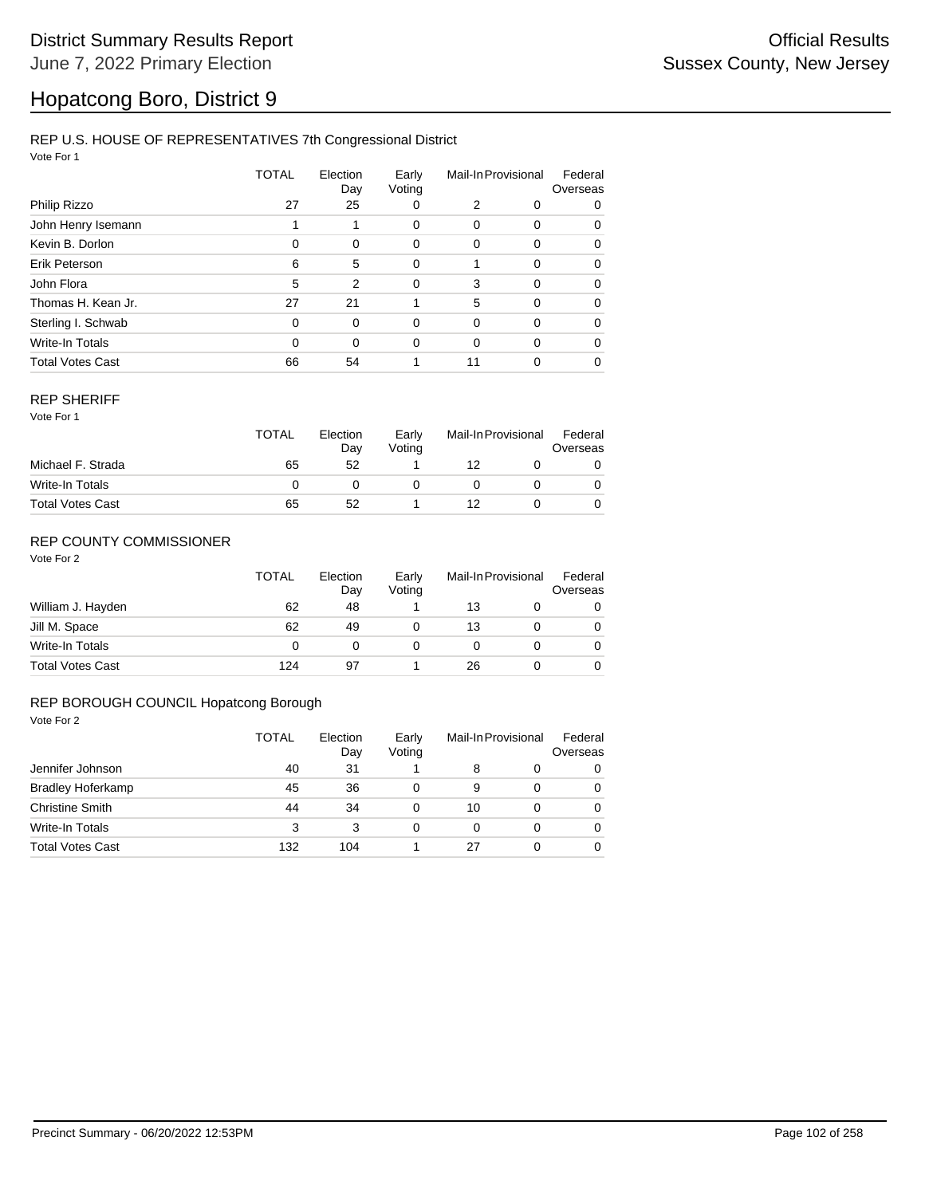# District Summary Results Report

June 7, 2022 Primary Election

Official Results

Sussex County, New Jersey

# Hopatcong Boro, District 9

## REP U.S. HOUSE OF REPRESENTATIVES 7th Congressional District

Vote For 1

| | TOTAL | Election Day | Early Voting | Mail-In | Provisional | Federal Overseas |
|---|---|---|---|---|---|---|
| Philip Rizzo | 27 | 25 | 0 | 2 | 0 | 0 |
| John Henry Isemann | 1 | 1 | 0 | 0 | 0 | 0 |
| Kevin B. Dorlon | 0 | 0 | 0 | 0 | 0 | 0 |
| Erik Peterson | 6 | 5 | 0 | 1 | 0 | 0 |
| John Flora | 5 | 2 | 0 | 3 | 0 | 0 |
| Thomas H. Kean Jr. | 27 | 21 | 1 | 5 | 0 | 0 |
| Sterling I. Schwab | 0 | 0 | 0 | 0 | 0 | 0 |
| Write-In Totals | 0 | 0 | 0 | 0 | 0 | 0 |
| Total Votes Cast | 66 | 54 | 1 | 11 | 0 | 0 |

## REP SHERIFF

Vote For 1

| | TOTAL | Election Day | Early Voting | Mail-In | Provisional | Federal Overseas |
|---|---|---|---|---|---|---|
| Michael F. Strada | 65 | 52 | 1 | 12 | 0 | 0 |
| Write-In Totals | 0 | 0 | 0 | 0 | 0 | 0 |
| Total Votes Cast | 65 | 52 | 1 | 12 | 0 | 0 |

## REP COUNTY COMMISSIONER

Vote For 2

| | TOTAL | Election Day | Early Voting | Mail-In | Provisional | Federal Overseas |
|---|---|---|---|---|---|---|
| William J. Hayden | 62 | 48 | 1 | 13 | 0 | 0 |
| Jill M. Space | 62 | 49 | 0 | 13 | 0 | 0 |
| Write-In Totals | 0 | 0 | 0 | 0 | 0 | 0 |
| Total Votes Cast | 124 | 97 | 1 | 26 | 0 | 0 |

## REP BOROUGH COUNCIL Hopatcong Borough

Vote For 2

| | TOTAL | Election Day | Early Voting | Mail-In | Provisional | Federal Overseas |
|---|---|---|---|---|---|---|
| Jennifer Johnson | 40 | 31 | 1 | 8 | 0 | 0 |
| Bradley Hoferkamp | 45 | 36 | 0 | 9 | 0 | 0 |
| Christine Smith | 44 | 34 | 0 | 10 | 0 | 0 |
| Write-In Totals | 3 | 3 | 0 | 0 | 0 | 0 |
| Total Votes Cast | 132 | 104 | 1 | 27 | 0 | 0 |

Precinct Summary - 06/20/2022 12:53PM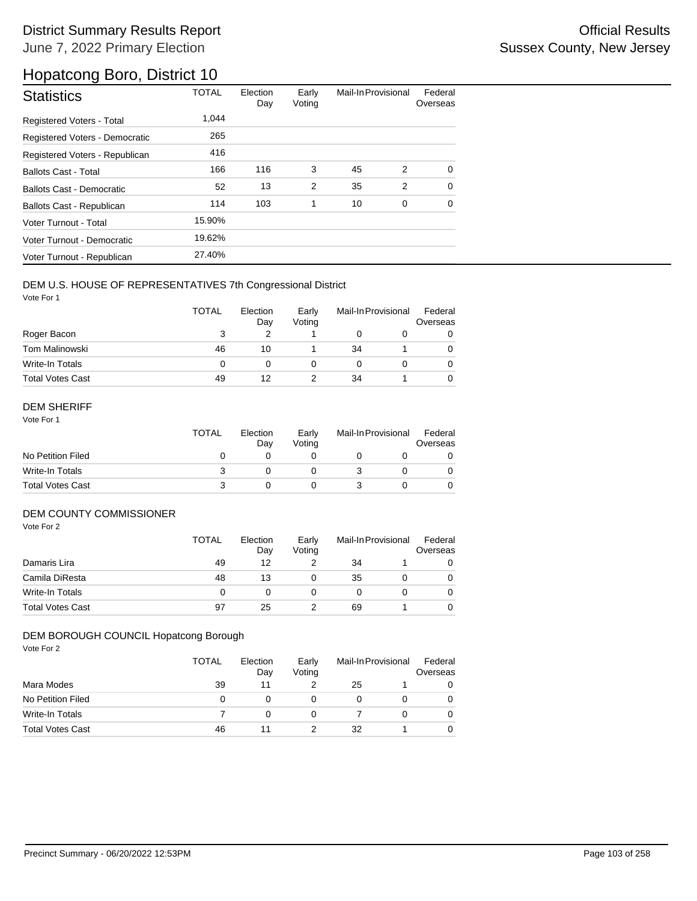District Summary Results Report

June 7, 2022 Primary Election

Official Results

Sussex County, New Jersey

# Hopatcong Boro, District 10

| Statistics | TOTAL | Election Day | Early Voting | Mail-In | Provisional | Federal Overseas |
|---|---|---|---|---|---|---|
| Registered Voters - Total | 1,044 | | | | | |
| Registered Voters - Democratic | 265 | | | | | |
| Registered Voters - Republican | 416 | | | | | |
| Ballots Cast - Total | 166 | 116 | 3 | 45 | 2 | 0 |
| Ballots Cast - Democratic | 52 | 13 | 2 | 35 | 2 | 0 |
| Ballots Cast - Republican | 114 | 103 | 1 | 10 | 0 | 0 |
| Voter Turnout - Total | 15.90% | | | | | |
| Voter Turnout - Democratic | 19.62% | | | | | |
| Voter Turnout - Republican | 27.40% | | | | | |

## DEM U.S. HOUSE OF REPRESENTATIVES 7th Congressional District

Vote For 1

| | TOTAL | Election Day | Early Voting | Mail-In | Provisional | Federal Overseas |
|---|---|---|---|---|---|---|
| Roger Bacon | 3 | 2 | 1 | 0 | 0 | 0 |
| Tom Malinowski | 46 | 10 | 1 | 34 | 1 | 0 |
| Write-In Totals | 0 | 0 | 0 | 0 | 0 | 0 |
| Total Votes Cast | 49 | 12 | 2 | 34 | 1 | 0 |

## DEM SHERIFF

Vote For 1

| | TOTAL | Election Day | Early Voting | Mail-In | Provisional | Federal Overseas |
|---|---|---|---|---|---|---|
| No Petition Filed | 0 | 0 | 0 | 0 | 0 | 0 |
| Write-In Totals | 3 | 0 | 0 | 3 | 0 | 0 |
| Total Votes Cast | 3 | 0 | 0 | 3 | 0 | 0 |

## DEM COUNTY COMMISSIONER

Vote For 2

| | TOTAL | Election Day | Early Voting | Mail-In | Provisional | Federal Overseas |
|---|---|---|---|---|---|---|
| Damaris Lira | 49 | 12 | 2 | 34 | 1 | 0 |
| Camila DiResta | 48 | 13 | 0 | 35 | 0 | 0 |
| Write-In Totals | 0 | 0 | 0 | 0 | 0 | 0 |
| Total Votes Cast | 97 | 25 | 2 | 69 | 1 | 0 |

## DEM BOROUGH COUNCIL Hopatcong Borough

Vote For 2

| | TOTAL | Election Day | Early Voting | Mail-In | Provisional | Federal Overseas |
|---|---|---|---|---|---|---|
| Mara Modes | 39 | 11 | 2 | 25 | 1 | 0 |
| No Petition Filed | 0 | 0 | 0 | 0 | 0 | 0 |
| Write-In Totals | 7 | 0 | 0 | 7 | 0 | 0 |
| Total Votes Cast | 46 | 11 | 2 | 32 | 1 | 0 |

Precinct Summary - 06/20/2022 12:53PM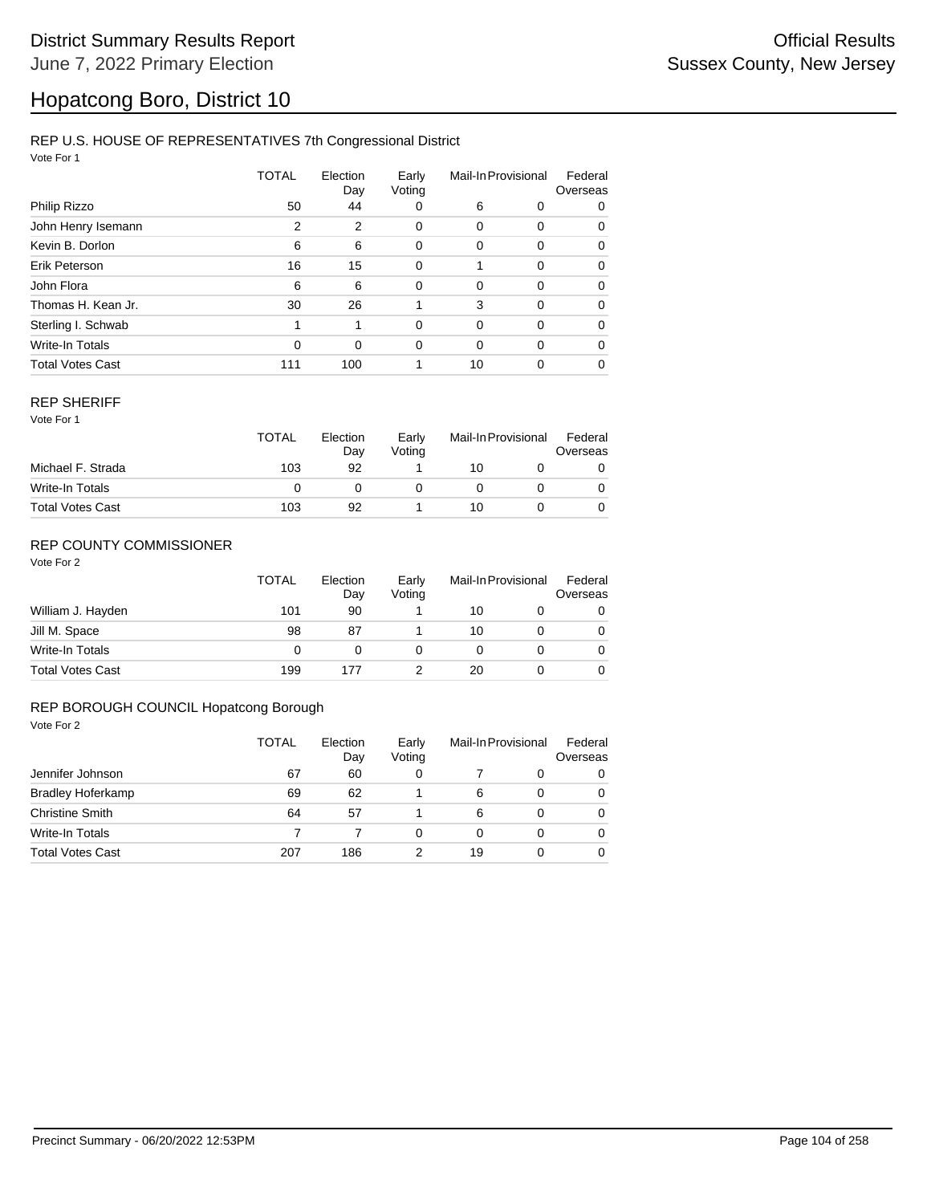# District Summary Results Report

June 7, 2022 Primary Election

Official Results

Sussex County, New Jersey

# Hopatcong Boro, District 10

## REP U.S. HOUSE OF REPRESENTATIVES 7th Congressional District

Vote For 1

| | TOTAL | Election Day | Early Voting | Mail-In | Provisional | Federal Overseas |
|---|---|---|---|---|---|---|
| Philip Rizzo | 50 | 44 | 0 | 6 | 0 | 0 |
| John Henry Isemann | 2 | 2 | 0 | 0 | 0 | 0 |
| Kevin B. Dorlon | 6 | 6 | 0 | 0 | 0 | 0 |
| Erik Peterson | 16 | 15 | 0 | 1 | 0 | 0 |
| John Flora | 6 | 6 | 0 | 0 | 0 | 0 |
| Thomas H. Kean Jr. | 30 | 26 | 1 | 3 | 0 | 0 |
| Sterling I. Schwab | 1 | 1 | 0 | 0 | 0 | 0 |
| Write-In Totals | 0 | 0 | 0 | 0 | 0 | 0 |
| Total Votes Cast | 111 | 100 | 1 | 10 | 0 | 0 |

## REP SHERIFF

Vote For 1

| | TOTAL | Election Day | Early Voting | Mail-In | Provisional | Federal Overseas |
|---|---|---|---|---|---|---|
| Michael F. Strada | 103 | 92 | 1 | 10 | 0 | 0 |
| Write-In Totals | 0 | 0 | 0 | 0 | 0 | 0 |
| Total Votes Cast | 103 | 92 | 1 | 10 | 0 | 0 |

## REP COUNTY COMMISSIONER

Vote For 2

| | TOTAL | Election Day | Early Voting | Mail-In | Provisional | Federal Overseas |
|---|---|---|---|---|---|---|
| William J. Hayden | 101 | 90 | 1 | 10 | 0 | 0 |
| Jill M. Space | 98 | 87 | 1 | 10 | 0 | 0 |
| Write-In Totals | 0 | 0 | 0 | 0 | 0 | 0 |
| Total Votes Cast | 199 | 177 | 2 | 20 | 0 | 0 |

## REP BOROUGH COUNCIL Hopatcong Borough

Vote For 2

| | TOTAL | Election Day | Early Voting | Mail-In | Provisional | Federal Overseas |
|---|---|---|---|---|---|---|
| Jennifer Johnson | 67 | 60 | 0 | 7 | 0 | 0 |
| Bradley Hoferkamp | 69 | 62 | 1 | 6 | 0 | 0 |
| Christine Smith | 64 | 57 | 1 | 6 | 0 | 0 |
| Write-In Totals | 7 | 7 | 0 | 0 | 0 | 0 |
| Total Votes Cast | 207 | 186 | 2 | 19 | 0 | 0 |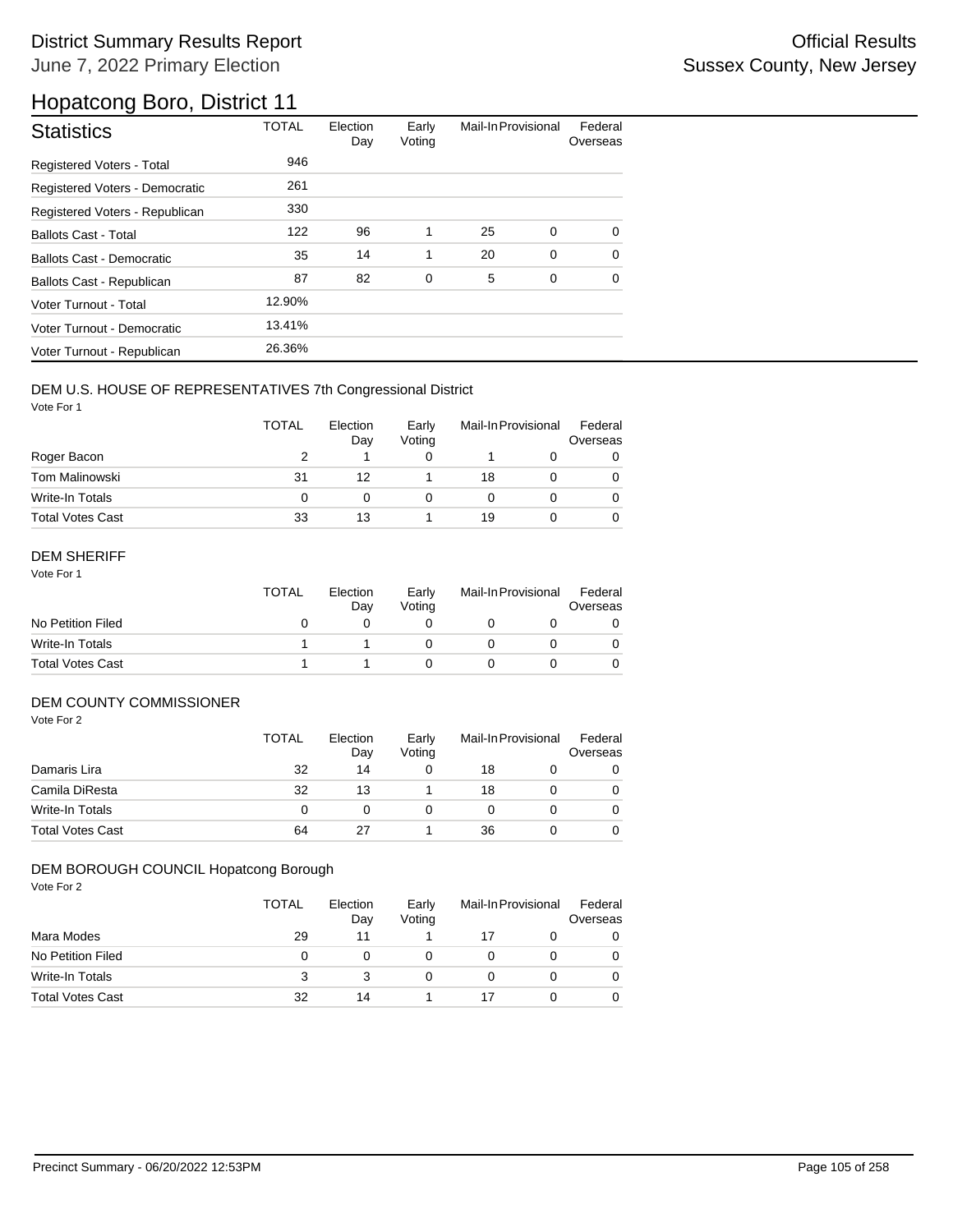# Hopatcong Boro, District 11

## Statistics

| Statistics | TOTAL | Election Day | Early Voting | Mail-In | Provisional | Federal Overseas |
|---|---|---|---|---|---|---|
| Registered Voters - Total | 946 | | | | | |
| Registered Voters - Democratic | 261 | | | | | |
| Registered Voters - Republican | 330 | | | | | |
| Ballots Cast - Total | 122 | 96 | 1 | 25 | 0 | 0 |
| Ballots Cast - Democratic | 35 | 14 | 1 | 20 | 0 | 0 |
| Ballots Cast - Republican | 87 | 82 | 0 | 5 | 0 | 0 |
| Voter Turnout - Total | 12.90% | | | | | |
| Voter Turnout - Democratic | 13.41% | | | | | |
| Voter Turnout - Republican | 26.36% | | | | | |

### DEM U.S. HOUSE OF REPRESENTATIVES 7th Congressional District

Vote For 1

| | TOTAL | Election Day | Early Voting | Mail-In | Provisional | Federal Overseas |
|---|---|---|---|---|---|---|
| Roger Bacon | 2 | 1 | 0 | 1 | 0 | 0 |
| Tom Malinowski | 31 | 12 | 1 | 18 | 0 | 0 |
| Write-In Totals | 0 | 0 | 0 | 0 | 0 | 0 |
| Total Votes Cast | 33 | 13 | 1 | 19 | 0 | 0 |

### DEM SHERIFF

Vote For 1

| | TOTAL | Election Day | Early Voting | Mail-In | Provisional | Federal Overseas |
|---|---|---|---|---|---|---|
| No Petition Filed | 0 | 0 | 0 | 0 | 0 | 0 |
| Write-In Totals | 1 | 1 | 0 | 0 | 0 | 0 |
| Total Votes Cast | 1 | 1 | 0 | 0 | 0 | 0 |

### DEM COUNTY COMMISSIONER

Vote For 2

| | TOTAL | Election Day | Early Voting | Mail-In | Provisional | Federal Overseas |
|---|---|---|---|---|---|---|
| Damaris Lira | 32 | 14 | 0 | 18 | 0 | 0 |
| Camila DiResta | 32 | 13 | 1 | 18 | 0 | 0 |
| Write-In Totals | 0 | 0 | 0 | 0 | 0 | 0 |
| Total Votes Cast | 64 | 27 | 1 | 36 | 0 | 0 |

### DEM BOROUGH COUNCIL Hopatcong Borough

Vote For 2

| | TOTAL | Election Day | Early Voting | Mail-In | Provisional | Federal Overseas |
|---|---|---|---|---|---|---|
| Mara Modes | 29 | 11 | 1 | 17 | 0 | 0 |
| No Petition Filed | 0 | 0 | 0 | 0 | 0 | 0 |
| Write-In Totals | 3 | 3 | 0 | 0 | 0 | 0 |
| Total Votes Cast | 32 | 14 | 1 | 17 | 0 | 0 |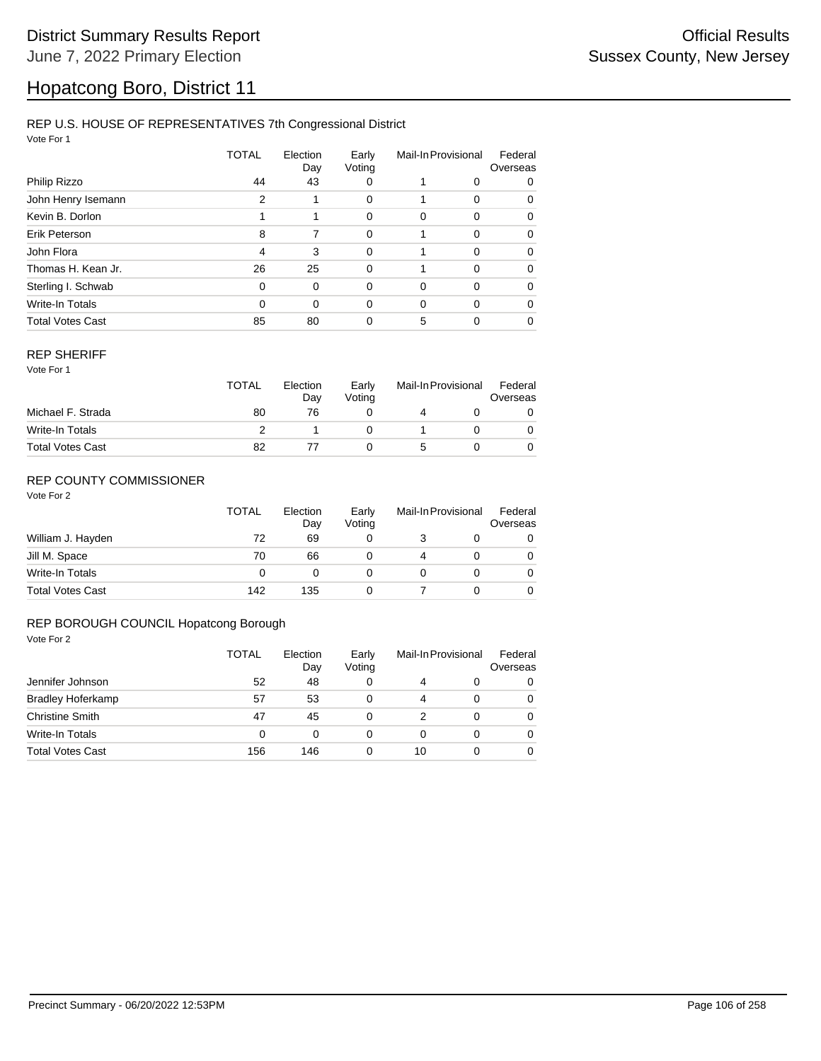# District Summary Results Report

June 7, 2022 Primary Election

Official Results

Sussex County, New Jersey

# Hopatcong Boro, District 11

## REP U.S. HOUSE OF REPRESENTATIVES 7th Congressional District

Vote For 1

| | TOTAL | Election Day | Early Voting | Mail-In | Provisional | Federal Overseas |
|---|---|---|---|---|---|---|
| Philip Rizzo | 44 | 43 | 0 | 1 | 0 | 0 |
| John Henry Isemann | 2 | 1 | 0 | 1 | 0 | 0 |
| Kevin B. Dorlon | 1 | 1 | 0 | 0 | 0 | 0 |
| Erik Peterson | 8 | 7 | 0 | 1 | 0 | 0 |
| John Flora | 4 | 3 | 0 | 1 | 0 | 0 |
| Thomas H. Kean Jr. | 26 | 25 | 0 | 1 | 0 | 0 |
| Sterling I. Schwab | 0 | 0 | 0 | 0 | 0 | 0 |
| Write-In Totals | 0 | 0 | 0 | 0 | 0 | 0 |
| Total Votes Cast | 85 | 80 | 0 | 5 | 0 | 0 |

## REP SHERIFF

Vote For 1

| | TOTAL | Election Day | Early Voting | Mail-In | Provisional | Federal Overseas |
|---|---|---|---|---|---|---|
| Michael F. Strada | 80 | 76 | 0 | 4 | 0 | 0 |
| Write-In Totals | 2 | 1 | 0 | 1 | 0 | 0 |
| Total Votes Cast | 82 | 77 | 0 | 5 | 0 | 0 |

## REP COUNTY COMMISSIONER

Vote For 2

| | TOTAL | Election Day | Early Voting | Mail-In | Provisional | Federal Overseas |
|---|---|---|---|---|---|---|
| William J. Hayden | 72 | 69 | 0 | 3 | 0 | 0 |
| Jill M. Space | 70 | 66 | 0 | 4 | 0 | 0 |
| Write-In Totals | 0 | 0 | 0 | 0 | 0 | 0 |
| Total Votes Cast | 142 | 135 | 0 | 7 | 0 | 0 |

## REP BOROUGH COUNCIL Hopatcong Borough

Vote For 2

| | TOTAL | Election Day | Early Voting | Mail-In | Provisional | Federal Overseas |
|---|---|---|---|---|---|---|
| Jennifer Johnson | 52 | 48 | 0 | 4 | 0 | 0 |
| Bradley Hoferkamp | 57 | 53 | 0 | 4 | 0 | 0 |
| Christine Smith | 47 | 45 | 0 | 2 | 0 | 0 |
| Write-In Totals | 0 | 0 | 0 | 0 | 0 | 0 |
| Total Votes Cast | 156 | 146 | 0 | 10 | 0 | 0 |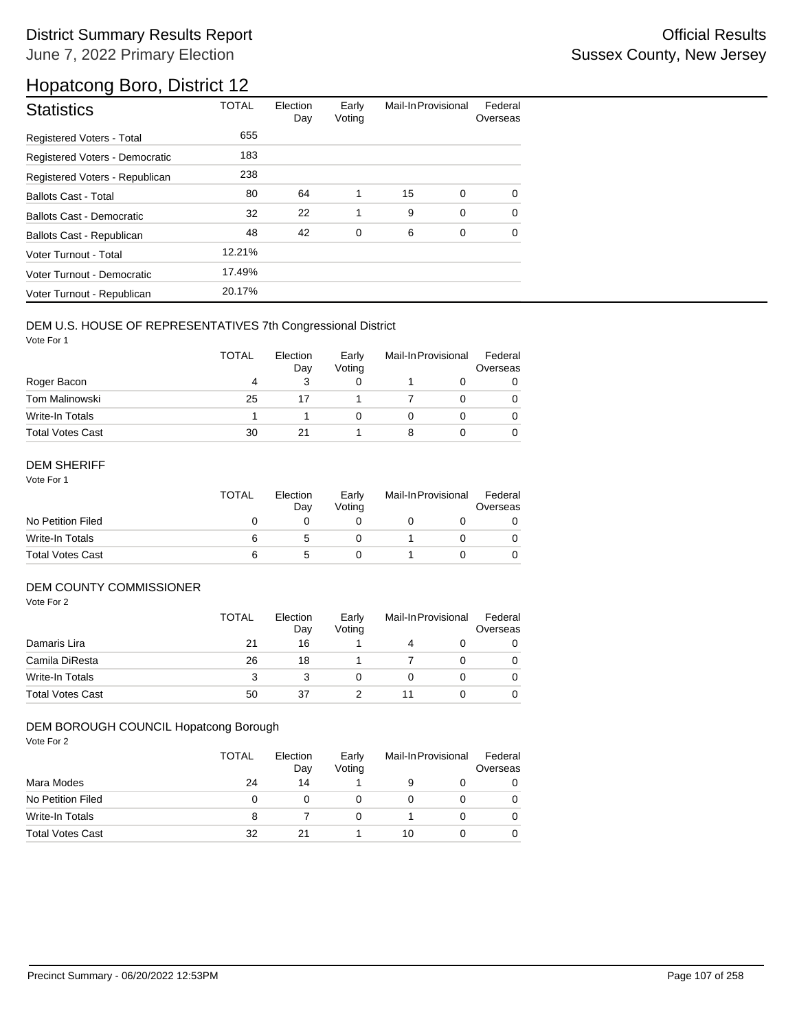# District Summary Results Report

June 7, 2022 Primary Election

Official Results

Sussex County, New Jersey

## Hopatcong Boro, District 12

| Statistics | TOTAL | Election Day | Early Voting | Mail-In | Provisional | Federal Overseas |
|---|---|---|---|---|---|---|
| Registered Voters - Total | 655 | | | | | |
| Registered Voters - Democratic | 183 | | | | | |
| Registered Voters - Republican | 238 | | | | | |
| Ballots Cast - Total | 80 | 64 | 1 | 15 | 0 | 0 |
| Ballots Cast - Democratic | 32 | 22 | 1 | 9 | 0 | 0 |
| Ballots Cast - Republican | 48 | 42 | 0 | 6 | 0 | 0 |
| Voter Turnout - Total | 12.21% | | | | | |
| Voter Turnout - Democratic | 17.49% | | | | | |
| Voter Turnout - Republican | 20.17% | | | | | |

### DEM U.S. HOUSE OF REPRESENTATIVES 7th Congressional District

Vote For 1

| | TOTAL | Election Day | Early Voting | Mail-In | Provisional | Federal Overseas |
|---|---|---|---|---|---|---|
| Roger Bacon | 4 | 3 | 0 | 1 | 0 | 0 |
| Tom Malinowski | 25 | 17 | 1 | 7 | 0 | 0 |
| Write-In Totals | 1 | 1 | 0 | 0 | 0 | 0 |
| Total Votes Cast | 30 | 21 | 1 | 8 | 0 | 0 |

### DEM SHERIFF

Vote For 1

| | TOTAL | Election Day | Early Voting | Mail-In | Provisional | Federal Overseas |
|---|---|---|---|---|---|---|
| No Petition Filed | 0 | 0 | 0 | 0 | 0 | 0 |
| Write-In Totals | 6 | 5 | 0 | 1 | 0 | 0 |
| Total Votes Cast | 6 | 5 | 0 | 1 | 0 | 0 |

### DEM COUNTY COMMISSIONER

Vote For 2

| | TOTAL | Election Day | Early Voting | Mail-In | Provisional | Federal Overseas |
|---|---|---|---|---|---|---|
| Damaris Lira | 21 | 16 | 1 | 4 | 0 | 0 |
| Camila DiResta | 26 | 18 | 1 | 7 | 0 | 0 |
| Write-In Totals | 3 | 3 | 0 | 0 | 0 | 0 |
| Total Votes Cast | 50 | 37 | 2 | 11 | 0 | 0 |

### DEM BOROUGH COUNCIL Hopatcong Borough

Vote For 2

| | TOTAL | Election Day | Early Voting | Mail-In | Provisional | Federal Overseas |
|---|---|---|---|---|---|---|
| Mara Modes | 24 | 14 | 1 | 9 | 0 | 0 |
| No Petition Filed | 0 | 0 | 0 | 0 | 0 | 0 |
| Write-In Totals | 8 | 7 | 0 | 1 | 0 | 0 |
| Total Votes Cast | 32 | 21 | 1 | 10 | 0 | 0 |

Precinct Summary - 06/20/2022 12:53PM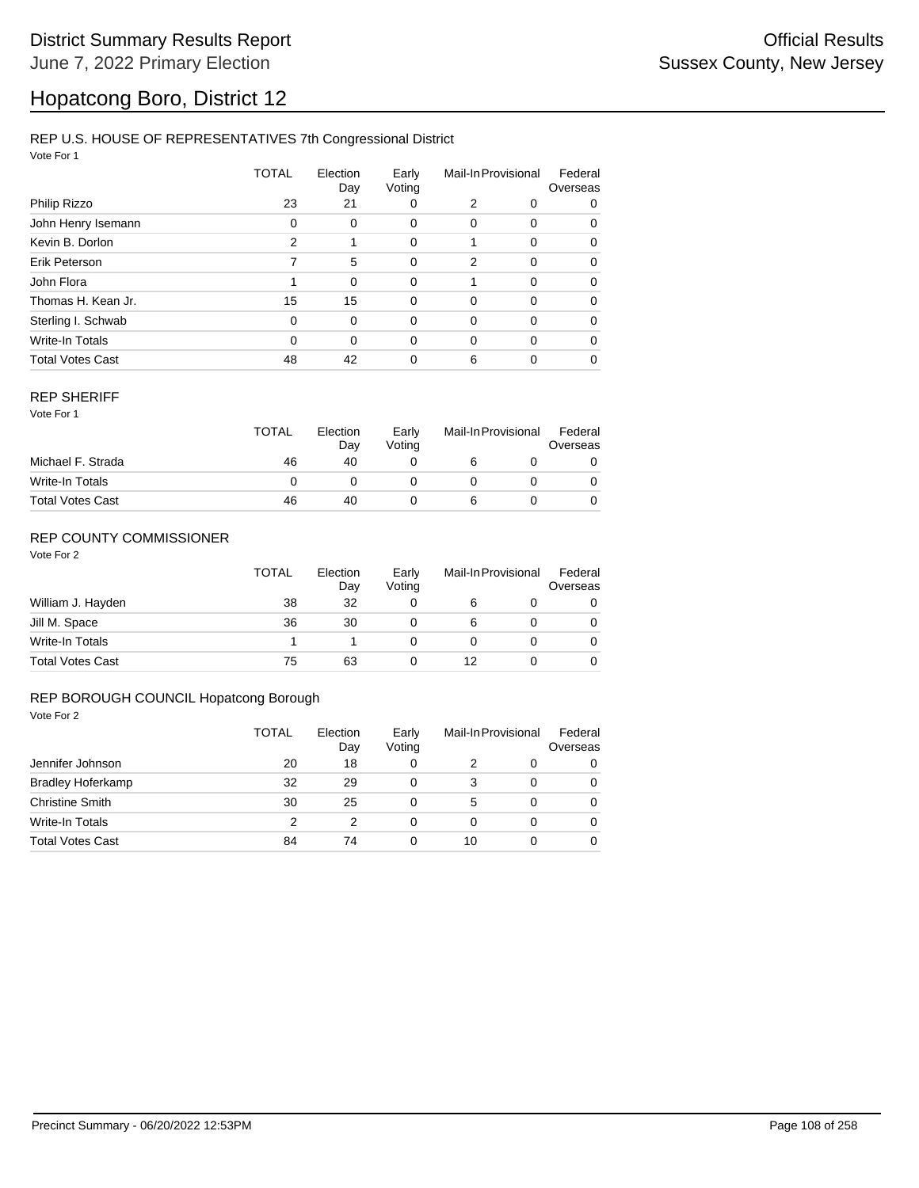# District Summary Results Report

June 7, 2022 Primary Election

Official Results

Sussex County, New Jersey

## Hopatcong Boro, District 12

### REP U.S. HOUSE OF REPRESENTATIVES 7th Congressional District

Vote For 1

| | TOTAL | Election Day | Early Voting | Mail-In | Provisional | Federal Overseas |
|---|---|---|---|---|---|---|
| Philip Rizzo | 23 | 21 | 0 | 2 | 0 | 0 |
| John Henry Isemann | 0 | 0 | 0 | 0 | 0 | 0 |
| Kevin B. Dorlon | 2 | 1 | 0 | 1 | 0 | 0 |
| Erik Peterson | 7 | 5 | 0 | 2 | 0 | 0 |
| John Flora | 1 | 0 | 0 | 1 | 0 | 0 |
| Thomas H. Kean Jr. | 15 | 15 | 0 | 0 | 0 | 0 |
| Sterling I. Schwab | 0 | 0 | 0 | 0 | 0 | 0 |
| Write-In Totals | 0 | 0 | 0 | 0 | 0 | 0 |
| Total Votes Cast | 48 | 42 | 0 | 6 | 0 | 0 |

### REP SHERIFF

Vote For 1

| | TOTAL | Election Day | Early Voting | Mail-In | Provisional | Federal Overseas |
|---|---|---|---|---|---|---|
| Michael F. Strada | 46 | 40 | 0 | 6 | 0 | 0 |
| Write-In Totals | 0 | 0 | 0 | 0 | 0 | 0 |
| Total Votes Cast | 46 | 40 | 0 | 6 | 0 | 0 |

### REP COUNTY COMMISSIONER

Vote For 2

| | TOTAL | Election Day | Early Voting | Mail-In | Provisional | Federal Overseas |
|---|---|---|---|---|---|---|
| William J. Hayden | 38 | 32 | 0 | 6 | 0 | 0 |
| Jill M. Space | 36 | 30 | 0 | 6 | 0 | 0 |
| Write-In Totals | 1 | 1 | 0 | 0 | 0 | 0 |
| Total Votes Cast | 75 | 63 | 0 | 12 | 0 | 0 |

### REP BOROUGH COUNCIL Hopatcong Borough

Vote For 2

| | TOTAL | Election Day | Early Voting | Mail-In | Provisional | Federal Overseas |
|---|---|---|---|---|---|---|
| Jennifer Johnson | 20 | 18 | 0 | 2 | 0 | 0 |
| Bradley Hoferkamp | 32 | 29 | 0 | 3 | 0 | 0 |
| Christine Smith | 30 | 25 | 0 | 5 | 0 | 0 |
| Write-In Totals | 2 | 2 | 0 | 0 | 0 | 0 |
| Total Votes Cast | 84 | 74 | 0 | 10 | 0 | 0 |

Precinct Summary - 06/20/2022 12:53PM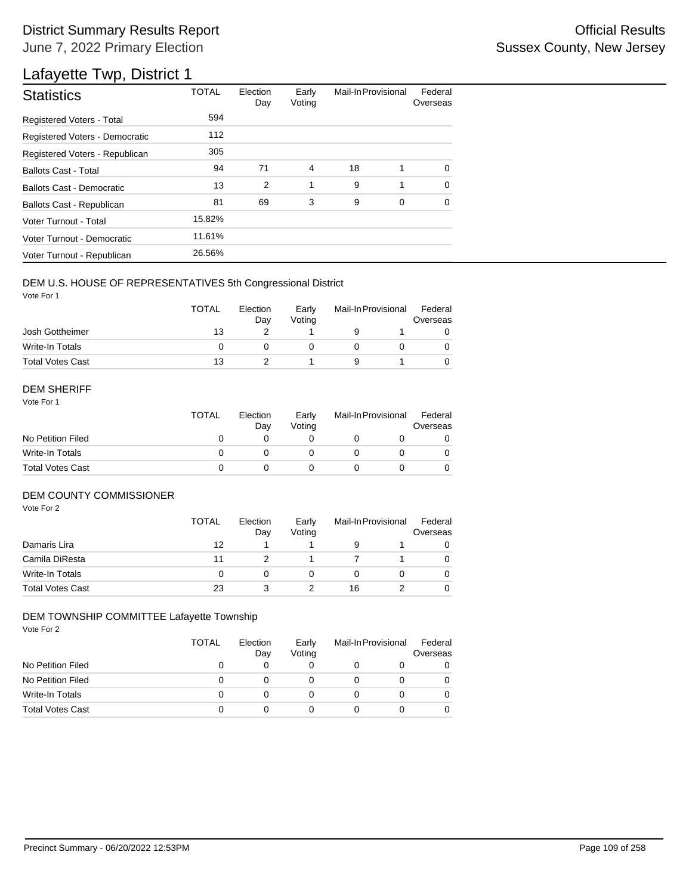# District Summary Results Report

June 7, 2022 Primary Election

Official Results
Sussex County, New Jersey

## Lafayette Twp, District 1

| Statistics | TOTAL | Election Day | Early Voting | Mail-In | Provisional | Federal Overseas |
|---|---|---|---|---|---|---|
| Registered Voters - Total | 594 | | | | | |
| Registered Voters - Democratic | 112 | | | | | |
| Registered Voters - Republican | 305 | | | | | |
| Ballots Cast - Total | 94 | 71 | 4 | 18 | 1 | 0 |
| Ballots Cast - Democratic | 13 | 2 | 1 | 9 | 1 | 0 |
| Ballots Cast - Republican | 81 | 69 | 3 | 9 | 0 | 0 |
| Voter Turnout - Total | 15.82% | | | | | |
| Voter Turnout - Democratic | 11.61% | | | | | |
| Voter Turnout - Republican | 26.56% | | | | | |

### DEM U.S. HOUSE OF REPRESENTATIVES 5th Congressional District

Vote For 1

| | TOTAL | Election Day | Early Voting | Mail-In | Provisional | Federal Overseas |
|---|---|---|---|---|---|---|
| Josh Gottheimer | 13 | 2 | 1 | 9 | 1 | 0 |
| Write-In Totals | 0 | 0 | 0 | 0 | 0 | 0 |
| Total Votes Cast | 13 | 2 | 1 | 9 | 1 | 0 |

### DEM SHERIFF

Vote For 1

| | TOTAL | Election Day | Early Voting | Mail-In | Provisional | Federal Overseas |
|---|---|---|---|---|---|---|
| No Petition Filed | 0 | 0 | 0 | 0 | 0 | 0 |
| Write-In Totals | 0 | 0 | 0 | 0 | 0 | 0 |
| Total Votes Cast | 0 | 0 | 0 | 0 | 0 | 0 |

### DEM COUNTY COMMISSIONER

Vote For 2

| | TOTAL | Election Day | Early Voting | Mail-In | Provisional | Federal Overseas |
|---|---|---|---|---|---|---|
| Damaris Lira | 12 | 1 | 1 | 9 | 1 | 0 |
| Camila DiResta | 11 | 2 | 1 | 7 | 1 | 0 |
| Write-In Totals | 0 | 0 | 0 | 0 | 0 | 0 |
| Total Votes Cast | 23 | 3 | 2 | 16 | 2 | 0 |

### DEM TOWNSHIP COMMITTEE Lafayette Township

Vote For 2

| | TOTAL | Election Day | Early Voting | Mail-In | Provisional | Federal Overseas |
|---|---|---|---|---|---|---|
| No Petition Filed | 0 | 0 | 0 | 0 | 0 | 0 |
| No Petition Filed | 0 | 0 | 0 | 0 | 0 | 0 |
| Write-In Totals | 0 | 0 | 0 | 0 | 0 | 0 |
| Total Votes Cast | 0 | 0 | 0 | 0 | 0 | 0 |

Precinct Summary - 06/20/2022 12:53PM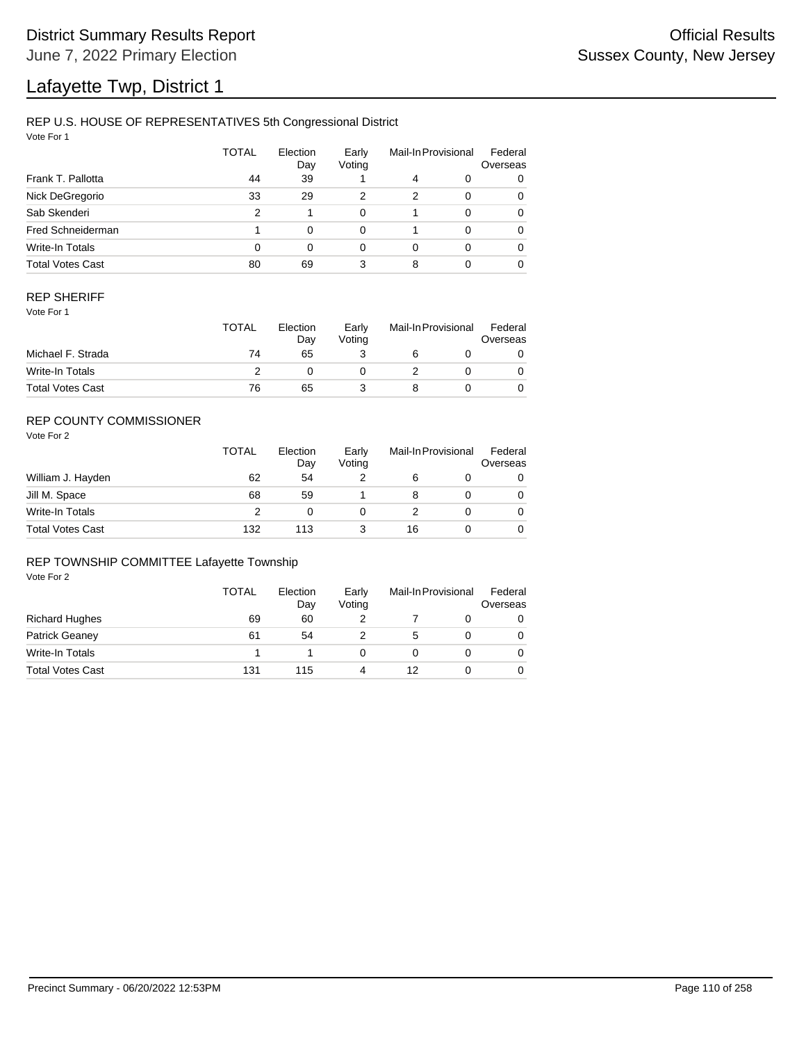# District Summary Results Report

June 7, 2022 Primary Election

Official Results

Sussex County, New Jersey

# Lafayette Twp, District 1

## REP U.S. HOUSE OF REPRESENTATIVES 5th Congressional District

Vote For 1

| | TOTAL | Election Day | Early Voting | Mail-In | Provisional | Federal Overseas |
|---|---|---|---|---|---|---|
| Frank T. Pallotta | 44 | 39 | 1 | 4 | 0 | 0 |
| Nick DeGregorio | 33 | 29 | 2 | 2 | 0 | 0 |
| Sab Skenderi | 2 | 1 | 0 | 1 | 0 | 0 |
| Fred Schneiderman | 1 | 0 | 0 | 1 | 0 | 0 |
| Write-In Totals | 0 | 0 | 0 | 0 | 0 | 0 |
| Total Votes Cast | 80 | 69 | 3 | 8 | 0 | 0 |

## REP SHERIFF

Vote For 1

| | TOTAL | Election Day | Early Voting | Mail-In | Provisional | Federal Overseas |
|---|---|---|---|---|---|---|
| Michael F. Strada | 74 | 65 | 3 | 6 | 0 | 0 |
| Write-In Totals | 2 | 0 | 0 | 2 | 0 | 0 |
| Total Votes Cast | 76 | 65 | 3 | 8 | 0 | 0 |

## REP COUNTY COMMISSIONER

Vote For 2

| | TOTAL | Election Day | Early Voting | Mail-In | Provisional | Federal Overseas |
|---|---|---|---|---|---|---|
| William J. Hayden | 62 | 54 | 2 | 6 | 0 | 0 |
| Jill M. Space | 68 | 59 | 1 | 8 | 0 | 0 |
| Write-In Totals | 2 | 0 | 0 | 2 | 0 | 0 |
| Total Votes Cast | 132 | 113 | 3 | 16 | 0 | 0 |

## REP TOWNSHIP COMMITTEE Lafayette Township

Vote For 2

| | TOTAL | Election Day | Early Voting | Mail-In | Provisional | Federal Overseas |
|---|---|---|---|---|---|---|
| Richard Hughes | 69 | 60 | 2 | 7 | 0 | 0 |
| Patrick Geaney | 61 | 54 | 2 | 5 | 0 | 0 |
| Write-In Totals | 1 | 1 | 0 | 0 | 0 | 0 |
| Total Votes Cast | 131 | 115 | 4 | 12 | 0 | 0 |

Precinct Summary - 06/20/2022 12:53PM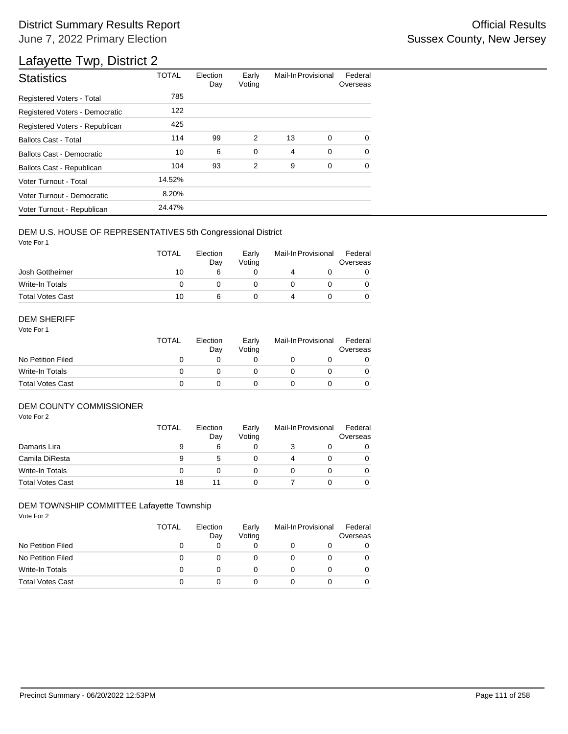# District Summary Results Report

June 7, 2022 Primary Election

Official Results
Sussex County, New Jersey

## Lafayette Twp, District 2

| Statistics | TOTAL | Election Day | Early Voting | Mail-In | Provisional | Federal Overseas |
|---|---|---|---|---|---|---|
| Registered Voters - Total | 785 | | | | | |
| Registered Voters - Democratic | 122 | | | | | |
| Registered Voters - Republican | 425 | | | | | |
| Ballots Cast - Total | 114 | 99 | 2 | 13 | 0 | 0 |
| Ballots Cast - Democratic | 10 | 6 | 0 | 4 | 0 | 0 |
| Ballots Cast - Republican | 104 | 93 | 2 | 9 | 0 | 0 |
| Voter Turnout - Total | 14.52% | | | | | |
| Voter Turnout - Democratic | 8.20% | | | | | |
| Voter Turnout - Republican | 24.47% | | | | | |

### DEM U.S. HOUSE OF REPRESENTATIVES 5th Congressional District

Vote For 1

| | TOTAL | Election Day | Early Voting | Mail-In | Provisional | Federal Overseas |
|---|---|---|---|---|---|---|
| Josh Gottheimer | 10 | 6 | 0 | 4 | 0 | 0 |
| Write-In Totals | 0 | 0 | 0 | 0 | 0 | 0 |
| Total Votes Cast | 10 | 6 | 0 | 4 | 0 | 0 |

### DEM SHERIFF

Vote For 1

| | TOTAL | Election Day | Early Voting | Mail-In | Provisional | Federal Overseas |
|---|---|---|---|---|---|---|
| No Petition Filed | 0 | 0 | 0 | 0 | 0 | 0 |
| Write-In Totals | 0 | 0 | 0 | 0 | 0 | 0 |
| Total Votes Cast | 0 | 0 | 0 | 0 | 0 | 0 |

### DEM COUNTY COMMISSIONER

Vote For 2

| | TOTAL | Election Day | Early Voting | Mail-In | Provisional | Federal Overseas |
|---|---|---|---|---|---|---|
| Damaris Lira | 9 | 6 | 0 | 3 | 0 | 0 |
| Camila DiResta | 9 | 5 | 0 | 4 | 0 | 0 |
| Write-In Totals | 0 | 0 | 0 | 0 | 0 | 0 |
| Total Votes Cast | 18 | 11 | 0 | 7 | 0 | 0 |

### DEM TOWNSHIP COMMITTEE Lafayette Township

Vote For 2

| | TOTAL | Election Day | Early Voting | Mail-In | Provisional | Federal Overseas |
|---|---|---|---|---|---|---|
| No Petition Filed | 0 | 0 | 0 | 0 | 0 | 0 |
| No Petition Filed | 0 | 0 | 0 | 0 | 0 | 0 |
| Write-In Totals | 0 | 0 | 0 | 0 | 0 | 0 |
| Total Votes Cast | 0 | 0 | 0 | 0 | 0 | 0 |

Precinct Summary - 06/20/2022 12:53PM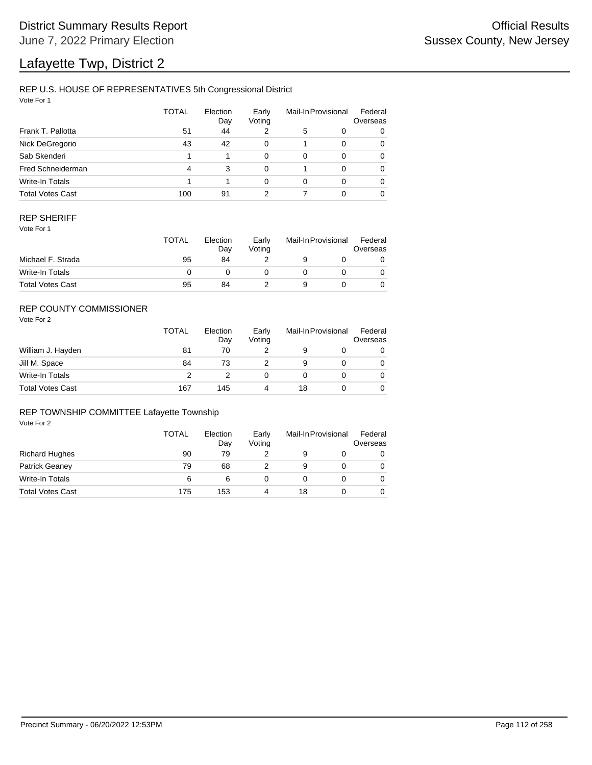# Lafayette Twp, District 2

## REP U.S. HOUSE OF REPRESENTATIVES 5th Congressional District

Vote For 1

| | TOTAL | Election Day | Early Voting | Mail-In | Provisional | Federal Overseas |
|---|---|---|---|---|---|---|
| Frank T. Pallotta | 51 | 44 | 2 | 5 | 0 | 0 |
| Nick DeGregorio | 43 | 42 | 0 | 1 | 0 | 0 |
| Sab Skenderi | 1 | 1 | 0 | 0 | 0 | 0 |
| Fred Schneiderman | 4 | 3 | 0 | 1 | 0 | 0 |
| Write-In Totals | 1 | 1 | 0 | 0 | 0 | 0 |
| Total Votes Cast | 100 | 91 | 2 | 7 | 0 | 0 |

## REP SHERIFF

Vote For 1

| | TOTAL | Election Day | Early Voting | Mail-In | Provisional | Federal Overseas |
|---|---|---|---|---|---|---|
| Michael F. Strada | 95 | 84 | 2 | 9 | 0 | 0 |
| Write-In Totals | 0 | 0 | 0 | 0 | 0 | 0 |
| Total Votes Cast | 95 | 84 | 2 | 9 | 0 | 0 |

## REP COUNTY COMMISSIONER

Vote For 2

| | TOTAL | Election Day | Early Voting | Mail-In | Provisional | Federal Overseas |
|---|---|---|---|---|---|---|
| William J. Hayden | 81 | 70 | 2 | 9 | 0 | 0 |
| Jill M. Space | 84 | 73 | 2 | 9 | 0 | 0 |
| Write-In Totals | 2 | 2 | 0 | 0 | 0 | 0 |
| Total Votes Cast | 167 | 145 | 4 | 18 | 0 | 0 |

## REP TOWNSHIP COMMITTEE Lafayette Township

Vote For 2

| | TOTAL | Election Day | Early Voting | Mail-In | Provisional | Federal Overseas |
|---|---|---|---|---|---|---|
| Richard Hughes | 90 | 79 | 2 | 9 | 0 | 0 |
| Patrick Geaney | 79 | 68 | 2 | 9 | 0 | 0 |
| Write-In Totals | 6 | 6 | 0 | 0 | 0 | 0 |
| Total Votes Cast | 175 | 153 | 4 | 18 | 0 | 0 |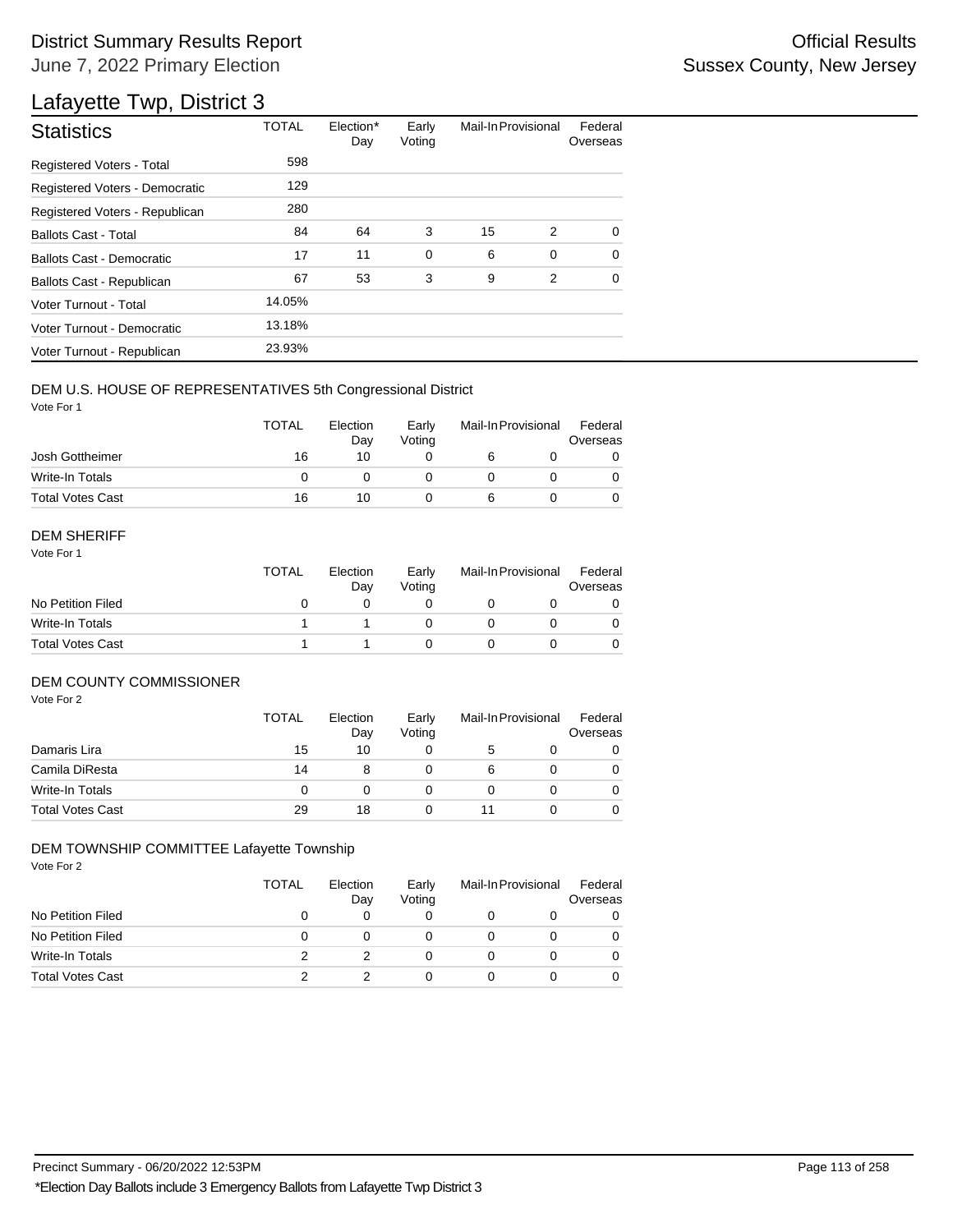# District Summary Results Report

June 7, 2022 Primary Election

Official Results
Sussex County, New Jersey

## Lafayette Twp, District 3

| Statistics | TOTAL | Election* Day | Early Voting | Mail-In | Provisional | Federal Overseas |
|---|---|---|---|---|---|---|
| Registered Voters - Total | 598 | | | | | |
| Registered Voters - Democratic | 129 | | | | | |
| Registered Voters - Republican | 280 | | | | | |
| Ballots Cast - Total | 84 | 64 | 3 | 15 | 2 | 0 |
| Ballots Cast - Democratic | 17 | 11 | 0 | 6 | 0 | 0 |
| Ballots Cast - Republican | 67 | 53 | 3 | 9 | 2 | 0 |
| Voter Turnout - Total | 14.05% | | | | | |
| Voter Turnout - Democratic | 13.18% | | | | | |
| Voter Turnout - Republican | 23.93% | | | | | |

### DEM U.S. HOUSE OF REPRESENTATIVES 5th Congressional District

Vote For 1

| | TOTAL | Election Day | Early Voting | Mail-In | Provisional | Federal Overseas |
|---|---|---|---|---|---|---|
| Josh Gottheimer | 16 | 10 | 0 | 6 | 0 | 0 |
| Write-In Totals | 0 | 0 | 0 | 0 | 0 | 0 |
| Total Votes Cast | 16 | 10 | 0 | 6 | 0 | 0 |

### DEM SHERIFF

Vote For 1

| | TOTAL | Election Day | Early Voting | Mail-In | Provisional | Federal Overseas |
|---|---|---|---|---|---|---|
| No Petition Filed | 0 | 0 | 0 | 0 | 0 | 0 |
| Write-In Totals | 1 | 1 | 0 | 0 | 0 | 0 |
| Total Votes Cast | 1 | 1 | 0 | 0 | 0 | 0 |

### DEM COUNTY COMMISSIONER

Vote For 2

| | TOTAL | Election Day | Early Voting | Mail-In | Provisional | Federal Overseas |
|---|---|---|---|---|---|---|
| Damaris Lira | 15 | 10 | 0 | 5 | 0 | 0 |
| Camila DiResta | 14 | 8 | 0 | 6 | 0 | 0 |
| Write-In Totals | 0 | 0 | 0 | 0 | 0 | 0 |
| Total Votes Cast | 29 | 18 | 0 | 11 | 0 | 0 |

### DEM TOWNSHIP COMMITTEE Lafayette Township

Vote For 2

| | TOTAL | Election Day | Early Voting | Mail-In | Provisional | Federal Overseas |
|---|---|---|---|---|---|---|
| No Petition Filed | 0 | 0 | 0 | 0 | 0 | 0 |
| No Petition Filed | 0 | 0 | 0 | 0 | 0 | 0 |
| Write-In Totals | 2 | 2 | 0 | 0 | 0 | 0 |
| Total Votes Cast | 2 | 2 | 0 | 0 | 0 | 0 |

Precinct Summary - 06/20/2022 12:53PM

*Election Day Ballots include 3 Emergency Ballots from Lafayette Twp District 3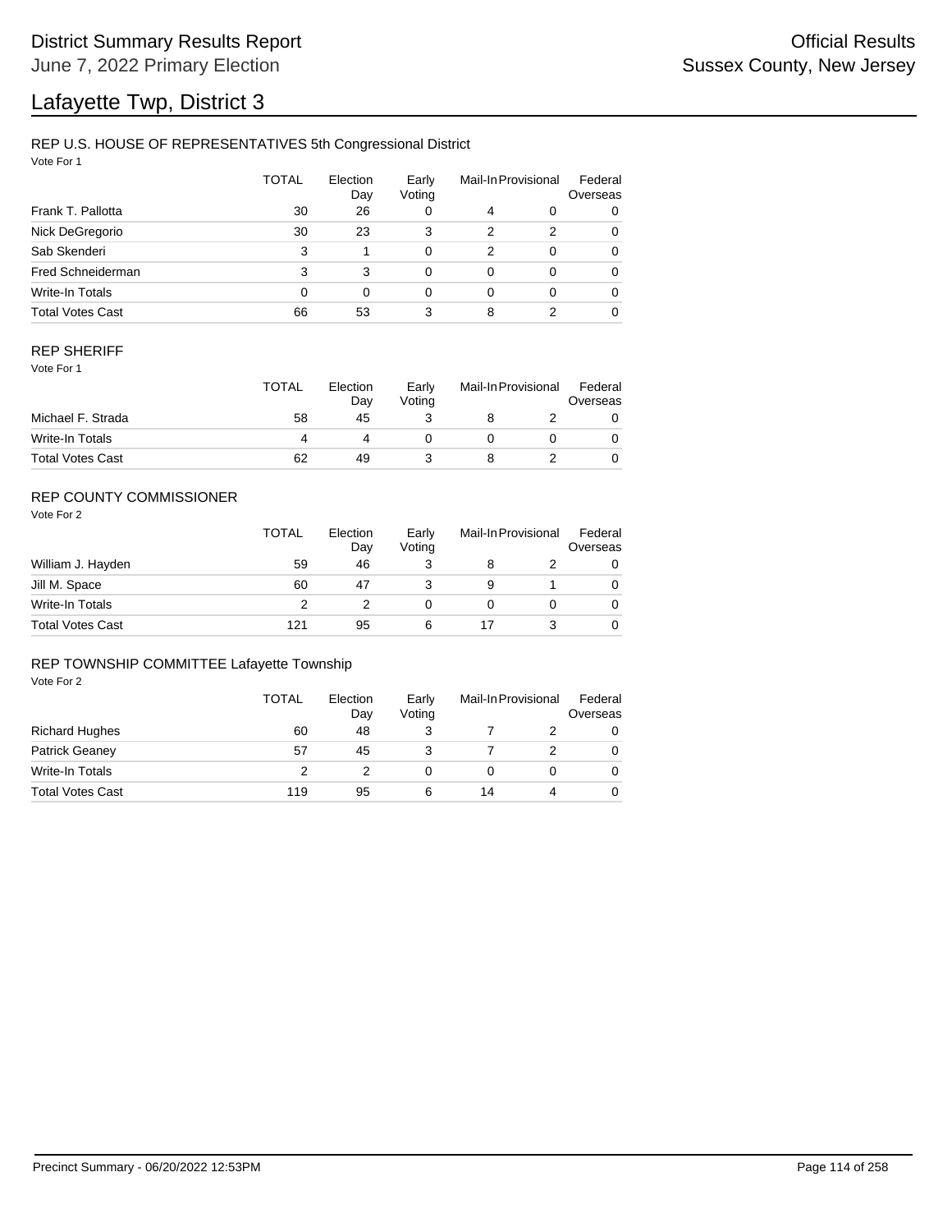# Lafayette Twp, District 3

District Summary Results Report — June 7, 2022 Primary Election — Official Results — Sussex County, New Jersey

## REP U.S. HOUSE OF REPRESENTATIVES 5th Congressional District

Vote For 1

| | TOTAL | Election Day | Early Voting | Mail-In | Provisional | Federal Overseas |
|---|---|---|---|---|---|---|
| Frank T. Pallotta | 30 | 26 | 0 | 4 | 0 | 0 |
| Nick DeGregorio | 30 | 23 | 3 | 2 | 2 | 0 |
| Sab Skenderi | 3 | 1 | 0 | 2 | 0 | 0 |
| Fred Schneiderman | 3 | 3 | 0 | 0 | 0 | 0 |
| Write-In Totals | 0 | 0 | 0 | 0 | 0 | 0 |
| Total Votes Cast | 66 | 53 | 3 | 8 | 2 | 0 |

## REP SHERIFF

Vote For 1

| | TOTAL | Election Day | Early Voting | Mail-In | Provisional | Federal Overseas |
|---|---|---|---|---|---|---|
| Michael F. Strada | 58 | 45 | 3 | 8 | 2 | 0 |
| Write-In Totals | 4 | 4 | 0 | 0 | 0 | 0 |
| Total Votes Cast | 62 | 49 | 3 | 8 | 2 | 0 |

## REP COUNTY COMMISSIONER

Vote For 2

| | TOTAL | Election Day | Early Voting | Mail-In | Provisional | Federal Overseas |
|---|---|---|---|---|---|---|
| William J. Hayden | 59 | 46 | 3 | 8 | 2 | 0 |
| Jill M. Space | 60 | 47 | 3 | 9 | 1 | 0 |
| Write-In Totals | 2 | 2 | 0 | 0 | 0 | 0 |
| Total Votes Cast | 121 | 95 | 6 | 17 | 3 | 0 |

## REP TOWNSHIP COMMITTEE Lafayette Township

Vote For 2

| | TOTAL | Election Day | Early Voting | Mail-In | Provisional | Federal Overseas |
|---|---|---|---|---|---|---|
| Richard Hughes | 60 | 48 | 3 | 7 | 2 | 0 |
| Patrick Geaney | 57 | 45 | 3 | 7 | 2 | 0 |
| Write-In Totals | 2 | 2 | 0 | 0 | 0 | 0 |
| Total Votes Cast | 119 | 95 | 6 | 14 | 4 | 0 |

Precinct Summary - 06/20/2022 12:53PM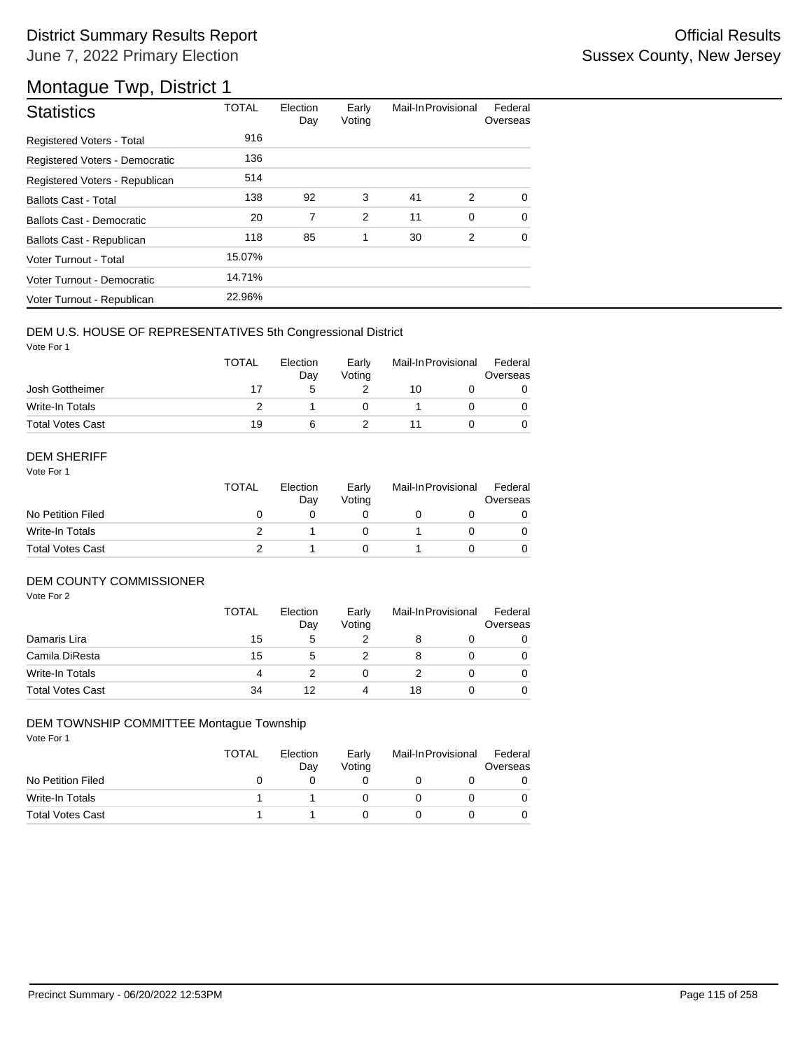# District Summary Results Report

June 7, 2022 Primary Election

Official Results
Sussex County, New Jersey

## Montague Twp, District 1

| Statistics | TOTAL | Election Day | Early Voting | Mail-In | Provisional | Federal Overseas |
|---|---|---|---|---|---|---|
| Registered Voters - Total | 916 | | | | | |
| Registered Voters - Democratic | 136 | | | | | |
| Registered Voters - Republican | 514 | | | | | |
| Ballots Cast - Total | 138 | 92 | 3 | 41 | 2 | 0 |
| Ballots Cast - Democratic | 20 | 7 | 2 | 11 | 0 | 0 |
| Ballots Cast - Republican | 118 | 85 | 1 | 30 | 2 | 0 |
| Voter Turnout - Total | 15.07% | | | | | |
| Voter Turnout - Democratic | 14.71% | | | | | |
| Voter Turnout - Republican | 22.96% | | | | | |

### DEM U.S. HOUSE OF REPRESENTATIVES 5th Congressional District

Vote For 1

| | TOTAL | Election Day | Early Voting | Mail-In | Provisional | Federal Overseas |
|---|---|---|---|---|---|---|
| Josh Gottheimer | 17 | 5 | 2 | 10 | 0 | 0 |
| Write-In Totals | 2 | 1 | 0 | 1 | 0 | 0 |
| Total Votes Cast | 19 | 6 | 2 | 11 | 0 | 0 |

### DEM SHERIFF

Vote For 1

| | TOTAL | Election Day | Early Voting | Mail-In | Provisional | Federal Overseas |
|---|---|---|---|---|---|---|
| No Petition Filed | 0 | 0 | 0 | 0 | 0 | 0 |
| Write-In Totals | 2 | 1 | 0 | 1 | 0 | 0 |
| Total Votes Cast | 2 | 1 | 0 | 1 | 0 | 0 |

### DEM COUNTY COMMISSIONER

Vote For 2

| | TOTAL | Election Day | Early Voting | Mail-In | Provisional | Federal Overseas |
|---|---|---|---|---|---|---|
| Damaris Lira | 15 | 5 | 2 | 8 | 0 | 0 |
| Camila DiResta | 15 | 5 | 2 | 8 | 0 | 0 |
| Write-In Totals | 4 | 2 | 0 | 2 | 0 | 0 |
| Total Votes Cast | 34 | 12 | 4 | 18 | 0 | 0 |

### DEM TOWNSHIP COMMITTEE Montague Township

Vote For 1

| | TOTAL | Election Day | Early Voting | Mail-In | Provisional | Federal Overseas |
|---|---|---|---|---|---|---|
| No Petition Filed | 0 | 0 | 0 | 0 | 0 | 0 |
| Write-In Totals | 1 | 1 | 0 | 0 | 0 | 0 |
| Total Votes Cast | 1 | 1 | 0 | 0 | 0 | 0 |

Precinct Summary - 06/20/2022 12:53PM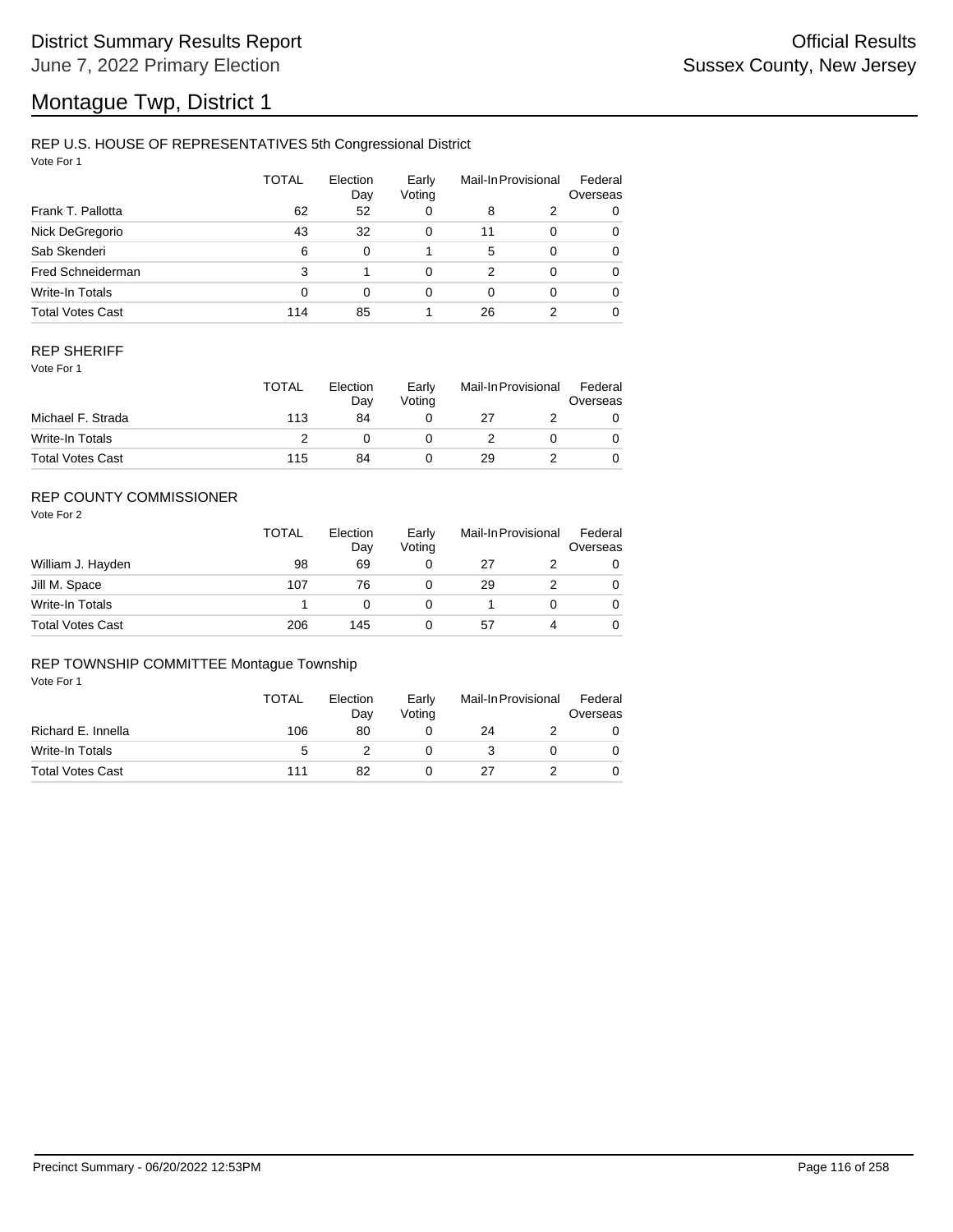# District Summary Results Report

June 7, 2022 Primary Election

Official Results

Sussex County, New Jersey

# Montague Twp, District 1

## REP U.S. HOUSE OF REPRESENTATIVES 5th Congressional District

Vote For 1

| | TOTAL | Election Day | Early Voting | Mail-In | Provisional | Federal Overseas |
|---|---|---|---|---|---|---|
| Frank T. Pallotta | 62 | 52 | 0 | 8 | 2 | 0 |
| Nick DeGregorio | 43 | 32 | 0 | 11 | 0 | 0 |
| Sab Skenderi | 6 | 0 | 1 | 5 | 0 | 0 |
| Fred Schneiderman | 3 | 1 | 0 | 2 | 0 | 0 |
| Write-In Totals | 0 | 0 | 0 | 0 | 0 | 0 |
| Total Votes Cast | 114 | 85 | 1 | 26 | 2 | 0 |

## REP SHERIFF

Vote For 1

| | TOTAL | Election Day | Early Voting | Mail-In | Provisional | Federal Overseas |
|---|---|---|---|---|---|---|
| Michael F. Strada | 113 | 84 | 0 | 27 | 2 | 0 |
| Write-In Totals | 2 | 0 | 0 | 2 | 0 | 0 |
| Total Votes Cast | 115 | 84 | 0 | 29 | 2 | 0 |

## REP COUNTY COMMISSIONER

Vote For 2

| | TOTAL | Election Day | Early Voting | Mail-In | Provisional | Federal Overseas |
|---|---|---|---|---|---|---|
| William J. Hayden | 98 | 69 | 0 | 27 | 2 | 0 |
| Jill M. Space | 107 | 76 | 0 | 29 | 2 | 0 |
| Write-In Totals | 1 | 0 | 0 | 1 | 0 | 0 |
| Total Votes Cast | 206 | 145 | 0 | 57 | 4 | 0 |

## REP TOWNSHIP COMMITTEE Montague Township

Vote For 1

| | TOTAL | Election Day | Early Voting | Mail-In | Provisional | Federal Overseas |
|---|---|---|---|---|---|---|
| Richard E. Innella | 106 | 80 | 0 | 24 | 2 | 0 |
| Write-In Totals | 5 | 2 | 0 | 3 | 0 | 0 |
| Total Votes Cast | 111 | 82 | 0 | 27 | 2 | 0 |

Precinct Summary - 06/20/2022 12:53PM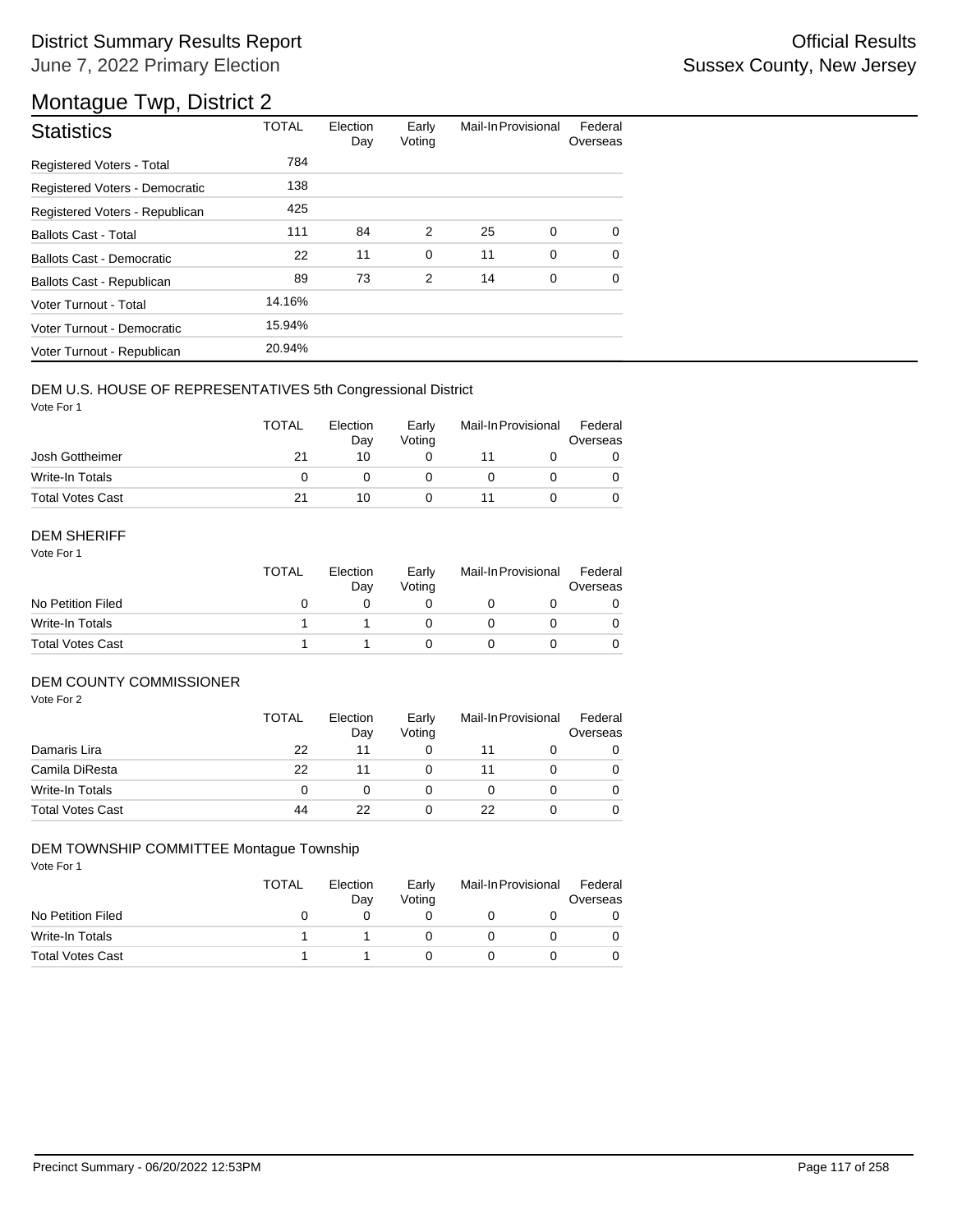# District Summary Results Report

June 7, 2022 Primary Election

Official Results

Sussex County, New Jersey

## Montague Twp, District 2

| Statistics | TOTAL | Election Day | Early Voting | Mail-In | Provisional | Federal Overseas |
|---|---|---|---|---|---|---|
| Registered Voters - Total | 784 | | | | | |
| Registered Voters - Democratic | 138 | | | | | |
| Registered Voters - Republican | 425 | | | | | |
| Ballots Cast - Total | 111 | 84 | 2 | 25 | 0 | 0 |
| Ballots Cast - Democratic | 22 | 11 | 0 | 11 | 0 | 0 |
| Ballots Cast - Republican | 89 | 73 | 2 | 14 | 0 | 0 |
| Voter Turnout - Total | 14.16% | | | | | |
| Voter Turnout - Democratic | 15.94% | | | | | |
| Voter Turnout - Republican | 20.94% | | | | | |

### DEM U.S. HOUSE OF REPRESENTATIVES 5th Congressional District

Vote For 1

| | TOTAL | Election Day | Early Voting | Mail-In | Provisional | Federal Overseas |
|---|---|---|---|---|---|---|
| Josh Gottheimer | 21 | 10 | 0 | 11 | 0 | 0 |
| Write-In Totals | 0 | 0 | 0 | 0 | 0 | 0 |
| Total Votes Cast | 21 | 10 | 0 | 11 | 0 | 0 |

### DEM SHERIFF

Vote For 1

| | TOTAL | Election Day | Early Voting | Mail-In | Provisional | Federal Overseas |
|---|---|---|---|---|---|---|
| No Petition Filed | 0 | 0 | 0 | 0 | 0 | 0 |
| Write-In Totals | 1 | 1 | 0 | 0 | 0 | 0 |
| Total Votes Cast | 1 | 1 | 0 | 0 | 0 | 0 |

### DEM COUNTY COMMISSIONER

Vote For 2

| | TOTAL | Election Day | Early Voting | Mail-In | Provisional | Federal Overseas |
|---|---|---|---|---|---|---|
| Damaris Lira | 22 | 11 | 0 | 11 | 0 | 0 |
| Camila DiResta | 22 | 11 | 0 | 11 | 0 | 0 |
| Write-In Totals | 0 | 0 | 0 | 0 | 0 | 0 |
| Total Votes Cast | 44 | 22 | 0 | 22 | 0 | 0 |

### DEM TOWNSHIP COMMITTEE Montague Township

Vote For 1

| | TOTAL | Election Day | Early Voting | Mail-In | Provisional | Federal Overseas |
|---|---|---|---|---|---|---|
| No Petition Filed | 0 | 0 | 0 | 0 | 0 | 0 |
| Write-In Totals | 1 | 1 | 0 | 0 | 0 | 0 |
| Total Votes Cast | 1 | 1 | 0 | 0 | 0 | 0 |

Precinct Summary - 06/20/2022 12:53PM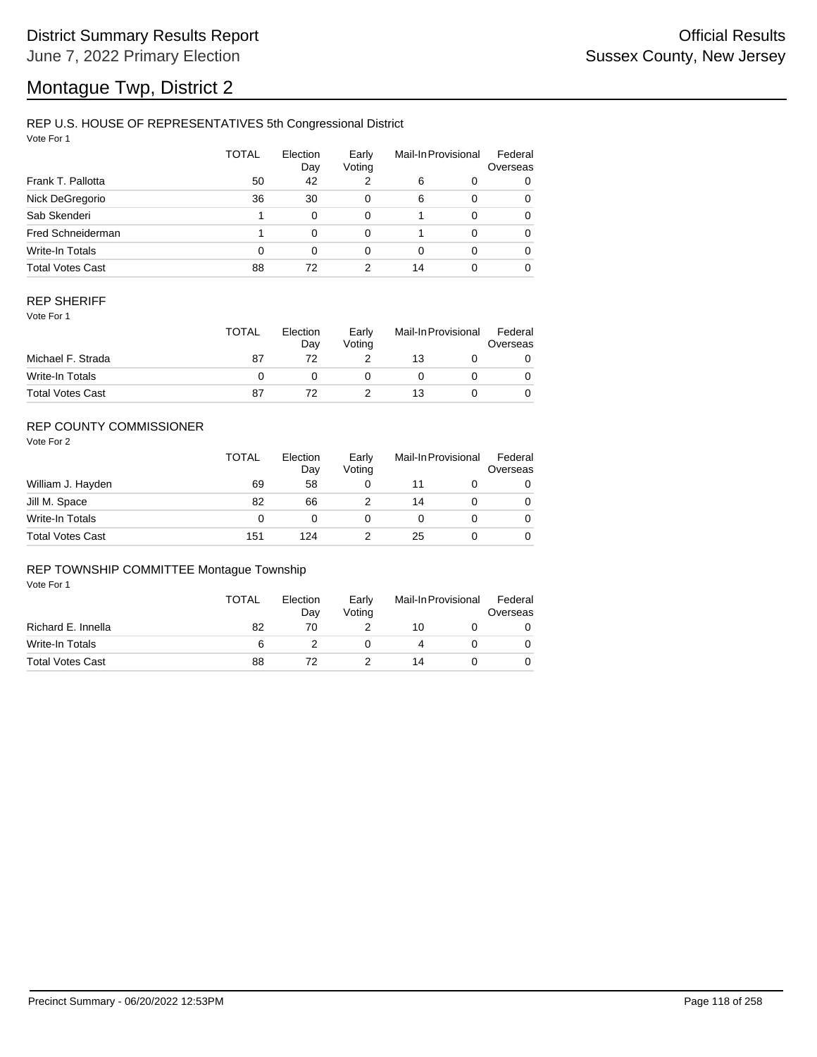# District Summary Results Report

June 7, 2022 Primary Election

Official Results

Sussex County, New Jersey

# Montague Twp, District 2

## REP U.S. HOUSE OF REPRESENTATIVES 5th Congressional District

Vote For 1

| | TOTAL | Election Day | Early Voting | Mail-In | Provisional | Federal Overseas |
|---|---|---|---|---|---|---|
| Frank T. Pallotta | 50 | 42 | 2 | 6 | 0 | 0 |
| Nick DeGregorio | 36 | 30 | 0 | 6 | 0 | 0 |
| Sab Skenderi | 1 | 0 | 0 | 1 | 0 | 0 |
| Fred Schneiderman | 1 | 0 | 0 | 1 | 0 | 0 |
| Write-In Totals | 0 | 0 | 0 | 0 | 0 | 0 |
| Total Votes Cast | 88 | 72 | 2 | 14 | 0 | 0 |

## REP SHERIFF

Vote For 1

| | TOTAL | Election Day | Early Voting | Mail-In | Provisional | Federal Overseas |
|---|---|---|---|---|---|---|
| Michael F. Strada | 87 | 72 | 2 | 13 | 0 | 0 |
| Write-In Totals | 0 | 0 | 0 | 0 | 0 | 0 |
| Total Votes Cast | 87 | 72 | 2 | 13 | 0 | 0 |

## REP COUNTY COMMISSIONER

Vote For 2

| | TOTAL | Election Day | Early Voting | Mail-In | Provisional | Federal Overseas |
|---|---|---|---|---|---|---|
| William J. Hayden | 69 | 58 | 0 | 11 | 0 | 0 |
| Jill M. Space | 82 | 66 | 2 | 14 | 0 | 0 |
| Write-In Totals | 0 | 0 | 0 | 0 | 0 | 0 |
| Total Votes Cast | 151 | 124 | 2 | 25 | 0 | 0 |

## REP TOWNSHIP COMMITTEE Montague Township

Vote For 1

| | TOTAL | Election Day | Early Voting | Mail-In | Provisional | Federal Overseas |
|---|---|---|---|---|---|---|
| Richard E. Innella | 82 | 70 | 2 | 10 | 0 | 0 |
| Write-In Totals | 6 | 2 | 0 | 4 | 0 | 0 |
| Total Votes Cast | 88 | 72 | 2 | 14 | 0 | 0 |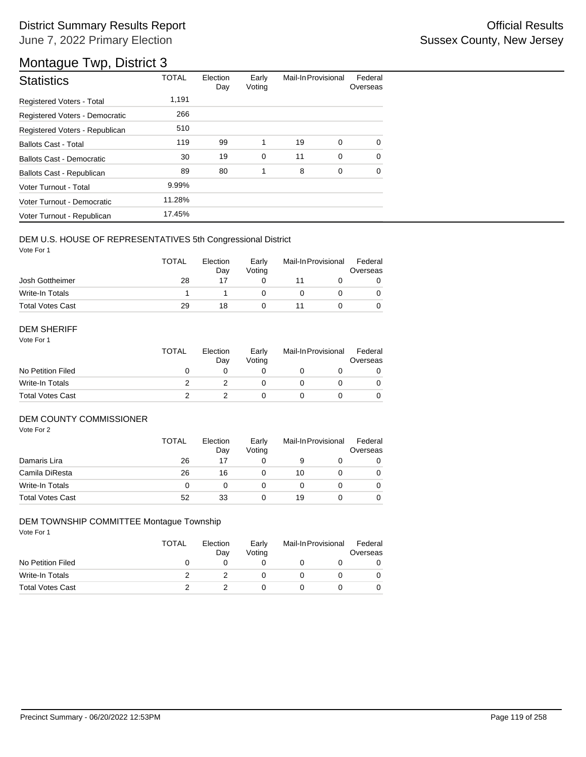# District Summary Results Report

June 7, 2022 Primary Election

Official Results

Sussex County, New Jersey

## Montague Twp, District 3

| Statistics | TOTAL | Election Day | Early Voting | Mail-In | Provisional | Federal Overseas |
|---|---|---|---|---|---|---|
| Registered Voters - Total | 1,191 | | | | | |
| Registered Voters - Democratic | 266 | | | | | |
| Registered Voters - Republican | 510 | | | | | |
| Ballots Cast - Total | 119 | 99 | 1 | 19 | 0 | 0 |
| Ballots Cast - Democratic | 30 | 19 | 0 | 11 | 0 | 0 |
| Ballots Cast - Republican | 89 | 80 | 1 | 8 | 0 | 0 |
| Voter Turnout - Total | 9.99% | | | | | |
| Voter Turnout - Democratic | 11.28% | | | | | |
| Voter Turnout - Republican | 17.45% | | | | | |

### DEM U.S. HOUSE OF REPRESENTATIVES 5th Congressional District

Vote For 1

| | TOTAL | Election Day | Early Voting | Mail-In | Provisional | Federal Overseas |
|---|---|---|---|---|---|---|
| Josh Gottheimer | 28 | 17 | 0 | 11 | 0 | 0 |
| Write-In Totals | 1 | 1 | 0 | 0 | 0 | 0 |
| Total Votes Cast | 29 | 18 | 0 | 11 | 0 | 0 |

### DEM SHERIFF

Vote For 1

| | TOTAL | Election Day | Early Voting | Mail-In | Provisional | Federal Overseas |
|---|---|---|---|---|---|---|
| No Petition Filed | 0 | 0 | 0 | 0 | 0 | 0 |
| Write-In Totals | 2 | 2 | 0 | 0 | 0 | 0 |
| Total Votes Cast | 2 | 2 | 0 | 0 | 0 | 0 |

### DEM COUNTY COMMISSIONER

Vote For 2

| | TOTAL | Election Day | Early Voting | Mail-In | Provisional | Federal Overseas |
|---|---|---|---|---|---|---|
| Damaris Lira | 26 | 17 | 0 | 9 | 0 | 0 |
| Camila DiResta | 26 | 16 | 0 | 10 | 0 | 0 |
| Write-In Totals | 0 | 0 | 0 | 0 | 0 | 0 |
| Total Votes Cast | 52 | 33 | 0 | 19 | 0 | 0 |

### DEM TOWNSHIP COMMITTEE Montague Township

Vote For 1

| | TOTAL | Election Day | Early Voting | Mail-In | Provisional | Federal Overseas |
|---|---|---|---|---|---|---|
| No Petition Filed | 0 | 0 | 0 | 0 | 0 | 0 |
| Write-In Totals | 2 | 2 | 0 | 0 | 0 | 0 |
| Total Votes Cast | 2 | 2 | 0 | 0 | 0 | 0 |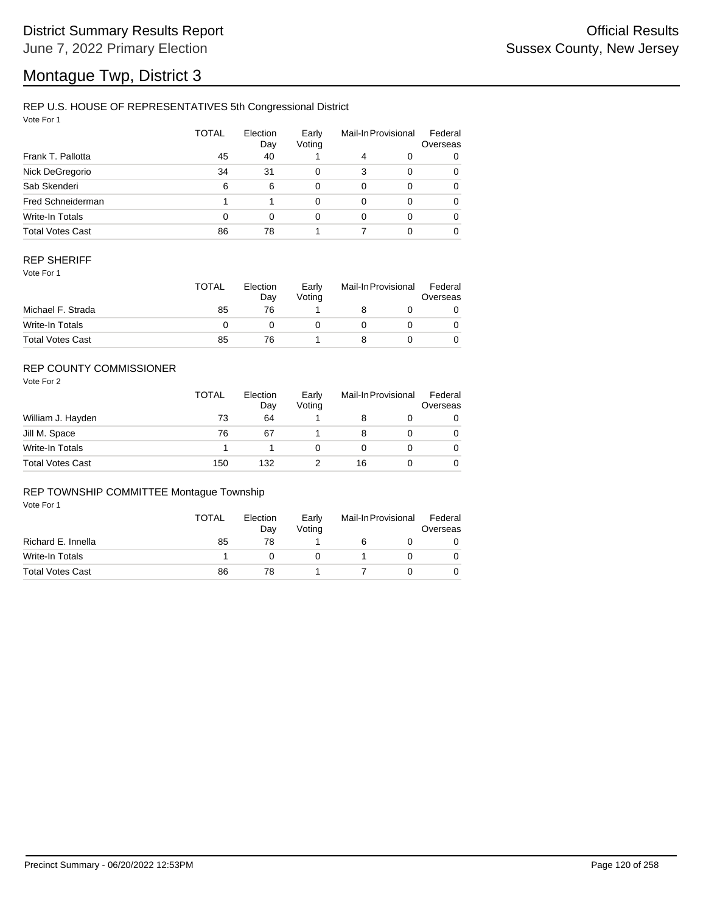# Montague Twp, District 3

District Summary Results Report
June 7, 2022 Primary Election

Official Results
Sussex County, New Jersey

## REP U.S. HOUSE OF REPRESENTATIVES 5th Congressional District

Vote For 1

| | TOTAL | Election Day | Early Voting | Mail-In | Provisional | Federal Overseas |
|---|---|---|---|---|---|---|
| Frank T. Pallotta | 45 | 40 | 1 | 4 | 0 | 0 |
| Nick DeGregorio | 34 | 31 | 0 | 3 | 0 | 0 |
| Sab Skenderi | 6 | 6 | 0 | 0 | 0 | 0 |
| Fred Schneiderman | 1 | 1 | 0 | 0 | 0 | 0 |
| Write-In Totals | 0 | 0 | 0 | 0 | 0 | 0 |
| Total Votes Cast | 86 | 78 | 1 | 7 | 0 | 0 |

## REP SHERIFF

Vote For 1

| | TOTAL | Election Day | Early Voting | Mail-In | Provisional | Federal Overseas |
|---|---|---|---|---|---|---|
| Michael F. Strada | 85 | 76 | 1 | 8 | 0 | 0 |
| Write-In Totals | 0 | 0 | 0 | 0 | 0 | 0 |
| Total Votes Cast | 85 | 76 | 1 | 8 | 0 | 0 |

## REP COUNTY COMMISSIONER

Vote For 2

| | TOTAL | Election Day | Early Voting | Mail-In | Provisional | Federal Overseas |
|---|---|---|---|---|---|---|
| William J. Hayden | 73 | 64 | 1 | 8 | 0 | 0 |
| Jill M. Space | 76 | 67 | 1 | 8 | 0 | 0 |
| Write-In Totals | 1 | 1 | 0 | 0 | 0 | 0 |
| Total Votes Cast | 150 | 132 | 2 | 16 | 0 | 0 |

## REP TOWNSHIP COMMITTEE Montague Township

Vote For 1

| | TOTAL | Election Day | Early Voting | Mail-In | Provisional | Federal Overseas |
|---|---|---|---|---|---|---|
| Richard E. Innella | 85 | 78 | 1 | 6 | 0 | 0 |
| Write-In Totals | 1 | 0 | 0 | 1 | 0 | 0 |
| Total Votes Cast | 86 | 78 | 1 | 7 | 0 | 0 |

Precinct Summary - 06/20/2022 12:53PM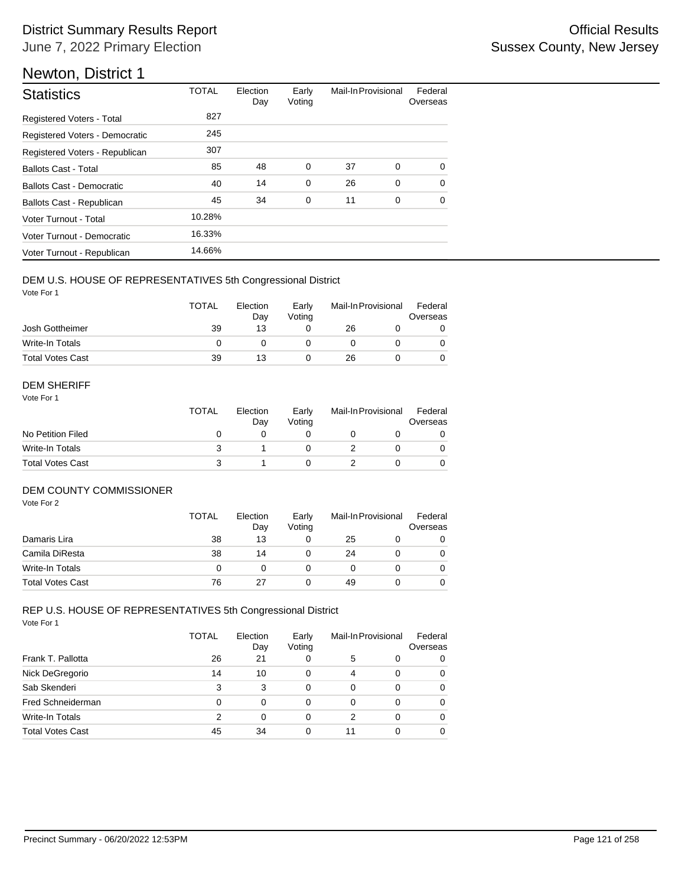# District Summary Results Report

June 7, 2022 Primary Election

Official Results
Sussex County, New Jersey

## Newton, District 1

| Statistics | TOTAL | Election Day | Early Voting | Mail-In | Provisional | Federal Overseas |
|---|---|---|---|---|---|---|
| Registered Voters - Total | 827 | | | | | |
| Registered Voters - Democratic | 245 | | | | | |
| Registered Voters - Republican | 307 | | | | | |
| Ballots Cast - Total | 85 | 48 | 0 | 37 | 0 | 0 |
| Ballots Cast - Democratic | 40 | 14 | 0 | 26 | 0 | 0 |
| Ballots Cast - Republican | 45 | 34 | 0 | 11 | 0 | 0 |
| Voter Turnout - Total | 10.28% | | | | | |
| Voter Turnout - Democratic | 16.33% | | | | | |
| Voter Turnout - Republican | 14.66% | | | | | |

### DEM U.S. HOUSE OF REPRESENTATIVES 5th Congressional District

Vote For 1

| | TOTAL | Election Day | Early Voting | Mail-In | Provisional | Federal Overseas |
|---|---|---|---|---|---|---|
| Josh Gottheimer | 39 | 13 | 0 | 26 | 0 | 0 |
| Write-In Totals | 0 | 0 | 0 | 0 | 0 | 0 |
| Total Votes Cast | 39 | 13 | 0 | 26 | 0 | 0 |

### DEM SHERIFF

Vote For 1

| | TOTAL | Election Day | Early Voting | Mail-In | Provisional | Federal Overseas |
|---|---|---|---|---|---|---|
| No Petition Filed | 0 | 0 | 0 | 0 | 0 | 0 |
| Write-In Totals | 3 | 1 | 0 | 2 | 0 | 0 |
| Total Votes Cast | 3 | 1 | 0 | 2 | 0 | 0 |

### DEM COUNTY COMMISSIONER

Vote For 2

| | TOTAL | Election Day | Early Voting | Mail-In | Provisional | Federal Overseas |
|---|---|---|---|---|---|---|
| Damaris Lira | 38 | 13 | 0 | 25 | 0 | 0 |
| Camila DiResta | 38 | 14 | 0 | 24 | 0 | 0 |
| Write-In Totals | 0 | 0 | 0 | 0 | 0 | 0 |
| Total Votes Cast | 76 | 27 | 0 | 49 | 0 | 0 |

### REP U.S. HOUSE OF REPRESENTATIVES 5th Congressional District

Vote For 1

| | TOTAL | Election Day | Early Voting | Mail-In | Provisional | Federal Overseas |
|---|---|---|---|---|---|---|
| Frank T. Pallotta | 26 | 21 | 0 | 5 | 0 | 0 |
| Nick DeGregorio | 14 | 10 | 0 | 4 | 0 | 0 |
| Sab Skenderi | 3 | 3 | 0 | 0 | 0 | 0 |
| Fred Schneiderman | 0 | 0 | 0 | 0 | 0 | 0 |
| Write-In Totals | 2 | 0 | 0 | 2 | 0 | 0 |
| Total Votes Cast | 45 | 34 | 0 | 11 | 0 | 0 |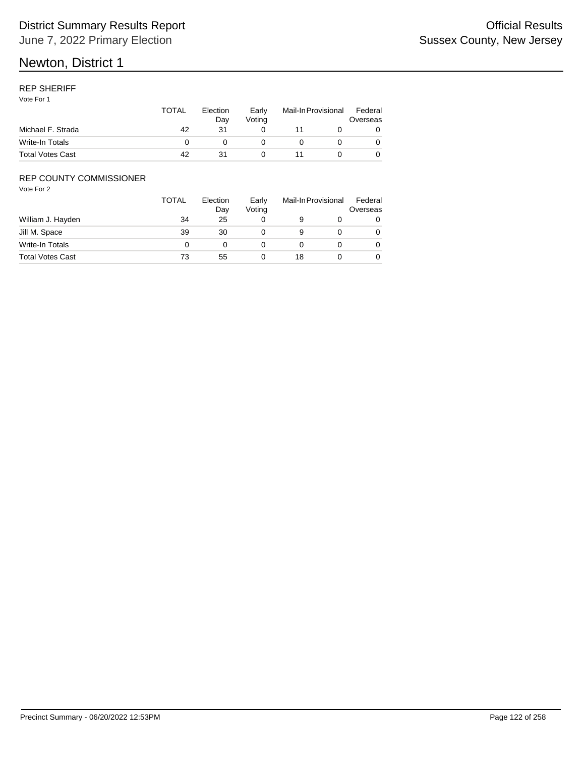# Newton, District 1

## REP SHERIFF

Vote For 1

| | TOTAL | Election Day | Early Voting | Mail-In | Provisional | Federal Overseas |
|---|---|---|---|---|---|---|
| Michael F. Strada | 42 | 31 | 0 | 11 | 0 | 0 |
| Write-In Totals | 0 | 0 | 0 | 0 | 0 | 0 |
| Total Votes Cast | 42 | 31 | 0 | 11 | 0 | 0 |

## REP COUNTY COMMISSIONER

Vote For 2

| | TOTAL | Election Day | Early Voting | Mail-In | Provisional | Federal Overseas |
|---|---|---|---|---|---|---|
| William J. Hayden | 34 | 25 | 0 | 9 | 0 | 0 |
| Jill M. Space | 39 | 30 | 0 | 9 | 0 | 0 |
| Write-In Totals | 0 | 0 | 0 | 0 | 0 | 0 |
| Total Votes Cast | 73 | 55 | 0 | 18 | 0 | 0 |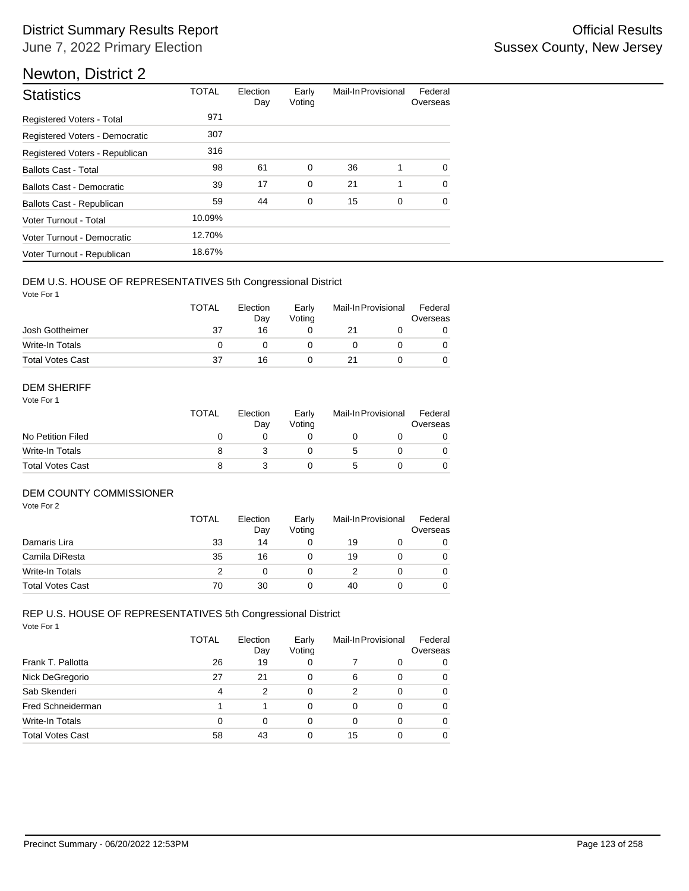# District Summary Results Report

June 7, 2022 Primary Election

Official Results
Sussex County, New Jersey

## Newton, District 2

| Statistics | TOTAL | Election Day | Early Voting | Mail-In | Provisional | Federal Overseas |
|---|---|---|---|---|---|---|
| Registered Voters - Total | 971 | | | | | |
| Registered Voters - Democratic | 307 | | | | | |
| Registered Voters - Republican | 316 | | | | | |
| Ballots Cast - Total | 98 | 61 | 0 | 36 | 1 | 0 |
| Ballots Cast - Democratic | 39 | 17 | 0 | 21 | 1 | 0 |
| Ballots Cast - Republican | 59 | 44 | 0 | 15 | 0 | 0 |
| Voter Turnout - Total | 10.09% | | | | | |
| Voter Turnout - Democratic | 12.70% | | | | | |
| Voter Turnout - Republican | 18.67% | | | | | |

### DEM U.S. HOUSE OF REPRESENTATIVES 5th Congressional District

Vote For 1

| | TOTAL | Election Day | Early Voting | Mail-In | Provisional | Federal Overseas |
|---|---|---|---|---|---|---|
| Josh Gottheimer | 37 | 16 | 0 | 21 | 0 | 0 |
| Write-In Totals | 0 | 0 | 0 | 0 | 0 | 0 |
| Total Votes Cast | 37 | 16 | 0 | 21 | 0 | 0 |

### DEM SHERIFF

Vote For 1

| | TOTAL | Election Day | Early Voting | Mail-In | Provisional | Federal Overseas |
|---|---|---|---|---|---|---|
| No Petition Filed | 0 | 0 | 0 | 0 | 0 | 0 |
| Write-In Totals | 8 | 3 | 0 | 5 | 0 | 0 |
| Total Votes Cast | 8 | 3 | 0 | 5 | 0 | 0 |

### DEM COUNTY COMMISSIONER

Vote For 2

| | TOTAL | Election Day | Early Voting | Mail-In | Provisional | Federal Overseas |
|---|---|---|---|---|---|---|
| Damaris Lira | 33 | 14 | 0 | 19 | 0 | 0 |
| Camila DiResta | 35 | 16 | 0 | 19 | 0 | 0 |
| Write-In Totals | 2 | 0 | 0 | 2 | 0 | 0 |
| Total Votes Cast | 70 | 30 | 0 | 40 | 0 | 0 |

### REP U.S. HOUSE OF REPRESENTATIVES 5th Congressional District

Vote For 1

| | TOTAL | Election Day | Early Voting | Mail-In | Provisional | Federal Overseas |
|---|---|---|---|---|---|---|
| Frank T. Pallotta | 26 | 19 | 0 | 7 | 0 | 0 |
| Nick DeGregorio | 27 | 21 | 0 | 6 | 0 | 0 |
| Sab Skenderi | 4 | 2 | 0 | 2 | 0 | 0 |
| Fred Schneiderman | 1 | 1 | 0 | 0 | 0 | 0 |
| Write-In Totals | 0 | 0 | 0 | 0 | 0 | 0 |
| Total Votes Cast | 58 | 43 | 0 | 15 | 0 | 0 |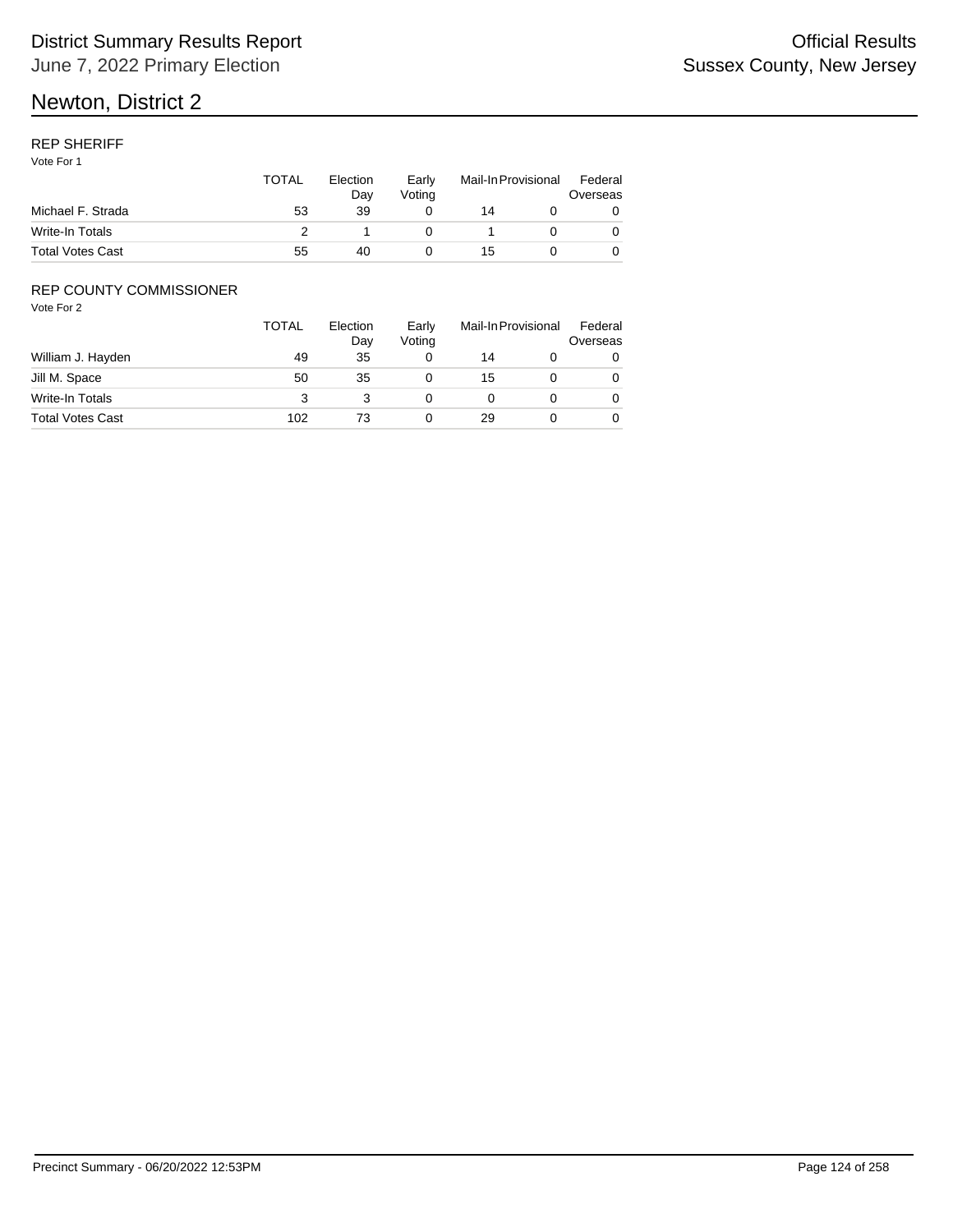# Newton, District 2

## REP SHERIFF

Vote For 1

| | TOTAL | Election Day | Early Voting | Mail-In | Provisional | Federal Overseas |
|---|---|---|---|---|---|---|
| Michael F. Strada | 53 | 39 | 0 | 14 | 0 | 0 |
| Write-In Totals | 2 | 1 | 0 | 1 | 0 | 0 |
| Total Votes Cast | 55 | 40 | 0 | 15 | 0 | 0 |

## REP COUNTY COMMISSIONER

Vote For 2

| | TOTAL | Election Day | Early Voting | Mail-In | Provisional | Federal Overseas |
|---|---|---|---|---|---|---|
| William J. Hayden | 49 | 35 | 0 | 14 | 0 | 0 |
| Jill M. Space | 50 | 35 | 0 | 15 | 0 | 0 |
| Write-In Totals | 3 | 3 | 0 | 0 | 0 | 0 |
| Total Votes Cast | 102 | 73 | 0 | 29 | 0 | 0 |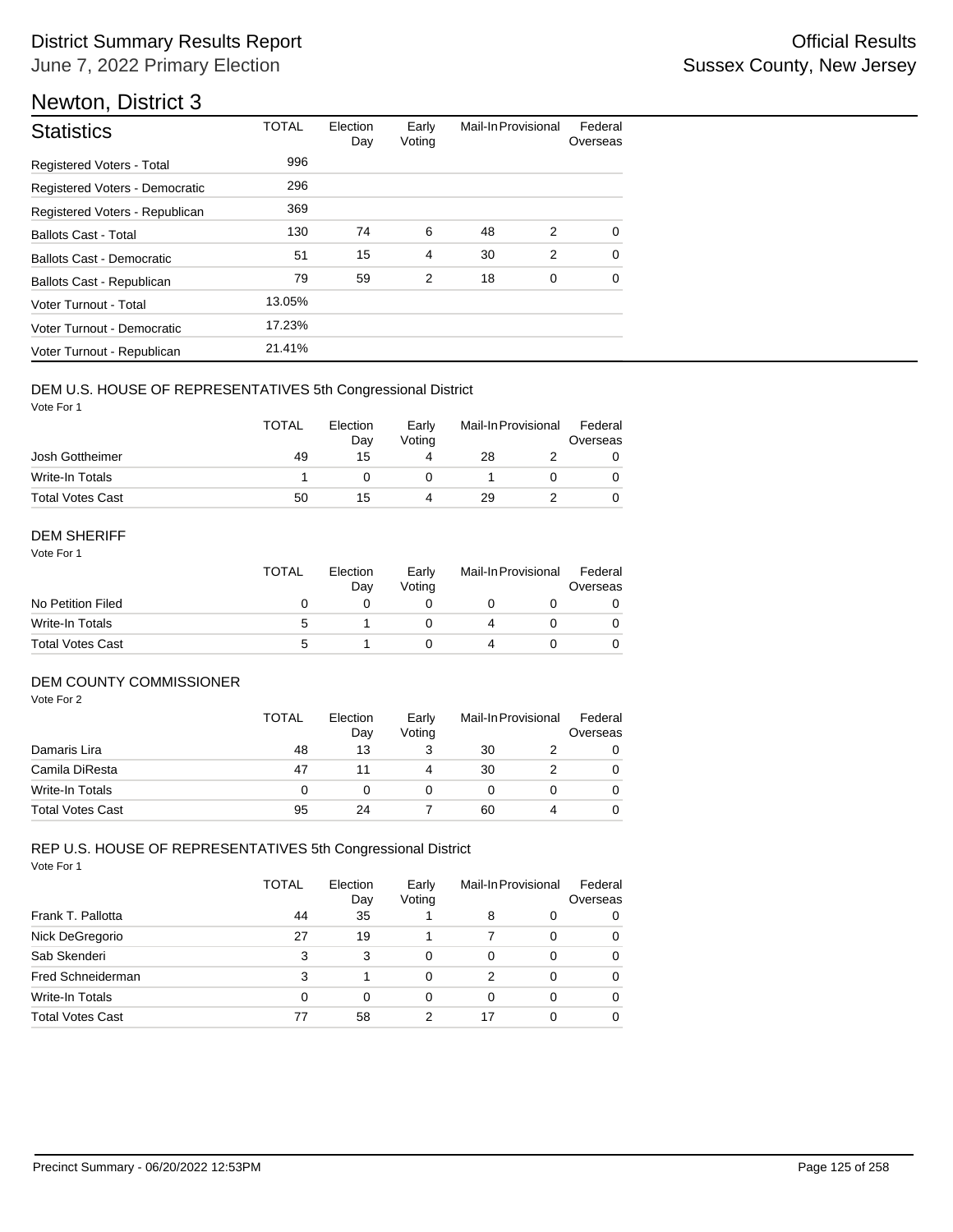# District Summary Results Report

June 7, 2022 Primary Election

Official Results
Sussex County, New Jersey

## Newton, District 3

| Statistics | TOTAL | Election Day | Early Voting | Mail-In | Provisional | Federal Overseas |
|---|---|---|---|---|---|---|
| Registered Voters - Total | 996 | | | | | |
| Registered Voters - Democratic | 296 | | | | | |
| Registered Voters - Republican | 369 | | | | | |
| Ballots Cast - Total | 130 | 74 | 6 | 48 | 2 | 0 |
| Ballots Cast - Democratic | 51 | 15 | 4 | 30 | 2 | 0 |
| Ballots Cast - Republican | 79 | 59 | 2 | 18 | 0 | 0 |
| Voter Turnout - Total | 13.05% | | | | | |
| Voter Turnout - Democratic | 17.23% | | | | | |
| Voter Turnout - Republican | 21.41% | | | | | |

### DEM U.S. HOUSE OF REPRESENTATIVES 5th Congressional District

Vote For 1

| | TOTAL | Election Day | Early Voting | Mail-In | Provisional | Federal Overseas |
|---|---|---|---|---|---|---|
| Josh Gottheimer | 49 | 15 | 4 | 28 | 2 | 0 |
| Write-In Totals | 1 | 0 | 0 | 1 | 0 | 0 |
| Total Votes Cast | 50 | 15 | 4 | 29 | 2 | 0 |

### DEM SHERIFF

Vote For 1

| | TOTAL | Election Day | Early Voting | Mail-In | Provisional | Federal Overseas |
|---|---|---|---|---|---|---|
| No Petition Filed | 0 | 0 | 0 | 0 | 0 | 0 |
| Write-In Totals | 5 | 1 | 0 | 4 | 0 | 0 |
| Total Votes Cast | 5 | 1 | 0 | 4 | 0 | 0 |

### DEM COUNTY COMMISSIONER

Vote For 2

| | TOTAL | Election Day | Early Voting | Mail-In | Provisional | Federal Overseas |
|---|---|---|---|---|---|---|
| Damaris Lira | 48 | 13 | 3 | 30 | 2 | 0 |
| Camila DiResta | 47 | 11 | 4 | 30 | 2 | 0 |
| Write-In Totals | 0 | 0 | 0 | 0 | 0 | 0 |
| Total Votes Cast | 95 | 24 | 7 | 60 | 4 | 0 |

### REP U.S. HOUSE OF REPRESENTATIVES 5th Congressional District

Vote For 1

| | TOTAL | Election Day | Early Voting | Mail-In | Provisional | Federal Overseas |
|---|---|---|---|---|---|---|
| Frank T. Pallotta | 44 | 35 | 1 | 8 | 0 | 0 |
| Nick DeGregorio | 27 | 19 | 1 | 7 | 0 | 0 |
| Sab Skenderi | 3 | 3 | 0 | 0 | 0 | 0 |
| Fred Schneiderman | 3 | 1 | 0 | 2 | 0 | 0 |
| Write-In Totals | 0 | 0 | 0 | 0 | 0 | 0 |
| Total Votes Cast | 77 | 58 | 2 | 17 | 0 | 0 |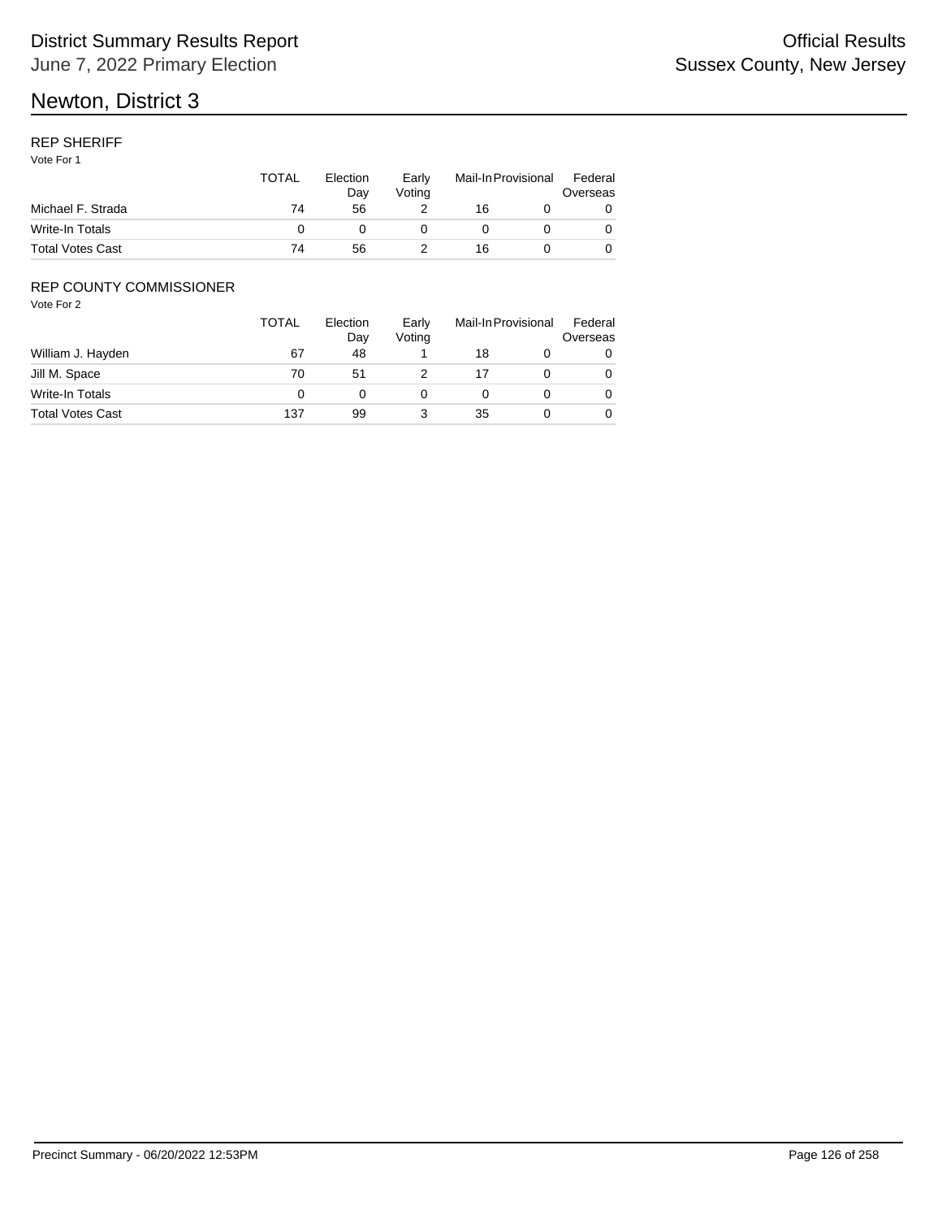# Newton, District 3

## REP SHERIFF

Vote For 1

| | TOTAL | Election Day | Early Voting | Mail-In | Provisional | Federal Overseas |
|---|---|---|---|---|---|---|
| Michael F. Strada | 74 | 56 | 2 | 16 | 0 | 0 |
| Write-In Totals | 0 | 0 | 0 | 0 | 0 | 0 |
| Total Votes Cast | 74 | 56 | 2 | 16 | 0 | 0 |

## REP COUNTY COMMISSIONER

Vote For 2

| | TOTAL | Election Day | Early Voting | Mail-In | Provisional | Federal Overseas |
|---|---|---|---|---|---|---|
| William J. Hayden | 67 | 48 | 1 | 18 | 0 | 0 |
| Jill M. Space | 70 | 51 | 2 | 17 | 0 | 0 |
| Write-In Totals | 0 | 0 | 0 | 0 | 0 | 0 |
| Total Votes Cast | 137 | 99 | 3 | 35 | 0 | 0 |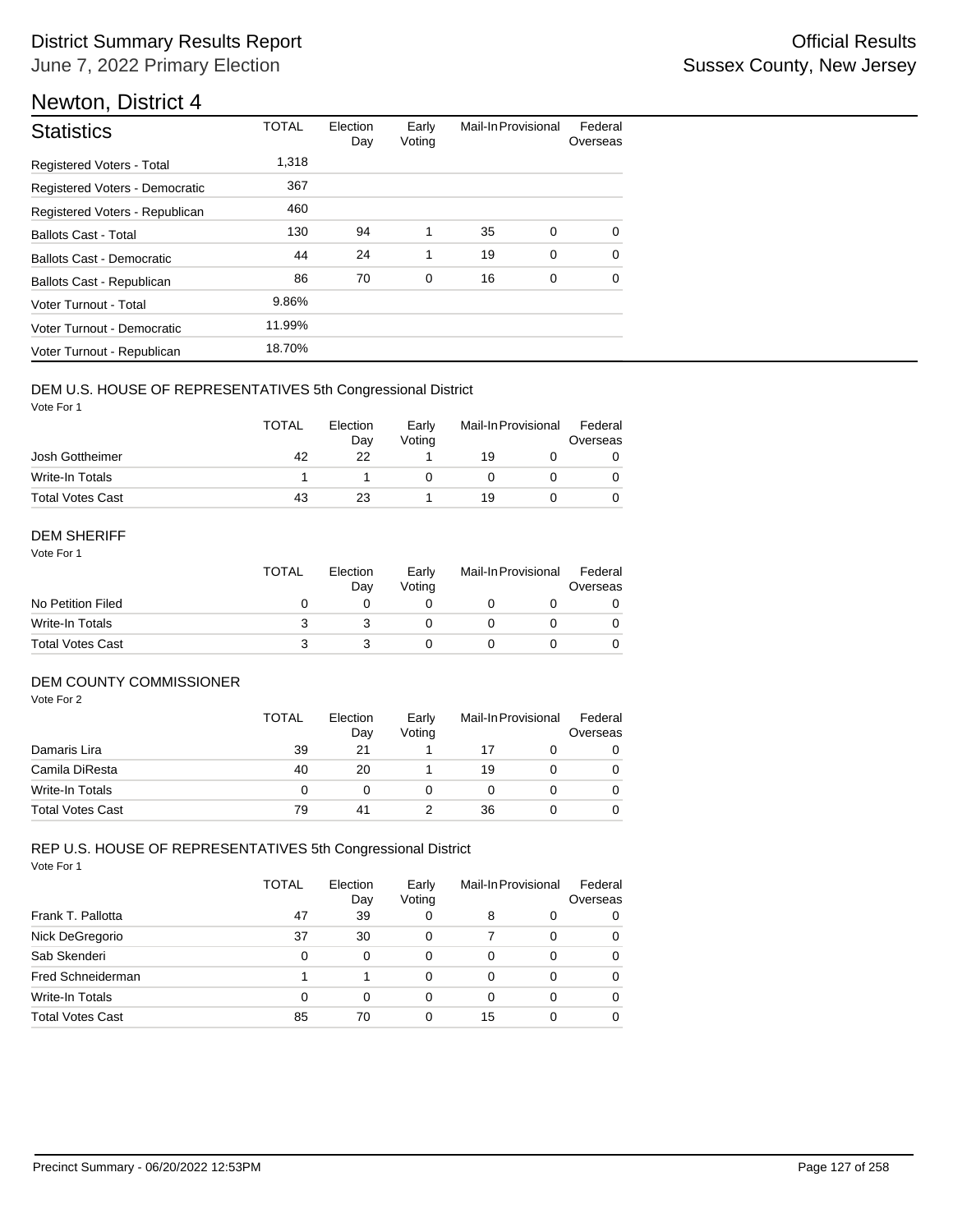# District Summary Results Report

June 7, 2022 Primary Election

Official Results

Sussex County, New Jersey

## Newton, District 4

| Statistics | TOTAL | Election Day | Early Voting | Mail-In | Provisional | Federal Overseas |
|---|---|---|---|---|---|---|
| Registered Voters - Total | 1,318 | | | | | |
| Registered Voters - Democratic | 367 | | | | | |
| Registered Voters - Republican | 460 | | | | | |
| Ballots Cast - Total | 130 | 94 | 1 | 35 | 0 | 0 |
| Ballots Cast - Democratic | 44 | 24 | 1 | 19 | 0 | 0 |
| Ballots Cast - Republican | 86 | 70 | 0 | 16 | 0 | 0 |
| Voter Turnout - Total | 9.86% | | | | | |
| Voter Turnout - Democratic | 11.99% | | | | | |
| Voter Turnout - Republican | 18.70% | | | | | |

### DEM U.S. HOUSE OF REPRESENTATIVES 5th Congressional District

Vote For 1

| | TOTAL | Election Day | Early Voting | Mail-In | Provisional | Federal Overseas |
|---|---|---|---|---|---|---|
| Josh Gottheimer | 42 | 22 | 1 | 19 | 0 | 0 |
| Write-In Totals | 1 | 1 | 0 | 0 | 0 | 0 |
| Total Votes Cast | 43 | 23 | 1 | 19 | 0 | 0 |

### DEM SHERIFF

Vote For 1

| | TOTAL | Election Day | Early Voting | Mail-In | Provisional | Federal Overseas |
|---|---|---|---|---|---|---|
| No Petition Filed | 0 | 0 | 0 | 0 | 0 | 0 |
| Write-In Totals | 3 | 3 | 0 | 0 | 0 | 0 |
| Total Votes Cast | 3 | 3 | 0 | 0 | 0 | 0 |

### DEM COUNTY COMMISSIONER

Vote For 2

| | TOTAL | Election Day | Early Voting | Mail-In | Provisional | Federal Overseas |
|---|---|---|---|---|---|---|
| Damaris Lira | 39 | 21 | 1 | 17 | 0 | 0 |
| Camila DiResta | 40 | 20 | 1 | 19 | 0 | 0 |
| Write-In Totals | 0 | 0 | 0 | 0 | 0 | 0 |
| Total Votes Cast | 79 | 41 | 2 | 36 | 0 | 0 |

### REP U.S. HOUSE OF REPRESENTATIVES 5th Congressional District

Vote For 1

| | TOTAL | Election Day | Early Voting | Mail-In | Provisional | Federal Overseas |
|---|---|---|---|---|---|---|
| Frank T. Pallotta | 47 | 39 | 0 | 8 | 0 | 0 |
| Nick DeGregorio | 37 | 30 | 0 | 7 | 0 | 0 |
| Sab Skenderi | 0 | 0 | 0 | 0 | 0 | 0 |
| Fred Schneiderman | 1 | 1 | 0 | 0 | 0 | 0 |
| Write-In Totals | 0 | 0 | 0 | 0 | 0 | 0 |
| Total Votes Cast | 85 | 70 | 0 | 15 | 0 | 0 |

Precinct Summary - 06/20/2022 12:53PM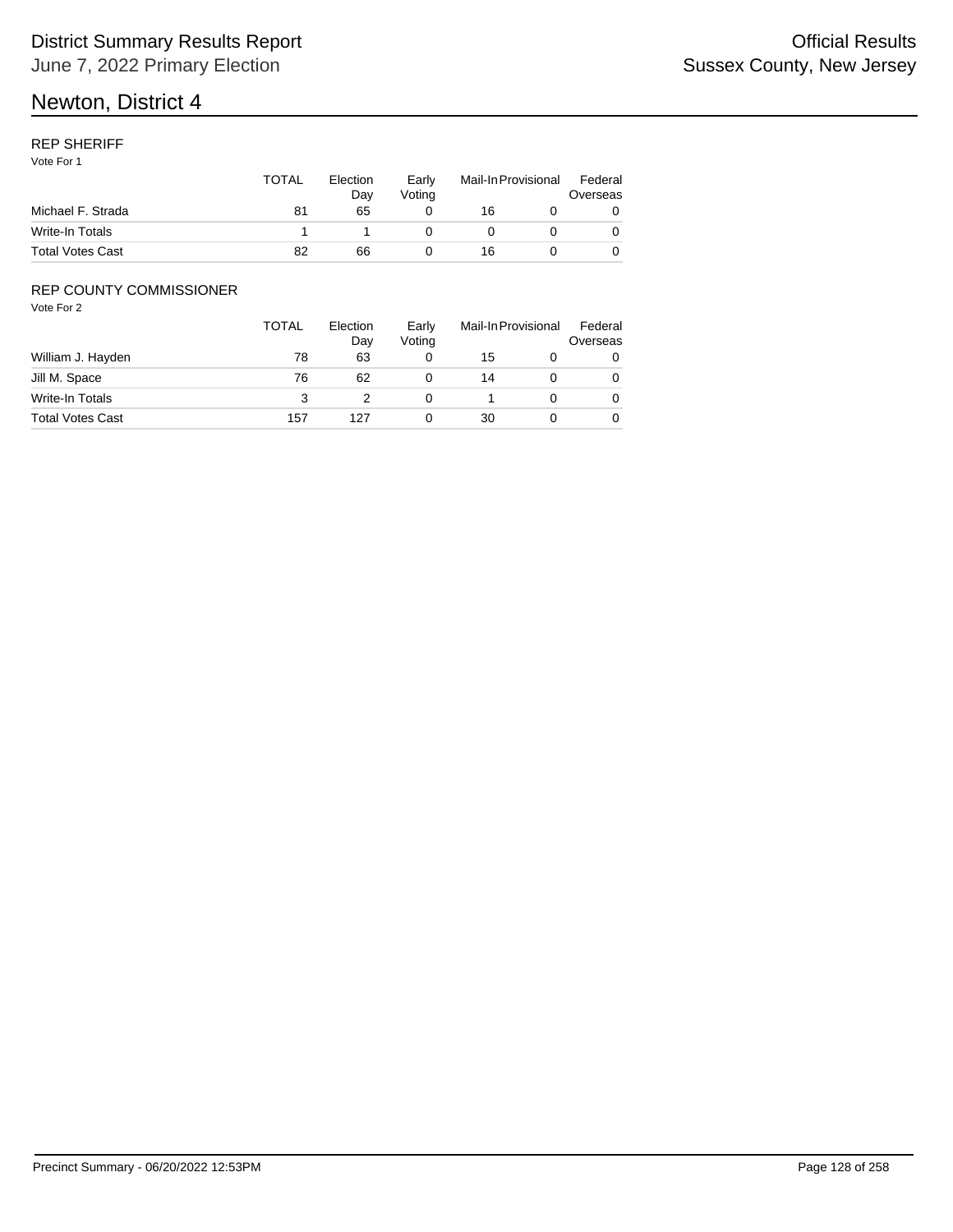# Newton, District 4

## REP SHERIFF

Vote For 1

| | TOTAL | Election Day | Early Voting | Mail-In | Provisional | Federal Overseas |
|---|---|---|---|---|---|---|
| Michael F. Strada | 81 | 65 | 0 | 16 | 0 | 0 |
| Write-In Totals | 1 | 1 | 0 | 0 | 0 | 0 |
| Total Votes Cast | 82 | 66 | 0 | 16 | 0 | 0 |

## REP COUNTY COMMISSIONER

Vote For 2

| | TOTAL | Election Day | Early Voting | Mail-In | Provisional | Federal Overseas |
|---|---|---|---|---|---|---|
| William J. Hayden | 78 | 63 | 0 | 15 | 0 | 0 |
| Jill M. Space | 76 | 62 | 0 | 14 | 0 | 0 |
| Write-In Totals | 3 | 2 | 0 | 1 | 0 | 0 |
| Total Votes Cast | 157 | 127 | 0 | 30 | 0 | 0 |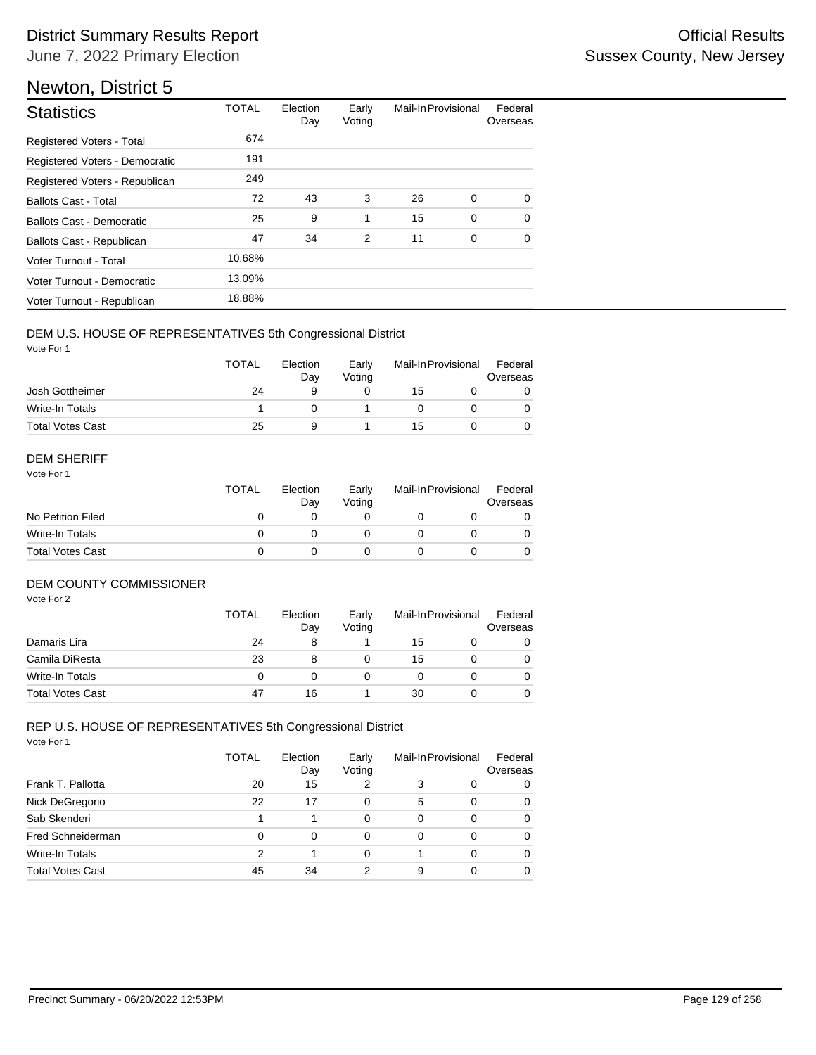# District Summary Results Report

June 7, 2022 Primary Election

Official Results
Sussex County, New Jersey

## Newton, District 5

| Statistics | TOTAL | Election Day | Early Voting | Mail-In | Provisional | Federal Overseas |
|---|---|---|---|---|---|---|
| Registered Voters - Total | 674 | | | | | |
| Registered Voters - Democratic | 191 | | | | | |
| Registered Voters - Republican | 249 | | | | | |
| Ballots Cast - Total | 72 | 43 | 3 | 26 | 0 | 0 |
| Ballots Cast - Democratic | 25 | 9 | 1 | 15 | 0 | 0 |
| Ballots Cast - Republican | 47 | 34 | 2 | 11 | 0 | 0 |
| Voter Turnout - Total | 10.68% | | | | | |
| Voter Turnout - Democratic | 13.09% | | | | | |
| Voter Turnout - Republican | 18.88% | | | | | |

### DEM U.S. HOUSE OF REPRESENTATIVES 5th Congressional District

Vote For 1

| | TOTAL | Election Day | Early Voting | Mail-In | Provisional | Federal Overseas |
|---|---|---|---|---|---|---|
| Josh Gottheimer | 24 | 9 | 0 | 15 | 0 | 0 |
| Write-In Totals | 1 | 0 | 1 | 0 | 0 | 0 |
| Total Votes Cast | 25 | 9 | 1 | 15 | 0 | 0 |

### DEM SHERIFF

Vote For 1

| | TOTAL | Election Day | Early Voting | Mail-In | Provisional | Federal Overseas |
|---|---|---|---|---|---|---|
| No Petition Filed | 0 | 0 | 0 | 0 | 0 | 0 |
| Write-In Totals | 0 | 0 | 0 | 0 | 0 | 0 |
| Total Votes Cast | 0 | 0 | 0 | 0 | 0 | 0 |

### DEM COUNTY COMMISSIONER

Vote For 2

| | TOTAL | Election Day | Early Voting | Mail-In | Provisional | Federal Overseas |
|---|---|---|---|---|---|---|
| Damaris Lira | 24 | 8 | 1 | 15 | 0 | 0 |
| Camila DiResta | 23 | 8 | 0 | 15 | 0 | 0 |
| Write-In Totals | 0 | 0 | 0 | 0 | 0 | 0 |
| Total Votes Cast | 47 | 16 | 1 | 30 | 0 | 0 |

### REP U.S. HOUSE OF REPRESENTATIVES 5th Congressional District

Vote For 1

| | TOTAL | Election Day | Early Voting | Mail-In | Provisional | Federal Overseas |
|---|---|---|---|---|---|---|
| Frank T. Pallotta | 20 | 15 | 2 | 3 | 0 | 0 |
| Nick DeGregorio | 22 | 17 | 0 | 5 | 0 | 0 |
| Sab Skenderi | 1 | 1 | 0 | 0 | 0 | 0 |
| Fred Schneiderman | 0 | 0 | 0 | 0 | 0 | 0 |
| Write-In Totals | 2 | 1 | 0 | 1 | 0 | 0 |
| Total Votes Cast | 45 | 34 | 2 | 9 | 0 | 0 |

Precinct Summary - 06/20/2022 12:53PM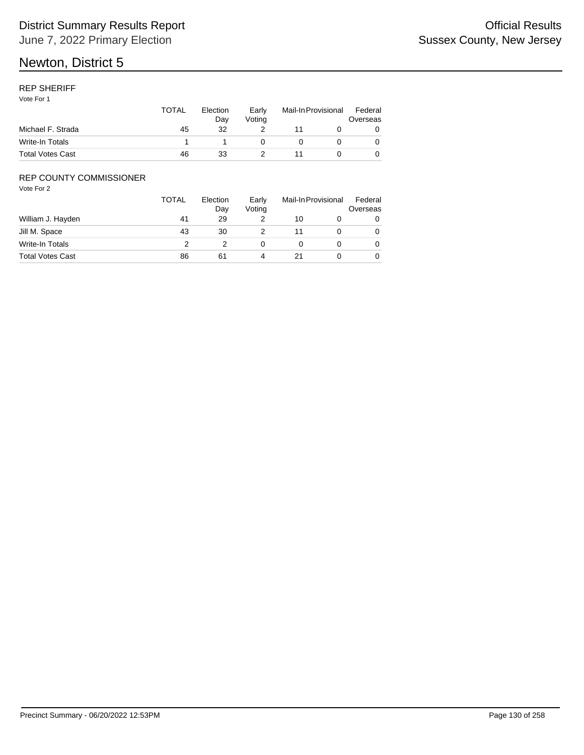# Newton, District 5

## REP SHERIFF

Vote For 1

| | TOTAL | Election Day | Early Voting | Mail-In | Provisional | Federal Overseas |
|---|---|---|---|---|---|---|
| Michael F. Strada | 45 | 32 | 2 | 11 | 0 | 0 |
| Write-In Totals | 1 | 1 | 0 | 0 | 0 | 0 |
| Total Votes Cast | 46 | 33 | 2 | 11 | 0 | 0 |

## REP COUNTY COMMISSIONER

Vote For 2

| | TOTAL | Election Day | Early Voting | Mail-In | Provisional | Federal Overseas |
|---|---|---|---|---|---|---|
| William J. Hayden | 41 | 29 | 2 | 10 | 0 | 0 |
| Jill M. Space | 43 | 30 | 2 | 11 | 0 | 0 |
| Write-In Totals | 2 | 2 | 0 | 0 | 0 | 0 |
| Total Votes Cast | 86 | 61 | 4 | 21 | 0 | 0 |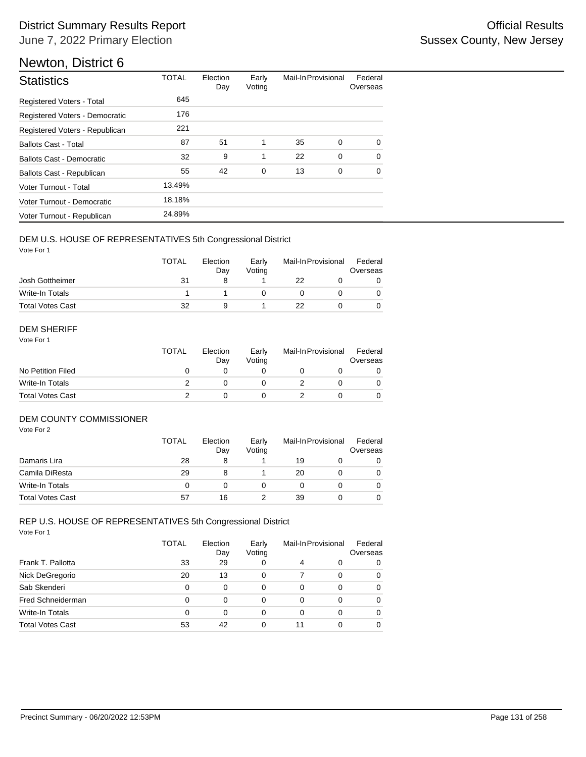# District Summary Results Report

June 7, 2022 Primary Election

Official Results
Sussex County, New Jersey

## Newton, District 6

| Statistics | TOTAL | Election Day | Early Voting | Mail-In | Provisional | Federal Overseas |
|---|---|---|---|---|---|---|
| Registered Voters - Total | 645 | | | | | |
| Registered Voters - Democratic | 176 | | | | | |
| Registered Voters - Republican | 221 | | | | | |
| Ballots Cast - Total | 87 | 51 | 1 | 35 | 0 | 0 |
| Ballots Cast - Democratic | 32 | 9 | 1 | 22 | 0 | 0 |
| Ballots Cast - Republican | 55 | 42 | 0 | 13 | 0 | 0 |
| Voter Turnout - Total | 13.49% | | | | | |
| Voter Turnout - Democratic | 18.18% | | | | | |
| Voter Turnout - Republican | 24.89% | | | | | |

### DEM U.S. HOUSE OF REPRESENTATIVES 5th Congressional District

Vote For 1

| | TOTAL | Election Day | Early Voting | Mail-In | Provisional | Federal Overseas |
|---|---|---|---|---|---|---|
| Josh Gottheimer | 31 | 8 | 1 | 22 | 0 | 0 |
| Write-In Totals | 1 | 1 | 0 | 0 | 0 | 0 |
| Total Votes Cast | 32 | 9 | 1 | 22 | 0 | 0 |

### DEM SHERIFF

Vote For 1

| | TOTAL | Election Day | Early Voting | Mail-In | Provisional | Federal Overseas |
|---|---|---|---|---|---|---|
| No Petition Filed | 0 | 0 | 0 | 0 | 0 | 0 |
| Write-In Totals | 2 | 0 | 0 | 2 | 0 | 0 |
| Total Votes Cast | 2 | 0 | 0 | 2 | 0 | 0 |

### DEM COUNTY COMMISSIONER

Vote For 2

| | TOTAL | Election Day | Early Voting | Mail-In | Provisional | Federal Overseas |
|---|---|---|---|---|---|---|
| Damaris Lira | 28 | 8 | 1 | 19 | 0 | 0 |
| Camila DiResta | 29 | 8 | 1 | 20 | 0 | 0 |
| Write-In Totals | 0 | 0 | 0 | 0 | 0 | 0 |
| Total Votes Cast | 57 | 16 | 2 | 39 | 0 | 0 |

### REP U.S. HOUSE OF REPRESENTATIVES 5th Congressional District

Vote For 1

| | TOTAL | Election Day | Early Voting | Mail-In | Provisional | Federal Overseas |
|---|---|---|---|---|---|---|
| Frank T. Pallotta | 33 | 29 | 0 | 4 | 0 | 0 |
| Nick DeGregorio | 20 | 13 | 0 | 7 | 0 | 0 |
| Sab Skenderi | 0 | 0 | 0 | 0 | 0 | 0 |
| Fred Schneiderman | 0 | 0 | 0 | 0 | 0 | 0 |
| Write-In Totals | 0 | 0 | 0 | 0 | 0 | 0 |
| Total Votes Cast | 53 | 42 | 0 | 11 | 0 | 0 |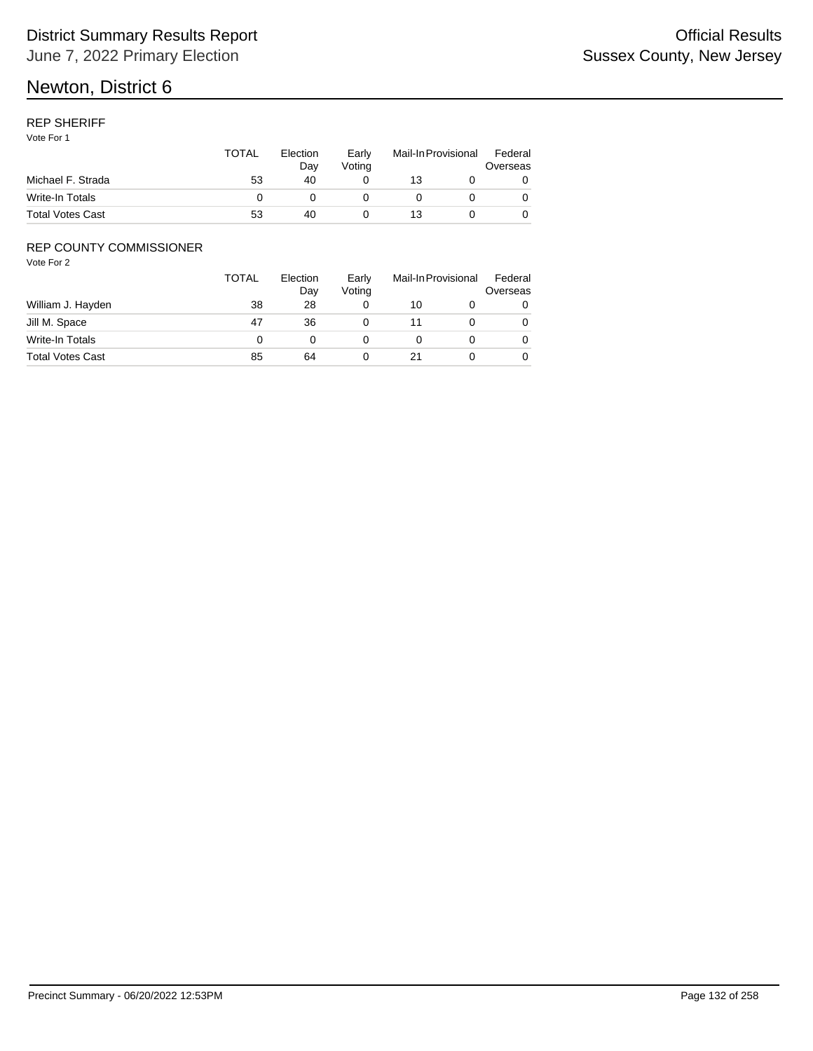# Newton, District 6

## REP SHERIFF

Vote For 1

| | TOTAL | Election Day | Early Voting | Mail-In | Provisional | Federal Overseas |
|---|---|---|---|---|---|---|
| Michael F. Strada | 53 | 40 | 0 | 13 | 0 | 0 |
| Write-In Totals | 0 | 0 | 0 | 0 | 0 | 0 |
| Total Votes Cast | 53 | 40 | 0 | 13 | 0 | 0 |

## REP COUNTY COMMISSIONER

Vote For 2

| | TOTAL | Election Day | Early Voting | Mail-In | Provisional | Federal Overseas |
|---|---|---|---|---|---|---|
| William J. Hayden | 38 | 28 | 0 | 10 | 0 | 0 |
| Jill M. Space | 47 | 36 | 0 | 11 | 0 | 0 |
| Write-In Totals | 0 | 0 | 0 | 0 | 0 | 0 |
| Total Votes Cast | 85 | 64 | 0 | 21 | 0 | 0 |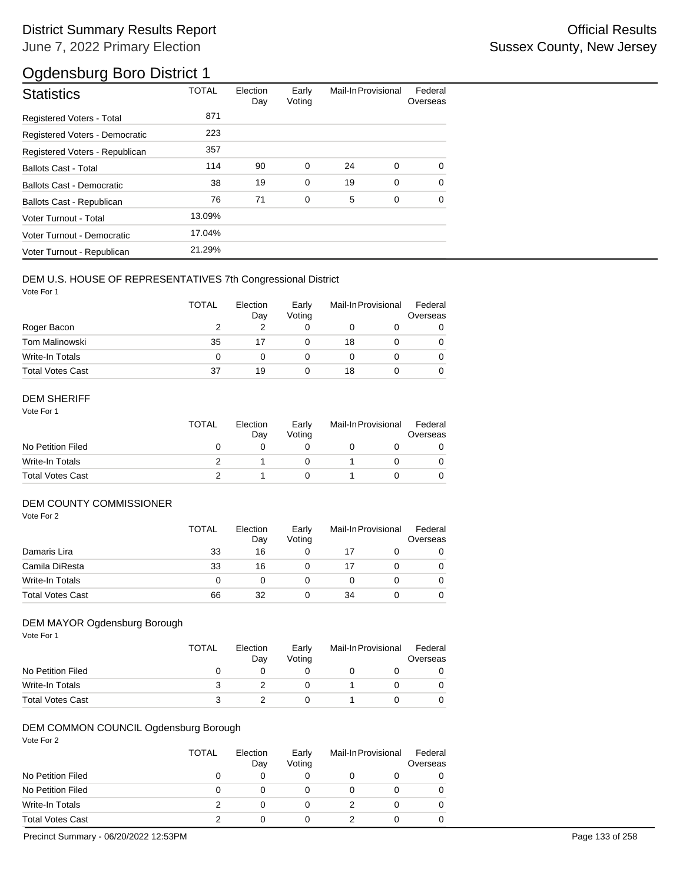# District Summary Results Report

June 7, 2022 Primary Election

Official Results
Sussex County, New Jersey

## Ogdensburg Boro District 1

| Statistics | TOTAL | Election Day | Early Voting | Mail-In | Provisional | Federal Overseas |
|---|---|---|---|---|---|---|
| Registered Voters - Total | 871 | | | | | |
| Registered Voters - Democratic | 223 | | | | | |
| Registered Voters - Republican | 357 | | | | | |
| Ballots Cast - Total | 114 | 90 | 0 | 24 | 0 | 0 |
| Ballots Cast - Democratic | 38 | 19 | 0 | 19 | 0 | 0 |
| Ballots Cast - Republican | 76 | 71 | 0 | 5 | 0 | 0 |
| Voter Turnout - Total | 13.09% | | | | | |
| Voter Turnout - Democratic | 17.04% | | | | | |
| Voter Turnout - Republican | 21.29% | | | | | |

### DEM U.S. HOUSE OF REPRESENTATIVES 7th Congressional District

Vote For 1

| | TOTAL | Election Day | Early Voting | Mail-In | Provisional | Federal Overseas |
|---|---|---|---|---|---|---|
| Roger Bacon | 2 | 2 | 0 | 0 | 0 | 0 |
| Tom Malinowski | 35 | 17 | 0 | 18 | 0 | 0 |
| Write-In Totals | 0 | 0 | 0 | 0 | 0 | 0 |
| Total Votes Cast | 37 | 19 | 0 | 18 | 0 | 0 |

### DEM SHERIFF

Vote For 1

| | TOTAL | Election Day | Early Voting | Mail-In | Provisional | Federal Overseas |
|---|---|---|---|---|---|---|
| No Petition Filed | 0 | 0 | 0 | 0 | 0 | 0 |
| Write-In Totals | 2 | 1 | 0 | 1 | 0 | 0 |
| Total Votes Cast | 2 | 1 | 0 | 1 | 0 | 0 |

### DEM COUNTY COMMISSIONER

Vote For 2

| | TOTAL | Election Day | Early Voting | Mail-In | Provisional | Federal Overseas |
|---|---|---|---|---|---|---|
| Damaris Lira | 33 | 16 | 0 | 17 | 0 | 0 |
| Camila DiResta | 33 | 16 | 0 | 17 | 0 | 0 |
| Write-In Totals | 0 | 0 | 0 | 0 | 0 | 0 |
| Total Votes Cast | 66 | 32 | 0 | 34 | 0 | 0 |

### DEM MAYOR Ogdensburg Borough

Vote For 1

| | TOTAL | Election Day | Early Voting | Mail-In | Provisional | Federal Overseas |
|---|---|---|---|---|---|---|
| No Petition Filed | 0 | 0 | 0 | 0 | 0 | 0 |
| Write-In Totals | 3 | 2 | 0 | 1 | 0 | 0 |
| Total Votes Cast | 3 | 2 | 0 | 1 | 0 | 0 |

### DEM COMMON COUNCIL Ogdensburg Borough

Vote For 2

| | TOTAL | Election Day | Early Voting | Mail-In | Provisional | Federal Overseas |
|---|---|---|---|---|---|---|
| No Petition Filed | 0 | 0 | 0 | 0 | 0 | 0 |
| No Petition Filed | 0 | 0 | 0 | 0 | 0 | 0 |
| Write-In Totals | 2 | 0 | 0 | 2 | 0 | 0 |
| Total Votes Cast | 2 | 0 | 0 | 2 | 0 | 0 |

Precinct Summary - 06/20/2022 12:53PM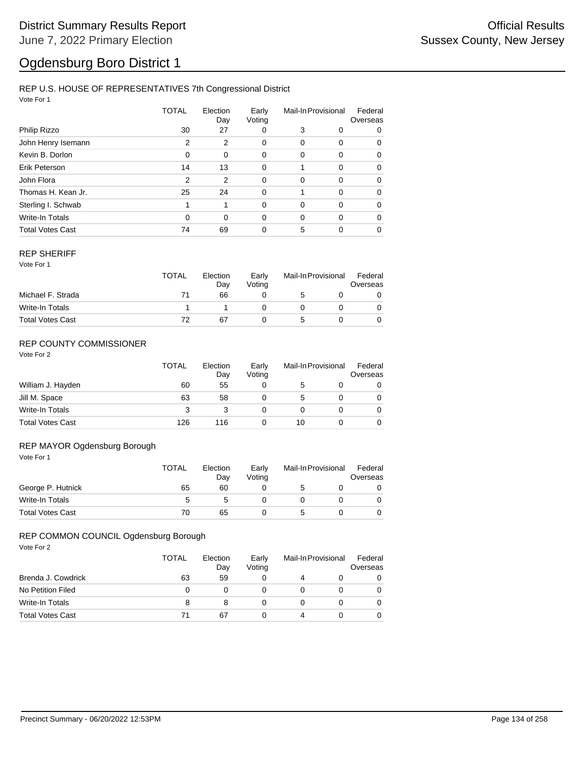# District Summary Results Report

June 7, 2022 Primary Election

Official Results

Sussex County, New Jersey

# Ogdensburg Boro District 1

## REP U.S. HOUSE OF REPRESENTATIVES 7th Congressional District

Vote For 1

| | TOTAL | Election Day | Early Voting | Mail-In | Provisional | Federal Overseas |
|---|---|---|---|---|---|---|
| Philip Rizzo | 30 | 27 | 0 | 3 | 0 | 0 |
| John Henry Isemann | 2 | 2 | 0 | 0 | 0 | 0 |
| Kevin B. Dorlon | 0 | 0 | 0 | 0 | 0 | 0 |
| Erik Peterson | 14 | 13 | 0 | 1 | 0 | 0 |
| John Flora | 2 | 2 | 0 | 0 | 0 | 0 |
| Thomas H. Kean Jr. | 25 | 24 | 0 | 1 | 0 | 0 |
| Sterling I. Schwab | 1 | 1 | 0 | 0 | 0 | 0 |
| Write-In Totals | 0 | 0 | 0 | 0 | 0 | 0 |
| Total Votes Cast | 74 | 69 | 0 | 5 | 0 | 0 |

## REP SHERIFF

Vote For 1

| | TOTAL | Election Day | Early Voting | Mail-In | Provisional | Federal Overseas |
|---|---|---|---|---|---|---|
| Michael F. Strada | 71 | 66 | 0 | 5 | 0 | 0 |
| Write-In Totals | 1 | 1 | 0 | 0 | 0 | 0 |
| Total Votes Cast | 72 | 67 | 0 | 5 | 0 | 0 |

## REP COUNTY COMMISSIONER

Vote For 2

| | TOTAL | Election Day | Early Voting | Mail-In | Provisional | Federal Overseas |
|---|---|---|---|---|---|---|
| William J. Hayden | 60 | 55 | 0 | 5 | 0 | 0 |
| Jill M. Space | 63 | 58 | 0 | 5 | 0 | 0 |
| Write-In Totals | 3 | 3 | 0 | 0 | 0 | 0 |
| Total Votes Cast | 126 | 116 | 0 | 10 | 0 | 0 |

## REP MAYOR Ogdensburg Borough

Vote For 1

| | TOTAL | Election Day | Early Voting | Mail-In | Provisional | Federal Overseas |
|---|---|---|---|---|---|---|
| George P. Hutnick | 65 | 60 | 0 | 5 | 0 | 0 |
| Write-In Totals | 5 | 5 | 0 | 0 | 0 | 0 |
| Total Votes Cast | 70 | 65 | 0 | 5 | 0 | 0 |

## REP COMMON COUNCIL Ogdensburg Borough

Vote For 2

| | TOTAL | Election Day | Early Voting | Mail-In | Provisional | Federal Overseas |
|---|---|---|---|---|---|---|
| Brenda J. Cowdrick | 63 | 59 | 0 | 4 | 0 | 0 |
| No Petition Filed | 0 | 0 | 0 | 0 | 0 | 0 |
| Write-In Totals | 8 | 8 | 0 | 0 | 0 | 0 |
| Total Votes Cast | 71 | 67 | 0 | 4 | 0 | 0 |

Precinct Summary - 06/20/2022 12:53PM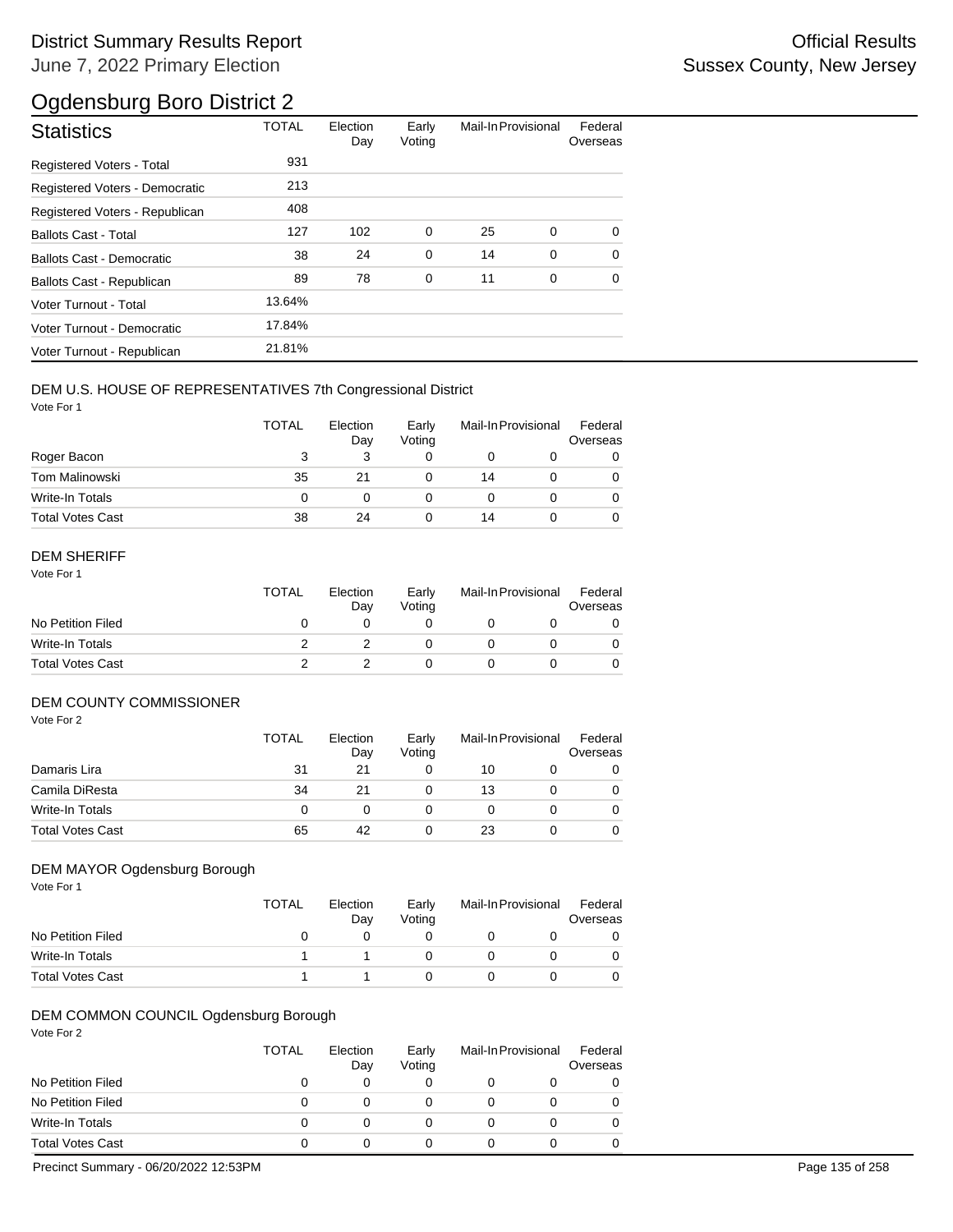# Ogdensburg Boro District 2

## Statistics

| Statistics | TOTAL | Election Day | Early Voting | Mail-In | Provisional | Federal Overseas |
|---|---|---|---|---|---|---|
| Registered Voters - Total | 931 | | | | | |
| Registered Voters - Democratic | 213 | | | | | |
| Registered Voters - Republican | 408 | | | | | |
| Ballots Cast - Total | 127 | 102 | 0 | 25 | 0 | 0 |
| Ballots Cast - Democratic | 38 | 24 | 0 | 14 | 0 | 0 |
| Ballots Cast - Republican | 89 | 78 | 0 | 11 | 0 | 0 |
| Voter Turnout - Total | 13.64% | | | | | |
| Voter Turnout - Democratic | 17.84% | | | | | |
| Voter Turnout - Republican | 21.81% | | | | | |

### DEM U.S. HOUSE OF REPRESENTATIVES 7th Congressional District

Vote For 1

| | TOTAL | Election Day | Early Voting | Mail-In | Provisional | Federal Overseas |
|---|---|---|---|---|---|---|
| Roger Bacon | 3 | 3 | 0 | 0 | 0 | 0 |
| Tom Malinowski | 35 | 21 | 0 | 14 | 0 | 0 |
| Write-In Totals | 0 | 0 | 0 | 0 | 0 | 0 |
| Total Votes Cast | 38 | 24 | 0 | 14 | 0 | 0 |

### DEM SHERIFF

Vote For 1

| | TOTAL | Election Day | Early Voting | Mail-In | Provisional | Federal Overseas |
|---|---|---|---|---|---|---|
| No Petition Filed | 0 | 0 | 0 | 0 | 0 | 0 |
| Write-In Totals | 2 | 2 | 0 | 0 | 0 | 0 |
| Total Votes Cast | 2 | 2 | 0 | 0 | 0 | 0 |

### DEM COUNTY COMMISSIONER

Vote For 2

| | TOTAL | Election Day | Early Voting | Mail-In | Provisional | Federal Overseas |
|---|---|---|---|---|---|---|
| Damaris Lira | 31 | 21 | 0 | 10 | 0 | 0 |
| Camila DiResta | 34 | 21 | 0 | 13 | 0 | 0 |
| Write-In Totals | 0 | 0 | 0 | 0 | 0 | 0 |
| Total Votes Cast | 65 | 42 | 0 | 23 | 0 | 0 |

### DEM MAYOR Ogdensburg Borough

Vote For 1

| | TOTAL | Election Day | Early Voting | Mail-In | Provisional | Federal Overseas |
|---|---|---|---|---|---|---|
| No Petition Filed | 0 | 0 | 0 | 0 | 0 | 0 |
| Write-In Totals | 1 | 1 | 0 | 0 | 0 | 0 |
| Total Votes Cast | 1 | 1 | 0 | 0 | 0 | 0 |

### DEM COMMON COUNCIL Ogdensburg Borough

Vote For 2

| | TOTAL | Election Day | Early Voting | Mail-In | Provisional | Federal Overseas |
|---|---|---|---|---|---|---|
| No Petition Filed | 0 | 0 | 0 | 0 | 0 | 0 |
| No Petition Filed | 0 | 0 | 0 | 0 | 0 | 0 |
| Write-In Totals | 0 | 0 | 0 | 0 | 0 | 0 |
| Total Votes Cast | 0 | 0 | 0 | 0 | 0 | 0 |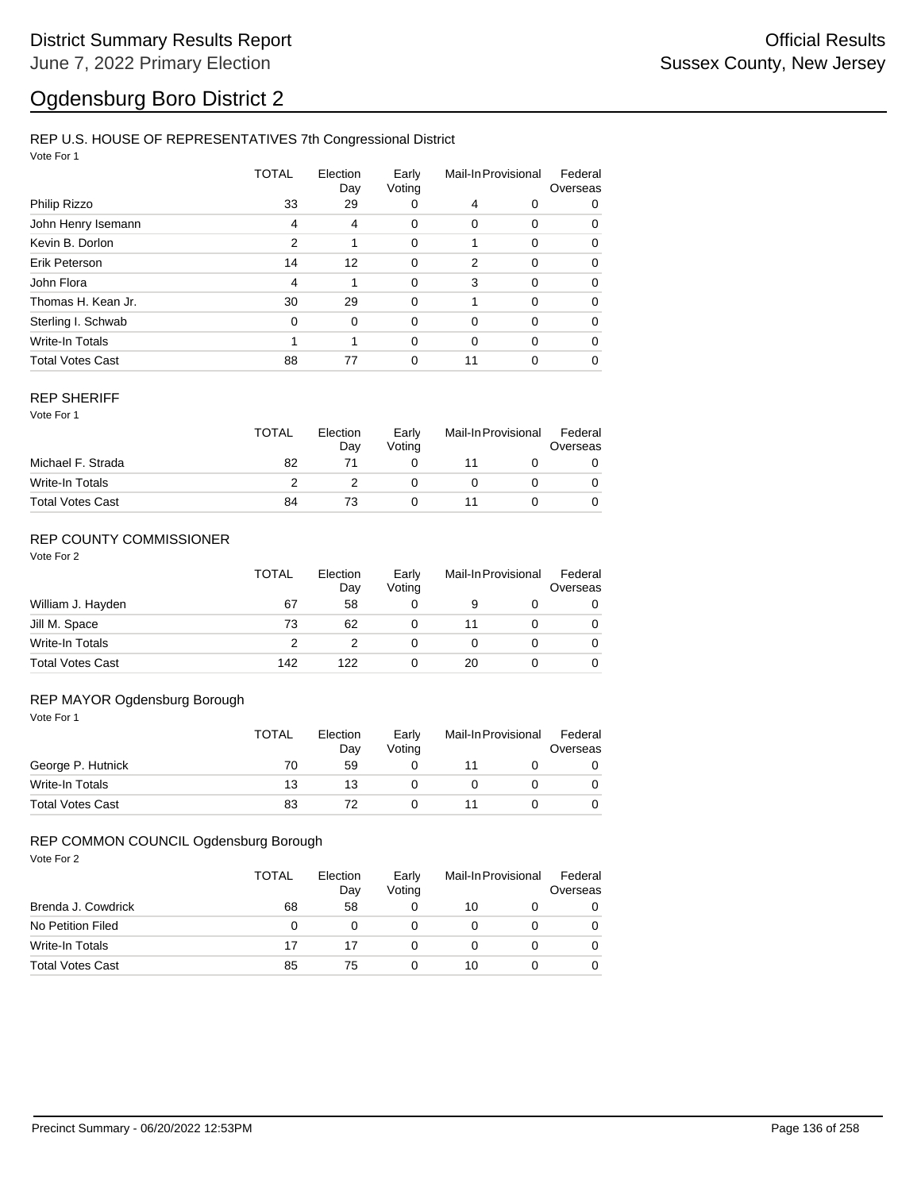# District Summary Results Report

June 7, 2022 Primary Election

Official Results

Sussex County, New Jersey

## Ogdensburg Boro District 2

### REP U.S. HOUSE OF REPRESENTATIVES 7th Congressional District

Vote For 1

| | TOTAL | Election Day | Early Voting | Mail-In | Provisional | Federal Overseas |
|---|---|---|---|---|---|---|
| Philip Rizzo | 33 | 29 | 0 | 4 | 0 | 0 |
| John Henry Isemann | 4 | 4 | 0 | 0 | 0 | 0 |
| Kevin B. Dorlon | 2 | 1 | 0 | 1 | 0 | 0 |
| Erik Peterson | 14 | 12 | 0 | 2 | 0 | 0 |
| John Flora | 4 | 1 | 0 | 3 | 0 | 0 |
| Thomas H. Kean Jr. | 30 | 29 | 0 | 1 | 0 | 0 |
| Sterling I. Schwab | 0 | 0 | 0 | 0 | 0 | 0 |
| Write-In Totals | 1 | 1 | 0 | 0 | 0 | 0 |
| Total Votes Cast | 88 | 77 | 0 | 11 | 0 | 0 |

### REP SHERIFF

Vote For 1

| | TOTAL | Election Day | Early Voting | Mail-In | Provisional | Federal Overseas |
|---|---|---|---|---|---|---|
| Michael F. Strada | 82 | 71 | 0 | 11 | 0 | 0 |
| Write-In Totals | 2 | 2 | 0 | 0 | 0 | 0 |
| Total Votes Cast | 84 | 73 | 0 | 11 | 0 | 0 |

### REP COUNTY COMMISSIONER

Vote For 2

| | TOTAL | Election Day | Early Voting | Mail-In | Provisional | Federal Overseas |
|---|---|---|---|---|---|---|
| William J. Hayden | 67 | 58 | 0 | 9 | 0 | 0 |
| Jill M. Space | 73 | 62 | 0 | 11 | 0 | 0 |
| Write-In Totals | 2 | 2 | 0 | 0 | 0 | 0 |
| Total Votes Cast | 142 | 122 | 0 | 20 | 0 | 0 |

### REP MAYOR Ogdensburg Borough

Vote For 1

| | TOTAL | Election Day | Early Voting | Mail-In | Provisional | Federal Overseas |
|---|---|---|---|---|---|---|
| George P. Hutnick | 70 | 59 | 0 | 11 | 0 | 0 |
| Write-In Totals | 13 | 13 | 0 | 0 | 0 | 0 |
| Total Votes Cast | 83 | 72 | 0 | 11 | 0 | 0 |

### REP COMMON COUNCIL Ogdensburg Borough

Vote For 2

| | TOTAL | Election Day | Early Voting | Mail-In | Provisional | Federal Overseas |
|---|---|---|---|---|---|---|
| Brenda J. Cowdrick | 68 | 58 | 0 | 10 | 0 | 0 |
| No Petition Filed | 0 | 0 | 0 | 0 | 0 | 0 |
| Write-In Totals | 17 | 17 | 0 | 0 | 0 | 0 |
| Total Votes Cast | 85 | 75 | 0 | 10 | 0 | 0 |

Precinct Summary - 06/20/2022 12:53PM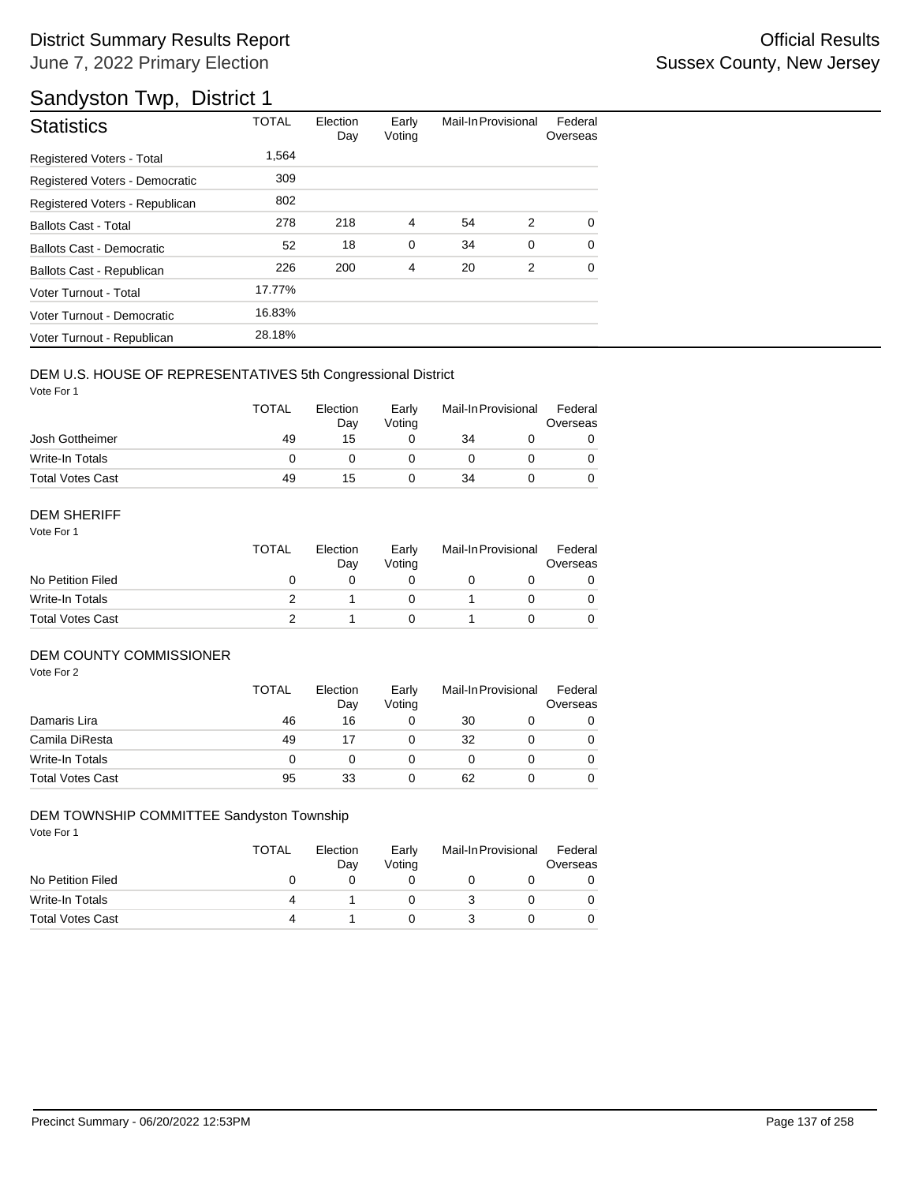# District Summary Results Report

June 7, 2022 Primary Election

Official Results
Sussex County, New Jersey

## Sandyston Twp, District 1

| Statistics | TOTAL | Election Day | Early Voting | Mail-In | Provisional | Federal Overseas |
|---|---|---|---|---|---|---|
| Registered Voters - Total | 1,564 | | | | | |
| Registered Voters - Democratic | 309 | | | | | |
| Registered Voters - Republican | 802 | | | | | |
| Ballots Cast - Total | 278 | 218 | 4 | 54 | 2 | 0 |
| Ballots Cast - Democratic | 52 | 18 | 0 | 34 | 0 | 0 |
| Ballots Cast - Republican | 226 | 200 | 4 | 20 | 2 | 0 |
| Voter Turnout - Total | 17.77% | | | | | |
| Voter Turnout - Democratic | 16.83% | | | | | |
| Voter Turnout - Republican | 28.18% | | | | | |

### DEM U.S. HOUSE OF REPRESENTATIVES 5th Congressional District

Vote For 1

| | TOTAL | Election Day | Early Voting | Mail-In | Provisional | Federal Overseas |
|---|---|---|---|---|---|---|
| Josh Gottheimer | 49 | 15 | 0 | 34 | 0 | 0 |
| Write-In Totals | 0 | 0 | 0 | 0 | 0 | 0 |
| Total Votes Cast | 49 | 15 | 0 | 34 | 0 | 0 |

### DEM SHERIFF

Vote For 1

| | TOTAL | Election Day | Early Voting | Mail-In | Provisional | Federal Overseas |
|---|---|---|---|---|---|---|
| No Petition Filed | 0 | 0 | 0 | 0 | 0 | 0 |
| Write-In Totals | 2 | 1 | 0 | 1 | 0 | 0 |
| Total Votes Cast | 2 | 1 | 0 | 1 | 0 | 0 |

### DEM COUNTY COMMISSIONER

Vote For 2

| | TOTAL | Election Day | Early Voting | Mail-In | Provisional | Federal Overseas |
|---|---|---|---|---|---|---|
| Damaris Lira | 46 | 16 | 0 | 30 | 0 | 0 |
| Camila DiResta | 49 | 17 | 0 | 32 | 0 | 0 |
| Write-In Totals | 0 | 0 | 0 | 0 | 0 | 0 |
| Total Votes Cast | 95 | 33 | 0 | 62 | 0 | 0 |

### DEM TOWNSHIP COMMITTEE Sandyston Township

Vote For 1

| | TOTAL | Election Day | Early Voting | Mail-In | Provisional | Federal Overseas |
|---|---|---|---|---|---|---|
| No Petition Filed | 0 | 0 | 0 | 0 | 0 | 0 |
| Write-In Totals | 4 | 1 | 0 | 3 | 0 | 0 |
| Total Votes Cast | 4 | 1 | 0 | 3 | 0 | 0 |

Precinct Summary - 06/20/2022 12:53PM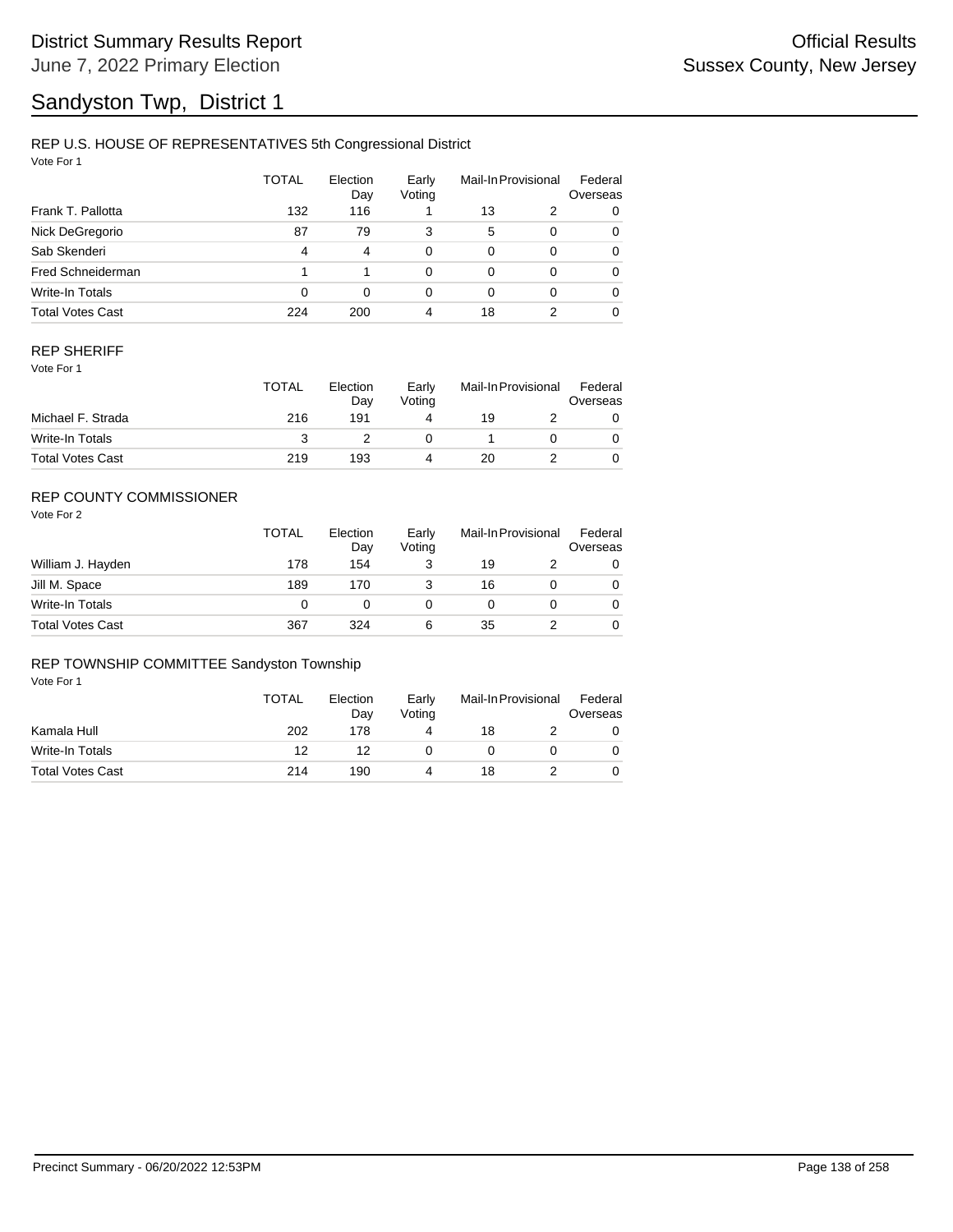# Sandyston Twp, District 1

## REP U.S. HOUSE OF REPRESENTATIVES 5th Congressional District

Vote For 1

| | TOTAL | Election Day | Early Voting | Mail-In | Provisional | Federal Overseas |
|---|---|---|---|---|---|---|
| Frank T. Pallotta | 132 | 116 | 1 | 13 | 2 | 0 |
| Nick DeGregorio | 87 | 79 | 3 | 5 | 0 | 0 |
| Sab Skenderi | 4 | 4 | 0 | 0 | 0 | 0 |
| Fred Schneiderman | 1 | 1 | 0 | 0 | 0 | 0 |
| Write-In Totals | 0 | 0 | 0 | 0 | 0 | 0 |
| Total Votes Cast | 224 | 200 | 4 | 18 | 2 | 0 |

## REP SHERIFF

Vote For 1

| | TOTAL | Election Day | Early Voting | Mail-In | Provisional | Federal Overseas |
|---|---|---|---|---|---|---|
| Michael F. Strada | 216 | 191 | 4 | 19 | 2 | 0 |
| Write-In Totals | 3 | 2 | 0 | 1 | 0 | 0 |
| Total Votes Cast | 219 | 193 | 4 | 20 | 2 | 0 |

## REP COUNTY COMMISSIONER

Vote For 2

| | TOTAL | Election Day | Early Voting | Mail-In | Provisional | Federal Overseas |
|---|---|---|---|---|---|---|
| William J. Hayden | 178 | 154 | 3 | 19 | 2 | 0 |
| Jill M. Space | 189 | 170 | 3 | 16 | 0 | 0 |
| Write-In Totals | 0 | 0 | 0 | 0 | 0 | 0 |
| Total Votes Cast | 367 | 324 | 6 | 35 | 2 | 0 |

## REP TOWNSHIP COMMITTEE Sandyston Township

Vote For 1

| | TOTAL | Election Day | Early Voting | Mail-In | Provisional | Federal Overseas |
|---|---|---|---|---|---|---|
| Kamala Hull | 202 | 178 | 4 | 18 | 2 | 0 |
| Write-In Totals | 12 | 12 | 0 | 0 | 0 | 0 |
| Total Votes Cast | 214 | 190 | 4 | 18 | 2 | 0 |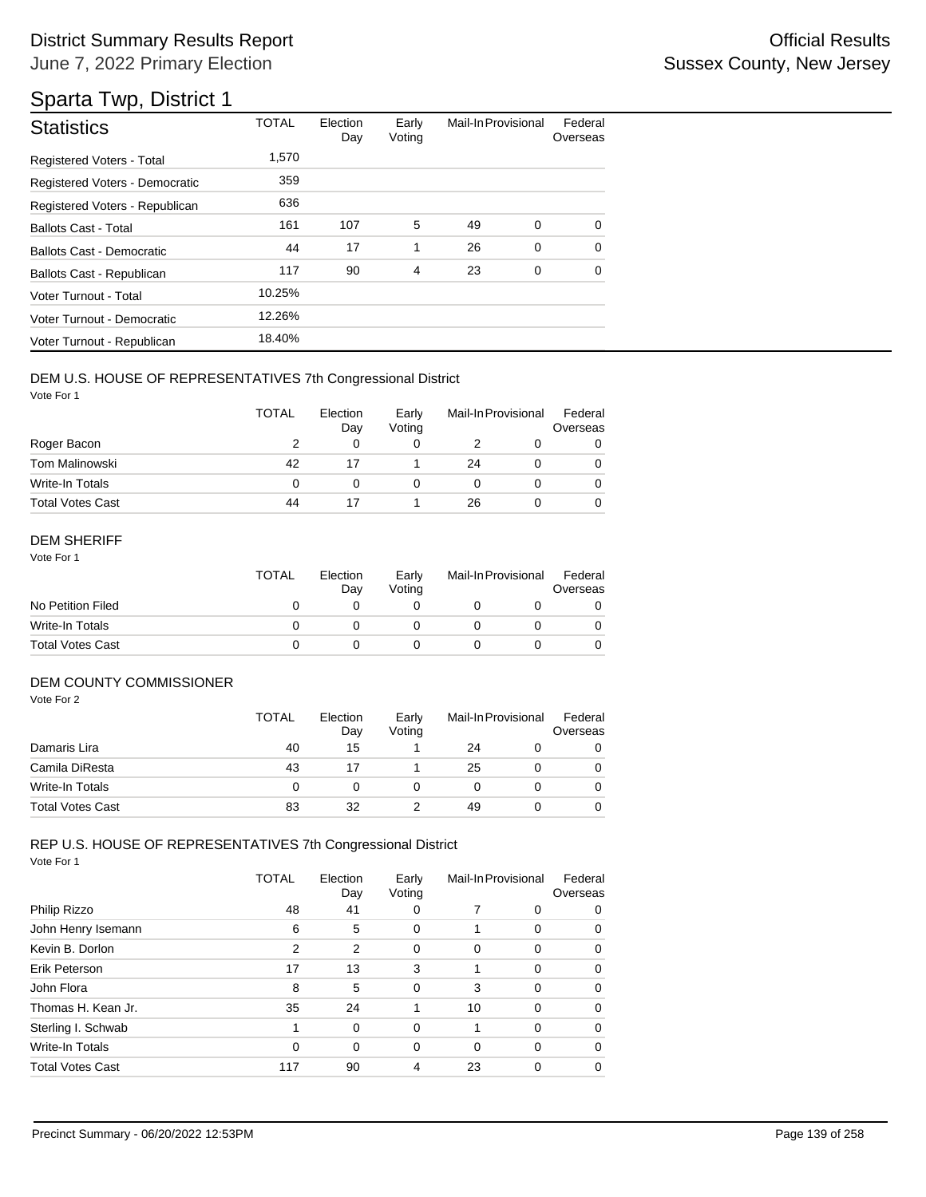# District Summary Results Report

June 7, 2022 Primary Election

Official Results
Sussex County, New Jersey

## Sparta Twp, District 1

| Statistics | TOTAL | Election Day | Early Voting | Mail-In | Provisional | Federal Overseas |
|---|---|---|---|---|---|---|
| Registered Voters - Total | 1,570 | | | | | |
| Registered Voters - Democratic | 359 | | | | | |
| Registered Voters - Republican | 636 | | | | | |
| Ballots Cast - Total | 161 | 107 | 5 | 49 | 0 | 0 |
| Ballots Cast - Democratic | 44 | 17 | 1 | 26 | 0 | 0 |
| Ballots Cast - Republican | 117 | 90 | 4 | 23 | 0 | 0 |
| Voter Turnout - Total | 10.25% | | | | | |
| Voter Turnout - Democratic | 12.26% | | | | | |
| Voter Turnout - Republican | 18.40% | | | | | |

### DEM U.S. HOUSE OF REPRESENTATIVES 7th Congressional District

Vote For 1

| | TOTAL | Election Day | Early Voting | Mail-In | Provisional | Federal Overseas |
|---|---|---|---|---|---|---|
| Roger Bacon | 2 | 0 | 0 | 2 | 0 | 0 |
| Tom Malinowski | 42 | 17 | 1 | 24 | 0 | 0 |
| Write-In Totals | 0 | 0 | 0 | 0 | 0 | 0 |
| Total Votes Cast | 44 | 17 | 1 | 26 | 0 | 0 |

### DEM SHERIFF

Vote For 1

| | TOTAL | Election Day | Early Voting | Mail-In | Provisional | Federal Overseas |
|---|---|---|---|---|---|---|
| No Petition Filed | 0 | 0 | 0 | 0 | 0 | 0 |
| Write-In Totals | 0 | 0 | 0 | 0 | 0 | 0 |
| Total Votes Cast | 0 | 0 | 0 | 0 | 0 | 0 |

### DEM COUNTY COMMISSIONER

Vote For 2

| | TOTAL | Election Day | Early Voting | Mail-In | Provisional | Federal Overseas |
|---|---|---|---|---|---|---|
| Damaris Lira | 40 | 15 | 1 | 24 | 0 | 0 |
| Camila DiResta | 43 | 17 | 1 | 25 | 0 | 0 |
| Write-In Totals | 0 | 0 | 0 | 0 | 0 | 0 |
| Total Votes Cast | 83 | 32 | 2 | 49 | 0 | 0 |

### REP U.S. HOUSE OF REPRESENTATIVES 7th Congressional District

Vote For 1

| | TOTAL | Election Day | Early Voting | Mail-In | Provisional | Federal Overseas |
|---|---|---|---|---|---|---|
| Philip Rizzo | 48 | 41 | 0 | 7 | 0 | 0 |
| John Henry Isemann | 6 | 5 | 0 | 1 | 0 | 0 |
| Kevin B. Dorlon | 2 | 2 | 0 | 0 | 0 | 0 |
| Erik Peterson | 17 | 13 | 3 | 1 | 0 | 0 |
| John Flora | 8 | 5 | 0 | 3 | 0 | 0 |
| Thomas H. Kean Jr. | 35 | 24 | 1 | 10 | 0 | 0 |
| Sterling I. Schwab | 1 | 0 | 0 | 1 | 0 | 0 |
| Write-In Totals | 0 | 0 | 0 | 0 | 0 | 0 |
| Total Votes Cast | 117 | 90 | 4 | 23 | 0 | 0 |

Precinct Summary - 06/20/2022 12:53PM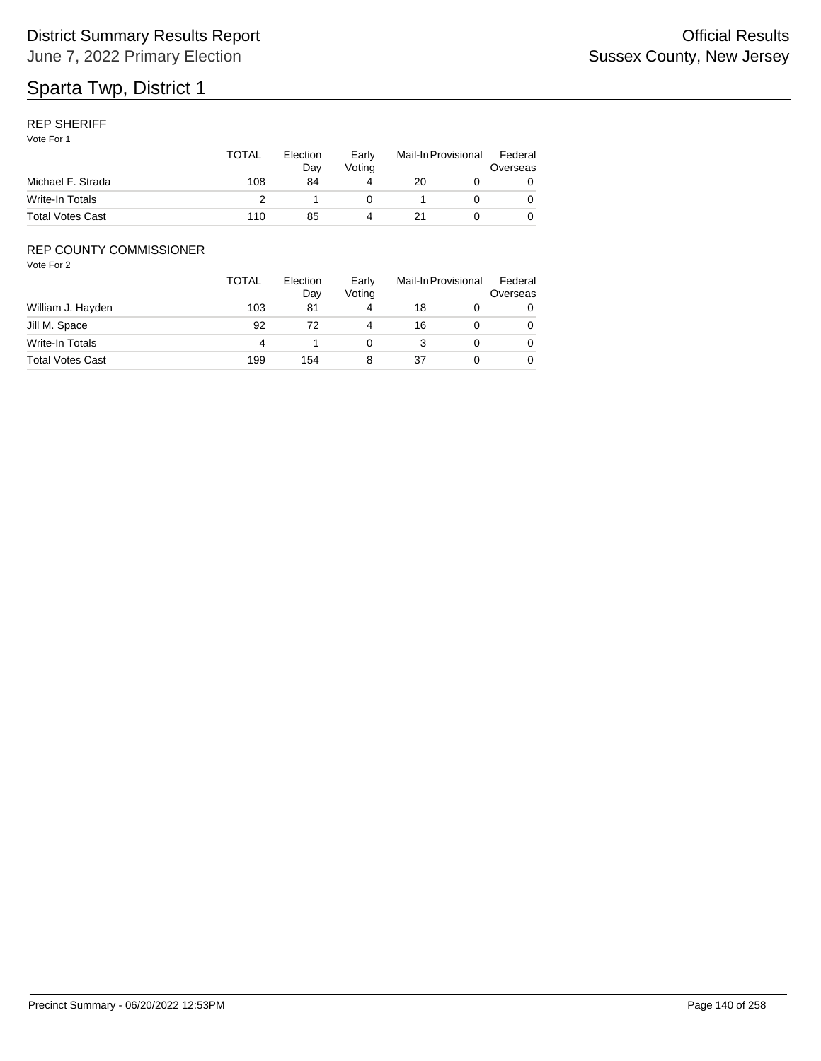# Sparta Twp, District 1

## REP SHERIFF

Vote For 1

| | TOTAL | Election Day | Early Voting | Mail-In | Provisional | Federal Overseas |
|---|---|---|---|---|---|---|
| Michael F. Strada | 108 | 84 | 4 | 20 | 0 | 0 |
| Write-In Totals | 2 | 1 | 0 | 1 | 0 | 0 |
| Total Votes Cast | 110 | 85 | 4 | 21 | 0 | 0 |

## REP COUNTY COMMISSIONER

Vote For 2

| | TOTAL | Election Day | Early Voting | Mail-In | Provisional | Federal Overseas |
|---|---|---|---|---|---|---|
| William J. Hayden | 103 | 81 | 4 | 18 | 0 | 0 |
| Jill M. Space | 92 | 72 | 4 | 16 | 0 | 0 |
| Write-In Totals | 4 | 1 | 0 | 3 | 0 | 0 |
| Total Votes Cast | 199 | 154 | 8 | 37 | 0 | 0 |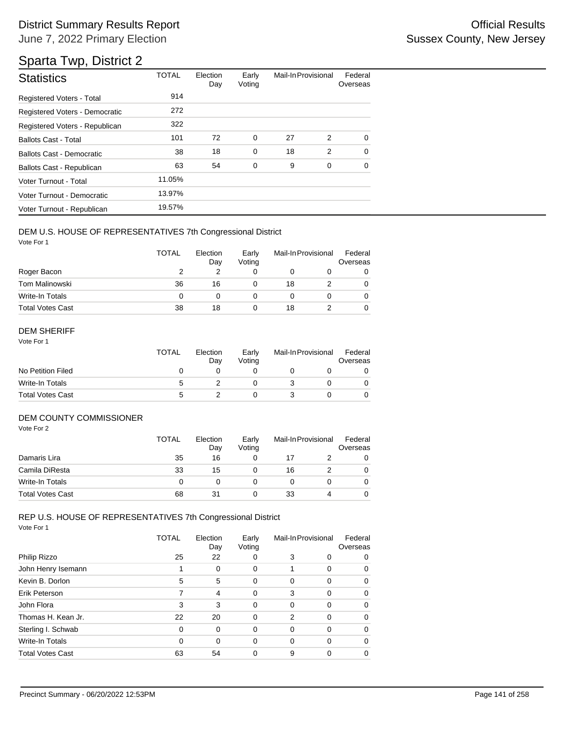# District Summary Results Report

June 7, 2022 Primary Election

Official Results
Sussex County, New Jersey

## Sparta Twp, District 2

| Statistics | TOTAL | Election Day | Early Voting | Mail-In | Provisional | Federal Overseas |
|---|---|---|---|---|---|---|
| Registered Voters - Total | 914 | | | | | |
| Registered Voters - Democratic | 272 | | | | | |
| Registered Voters - Republican | 322 | | | | | |
| Ballots Cast - Total | 101 | 72 | 0 | 27 | 2 | 0 |
| Ballots Cast - Democratic | 38 | 18 | 0 | 18 | 2 | 0 |
| Ballots Cast - Republican | 63 | 54 | 0 | 9 | 0 | 0 |
| Voter Turnout - Total | 11.05% | | | | | |
| Voter Turnout - Democratic | 13.97% | | | | | |
| Voter Turnout - Republican | 19.57% | | | | | |

### DEM U.S. HOUSE OF REPRESENTATIVES 7th Congressional District

Vote For 1

| | TOTAL | Election Day | Early Voting | Mail-In | Provisional | Federal Overseas |
|---|---|---|---|---|---|---|
| Roger Bacon | 2 | 2 | 0 | 0 | 0 | 0 |
| Tom Malinowski | 36 | 16 | 0 | 18 | 2 | 0 |
| Write-In Totals | 0 | 0 | 0 | 0 | 0 | 0 |
| Total Votes Cast | 38 | 18 | 0 | 18 | 2 | 0 |

### DEM SHERIFF

Vote For 1

| | TOTAL | Election Day | Early Voting | Mail-In | Provisional | Federal Overseas |
|---|---|---|---|---|---|---|
| No Petition Filed | 0 | 0 | 0 | 0 | 0 | 0 |
| Write-In Totals | 5 | 2 | 0 | 3 | 0 | 0 |
| Total Votes Cast | 5 | 2 | 0 | 3 | 0 | 0 |

### DEM COUNTY COMMISSIONER

Vote For 2

| | TOTAL | Election Day | Early Voting | Mail-In | Provisional | Federal Overseas |
|---|---|---|---|---|---|---|
| Damaris Lira | 35 | 16 | 0 | 17 | 2 | 0 |
| Camila DiResta | 33 | 15 | 0 | 16 | 2 | 0 |
| Write-In Totals | 0 | 0 | 0 | 0 | 0 | 0 |
| Total Votes Cast | 68 | 31 | 0 | 33 | 4 | 0 |

### REP U.S. HOUSE OF REPRESENTATIVES 7th Congressional District

Vote For 1

| | TOTAL | Election Day | Early Voting | Mail-In | Provisional | Federal Overseas |
|---|---|---|---|---|---|---|
| Philip Rizzo | 25 | 22 | 0 | 3 | 0 | 0 |
| John Henry Isemann | 1 | 0 | 0 | 1 | 0 | 0 |
| Kevin B. Dorlon | 5 | 5 | 0 | 0 | 0 | 0 |
| Erik Peterson | 7 | 4 | 0 | 3 | 0 | 0 |
| John Flora | 3 | 3 | 0 | 0 | 0 | 0 |
| Thomas H. Kean Jr. | 22 | 20 | 0 | 2 | 0 | 0 |
| Sterling I. Schwab | 0 | 0 | 0 | 0 | 0 | 0 |
| Write-In Totals | 0 | 0 | 0 | 0 | 0 | 0 |
| Total Votes Cast | 63 | 54 | 0 | 9 | 0 | 0 |

Precinct Summary - 06/20/2022 12:53PM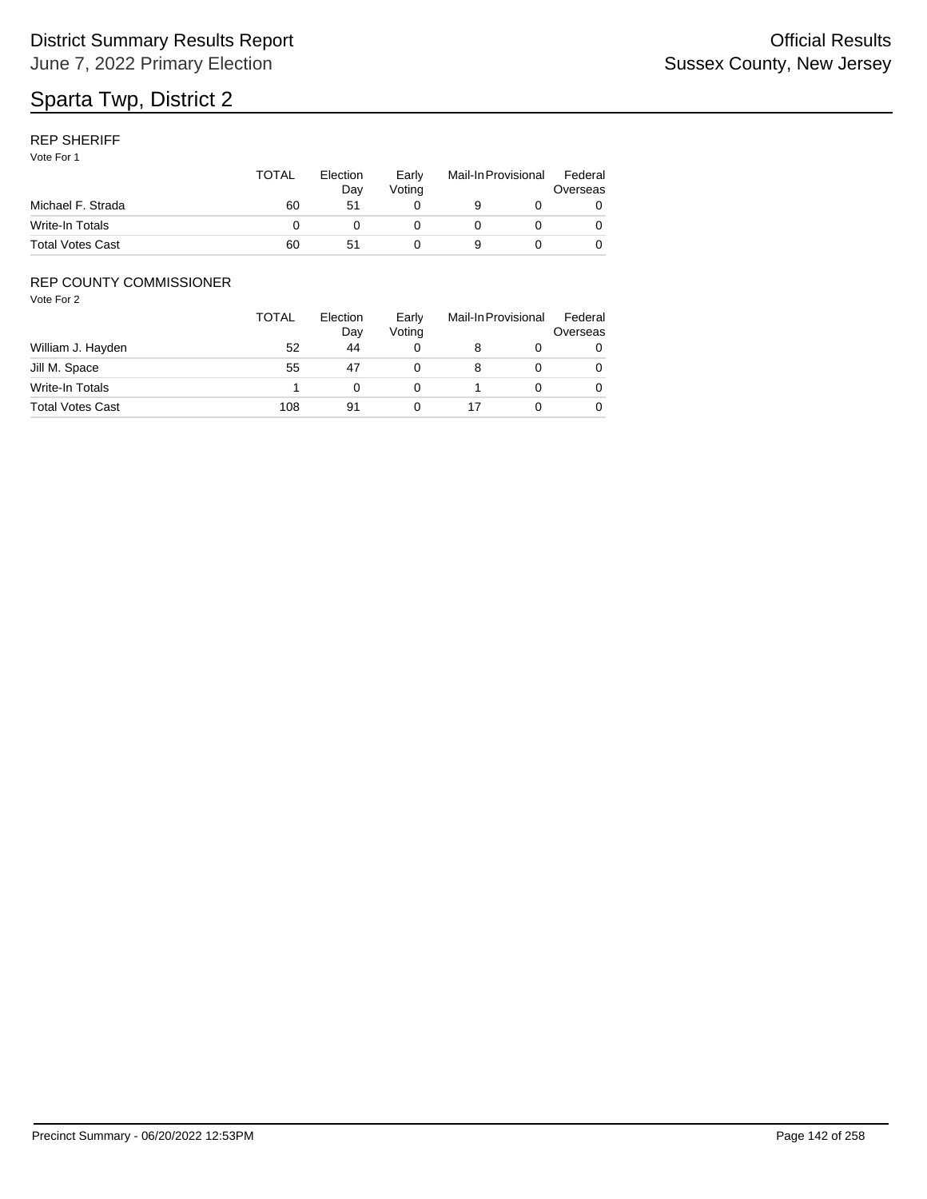# Sparta Twp, District 2

## REP SHERIFF

Vote For 1

| | TOTAL | Election Day | Early Voting | Mail-In | Provisional | Federal Overseas |
|---|---|---|---|---|---|---|
| Michael F. Strada | 60 | 51 | 0 | 9 | 0 | 0 |
| Write-In Totals | 0 | 0 | 0 | 0 | 0 | 0 |
| Total Votes Cast | 60 | 51 | 0 | 9 | 0 | 0 |

## REP COUNTY COMMISSIONER

Vote For 2

| | TOTAL | Election Day | Early Voting | Mail-In | Provisional | Federal Overseas |
|---|---|---|---|---|---|---|
| William J. Hayden | 52 | 44 | 0 | 8 | 0 | 0 |
| Jill M. Space | 55 | 47 | 0 | 8 | 0 | 0 |
| Write-In Totals | 1 | 0 | 0 | 1 | 0 | 0 |
| Total Votes Cast | 108 | 91 | 0 | 17 | 0 | 0 |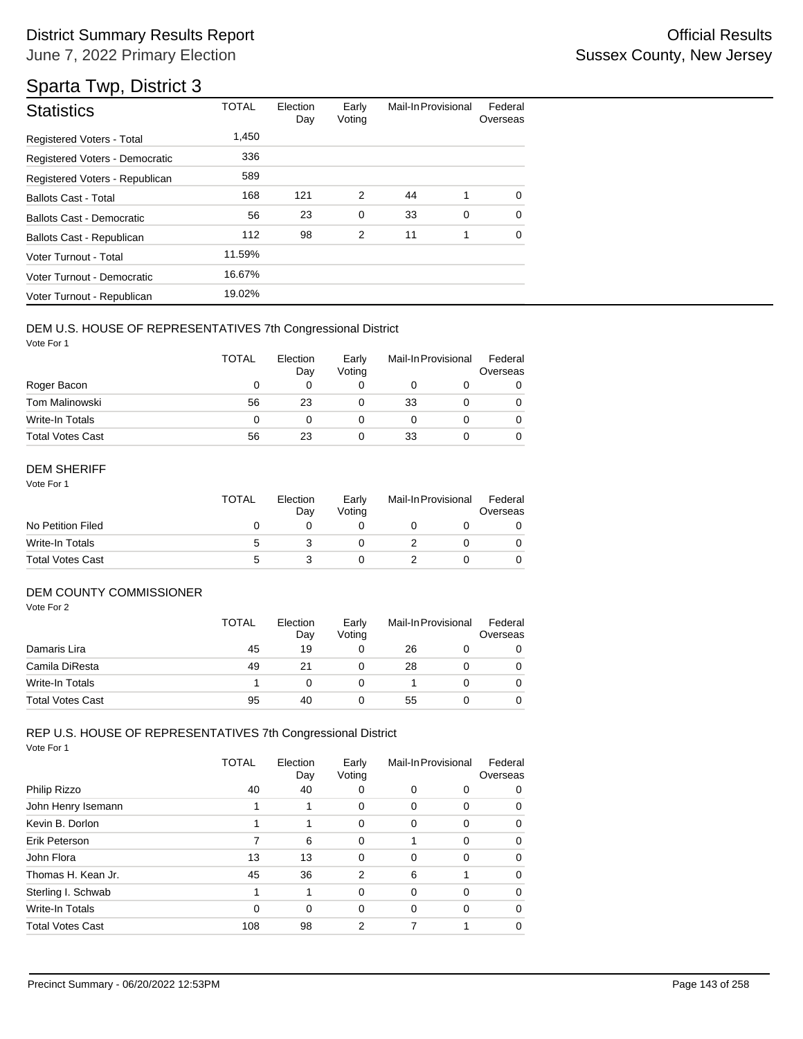# District Summary Results Report

June 7, 2022 Primary Election

Official Results

Sussex County, New Jersey

## Sparta Twp, District 3

| Statistics | TOTAL | Election Day | Early Voting | Mail-In | Provisional | Federal Overseas |
|---|---|---|---|---|---|---|
| Registered Voters - Total | 1,450 | | | | | |
| Registered Voters - Democratic | 336 | | | | | |
| Registered Voters - Republican | 589 | | | | | |
| Ballots Cast - Total | 168 | 121 | 2 | 44 | 1 | 0 |
| Ballots Cast - Democratic | 56 | 23 | 0 | 33 | 0 | 0 |
| Ballots Cast - Republican | 112 | 98 | 2 | 11 | 1 | 0 |
| Voter Turnout - Total | 11.59% | | | | | |
| Voter Turnout - Democratic | 16.67% | | | | | |
| Voter Turnout - Republican | 19.02% | | | | | |

### DEM U.S. HOUSE OF REPRESENTATIVES 7th Congressional District

Vote For 1

| | TOTAL | Election Day | Early Voting | Mail-In | Provisional | Federal Overseas |
|---|---|---|---|---|---|---|
| Roger Bacon | 0 | 0 | 0 | 0 | 0 | 0 |
| Tom Malinowski | 56 | 23 | 0 | 33 | 0 | 0 |
| Write-In Totals | 0 | 0 | 0 | 0 | 0 | 0 |
| Total Votes Cast | 56 | 23 | 0 | 33 | 0 | 0 |

### DEM SHERIFF

Vote For 1

| | TOTAL | Election Day | Early Voting | Mail-In | Provisional | Federal Overseas |
|---|---|---|---|---|---|---|
| No Petition Filed | 0 | 0 | 0 | 0 | 0 | 0 |
| Write-In Totals | 5 | 3 | 0 | 2 | 0 | 0 |
| Total Votes Cast | 5 | 3 | 0 | 2 | 0 | 0 |

### DEM COUNTY COMMISSIONER

Vote For 2

| | TOTAL | Election Day | Early Voting | Mail-In | Provisional | Federal Overseas |
|---|---|---|---|---|---|---|
| Damaris Lira | 45 | 19 | 0 | 26 | 0 | 0 |
| Camila DiResta | 49 | 21 | 0 | 28 | 0 | 0 |
| Write-In Totals | 1 | 0 | 0 | 1 | 0 | 0 |
| Total Votes Cast | 95 | 40 | 0 | 55 | 0 | 0 |

### REP U.S. HOUSE OF REPRESENTATIVES 7th Congressional District

Vote For 1

| | TOTAL | Election Day | Early Voting | Mail-In | Provisional | Federal Overseas |
|---|---|---|---|---|---|---|
| Philip Rizzo | 40 | 40 | 0 | 0 | 0 | 0 |
| John Henry Isemann | 1 | 1 | 0 | 0 | 0 | 0 |
| Kevin B. Dorlon | 1 | 1 | 0 | 0 | 0 | 0 |
| Erik Peterson | 7 | 6 | 0 | 1 | 0 | 0 |
| John Flora | 13 | 13 | 0 | 0 | 0 | 0 |
| Thomas H. Kean Jr. | 45 | 36 | 2 | 6 | 1 | 0 |
| Sterling I. Schwab | 1 | 1 | 0 | 0 | 0 | 0 |
| Write-In Totals | 0 | 0 | 0 | 0 | 0 | 0 |
| Total Votes Cast | 108 | 98 | 2 | 7 | 1 | 0 |

Precinct Summary - 06/20/2022 12:53PM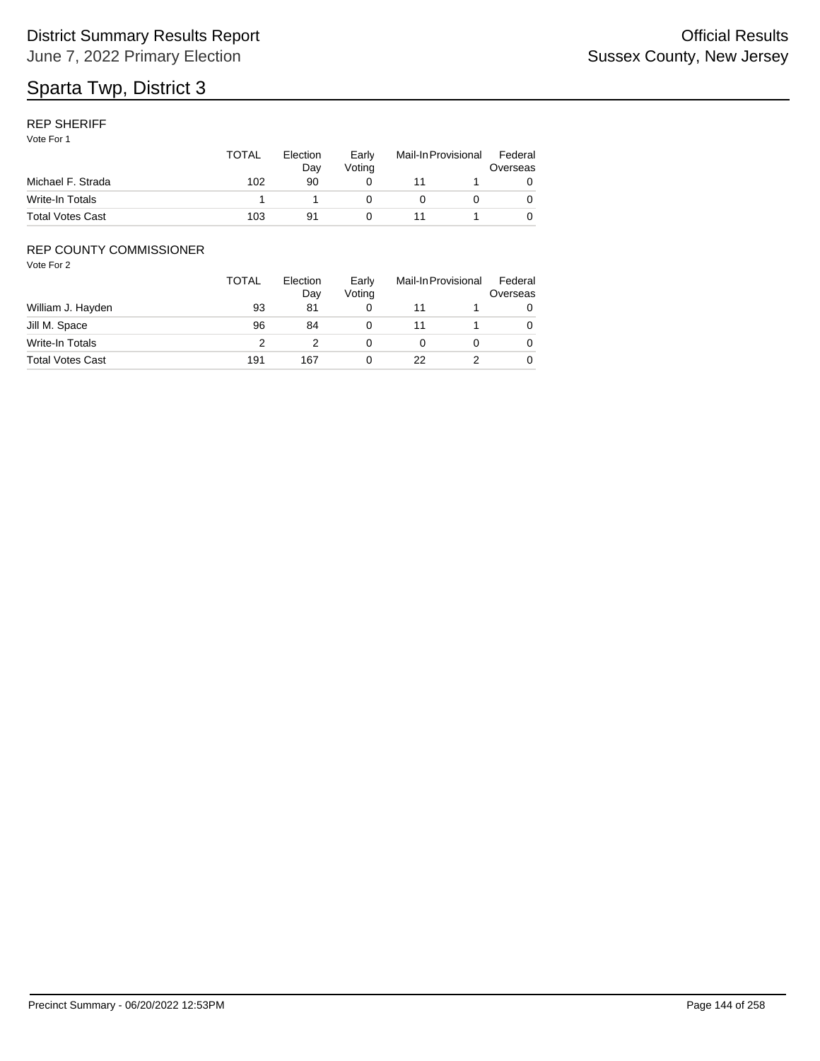# Sparta Twp, District 3

## REP SHERIFF

Vote For 1

| | TOTAL | Election Day | Early Voting | Mail-In | Provisional | Federal Overseas |
|---|---|---|---|---|---|---|
| Michael F. Strada | 102 | 90 | 0 | 11 | 1 | 0 |
| Write-In Totals | 1 | 1 | 0 | 0 | 0 | 0 |
| Total Votes Cast | 103 | 91 | 0 | 11 | 1 | 0 |

## REP COUNTY COMMISSIONER

Vote For 2

| | TOTAL | Election Day | Early Voting | Mail-In | Provisional | Federal Overseas |
|---|---|---|---|---|---|---|
| William J. Hayden | 93 | 81 | 0 | 11 | 1 | 0 |
| Jill M. Space | 96 | 84 | 0 | 11 | 1 | 0 |
| Write-In Totals | 2 | 2 | 0 | 0 | 0 | 0 |
| Total Votes Cast | 191 | 167 | 0 | 22 | 2 | 0 |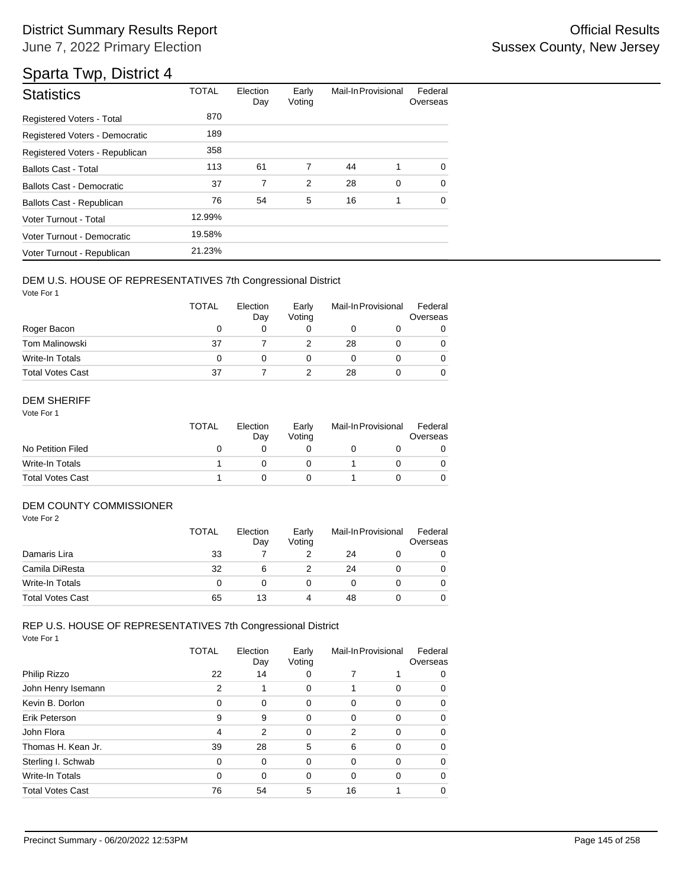# District Summary Results Report

June 7, 2022 Primary Election

Official Results
Sussex County, New Jersey

## Sparta Twp, District 4

| Statistics | TOTAL | Election Day | Early Voting | Mail-In | Provisional | Federal Overseas |
|---|---|---|---|---|---|---|
| Registered Voters - Total | 870 | | | | | |
| Registered Voters - Democratic | 189 | | | | | |
| Registered Voters - Republican | 358 | | | | | |
| Ballots Cast - Total | 113 | 61 | 7 | 44 | 1 | 0 |
| Ballots Cast - Democratic | 37 | 7 | 2 | 28 | 0 | 0 |
| Ballots Cast - Republican | 76 | 54 | 5 | 16 | 1 | 0 |
| Voter Turnout - Total | 12.99% | | | | | |
| Voter Turnout - Democratic | 19.58% | | | | | |
| Voter Turnout - Republican | 21.23% | | | | | |

### DEM U.S. HOUSE OF REPRESENTATIVES 7th Congressional District

Vote For 1

| | TOTAL | Election Day | Early Voting | Mail-In | Provisional | Federal Overseas |
|---|---|---|---|---|---|---|
| Roger Bacon | 0 | 0 | 0 | 0 | 0 | 0 |
| Tom Malinowski | 37 | 7 | 2 | 28 | 0 | 0 |
| Write-In Totals | 0 | 0 | 0 | 0 | 0 | 0 |
| Total Votes Cast | 37 | 7 | 2 | 28 | 0 | 0 |

### DEM SHERIFF

Vote For 1

| | TOTAL | Election Day | Early Voting | Mail-In | Provisional | Federal Overseas |
|---|---|---|---|---|---|---|
| No Petition Filed | 0 | 0 | 0 | 0 | 0 | 0 |
| Write-In Totals | 1 | 0 | 0 | 1 | 0 | 0 |
| Total Votes Cast | 1 | 0 | 0 | 1 | 0 | 0 |

### DEM COUNTY COMMISSIONER

Vote For 2

| | TOTAL | Election Day | Early Voting | Mail-In | Provisional | Federal Overseas |
|---|---|---|---|---|---|---|
| Damaris Lira | 33 | 7 | 2 | 24 | 0 | 0 |
| Camila DiResta | 32 | 6 | 2 | 24 | 0 | 0 |
| Write-In Totals | 0 | 0 | 0 | 0 | 0 | 0 |
| Total Votes Cast | 65 | 13 | 4 | 48 | 0 | 0 |

### REP U.S. HOUSE OF REPRESENTATIVES 7th Congressional District

Vote For 1

| | TOTAL | Election Day | Early Voting | Mail-In | Provisional | Federal Overseas |
|---|---|---|---|---|---|---|
| Philip Rizzo | 22 | 14 | 0 | 7 | 1 | 0 |
| John Henry Isemann | 2 | 1 | 0 | 1 | 0 | 0 |
| Kevin B. Dorlon | 0 | 0 | 0 | 0 | 0 | 0 |
| Erik Peterson | 9 | 9 | 0 | 0 | 0 | 0 |
| John Flora | 4 | 2 | 0 | 2 | 0 | 0 |
| Thomas H. Kean Jr. | 39 | 28 | 5 | 6 | 0 | 0 |
| Sterling I. Schwab | 0 | 0 | 0 | 0 | 0 | 0 |
| Write-In Totals | 0 | 0 | 0 | 0 | 0 | 0 |
| Total Votes Cast | 76 | 54 | 5 | 16 | 1 | 0 |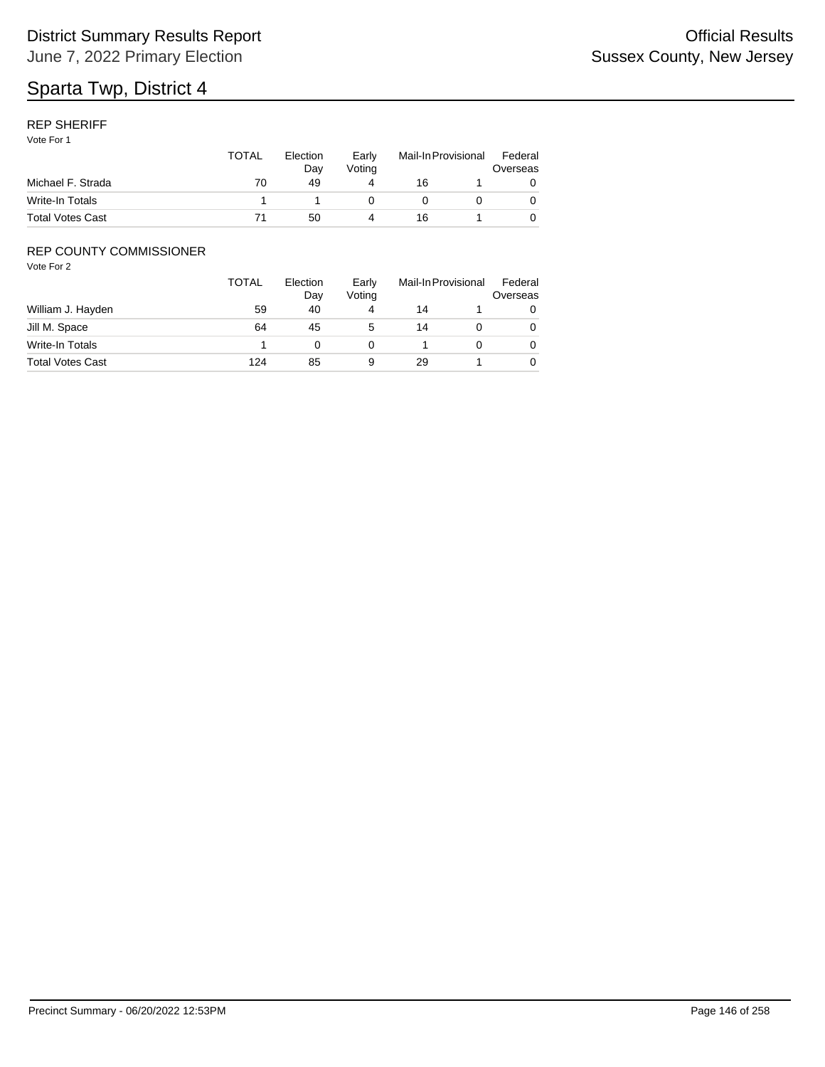# Sparta Twp, District 4

## REP SHERIFF

Vote For 1

| | TOTAL | Election Day | Early Voting | Mail-In | Provisional | Federal Overseas |
|---|---|---|---|---|---|---|
| Michael F. Strada | 70 | 49 | 4 | 16 | 1 | 0 |
| Write-In Totals | 1 | 1 | 0 | 0 | 0 | 0 |
| Total Votes Cast | 71 | 50 | 4 | 16 | 1 | 0 |

## REP COUNTY COMMISSIONER

Vote For 2

| | TOTAL | Election Day | Early Voting | Mail-In | Provisional | Federal Overseas |
|---|---|---|---|---|---|---|
| William J. Hayden | 59 | 40 | 4 | 14 | 1 | 0 |
| Jill M. Space | 64 | 45 | 5 | 14 | 0 | 0 |
| Write-In Totals | 1 | 0 | 0 | 1 | 0 | 0 |
| Total Votes Cast | 124 | 85 | 9 | 29 | 1 | 0 |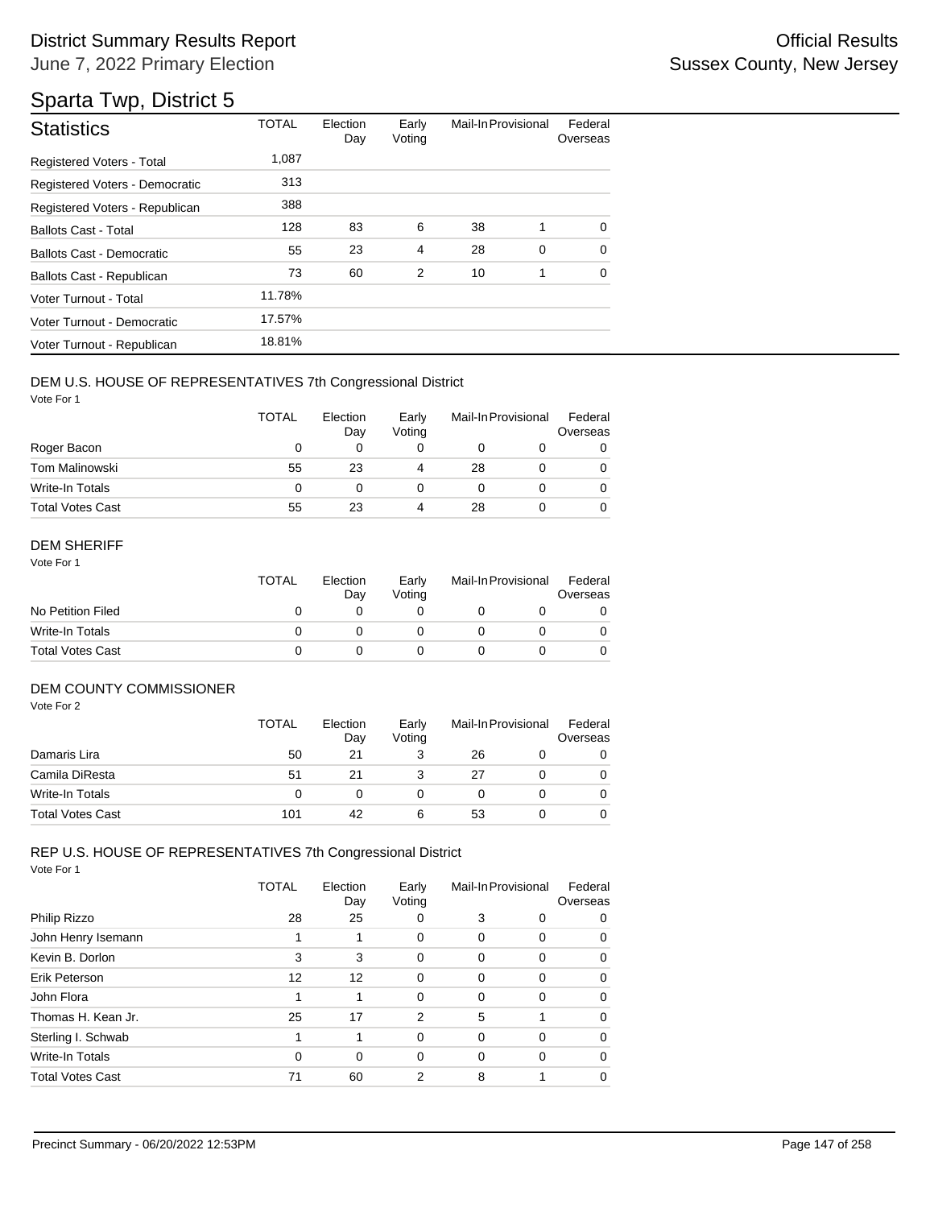# District Summary Results Report

June 7, 2022 Primary Election

Official Results
Sussex County, New Jersey

## Sparta Twp, District 5

| Statistics | TOTAL | Election Day | Early Voting | Mail-In | Provisional | Federal Overseas |
|---|---|---|---|---|---|---|
| Registered Voters - Total | 1,087 | | | | | |
| Registered Voters - Democratic | 313 | | | | | |
| Registered Voters - Republican | 388 | | | | | |
| Ballots Cast - Total | 128 | 83 | 6 | 38 | 1 | 0 |
| Ballots Cast - Democratic | 55 | 23 | 4 | 28 | 0 | 0 |
| Ballots Cast - Republican | 73 | 60 | 2 | 10 | 1 | 0 |
| Voter Turnout - Total | 11.78% | | | | | |
| Voter Turnout - Democratic | 17.57% | | | | | |
| Voter Turnout - Republican | 18.81% | | | | | |

### DEM U.S. HOUSE OF REPRESENTATIVES 7th Congressional District

Vote For 1

| | TOTAL | Election Day | Early Voting | Mail-In | Provisional | Federal Overseas |
|---|---|---|---|---|---|---|
| Roger Bacon | 0 | 0 | 0 | 0 | 0 | 0 |
| Tom Malinowski | 55 | 23 | 4 | 28 | 0 | 0 |
| Write-In Totals | 0 | 0 | 0 | 0 | 0 | 0 |
| Total Votes Cast | 55 | 23 | 4 | 28 | 0 | 0 |

### DEM SHERIFF

Vote For 1

| | TOTAL | Election Day | Early Voting | Mail-In | Provisional | Federal Overseas |
|---|---|---|---|---|---|---|
| No Petition Filed | 0 | 0 | 0 | 0 | 0 | 0 |
| Write-In Totals | 0 | 0 | 0 | 0 | 0 | 0 |
| Total Votes Cast | 0 | 0 | 0 | 0 | 0 | 0 |

### DEM COUNTY COMMISSIONER

Vote For 2

| | TOTAL | Election Day | Early Voting | Mail-In | Provisional | Federal Overseas |
|---|---|---|---|---|---|---|
| Damaris Lira | 50 | 21 | 3 | 26 | 0 | 0 |
| Camila DiResta | 51 | 21 | 3 | 27 | 0 | 0 |
| Write-In Totals | 0 | 0 | 0 | 0 | 0 | 0 |
| Total Votes Cast | 101 | 42 | 6 | 53 | 0 | 0 |

### REP U.S. HOUSE OF REPRESENTATIVES 7th Congressional District

Vote For 1

| | TOTAL | Election Day | Early Voting | Mail-In | Provisional | Federal Overseas |
|---|---|---|---|---|---|---|
| Philip Rizzo | 28 | 25 | 0 | 3 | 0 | 0 |
| John Henry Isemann | 1 | 1 | 0 | 0 | 0 | 0 |
| Kevin B. Dorlon | 3 | 3 | 0 | 0 | 0 | 0 |
| Erik Peterson | 12 | 12 | 0 | 0 | 0 | 0 |
| John Flora | 1 | 1 | 0 | 0 | 0 | 0 |
| Thomas H. Kean Jr. | 25 | 17 | 2 | 5 | 1 | 0 |
| Sterling I. Schwab | 1 | 1 | 0 | 0 | 0 | 0 |
| Write-In Totals | 0 | 0 | 0 | 0 | 0 | 0 |
| Total Votes Cast | 71 | 60 | 2 | 8 | 1 | 0 |

Precinct Summary - 06/20/2022 12:53PM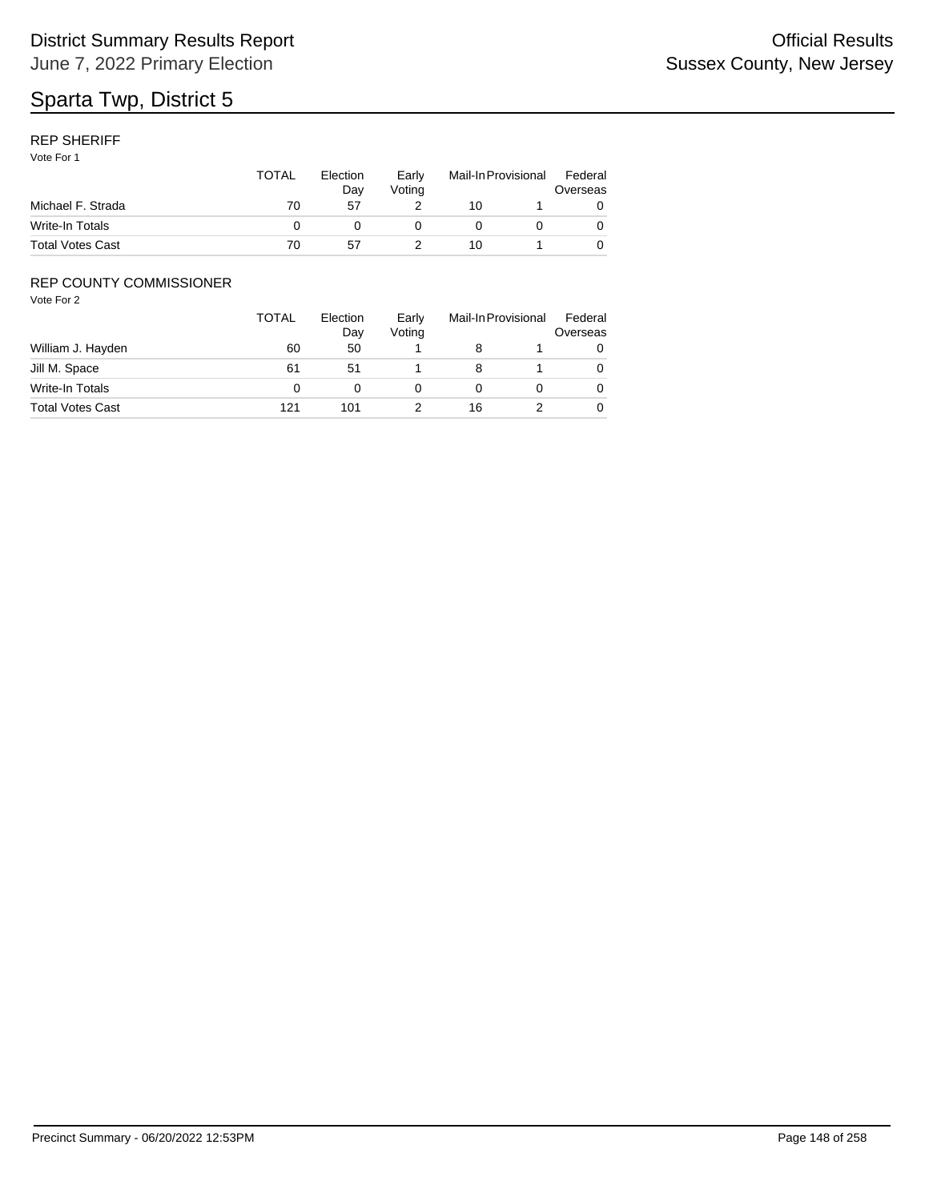# Sparta Twp, District 5

District Summary Results Report
June 7, 2022 Primary Election

Official Results
Sussex County, New Jersey

## REP SHERIFF

Vote For 1

| | TOTAL | Election Day | Early Voting | Mail-In | Provisional | Federal Overseas |
|---|---|---|---|---|---|---|
| Michael F. Strada | 70 | 57 | 2 | 10 | 1 | 0 |
| Write-In Totals | 0 | 0 | 0 | 0 | 0 | 0 |
| Total Votes Cast | 70 | 57 | 2 | 10 | 1 | 0 |

## REP COUNTY COMMISSIONER

Vote For 2

| | TOTAL | Election Day | Early Voting | Mail-In | Provisional | Federal Overseas |
|---|---|---|---|---|---|---|
| William J. Hayden | 60 | 50 | 1 | 8 | 1 | 0 |
| Jill M. Space | 61 | 51 | 1 | 8 | 1 | 0 |
| Write-In Totals | 0 | 0 | 0 | 0 | 0 | 0 |
| Total Votes Cast | 121 | 101 | 2 | 16 | 2 | 0 |

Precinct Summary - 06/20/2022 12:53PM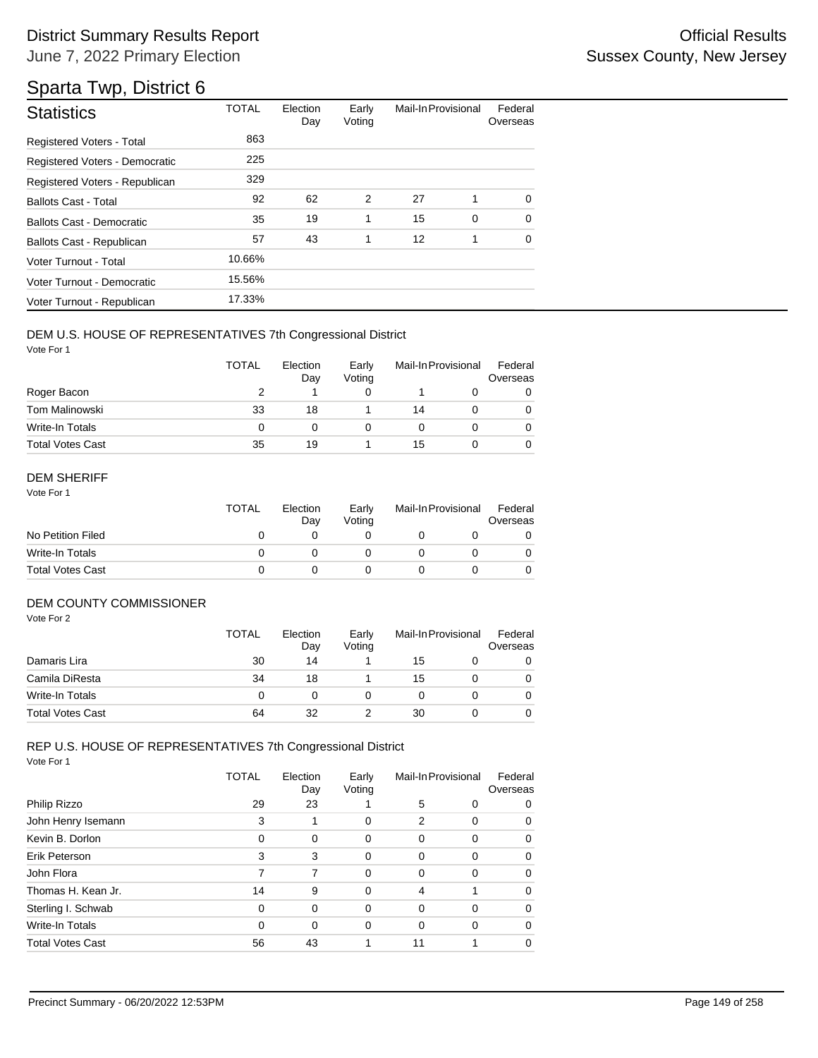# District Summary Results Report

June 7, 2022 Primary Election

Official Results
Sussex County, New Jersey

## Sparta Twp, District 6

| Statistics | TOTAL | Election Day | Early Voting | Mail-In | Provisional | Federal Overseas |
|---|---|---|---|---|---|---|
| Registered Voters - Total | 863 | | | | | |
| Registered Voters - Democratic | 225 | | | | | |
| Registered Voters - Republican | 329 | | | | | |
| Ballots Cast - Total | 92 | 62 | 2 | 27 | 1 | 0 |
| Ballots Cast - Democratic | 35 | 19 | 1 | 15 | 0 | 0 |
| Ballots Cast - Republican | 57 | 43 | 1 | 12 | 1 | 0 |
| Voter Turnout - Total | 10.66% | | | | | |
| Voter Turnout - Democratic | 15.56% | | | | | |
| Voter Turnout - Republican | 17.33% | | | | | |

### DEM U.S. HOUSE OF REPRESENTATIVES 7th Congressional District

Vote For 1

| | TOTAL | Election Day | Early Voting | Mail-In | Provisional | Federal Overseas |
|---|---|---|---|---|---|---|
| Roger Bacon | 2 | 1 | 0 | 1 | 0 | 0 |
| Tom Malinowski | 33 | 18 | 1 | 14 | 0 | 0 |
| Write-In Totals | 0 | 0 | 0 | 0 | 0 | 0 |
| Total Votes Cast | 35 | 19 | 1 | 15 | 0 | 0 |

### DEM SHERIFF

Vote For 1

| | TOTAL | Election Day | Early Voting | Mail-In | Provisional | Federal Overseas |
|---|---|---|---|---|---|---|
| No Petition Filed | 0 | 0 | 0 | 0 | 0 | 0 |
| Write-In Totals | 0 | 0 | 0 | 0 | 0 | 0 |
| Total Votes Cast | 0 | 0 | 0 | 0 | 0 | 0 |

### DEM COUNTY COMMISSIONER

Vote For 2

| | TOTAL | Election Day | Early Voting | Mail-In | Provisional | Federal Overseas |
|---|---|---|---|---|---|---|
| Damaris Lira | 30 | 14 | 1 | 15 | 0 | 0 |
| Camila DiResta | 34 | 18 | 1 | 15 | 0 | 0 |
| Write-In Totals | 0 | 0 | 0 | 0 | 0 | 0 |
| Total Votes Cast | 64 | 32 | 2 | 30 | 0 | 0 |

### REP U.S. HOUSE OF REPRESENTATIVES 7th Congressional District

Vote For 1

| | TOTAL | Election Day | Early Voting | Mail-In | Provisional | Federal Overseas |
|---|---|---|---|---|---|---|
| Philip Rizzo | 29 | 23 | 1 | 5 | 0 | 0 |
| John Henry Isemann | 3 | 1 | 0 | 2 | 0 | 0 |
| Kevin B. Dorlon | 0 | 0 | 0 | 0 | 0 | 0 |
| Erik Peterson | 3 | 3 | 0 | 0 | 0 | 0 |
| John Flora | 7 | 7 | 0 | 0 | 0 | 0 |
| Thomas H. Kean Jr. | 14 | 9 | 0 | 4 | 1 | 0 |
| Sterling I. Schwab | 0 | 0 | 0 | 0 | 0 | 0 |
| Write-In Totals | 0 | 0 | 0 | 0 | 0 | 0 |
| Total Votes Cast | 56 | 43 | 1 | 11 | 1 | 0 |

Precinct Summary - 06/20/2022 12:53PM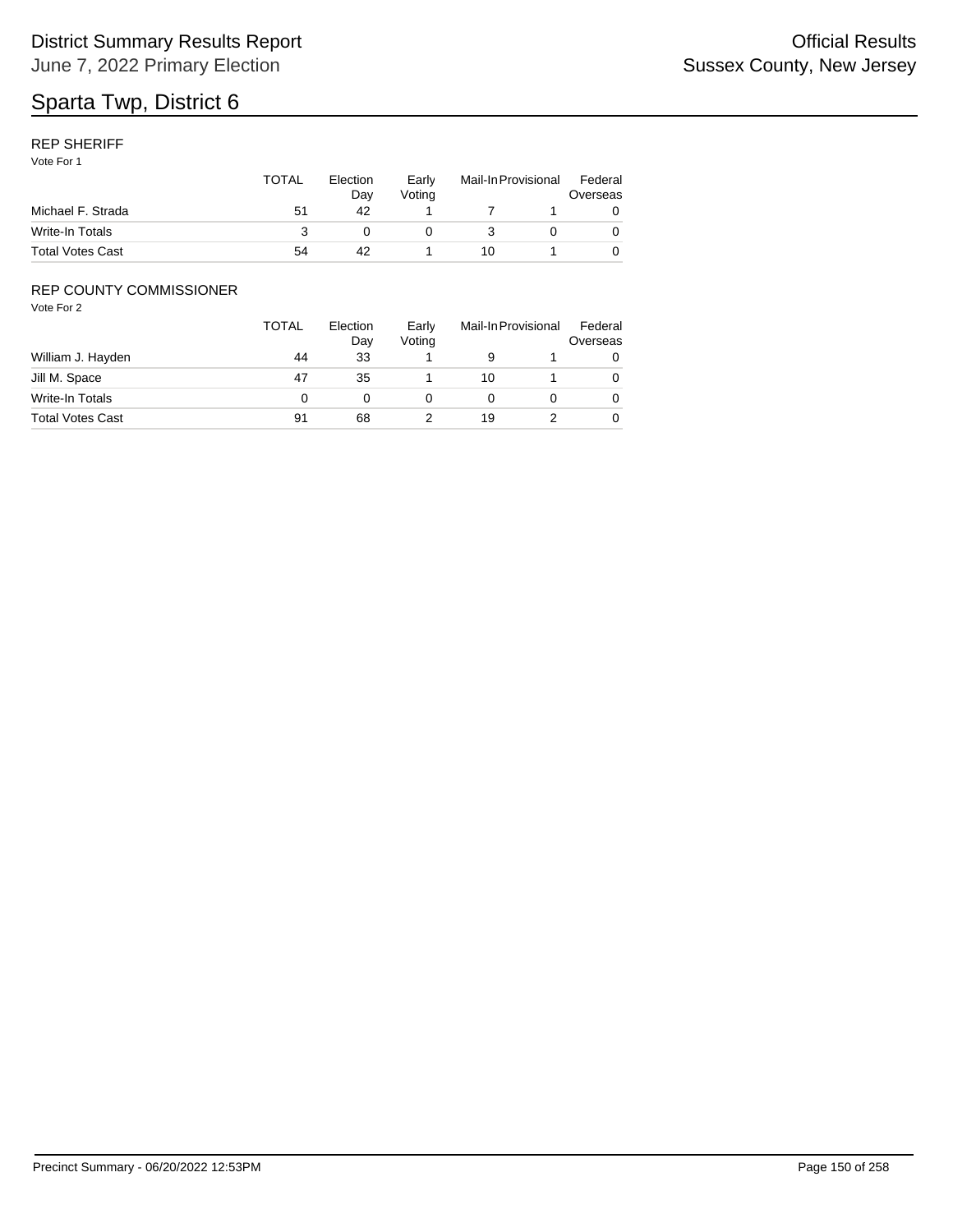# Sparta Twp, District 6

## REP SHERIFF

Vote For 1

| | TOTAL | Election Day | Early Voting | Mail-In | Provisional | Federal Overseas |
|---|---|---|---|---|---|---|
| Michael F. Strada | 51 | 42 | 1 | 7 | 1 | 0 |
| Write-In Totals | 3 | 0 | 0 | 3 | 0 | 0 |
| Total Votes Cast | 54 | 42 | 1 | 10 | 1 | 0 |

## REP COUNTY COMMISSIONER

Vote For 2

| | TOTAL | Election Day | Early Voting | Mail-In | Provisional | Federal Overseas |
|---|---|---|---|---|---|---|
| William J. Hayden | 44 | 33 | 1 | 9 | 1 | 0 |
| Jill M. Space | 47 | 35 | 1 | 10 | 1 | 0 |
| Write-In Totals | 0 | 0 | 0 | 0 | 0 | 0 |
| Total Votes Cast | 91 | 68 | 2 | 19 | 2 | 0 |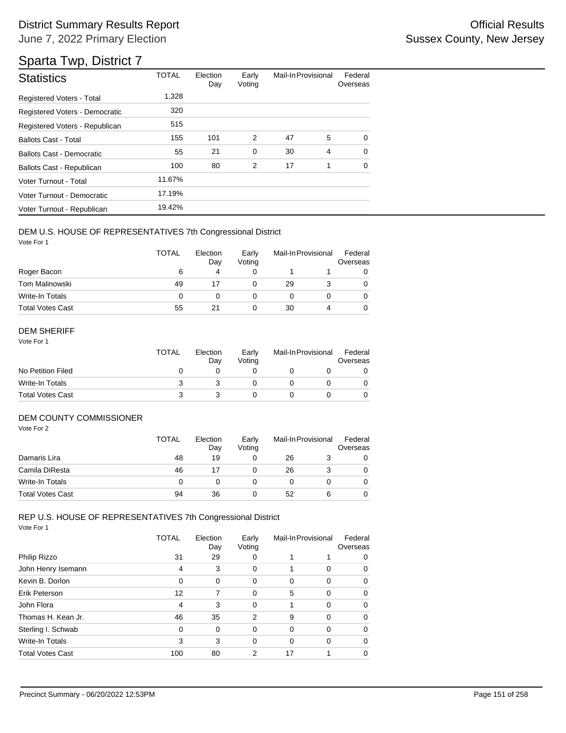# District Summary Results Report

June 7, 2022 Primary Election

Official Results

Sussex County, New Jersey

## Sparta Twp, District 7

| Statistics | TOTAL | Election Day | Early Voting | Mail-In | Provisional | Federal Overseas |
|---|---|---|---|---|---|---|
| Registered Voters - Total | 1,328 | | | | | |
| Registered Voters - Democratic | 320 | | | | | |
| Registered Voters - Republican | 515 | | | | | |
| Ballots Cast - Total | 155 | 101 | 2 | 47 | 5 | 0 |
| Ballots Cast - Democratic | 55 | 21 | 0 | 30 | 4 | 0 |
| Ballots Cast - Republican | 100 | 80 | 2 | 17 | 1 | 0 |
| Voter Turnout - Total | 11.67% | | | | | |
| Voter Turnout - Democratic | 17.19% | | | | | |
| Voter Turnout - Republican | 19.42% | | | | | |

### DEM U.S. HOUSE OF REPRESENTATIVES 7th Congressional District

Vote For 1

| | TOTAL | Election Day | Early Voting | Mail-In | Provisional | Federal Overseas |
|---|---|---|---|---|---|---|
| Roger Bacon | 6 | 4 | 0 | 1 | 1 | 0 |
| Tom Malinowski | 49 | 17 | 0 | 29 | 3 | 0 |
| Write-In Totals | 0 | 0 | 0 | 0 | 0 | 0 |
| Total Votes Cast | 55 | 21 | 0 | 30 | 4 | 0 |

### DEM SHERIFF

Vote For 1

| | TOTAL | Election Day | Early Voting | Mail-In | Provisional | Federal Overseas |
|---|---|---|---|---|---|---|
| No Petition Filed | 0 | 0 | 0 | 0 | 0 | 0 |
| Write-In Totals | 3 | 3 | 0 | 0 | 0 | 0 |
| Total Votes Cast | 3 | 3 | 0 | 0 | 0 | 0 |

### DEM COUNTY COMMISSIONER

Vote For 2

| | TOTAL | Election Day | Early Voting | Mail-In | Provisional | Federal Overseas |
|---|---|---|---|---|---|---|
| Damaris Lira | 48 | 19 | 0 | 26 | 3 | 0 |
| Camila DiResta | 46 | 17 | 0 | 26 | 3 | 0 |
| Write-In Totals | 0 | 0 | 0 | 0 | 0 | 0 |
| Total Votes Cast | 94 | 36 | 0 | 52 | 6 | 0 |

### REP U.S. HOUSE OF REPRESENTATIVES 7th Congressional District

Vote For 1

| | TOTAL | Election Day | Early Voting | Mail-In | Provisional | Federal Overseas |
|---|---|---|---|---|---|---|
| Philip Rizzo | 31 | 29 | 0 | 1 | 1 | 0 |
| John Henry Isemann | 4 | 3 | 0 | 1 | 0 | 0 |
| Kevin B. Dorlon | 0 | 0 | 0 | 0 | 0 | 0 |
| Erik Peterson | 12 | 7 | 0 | 5 | 0 | 0 |
| John Flora | 4 | 3 | 0 | 1 | 0 | 0 |
| Thomas H. Kean Jr. | 46 | 35 | 2 | 9 | 0 | 0 |
| Sterling I. Schwab | 0 | 0 | 0 | 0 | 0 | 0 |
| Write-In Totals | 3 | 3 | 0 | 0 | 0 | 0 |
| Total Votes Cast | 100 | 80 | 2 | 17 | 1 | 0 |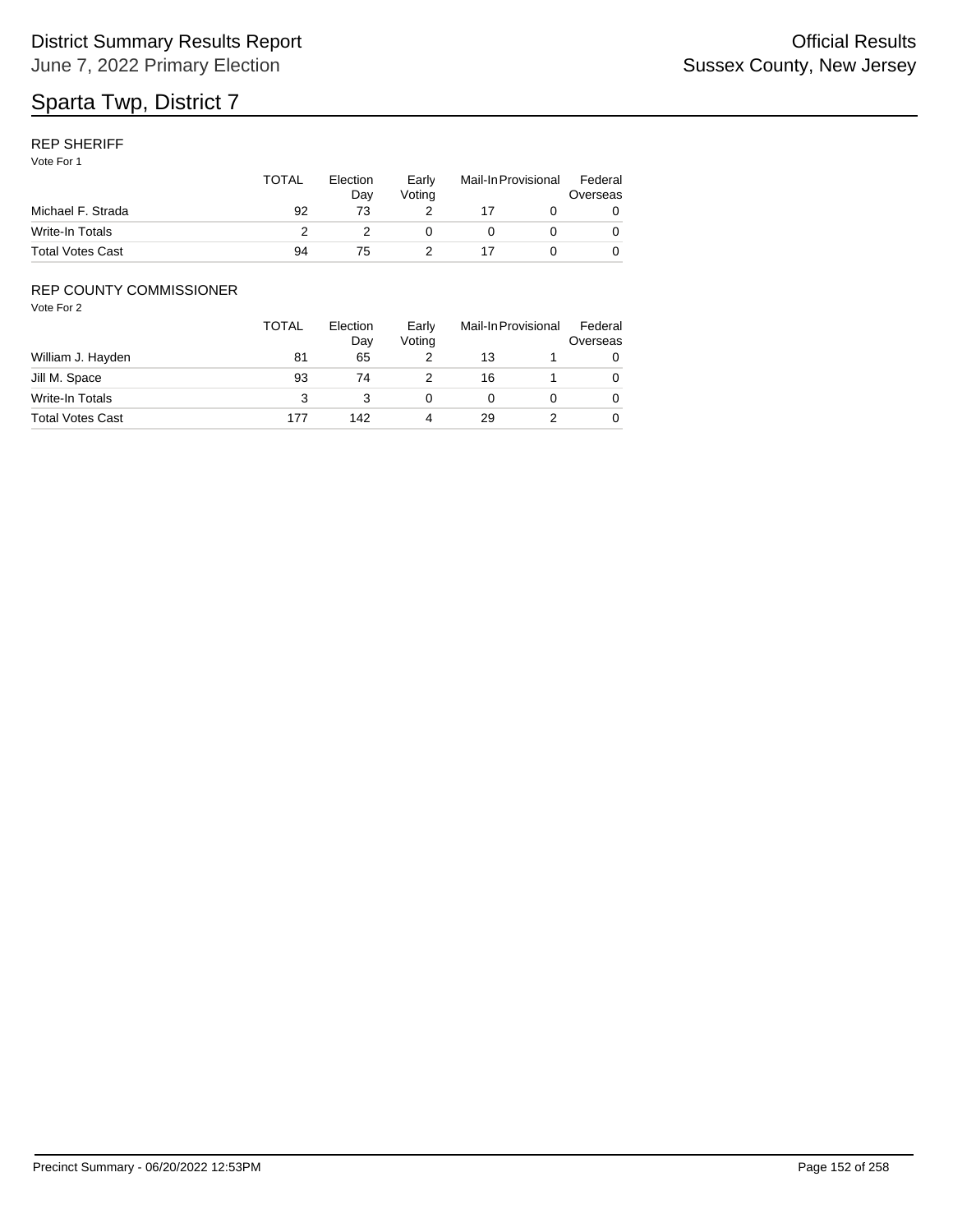# Sparta Twp, District 7

District Summary Results Report
June 7, 2022 Primary Election

Official Results
Sussex County, New Jersey

## REP SHERIFF

Vote For 1

| | TOTAL | Election Day | Early Voting | Mail-In | Provisional | Federal Overseas |
|---|---|---|---|---|---|---|
| Michael F. Strada | 92 | 73 | 2 | 17 | 0 | 0 |
| Write-In Totals | 2 | 2 | 0 | 0 | 0 | 0 |
| Total Votes Cast | 94 | 75 | 2 | 17 | 0 | 0 |

## REP COUNTY COMMISSIONER

Vote For 2

| | TOTAL | Election Day | Early Voting | Mail-In | Provisional | Federal Overseas |
|---|---|---|---|---|---|---|
| William J. Hayden | 81 | 65 | 2 | 13 | 1 | 0 |
| Jill M. Space | 93 | 74 | 2 | 16 | 1 | 0 |
| Write-In Totals | 3 | 3 | 0 | 0 | 0 | 0 |
| Total Votes Cast | 177 | 142 | 4 | 29 | 2 | 0 |

Precinct Summary - 06/20/2022 12:53PM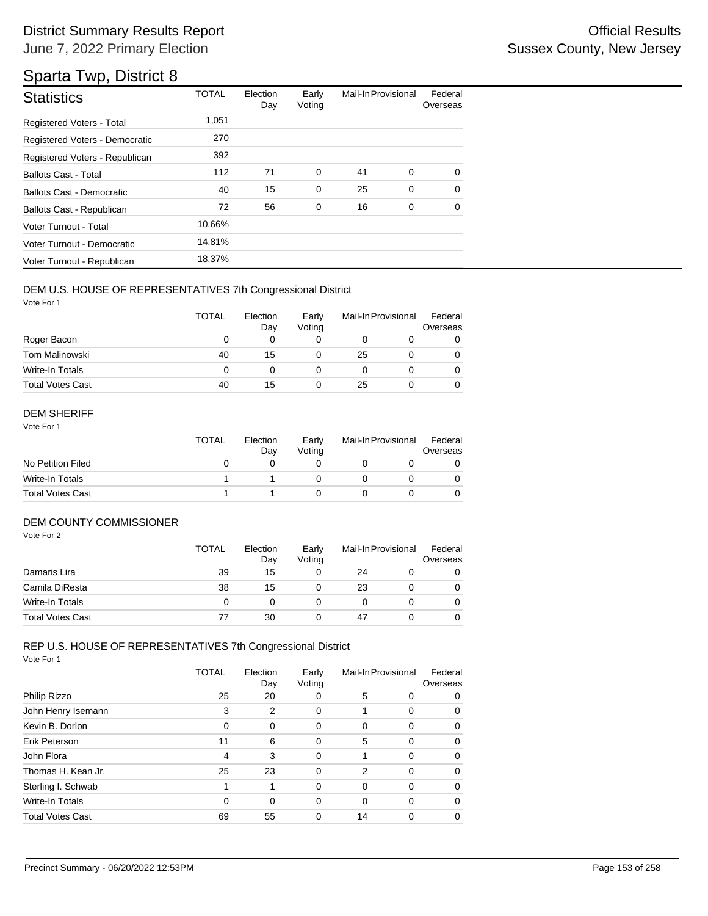# Sparta Twp, District 8

| Statistics | TOTAL | Election Day | Early Voting | Mail-In | Provisional | Federal Overseas |
|---|---|---|---|---|---|---|
| Registered Voters - Total | 1,051 | | | | | |
| Registered Voters - Democratic | 270 | | | | | |
| Registered Voters - Republican | 392 | | | | | |
| Ballots Cast - Total | 112 | 71 | 0 | 41 | 0 | 0 |
| Ballots Cast - Democratic | 40 | 15 | 0 | 25 | 0 | 0 |
| Ballots Cast - Republican | 72 | 56 | 0 | 16 | 0 | 0 |
| Voter Turnout - Total | 10.66% | | | | | |
| Voter Turnout - Democratic | 14.81% | | | | | |
| Voter Turnout - Republican | 18.37% | | | | | |

### DEM U.S. HOUSE OF REPRESENTATIVES 7th Congressional District

Vote For 1

| | TOTAL | Election Day | Early Voting | Mail-In | Provisional | Federal Overseas |
|---|---|---|---|---|---|---|
| Roger Bacon | 0 | 0 | 0 | 0 | 0 | 0 |
| Tom Malinowski | 40 | 15 | 0 | 25 | 0 | 0 |
| Write-In Totals | 0 | 0 | 0 | 0 | 0 | 0 |
| Total Votes Cast | 40 | 15 | 0 | 25 | 0 | 0 |

### DEM SHERIFF

Vote For 1

| | TOTAL | Election Day | Early Voting | Mail-In | Provisional | Federal Overseas |
|---|---|---|---|---|---|---|
| No Petition Filed | 0 | 0 | 0 | 0 | 0 | 0 |
| Write-In Totals | 1 | 1 | 0 | 0 | 0 | 0 |
| Total Votes Cast | 1 | 1 | 0 | 0 | 0 | 0 |

### DEM COUNTY COMMISSIONER

Vote For 2

| | TOTAL | Election Day | Early Voting | Mail-In | Provisional | Federal Overseas |
|---|---|---|---|---|---|---|
| Damaris Lira | 39 | 15 | 0 | 24 | 0 | 0 |
| Camila DiResta | 38 | 15 | 0 | 23 | 0 | 0 |
| Write-In Totals | 0 | 0 | 0 | 0 | 0 | 0 |
| Total Votes Cast | 77 | 30 | 0 | 47 | 0 | 0 |

### REP U.S. HOUSE OF REPRESENTATIVES 7th Congressional District

Vote For 1

| | TOTAL | Election Day | Early Voting | Mail-In | Provisional | Federal Overseas |
|---|---|---|---|---|---|---|
| Philip Rizzo | 25 | 20 | 0 | 5 | 0 | 0 |
| John Henry Isemann | 3 | 2 | 0 | 1 | 0 | 0 |
| Kevin B. Dorlon | 0 | 0 | 0 | 0 | 0 | 0 |
| Erik Peterson | 11 | 6 | 0 | 5 | 0 | 0 |
| John Flora | 4 | 3 | 0 | 1 | 0 | 0 |
| Thomas H. Kean Jr. | 25 | 23 | 0 | 2 | 0 | 0 |
| Sterling I. Schwab | 1 | 1 | 0 | 0 | 0 | 0 |
| Write-In Totals | 0 | 0 | 0 | 0 | 0 | 0 |
| Total Votes Cast | 69 | 55 | 0 | 14 | 0 | 0 |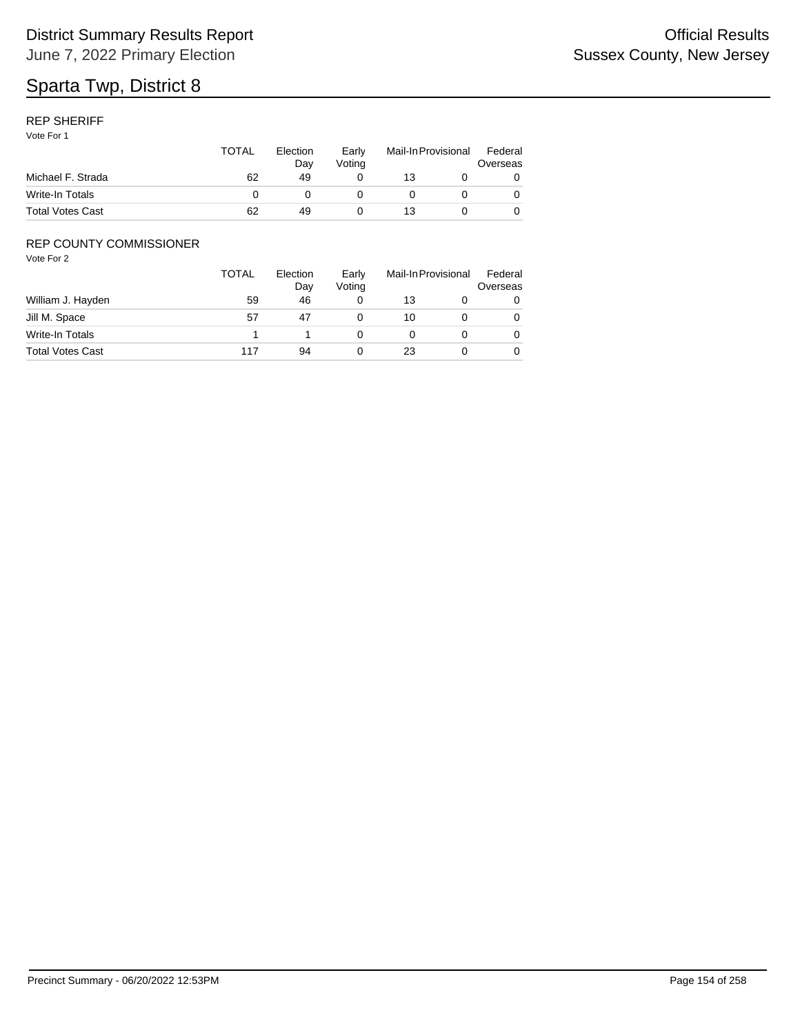# Sparta Twp, District 8

## REP SHERIFF

Vote For 1

| | TOTAL | Election Day | Early Voting | Mail-In | Provisional | Federal Overseas |
|---|---|---|---|---|---|---|
| Michael F. Strada | 62 | 49 | 0 | 13 | 0 | 0 |
| Write-In Totals | 0 | 0 | 0 | 0 | 0 | 0 |
| Total Votes Cast | 62 | 49 | 0 | 13 | 0 | 0 |

## REP COUNTY COMMISSIONER

Vote For 2

| | TOTAL | Election Day | Early Voting | Mail-In | Provisional | Federal Overseas |
|---|---|---|---|---|---|---|
| William J. Hayden | 59 | 46 | 0 | 13 | 0 | 0 |
| Jill M. Space | 57 | 47 | 0 | 10 | 0 | 0 |
| Write-In Totals | 1 | 1 | 0 | 0 | 0 | 0 |
| Total Votes Cast | 117 | 94 | 0 | 23 | 0 | 0 |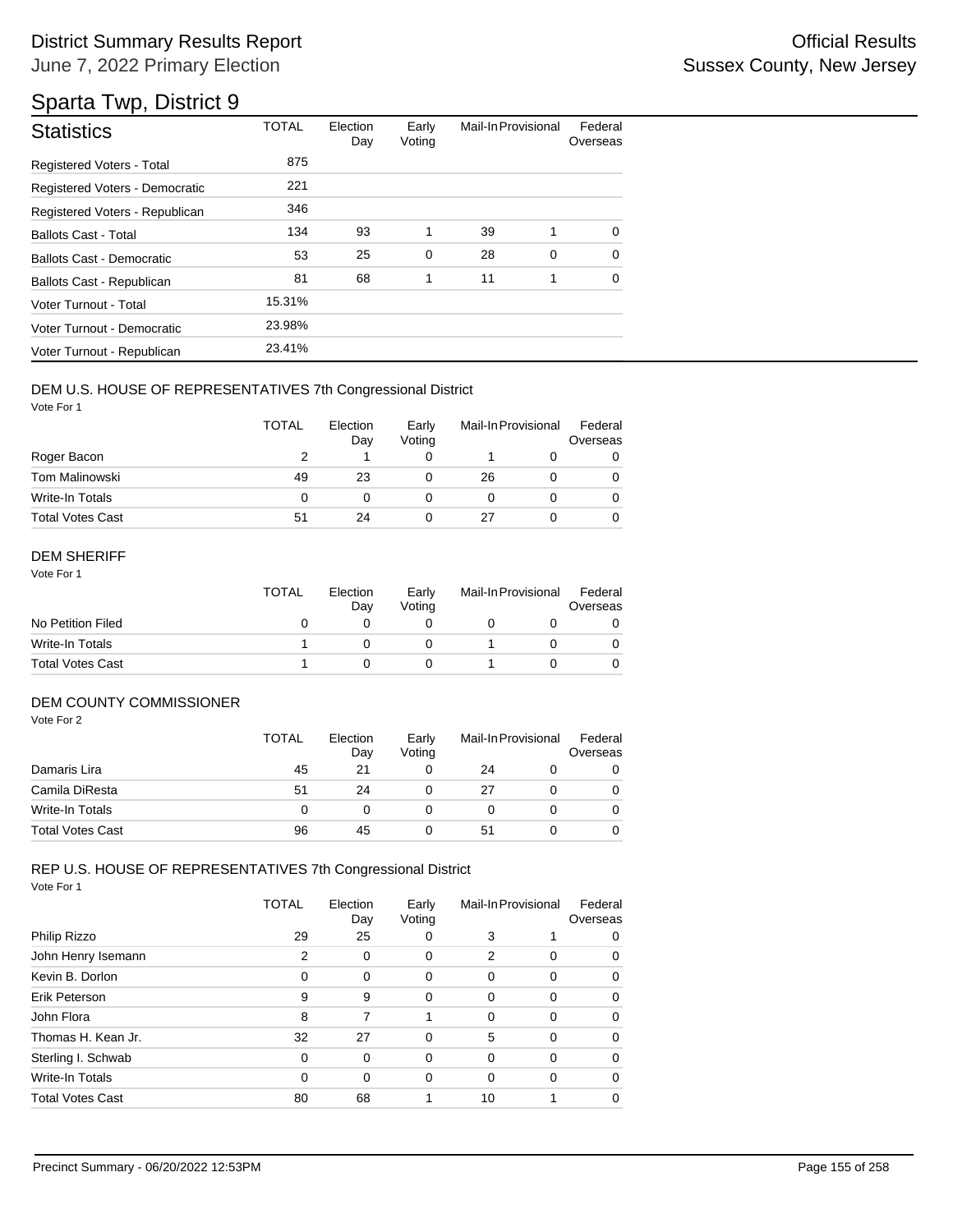# District Summary Results Report

June 7, 2022 Primary Election

Official Results
Sussex County, New Jersey

## Sparta Twp, District 9

| Statistics | TOTAL | Election Day | Early Voting | Mail-In | Provisional | Federal Overseas |
|---|---|---|---|---|---|---|
| Registered Voters - Total | 875 | | | | | |
| Registered Voters - Democratic | 221 | | | | | |
| Registered Voters - Republican | 346 | | | | | |
| Ballots Cast - Total | 134 | 93 | 1 | 39 | 1 | 0 |
| Ballots Cast - Democratic | 53 | 25 | 0 | 28 | 0 | 0 |
| Ballots Cast - Republican | 81 | 68 | 1 | 11 | 1 | 0 |
| Voter Turnout - Total | 15.31% | | | | | |
| Voter Turnout - Democratic | 23.98% | | | | | |
| Voter Turnout - Republican | 23.41% | | | | | |

### DEM U.S. HOUSE OF REPRESENTATIVES 7th Congressional District

Vote For 1

| | TOTAL | Election Day | Early Voting | Mail-In | Provisional | Federal Overseas |
|---|---|---|---|---|---|---|
| Roger Bacon | 2 | 1 | 0 | 1 | 0 | 0 |
| Tom Malinowski | 49 | 23 | 0 | 26 | 0 | 0 |
| Write-In Totals | 0 | 0 | 0 | 0 | 0 | 0 |
| Total Votes Cast | 51 | 24 | 0 | 27 | 0 | 0 |

### DEM SHERIFF

Vote For 1

| | TOTAL | Election Day | Early Voting | Mail-In | Provisional | Federal Overseas |
|---|---|---|---|---|---|---|
| No Petition Filed | 0 | 0 | 0 | 0 | 0 | 0 |
| Write-In Totals | 1 | 0 | 0 | 1 | 0 | 0 |
| Total Votes Cast | 1 | 0 | 0 | 1 | 0 | 0 |

### DEM COUNTY COMMISSIONER

Vote For 2

| | TOTAL | Election Day | Early Voting | Mail-In | Provisional | Federal Overseas |
|---|---|---|---|---|---|---|
| Damaris Lira | 45 | 21 | 0 | 24 | 0 | 0 |
| Camila DiResta | 51 | 24 | 0 | 27 | 0 | 0 |
| Write-In Totals | 0 | 0 | 0 | 0 | 0 | 0 |
| Total Votes Cast | 96 | 45 | 0 | 51 | 0 | 0 |

### REP U.S. HOUSE OF REPRESENTATIVES 7th Congressional District

Vote For 1

| | TOTAL | Election Day | Early Voting | Mail-In | Provisional | Federal Overseas |
|---|---|---|---|---|---|---|
| Philip Rizzo | 29 | 25 | 0 | 3 | 1 | 0 |
| John Henry Isemann | 2 | 0 | 0 | 2 | 0 | 0 |
| Kevin B. Dorlon | 0 | 0 | 0 | 0 | 0 | 0 |
| Erik Peterson | 9 | 9 | 0 | 0 | 0 | 0 |
| John Flora | 8 | 7 | 1 | 0 | 0 | 0 |
| Thomas H. Kean Jr. | 32 | 27 | 0 | 5 | 0 | 0 |
| Sterling I. Schwab | 0 | 0 | 0 | 0 | 0 | 0 |
| Write-In Totals | 0 | 0 | 0 | 0 | 0 | 0 |
| Total Votes Cast | 80 | 68 | 1 | 10 | 1 | 0 |

Precinct Summary - 06/20/2022 12:53PM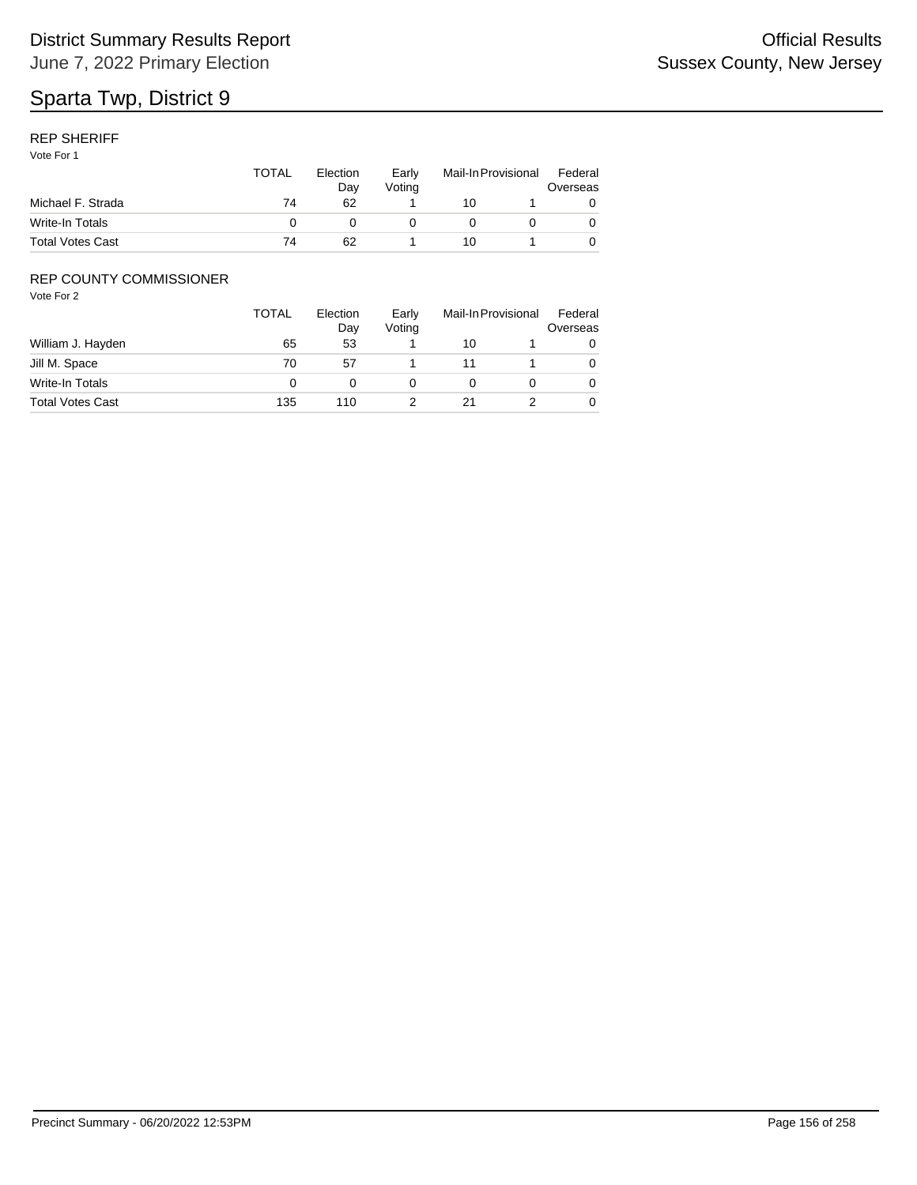# Sparta Twp, District 9

## REP SHERIFF

Vote For 1

| | TOTAL | Election Day | Early Voting | Mail-In | Provisional | Federal Overseas |
|---|---|---|---|---|---|---|
| Michael F. Strada | 74 | 62 | 1 | 10 | 1 | 0 |
| Write-In Totals | 0 | 0 | 0 | 0 | 0 | 0 |
| Total Votes Cast | 74 | 62 | 1 | 10 | 1 | 0 |

## REP COUNTY COMMISSIONER

Vote For 2

| | TOTAL | Election Day | Early Voting | Mail-In | Provisional | Federal Overseas |
|---|---|---|---|---|---|---|
| William J. Hayden | 65 | 53 | 1 | 10 | 1 | 0 |
| Jill M. Space | 70 | 57 | 1 | 11 | 1 | 0 |
| Write-In Totals | 0 | 0 | 0 | 0 | 0 | 0 |
| Total Votes Cast | 135 | 110 | 2 | 21 | 2 | 0 |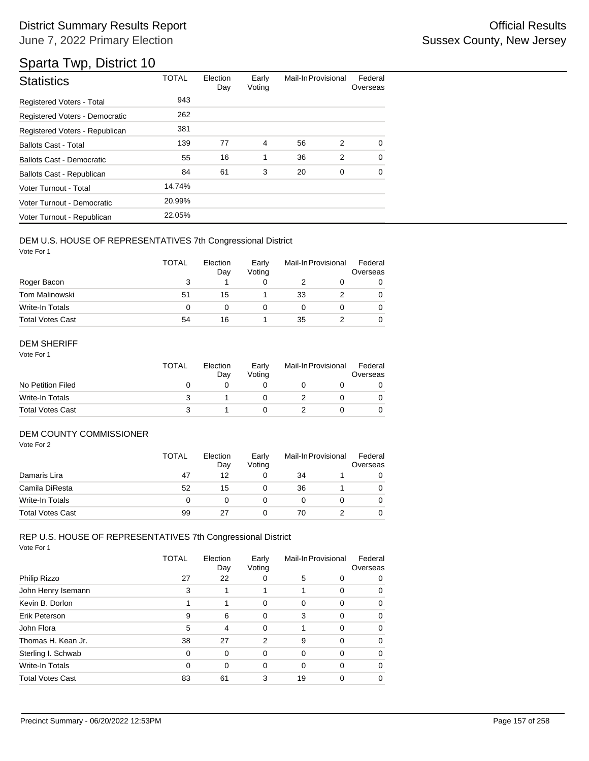# District Summary Results Report

June 7, 2022 Primary Election

Official Results
Sussex County, New Jersey

## Sparta Twp, District 10

| Statistics | TOTAL | Election Day | Early Voting | Mail-In | Provisional | Federal Overseas |
|---|---|---|---|---|---|---|
| Registered Voters - Total | 943 | | | | | |
| Registered Voters - Democratic | 262 | | | | | |
| Registered Voters - Republican | 381 | | | | | |
| Ballots Cast - Total | 139 | 77 | 4 | 56 | 2 | 0 |
| Ballots Cast - Democratic | 55 | 16 | 1 | 36 | 2 | 0 |
| Ballots Cast - Republican | 84 | 61 | 3 | 20 | 0 | 0 |
| Voter Turnout - Total | 14.74% | | | | | |
| Voter Turnout - Democratic | 20.99% | | | | | |
| Voter Turnout - Republican | 22.05% | | | | | |

### DEM U.S. HOUSE OF REPRESENTATIVES 7th Congressional District

Vote For 1

| | TOTAL | Election Day | Early Voting | Mail-In | Provisional | Federal Overseas |
|---|---|---|---|---|---|---|
| Roger Bacon | 3 | 1 | 0 | 2 | 0 | 0 |
| Tom Malinowski | 51 | 15 | 1 | 33 | 2 | 0 |
| Write-In Totals | 0 | 0 | 0 | 0 | 0 | 0 |
| Total Votes Cast | 54 | 16 | 1 | 35 | 2 | 0 |

### DEM SHERIFF

Vote For 1

| | TOTAL | Election Day | Early Voting | Mail-In | Provisional | Federal Overseas |
|---|---|---|---|---|---|---|
| No Petition Filed | 0 | 0 | 0 | 0 | 0 | 0 |
| Write-In Totals | 3 | 1 | 0 | 2 | 0 | 0 |
| Total Votes Cast | 3 | 1 | 0 | 2 | 0 | 0 |

### DEM COUNTY COMMISSIONER

Vote For 2

| | TOTAL | Election Day | Early Voting | Mail-In | Provisional | Federal Overseas |
|---|---|---|---|---|---|---|
| Damaris Lira | 47 | 12 | 0 | 34 | 1 | 0 |
| Camila DiResta | 52 | 15 | 0 | 36 | 1 | 0 |
| Write-In Totals | 0 | 0 | 0 | 0 | 0 | 0 |
| Total Votes Cast | 99 | 27 | 0 | 70 | 2 | 0 |

### REP U.S. HOUSE OF REPRESENTATIVES 7th Congressional District

Vote For 1

| | TOTAL | Election Day | Early Voting | Mail-In | Provisional | Federal Overseas |
|---|---|---|---|---|---|---|
| Philip Rizzo | 27 | 22 | 0 | 5 | 0 | 0 |
| John Henry Isemann | 3 | 1 | 1 | 1 | 0 | 0 |
| Kevin B. Dorlon | 1 | 1 | 0 | 0 | 0 | 0 |
| Erik Peterson | 9 | 6 | 0 | 3 | 0 | 0 |
| John Flora | 5 | 4 | 0 | 1 | 0 | 0 |
| Thomas H. Kean Jr. | 38 | 27 | 2 | 9 | 0 | 0 |
| Sterling I. Schwab | 0 | 0 | 0 | 0 | 0 | 0 |
| Write-In Totals | 0 | 0 | 0 | 0 | 0 | 0 |
| Total Votes Cast | 83 | 61 | 3 | 19 | 0 | 0 |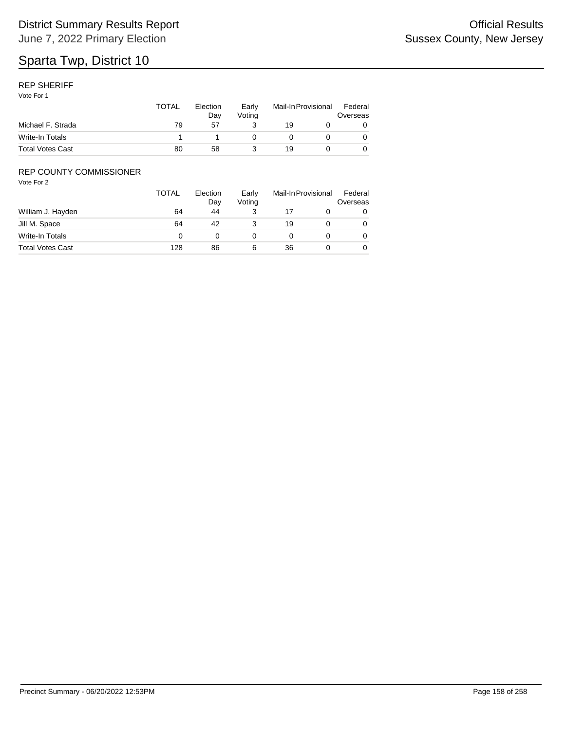# Sparta Twp, District 10

District Summary Results Report
June 7, 2022 Primary Election

Official Results
Sussex County, New Jersey

## REP SHERIFF

Vote For 1

| | TOTAL | Election Day | Early Voting | Mail-In | Provisional | Federal Overseas |
|---|---|---|---|---|---|---|
| Michael F. Strada | 79 | 57 | 3 | 19 | 0 | 0 |
| Write-In Totals | 1 | 1 | 0 | 0 | 0 | 0 |
| Total Votes Cast | 80 | 58 | 3 | 19 | 0 | 0 |

## REP COUNTY COMMISSIONER

Vote For 2

| | TOTAL | Election Day | Early Voting | Mail-In | Provisional | Federal Overseas |
|---|---|---|---|---|---|---|
| William J. Hayden | 64 | 44 | 3 | 17 | 0 | 0 |
| Jill M. Space | 64 | 42 | 3 | 19 | 0 | 0 |
| Write-In Totals | 0 | 0 | 0 | 0 | 0 | 0 |
| Total Votes Cast | 128 | 86 | 6 | 36 | 0 | 0 |

Precinct Summary - 06/20/2022 12:53PM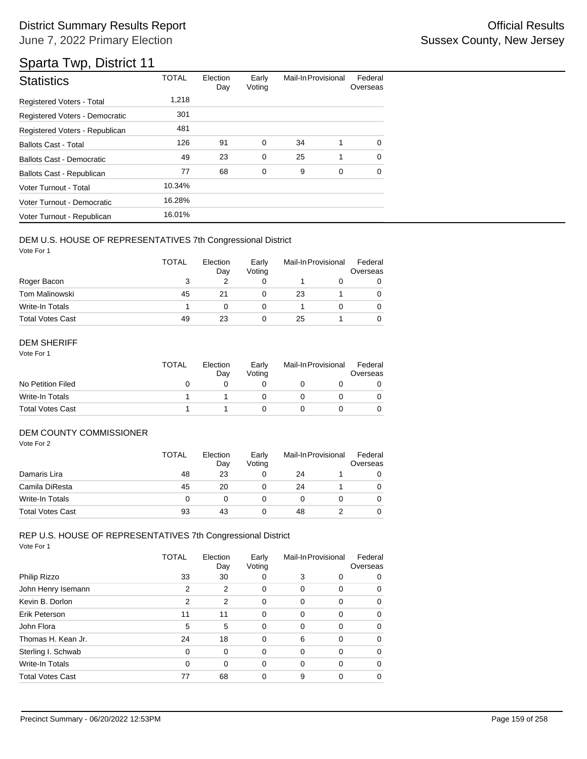# District Summary Results Report

June 7, 2022 Primary Election

Official Results
Sussex County, New Jersey

## Sparta Twp, District 11

| Statistics | TOTAL | Election Day | Early Voting | Mail-In | Provisional | Federal Overseas |
|---|---|---|---|---|---|---|
| Registered Voters - Total | 1,218 | | | | | |
| Registered Voters - Democratic | 301 | | | | | |
| Registered Voters - Republican | 481 | | | | | |
| Ballots Cast - Total | 126 | 91 | 0 | 34 | 1 | 0 |
| Ballots Cast - Democratic | 49 | 23 | 0 | 25 | 1 | 0 |
| Ballots Cast - Republican | 77 | 68 | 0 | 9 | 0 | 0 |
| Voter Turnout - Total | 10.34% | | | | | |
| Voter Turnout - Democratic | 16.28% | | | | | |
| Voter Turnout - Republican | 16.01% | | | | | |

### DEM U.S. HOUSE OF REPRESENTATIVES 7th Congressional District

Vote For 1

| | TOTAL | Election Day | Early Voting | Mail-In | Provisional | Federal Overseas |
|---|---|---|---|---|---|---|
| Roger Bacon | 3 | 2 | 0 | 1 | 0 | 0 |
| Tom Malinowski | 45 | 21 | 0 | 23 | 1 | 0 |
| Write-In Totals | 1 | 0 | 0 | 1 | 0 | 0 |
| Total Votes Cast | 49 | 23 | 0 | 25 | 1 | 0 |

### DEM SHERIFF

Vote For 1

| | TOTAL | Election Day | Early Voting | Mail-In | Provisional | Federal Overseas |
|---|---|---|---|---|---|---|
| No Petition Filed | 0 | 0 | 0 | 0 | 0 | 0 |
| Write-In Totals | 1 | 1 | 0 | 0 | 0 | 0 |
| Total Votes Cast | 1 | 1 | 0 | 0 | 0 | 0 |

### DEM COUNTY COMMISSIONER

Vote For 2

| | TOTAL | Election Day | Early Voting | Mail-In | Provisional | Federal Overseas |
|---|---|---|---|---|---|---|
| Damaris Lira | 48 | 23 | 0 | 24 | 1 | 0 |
| Camila DiResta | 45 | 20 | 0 | 24 | 1 | 0 |
| Write-In Totals | 0 | 0 | 0 | 0 | 0 | 0 |
| Total Votes Cast | 93 | 43 | 0 | 48 | 2 | 0 |

### REP U.S. HOUSE OF REPRESENTATIVES 7th Congressional District

Vote For 1

| | TOTAL | Election Day | Early Voting | Mail-In | Provisional | Federal Overseas |
|---|---|---|---|---|---|---|
| Philip Rizzo | 33 | 30 | 0 | 3 | 0 | 0 |
| John Henry Isemann | 2 | 2 | 0 | 0 | 0 | 0 |
| Kevin B. Dorlon | 2 | 2 | 0 | 0 | 0 | 0 |
| Erik Peterson | 11 | 11 | 0 | 0 | 0 | 0 |
| John Flora | 5 | 5 | 0 | 0 | 0 | 0 |
| Thomas H. Kean Jr. | 24 | 18 | 0 | 6 | 0 | 0 |
| Sterling I. Schwab | 0 | 0 | 0 | 0 | 0 | 0 |
| Write-In Totals | 0 | 0 | 0 | 0 | 0 | 0 |
| Total Votes Cast | 77 | 68 | 0 | 9 | 0 | 0 |

Precinct Summary - 06/20/2022 12:53PM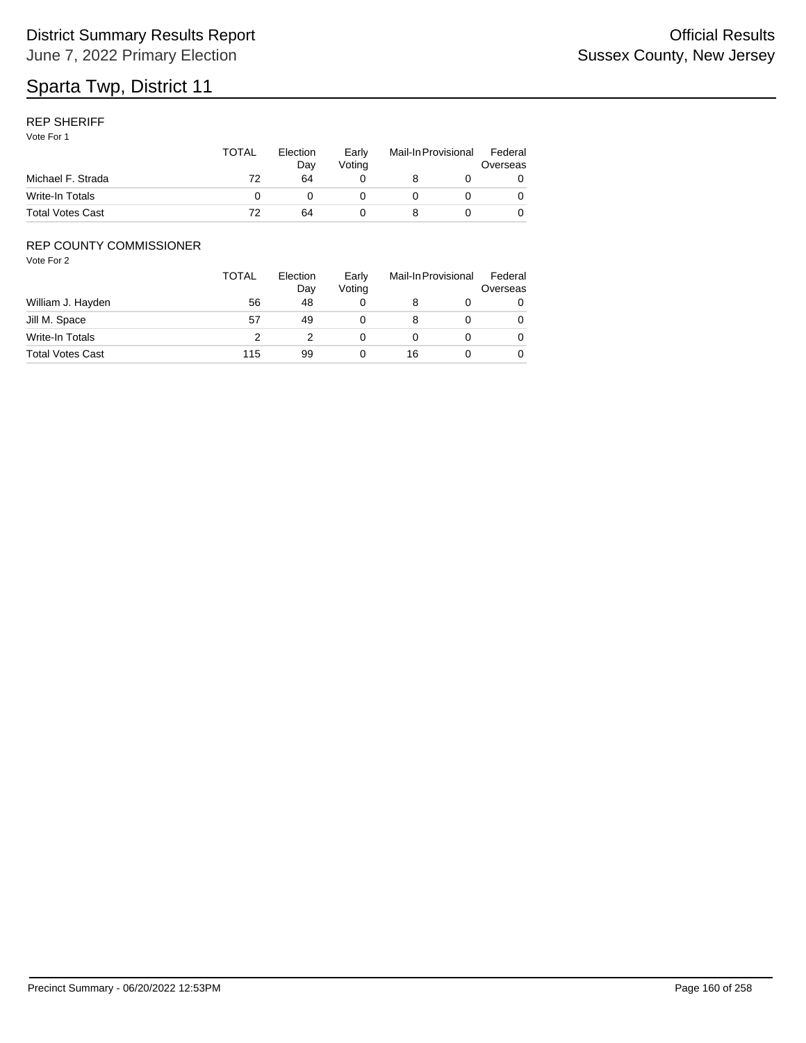# Sparta Twp, District 11

### REP SHERIFF

Vote For 1

| | TOTAL | Election Day | Early Voting | Mail-In | Provisional | Federal Overseas |
|---|---|---|---|---|---|---|
| Michael F. Strada | 72 | 64 | 0 | 8 | 0 | 0 |
| Write-In Totals | 0 | 0 | 0 | 0 | 0 | 0 |
| Total Votes Cast | 72 | 64 | 0 | 8 | 0 | 0 |

### REP COUNTY COMMISSIONER

Vote For 2

| | TOTAL | Election Day | Early Voting | Mail-In | Provisional | Federal Overseas |
|---|---|---|---|---|---|---|
| William J. Hayden | 56 | 48 | 0 | 8 | 0 | 0 |
| Jill M. Space | 57 | 49 | 0 | 8 | 0 | 0 |
| Write-In Totals | 2 | 2 | 0 | 0 | 0 | 0 |
| Total Votes Cast | 115 | 99 | 0 | 16 | 0 | 0 |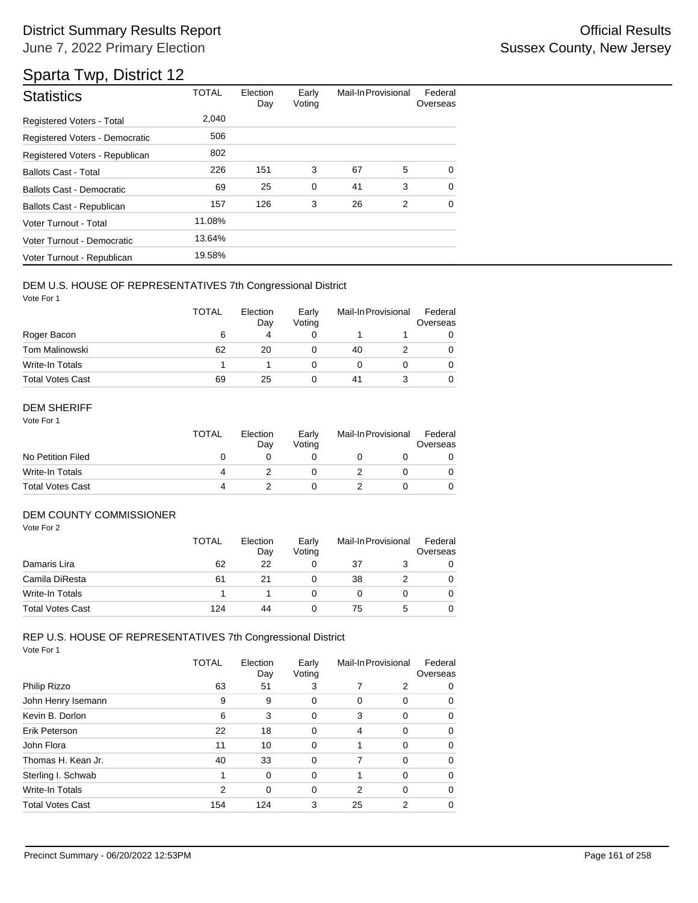# District Summary Results Report

June 7, 2022 Primary Election

**Official Results**
**Sussex County, New Jersey**

## Sparta Twp, District 12

| Statistics | TOTAL | Election Day | Early Voting | Mail-In | Provisional | Federal Overseas |
|---|---|---|---|---|---|---|
| Registered Voters - Total | 2,040 | | | | | |
| Registered Voters - Democratic | 506 | | | | | |
| Registered Voters - Republican | 802 | | | | | |
| Ballots Cast - Total | 226 | 151 | 3 | 67 | 5 | 0 |
| Ballots Cast - Democratic | 69 | 25 | 0 | 41 | 3 | 0 |
| Ballots Cast - Republican | 157 | 126 | 3 | 26 | 2 | 0 |
| Voter Turnout - Total | 11.08% | | | | | |
| Voter Turnout - Democratic | 13.64% | | | | | |
| Voter Turnout - Republican | 19.58% | | | | | |

### DEM U.S. HOUSE OF REPRESENTATIVES 7th Congressional District

Vote For 1

| | TOTAL | Election Day | Early Voting | Mail-In | Provisional | Federal Overseas |
|---|---|---|---|---|---|---|
| Roger Bacon | 6 | 4 | 0 | 1 | 1 | 0 |
| Tom Malinowski | 62 | 20 | 0 | 40 | 2 | 0 |
| Write-In Totals | 1 | 1 | 0 | 0 | 0 | 0 |
| Total Votes Cast | 69 | 25 | 0 | 41 | 3 | 0 |

### DEM SHERIFF

Vote For 1

| | TOTAL | Election Day | Early Voting | Mail-In | Provisional | Federal Overseas |
|---|---|---|---|---|---|---|
| No Petition Filed | 0 | 0 | 0 | 0 | 0 | 0 |
| Write-In Totals | 4 | 2 | 0 | 2 | 0 | 0 |
| Total Votes Cast | 4 | 2 | 0 | 2 | 0 | 0 |

### DEM COUNTY COMMISSIONER

Vote For 2

| | TOTAL | Election Day | Early Voting | Mail-In | Provisional | Federal Overseas |
|---|---|---|---|---|---|---|
| Damaris Lira | 62 | 22 | 0 | 37 | 3 | 0 |
| Camila DiResta | 61 | 21 | 0 | 38 | 2 | 0 |
| Write-In Totals | 1 | 1 | 0 | 0 | 0 | 0 |
| Total Votes Cast | 124 | 44 | 0 | 75 | 5 | 0 |

### REP U.S. HOUSE OF REPRESENTATIVES 7th Congressional District

Vote For 1

| | TOTAL | Election Day | Early Voting | Mail-In | Provisional | Federal Overseas |
|---|---|---|---|---|---|---|
| Philip Rizzo | 63 | 51 | 3 | 7 | 2 | 0 |
| John Henry Isemann | 9 | 9 | 0 | 0 | 0 | 0 |
| Kevin B. Dorlon | 6 | 3 | 0 | 3 | 0 | 0 |
| Erik Peterson | 22 | 18 | 0 | 4 | 0 | 0 |
| John Flora | 11 | 10 | 0 | 1 | 0 | 0 |
| Thomas H. Kean Jr. | 40 | 33 | 0 | 7 | 0 | 0 |
| Sterling I. Schwab | 1 | 0 | 0 | 1 | 0 | 0 |
| Write-In Totals | 2 | 0 | 0 | 2 | 0 | 0 |
| Total Votes Cast | 154 | 124 | 3 | 25 | 2 | 0 |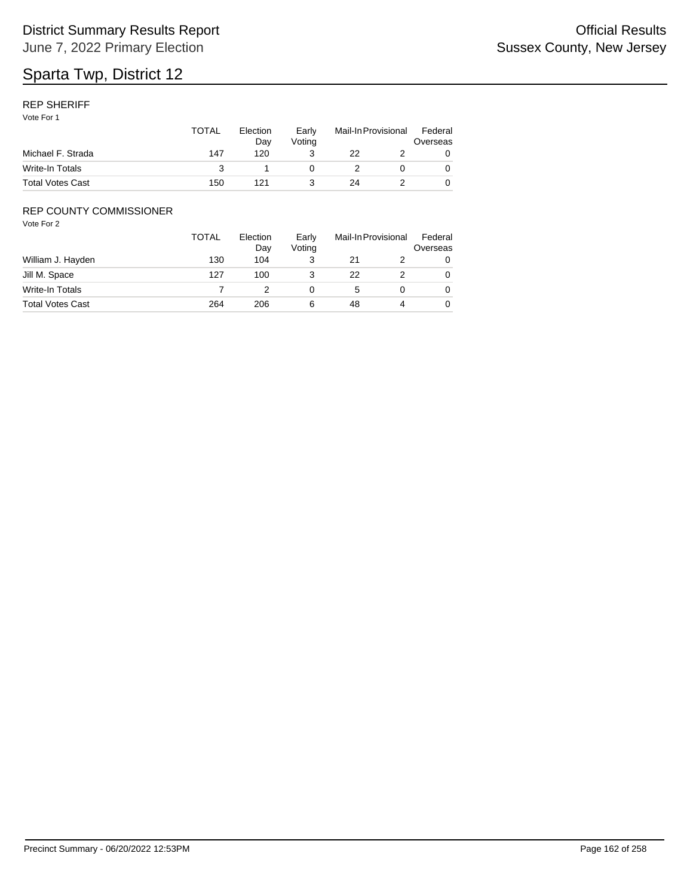# Sparta Twp, District 12

## REP SHERIFF

Vote For 1

| | TOTAL | Election Day | Early Voting | Mail-In | Provisional | Federal Overseas |
|---|---|---|---|---|---|---|
| Michael F. Strada | 147 | 120 | 3 | 22 | 2 | 0 |
| Write-In Totals | 3 | 1 | 0 | 2 | 0 | 0 |
| Total Votes Cast | 150 | 121 | 3 | 24 | 2 | 0 |

## REP COUNTY COMMISSIONER

Vote For 2

| | TOTAL | Election Day | Early Voting | Mail-In | Provisional | Federal Overseas |
|---|---|---|---|---|---|---|
| William J. Hayden | 130 | 104 | 3 | 21 | 2 | 0 |
| Jill M. Space | 127 | 100 | 3 | 22 | 2 | 0 |
| Write-In Totals | 7 | 2 | 0 | 5 | 0 | 0 |
| Total Votes Cast | 264 | 206 | 6 | 48 | 4 | 0 |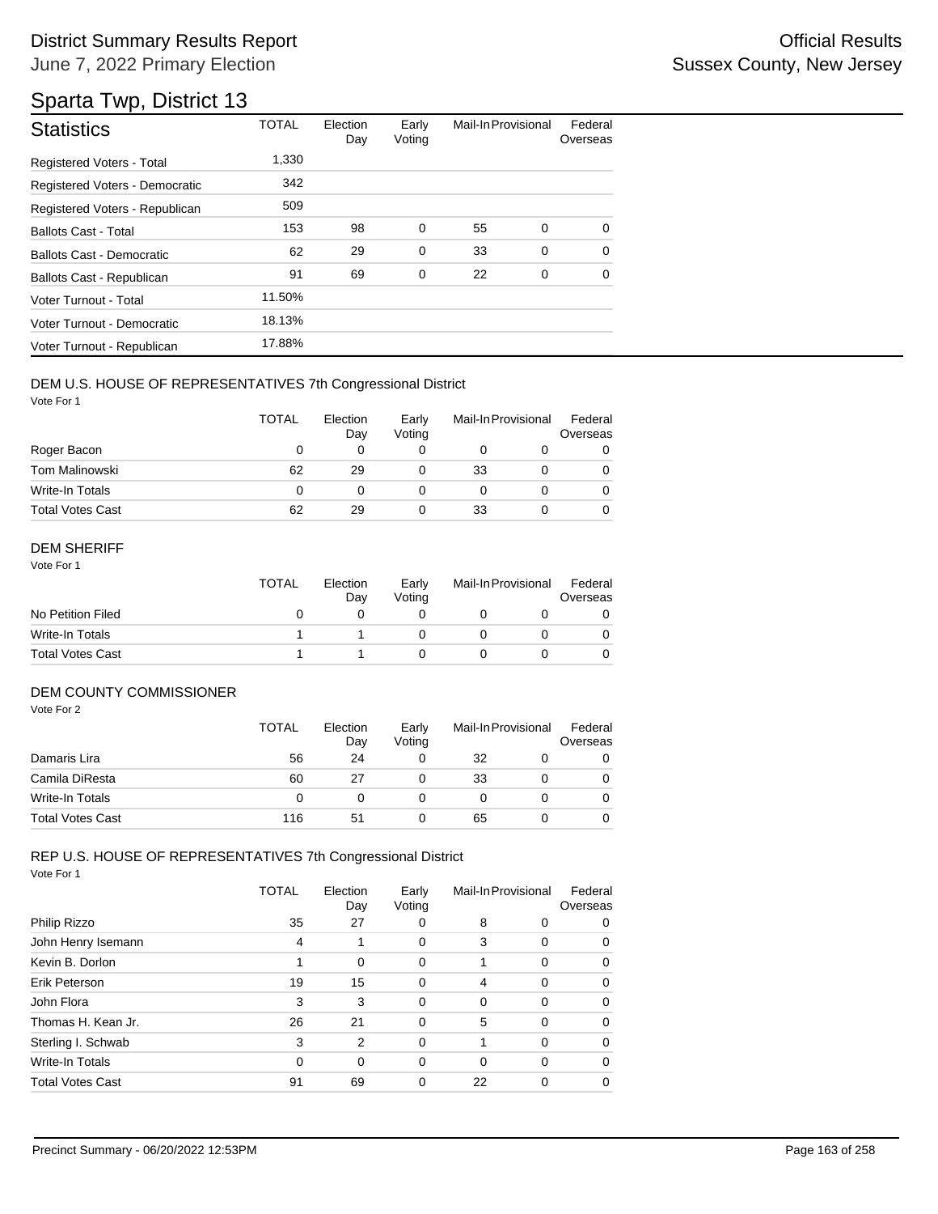# District Summary Results Report

June 7, 2022 Primary Election

Official Results
Sussex County, New Jersey

## Sparta Twp, District 13

| Statistics | TOTAL | Election Day | Early Voting | Mail-In | Provisional | Federal Overseas |
|---|---|---|---|---|---|---|
| Registered Voters - Total | 1,330 | | | | | |
| Registered Voters - Democratic | 342 | | | | | |
| Registered Voters - Republican | 509 | | | | | |
| Ballots Cast - Total | 153 | 98 | 0 | 55 | 0 | 0 |
| Ballots Cast - Democratic | 62 | 29 | 0 | 33 | 0 | 0 |
| Ballots Cast - Republican | 91 | 69 | 0 | 22 | 0 | 0 |
| Voter Turnout - Total | 11.50% | | | | | |
| Voter Turnout - Democratic | 18.13% | | | | | |
| Voter Turnout - Republican | 17.88% | | | | | |

### DEM U.S. HOUSE OF REPRESENTATIVES 7th Congressional District

Vote For 1

| | TOTAL | Election Day | Early Voting | Mail-In | Provisional | Federal Overseas |
|---|---|---|---|---|---|---|
| Roger Bacon | 0 | 0 | 0 | 0 | 0 | 0 |
| Tom Malinowski | 62 | 29 | 0 | 33 | 0 | 0 |
| Write-In Totals | 0 | 0 | 0 | 0 | 0 | 0 |
| Total Votes Cast | 62 | 29 | 0 | 33 | 0 | 0 |

### DEM SHERIFF

Vote For 1

| | TOTAL | Election Day | Early Voting | Mail-In | Provisional | Federal Overseas |
|---|---|---|---|---|---|---|
| No Petition Filed | 0 | 0 | 0 | 0 | 0 | 0 |
| Write-In Totals | 1 | 1 | 0 | 0 | 0 | 0 |
| Total Votes Cast | 1 | 1 | 0 | 0 | 0 | 0 |

### DEM COUNTY COMMISSIONER

Vote For 2

| | TOTAL | Election Day | Early Voting | Mail-In | Provisional | Federal Overseas |
|---|---|---|---|---|---|---|
| Damaris Lira | 56 | 24 | 0 | 32 | 0 | 0 |
| Camila DiResta | 60 | 27 | 0 | 33 | 0 | 0 |
| Write-In Totals | 0 | 0 | 0 | 0 | 0 | 0 |
| Total Votes Cast | 116 | 51 | 0 | 65 | 0 | 0 |

### REP U.S. HOUSE OF REPRESENTATIVES 7th Congressional District

Vote For 1

| | TOTAL | Election Day | Early Voting | Mail-In | Provisional | Federal Overseas |
|---|---|---|---|---|---|---|
| Philip Rizzo | 35 | 27 | 0 | 8 | 0 | 0 |
| John Henry Isemann | 4 | 1 | 0 | 3 | 0 | 0 |
| Kevin B. Dorlon | 1 | 0 | 0 | 1 | 0 | 0 |
| Erik Peterson | 19 | 15 | 0 | 4 | 0 | 0 |
| John Flora | 3 | 3 | 0 | 0 | 0 | 0 |
| Thomas H. Kean Jr. | 26 | 21 | 0 | 5 | 0 | 0 |
| Sterling I. Schwab | 3 | 2 | 0 | 1 | 0 | 0 |
| Write-In Totals | 0 | 0 | 0 | 0 | 0 | 0 |
| Total Votes Cast | 91 | 69 | 0 | 22 | 0 | 0 |

Precinct Summary - 06/20/2022 12:53PM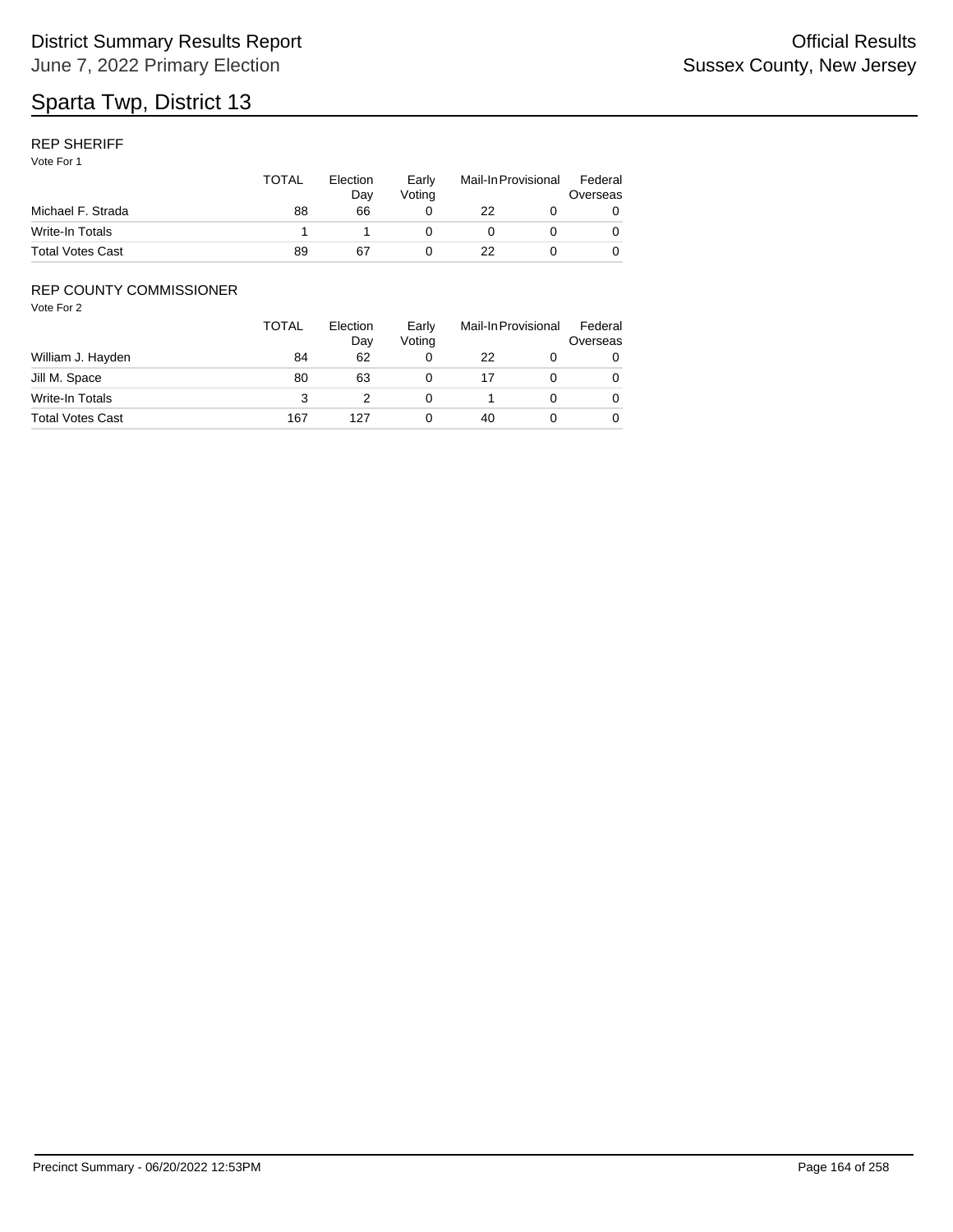# Sparta Twp, District 13

## REP SHERIFF

Vote For 1

| | TOTAL | Election Day | Early Voting | Mail-In | Provisional | Federal Overseas |
|---|---|---|---|---|---|---|
| Michael F. Strada | 88 | 66 | 0 | 22 | 0 | 0 |
| Write-In Totals | 1 | 1 | 0 | 0 | 0 | 0 |
| Total Votes Cast | 89 | 67 | 0 | 22 | 0 | 0 |

## REP COUNTY COMMISSIONER

Vote For 2

| | TOTAL | Election Day | Early Voting | Mail-In | Provisional | Federal Overseas |
|---|---|---|---|---|---|---|
| William J. Hayden | 84 | 62 | 0 | 22 | 0 | 0 |
| Jill M. Space | 80 | 63 | 0 | 17 | 0 | 0 |
| Write-In Totals | 3 | 2 | 0 | 1 | 0 | 0 |
| Total Votes Cast | 167 | 127 | 0 | 40 | 0 | 0 |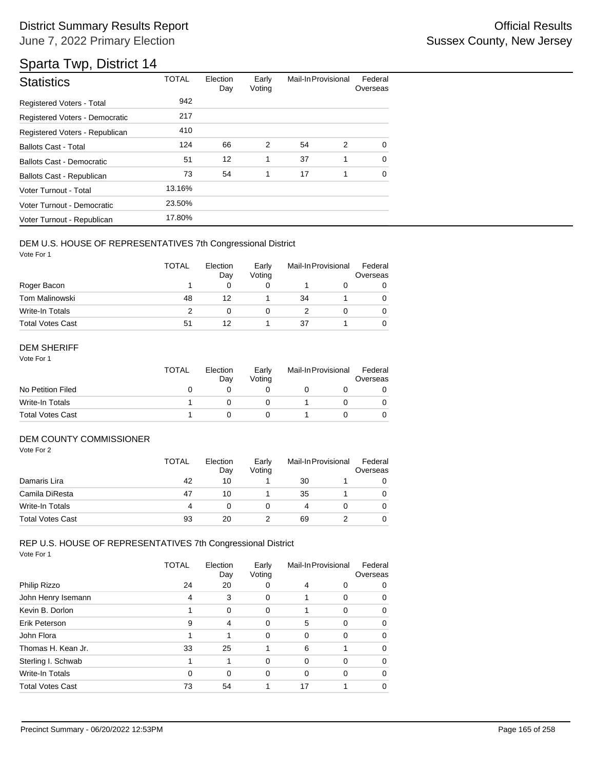# District Summary Results Report

June 7, 2022 Primary Election

Official Results
Sussex County, New Jersey

## Sparta Twp, District 14

| Statistics | TOTAL | Election Day | Early Voting | Mail-In | Provisional | Federal Overseas |
|---|---|---|---|---|---|---|
| Registered Voters - Total | 942 | | | | | |
| Registered Voters - Democratic | 217 | | | | | |
| Registered Voters - Republican | 410 | | | | | |
| Ballots Cast - Total | 124 | 66 | 2 | 54 | 2 | 0 |
| Ballots Cast - Democratic | 51 | 12 | 1 | 37 | 1 | 0 |
| Ballots Cast - Republican | 73 | 54 | 1 | 17 | 1 | 0 |
| Voter Turnout - Total | 13.16% | | | | | |
| Voter Turnout - Democratic | 23.50% | | | | | |
| Voter Turnout - Republican | 17.80% | | | | | |

### DEM U.S. HOUSE OF REPRESENTATIVES 7th Congressional District

Vote For 1

| | TOTAL | Election Day | Early Voting | Mail-In | Provisional | Federal Overseas |
|---|---|---|---|---|---|---|
| Roger Bacon | 1 | 0 | 0 | 1 | 0 | 0 |
| Tom Malinowski | 48 | 12 | 1 | 34 | 1 | 0 |
| Write-In Totals | 2 | 0 | 0 | 2 | 0 | 0 |
| Total Votes Cast | 51 | 12 | 1 | 37 | 1 | 0 |

### DEM SHERIFF

Vote For 1

| | TOTAL | Election Day | Early Voting | Mail-In | Provisional | Federal Overseas |
|---|---|---|---|---|---|---|
| No Petition Filed | 0 | 0 | 0 | 0 | 0 | 0 |
| Write-In Totals | 1 | 0 | 0 | 1 | 0 | 0 |
| Total Votes Cast | 1 | 0 | 0 | 1 | 0 | 0 |

### DEM COUNTY COMMISSIONER

Vote For 2

| | TOTAL | Election Day | Early Voting | Mail-In | Provisional | Federal Overseas |
|---|---|---|---|---|---|---|
| Damaris Lira | 42 | 10 | 1 | 30 | 1 | 0 |
| Camila DiResta | 47 | 10 | 1 | 35 | 1 | 0 |
| Write-In Totals | 4 | 0 | 0 | 4 | 0 | 0 |
| Total Votes Cast | 93 | 20 | 2 | 69 | 2 | 0 |

### REP U.S. HOUSE OF REPRESENTATIVES 7th Congressional District

Vote For 1

| | TOTAL | Election Day | Early Voting | Mail-In | Provisional | Federal Overseas |
|---|---|---|---|---|---|---|
| Philip Rizzo | 24 | 20 | 0 | 4 | 0 | 0 |
| John Henry Isemann | 4 | 3 | 0 | 1 | 0 | 0 |
| Kevin B. Dorlon | 1 | 0 | 0 | 1 | 0 | 0 |
| Erik Peterson | 9 | 4 | 0 | 5 | 0 | 0 |
| John Flora | 1 | 1 | 0 | 0 | 0 | 0 |
| Thomas H. Kean Jr. | 33 | 25 | 1 | 6 | 1 | 0 |
| Sterling I. Schwab | 1 | 1 | 0 | 0 | 0 | 0 |
| Write-In Totals | 0 | 0 | 0 | 0 | 0 | 0 |
| Total Votes Cast | 73 | 54 | 1 | 17 | 1 | 0 |

Precinct Summary - 06/20/2022 12:53PM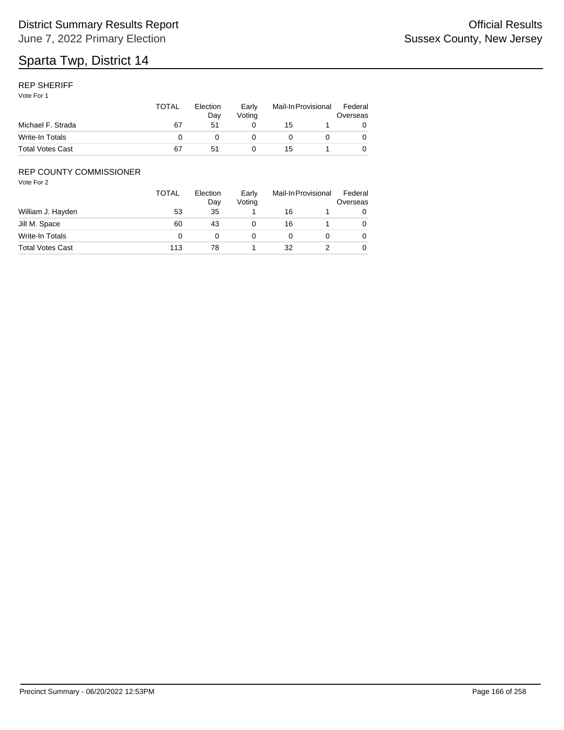# Sparta Twp, District 14

## REP SHERIFF

Vote For 1

| | TOTAL | Election Day | Early Voting | Mail-In | Provisional | Federal Overseas |
|---|---|---|---|---|---|---|
| Michael F. Strada | 67 | 51 | 0 | 15 | 1 | 0 |
| Write-In Totals | 0 | 0 | 0 | 0 | 0 | 0 |
| Total Votes Cast | 67 | 51 | 0 | 15 | 1 | 0 |

## REP COUNTY COMMISSIONER

Vote For 2

| | TOTAL | Election Day | Early Voting | Mail-In | Provisional | Federal Overseas |
|---|---|---|---|---|---|---|
| William J. Hayden | 53 | 35 | 1 | 16 | 1 | 0 |
| Jill M. Space | 60 | 43 | 0 | 16 | 1 | 0 |
| Write-In Totals | 0 | 0 | 0 | 0 | 0 | 0 |
| Total Votes Cast | 113 | 78 | 1 | 32 | 2 | 0 |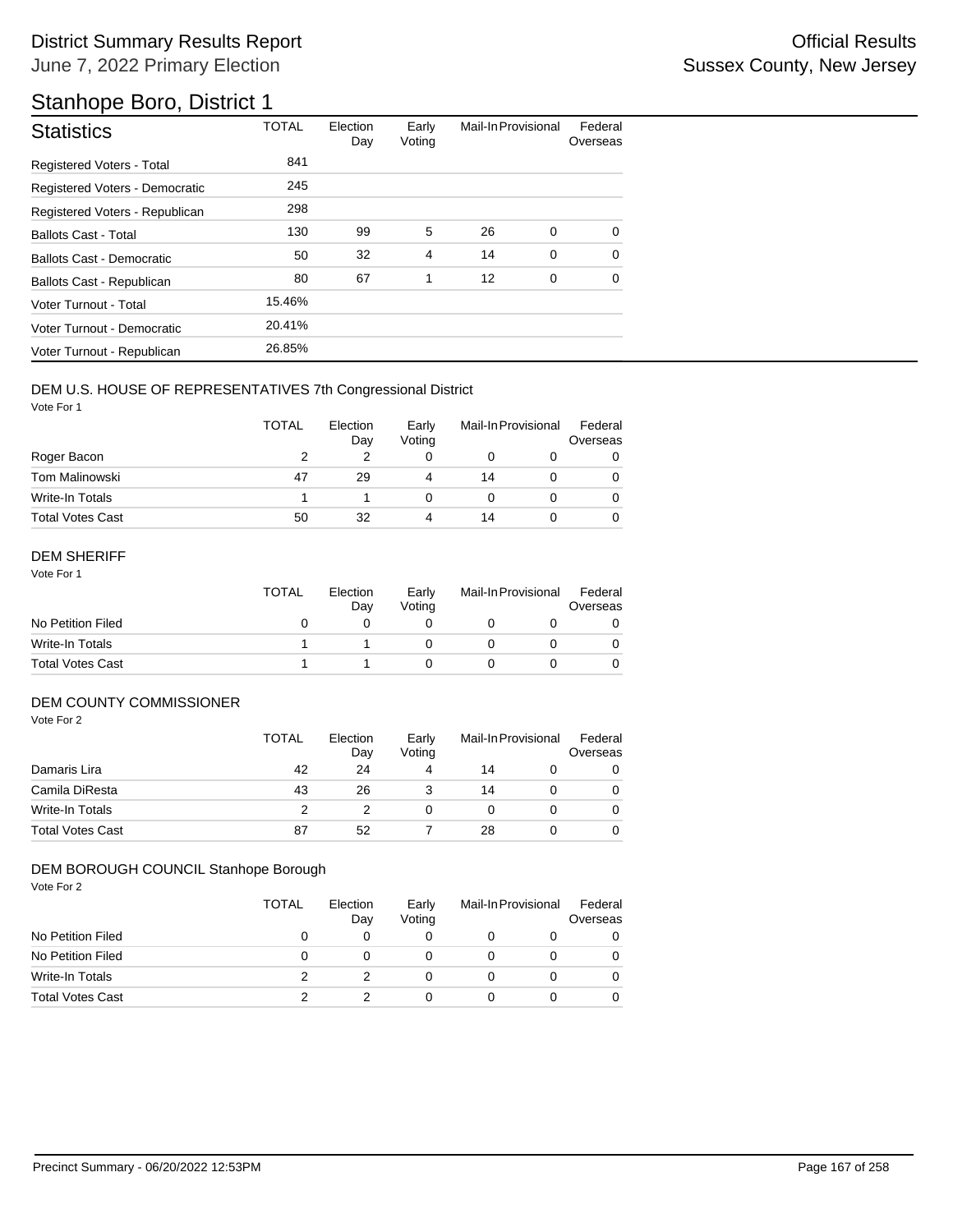# District Summary Results Report

June 7, 2022 Primary Election

Official Results
Sussex County, New Jersey

## Stanhope Boro, District 1

| Statistics | TOTAL | Election Day | Early Voting | Mail-In | Provisional | Federal Overseas |
|---|---|---|---|---|---|---|
| Registered Voters - Total | 841 | | | | | |
| Registered Voters - Democratic | 245 | | | | | |
| Registered Voters - Republican | 298 | | | | | |
| Ballots Cast - Total | 130 | 99 | 5 | 26 | 0 | 0 |
| Ballots Cast - Democratic | 50 | 32 | 4 | 14 | 0 | 0 |
| Ballots Cast - Republican | 80 | 67 | 1 | 12 | 0 | 0 |
| Voter Turnout - Total | 15.46% | | | | | |
| Voter Turnout - Democratic | 20.41% | | | | | |
| Voter Turnout - Republican | 26.85% | | | | | |

### DEM U.S. HOUSE OF REPRESENTATIVES 7th Congressional District

Vote For 1

| | TOTAL | Election Day | Early Voting | Mail-In | Provisional | Federal Overseas |
|---|---|---|---|---|---|---|
| Roger Bacon | 2 | 2 | 0 | 0 | 0 | 0 |
| Tom Malinowski | 47 | 29 | 4 | 14 | 0 | 0 |
| Write-In Totals | 1 | 1 | 0 | 0 | 0 | 0 |
| Total Votes Cast | 50 | 32 | 4 | 14 | 0 | 0 |

### DEM SHERIFF

Vote For 1

| | TOTAL | Election Day | Early Voting | Mail-In | Provisional | Federal Overseas |
|---|---|---|---|---|---|---|
| No Petition Filed | 0 | 0 | 0 | 0 | 0 | 0 |
| Write-In Totals | 1 | 1 | 0 | 0 | 0 | 0 |
| Total Votes Cast | 1 | 1 | 0 | 0 | 0 | 0 |

### DEM COUNTY COMMISSIONER

Vote For 2

| | TOTAL | Election Day | Early Voting | Mail-In | Provisional | Federal Overseas |
|---|---|---|---|---|---|---|
| Damaris Lira | 42 | 24 | 4 | 14 | 0 | 0 |
| Camila DiResta | 43 | 26 | 3 | 14 | 0 | 0 |
| Write-In Totals | 2 | 2 | 0 | 0 | 0 | 0 |
| Total Votes Cast | 87 | 52 | 7 | 28 | 0 | 0 |

### DEM BOROUGH COUNCIL Stanhope Borough

Vote For 2

| | TOTAL | Election Day | Early Voting | Mail-In | Provisional | Federal Overseas |
|---|---|---|---|---|---|---|
| No Petition Filed | 0 | 0 | 0 | 0 | 0 | 0 |
| No Petition Filed | 0 | 0 | 0 | 0 | 0 | 0 |
| Write-In Totals | 2 | 2 | 0 | 0 | 0 | 0 |
| Total Votes Cast | 2 | 2 | 0 | 0 | 0 | 0 |

Precinct Summary - 06/20/2022 12:53PM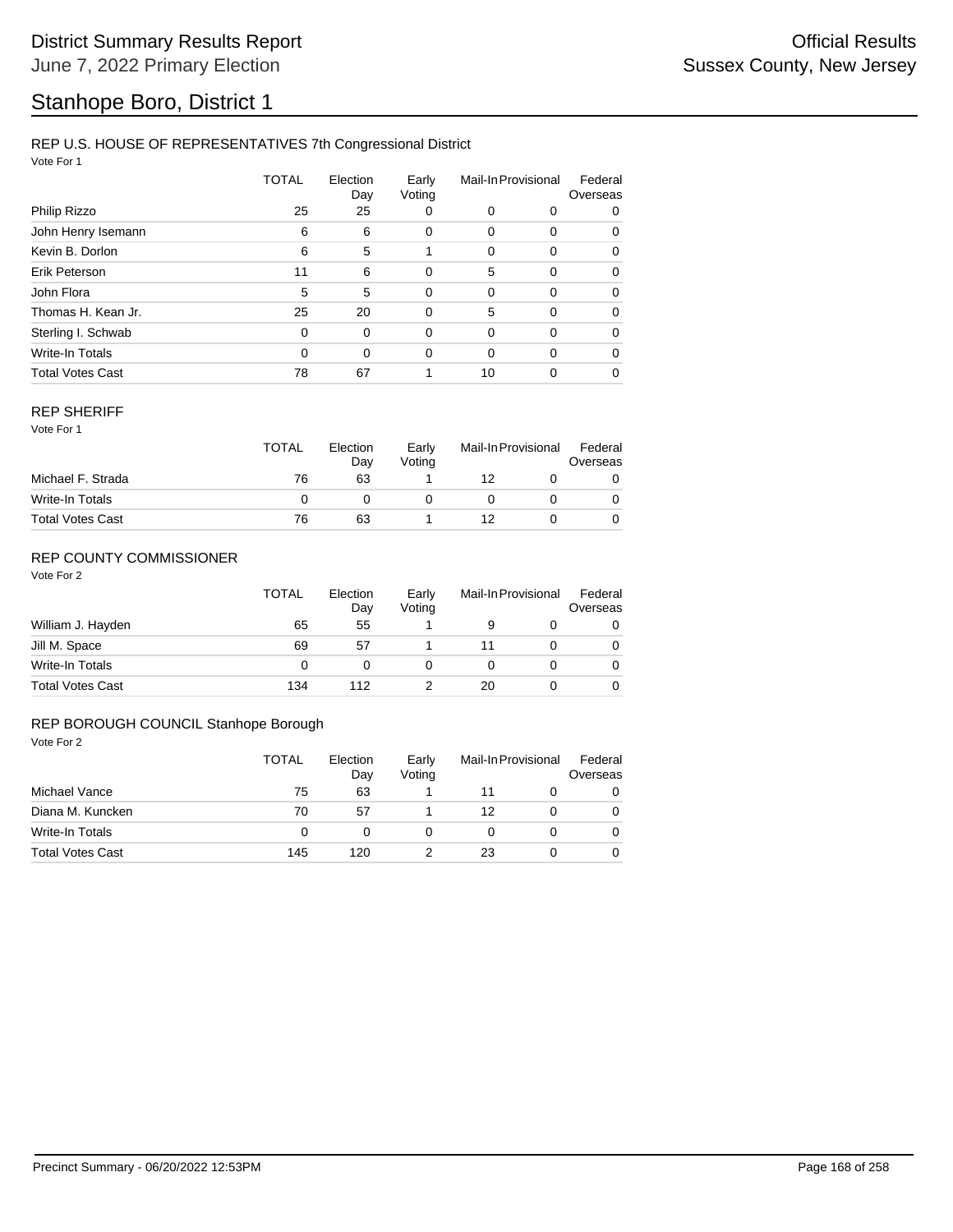# District Summary Results Report

June 7, 2022 Primary Election

Official Results

Sussex County, New Jersey

# Stanhope Boro, District 1

## REP U.S. HOUSE OF REPRESENTATIVES 7th Congressional District

Vote For 1

| | TOTAL | Election Day | Early Voting | Mail-In | Provisional | Federal Overseas |
|---|---|---|---|---|---|---|
| Philip Rizzo | 25 | 25 | 0 | 0 | 0 | 0 |
| John Henry Isemann | 6 | 6 | 0 | 0 | 0 | 0 |
| Kevin B. Dorlon | 6 | 5 | 1 | 0 | 0 | 0 |
| Erik Peterson | 11 | 6 | 0 | 5 | 0 | 0 |
| John Flora | 5 | 5 | 0 | 0 | 0 | 0 |
| Thomas H. Kean Jr. | 25 | 20 | 0 | 5 | 0 | 0 |
| Sterling I. Schwab | 0 | 0 | 0 | 0 | 0 | 0 |
| Write-In Totals | 0 | 0 | 0 | 0 | 0 | 0 |
| Total Votes Cast | 78 | 67 | 1 | 10 | 0 | 0 |

## REP SHERIFF

Vote For 1

| | TOTAL | Election Day | Early Voting | Mail-In | Provisional | Federal Overseas |
|---|---|---|---|---|---|---|
| Michael F. Strada | 76 | 63 | 1 | 12 | 0 | 0 |
| Write-In Totals | 0 | 0 | 0 | 0 | 0 | 0 |
| Total Votes Cast | 76 | 63 | 1 | 12 | 0 | 0 |

## REP COUNTY COMMISSIONER

Vote For 2

| | TOTAL | Election Day | Early Voting | Mail-In | Provisional | Federal Overseas |
|---|---|---|---|---|---|---|
| William J. Hayden | 65 | 55 | 1 | 9 | 0 | 0 |
| Jill M. Space | 69 | 57 | 1 | 11 | 0 | 0 |
| Write-In Totals | 0 | 0 | 0 | 0 | 0 | 0 |
| Total Votes Cast | 134 | 112 | 2 | 20 | 0 | 0 |

## REP BOROUGH COUNCIL Stanhope Borough

Vote For 2

| | TOTAL | Election Day | Early Voting | Mail-In | Provisional | Federal Overseas |
|---|---|---|---|---|---|---|
| Michael Vance | 75 | 63 | 1 | 11 | 0 | 0 |
| Diana M. Kuncken | 70 | 57 | 1 | 12 | 0 | 0 |
| Write-In Totals | 0 | 0 | 0 | 0 | 0 | 0 |
| Total Votes Cast | 145 | 120 | 2 | 23 | 0 | 0 |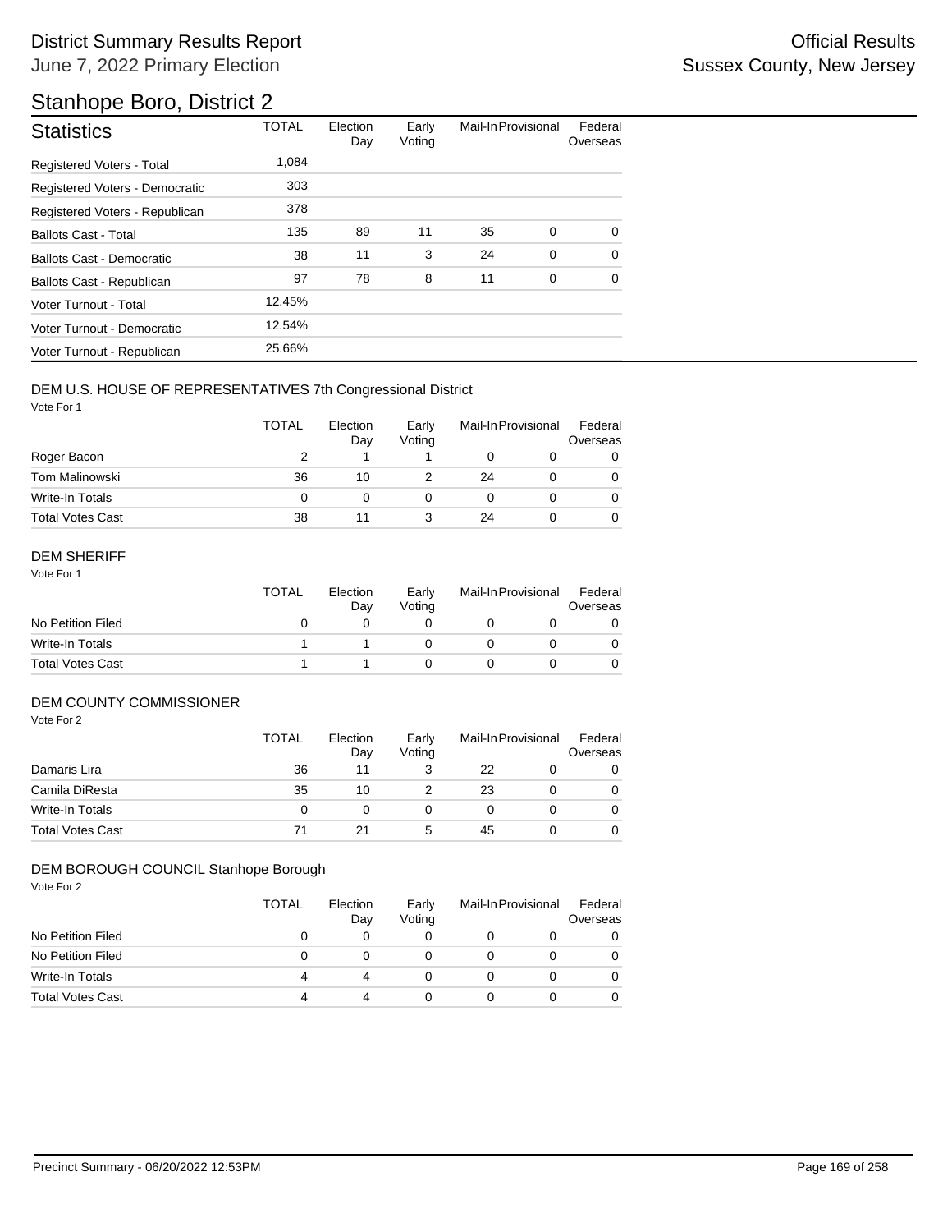# District Summary Results Report

June 7, 2022 Primary Election

Official Results
Sussex County, New Jersey

## Stanhope Boro, District 2

| Statistics | TOTAL | Election Day | Early Voting | Mail-In | Provisional | Federal Overseas |
|---|---|---|---|---|---|---|
| Registered Voters - Total | 1,084 | | | | | |
| Registered Voters - Democratic | 303 | | | | | |
| Registered Voters - Republican | 378 | | | | | |
| Ballots Cast - Total | 135 | 89 | 11 | 35 | 0 | 0 |
| Ballots Cast - Democratic | 38 | 11 | 3 | 24 | 0 | 0 |
| Ballots Cast - Republican | 97 | 78 | 8 | 11 | 0 | 0 |
| Voter Turnout - Total | 12.45% | | | | | |
| Voter Turnout - Democratic | 12.54% | | | | | |
| Voter Turnout - Republican | 25.66% | | | | | |

### DEM U.S. HOUSE OF REPRESENTATIVES 7th Congressional District

Vote For 1

| | TOTAL | Election Day | Early Voting | Mail-In | Provisional | Federal Overseas |
|---|---|---|---|---|---|---|
| Roger Bacon | 2 | 1 | 1 | 0 | 0 | 0 |
| Tom Malinowski | 36 | 10 | 2 | 24 | 0 | 0 |
| Write-In Totals | 0 | 0 | 0 | 0 | 0 | 0 |
| Total Votes Cast | 38 | 11 | 3 | 24 | 0 | 0 |

### DEM SHERIFF

Vote For 1

| | TOTAL | Election Day | Early Voting | Mail-In | Provisional | Federal Overseas |
|---|---|---|---|---|---|---|
| No Petition Filed | 0 | 0 | 0 | 0 | 0 | 0 |
| Write-In Totals | 1 | 1 | 0 | 0 | 0 | 0 |
| Total Votes Cast | 1 | 1 | 0 | 0 | 0 | 0 |

### DEM COUNTY COMMISSIONER

Vote For 2

| | TOTAL | Election Day | Early Voting | Mail-In | Provisional | Federal Overseas |
|---|---|---|---|---|---|---|
| Damaris Lira | 36 | 11 | 3 | 22 | 0 | 0 |
| Camila DiResta | 35 | 10 | 2 | 23 | 0 | 0 |
| Write-In Totals | 0 | 0 | 0 | 0 | 0 | 0 |
| Total Votes Cast | 71 | 21 | 5 | 45 | 0 | 0 |

### DEM BOROUGH COUNCIL Stanhope Borough

Vote For 2

| | TOTAL | Election Day | Early Voting | Mail-In | Provisional | Federal Overseas |
|---|---|---|---|---|---|---|
| No Petition Filed | 0 | 0 | 0 | 0 | 0 | 0 |
| No Petition Filed | 0 | 0 | 0 | 0 | 0 | 0 |
| Write-In Totals | 4 | 4 | 0 | 0 | 0 | 0 |
| Total Votes Cast | 4 | 4 | 0 | 0 | 0 | 0 |

Precinct Summary - 06/20/2022 12:53PM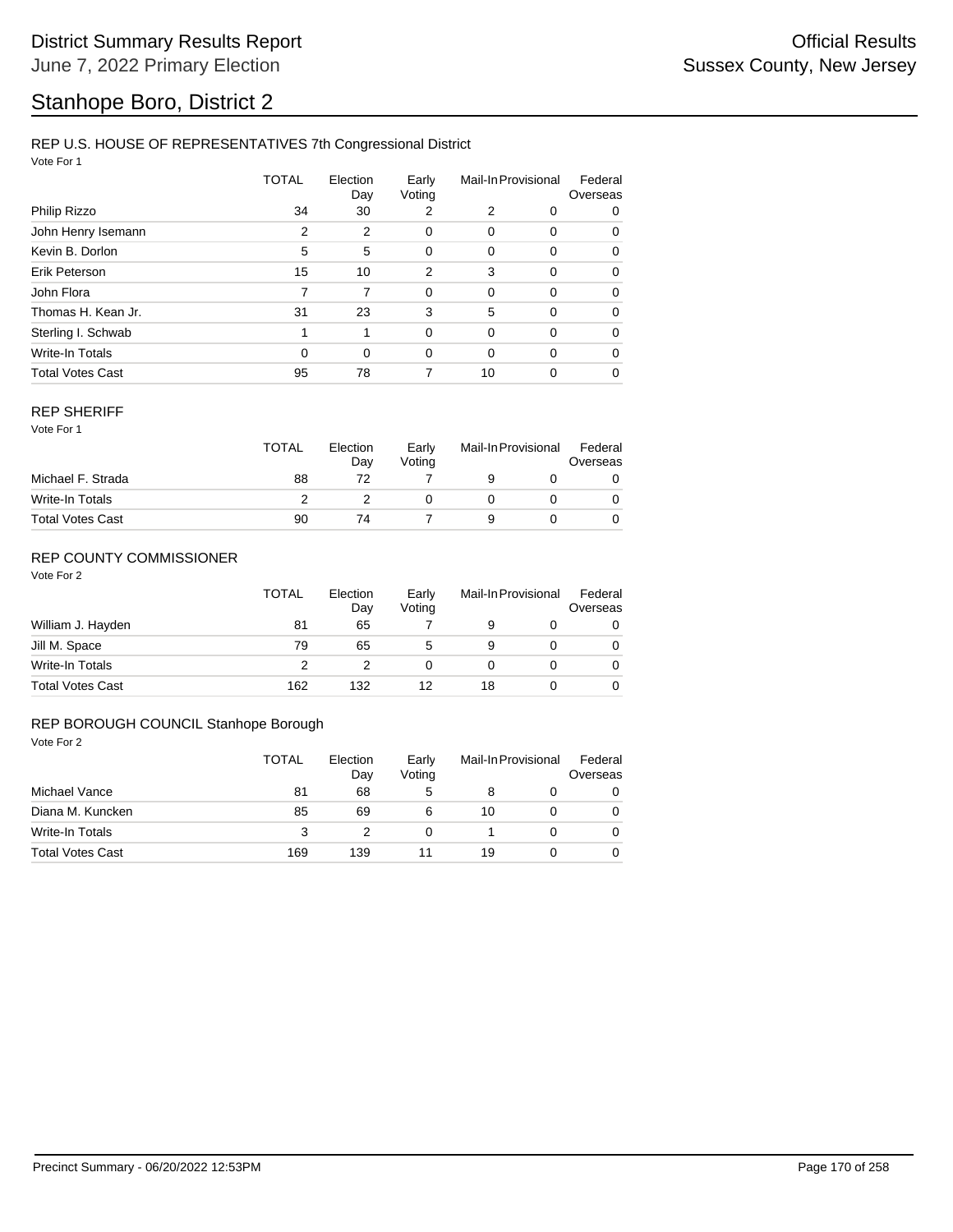# District Summary Results Report

June 7, 2022 Primary Election

Official Results

Sussex County, New Jersey

# Stanhope Boro, District 2

## REP U.S. HOUSE OF REPRESENTATIVES 7th Congressional District

Vote For 1

| | TOTAL | Election Day | Early Voting | Mail-In | Provisional | Federal Overseas |
|---|---|---|---|---|---|---|
| Philip Rizzo | 34 | 30 | 2 | 2 | 0 | 0 |
| John Henry Isemann | 2 | 2 | 0 | 0 | 0 | 0 |
| Kevin B. Dorlon | 5 | 5 | 0 | 0 | 0 | 0 |
| Erik Peterson | 15 | 10 | 2 | 3 | 0 | 0 |
| John Flora | 7 | 7 | 0 | 0 | 0 | 0 |
| Thomas H. Kean Jr. | 31 | 23 | 3 | 5 | 0 | 0 |
| Sterling I. Schwab | 1 | 1 | 0 | 0 | 0 | 0 |
| Write-In Totals | 0 | 0 | 0 | 0 | 0 | 0 |
| Total Votes Cast | 95 | 78 | 7 | 10 | 0 | 0 |

## REP SHERIFF

Vote For 1

| | TOTAL | Election Day | Early Voting | Mail-In | Provisional | Federal Overseas |
|---|---|---|---|---|---|---|
| Michael F. Strada | 88 | 72 | 7 | 9 | 0 | 0 |
| Write-In Totals | 2 | 2 | 0 | 0 | 0 | 0 |
| Total Votes Cast | 90 | 74 | 7 | 9 | 0 | 0 |

## REP COUNTY COMMISSIONER

Vote For 2

| | TOTAL | Election Day | Early Voting | Mail-In | Provisional | Federal Overseas |
|---|---|---|---|---|---|---|
| William J. Hayden | 81 | 65 | 7 | 9 | 0 | 0 |
| Jill M. Space | 79 | 65 | 5 | 9 | 0 | 0 |
| Write-In Totals | 2 | 2 | 0 | 0 | 0 | 0 |
| Total Votes Cast | 162 | 132 | 12 | 18 | 0 | 0 |

## REP BOROUGH COUNCIL Stanhope Borough

Vote For 2

| | TOTAL | Election Day | Early Voting | Mail-In | Provisional | Federal Overseas |
|---|---|---|---|---|---|---|
| Michael Vance | 81 | 68 | 5 | 8 | 0 | 0 |
| Diana M. Kuncken | 85 | 69 | 6 | 10 | 0 | 0 |
| Write-In Totals | 3 | 2 | 0 | 1 | 0 | 0 |
| Total Votes Cast | 169 | 139 | 11 | 19 | 0 | 0 |

Precinct Summary - 06/20/2022 12:53PM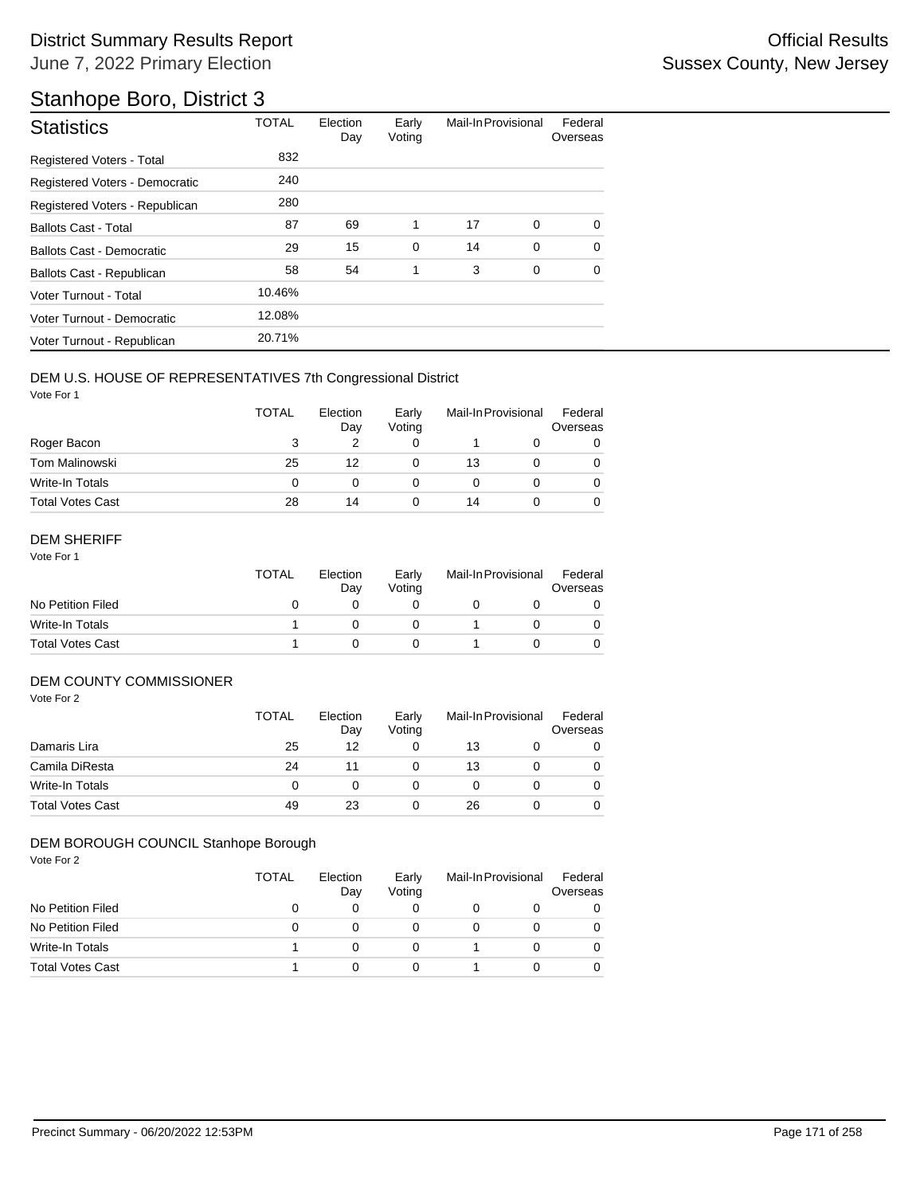# District Summary Results Report

June 7, 2022 Primary Election

Official Results
Sussex County, New Jersey

## Stanhope Boro, District 3

| Statistics | TOTAL | Election Day | Early Voting | Mail-In | Provisional | Federal Overseas |
|---|---|---|---|---|---|---|
| Registered Voters - Total | 832 | | | | | |
| Registered Voters - Democratic | 240 | | | | | |
| Registered Voters - Republican | 280 | | | | | |
| Ballots Cast - Total | 87 | 69 | 1 | 17 | 0 | 0 |
| Ballots Cast - Democratic | 29 | 15 | 0 | 14 | 0 | 0 |
| Ballots Cast - Republican | 58 | 54 | 1 | 3 | 0 | 0 |
| Voter Turnout - Total | 10.46% | | | | | |
| Voter Turnout - Democratic | 12.08% | | | | | |
| Voter Turnout - Republican | 20.71% | | | | | |

### DEM U.S. HOUSE OF REPRESENTATIVES 7th Congressional District

Vote For 1

| | TOTAL | Election Day | Early Voting | Mail-In | Provisional | Federal Overseas |
|---|---|---|---|---|---|---|
| Roger Bacon | 3 | 2 | 0 | 1 | 0 | 0 |
| Tom Malinowski | 25 | 12 | 0 | 13 | 0 | 0 |
| Write-In Totals | 0 | 0 | 0 | 0 | 0 | 0 |
| Total Votes Cast | 28 | 14 | 0 | 14 | 0 | 0 |

### DEM SHERIFF

Vote For 1

| | TOTAL | Election Day | Early Voting | Mail-In | Provisional | Federal Overseas |
|---|---|---|---|---|---|---|
| No Petition Filed | 0 | 0 | 0 | 0 | 0 | 0 |
| Write-In Totals | 1 | 0 | 0 | 1 | 0 | 0 |
| Total Votes Cast | 1 | 0 | 0 | 1 | 0 | 0 |

### DEM COUNTY COMMISSIONER

Vote For 2

| | TOTAL | Election Day | Early Voting | Mail-In | Provisional | Federal Overseas |
|---|---|---|---|---|---|---|
| Damaris Lira | 25 | 12 | 0 | 13 | 0 | 0 |
| Camila DiResta | 24 | 11 | 0 | 13 | 0 | 0 |
| Write-In Totals | 0 | 0 | 0 | 0 | 0 | 0 |
| Total Votes Cast | 49 | 23 | 0 | 26 | 0 | 0 |

### DEM BOROUGH COUNCIL Stanhope Borough

Vote For 2

| | TOTAL | Election Day | Early Voting | Mail-In | Provisional | Federal Overseas |
|---|---|---|---|---|---|---|
| No Petition Filed | 0 | 0 | 0 | 0 | 0 | 0 |
| No Petition Filed | 0 | 0 | 0 | 0 | 0 | 0 |
| Write-In Totals | 1 | 0 | 0 | 1 | 0 | 0 |
| Total Votes Cast | 1 | 0 | 0 | 1 | 0 | 0 |

Precinct Summary - 06/20/2022 12:53PM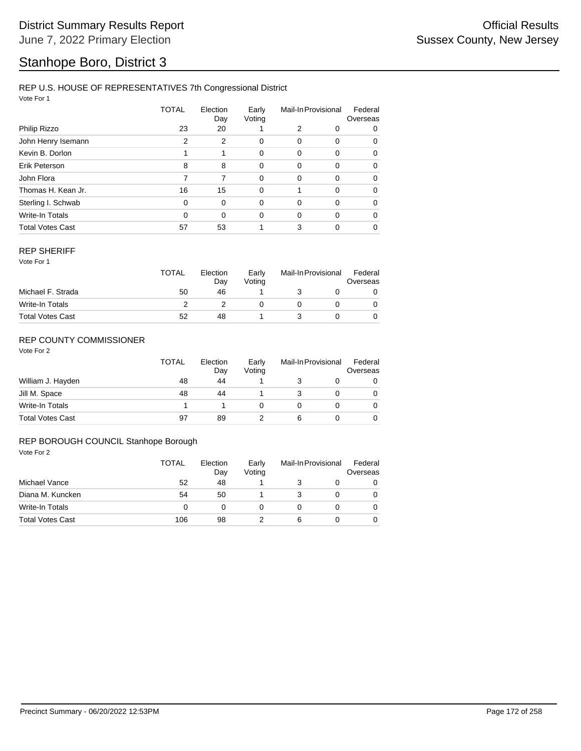# District Summary Results Report

June 7, 2022 Primary Election

Official Results
Sussex County, New Jersey

## Stanhope Boro, District 3

### REP U.S. HOUSE OF REPRESENTATIVES 7th Congressional District

Vote For 1

| | TOTAL | Election Day | Early Voting | Mail-In | Provisional | Federal Overseas |
|---|---|---|---|---|---|---|
| Philip Rizzo | 23 | 20 | 1 | 2 | 0 | 0 |
| John Henry Isemann | 2 | 2 | 0 | 0 | 0 | 0 |
| Kevin B. Dorlon | 1 | 1 | 0 | 0 | 0 | 0 |
| Erik Peterson | 8 | 8 | 0 | 0 | 0 | 0 |
| John Flora | 7 | 7 | 0 | 0 | 0 | 0 |
| Thomas H. Kean Jr. | 16 | 15 | 0 | 1 | 0 | 0 |
| Sterling I. Schwab | 0 | 0 | 0 | 0 | 0 | 0 |
| Write-In Totals | 0 | 0 | 0 | 0 | 0 | 0 |
| Total Votes Cast | 57 | 53 | 1 | 3 | 0 | 0 |

### REP SHERIFF

Vote For 1

| | TOTAL | Election Day | Early Voting | Mail-In | Provisional | Federal Overseas |
|---|---|---|---|---|---|---|
| Michael F. Strada | 50 | 46 | 1 | 3 | 0 | 0 |
| Write-In Totals | 2 | 2 | 0 | 0 | 0 | 0 |
| Total Votes Cast | 52 | 48 | 1 | 3 | 0 | 0 |

### REP COUNTY COMMISSIONER

Vote For 2

| | TOTAL | Election Day | Early Voting | Mail-In | Provisional | Federal Overseas |
|---|---|---|---|---|---|---|
| William J. Hayden | 48 | 44 | 1 | 3 | 0 | 0 |
| Jill M. Space | 48 | 44 | 1 | 3 | 0 | 0 |
| Write-In Totals | 1 | 1 | 0 | 0 | 0 | 0 |
| Total Votes Cast | 97 | 89 | 2 | 6 | 0 | 0 |

### REP BOROUGH COUNCIL Stanhope Borough

Vote For 2

| | TOTAL | Election Day | Early Voting | Mail-In | Provisional | Federal Overseas |
|---|---|---|---|---|---|---|
| Michael Vance | 52 | 48 | 1 | 3 | 0 | 0 |
| Diana M. Kuncken | 54 | 50 | 1 | 3 | 0 | 0 |
| Write-In Totals | 0 | 0 | 0 | 0 | 0 | 0 |
| Total Votes Cast | 106 | 98 | 2 | 6 | 0 | 0 |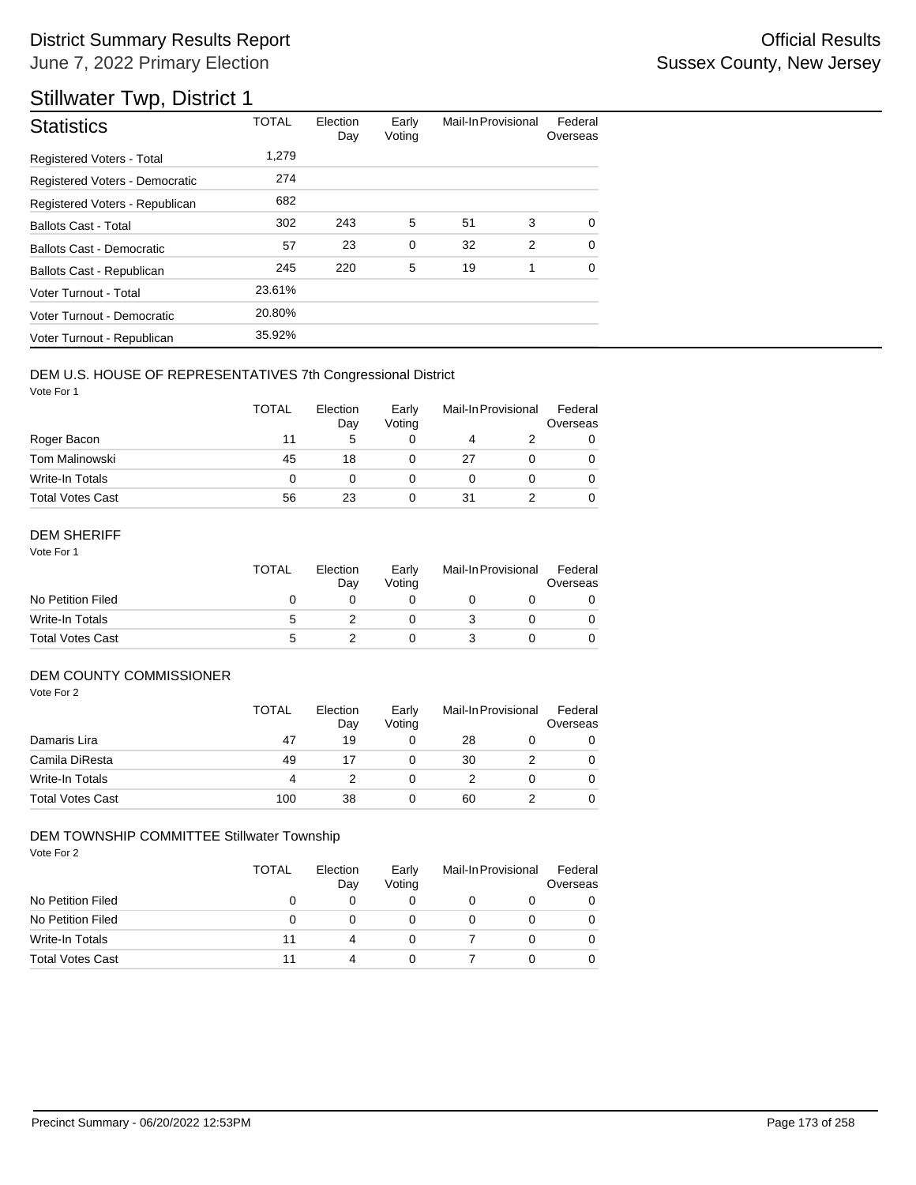# District Summary Results Report

June 7, 2022 Primary Election

Official Results
Sussex County, New Jersey

## Stillwater Twp, District 1

| Statistics | TOTAL | Election Day | Early Voting | Mail-In | Provisional | Federal Overseas |
|---|---|---|---|---|---|---|
| Registered Voters - Total | 1,279 | | | | | |
| Registered Voters - Democratic | 274 | | | | | |
| Registered Voters - Republican | 682 | | | | | |
| Ballots Cast - Total | 302 | 243 | 5 | 51 | 3 | 0 |
| Ballots Cast - Democratic | 57 | 23 | 0 | 32 | 2 | 0 |
| Ballots Cast - Republican | 245 | 220 | 5 | 19 | 1 | 0 |
| Voter Turnout - Total | 23.61% | | | | | |
| Voter Turnout - Democratic | 20.80% | | | | | |
| Voter Turnout - Republican | 35.92% | | | | | |

### DEM U.S. HOUSE OF REPRESENTATIVES 7th Congressional District

Vote For 1

| | TOTAL | Election Day | Early Voting | Mail-In | Provisional | Federal Overseas |
|---|---|---|---|---|---|---|
| Roger Bacon | 11 | 5 | 0 | 4 | 2 | 0 |
| Tom Malinowski | 45 | 18 | 0 | 27 | 0 | 0 |
| Write-In Totals | 0 | 0 | 0 | 0 | 0 | 0 |
| Total Votes Cast | 56 | 23 | 0 | 31 | 2 | 0 |

### DEM SHERIFF

Vote For 1

| | TOTAL | Election Day | Early Voting | Mail-In | Provisional | Federal Overseas |
|---|---|---|---|---|---|---|
| No Petition Filed | 0 | 0 | 0 | 0 | 0 | 0 |
| Write-In Totals | 5 | 2 | 0 | 3 | 0 | 0 |
| Total Votes Cast | 5 | 2 | 0 | 3 | 0 | 0 |

### DEM COUNTY COMMISSIONER

Vote For 2

| | TOTAL | Election Day | Early Voting | Mail-In | Provisional | Federal Overseas |
|---|---|---|---|---|---|---|
| Damaris Lira | 47 | 19 | 0 | 28 | 0 | 0 |
| Camila DiResta | 49 | 17 | 0 | 30 | 2 | 0 |
| Write-In Totals | 4 | 2 | 0 | 2 | 0 | 0 |
| Total Votes Cast | 100 | 38 | 0 | 60 | 2 | 0 |

### DEM TOWNSHIP COMMITTEE Stillwater Township

Vote For 2

| | TOTAL | Election Day | Early Voting | Mail-In | Provisional | Federal Overseas |
|---|---|---|---|---|---|---|
| No Petition Filed | 0 | 0 | 0 | 0 | 0 | 0 |
| No Petition Filed | 0 | 0 | 0 | 0 | 0 | 0 |
| Write-In Totals | 11 | 4 | 0 | 7 | 0 | 0 |
| Total Votes Cast | 11 | 4 | 0 | 7 | 0 | 0 |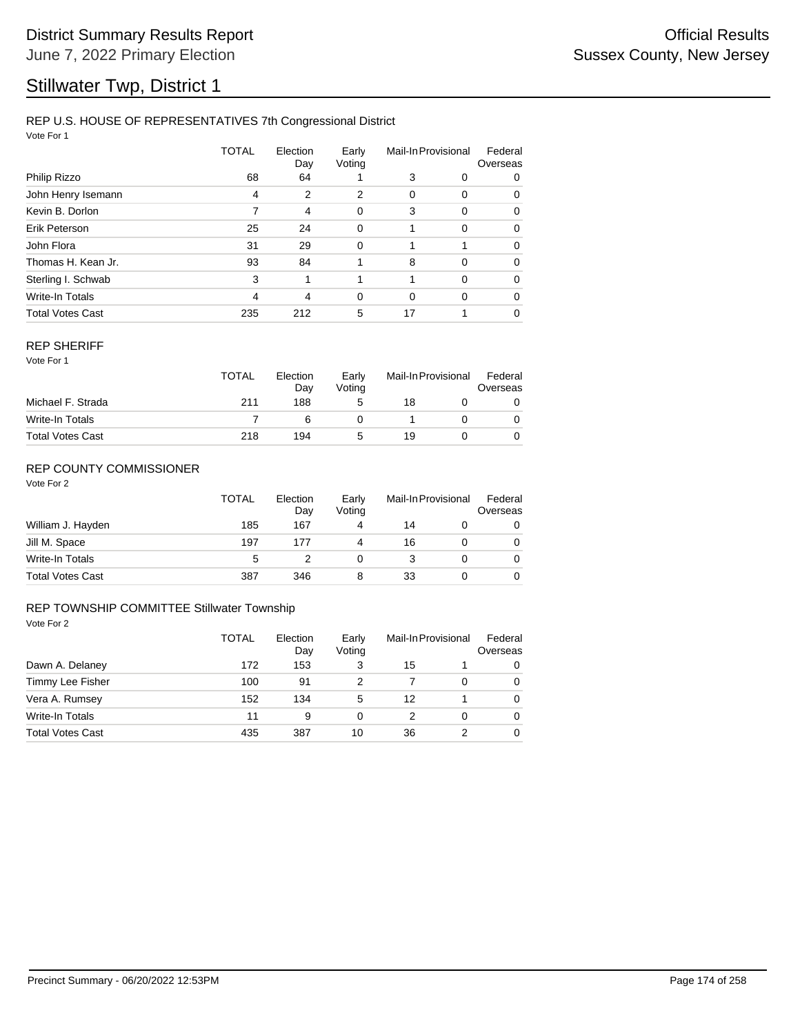# District Summary Results Report

June 7, 2022 Primary Election

Official Results

Sussex County, New Jersey

# Stillwater Twp, District 1

## REP U.S. HOUSE OF REPRESENTATIVES 7th Congressional District

Vote For 1

| | TOTAL | Election Day | Early Voting | Mail-In | Provisional | Federal Overseas |
|---|---|---|---|---|---|---|
| Philip Rizzo | 68 | 64 | 1 | 3 | 0 | 0 |
| John Henry Isemann | 4 | 2 | 2 | 0 | 0 | 0 |
| Kevin B. Dorlon | 7 | 4 | 0 | 3 | 0 | 0 |
| Erik Peterson | 25 | 24 | 0 | 1 | 0 | 0 |
| John Flora | 31 | 29 | 0 | 1 | 1 | 0 |
| Thomas H. Kean Jr. | 93 | 84 | 1 | 8 | 0 | 0 |
| Sterling I. Schwab | 3 | 1 | 1 | 1 | 0 | 0 |
| Write-In Totals | 4 | 4 | 0 | 0 | 0 | 0 |
| Total Votes Cast | 235 | 212 | 5 | 17 | 1 | 0 |

## REP SHERIFF

Vote For 1

| | TOTAL | Election Day | Early Voting | Mail-In | Provisional | Federal Overseas |
|---|---|---|---|---|---|---|
| Michael F. Strada | 211 | 188 | 5 | 18 | 0 | 0 |
| Write-In Totals | 7 | 6 | 0 | 1 | 0 | 0 |
| Total Votes Cast | 218 | 194 | 5 | 19 | 0 | 0 |

## REP COUNTY COMMISSIONER

Vote For 2

| | TOTAL | Election Day | Early Voting | Mail-In | Provisional | Federal Overseas |
|---|---|---|---|---|---|---|
| William J. Hayden | 185 | 167 | 4 | 14 | 0 | 0 |
| Jill M. Space | 197 | 177 | 4 | 16 | 0 | 0 |
| Write-In Totals | 5 | 2 | 0 | 3 | 0 | 0 |
| Total Votes Cast | 387 | 346 | 8 | 33 | 0 | 0 |

## REP TOWNSHIP COMMITTEE Stillwater Township

Vote For 2

| | TOTAL | Election Day | Early Voting | Mail-In | Provisional | Federal Overseas |
|---|---|---|---|---|---|---|
| Dawn A. Delaney | 172 | 153 | 3 | 15 | 1 | 0 |
| Timmy Lee Fisher | 100 | 91 | 2 | 7 | 0 | 0 |
| Vera A. Rumsey | 152 | 134 | 5 | 12 | 1 | 0 |
| Write-In Totals | 11 | 9 | 0 | 2 | 0 | 0 |
| Total Votes Cast | 435 | 387 | 10 | 36 | 2 | 0 |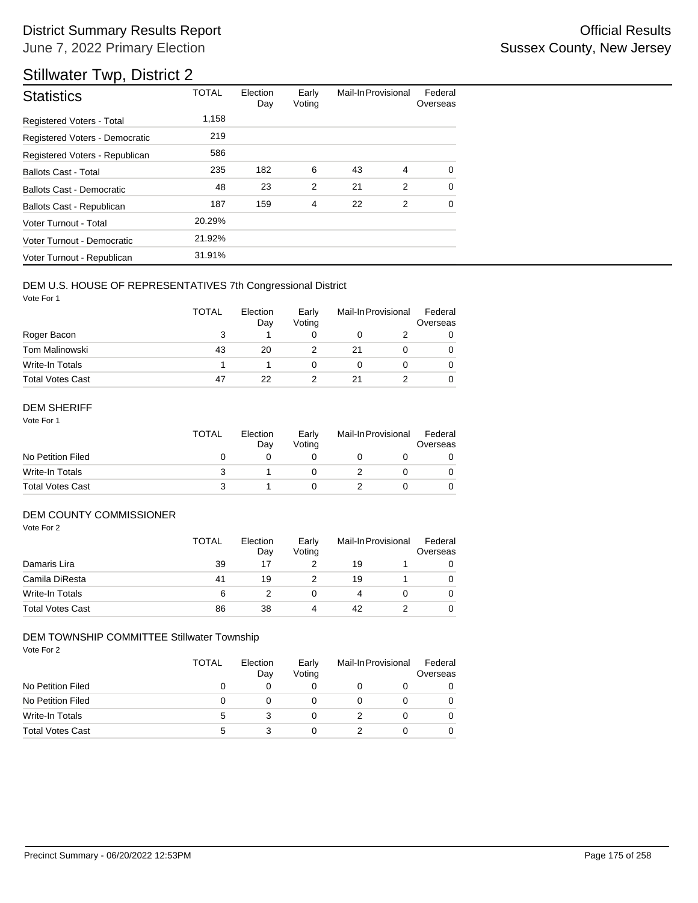# District Summary Results Report

June 7, 2022 Primary Election

Official Results

Sussex County, New Jersey

## Stillwater Twp, District 2

| Statistics | TOTAL | Election Day | Early Voting | Mail-In | Provisional | Federal Overseas |
|---|---|---|---|---|---|---|
| Registered Voters - Total | 1,158 | | | | | |
| Registered Voters - Democratic | 219 | | | | | |
| Registered Voters - Republican | 586 | | | | | |
| Ballots Cast - Total | 235 | 182 | 6 | 43 | 4 | 0 |
| Ballots Cast - Democratic | 48 | 23 | 2 | 21 | 2 | 0 |
| Ballots Cast - Republican | 187 | 159 | 4 | 22 | 2 | 0 |
| Voter Turnout - Total | 20.29% | | | | | |
| Voter Turnout - Democratic | 21.92% | | | | | |
| Voter Turnout - Republican | 31.91% | | | | | |

### DEM U.S. HOUSE OF REPRESENTATIVES 7th Congressional District

Vote For 1

| | TOTAL | Election Day | Early Voting | Mail-In | Provisional | Federal Overseas |
|---|---|---|---|---|---|---|
| Roger Bacon | 3 | 1 | 0 | 0 | 2 | 0 |
| Tom Malinowski | 43 | 20 | 2 | 21 | 0 | 0 |
| Write-In Totals | 1 | 1 | 0 | 0 | 0 | 0 |
| Total Votes Cast | 47 | 22 | 2 | 21 | 2 | 0 |

### DEM SHERIFF

Vote For 1

| | TOTAL | Election Day | Early Voting | Mail-In | Provisional | Federal Overseas |
|---|---|---|---|---|---|---|
| No Petition Filed | 0 | 0 | 0 | 0 | 0 | 0 |
| Write-In Totals | 3 | 1 | 0 | 2 | 0 | 0 |
| Total Votes Cast | 3 | 1 | 0 | 2 | 0 | 0 |

### DEM COUNTY COMMISSIONER

Vote For 2

| | TOTAL | Election Day | Early Voting | Mail-In | Provisional | Federal Overseas |
|---|---|---|---|---|---|---|
| Damaris Lira | 39 | 17 | 2 | 19 | 1 | 0 |
| Camila DiResta | 41 | 19 | 2 | 19 | 1 | 0 |
| Write-In Totals | 6 | 2 | 0 | 4 | 0 | 0 |
| Total Votes Cast | 86 | 38 | 4 | 42 | 2 | 0 |

### DEM TOWNSHIP COMMITTEE Stillwater Township

Vote For 2

| | TOTAL | Election Day | Early Voting | Mail-In | Provisional | Federal Overseas |
|---|---|---|---|---|---|---|
| No Petition Filed | 0 | 0 | 0 | 0 | 0 | 0 |
| No Petition Filed | 0 | 0 | 0 | 0 | 0 | 0 |
| Write-In Totals | 5 | 3 | 0 | 2 | 0 | 0 |
| Total Votes Cast | 5 | 3 | 0 | 2 | 0 | 0 |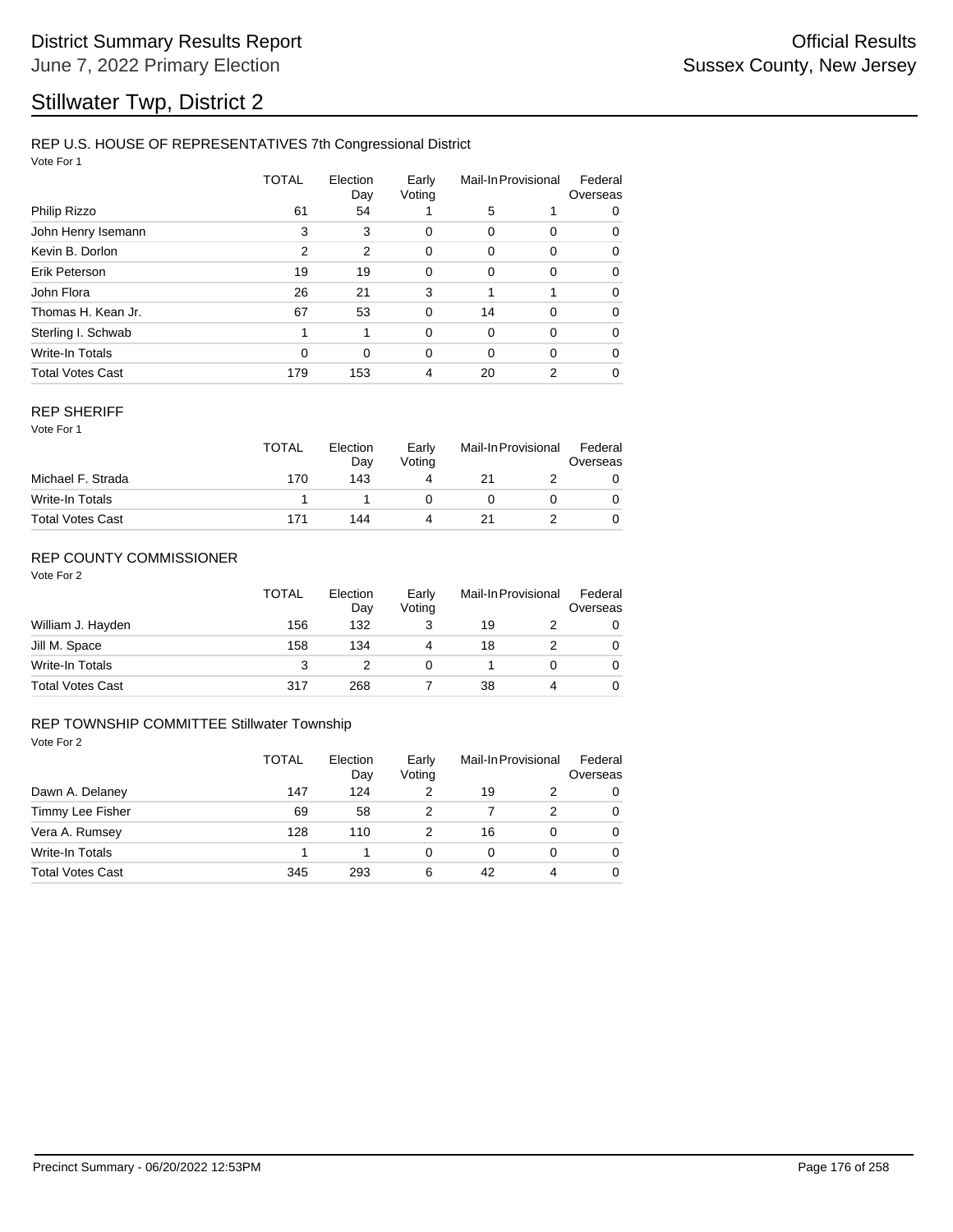# District Summary Results Report

June 7, 2022 Primary Election

Official Results

Sussex County, New Jersey

# Stillwater Twp, District 2

### REP U.S. HOUSE OF REPRESENTATIVES 7th Congressional District

Vote For 1

| | TOTAL | Election Day | Early Voting | Mail-In | Provisional | Federal Overseas |
|---|---|---|---|---|---|---|
| Philip Rizzo | 61 | 54 | 1 | 5 | 1 | 0 |
| John Henry Isemann | 3 | 3 | 0 | 0 | 0 | 0 |
| Kevin B. Dorlon | 2 | 2 | 0 | 0 | 0 | 0 |
| Erik Peterson | 19 | 19 | 0 | 0 | 0 | 0 |
| John Flora | 26 | 21 | 3 | 1 | 1 | 0 |
| Thomas H. Kean Jr. | 67 | 53 | 0 | 14 | 0 | 0 |
| Sterling I. Schwab | 1 | 1 | 0 | 0 | 0 | 0 |
| Write-In Totals | 0 | 0 | 0 | 0 | 0 | 0 |
| Total Votes Cast | 179 | 153 | 4 | 20 | 2 | 0 |

### REP SHERIFF

Vote For 1

| | TOTAL | Election Day | Early Voting | Mail-In | Provisional | Federal Overseas |
|---|---|---|---|---|---|---|
| Michael F. Strada | 170 | 143 | 4 | 21 | 2 | 0 |
| Write-In Totals | 1 | 1 | 0 | 0 | 0 | 0 |
| Total Votes Cast | 171 | 144 | 4 | 21 | 2 | 0 |

### REP COUNTY COMMISSIONER

Vote For 2

| | TOTAL | Election Day | Early Voting | Mail-In | Provisional | Federal Overseas |
|---|---|---|---|---|---|---|
| William J. Hayden | 156 | 132 | 3 | 19 | 2 | 0 |
| Jill M. Space | 158 | 134 | 4 | 18 | 2 | 0 |
| Write-In Totals | 3 | 2 | 0 | 1 | 0 | 0 |
| Total Votes Cast | 317 | 268 | 7 | 38 | 4 | 0 |

### REP TOWNSHIP COMMITTEE Stillwater Township

Vote For 2

| | TOTAL | Election Day | Early Voting | Mail-In | Provisional | Federal Overseas |
|---|---|---|---|---|---|---|
| Dawn A. Delaney | 147 | 124 | 2 | 19 | 2 | 0 |
| Timmy Lee Fisher | 69 | 58 | 2 | 7 | 2 | 0 |
| Vera A. Rumsey | 128 | 110 | 2 | 16 | 0 | 0 |
| Write-In Totals | 1 | 1 | 0 | 0 | 0 | 0 |
| Total Votes Cast | 345 | 293 | 6 | 42 | 4 | 0 |

Precinct Summary - 06/20/2022 12:53PM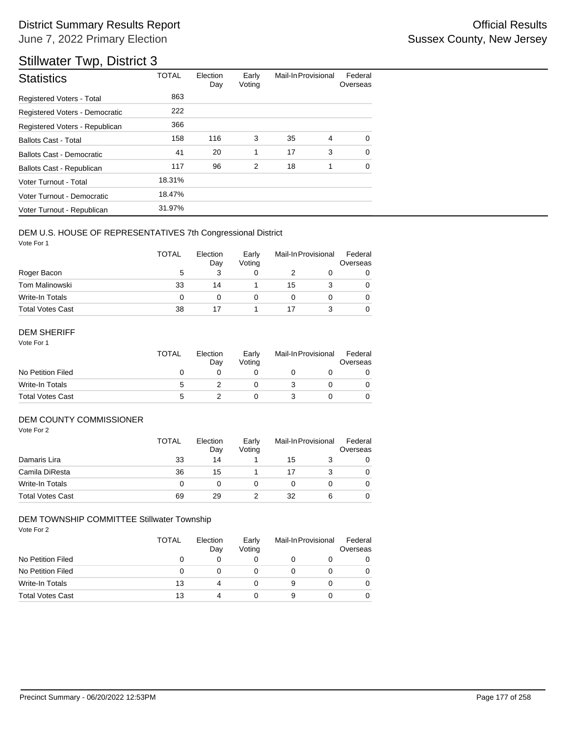# District Summary Results Report

June 7, 2022 Primary Election

Official Results

Sussex County, New Jersey

## Stillwater Twp, District 3

| Statistics | TOTAL | Election Day | Early Voting | Mail-In | Provisional | Federal Overseas |
|---|---|---|---|---|---|---|
| Registered Voters - Total | 863 | | | | | |
| Registered Voters - Democratic | 222 | | | | | |
| Registered Voters - Republican | 366 | | | | | |
| Ballots Cast - Total | 158 | 116 | 3 | 35 | 4 | 0 |
| Ballots Cast - Democratic | 41 | 20 | 1 | 17 | 3 | 0 |
| Ballots Cast - Republican | 117 | 96 | 2 | 18 | 1 | 0 |
| Voter Turnout - Total | 18.31% | | | | | |
| Voter Turnout - Democratic | 18.47% | | | | | |
| Voter Turnout - Republican | 31.97% | | | | | |

### DEM U.S. HOUSE OF REPRESENTATIVES 7th Congressional District

Vote For 1

| | TOTAL | Election Day | Early Voting | Mail-In | Provisional | Federal Overseas |
|---|---|---|---|---|---|---|
| Roger Bacon | 5 | 3 | 0 | 2 | 0 | 0 |
| Tom Malinowski | 33 | 14 | 1 | 15 | 3 | 0 |
| Write-In Totals | 0 | 0 | 0 | 0 | 0 | 0 |
| Total Votes Cast | 38 | 17 | 1 | 17 | 3 | 0 |

### DEM SHERIFF

Vote For 1

| | TOTAL | Election Day | Early Voting | Mail-In | Provisional | Federal Overseas |
|---|---|---|---|---|---|---|
| No Petition Filed | 0 | 0 | 0 | 0 | 0 | 0 |
| Write-In Totals | 5 | 2 | 0 | 3 | 0 | 0 |
| Total Votes Cast | 5 | 2 | 0 | 3 | 0 | 0 |

### DEM COUNTY COMMISSIONER

Vote For 2

| | TOTAL | Election Day | Early Voting | Mail-In | Provisional | Federal Overseas |
|---|---|---|---|---|---|---|
| Damaris Lira | 33 | 14 | 1 | 15 | 3 | 0 |
| Camila DiResta | 36 | 15 | 1 | 17 | 3 | 0 |
| Write-In Totals | 0 | 0 | 0 | 0 | 0 | 0 |
| Total Votes Cast | 69 | 29 | 2 | 32 | 6 | 0 |

### DEM TOWNSHIP COMMITTEE Stillwater Township

Vote For 2

| | TOTAL | Election Day | Early Voting | Mail-In | Provisional | Federal Overseas |
|---|---|---|---|---|---|---|
| No Petition Filed | 0 | 0 | 0 | 0 | 0 | 0 |
| No Petition Filed | 0 | 0 | 0 | 0 | 0 | 0 |
| Write-In Totals | 13 | 4 | 0 | 9 | 0 | 0 |
| Total Votes Cast | 13 | 4 | 0 | 9 | 0 | 0 |

Precinct Summary - 06/20/2022 12:53PM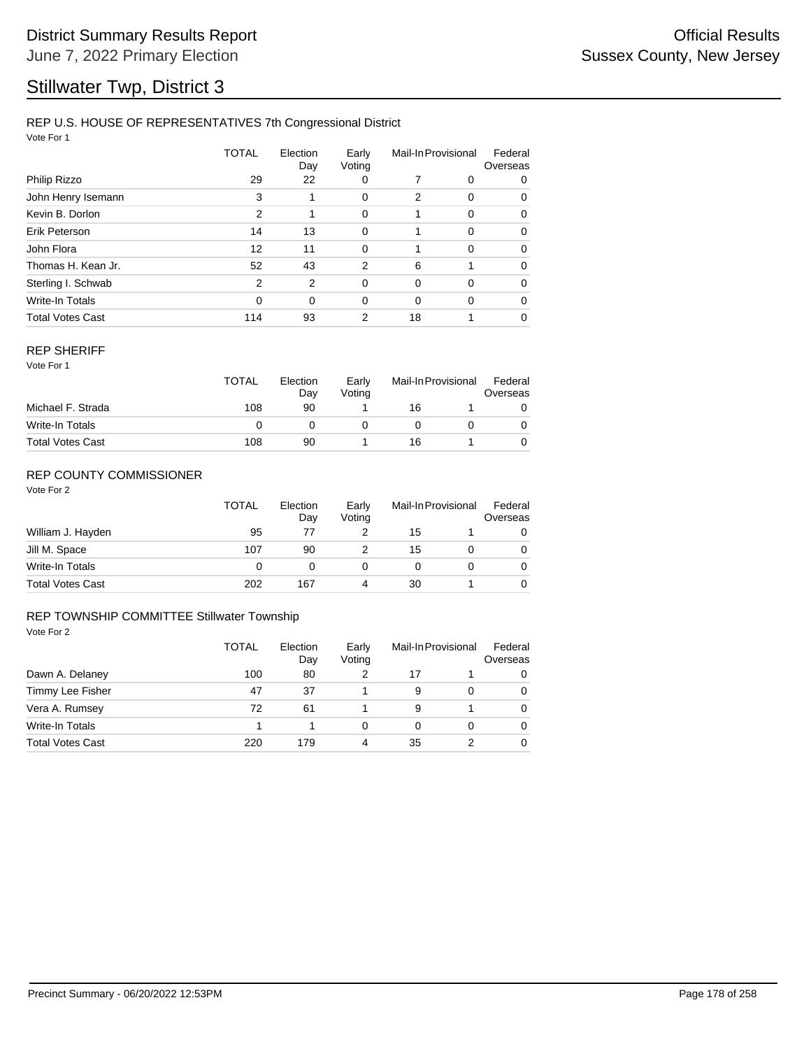# District Summary Results Report

June 7, 2022 Primary Election

Official Results

Sussex County, New Jersey

# Stillwater Twp, District 3

## REP U.S. HOUSE OF REPRESENTATIVES 7th Congressional District

Vote For 1

| | TOTAL | Election Day | Early Voting | Mail-In | Provisional | Federal Overseas |
|---|---|---|---|---|---|---|
| Philip Rizzo | 29 | 22 | 0 | 7 | 0 | 0 |
| John Henry Isemann | 3 | 1 | 0 | 2 | 0 | 0 |
| Kevin B. Dorlon | 2 | 1 | 0 | 1 | 0 | 0 |
| Erik Peterson | 14 | 13 | 0 | 1 | 0 | 0 |
| John Flora | 12 | 11 | 0 | 1 | 0 | 0 |
| Thomas H. Kean Jr. | 52 | 43 | 2 | 6 | 1 | 0 |
| Sterling I. Schwab | 2 | 2 | 0 | 0 | 0 | 0 |
| Write-In Totals | 0 | 0 | 0 | 0 | 0 | 0 |
| Total Votes Cast | 114 | 93 | 2 | 18 | 1 | 0 |

## REP SHERIFF

Vote For 1

| | TOTAL | Election Day | Early Voting | Mail-In | Provisional | Federal Overseas |
|---|---|---|---|---|---|---|
| Michael F. Strada | 108 | 90 | 1 | 16 | 1 | 0 |
| Write-In Totals | 0 | 0 | 0 | 0 | 0 | 0 |
| Total Votes Cast | 108 | 90 | 1 | 16 | 1 | 0 |

## REP COUNTY COMMISSIONER

Vote For 2

| | TOTAL | Election Day | Early Voting | Mail-In | Provisional | Federal Overseas |
|---|---|---|---|---|---|---|
| William J. Hayden | 95 | 77 | 2 | 15 | 1 | 0 |
| Jill M. Space | 107 | 90 | 2 | 15 | 0 | 0 |
| Write-In Totals | 0 | 0 | 0 | 0 | 0 | 0 |
| Total Votes Cast | 202 | 167 | 4 | 30 | 1 | 0 |

## REP TOWNSHIP COMMITTEE Stillwater Township

Vote For 2

| | TOTAL | Election Day | Early Voting | Mail-In | Provisional | Federal Overseas |
|---|---|---|---|---|---|---|
| Dawn A. Delaney | 100 | 80 | 2 | 17 | 1 | 0 |
| Timmy Lee Fisher | 47 | 37 | 1 | 9 | 0 | 0 |
| Vera A. Rumsey | 72 | 61 | 1 | 9 | 1 | 0 |
| Write-In Totals | 1 | 1 | 0 | 0 | 0 | 0 |
| Total Votes Cast | 220 | 179 | 4 | 35 | 2 | 0 |

Precinct Summary - 06/20/2022 12:53PM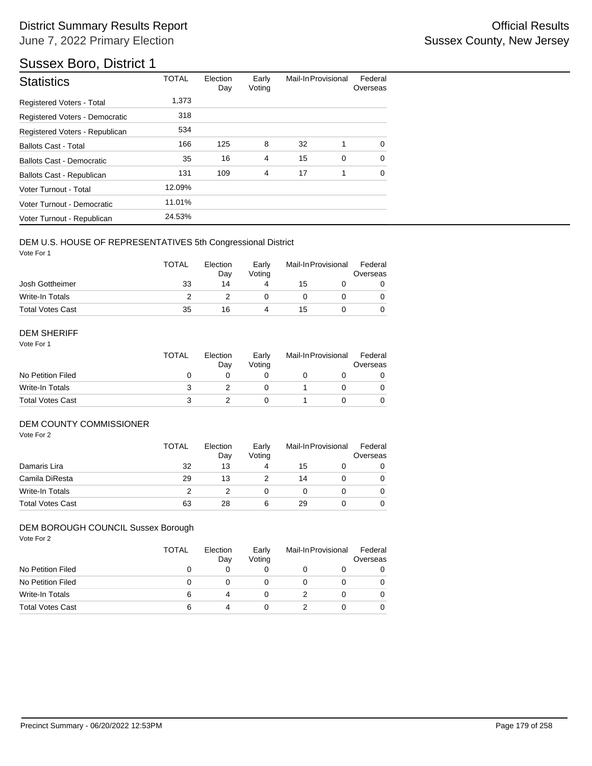# District Summary Results Report

June 7, 2022 Primary Election

Official Results
Sussex County, New Jersey

## Sussex Boro, District 1

| Statistics | TOTAL | Election Day | Early Voting | Mail-In | Provisional | Federal Overseas |
|---|---|---|---|---|---|---|
| Registered Voters - Total | 1,373 | | | | | |
| Registered Voters - Democratic | 318 | | | | | |
| Registered Voters - Republican | 534 | | | | | |
| Ballots Cast - Total | 166 | 125 | 8 | 32 | 1 | 0 |
| Ballots Cast - Democratic | 35 | 16 | 4 | 15 | 0 | 0 |
| Ballots Cast - Republican | 131 | 109 | 4 | 17 | 1 | 0 |
| Voter Turnout - Total | 12.09% | | | | | |
| Voter Turnout - Democratic | 11.01% | | | | | |
| Voter Turnout - Republican | 24.53% | | | | | |

### DEM U.S. HOUSE OF REPRESENTATIVES 5th Congressional District

Vote For 1

| | TOTAL | Election Day | Early Voting | Mail-In | Provisional | Federal Overseas |
|---|---|---|---|---|---|---|
| Josh Gottheimer | 33 | 14 | 4 | 15 | 0 | 0 |
| Write-In Totals | 2 | 2 | 0 | 0 | 0 | 0 |
| Total Votes Cast | 35 | 16 | 4 | 15 | 0 | 0 |

### DEM SHERIFF

Vote For 1

| | TOTAL | Election Day | Early Voting | Mail-In | Provisional | Federal Overseas |
|---|---|---|---|---|---|---|
| No Petition Filed | 0 | 0 | 0 | 0 | 0 | 0 |
| Write-In Totals | 3 | 2 | 0 | 1 | 0 | 0 |
| Total Votes Cast | 3 | 2 | 0 | 1 | 0 | 0 |

### DEM COUNTY COMMISSIONER

Vote For 2

| | TOTAL | Election Day | Early Voting | Mail-In | Provisional | Federal Overseas |
|---|---|---|---|---|---|---|
| Damaris Lira | 32 | 13 | 4 | 15 | 0 | 0 |
| Camila DiResta | 29 | 13 | 2 | 14 | 0 | 0 |
| Write-In Totals | 2 | 2 | 0 | 0 | 0 | 0 |
| Total Votes Cast | 63 | 28 | 6 | 29 | 0 | 0 |

### DEM BOROUGH COUNCIL Sussex Borough

Vote For 2

| | TOTAL | Election Day | Early Voting | Mail-In | Provisional | Federal Overseas |
|---|---|---|---|---|---|---|
| No Petition Filed | 0 | 0 | 0 | 0 | 0 | 0 |
| No Petition Filed | 0 | 0 | 0 | 0 | 0 | 0 |
| Write-In Totals | 6 | 4 | 0 | 2 | 0 | 0 |
| Total Votes Cast | 6 | 4 | 0 | 2 | 0 | 0 |

Precinct Summary - 06/20/2022 12:53PM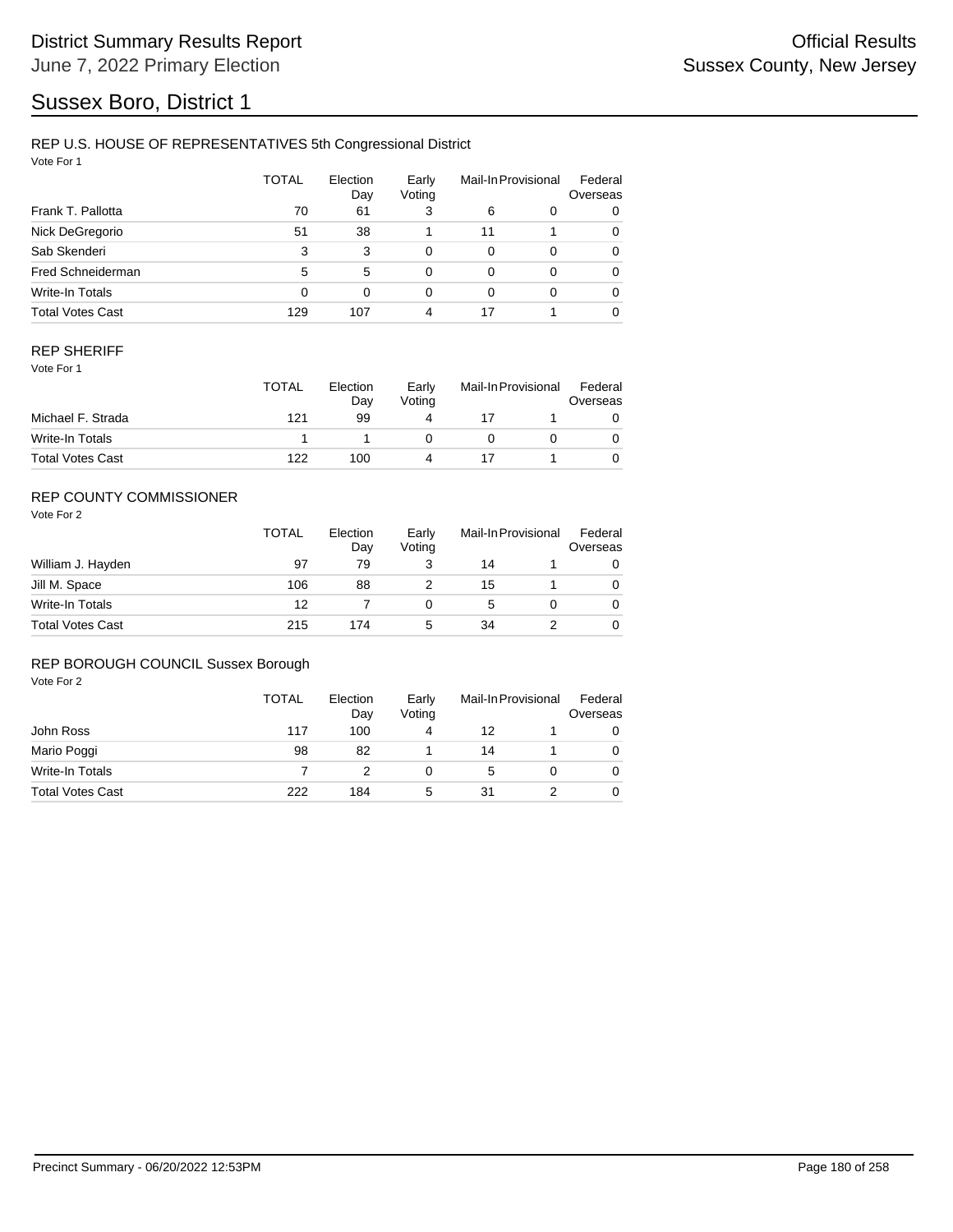# District Summary Results Report

June 7, 2022 Primary Election

Official Results

Sussex County, New Jersey

# Sussex Boro, District 1

## REP U.S. HOUSE OF REPRESENTATIVES 5th Congressional District

Vote For 1

| | TOTAL | Election Day | Early Voting | Mail-In | Provisional | Federal Overseas |
|---|---|---|---|---|---|---|
| Frank T. Pallotta | 70 | 61 | 3 | 6 | 0 | 0 |
| Nick DeGregorio | 51 | 38 | 1 | 11 | 1 | 0 |
| Sab Skenderi | 3 | 3 | 0 | 0 | 0 | 0 |
| Fred Schneiderman | 5 | 5 | 0 | 0 | 0 | 0 |
| Write-In Totals | 0 | 0 | 0 | 0 | 0 | 0 |
| Total Votes Cast | 129 | 107 | 4 | 17 | 1 | 0 |

## REP SHERIFF

Vote For 1

| | TOTAL | Election Day | Early Voting | Mail-In | Provisional | Federal Overseas |
|---|---|---|---|---|---|---|
| Michael F. Strada | 121 | 99 | 4 | 17 | 1 | 0 |
| Write-In Totals | 1 | 1 | 0 | 0 | 0 | 0 |
| Total Votes Cast | 122 | 100 | 4 | 17 | 1 | 0 |

## REP COUNTY COMMISSIONER

Vote For 2

| | TOTAL | Election Day | Early Voting | Mail-In | Provisional | Federal Overseas |
|---|---|---|---|---|---|---|
| William J. Hayden | 97 | 79 | 3 | 14 | 1 | 0 |
| Jill M. Space | 106 | 88 | 2 | 15 | 1 | 0 |
| Write-In Totals | 12 | 7 | 0 | 5 | 0 | 0 |
| Total Votes Cast | 215 | 174 | 5 | 34 | 2 | 0 |

## REP BOROUGH COUNCIL Sussex Borough

Vote For 2

| | TOTAL | Election Day | Early Voting | Mail-In | Provisional | Federal Overseas |
|---|---|---|---|---|---|---|
| John Ross | 117 | 100 | 4 | 12 | 1 | 0 |
| Mario Poggi | 98 | 82 | 1 | 14 | 1 | 0 |
| Write-In Totals | 7 | 2 | 0 | 5 | 0 | 0 |
| Total Votes Cast | 222 | 184 | 5 | 31 | 2 | 0 |

Precinct Summary - 06/20/2022 12:53PM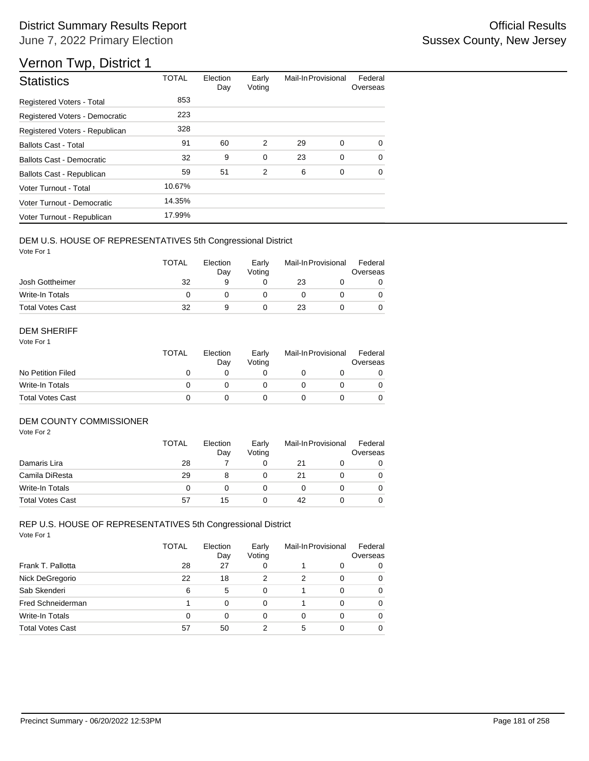# District Summary Results Report

June 7, 2022 Primary Election

Official Results
Sussex County, New Jersey

## Vernon Twp, District 1

| Statistics | TOTAL | Election Day | Early Voting | Mail-In | Provisional | Federal Overseas |
|---|---|---|---|---|---|---|
| Registered Voters - Total | 853 | | | | | |
| Registered Voters - Democratic | 223 | | | | | |
| Registered Voters - Republican | 328 | | | | | |
| Ballots Cast - Total | 91 | 60 | 2 | 29 | 0 | 0 |
| Ballots Cast - Democratic | 32 | 9 | 0 | 23 | 0 | 0 |
| Ballots Cast - Republican | 59 | 51 | 2 | 6 | 0 | 0 |
| Voter Turnout - Total | 10.67% | | | | | |
| Voter Turnout - Democratic | 14.35% | | | | | |
| Voter Turnout - Republican | 17.99% | | | | | |

### DEM U.S. HOUSE OF REPRESENTATIVES 5th Congressional District

Vote For 1

| | TOTAL | Election Day | Early Voting | Mail-In | Provisional | Federal Overseas |
|---|---|---|---|---|---|---|
| Josh Gottheimer | 32 | 9 | 0 | 23 | 0 | 0 |
| Write-In Totals | 0 | 0 | 0 | 0 | 0 | 0 |
| Total Votes Cast | 32 | 9 | 0 | 23 | 0 | 0 |

### DEM SHERIFF

Vote For 1

| | TOTAL | Election Day | Early Voting | Mail-In | Provisional | Federal Overseas |
|---|---|---|---|---|---|---|
| No Petition Filed | 0 | 0 | 0 | 0 | 0 | 0 |
| Write-In Totals | 0 | 0 | 0 | 0 | 0 | 0 |
| Total Votes Cast | 0 | 0 | 0 | 0 | 0 | 0 |

### DEM COUNTY COMMISSIONER

Vote For 2

| | TOTAL | Election Day | Early Voting | Mail-In | Provisional | Federal Overseas |
|---|---|---|---|---|---|---|
| Damaris Lira | 28 | 7 | 0 | 21 | 0 | 0 |
| Camila DiResta | 29 | 8 | 0 | 21 | 0 | 0 |
| Write-In Totals | 0 | 0 | 0 | 0 | 0 | 0 |
| Total Votes Cast | 57 | 15 | 0 | 42 | 0 | 0 |

### REP U.S. HOUSE OF REPRESENTATIVES 5th Congressional District

Vote For 1

| | TOTAL | Election Day | Early Voting | Mail-In | Provisional | Federal Overseas |
|---|---|---|---|---|---|---|
| Frank T. Pallotta | 28 | 27 | 0 | 1 | 0 | 0 |
| Nick DeGregorio | 22 | 18 | 2 | 2 | 0 | 0 |
| Sab Skenderi | 6 | 5 | 0 | 1 | 0 | 0 |
| Fred Schneiderman | 1 | 0 | 0 | 1 | 0 | 0 |
| Write-In Totals | 0 | 0 | 0 | 0 | 0 | 0 |
| Total Votes Cast | 57 | 50 | 2 | 5 | 0 | 0 |

Precinct Summary - 06/20/2022 12:53PM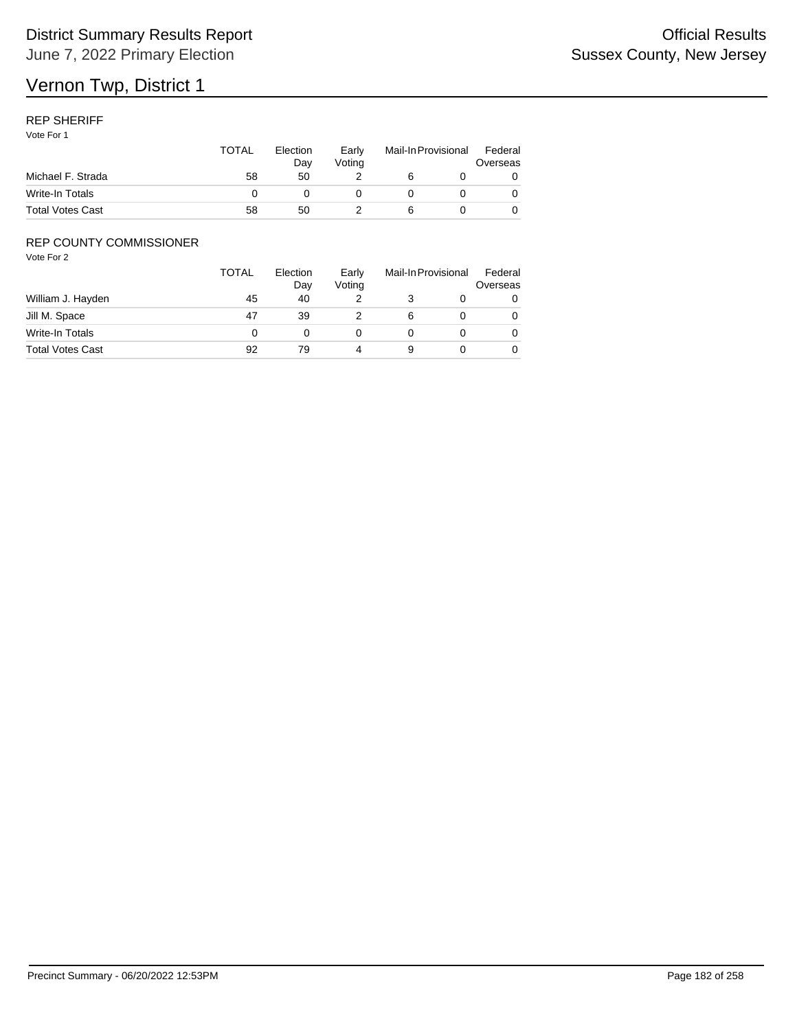# Vernon Twp, District 1

District Summary Results Report
June 7, 2022 Primary Election

Official Results
Sussex County, New Jersey

## REP SHERIFF

Vote For 1

| | TOTAL | Election Day | Early Voting | Mail-In | Provisional | Federal Overseas |
|---|---|---|---|---|---|---|
| Michael F. Strada | 58 | 50 | 2 | 6 | 0 | 0 |
| Write-In Totals | 0 | 0 | 0 | 0 | 0 | 0 |
| Total Votes Cast | 58 | 50 | 2 | 6 | 0 | 0 |

## REP COUNTY COMMISSIONER

Vote For 2

| | TOTAL | Election Day | Early Voting | Mail-In | Provisional | Federal Overseas |
|---|---|---|---|---|---|---|
| William J. Hayden | 45 | 40 | 2 | 3 | 0 | 0 |
| Jill M. Space | 47 | 39 | 2 | 6 | 0 | 0 |
| Write-In Totals | 0 | 0 | 0 | 0 | 0 | 0 |
| Total Votes Cast | 92 | 79 | 4 | 9 | 0 | 0 |

Precinct Summary - 06/20/2022 12:53PM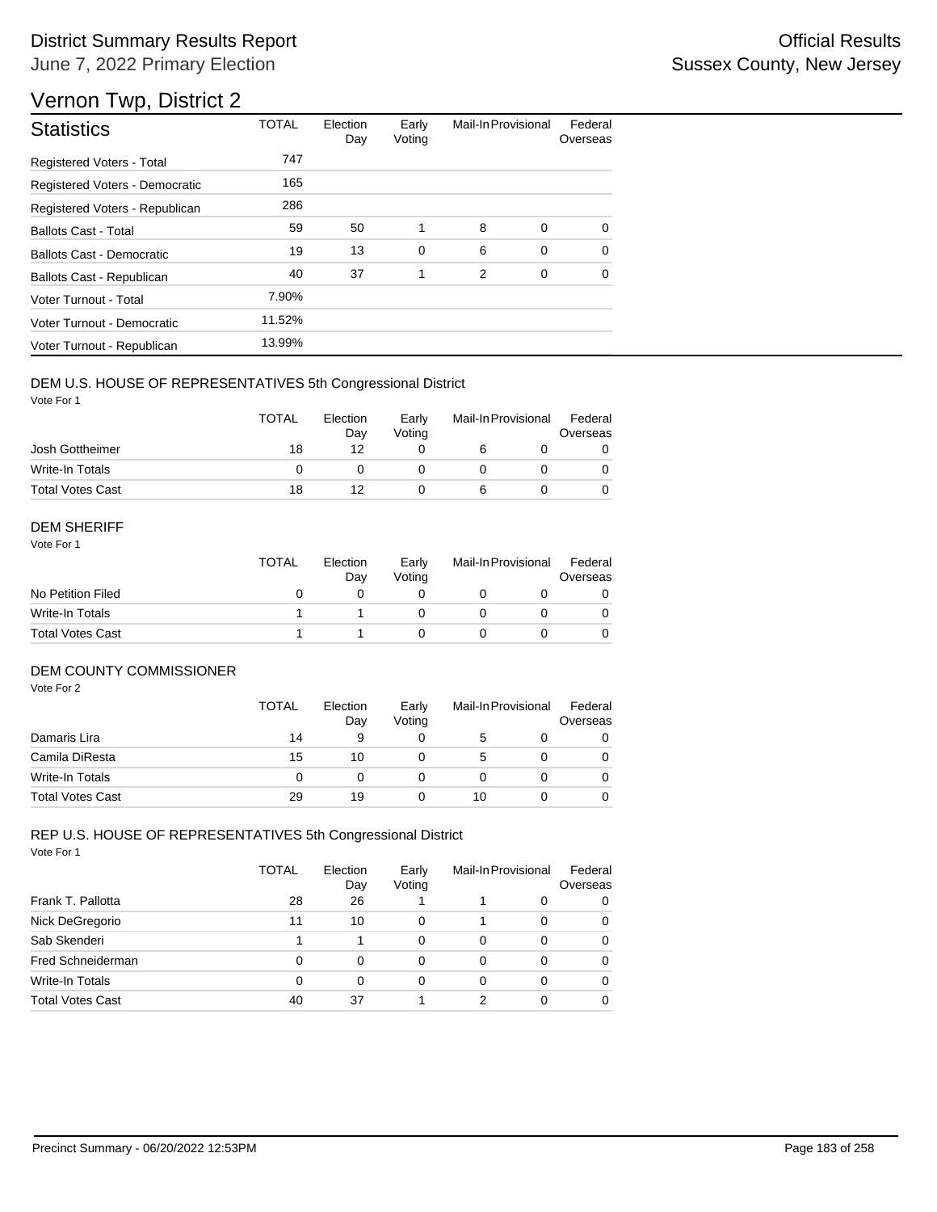# District Summary Results Report

June 7, 2022 Primary Election

Official Results
Sussex County, New Jersey

## Vernon Twp, District 2

| Statistics | TOTAL | Election Day | Early Voting | Mail-In | Provisional | Federal Overseas |
|---|---|---|---|---|---|---|
| Registered Voters - Total | 747 | | | | | |
| Registered Voters - Democratic | 165 | | | | | |
| Registered Voters - Republican | 286 | | | | | |
| Ballots Cast - Total | 59 | 50 | 1 | 8 | 0 | 0 |
| Ballots Cast - Democratic | 19 | 13 | 0 | 6 | 0 | 0 |
| Ballots Cast - Republican | 40 | 37 | 1 | 2 | 0 | 0 |
| Voter Turnout - Total | 7.90% | | | | | |
| Voter Turnout - Democratic | 11.52% | | | | | |
| Voter Turnout - Republican | 13.99% | | | | | |

### DEM U.S. HOUSE OF REPRESENTATIVES 5th Congressional District

Vote For 1

| | TOTAL | Election Day | Early Voting | Mail-In | Provisional | Federal Overseas |
|---|---|---|---|---|---|---|
| Josh Gottheimer | 18 | 12 | 0 | 6 | 0 | 0 |
| Write-In Totals | 0 | 0 | 0 | 0 | 0 | 0 |
| Total Votes Cast | 18 | 12 | 0 | 6 | 0 | 0 |

### DEM SHERIFF

Vote For 1

| | TOTAL | Election Day | Early Voting | Mail-In | Provisional | Federal Overseas |
|---|---|---|---|---|---|---|
| No Petition Filed | 0 | 0 | 0 | 0 | 0 | 0 |
| Write-In Totals | 1 | 1 | 0 | 0 | 0 | 0 |
| Total Votes Cast | 1 | 1 | 0 | 0 | 0 | 0 |

### DEM COUNTY COMMISSIONER

Vote For 2

| | TOTAL | Election Day | Early Voting | Mail-In | Provisional | Federal Overseas |
|---|---|---|---|---|---|---|
| Damaris Lira | 14 | 9 | 0 | 5 | 0 | 0 |
| Camila DiResta | 15 | 10 | 0 | 5 | 0 | 0 |
| Write-In Totals | 0 | 0 | 0 | 0 | 0 | 0 |
| Total Votes Cast | 29 | 19 | 0 | 10 | 0 | 0 |

### REP U.S. HOUSE OF REPRESENTATIVES 5th Congressional District

Vote For 1

| | TOTAL | Election Day | Early Voting | Mail-In | Provisional | Federal Overseas |
|---|---|---|---|---|---|---|
| Frank T. Pallotta | 28 | 26 | 1 | 1 | 0 | 0 |
| Nick DeGregorio | 11 | 10 | 0 | 1 | 0 | 0 |
| Sab Skenderi | 1 | 1 | 0 | 0 | 0 | 0 |
| Fred Schneiderman | 0 | 0 | 0 | 0 | 0 | 0 |
| Write-In Totals | 0 | 0 | 0 | 0 | 0 | 0 |
| Total Votes Cast | 40 | 37 | 1 | 2 | 0 | 0 |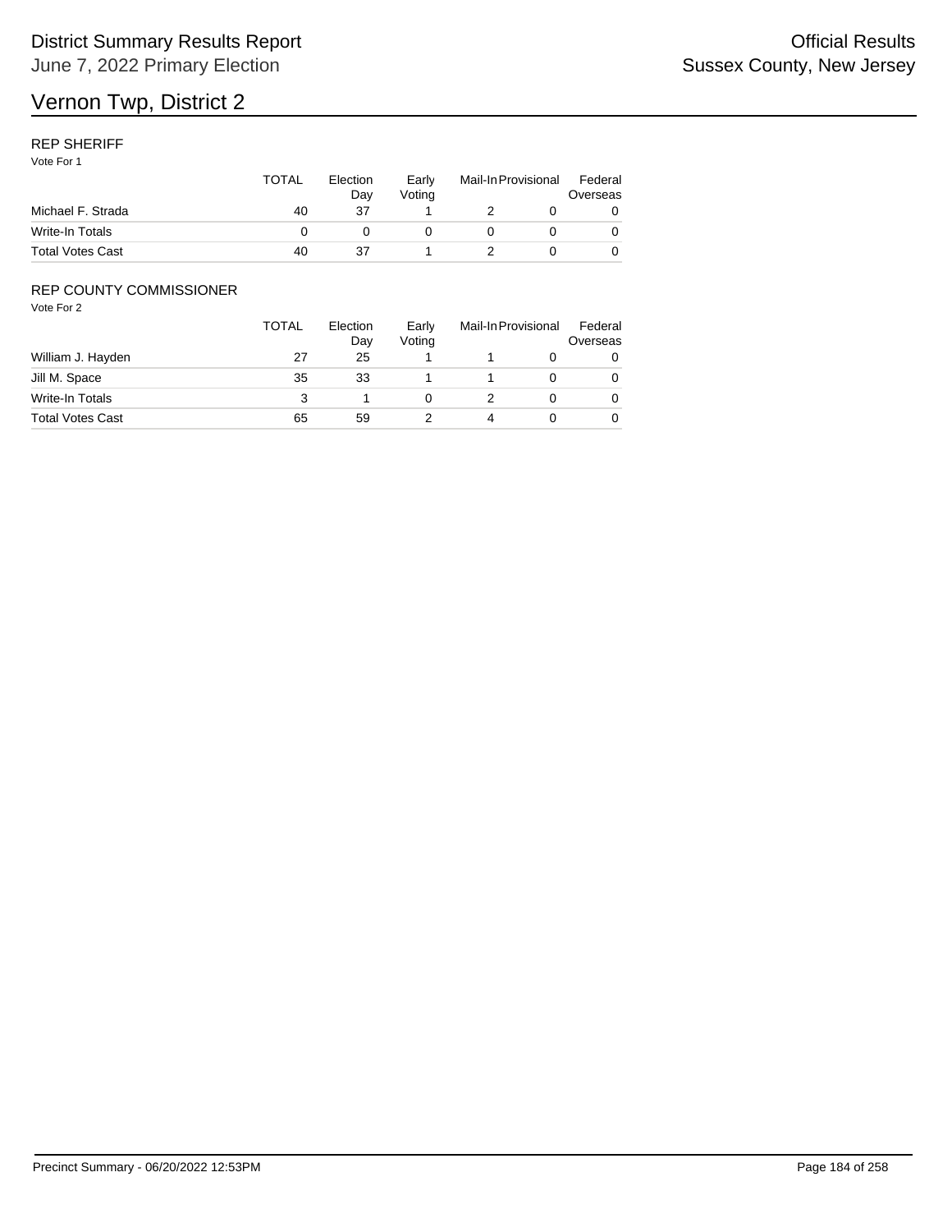# Vernon Twp, District 2

## REP SHERIFF

Vote For 1

| | TOTAL | Election Day | Early Voting | Mail-In | Provisional | Federal Overseas |
|---|---|---|---|---|---|---|
| Michael F. Strada | 40 | 37 | 1 | 2 | 0 | 0 |
| Write-In Totals | 0 | 0 | 0 | 0 | 0 | 0 |
| Total Votes Cast | 40 | 37 | 1 | 2 | 0 | 0 |

## REP COUNTY COMMISSIONER

Vote For 2

| | TOTAL | Election Day | Early Voting | Mail-In | Provisional | Federal Overseas |
|---|---|---|---|---|---|---|
| William J. Hayden | 27 | 25 | 1 | 1 | 0 | 0 |
| Jill M. Space | 35 | 33 | 1 | 1 | 0 | 0 |
| Write-In Totals | 3 | 1 | 0 | 2 | 0 | 0 |
| Total Votes Cast | 65 | 59 | 2 | 4 | 0 | 0 |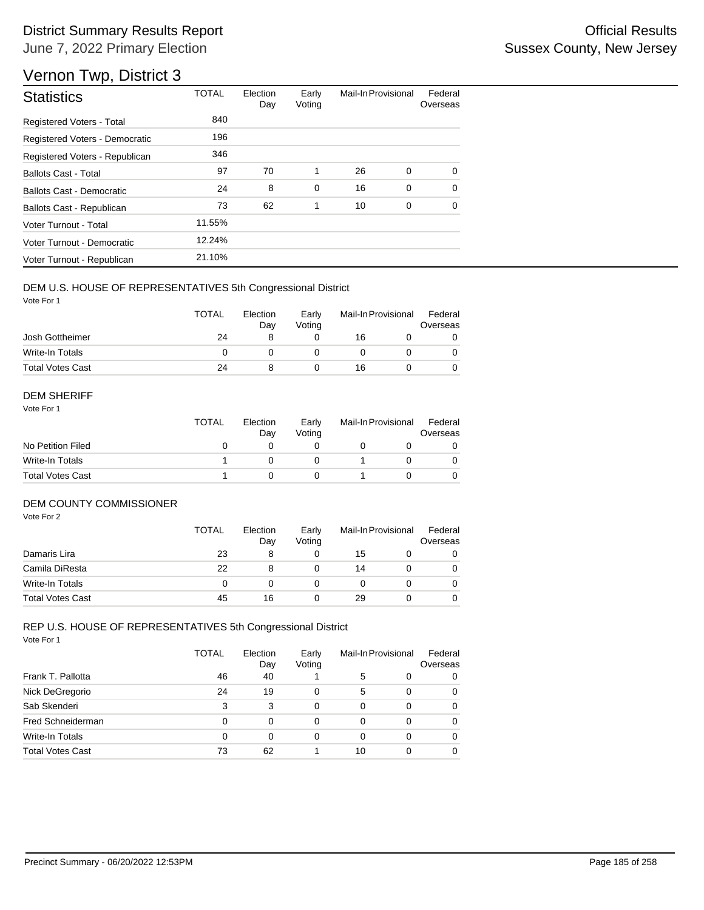# Vernon Twp, District 3

## Statistics

| Statistics | TOTAL | Election Day | Early Voting | Mail-In | Provisional | Federal Overseas |
|---|---|---|---|---|---|---|
| Registered Voters - Total | 840 | | | | | |
| Registered Voters - Democratic | 196 | | | | | |
| Registered Voters - Republican | 346 | | | | | |
| Ballots Cast - Total | 97 | 70 | 1 | 26 | 0 | 0 |
| Ballots Cast - Democratic | 24 | 8 | 0 | 16 | 0 | 0 |
| Ballots Cast - Republican | 73 | 62 | 1 | 10 | 0 | 0 |
| Voter Turnout - Total | 11.55% | | | | | |
| Voter Turnout - Democratic | 12.24% | | | | | |
| Voter Turnout - Republican | 21.10% | | | | | |

### DEM U.S. HOUSE OF REPRESENTATIVES 5th Congressional District

Vote For 1

| | TOTAL | Election Day | Early Voting | Mail-In | Provisional | Federal Overseas |
|---|---|---|---|---|---|---|
| Josh Gottheimer | 24 | 8 | 0 | 16 | 0 | 0 |
| Write-In Totals | 0 | 0 | 0 | 0 | 0 | 0 |
| Total Votes Cast | 24 | 8 | 0 | 16 | 0 | 0 |

### DEM SHERIFF

Vote For 1

| | TOTAL | Election Day | Early Voting | Mail-In | Provisional | Federal Overseas |
|---|---|---|---|---|---|---|
| No Petition Filed | 0 | 0 | 0 | 0 | 0 | 0 |
| Write-In Totals | 1 | 0 | 0 | 1 | 0 | 0 |
| Total Votes Cast | 1 | 0 | 0 | 1 | 0 | 0 |

### DEM COUNTY COMMISSIONER

Vote For 2

| | TOTAL | Election Day | Early Voting | Mail-In | Provisional | Federal Overseas |
|---|---|---|---|---|---|---|
| Damaris Lira | 23 | 8 | 0 | 15 | 0 | 0 |
| Camila DiResta | 22 | 8 | 0 | 14 | 0 | 0 |
| Write-In Totals | 0 | 0 | 0 | 0 | 0 | 0 |
| Total Votes Cast | 45 | 16 | 0 | 29 | 0 | 0 |

### REP U.S. HOUSE OF REPRESENTATIVES 5th Congressional District

Vote For 1

| | TOTAL | Election Day | Early Voting | Mail-In | Provisional | Federal Overseas |
|---|---|---|---|---|---|---|
| Frank T. Pallotta | 46 | 40 | 1 | 5 | 0 | 0 |
| Nick DeGregorio | 24 | 19 | 0 | 5 | 0 | 0 |
| Sab Skenderi | 3 | 3 | 0 | 0 | 0 | 0 |
| Fred Schneiderman | 0 | 0 | 0 | 0 | 0 | 0 |
| Write-In Totals | 0 | 0 | 0 | 0 | 0 | 0 |
| Total Votes Cast | 73 | 62 | 1 | 10 | 0 | 0 |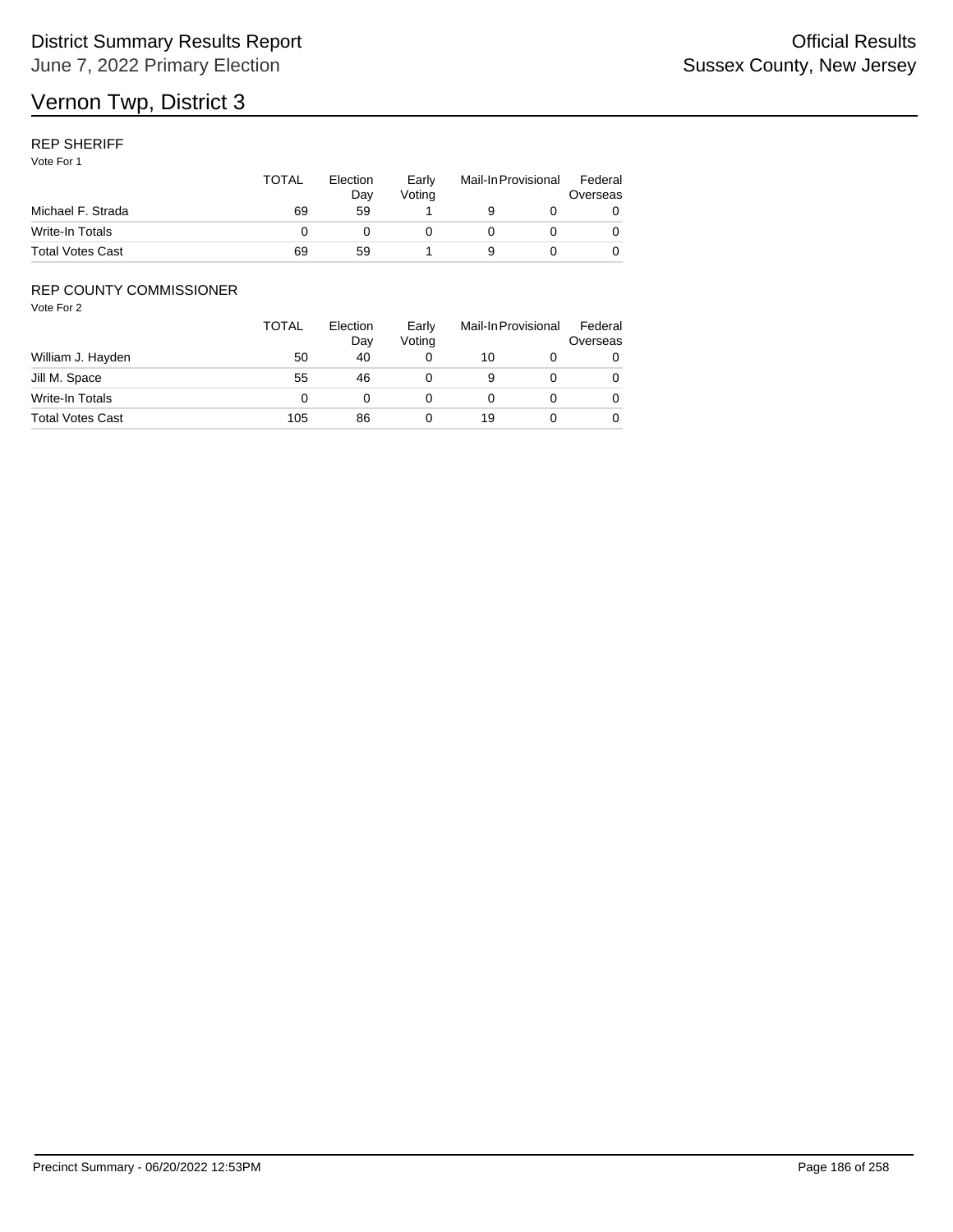# Vernon Twp, District 3

## REP SHERIFF

Vote For 1

| | TOTAL | Election Day | Early Voting | Mail-In | Provisional | Federal Overseas |
|---|---|---|---|---|---|---|
| Michael F. Strada | 69 | 59 | 1 | 9 | 0 | 0 |
| Write-In Totals | 0 | 0 | 0 | 0 | 0 | 0 |
| Total Votes Cast | 69 | 59 | 1 | 9 | 0 | 0 |

## REP COUNTY COMMISSIONER

Vote For 2

| | TOTAL | Election Day | Early Voting | Mail-In | Provisional | Federal Overseas |
|---|---|---|---|---|---|---|
| William J. Hayden | 50 | 40 | 0 | 10 | 0 | 0 |
| Jill M. Space | 55 | 46 | 0 | 9 | 0 | 0 |
| Write-In Totals | 0 | 0 | 0 | 0 | 0 | 0 |
| Total Votes Cast | 105 | 86 | 0 | 19 | 0 | 0 |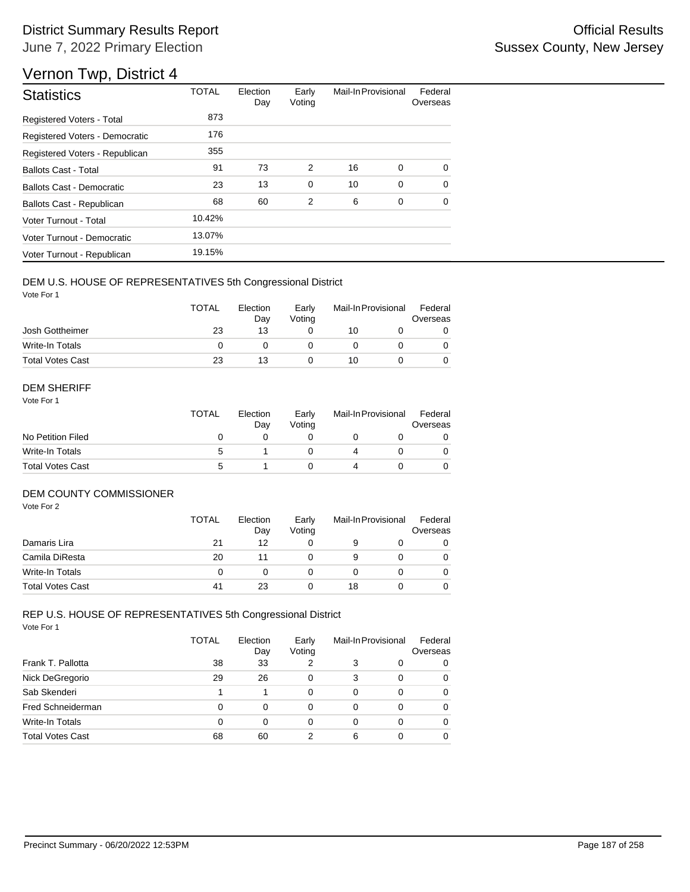# District Summary Results Report

June 7, 2022 Primary Election

Official Results

Sussex County, New Jersey

## Vernon Twp, District 4

| Statistics | TOTAL | Election Day | Early Voting | Mail-In | Provisional | Federal Overseas |
|---|---|---|---|---|---|---|
| Registered Voters - Total | 873 | | | | | |
| Registered Voters - Democratic | 176 | | | | | |
| Registered Voters - Republican | 355 | | | | | |
| Ballots Cast - Total | 91 | 73 | 2 | 16 | 0 | 0 |
| Ballots Cast - Democratic | 23 | 13 | 0 | 10 | 0 | 0 |
| Ballots Cast - Republican | 68 | 60 | 2 | 6 | 0 | 0 |
| Voter Turnout - Total | 10.42% | | | | | |
| Voter Turnout - Democratic | 13.07% | | | | | |
| Voter Turnout - Republican | 19.15% | | | | | |

### DEM U.S. HOUSE OF REPRESENTATIVES 5th Congressional District

Vote For 1

| | TOTAL | Election Day | Early Voting | Mail-In | Provisional | Federal Overseas |
|---|---|---|---|---|---|---|
| Josh Gottheimer | 23 | 13 | 0 | 10 | 0 | 0 |
| Write-In Totals | 0 | 0 | 0 | 0 | 0 | 0 |
| Total Votes Cast | 23 | 13 | 0 | 10 | 0 | 0 |

### DEM SHERIFF

Vote For 1

| | TOTAL | Election Day | Early Voting | Mail-In | Provisional | Federal Overseas |
|---|---|---|---|---|---|---|
| No Petition Filed | 0 | 0 | 0 | 0 | 0 | 0 |
| Write-In Totals | 5 | 1 | 0 | 4 | 0 | 0 |
| Total Votes Cast | 5 | 1 | 0 | 4 | 0 | 0 |

### DEM COUNTY COMMISSIONER

Vote For 2

| | TOTAL | Election Day | Early Voting | Mail-In | Provisional | Federal Overseas |
|---|---|---|---|---|---|---|
| Damaris Lira | 21 | 12 | 0 | 9 | 0 | 0 |
| Camila DiResta | 20 | 11 | 0 | 9 | 0 | 0 |
| Write-In Totals | 0 | 0 | 0 | 0 | 0 | 0 |
| Total Votes Cast | 41 | 23 | 0 | 18 | 0 | 0 |

### REP U.S. HOUSE OF REPRESENTATIVES 5th Congressional District

Vote For 1

| | TOTAL | Election Day | Early Voting | Mail-In | Provisional | Federal Overseas |
|---|---|---|---|---|---|---|
| Frank T. Pallotta | 38 | 33 | 2 | 3 | 0 | 0 |
| Nick DeGregorio | 29 | 26 | 0 | 3 | 0 | 0 |
| Sab Skenderi | 1 | 1 | 0 | 0 | 0 | 0 |
| Fred Schneiderman | 0 | 0 | 0 | 0 | 0 | 0 |
| Write-In Totals | 0 | 0 | 0 | 0 | 0 | 0 |
| Total Votes Cast | 68 | 60 | 2 | 6 | 0 | 0 |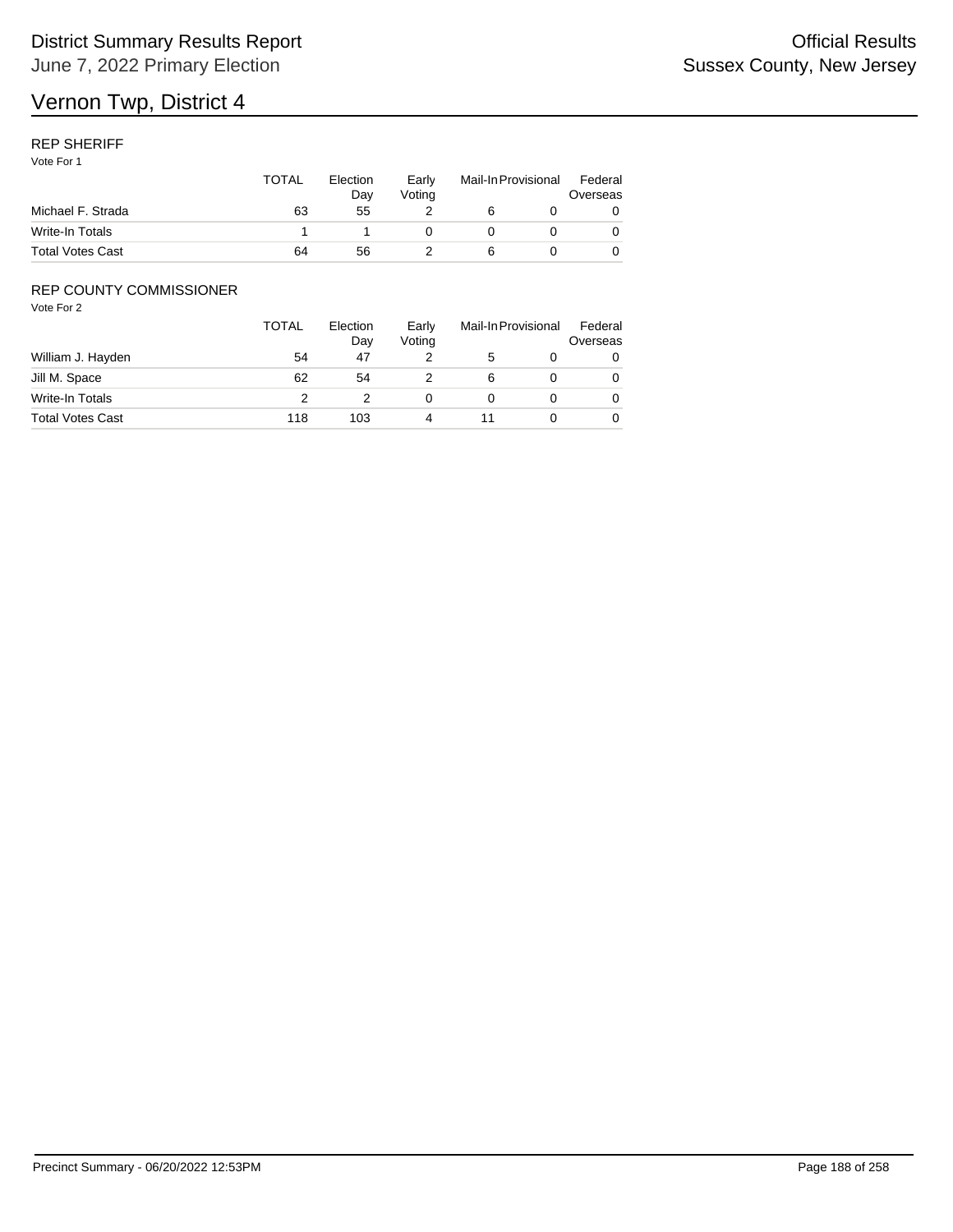# Vernon Twp, District 4

## REP SHERIFF

Vote For 1

| | TOTAL | Election Day | Early Voting | Mail-In | Provisional | Federal Overseas |
|---|---|---|---|---|---|---|
| Michael F. Strada | 63 | 55 | 2 | 6 | 0 | 0 |
| Write-In Totals | 1 | 1 | 0 | 0 | 0 | 0 |
| Total Votes Cast | 64 | 56 | 2 | 6 | 0 | 0 |

## REP COUNTY COMMISSIONER

Vote For 2

| | TOTAL | Election Day | Early Voting | Mail-In | Provisional | Federal Overseas |
|---|---|---|---|---|---|---|
| William J. Hayden | 54 | 47 | 2 | 5 | 0 | 0 |
| Jill M. Space | 62 | 54 | 2 | 6 | 0 | 0 |
| Write-In Totals | 2 | 2 | 0 | 0 | 0 | 0 |
| Total Votes Cast | 118 | 103 | 4 | 11 | 0 | 0 |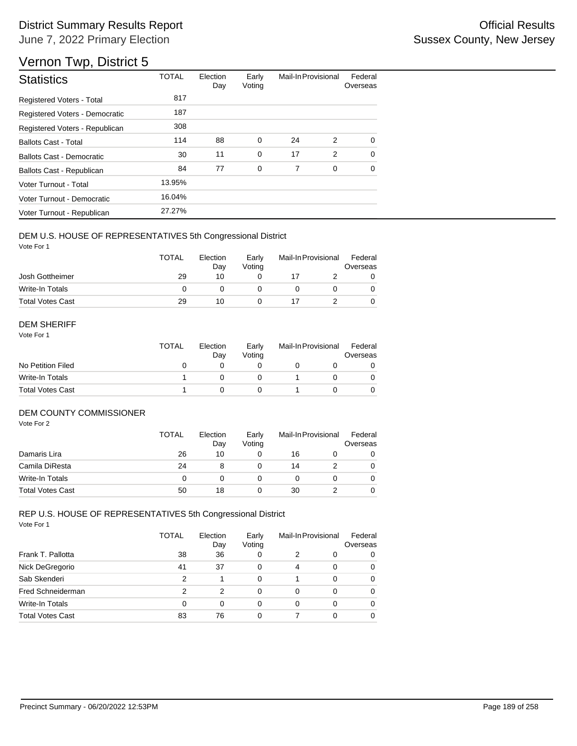# District Summary Results Report

June 7, 2022 Primary Election

Official Results
Sussex County, New Jersey

## Vernon Twp, District 5

| Statistics | TOTAL | Election Day | Early Voting | Mail-In | Provisional | Federal Overseas |
|---|---|---|---|---|---|---|
| Registered Voters - Total | 817 | | | | | |
| Registered Voters - Democratic | 187 | | | | | |
| Registered Voters - Republican | 308 | | | | | |
| Ballots Cast - Total | 114 | 88 | 0 | 24 | 2 | 0 |
| Ballots Cast - Democratic | 30 | 11 | 0 | 17 | 2 | 0 |
| Ballots Cast - Republican | 84 | 77 | 0 | 7 | 0 | 0 |
| Voter Turnout - Total | 13.95% | | | | | |
| Voter Turnout - Democratic | 16.04% | | | | | |
| Voter Turnout - Republican | 27.27% | | | | | |

### DEM U.S. HOUSE OF REPRESENTATIVES 5th Congressional District

Vote For 1

| | TOTAL | Election Day | Early Voting | Mail-In | Provisional | Federal Overseas |
|---|---|---|---|---|---|---|
| Josh Gottheimer | 29 | 10 | 0 | 17 | 2 | 0 |
| Write-In Totals | 0 | 0 | 0 | 0 | 0 | 0 |
| Total Votes Cast | 29 | 10 | 0 | 17 | 2 | 0 |

### DEM SHERIFF

Vote For 1

| | TOTAL | Election Day | Early Voting | Mail-In | Provisional | Federal Overseas |
|---|---|---|---|---|---|---|
| No Petition Filed | 0 | 0 | 0 | 0 | 0 | 0 |
| Write-In Totals | 1 | 0 | 0 | 1 | 0 | 0 |
| Total Votes Cast | 1 | 0 | 0 | 1 | 0 | 0 |

### DEM COUNTY COMMISSIONER

Vote For 2

| | TOTAL | Election Day | Early Voting | Mail-In | Provisional | Federal Overseas |
|---|---|---|---|---|---|---|
| Damaris Lira | 26 | 10 | 0 | 16 | 0 | 0 |
| Camila DiResta | 24 | 8 | 0 | 14 | 2 | 0 |
| Write-In Totals | 0 | 0 | 0 | 0 | 0 | 0 |
| Total Votes Cast | 50 | 18 | 0 | 30 | 2 | 0 |

### REP U.S. HOUSE OF REPRESENTATIVES 5th Congressional District

Vote For 1

| | TOTAL | Election Day | Early Voting | Mail-In | Provisional | Federal Overseas |
|---|---|---|---|---|---|---|
| Frank T. Pallotta | 38 | 36 | 0 | 2 | 0 | 0 |
| Nick DeGregorio | 41 | 37 | 0 | 4 | 0 | 0 |
| Sab Skenderi | 2 | 1 | 0 | 1 | 0 | 0 |
| Fred Schneiderman | 2 | 2 | 0 | 0 | 0 | 0 |
| Write-In Totals | 0 | 0 | 0 | 0 | 0 | 0 |
| Total Votes Cast | 83 | 76 | 0 | 7 | 0 | 0 |

Precinct Summary - 06/20/2022 12:53PM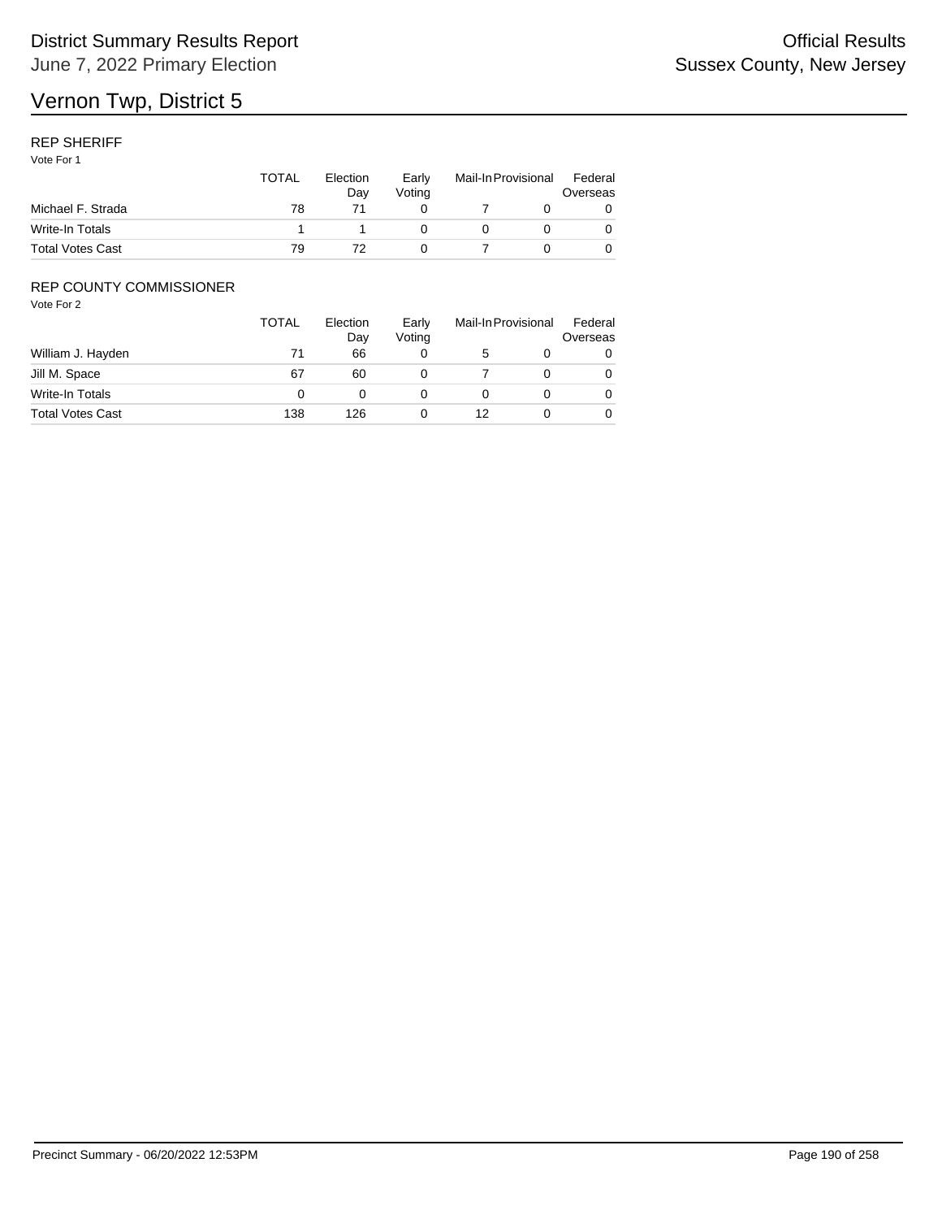# Vernon Twp, District 5

## REP SHERIFF

Vote For 1

| | TOTAL | Election Day | Early Voting | Mail-In | Provisional | Federal Overseas |
|---|---|---|---|---|---|---|
| Michael F. Strada | 78 | 71 | 0 | 7 | 0 | 0 |
| Write-In Totals | 1 | 1 | 0 | 0 | 0 | 0 |
| Total Votes Cast | 79 | 72 | 0 | 7 | 0 | 0 |

## REP COUNTY COMMISSIONER

Vote For 2

| | TOTAL | Election Day | Early Voting | Mail-In | Provisional | Federal Overseas |
|---|---|---|---|---|---|---|
| William J. Hayden | 71 | 66 | 0 | 5 | 0 | 0 |
| Jill M. Space | 67 | 60 | 0 | 7 | 0 | 0 |
| Write-In Totals | 0 | 0 | 0 | 0 | 0 | 0 |
| Total Votes Cast | 138 | 126 | 0 | 12 | 0 | 0 |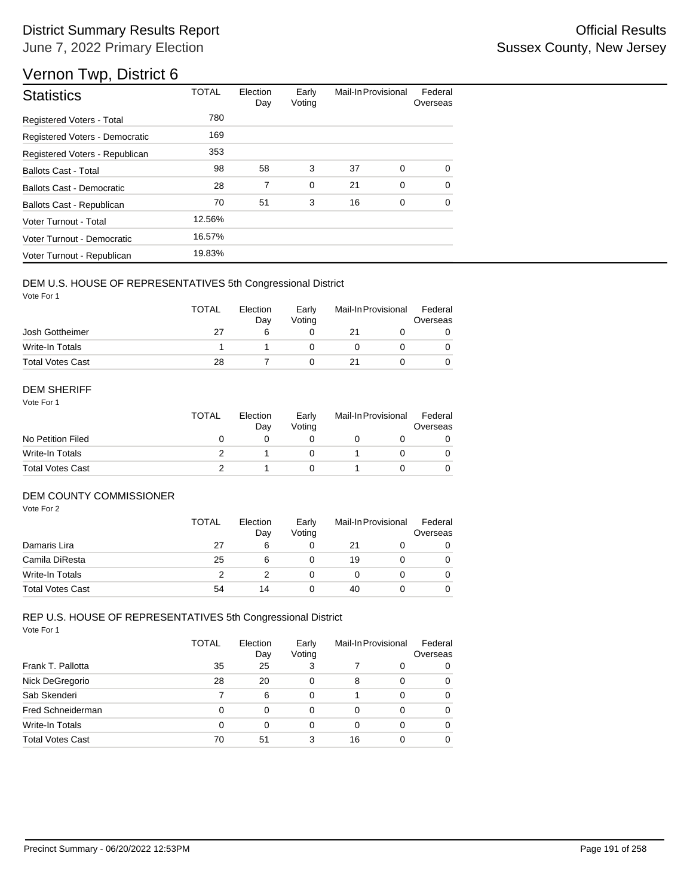# District Summary Results Report

June 7, 2022 Primary Election

Official Results
Sussex County, New Jersey

## Vernon Twp, District 6

| Statistics | TOTAL | Election Day | Early Voting | Mail-In | Provisional | Federal Overseas |
|---|---|---|---|---|---|---|
| Registered Voters - Total | 780 | | | | | |
| Registered Voters - Democratic | 169 | | | | | |
| Registered Voters - Republican | 353 | | | | | |
| Ballots Cast - Total | 98 | 58 | 3 | 37 | 0 | 0 |
| Ballots Cast - Democratic | 28 | 7 | 0 | 21 | 0 | 0 |
| Ballots Cast - Republican | 70 | 51 | 3 | 16 | 0 | 0 |
| Voter Turnout - Total | 12.56% | | | | | |
| Voter Turnout - Democratic | 16.57% | | | | | |
| Voter Turnout - Republican | 19.83% | | | | | |

### DEM U.S. HOUSE OF REPRESENTATIVES 5th Congressional District

Vote For 1

| | TOTAL | Election Day | Early Voting | Mail-In | Provisional | Federal Overseas |
|---|---|---|---|---|---|---|
| Josh Gottheimer | 27 | 6 | 0 | 21 | 0 | 0 |
| Write-In Totals | 1 | 1 | 0 | 0 | 0 | 0 |
| Total Votes Cast | 28 | 7 | 0 | 21 | 0 | 0 |

### DEM SHERIFF

Vote For 1

| | TOTAL | Election Day | Early Voting | Mail-In | Provisional | Federal Overseas |
|---|---|---|---|---|---|---|
| No Petition Filed | 0 | 0 | 0 | 0 | 0 | 0 |
| Write-In Totals | 2 | 1 | 0 | 1 | 0 | 0 |
| Total Votes Cast | 2 | 1 | 0 | 1 | 0 | 0 |

### DEM COUNTY COMMISSIONER

Vote For 2

| | TOTAL | Election Day | Early Voting | Mail-In | Provisional | Federal Overseas |
|---|---|---|---|---|---|---|
| Damaris Lira | 27 | 6 | 0 | 21 | 0 | 0 |
| Camila DiResta | 25 | 6 | 0 | 19 | 0 | 0 |
| Write-In Totals | 2 | 2 | 0 | 0 | 0 | 0 |
| Total Votes Cast | 54 | 14 | 0 | 40 | 0 | 0 |

### REP U.S. HOUSE OF REPRESENTATIVES 5th Congressional District

Vote For 1

| | TOTAL | Election Day | Early Voting | Mail-In | Provisional | Federal Overseas |
|---|---|---|---|---|---|---|
| Frank T. Pallotta | 35 | 25 | 3 | 7 | 0 | 0 |
| Nick DeGregorio | 28 | 20 | 0 | 8 | 0 | 0 |
| Sab Skenderi | 7 | 6 | 0 | 1 | 0 | 0 |
| Fred Schneiderman | 0 | 0 | 0 | 0 | 0 | 0 |
| Write-In Totals | 0 | 0 | 0 | 0 | 0 | 0 |
| Total Votes Cast | 70 | 51 | 3 | 16 | 0 | 0 |

Precinct Summary - 06/20/2022 12:53PM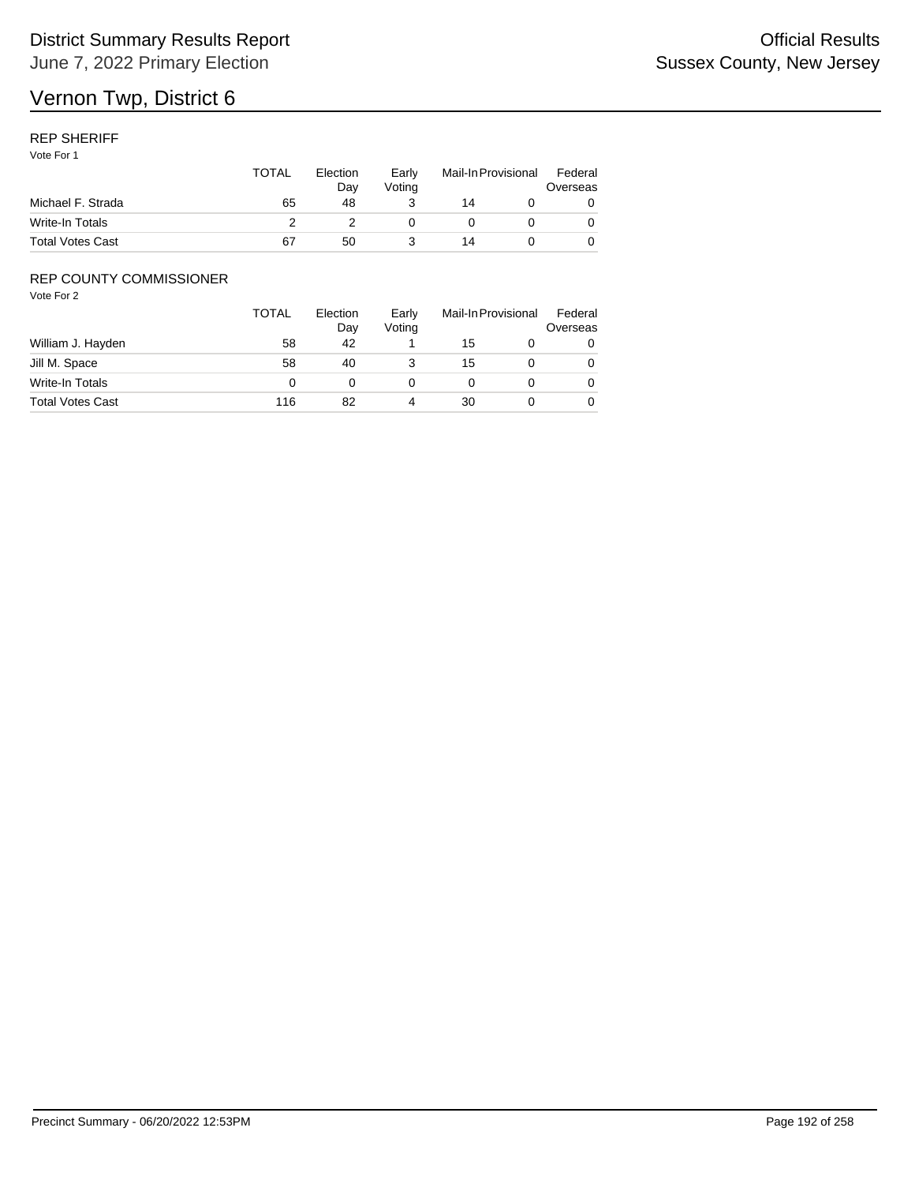# Vernon Twp, District 6

## REP SHERIFF

Vote For 1

| | TOTAL | Election Day | Early Voting | Mail-In | Provisional | Federal Overseas |
|---|---|---|---|---|---|---|
| Michael F. Strada | 65 | 48 | 3 | 14 | 0 | 0 |
| Write-In Totals | 2 | 2 | 0 | 0 | 0 | 0 |
| Total Votes Cast | 67 | 50 | 3 | 14 | 0 | 0 |

## REP COUNTY COMMISSIONER

Vote For 2

| | TOTAL | Election Day | Early Voting | Mail-In | Provisional | Federal Overseas |
|---|---|---|---|---|---|---|
| William J. Hayden | 58 | 42 | 1 | 15 | 0 | 0 |
| Jill M. Space | 58 | 40 | 3 | 15 | 0 | 0 |
| Write-In Totals | 0 | 0 | 0 | 0 | 0 | 0 |
| Total Votes Cast | 116 | 82 | 4 | 30 | 0 | 0 |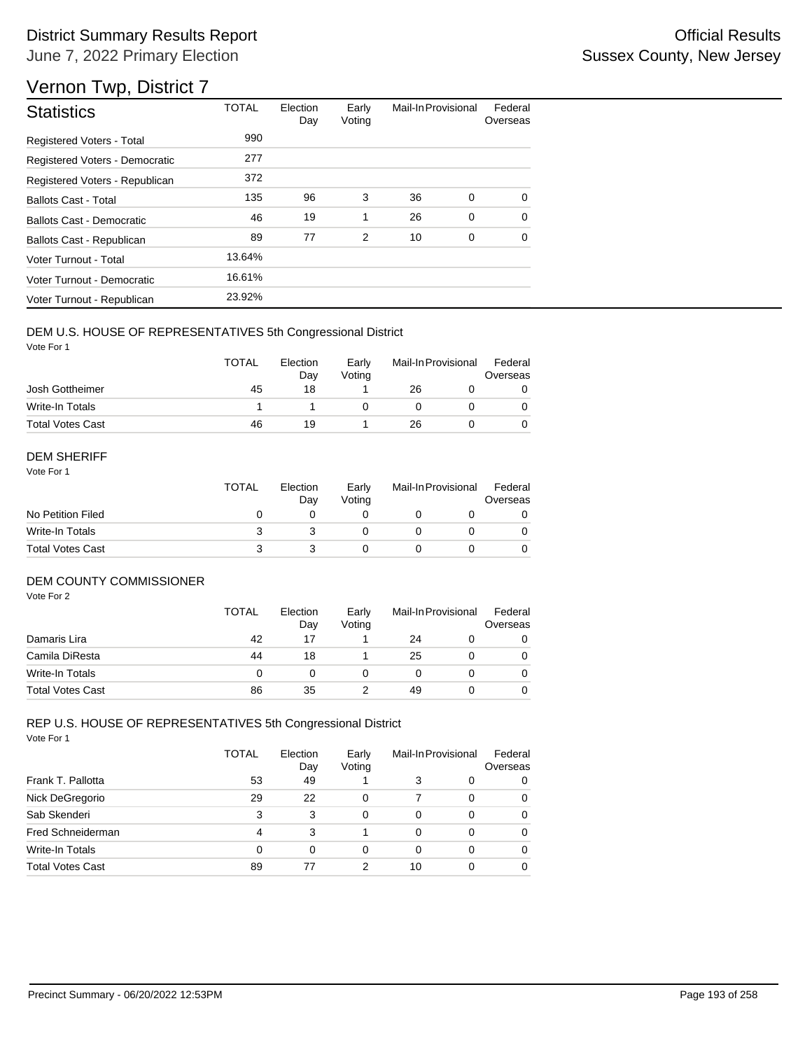# District Summary Results Report

June 7, 2022 Primary Election

Official Results
Sussex County, New Jersey

## Vernon Twp, District 7

| Statistics | TOTAL | Election Day | Early Voting | Mail-In | Provisional | Federal Overseas |
|---|---|---|---|---|---|---|
| Registered Voters - Total | 990 | | | | | |
| Registered Voters - Democratic | 277 | | | | | |
| Registered Voters - Republican | 372 | | | | | |
| Ballots Cast - Total | 135 | 96 | 3 | 36 | 0 | 0 |
| Ballots Cast - Democratic | 46 | 19 | 1 | 26 | 0 | 0 |
| Ballots Cast - Republican | 89 | 77 | 2 | 10 | 0 | 0 |
| Voter Turnout - Total | 13.64% | | | | | |
| Voter Turnout - Democratic | 16.61% | | | | | |
| Voter Turnout - Republican | 23.92% | | | | | |

### DEM U.S. HOUSE OF REPRESENTATIVES 5th Congressional District

Vote For 1

| | TOTAL | Election Day | Early Voting | Mail-In | Provisional | Federal Overseas |
|---|---|---|---|---|---|---|
| Josh Gottheimer | 45 | 18 | 1 | 26 | 0 | 0 |
| Write-In Totals | 1 | 1 | 0 | 0 | 0 | 0 |
| Total Votes Cast | 46 | 19 | 1 | 26 | 0 | 0 |

### DEM SHERIFF

Vote For 1

| | TOTAL | Election Day | Early Voting | Mail-In | Provisional | Federal Overseas |
|---|---|---|---|---|---|---|
| No Petition Filed | 0 | 0 | 0 | 0 | 0 | 0 |
| Write-In Totals | 3 | 3 | 0 | 0 | 0 | 0 |
| Total Votes Cast | 3 | 3 | 0 | 0 | 0 | 0 |

### DEM COUNTY COMMISSIONER

Vote For 2

| | TOTAL | Election Day | Early Voting | Mail-In | Provisional | Federal Overseas |
|---|---|---|---|---|---|---|
| Damaris Lira | 42 | 17 | 1 | 24 | 0 | 0 |
| Camila DiResta | 44 | 18 | 1 | 25 | 0 | 0 |
| Write-In Totals | 0 | 0 | 0 | 0 | 0 | 0 |
| Total Votes Cast | 86 | 35 | 2 | 49 | 0 | 0 |

### REP U.S. HOUSE OF REPRESENTATIVES 5th Congressional District

Vote For 1

| | TOTAL | Election Day | Early Voting | Mail-In | Provisional | Federal Overseas |
|---|---|---|---|---|---|---|
| Frank T. Pallotta | 53 | 49 | 1 | 3 | 0 | 0 |
| Nick DeGregorio | 29 | 22 | 0 | 7 | 0 | 0 |
| Sab Skenderi | 3 | 3 | 0 | 0 | 0 | 0 |
| Fred Schneiderman | 4 | 3 | 1 | 0 | 0 | 0 |
| Write-In Totals | 0 | 0 | 0 | 0 | 0 | 0 |
| Total Votes Cast | 89 | 77 | 2 | 10 | 0 | 0 |

Precinct Summary - 06/20/2022 12:53PM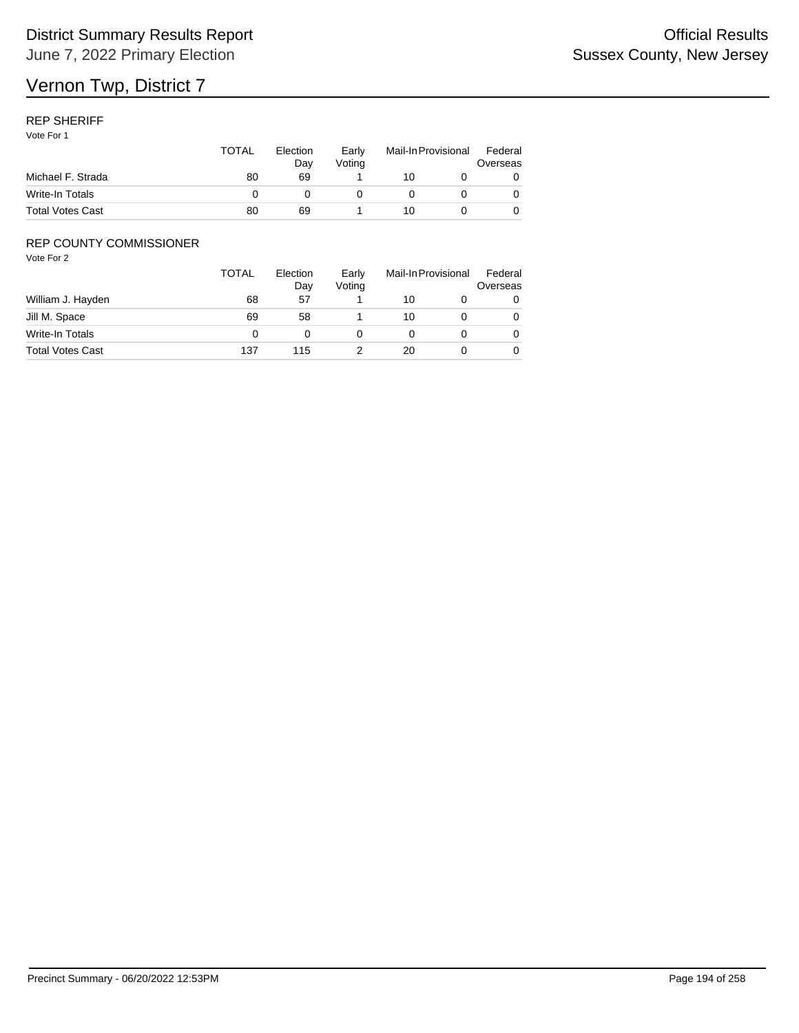# Vernon Twp, District 7

District Summary Results Report
June 7, 2022 Primary Election

Official Results
Sussex County, New Jersey

## REP SHERIFF

Vote For 1

| | TOTAL | Election Day | Early Voting | Mail-In | Provisional | Federal Overseas |
|---|---|---|---|---|---|---|
| Michael F. Strada | 80 | 69 | 1 | 10 | 0 | 0 |
| Write-In Totals | 0 | 0 | 0 | 0 | 0 | 0 |
| Total Votes Cast | 80 | 69 | 1 | 10 | 0 | 0 |

## REP COUNTY COMMISSIONER

Vote For 2

| | TOTAL | Election Day | Early Voting | Mail-In | Provisional | Federal Overseas |
|---|---|---|---|---|---|---|
| William J. Hayden | 68 | 57 | 1 | 10 | 0 | 0 |
| Jill M. Space | 69 | 58 | 1 | 10 | 0 | 0 |
| Write-In Totals | 0 | 0 | 0 | 0 | 0 | 0 |
| Total Votes Cast | 137 | 115 | 2 | 20 | 0 | 0 |

Precinct Summary - 06/20/2022 12:53PM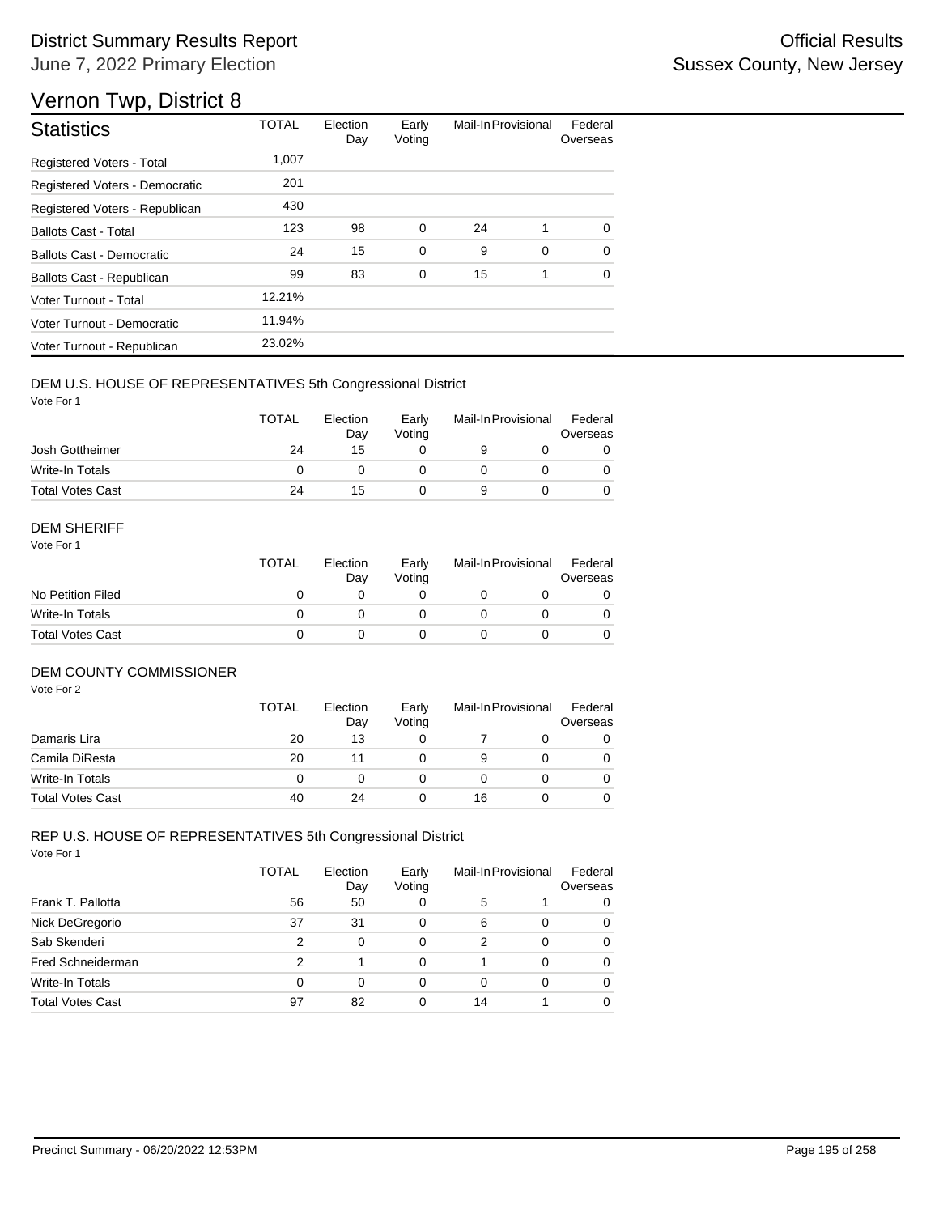# District Summary Results Report

June 7, 2022 Primary Election

Official Results
Sussex County, New Jersey

## Vernon Twp, District 8

| Statistics | TOTAL | Election Day | Early Voting | Mail-In | Provisional | Federal Overseas |
|---|---|---|---|---|---|---|
| Registered Voters - Total | 1,007 | | | | | |
| Registered Voters - Democratic | 201 | | | | | |
| Registered Voters - Republican | 430 | | | | | |
| Ballots Cast - Total | 123 | 98 | 0 | 24 | 1 | 0 |
| Ballots Cast - Democratic | 24 | 15 | 0 | 9 | 0 | 0 |
| Ballots Cast - Republican | 99 | 83 | 0 | 15 | 1 | 0 |
| Voter Turnout - Total | 12.21% | | | | | |
| Voter Turnout - Democratic | 11.94% | | | | | |
| Voter Turnout - Republican | 23.02% | | | | | |

### DEM U.S. HOUSE OF REPRESENTATIVES 5th Congressional District

Vote For 1

| | TOTAL | Election Day | Early Voting | Mail-In | Provisional | Federal Overseas |
|---|---|---|---|---|---|---|
| Josh Gottheimer | 24 | 15 | 0 | 9 | 0 | 0 |
| Write-In Totals | 0 | 0 | 0 | 0 | 0 | 0 |
| Total Votes Cast | 24 | 15 | 0 | 9 | 0 | 0 |

### DEM SHERIFF

Vote For 1

| | TOTAL | Election Day | Early Voting | Mail-In | Provisional | Federal Overseas |
|---|---|---|---|---|---|---|
| No Petition Filed | 0 | 0 | 0 | 0 | 0 | 0 |
| Write-In Totals | 0 | 0 | 0 | 0 | 0 | 0 |
| Total Votes Cast | 0 | 0 | 0 | 0 | 0 | 0 |

### DEM COUNTY COMMISSIONER

Vote For 2

| | TOTAL | Election Day | Early Voting | Mail-In | Provisional | Federal Overseas |
|---|---|---|---|---|---|---|
| Damaris Lira | 20 | 13 | 0 | 7 | 0 | 0 |
| Camila DiResta | 20 | 11 | 0 | 9 | 0 | 0 |
| Write-In Totals | 0 | 0 | 0 | 0 | 0 | 0 |
| Total Votes Cast | 40 | 24 | 0 | 16 | 0 | 0 |

### REP U.S. HOUSE OF REPRESENTATIVES 5th Congressional District

Vote For 1

| | TOTAL | Election Day | Early Voting | Mail-In | Provisional | Federal Overseas |
|---|---|---|---|---|---|---|
| Frank T. Pallotta | 56 | 50 | 0 | 5 | 1 | 0 |
| Nick DeGregorio | 37 | 31 | 0 | 6 | 0 | 0 |
| Sab Skenderi | 2 | 0 | 0 | 2 | 0 | 0 |
| Fred Schneiderman | 2 | 1 | 0 | 1 | 0 | 0 |
| Write-In Totals | 0 | 0 | 0 | 0 | 0 | 0 |
| Total Votes Cast | 97 | 82 | 0 | 14 | 1 | 0 |

Precinct Summary - 06/20/2022 12:53PM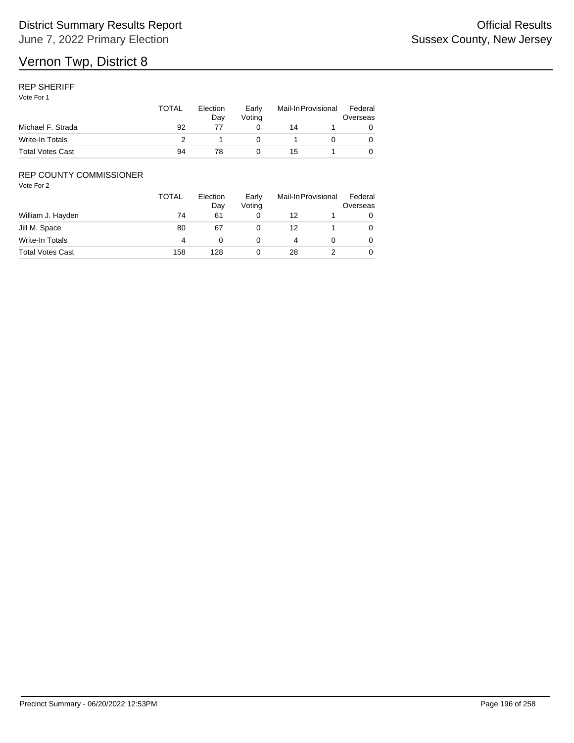# Vernon Twp, District 8

## REP SHERIFF

Vote For 1

| | TOTAL | Election Day | Early Voting | Mail-In | Provisional | Federal Overseas |
|---|---|---|---|---|---|---|
| Michael F. Strada | 92 | 77 | 0 | 14 | 1 | 0 |
| Write-In Totals | 2 | 1 | 0 | 1 | 0 | 0 |
| Total Votes Cast | 94 | 78 | 0 | 15 | 1 | 0 |

## REP COUNTY COMMISSIONER

Vote For 2

| | TOTAL | Election Day | Early Voting | Mail-In | Provisional | Federal Overseas |
|---|---|---|---|---|---|---|
| William J. Hayden | 74 | 61 | 0 | 12 | 1 | 0 |
| Jill M. Space | 80 | 67 | 0 | 12 | 1 | 0 |
| Write-In Totals | 4 | 0 | 0 | 4 | 0 | 0 |
| Total Votes Cast | 158 | 128 | 0 | 28 | 2 | 0 |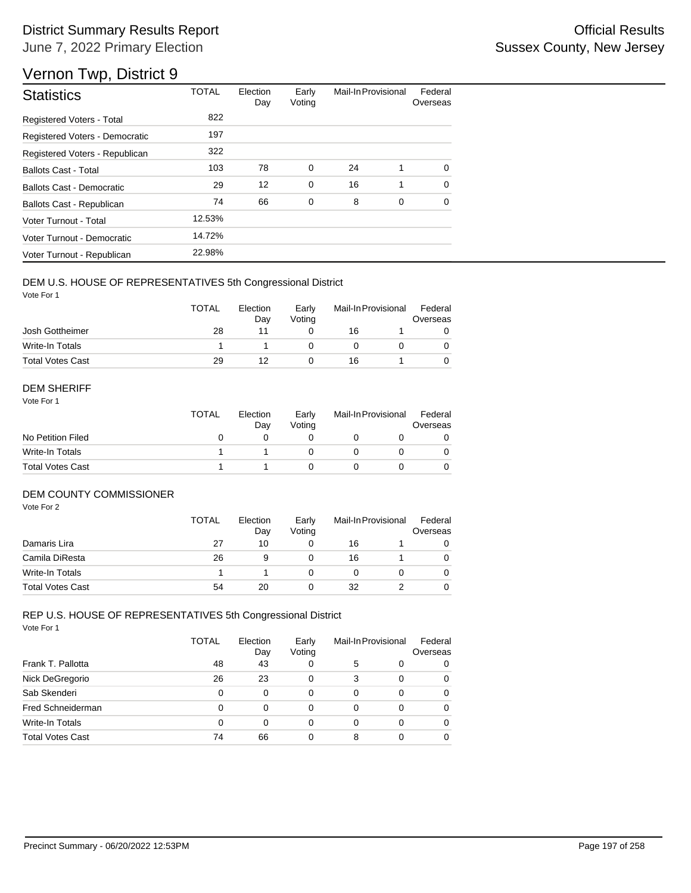# District Summary Results Report

June 7, 2022 Primary Election

Official Results
Sussex County, New Jersey

## Vernon Twp, District 9

| Statistics | TOTAL | Election Day | Early Voting | Mail-In | Provisional | Federal Overseas |
|---|---|---|---|---|---|---|
| Registered Voters - Total | 822 | | | | | |
| Registered Voters - Democratic | 197 | | | | | |
| Registered Voters - Republican | 322 | | | | | |
| Ballots Cast - Total | 103 | 78 | 0 | 24 | 1 | 0 |
| Ballots Cast - Democratic | 29 | 12 | 0 | 16 | 1 | 0 |
| Ballots Cast - Republican | 74 | 66 | 0 | 8 | 0 | 0 |
| Voter Turnout - Total | 12.53% | | | | | |
| Voter Turnout - Democratic | 14.72% | | | | | |
| Voter Turnout - Republican | 22.98% | | | | | |

### DEM U.S. HOUSE OF REPRESENTATIVES 5th Congressional District

Vote For 1

| | TOTAL | Election Day | Early Voting | Mail-In | Provisional | Federal Overseas |
|---|---|---|---|---|---|---|
| Josh Gottheimer | 28 | 11 | 0 | 16 | 1 | 0 |
| Write-In Totals | 1 | 1 | 0 | 0 | 0 | 0 |
| Total Votes Cast | 29 | 12 | 0 | 16 | 1 | 0 |

### DEM SHERIFF

Vote For 1

| | TOTAL | Election Day | Early Voting | Mail-In | Provisional | Federal Overseas |
|---|---|---|---|---|---|---|
| No Petition Filed | 0 | 0 | 0 | 0 | 0 | 0 |
| Write-In Totals | 1 | 1 | 0 | 0 | 0 | 0 |
| Total Votes Cast | 1 | 1 | 0 | 0 | 0 | 0 |

### DEM COUNTY COMMISSIONER

Vote For 2

| | TOTAL | Election Day | Early Voting | Mail-In | Provisional | Federal Overseas |
|---|---|---|---|---|---|---|
| Damaris Lira | 27 | 10 | 0 | 16 | 1 | 0 |
| Camila DiResta | 26 | 9 | 0 | 16 | 1 | 0 |
| Write-In Totals | 1 | 1 | 0 | 0 | 0 | 0 |
| Total Votes Cast | 54 | 20 | 0 | 32 | 2 | 0 |

### REP U.S. HOUSE OF REPRESENTATIVES 5th Congressional District

Vote For 1

| | TOTAL | Election Day | Early Voting | Mail-In | Provisional | Federal Overseas |
|---|---|---|---|---|---|---|
| Frank T. Pallotta | 48 | 43 | 0 | 5 | 0 | 0 |
| Nick DeGregorio | 26 | 23 | 0 | 3 | 0 | 0 |
| Sab Skenderi | 0 | 0 | 0 | 0 | 0 | 0 |
| Fred Schneiderman | 0 | 0 | 0 | 0 | 0 | 0 |
| Write-In Totals | 0 | 0 | 0 | 0 | 0 | 0 |
| Total Votes Cast | 74 | 66 | 0 | 8 | 0 | 0 |

Precinct Summary - 06/20/2022 12:53PM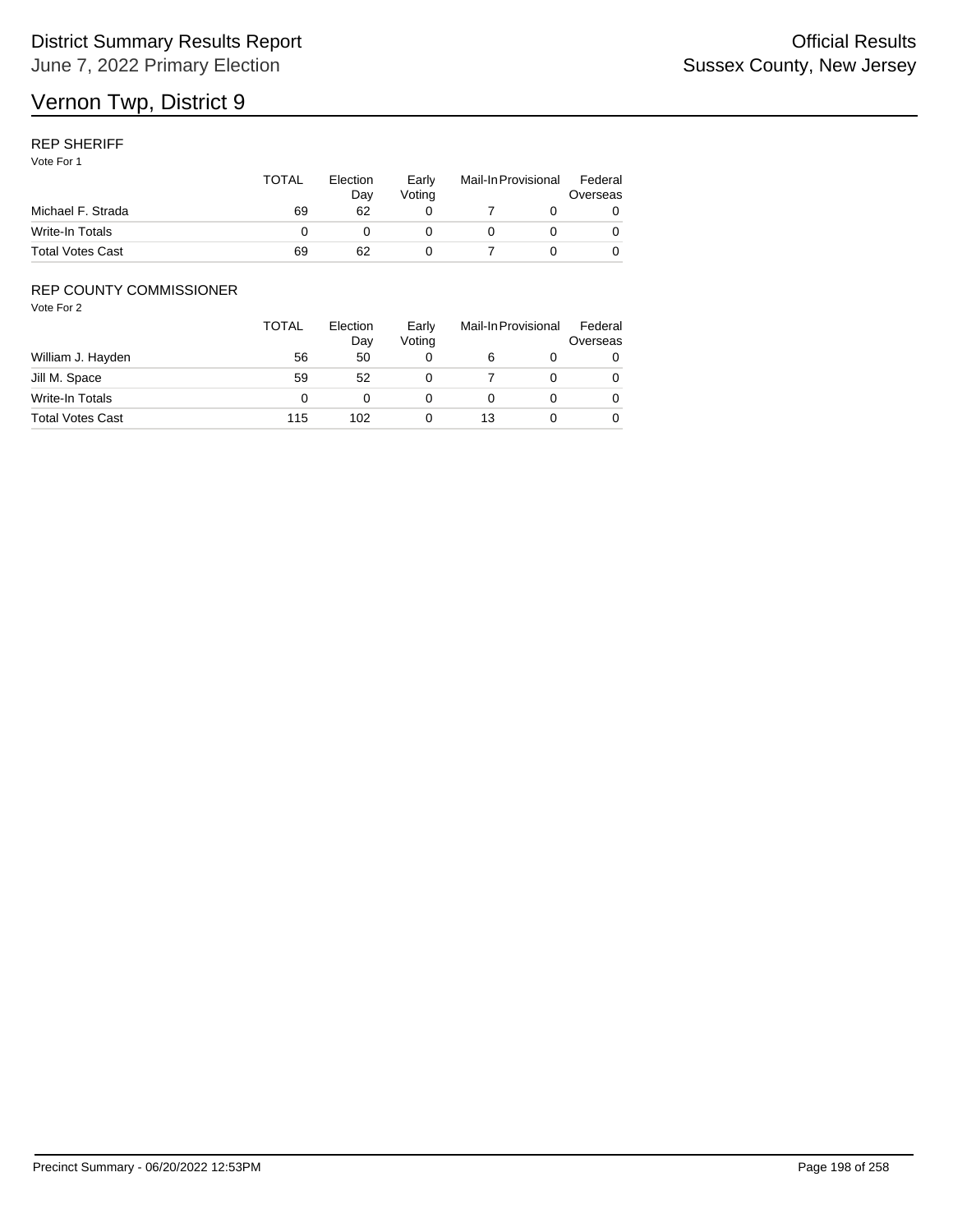# Vernon Twp, District 9

District Summary Results Report
June 7, 2022 Primary Election

Official Results
Sussex County, New Jersey

## REP SHERIFF

Vote For 1

| | TOTAL | Election Day | Early Voting | Mail-In | Provisional | Federal Overseas |
|---|---|---|---|---|---|---|
| Michael F. Strada | 69 | 62 | 0 | 7 | 0 | 0 |
| Write-In Totals | 0 | 0 | 0 | 0 | 0 | 0 |
| Total Votes Cast | 69 | 62 | 0 | 7 | 0 | 0 |

## REP COUNTY COMMISSIONER

Vote For 2

| | TOTAL | Election Day | Early Voting | Mail-In | Provisional | Federal Overseas |
|---|---|---|---|---|---|---|
| William J. Hayden | 56 | 50 | 0 | 6 | 0 | 0 |
| Jill M. Space | 59 | 52 | 0 | 7 | 0 | 0 |
| Write-In Totals | 0 | 0 | 0 | 0 | 0 | 0 |
| Total Votes Cast | 115 | 102 | 0 | 13 | 0 | 0 |

Precinct Summary - 06/20/2022 12:53PM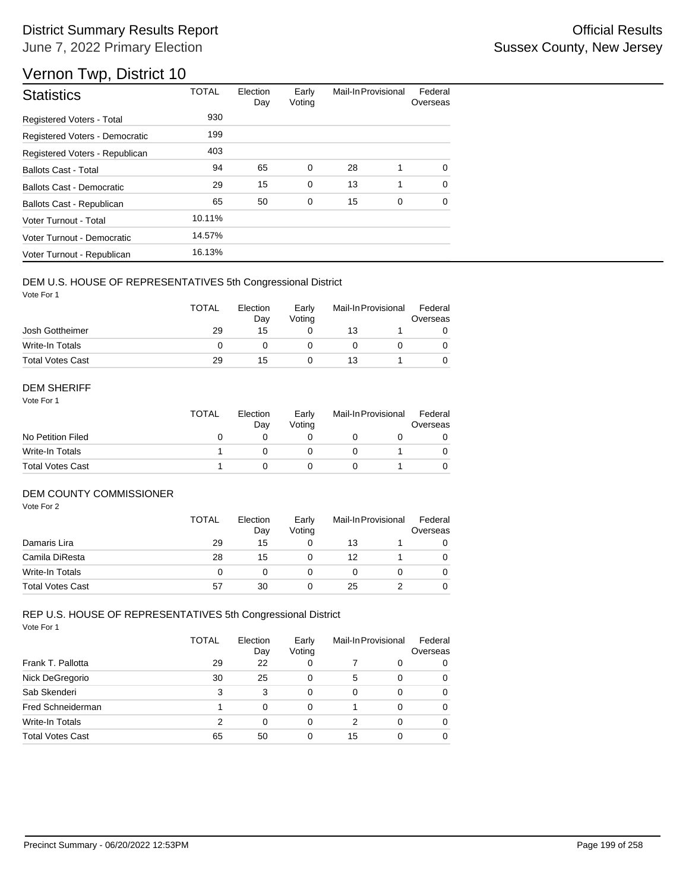# District Summary Results Report

June 7, 2022 Primary Election

Official Results
Sussex County, New Jersey

## Vernon Twp, District 10

| Statistics | TOTAL | Election Day | Early Voting | Mail-In | Provisional | Federal Overseas |
|---|---|---|---|---|---|---|
| Registered Voters - Total | 930 | | | | | |
| Registered Voters - Democratic | 199 | | | | | |
| Registered Voters - Republican | 403 | | | | | |
| Ballots Cast - Total | 94 | 65 | 0 | 28 | 1 | 0 |
| Ballots Cast - Democratic | 29 | 15 | 0 | 13 | 1 | 0 |
| Ballots Cast - Republican | 65 | 50 | 0 | 15 | 0 | 0 |
| Voter Turnout - Total | 10.11% | | | | | |
| Voter Turnout - Democratic | 14.57% | | | | | |
| Voter Turnout - Republican | 16.13% | | | | | |

### DEM U.S. HOUSE OF REPRESENTATIVES 5th Congressional District

Vote For 1

| | TOTAL | Election Day | Early Voting | Mail-In | Provisional | Federal Overseas |
|---|---|---|---|---|---|---|
| Josh Gottheimer | 29 | 15 | 0 | 13 | 1 | 0 |
| Write-In Totals | 0 | 0 | 0 | 0 | 0 | 0 |
| Total Votes Cast | 29 | 15 | 0 | 13 | 1 | 0 |

### DEM SHERIFF

Vote For 1

| | TOTAL | Election Day | Early Voting | Mail-In | Provisional | Federal Overseas |
|---|---|---|---|---|---|---|
| No Petition Filed | 0 | 0 | 0 | 0 | 0 | 0 |
| Write-In Totals | 1 | 0 | 0 | 0 | 1 | 0 |
| Total Votes Cast | 1 | 0 | 0 | 0 | 1 | 0 |

### DEM COUNTY COMMISSIONER

Vote For 2

| | TOTAL | Election Day | Early Voting | Mail-In | Provisional | Federal Overseas |
|---|---|---|---|---|---|---|
| Damaris Lira | 29 | 15 | 0 | 13 | 1 | 0 |
| Camila DiResta | 28 | 15 | 0 | 12 | 1 | 0 |
| Write-In Totals | 0 | 0 | 0 | 0 | 0 | 0 |
| Total Votes Cast | 57 | 30 | 0 | 25 | 2 | 0 |

### REP U.S. HOUSE OF REPRESENTATIVES 5th Congressional District

Vote For 1

| | TOTAL | Election Day | Early Voting | Mail-In | Provisional | Federal Overseas |
|---|---|---|---|---|---|---|
| Frank T. Pallotta | 29 | 22 | 0 | 7 | 0 | 0 |
| Nick DeGregorio | 30 | 25 | 0 | 5 | 0 | 0 |
| Sab Skenderi | 3 | 3 | 0 | 0 | 0 | 0 |
| Fred Schneiderman | 1 | 0 | 0 | 1 | 0 | 0 |
| Write-In Totals | 2 | 0 | 0 | 2 | 0 | 0 |
| Total Votes Cast | 65 | 50 | 0 | 15 | 0 | 0 |

Precinct Summary - 06/20/2022 12:53PM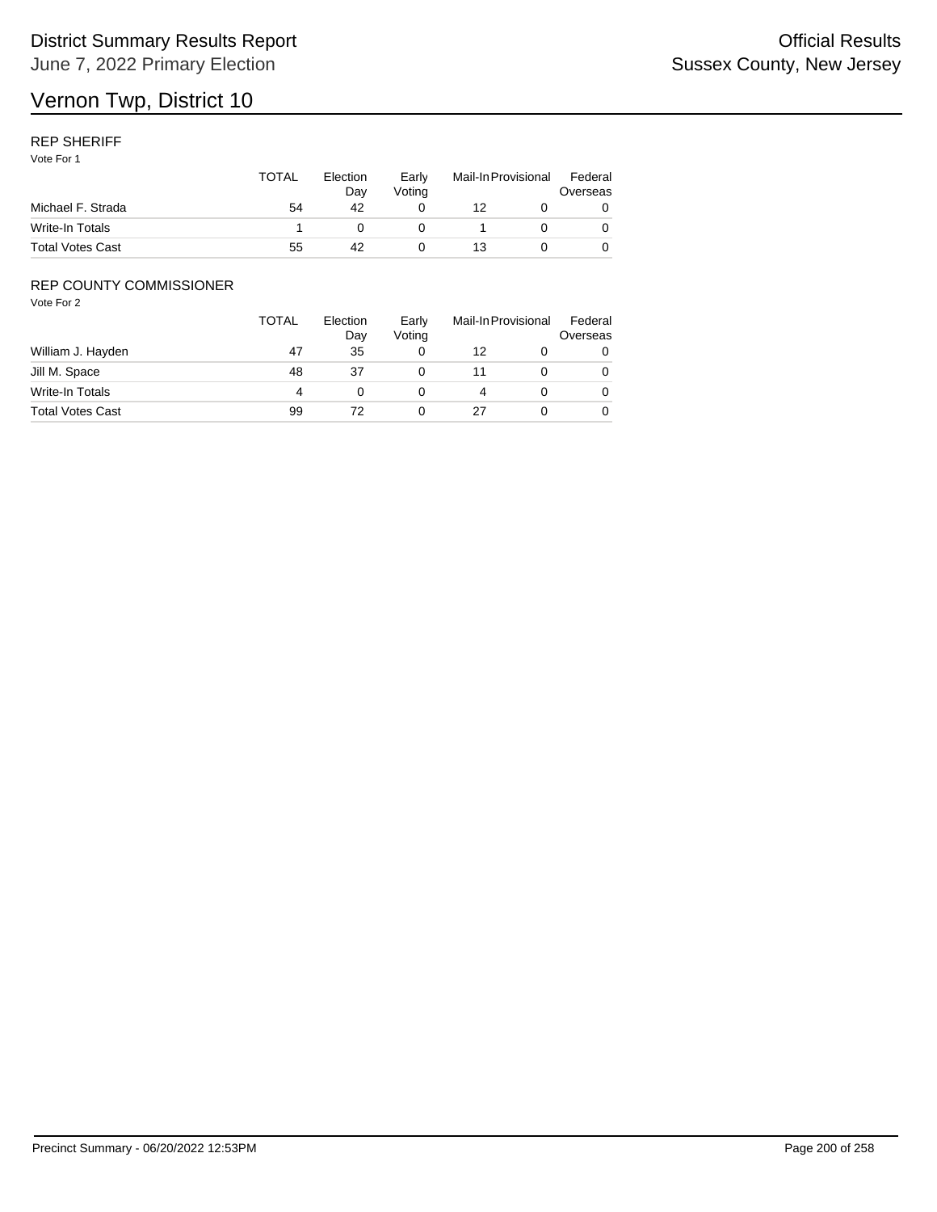# Vernon Twp, District 10

## REP SHERIFF

Vote For 1

| | TOTAL | Election Day | Early Voting | Mail-In | Provisional | Federal Overseas |
|---|---|---|---|---|---|---|
| Michael F. Strada | 54 | 42 | 0 | 12 | 0 | 0 |
| Write-In Totals | 1 | 0 | 0 | 1 | 0 | 0 |
| Total Votes Cast | 55 | 42 | 0 | 13 | 0 | 0 |

## REP COUNTY COMMISSIONER

Vote For 2

| | TOTAL | Election Day | Early Voting | Mail-In | Provisional | Federal Overseas |
|---|---|---|---|---|---|---|
| William J. Hayden | 47 | 35 | 0 | 12 | 0 | 0 |
| Jill M. Space | 48 | 37 | 0 | 11 | 0 | 0 |
| Write-In Totals | 4 | 0 | 0 | 4 | 0 | 0 |
| Total Votes Cast | 99 | 72 | 0 | 27 | 0 | 0 |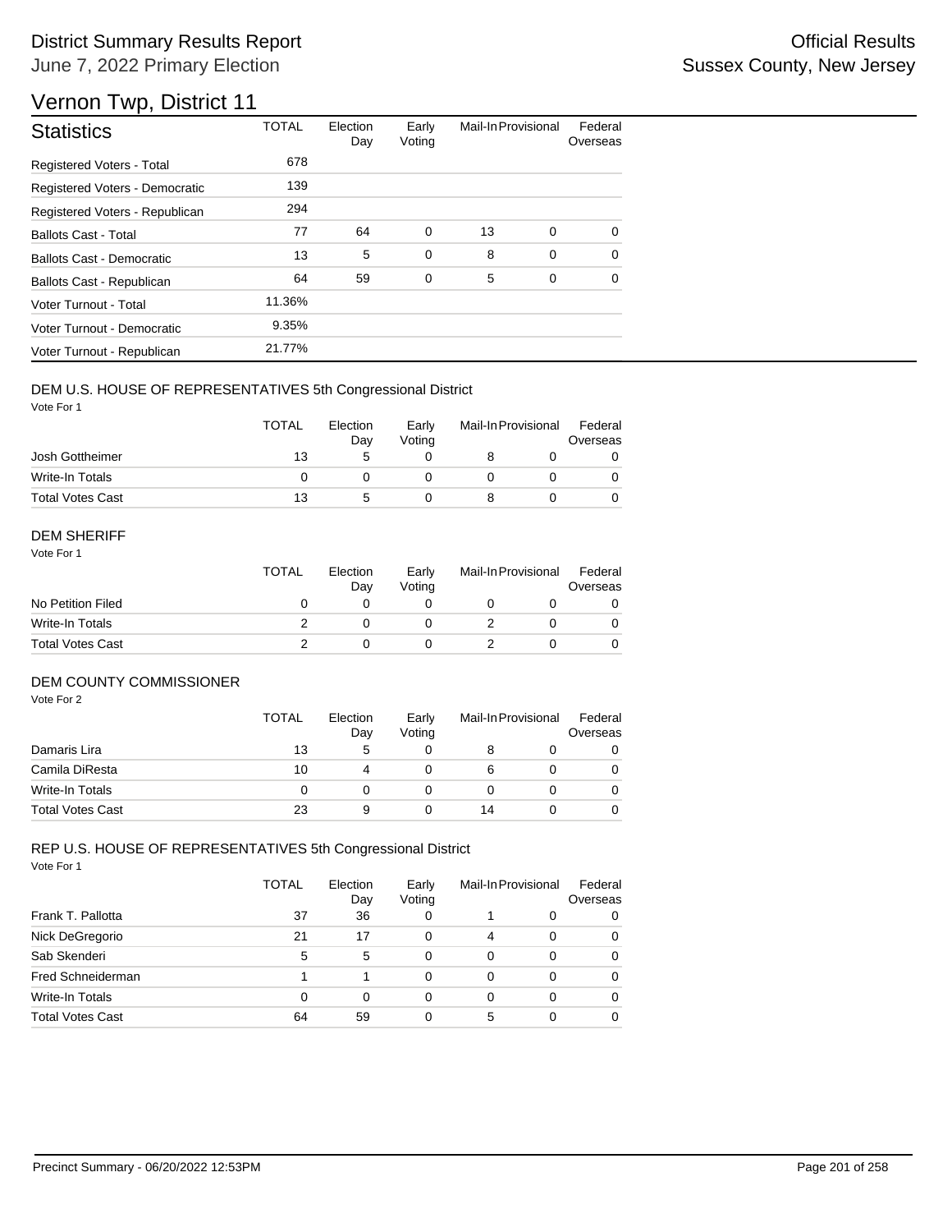# District Summary Results Report

June 7, 2022 Primary Election

Official Results
Sussex County, New Jersey

## Vernon Twp, District 11

| Statistics | TOTAL | Election Day | Early Voting | Mail-In | Provisional | Federal Overseas |
|---|---|---|---|---|---|---|
| Registered Voters - Total | 678 | | | | | |
| Registered Voters - Democratic | 139 | | | | | |
| Registered Voters - Republican | 294 | | | | | |
| Ballots Cast - Total | 77 | 64 | 0 | 13 | 0 | 0 |
| Ballots Cast - Democratic | 13 | 5 | 0 | 8 | 0 | 0 |
| Ballots Cast - Republican | 64 | 59 | 0 | 5 | 0 | 0 |
| Voter Turnout - Total | 11.36% | | | | | |
| Voter Turnout - Democratic | 9.35% | | | | | |
| Voter Turnout - Republican | 21.77% | | | | | |

### DEM U.S. HOUSE OF REPRESENTATIVES 5th Congressional District

Vote For 1

| | TOTAL | Election Day | Early Voting | Mail-In | Provisional | Federal Overseas |
|---|---|---|---|---|---|---|
| Josh Gottheimer | 13 | 5 | 0 | 8 | 0 | 0 |
| Write-In Totals | 0 | 0 | 0 | 0 | 0 | 0 |
| Total Votes Cast | 13 | 5 | 0 | 8 | 0 | 0 |

### DEM SHERIFF

Vote For 1

| | TOTAL | Election Day | Early Voting | Mail-In | Provisional | Federal Overseas |
|---|---|---|---|---|---|---|
| No Petition Filed | 0 | 0 | 0 | 0 | 0 | 0 |
| Write-In Totals | 2 | 0 | 0 | 2 | 0 | 0 |
| Total Votes Cast | 2 | 0 | 0 | 2 | 0 | 0 |

### DEM COUNTY COMMISSIONER

Vote For 2

| | TOTAL | Election Day | Early Voting | Mail-In | Provisional | Federal Overseas |
|---|---|---|---|---|---|---|
| Damaris Lira | 13 | 5 | 0 | 8 | 0 | 0 |
| Camila DiResta | 10 | 4 | 0 | 6 | 0 | 0 |
| Write-In Totals | 0 | 0 | 0 | 0 | 0 | 0 |
| Total Votes Cast | 23 | 9 | 0 | 14 | 0 | 0 |

### REP U.S. HOUSE OF REPRESENTATIVES 5th Congressional District

Vote For 1

| | TOTAL | Election Day | Early Voting | Mail-In | Provisional | Federal Overseas |
|---|---|---|---|---|---|---|
| Frank T. Pallotta | 37 | 36 | 0 | 1 | 0 | 0 |
| Nick DeGregorio | 21 | 17 | 0 | 4 | 0 | 0 |
| Sab Skenderi | 5 | 5 | 0 | 0 | 0 | 0 |
| Fred Schneiderman | 1 | 1 | 0 | 0 | 0 | 0 |
| Write-In Totals | 0 | 0 | 0 | 0 | 0 | 0 |
| Total Votes Cast | 64 | 59 | 0 | 5 | 0 | 0 |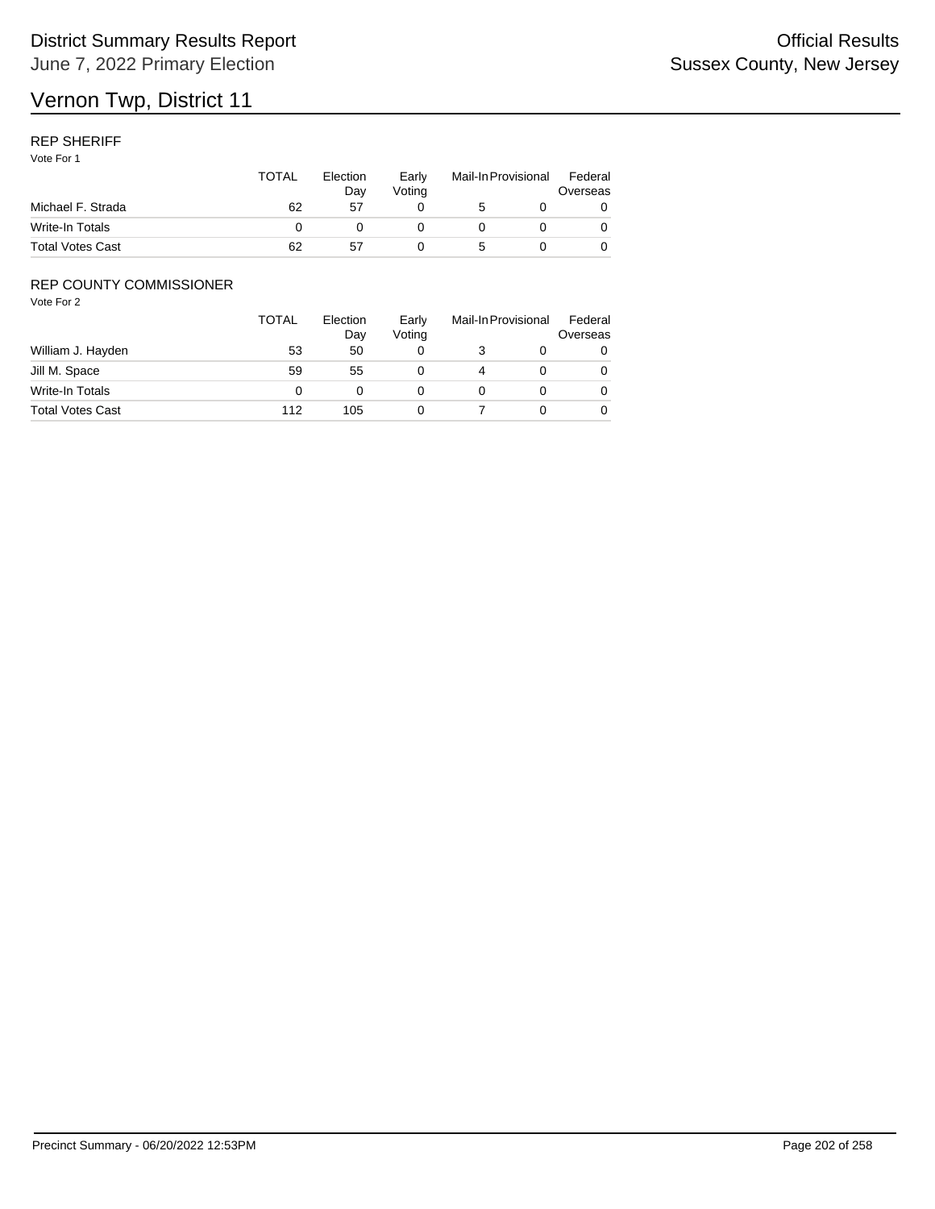# Vernon Twp, District 11

## REP SHERIFF

Vote For 1

| | TOTAL | Election Day | Early Voting | Mail-In | Provisional | Federal Overseas |
|---|---|---|---|---|---|---|
| Michael F. Strada | 62 | 57 | 0 | 5 | 0 | 0 |
| Write-In Totals | 0 | 0 | 0 | 0 | 0 | 0 |
| Total Votes Cast | 62 | 57 | 0 | 5 | 0 | 0 |

## REP COUNTY COMMISSIONER

Vote For 2

| | TOTAL | Election Day | Early Voting | Mail-In | Provisional | Federal Overseas |
|---|---|---|---|---|---|---|
| William J. Hayden | 53 | 50 | 0 | 3 | 0 | 0 |
| Jill M. Space | 59 | 55 | 0 | 4 | 0 | 0 |
| Write-In Totals | 0 | 0 | 0 | 0 | 0 | 0 |
| Total Votes Cast | 112 | 105 | 0 | 7 | 0 | 0 |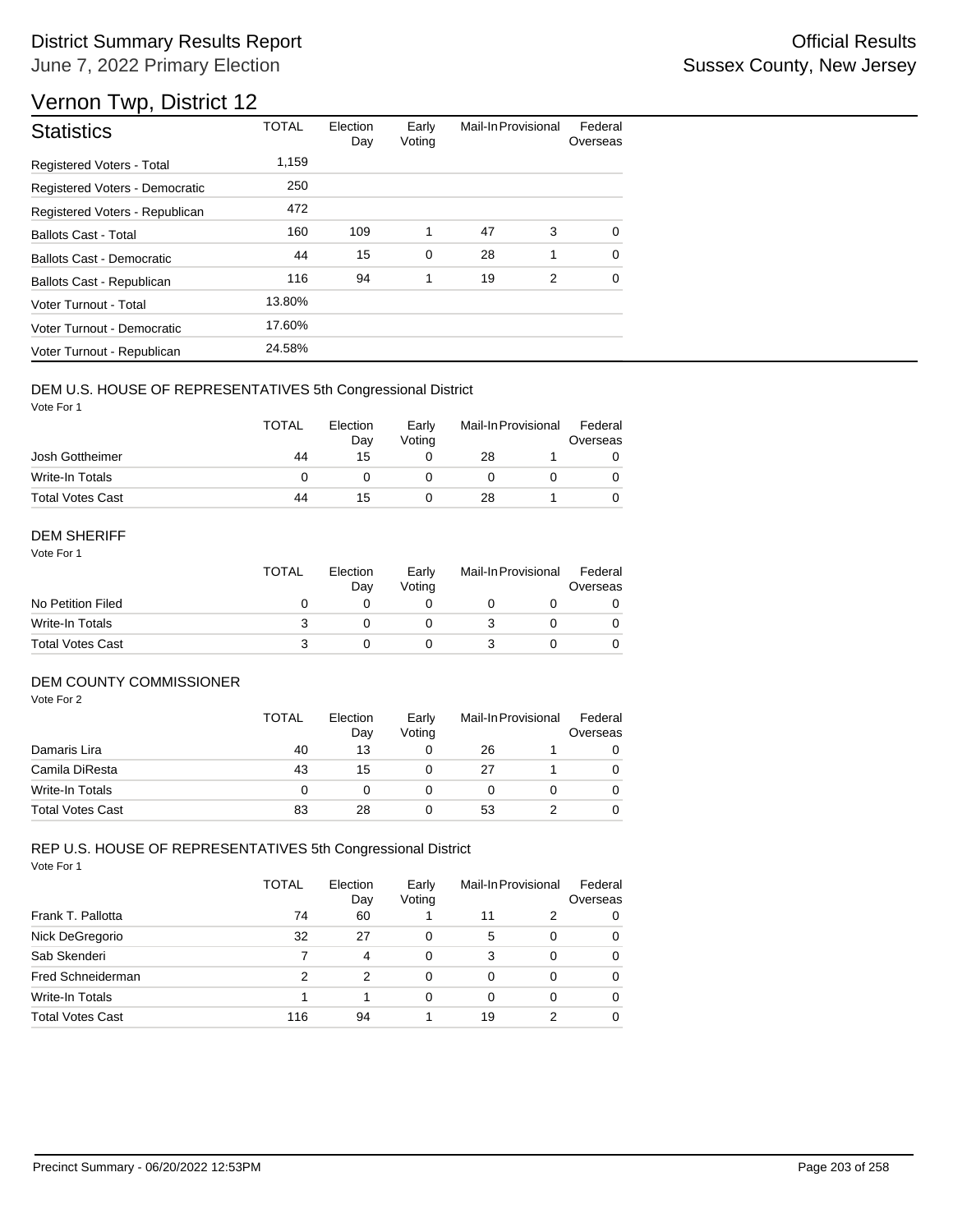# District Summary Results Report

June 7, 2022 Primary Election

Official Results
Sussex County, New Jersey

## Vernon Twp, District 12

| Statistics | TOTAL | Election Day | Early Voting | Mail-In | Provisional | Federal Overseas |
|---|---|---|---|---|---|---|
| Registered Voters - Total | 1,159 | | | | | |
| Registered Voters - Democratic | 250 | | | | | |
| Registered Voters - Republican | 472 | | | | | |
| Ballots Cast - Total | 160 | 109 | 1 | 47 | 3 | 0 |
| Ballots Cast - Democratic | 44 | 15 | 0 | 28 | 1 | 0 |
| Ballots Cast - Republican | 116 | 94 | 1 | 19 | 2 | 0 |
| Voter Turnout - Total | 13.80% | | | | | |
| Voter Turnout - Democratic | 17.60% | | | | | |
| Voter Turnout - Republican | 24.58% | | | | | |

### DEM U.S. HOUSE OF REPRESENTATIVES 5th Congressional District

Vote For 1

| | TOTAL | Election Day | Early Voting | Mail-In | Provisional | Federal Overseas |
|---|---|---|---|---|---|---|
| Josh Gottheimer | 44 | 15 | 0 | 28 | 1 | 0 |
| Write-In Totals | 0 | 0 | 0 | 0 | 0 | 0 |
| Total Votes Cast | 44 | 15 | 0 | 28 | 1 | 0 |

### DEM SHERIFF

Vote For 1

| | TOTAL | Election Day | Early Voting | Mail-In | Provisional | Federal Overseas |
|---|---|---|---|---|---|---|
| No Petition Filed | 0 | 0 | 0 | 0 | 0 | 0 |
| Write-In Totals | 3 | 0 | 0 | 3 | 0 | 0 |
| Total Votes Cast | 3 | 0 | 0 | 3 | 0 | 0 |

### DEM COUNTY COMMISSIONER

Vote For 2

| | TOTAL | Election Day | Early Voting | Mail-In | Provisional | Federal Overseas |
|---|---|---|---|---|---|---|
| Damaris Lira | 40 | 13 | 0 | 26 | 1 | 0 |
| Camila DiResta | 43 | 15 | 0 | 27 | 1 | 0 |
| Write-In Totals | 0 | 0 | 0 | 0 | 0 | 0 |
| Total Votes Cast | 83 | 28 | 0 | 53 | 2 | 0 |

### REP U.S. HOUSE OF REPRESENTATIVES 5th Congressional District

Vote For 1

| | TOTAL | Election Day | Early Voting | Mail-In | Provisional | Federal Overseas |
|---|---|---|---|---|---|---|
| Frank T. Pallotta | 74 | 60 | 1 | 11 | 2 | 0 |
| Nick DeGregorio | 32 | 27 | 0 | 5 | 0 | 0 |
| Sab Skenderi | 7 | 4 | 0 | 3 | 0 | 0 |
| Fred Schneiderman | 2 | 2 | 0 | 0 | 0 | 0 |
| Write-In Totals | 1 | 1 | 0 | 0 | 0 | 0 |
| Total Votes Cast | 116 | 94 | 1 | 19 | 2 | 0 |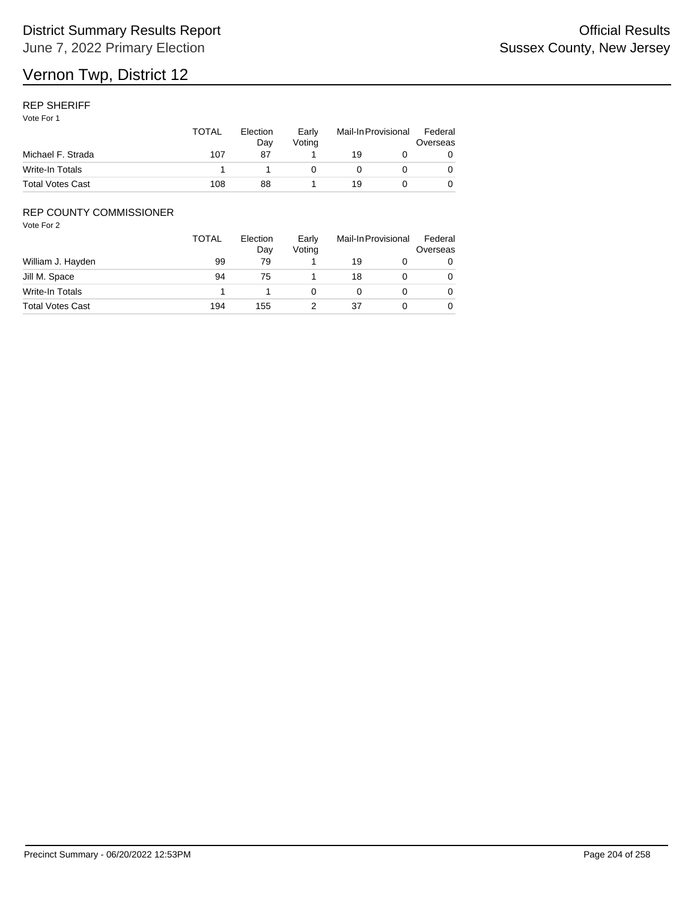# Vernon Twp, District 12

## REP SHERIFF

Vote For 1

| | TOTAL | Election Day | Early Voting | Mail-In | Provisional | Federal Overseas |
|---|---|---|---|---|---|---|
| Michael F. Strada | 107 | 87 | 1 | 19 | 0 | 0 |
| Write-In Totals | 1 | 1 | 0 | 0 | 0 | 0 |
| Total Votes Cast | 108 | 88 | 1 | 19 | 0 | 0 |

## REP COUNTY COMMISSIONER

Vote For 2

| | TOTAL | Election Day | Early Voting | Mail-In | Provisional | Federal Overseas |
|---|---|---|---|---|---|---|
| William J. Hayden | 99 | 79 | 1 | 19 | 0 | 0 |
| Jill M. Space | 94 | 75 | 1 | 18 | 0 | 0 |
| Write-In Totals | 1 | 1 | 0 | 0 | 0 | 0 |
| Total Votes Cast | 194 | 155 | 2 | 37 | 0 | 0 |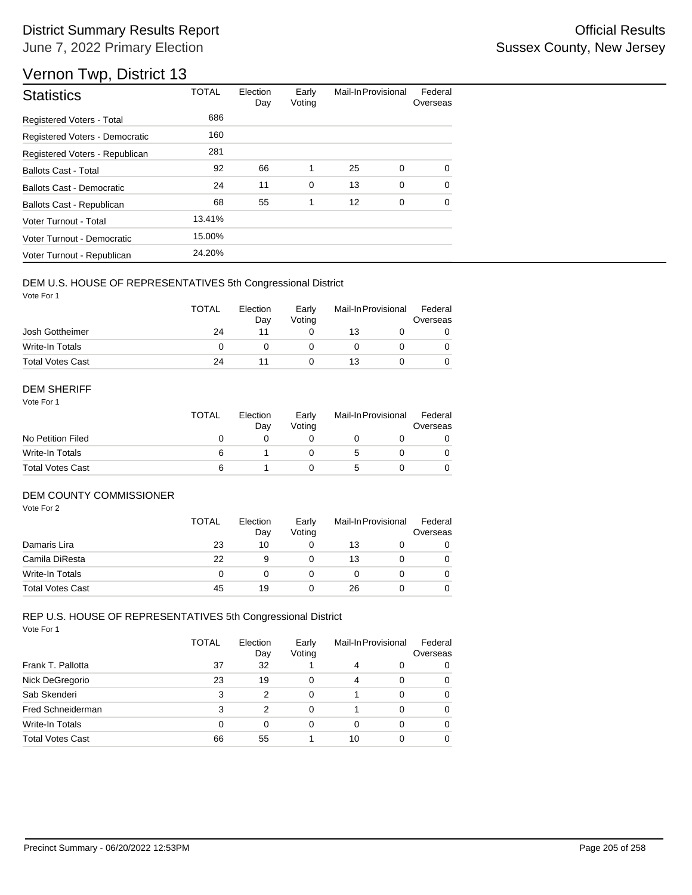# District Summary Results Report

June 7, 2022 Primary Election

Official Results
Sussex County, New Jersey

## Vernon Twp, District 13

| Statistics | TOTAL | Election Day | Early Voting | Mail-In | Provisional | Federal Overseas |
|---|---|---|---|---|---|---|
| Registered Voters - Total | 686 | | | | | |
| Registered Voters - Democratic | 160 | | | | | |
| Registered Voters - Republican | 281 | | | | | |
| Ballots Cast - Total | 92 | 66 | 1 | 25 | 0 | 0 |
| Ballots Cast - Democratic | 24 | 11 | 0 | 13 | 0 | 0 |
| Ballots Cast - Republican | 68 | 55 | 1 | 12 | 0 | 0 |
| Voter Turnout - Total | 13.41% | | | | | |
| Voter Turnout - Democratic | 15.00% | | | | | |
| Voter Turnout - Republican | 24.20% | | | | | |

### DEM U.S. HOUSE OF REPRESENTATIVES 5th Congressional District

Vote For 1

| | TOTAL | Election Day | Early Voting | Mail-In | Provisional | Federal Overseas |
|---|---|---|---|---|---|---|
| Josh Gottheimer | 24 | 11 | 0 | 13 | 0 | 0 |
| Write-In Totals | 0 | 0 | 0 | 0 | 0 | 0 |
| Total Votes Cast | 24 | 11 | 0 | 13 | 0 | 0 |

### DEM SHERIFF

Vote For 1

| | TOTAL | Election Day | Early Voting | Mail-In | Provisional | Federal Overseas |
|---|---|---|---|---|---|---|
| No Petition Filed | 0 | 0 | 0 | 0 | 0 | 0 |
| Write-In Totals | 6 | 1 | 0 | 5 | 0 | 0 |
| Total Votes Cast | 6 | 1 | 0 | 5 | 0 | 0 |

### DEM COUNTY COMMISSIONER

Vote For 2

| | TOTAL | Election Day | Early Voting | Mail-In | Provisional | Federal Overseas |
|---|---|---|---|---|---|---|
| Damaris Lira | 23 | 10 | 0 | 13 | 0 | 0 |
| Camila DiResta | 22 | 9 | 0 | 13 | 0 | 0 |
| Write-In Totals | 0 | 0 | 0 | 0 | 0 | 0 |
| Total Votes Cast | 45 | 19 | 0 | 26 | 0 | 0 |

### REP U.S. HOUSE OF REPRESENTATIVES 5th Congressional District

Vote For 1

| | TOTAL | Election Day | Early Voting | Mail-In | Provisional | Federal Overseas |
|---|---|---|---|---|---|---|
| Frank T. Pallotta | 37 | 32 | 1 | 4 | 0 | 0 |
| Nick DeGregorio | 23 | 19 | 0 | 4 | 0 | 0 |
| Sab Skenderi | 3 | 2 | 0 | 1 | 0 | 0 |
| Fred Schneiderman | 3 | 2 | 0 | 1 | 0 | 0 |
| Write-In Totals | 0 | 0 | 0 | 0 | 0 | 0 |
| Total Votes Cast | 66 | 55 | 1 | 10 | 0 | 0 |

Precinct Summary - 06/20/2022 12:53PM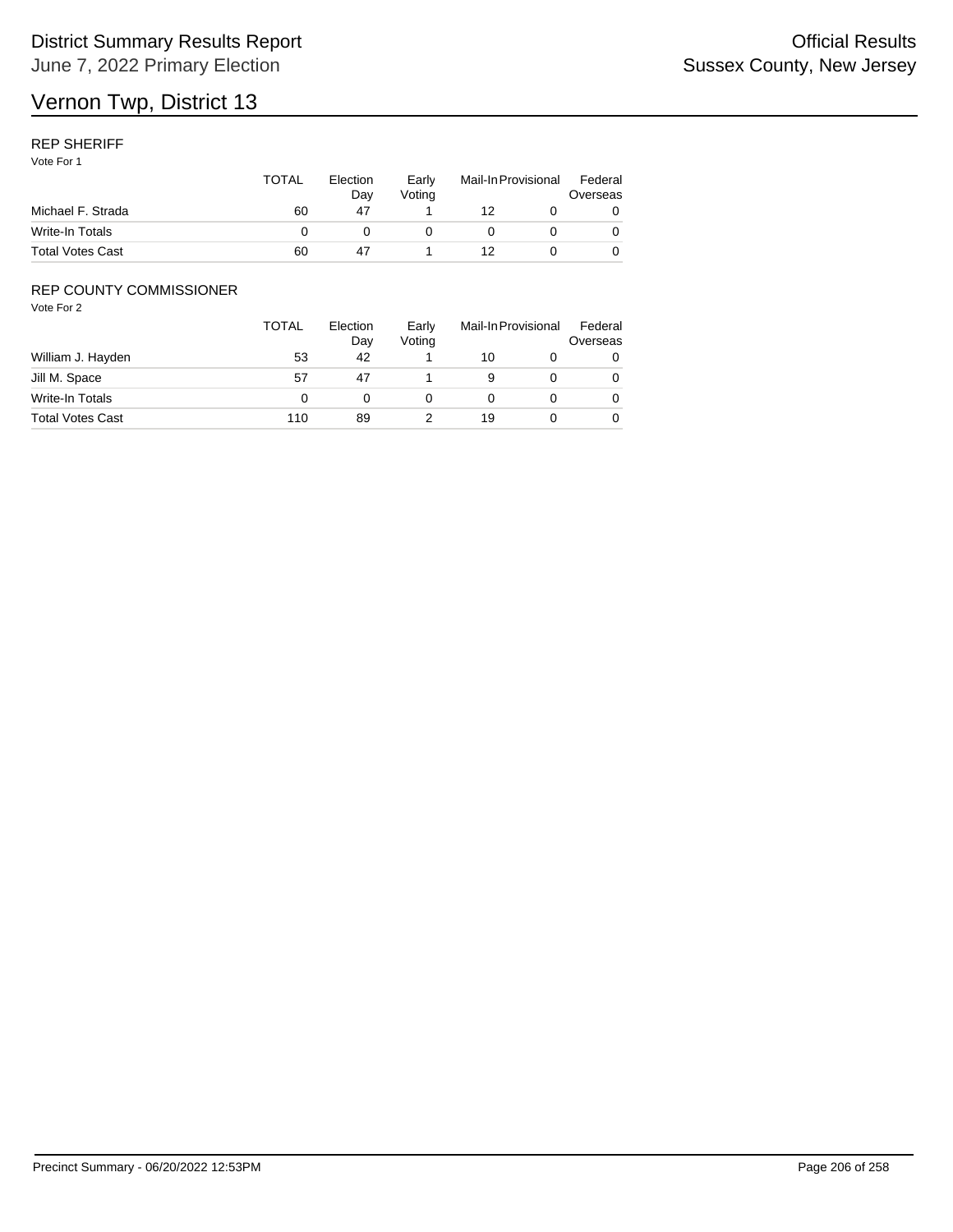District Summary Results Report
June 7, 2022 Primary Election

Official Results
Sussex County, New Jersey

# Vernon Twp, District 13

## REP SHERIFF

Vote For 1

| | TOTAL | Election Day | Early Voting | Mail-In | Provisional | Federal Overseas |
|---|---|---|---|---|---|---|
| Michael F. Strada | 60 | 47 | 1 | 12 | 0 | 0 |
| Write-In Totals | 0 | 0 | 0 | 0 | 0 | 0 |
| Total Votes Cast | 60 | 47 | 1 | 12 | 0 | 0 |

## REP COUNTY COMMISSIONER

Vote For 2

| | TOTAL | Election Day | Early Voting | Mail-In | Provisional | Federal Overseas |
|---|---|---|---|---|---|---|
| William J. Hayden | 53 | 42 | 1 | 10 | 0 | 0 |
| Jill M. Space | 57 | 47 | 1 | 9 | 0 | 0 |
| Write-In Totals | 0 | 0 | 0 | 0 | 0 | 0 |
| Total Votes Cast | 110 | 89 | 2 | 19 | 0 | 0 |

Precinct Summary - 06/20/2022 12:53PM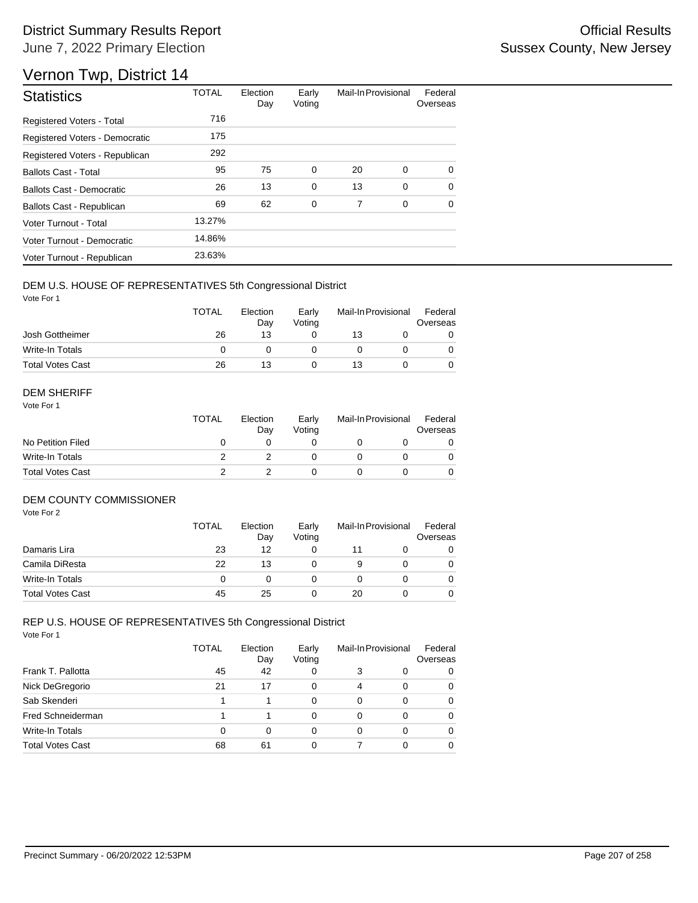# District Summary Results Report

June 7, 2022 Primary Election

Official Results

Sussex County, New Jersey

## Vernon Twp, District 14

| Statistics | TOTAL | Election Day | Early Voting | Mail-In | Provisional | Federal Overseas |
|---|---|---|---|---|---|---|
| Registered Voters - Total | 716 | | | | | |
| Registered Voters - Democratic | 175 | | | | | |
| Registered Voters - Republican | 292 | | | | | |
| Ballots Cast - Total | 95 | 75 | 0 | 20 | 0 | 0 |
| Ballots Cast - Democratic | 26 | 13 | 0 | 13 | 0 | 0 |
| Ballots Cast - Republican | 69 | 62 | 0 | 7 | 0 | 0 |
| Voter Turnout - Total | 13.27% | | | | | |
| Voter Turnout - Democratic | 14.86% | | | | | |
| Voter Turnout - Republican | 23.63% | | | | | |

### DEM U.S. HOUSE OF REPRESENTATIVES 5th Congressional District

Vote For 1

| | TOTAL | Election Day | Early Voting | Mail-In | Provisional | Federal Overseas |
|---|---|---|---|---|---|---|
| Josh Gottheimer | 26 | 13 | 0 | 13 | 0 | 0 |
| Write-In Totals | 0 | 0 | 0 | 0 | 0 | 0 |
| Total Votes Cast | 26 | 13 | 0 | 13 | 0 | 0 |

### DEM SHERIFF

Vote For 1

| | TOTAL | Election Day | Early Voting | Mail-In | Provisional | Federal Overseas |
|---|---|---|---|---|---|---|
| No Petition Filed | 0 | 0 | 0 | 0 | 0 | 0 |
| Write-In Totals | 2 | 2 | 0 | 0 | 0 | 0 |
| Total Votes Cast | 2 | 2 | 0 | 0 | 0 | 0 |

### DEM COUNTY COMMISSIONER

Vote For 2

| | TOTAL | Election Day | Early Voting | Mail-In | Provisional | Federal Overseas |
|---|---|---|---|---|---|---|
| Damaris Lira | 23 | 12 | 0 | 11 | 0 | 0 |
| Camila DiResta | 22 | 13 | 0 | 9 | 0 | 0 |
| Write-In Totals | 0 | 0 | 0 | 0 | 0 | 0 |
| Total Votes Cast | 45 | 25 | 0 | 20 | 0 | 0 |

### REP U.S. HOUSE OF REPRESENTATIVES 5th Congressional District

Vote For 1

| | TOTAL | Election Day | Early Voting | Mail-In | Provisional | Federal Overseas |
|---|---|---|---|---|---|---|
| Frank T. Pallotta | 45 | 42 | 0 | 3 | 0 | 0 |
| Nick DeGregorio | 21 | 17 | 0 | 4 | 0 | 0 |
| Sab Skenderi | 1 | 1 | 0 | 0 | 0 | 0 |
| Fred Schneiderman | 1 | 1 | 0 | 0 | 0 | 0 |
| Write-In Totals | 0 | 0 | 0 | 0 | 0 | 0 |
| Total Votes Cast | 68 | 61 | 0 | 7 | 0 | 0 |

Precinct Summary - 06/20/2022 12:53PM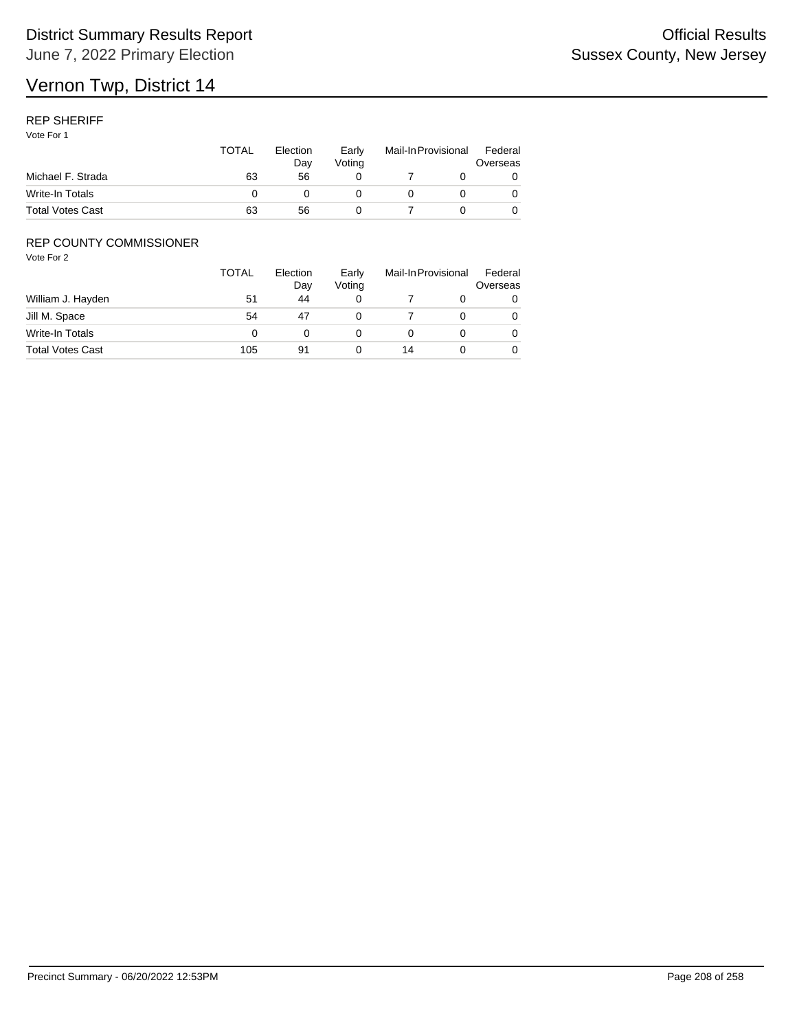District Summary Results Report

June 7, 2022 Primary Election

Official Results

Sussex County, New Jersey

# Vernon Twp, District 14

## REP SHERIFF

Vote For 1

| | TOTAL | Election Day | Early Voting | Mail-In | Provisional | Federal Overseas |
|---|---|---|---|---|---|---|
| Michael F. Strada | 63 | 56 | 0 | 7 | 0 | 0 |
| Write-In Totals | 0 | 0 | 0 | 0 | 0 | 0 |
| Total Votes Cast | 63 | 56 | 0 | 7 | 0 | 0 |

## REP COUNTY COMMISSIONER

Vote For 2

| | TOTAL | Election Day | Early Voting | Mail-In | Provisional | Federal Overseas |
|---|---|---|---|---|---|---|
| William J. Hayden | 51 | 44 | 0 | 7 | 0 | 0 |
| Jill M. Space | 54 | 47 | 0 | 7 | 0 | 0 |
| Write-In Totals | 0 | 0 | 0 | 0 | 0 | 0 |
| Total Votes Cast | 105 | 91 | 0 | 14 | 0 | 0 |

Precinct Summary - 06/20/2022 12:53PM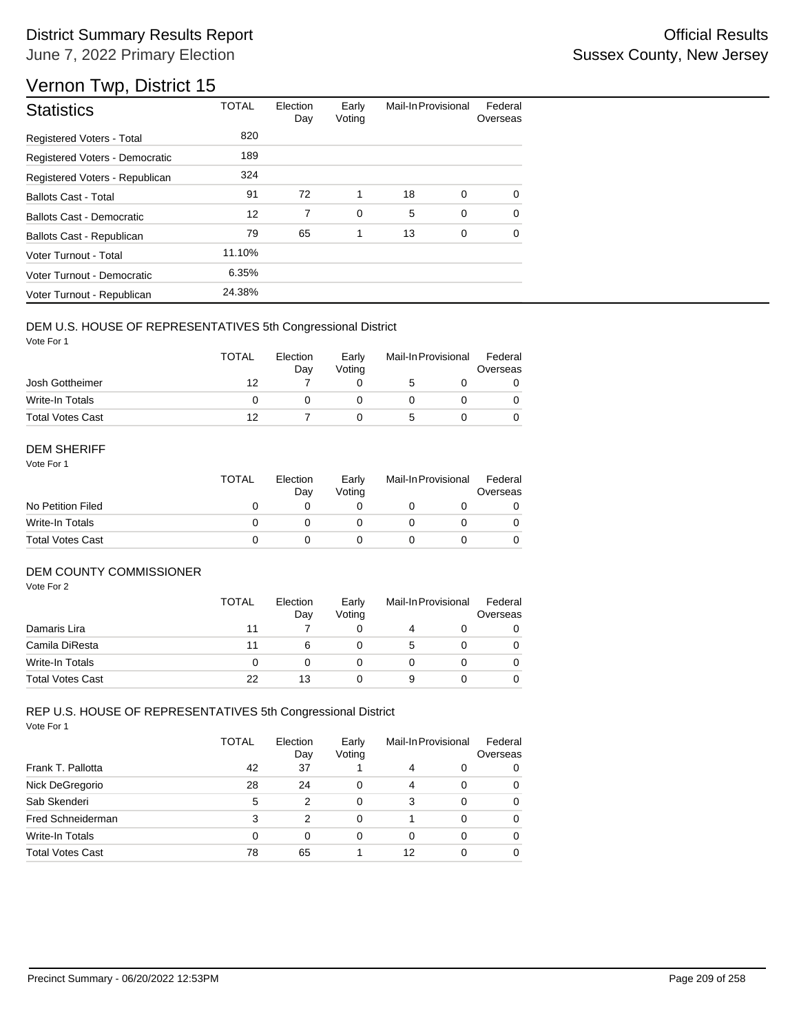# District Summary Results Report

June 7, 2022 Primary Election

Official Results
Sussex County, New Jersey

## Vernon Twp, District 15

| Statistics | TOTAL | Election Day | Early Voting | Mail-In | Provisional | Federal Overseas |
|---|---|---|---|---|---|---|
| Registered Voters - Total | 820 | | | | | |
| Registered Voters - Democratic | 189 | | | | | |
| Registered Voters - Republican | 324 | | | | | |
| Ballots Cast - Total | 91 | 72 | 1 | 18 | 0 | 0 |
| Ballots Cast - Democratic | 12 | 7 | 0 | 5 | 0 | 0 |
| Ballots Cast - Republican | 79 | 65 | 1 | 13 | 0 | 0 |
| Voter Turnout - Total | 11.10% | | | | | |
| Voter Turnout - Democratic | 6.35% | | | | | |
| Voter Turnout - Republican | 24.38% | | | | | |

### DEM U.S. HOUSE OF REPRESENTATIVES 5th Congressional District

Vote For 1

| | TOTAL | Election Day | Early Voting | Mail-In | Provisional | Federal Overseas |
|---|---|---|---|---|---|---|
| Josh Gottheimer | 12 | 7 | 0 | 5 | 0 | 0 |
| Write-In Totals | 0 | 0 | 0 | 0 | 0 | 0 |
| Total Votes Cast | 12 | 7 | 0 | 5 | 0 | 0 |

### DEM SHERIFF

Vote For 1

| | TOTAL | Election Day | Early Voting | Mail-In | Provisional | Federal Overseas |
|---|---|---|---|---|---|---|
| No Petition Filed | 0 | 0 | 0 | 0 | 0 | 0 |
| Write-In Totals | 0 | 0 | 0 | 0 | 0 | 0 |
| Total Votes Cast | 0 | 0 | 0 | 0 | 0 | 0 |

### DEM COUNTY COMMISSIONER

Vote For 2

| | TOTAL | Election Day | Early Voting | Mail-In | Provisional | Federal Overseas |
|---|---|---|---|---|---|---|
| Damaris Lira | 11 | 7 | 0 | 4 | 0 | 0 |
| Camila DiResta | 11 | 6 | 0 | 5 | 0 | 0 |
| Write-In Totals | 0 | 0 | 0 | 0 | 0 | 0 |
| Total Votes Cast | 22 | 13 | 0 | 9 | 0 | 0 |

### REP U.S. HOUSE OF REPRESENTATIVES 5th Congressional District

Vote For 1

| | TOTAL | Election Day | Early Voting | Mail-In | Provisional | Federal Overseas |
|---|---|---|---|---|---|---|
| Frank T. Pallotta | 42 | 37 | 1 | 4 | 0 | 0 |
| Nick DeGregorio | 28 | 24 | 0 | 4 | 0 | 0 |
| Sab Skenderi | 5 | 2 | 0 | 3 | 0 | 0 |
| Fred Schneiderman | 3 | 2 | 0 | 1 | 0 | 0 |
| Write-In Totals | 0 | 0 | 0 | 0 | 0 | 0 |
| Total Votes Cast | 78 | 65 | 1 | 12 | 0 | 0 |

Precinct Summary - 06/20/2022 12:53PM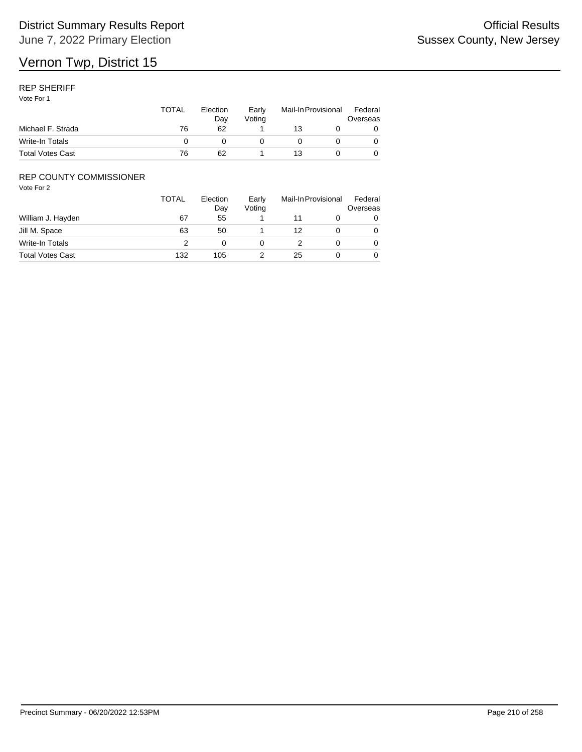# Vernon Twp, District 15

## REP SHERIFF

Vote For 1

| | TOTAL | Election Day | Early Voting | Mail-In | Provisional | Federal Overseas |
|---|---|---|---|---|---|---|
| Michael F. Strada | 76 | 62 | 1 | 13 | 0 | 0 |
| Write-In Totals | 0 | 0 | 0 | 0 | 0 | 0 |
| Total Votes Cast | 76 | 62 | 1 | 13 | 0 | 0 |

## REP COUNTY COMMISSIONER

Vote For 2

| | TOTAL | Election Day | Early Voting | Mail-In | Provisional | Federal Overseas |
|---|---|---|---|---|---|---|
| William J. Hayden | 67 | 55 | 1 | 11 | 0 | 0 |
| Jill M. Space | 63 | 50 | 1 | 12 | 0 | 0 |
| Write-In Totals | 2 | 0 | 0 | 2 | 0 | 0 |
| Total Votes Cast | 132 | 105 | 2 | 25 | 0 | 0 |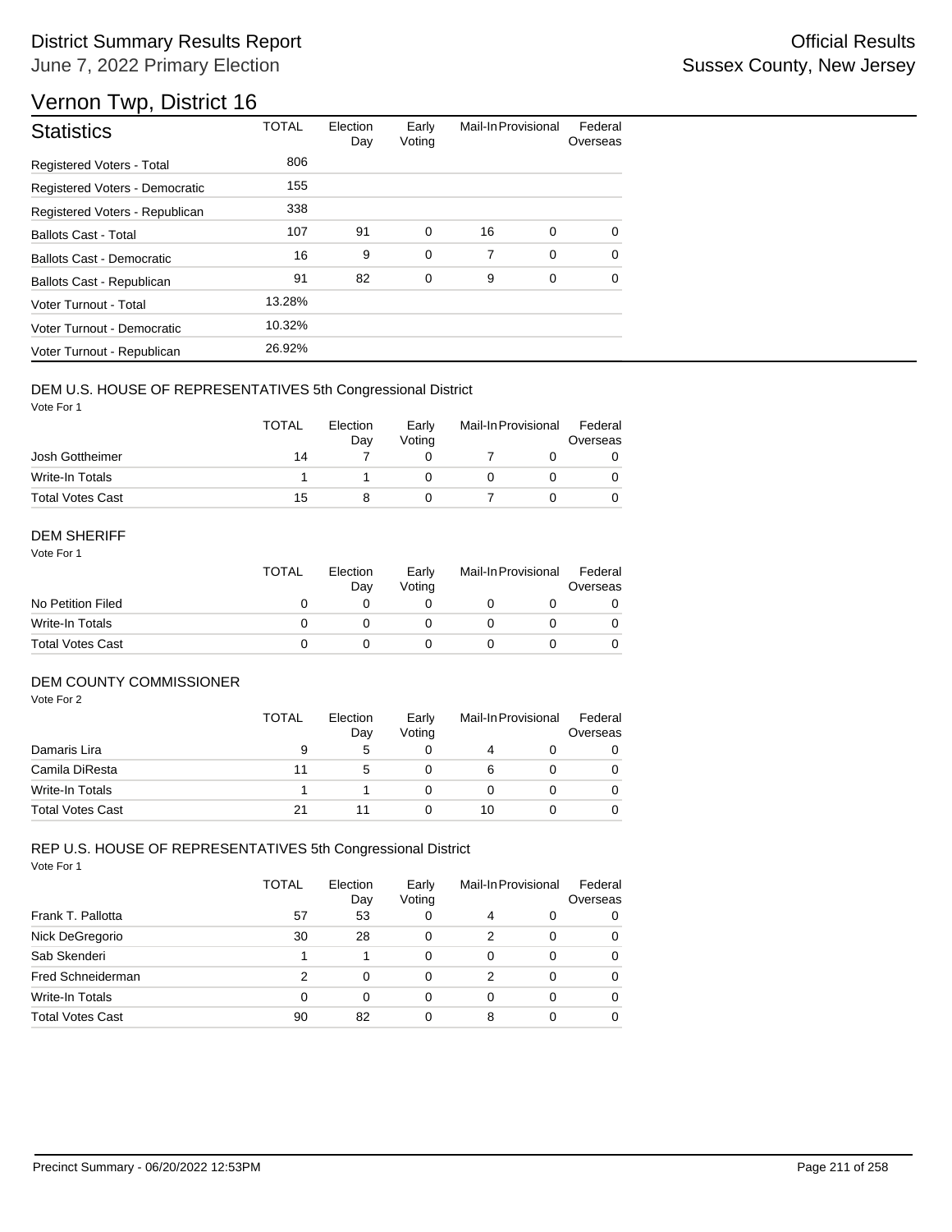# Vernon Twp, District 16

## Statistics

| Statistics | TOTAL | Election Day | Early Voting | Mail-In | Provisional | Federal Overseas |
|---|---|---|---|---|---|---|
| Registered Voters - Total | 806 | | | | | |
| Registered Voters - Democratic | 155 | | | | | |
| Registered Voters - Republican | 338 | | | | | |
| Ballots Cast - Total | 107 | 91 | 0 | 16 | 0 | 0 |
| Ballots Cast - Democratic | 16 | 9 | 0 | 7 | 0 | 0 |
| Ballots Cast - Republican | 91 | 82 | 0 | 9 | 0 | 0 |
| Voter Turnout - Total | 13.28% | | | | | |
| Voter Turnout - Democratic | 10.32% | | | | | |
| Voter Turnout - Republican | 26.92% | | | | | |

### DEM U.S. HOUSE OF REPRESENTATIVES 5th Congressional District

Vote For 1

| | TOTAL | Election Day | Early Voting | Mail-In | Provisional | Federal Overseas |
|---|---|---|---|---|---|---|
| Josh Gottheimer | 14 | 7 | 0 | 7 | 0 | 0 |
| Write-In Totals | 1 | 1 | 0 | 0 | 0 | 0 |
| Total Votes Cast | 15 | 8 | 0 | 7 | 0 | 0 |

### DEM SHERIFF

Vote For 1

| | TOTAL | Election Day | Early Voting | Mail-In | Provisional | Federal Overseas |
|---|---|---|---|---|---|---|
| No Petition Filed | 0 | 0 | 0 | 0 | 0 | 0 |
| Write-In Totals | 0 | 0 | 0 | 0 | 0 | 0 |
| Total Votes Cast | 0 | 0 | 0 | 0 | 0 | 0 |

### DEM COUNTY COMMISSIONER

Vote For 2

| | TOTAL | Election Day | Early Voting | Mail-In | Provisional | Federal Overseas |
|---|---|---|---|---|---|---|
| Damaris Lira | 9 | 5 | 0 | 4 | 0 | 0 |
| Camila DiResta | 11 | 5 | 0 | 6 | 0 | 0 |
| Write-In Totals | 1 | 1 | 0 | 0 | 0 | 0 |
| Total Votes Cast | 21 | 11 | 0 | 10 | 0 | 0 |

### REP U.S. HOUSE OF REPRESENTATIVES 5th Congressional District

Vote For 1

| | TOTAL | Election Day | Early Voting | Mail-In | Provisional | Federal Overseas |
|---|---|---|---|---|---|---|
| Frank T. Pallotta | 57 | 53 | 0 | 4 | 0 | 0 |
| Nick DeGregorio | 30 | 28 | 0 | 2 | 0 | 0 |
| Sab Skenderi | 1 | 1 | 0 | 0 | 0 | 0 |
| Fred Schneiderman | 2 | 0 | 0 | 2 | 0 | 0 |
| Write-In Totals | 0 | 0 | 0 | 0 | 0 | 0 |
| Total Votes Cast | 90 | 82 | 0 | 8 | 0 | 0 |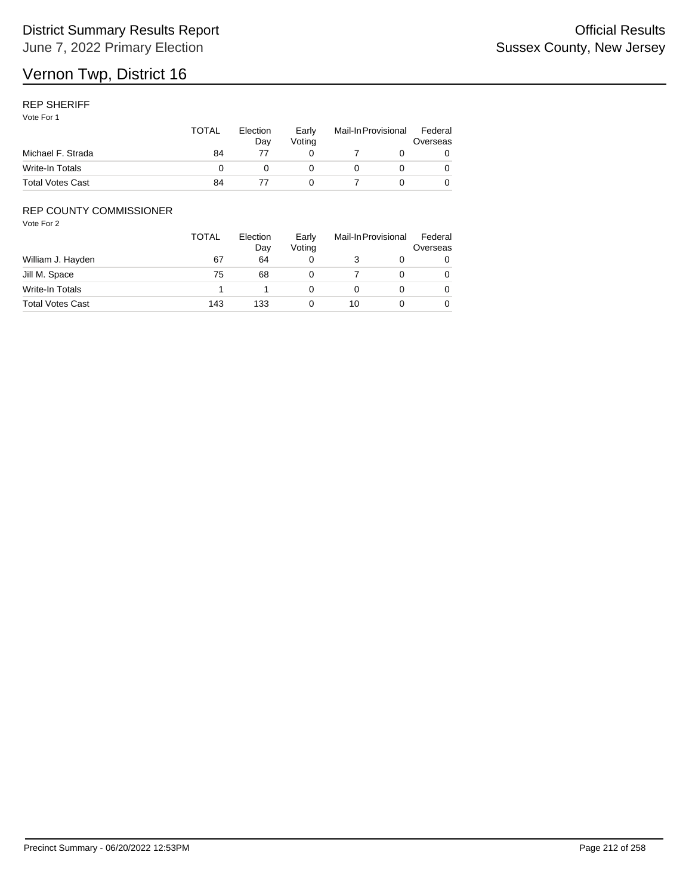# Vernon Twp, District 16

District Summary Results Report
June 7, 2022 Primary Election

Official Results
Sussex County, New Jersey

## REP SHERIFF

Vote For 1

| | TOTAL | Election Day | Early Voting | Mail-In | Provisional | Federal Overseas |
|---|---|---|---|---|---|---|
| Michael F. Strada | 84 | 77 | 0 | 7 | 0 | 0 |
| Write-In Totals | 0 | 0 | 0 | 0 | 0 | 0 |
| Total Votes Cast | 84 | 77 | 0 | 7 | 0 | 0 |

## REP COUNTY COMMISSIONER

Vote For 2

| | TOTAL | Election Day | Early Voting | Mail-In | Provisional | Federal Overseas |
|---|---|---|---|---|---|---|
| William J. Hayden | 67 | 64 | 0 | 3 | 0 | 0 |
| Jill M. Space | 75 | 68 | 0 | 7 | 0 | 0 |
| Write-In Totals | 1 | 1 | 0 | 0 | 0 | 0 |
| Total Votes Cast | 143 | 133 | 0 | 10 | 0 | 0 |

Precinct Summary - 06/20/2022 12:53PM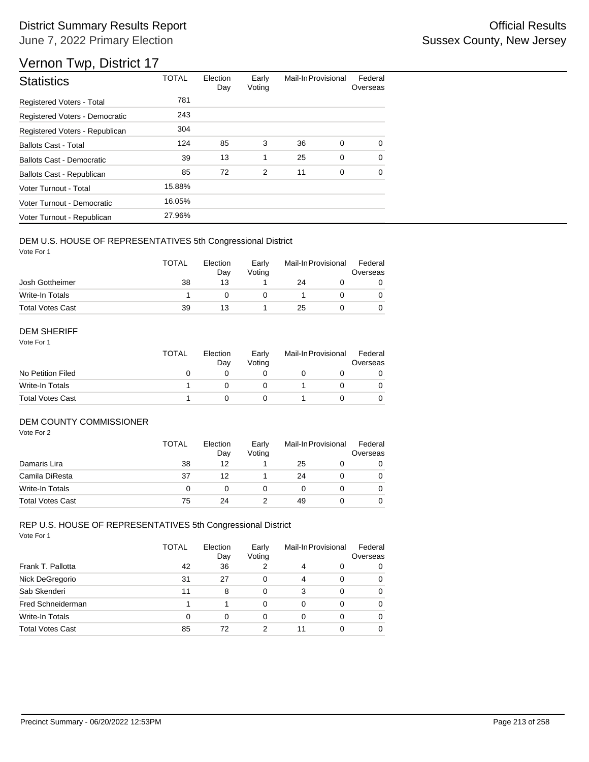# District Summary Results Report

June 7, 2022 Primary Election

Official Results
Sussex County, New Jersey

## Vernon Twp, District 17

| Statistics | TOTAL | Election Day | Early Voting | Mail-In | Provisional | Federal Overseas |
|---|---|---|---|---|---|---|
| Registered Voters - Total | 781 | | | | | |
| Registered Voters - Democratic | 243 | | | | | |
| Registered Voters - Republican | 304 | | | | | |
| Ballots Cast - Total | 124 | 85 | 3 | 36 | 0 | 0 |
| Ballots Cast - Democratic | 39 | 13 | 1 | 25 | 0 | 0 |
| Ballots Cast - Republican | 85 | 72 | 2 | 11 | 0 | 0 |
| Voter Turnout - Total | 15.88% | | | | | |
| Voter Turnout - Democratic | 16.05% | | | | | |
| Voter Turnout - Republican | 27.96% | | | | | |

### DEM U.S. HOUSE OF REPRESENTATIVES 5th Congressional District

Vote For 1

| | TOTAL | Election Day | Early Voting | Mail-In | Provisional | Federal Overseas |
|---|---|---|---|---|---|---|
| Josh Gottheimer | 38 | 13 | 1 | 24 | 0 | 0 |
| Write-In Totals | 1 | 0 | 0 | 1 | 0 | 0 |
| Total Votes Cast | 39 | 13 | 1 | 25 | 0 | 0 |

### DEM SHERIFF

Vote For 1

| | TOTAL | Election Day | Early Voting | Mail-In | Provisional | Federal Overseas |
|---|---|---|---|---|---|---|
| No Petition Filed | 0 | 0 | 0 | 0 | 0 | 0 |
| Write-In Totals | 1 | 0 | 0 | 1 | 0 | 0 |
| Total Votes Cast | 1 | 0 | 0 | 1 | 0 | 0 |

### DEM COUNTY COMMISSIONER

Vote For 2

| | TOTAL | Election Day | Early Voting | Mail-In | Provisional | Federal Overseas |
|---|---|---|---|---|---|---|
| Damaris Lira | 38 | 12 | 1 | 25 | 0 | 0 |
| Camila DiResta | 37 | 12 | 1 | 24 | 0 | 0 |
| Write-In Totals | 0 | 0 | 0 | 0 | 0 | 0 |
| Total Votes Cast | 75 | 24 | 2 | 49 | 0 | 0 |

### REP U.S. HOUSE OF REPRESENTATIVES 5th Congressional District

Vote For 1

| | TOTAL | Election Day | Early Voting | Mail-In | Provisional | Federal Overseas |
|---|---|---|---|---|---|---|
| Frank T. Pallotta | 42 | 36 | 2 | 4 | 0 | 0 |
| Nick DeGregorio | 31 | 27 | 0 | 4 | 0 | 0 |
| Sab Skenderi | 11 | 8 | 0 | 3 | 0 | 0 |
| Fred Schneiderman | 1 | 1 | 0 | 0 | 0 | 0 |
| Write-In Totals | 0 | 0 | 0 | 0 | 0 | 0 |
| Total Votes Cast | 85 | 72 | 2 | 11 | 0 | 0 |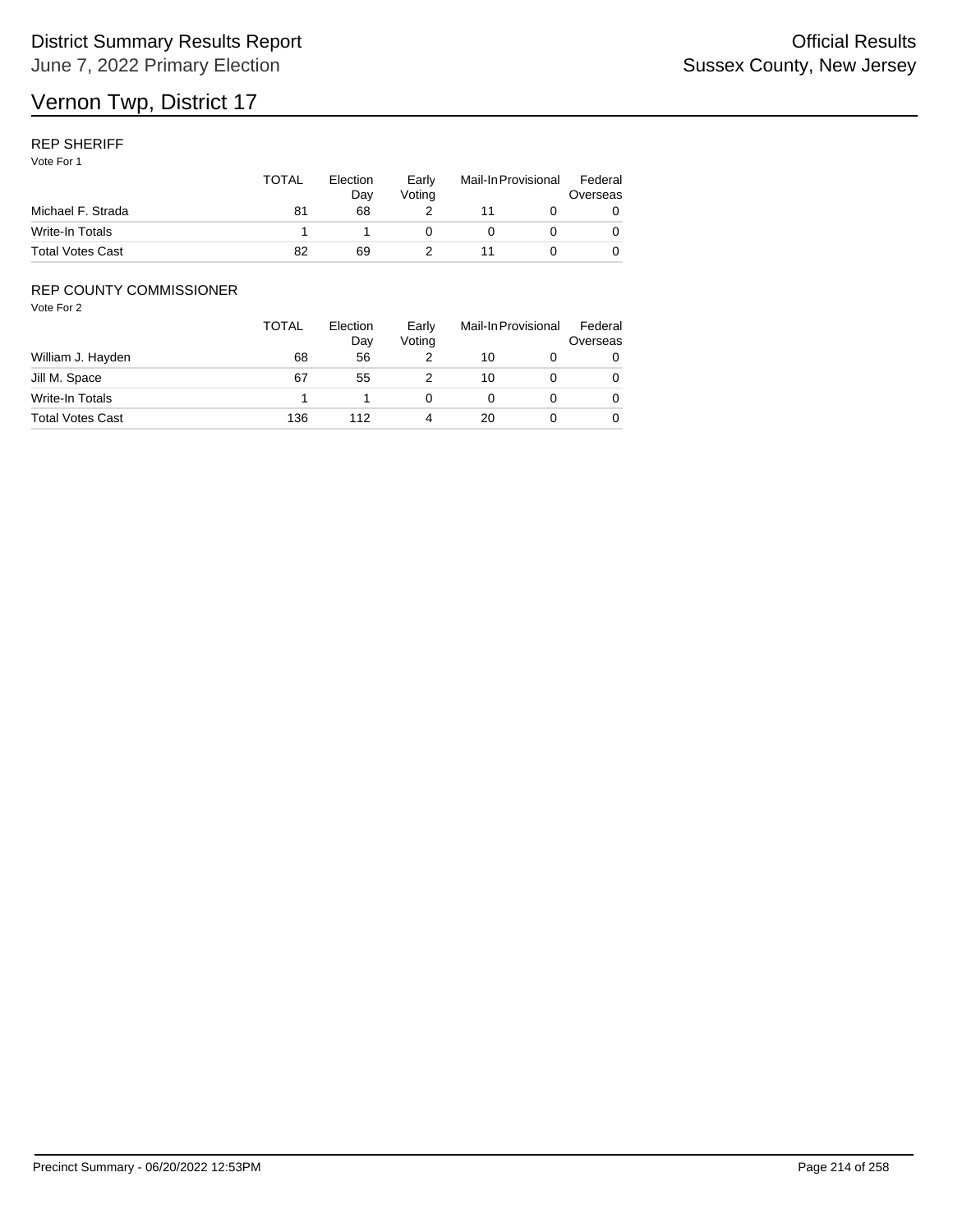# Vernon Twp, District 17

## REP SHERIFF

Vote For 1

| | TOTAL | Election Day | Early Voting | Mail-In | Provisional | Federal Overseas |
|---|---|---|---|---|---|---|
| Michael F. Strada | 81 | 68 | 2 | 11 | 0 | 0 |
| Write-In Totals | 1 | 1 | 0 | 0 | 0 | 0 |
| Total Votes Cast | 82 | 69 | 2 | 11 | 0 | 0 |

## REP COUNTY COMMISSIONER

Vote For 2

| | TOTAL | Election Day | Early Voting | Mail-In | Provisional | Federal Overseas |
|---|---|---|---|---|---|---|
| William J. Hayden | 68 | 56 | 2 | 10 | 0 | 0 |
| Jill M. Space | 67 | 55 | 2 | 10 | 0 | 0 |
| Write-In Totals | 1 | 1 | 0 | 0 | 0 | 0 |
| Total Votes Cast | 136 | 112 | 4 | 20 | 0 | 0 |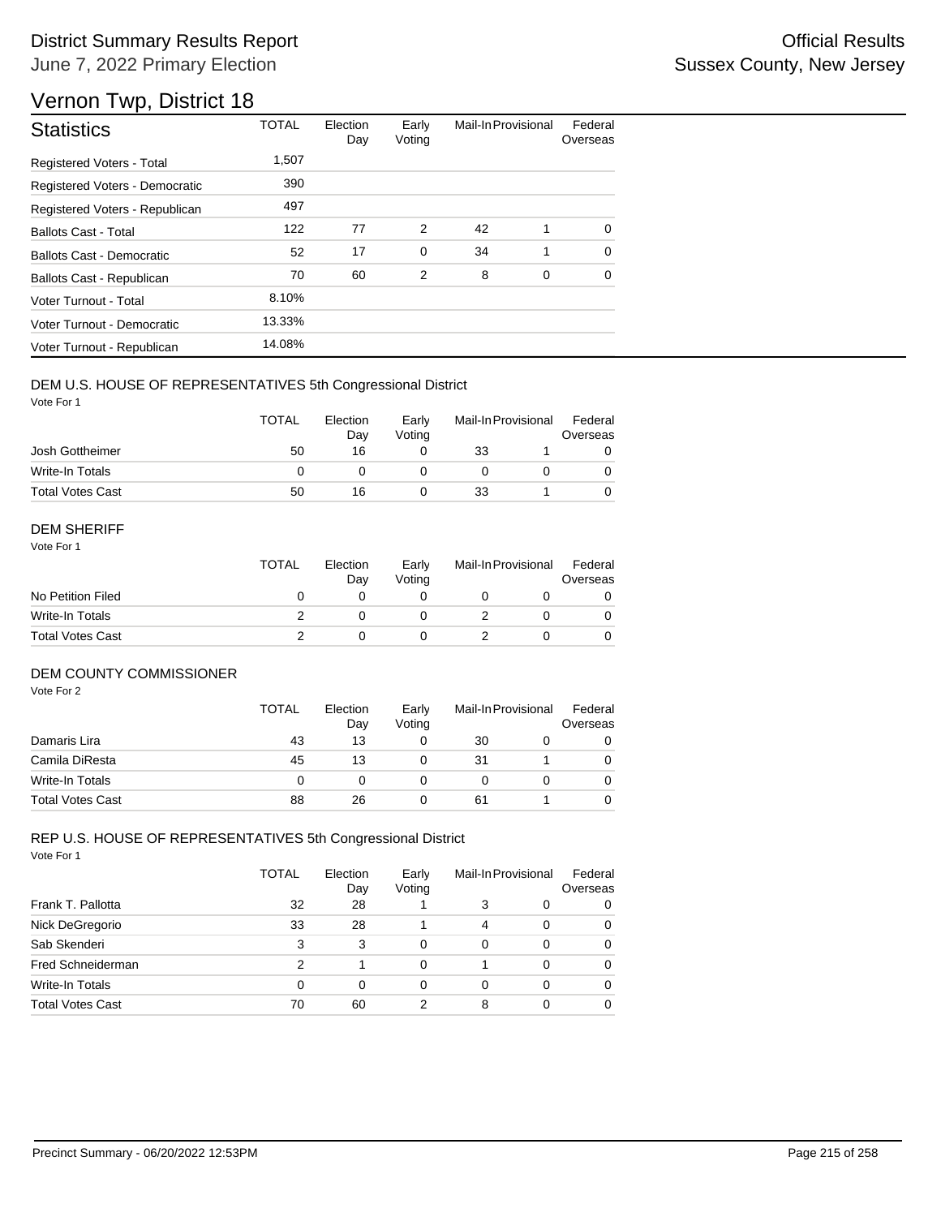# Vernon Twp, District 18

| Statistics | TOTAL | Election Day | Early Voting | Mail-In | Provisional | Federal Overseas |
|---|---|---|---|---|---|---|
| Registered Voters - Total | 1,507 | | | | | |
| Registered Voters - Democratic | 390 | | | | | |
| Registered Voters - Republican | 497 | | | | | |
| Ballots Cast - Total | 122 | 77 | 2 | 42 | 1 | 0 |
| Ballots Cast - Democratic | 52 | 17 | 0 | 34 | 1 | 0 |
| Ballots Cast - Republican | 70 | 60 | 2 | 8 | 0 | 0 |
| Voter Turnout - Total | 8.10% | | | | | |
| Voter Turnout - Democratic | 13.33% | | | | | |
| Voter Turnout - Republican | 14.08% | | | | | |

## DEM U.S. HOUSE OF REPRESENTATIVES 5th Congressional District

Vote For 1

| | TOTAL | Election Day | Early Voting | Mail-In | Provisional | Federal Overseas |
|---|---|---|---|---|---|---|
| Josh Gottheimer | 50 | 16 | 0 | 33 | 1 | 0 |
| Write-In Totals | 0 | 0 | 0 | 0 | 0 | 0 |
| Total Votes Cast | 50 | 16 | 0 | 33 | 1 | 0 |

## DEM SHERIFF

Vote For 1

| | TOTAL | Election Day | Early Voting | Mail-In | Provisional | Federal Overseas |
|---|---|---|---|---|---|---|
| No Petition Filed | 0 | 0 | 0 | 0 | 0 | 0 |
| Write-In Totals | 2 | 0 | 0 | 2 | 0 | 0 |
| Total Votes Cast | 2 | 0 | 0 | 2 | 0 | 0 |

## DEM COUNTY COMMISSIONER

Vote For 2

| | TOTAL | Election Day | Early Voting | Mail-In | Provisional | Federal Overseas |
|---|---|---|---|---|---|---|
| Damaris Lira | 43 | 13 | 0 | 30 | 0 | 0 |
| Camila DiResta | 45 | 13 | 0 | 31 | 1 | 0 |
| Write-In Totals | 0 | 0 | 0 | 0 | 0 | 0 |
| Total Votes Cast | 88 | 26 | 0 | 61 | 1 | 0 |

## REP U.S. HOUSE OF REPRESENTATIVES 5th Congressional District

Vote For 1

| | TOTAL | Election Day | Early Voting | Mail-In | Provisional | Federal Overseas |
|---|---|---|---|---|---|---|
| Frank T. Pallotta | 32 | 28 | 1 | 3 | 0 | 0 |
| Nick DeGregorio | 33 | 28 | 1 | 4 | 0 | 0 |
| Sab Skenderi | 3 | 3 | 0 | 0 | 0 | 0 |
| Fred Schneiderman | 2 | 1 | 0 | 1 | 0 | 0 |
| Write-In Totals | 0 | 0 | 0 | 0 | 0 | 0 |
| Total Votes Cast | 70 | 60 | 2 | 8 | 0 | 0 |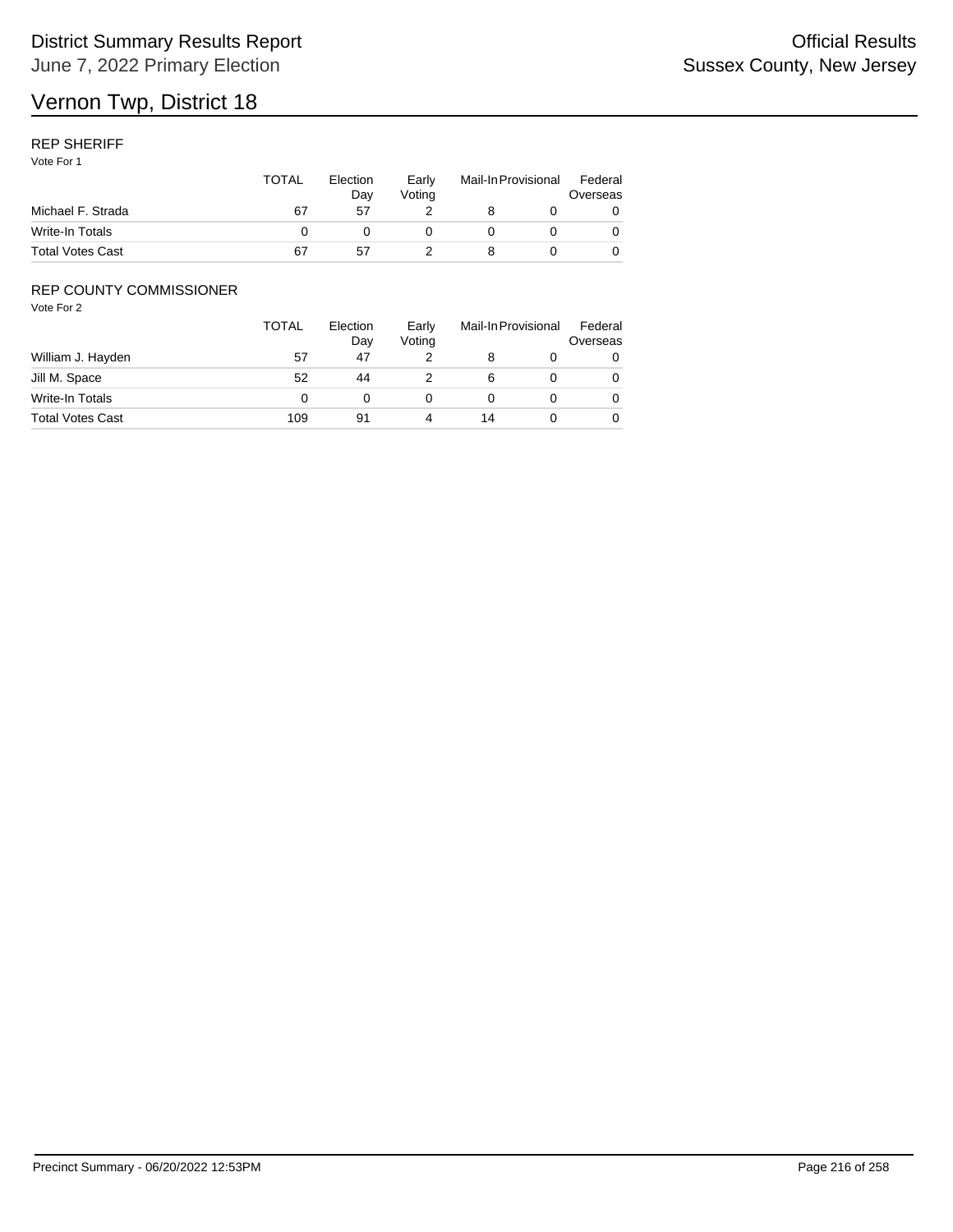# Vernon Twp, District 18

## REP SHERIFF

Vote For 1

| | TOTAL | Election Day | Early Voting | Mail-In | Provisional | Federal Overseas |
|---|---|---|---|---|---|---|
| Michael F. Strada | 67 | 57 | 2 | 8 | 0 | 0 |
| Write-In Totals | 0 | 0 | 0 | 0 | 0 | 0 |
| Total Votes Cast | 67 | 57 | 2 | 8 | 0 | 0 |

## REP COUNTY COMMISSIONER

Vote For 2

| | TOTAL | Election Day | Early Voting | Mail-In | Provisional | Federal Overseas |
|---|---|---|---|---|---|---|
| William J. Hayden | 57 | 47 | 2 | 8 | 0 | 0 |
| Jill M. Space | 52 | 44 | 2 | 6 | 0 | 0 |
| Write-In Totals | 0 | 0 | 0 | 0 | 0 | 0 |
| Total Votes Cast | 109 | 91 | 4 | 14 | 0 | 0 |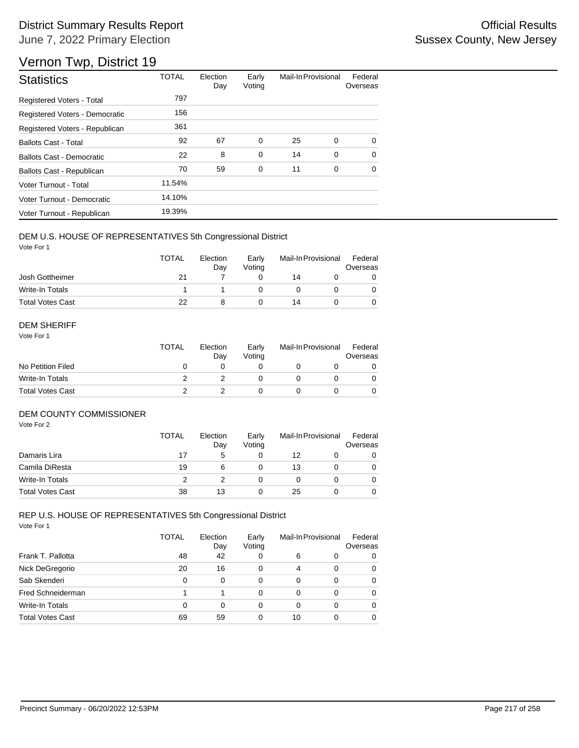# District Summary Results Report

June 7, 2022 Primary Election

Official Results
Sussex County, New Jersey

## Vernon Twp, District 19

| Statistics | TOTAL | Election Day | Early Voting | Mail-In | Provisional | Federal Overseas |
|---|---|---|---|---|---|---|
| Registered Voters - Total | 797 | | | | | |
| Registered Voters - Democratic | 156 | | | | | |
| Registered Voters - Republican | 361 | | | | | |
| Ballots Cast - Total | 92 | 67 | 0 | 25 | 0 | 0 |
| Ballots Cast - Democratic | 22 | 8 | 0 | 14 | 0 | 0 |
| Ballots Cast - Republican | 70 | 59 | 0 | 11 | 0 | 0 |
| Voter Turnout - Total | 11.54% | | | | | |
| Voter Turnout - Democratic | 14.10% | | | | | |
| Voter Turnout - Republican | 19.39% | | | | | |

### DEM U.S. HOUSE OF REPRESENTATIVES 5th Congressional District

Vote For 1

| | TOTAL | Election Day | Early Voting | Mail-In | Provisional | Federal Overseas |
|---|---|---|---|---|---|---|
| Josh Gottheimer | 21 | 7 | 0 | 14 | 0 | 0 |
| Write-In Totals | 1 | 1 | 0 | 0 | 0 | 0 |
| Total Votes Cast | 22 | 8 | 0 | 14 | 0 | 0 |

### DEM SHERIFF

Vote For 1

| | TOTAL | Election Day | Early Voting | Mail-In | Provisional | Federal Overseas |
|---|---|---|---|---|---|---|
| No Petition Filed | 0 | 0 | 0 | 0 | 0 | 0 |
| Write-In Totals | 2 | 2 | 0 | 0 | 0 | 0 |
| Total Votes Cast | 2 | 2 | 0 | 0 | 0 | 0 |

### DEM COUNTY COMMISSIONER

Vote For 2

| | TOTAL | Election Day | Early Voting | Mail-In | Provisional | Federal Overseas |
|---|---|---|---|---|---|---|
| Damaris Lira | 17 | 5 | 0 | 12 | 0 | 0 |
| Camila DiResta | 19 | 6 | 0 | 13 | 0 | 0 |
| Write-In Totals | 2 | 2 | 0 | 0 | 0 | 0 |
| Total Votes Cast | 38 | 13 | 0 | 25 | 0 | 0 |

### REP U.S. HOUSE OF REPRESENTATIVES 5th Congressional District

Vote For 1

| | TOTAL | Election Day | Early Voting | Mail-In | Provisional | Federal Overseas |
|---|---|---|---|---|---|---|
| Frank T. Pallotta | 48 | 42 | 0 | 6 | 0 | 0 |
| Nick DeGregorio | 20 | 16 | 0 | 4 | 0 | 0 |
| Sab Skenderi | 0 | 0 | 0 | 0 | 0 | 0 |
| Fred Schneiderman | 1 | 1 | 0 | 0 | 0 | 0 |
| Write-In Totals | 0 | 0 | 0 | 0 | 0 | 0 |
| Total Votes Cast | 69 | 59 | 0 | 10 | 0 | 0 |

Precinct Summary - 06/20/2022 12:53PM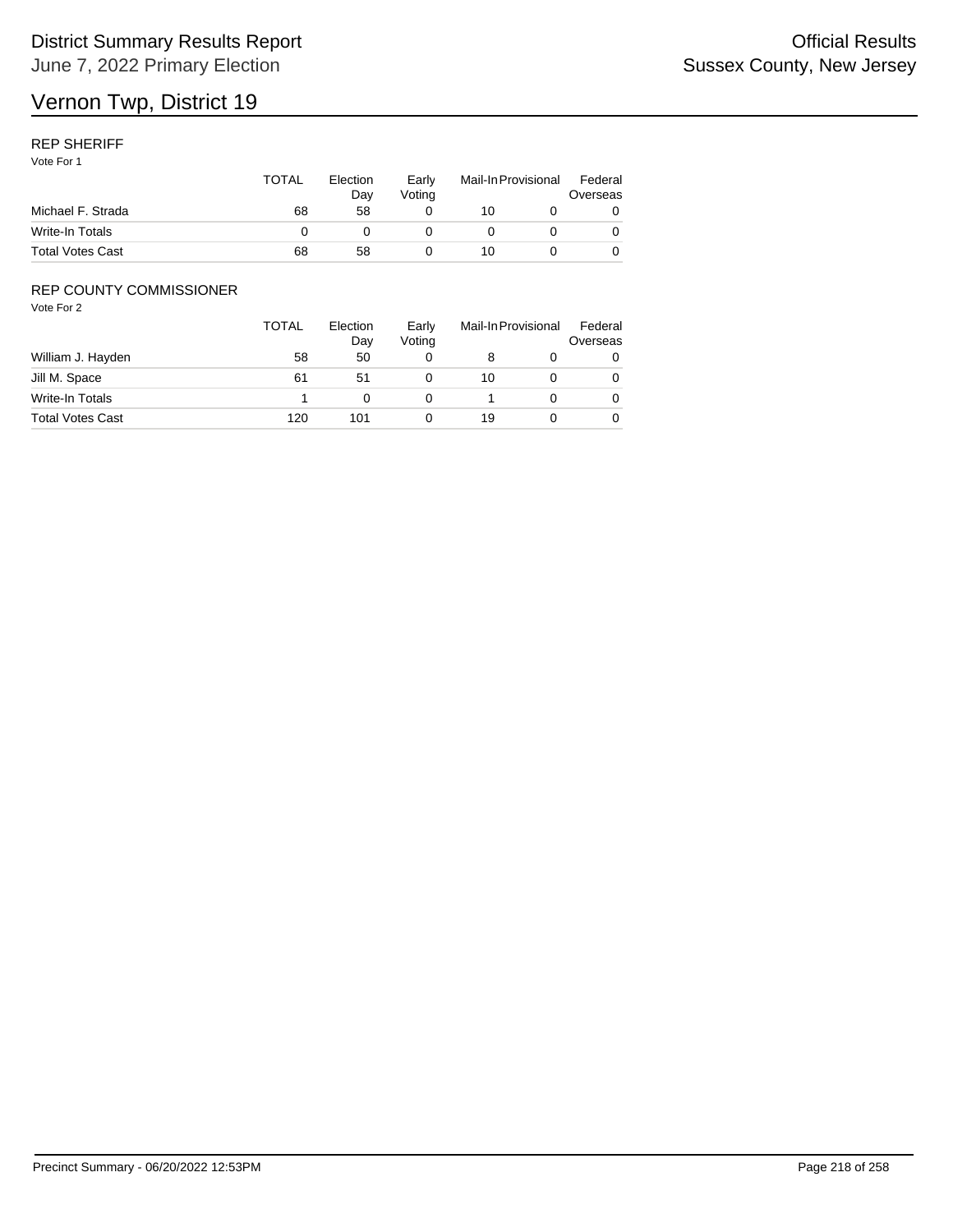# Vernon Twp, District 19

## REP SHERIFF

Vote For 1

| | TOTAL | Election Day | Early Voting | Mail-In | Provisional | Federal Overseas |
|---|---|---|---|---|---|---|
| Michael F. Strada | 68 | 58 | 0 | 10 | 0 | 0 |
| Write-In Totals | 0 | 0 | 0 | 0 | 0 | 0 |
| Total Votes Cast | 68 | 58 | 0 | 10 | 0 | 0 |

## REP COUNTY COMMISSIONER

Vote For 2

| | TOTAL | Election Day | Early Voting | Mail-In | Provisional | Federal Overseas |
|---|---|---|---|---|---|---|
| William J. Hayden | 58 | 50 | 0 | 8 | 0 | 0 |
| Jill M. Space | 61 | 51 | 0 | 10 | 0 | 0 |
| Write-In Totals | 1 | 0 | 0 | 1 | 0 | 0 |
| Total Votes Cast | 120 | 101 | 0 | 19 | 0 | 0 |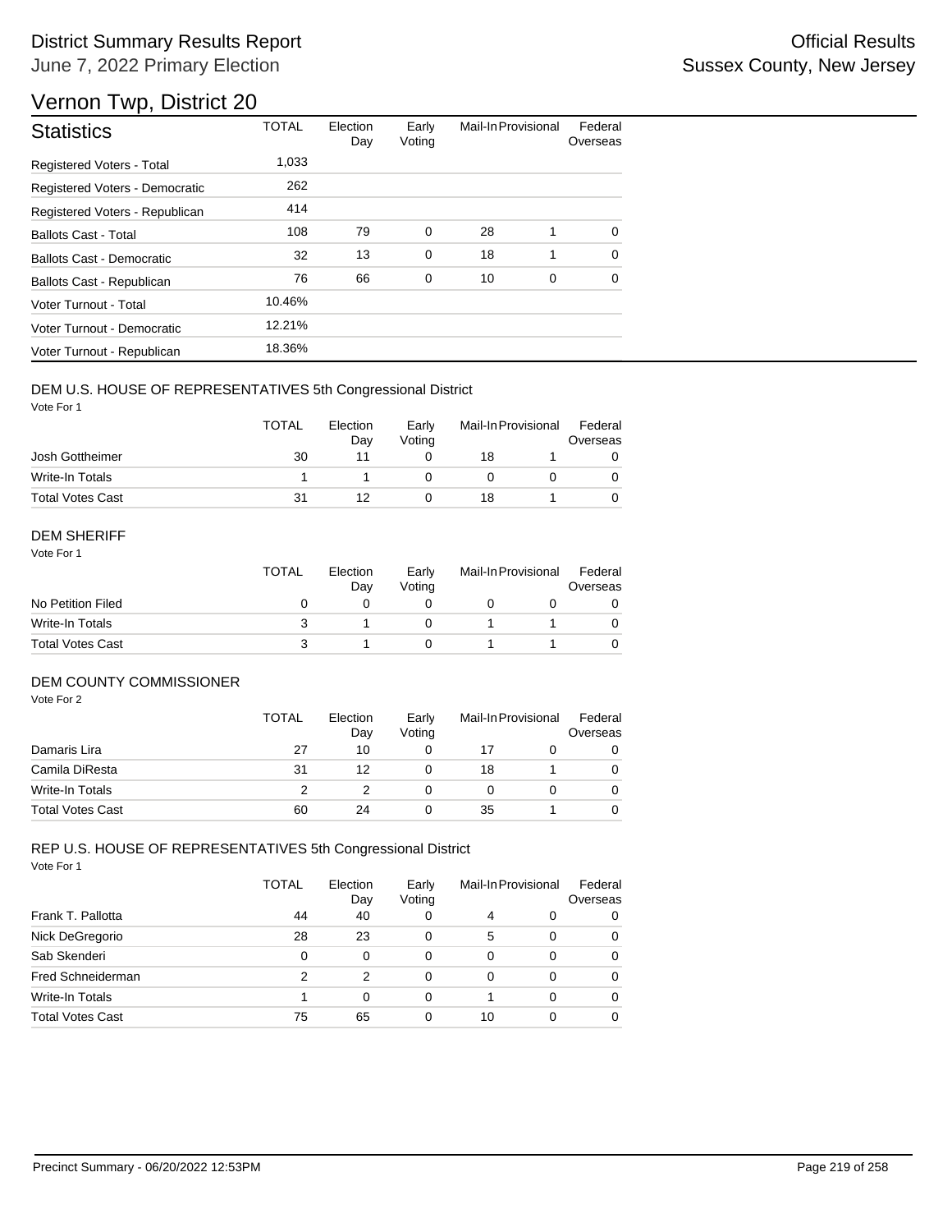# District Summary Results Report

June 7, 2022 Primary Election

Official Results
Sussex County, New Jersey

## Vernon Twp, District 20

| Statistics | TOTAL | Election Day | Early Voting | Mail-In | Provisional | Federal Overseas |
|---|---|---|---|---|---|---|
| Registered Voters - Total | 1,033 | | | | | |
| Registered Voters - Democratic | 262 | | | | | |
| Registered Voters - Republican | 414 | | | | | |
| Ballots Cast - Total | 108 | 79 | 0 | 28 | 1 | 0 |
| Ballots Cast - Democratic | 32 | 13 | 0 | 18 | 1 | 0 |
| Ballots Cast - Republican | 76 | 66 | 0 | 10 | 0 | 0 |
| Voter Turnout - Total | 10.46% | | | | | |
| Voter Turnout - Democratic | 12.21% | | | | | |
| Voter Turnout - Republican | 18.36% | | | | | |

### DEM U.S. HOUSE OF REPRESENTATIVES 5th Congressional District

Vote For 1

| | TOTAL | Election Day | Early Voting | Mail-In | Provisional | Federal Overseas |
|---|---|---|---|---|---|---|
| Josh Gottheimer | 30 | 11 | 0 | 18 | 1 | 0 |
| Write-In Totals | 1 | 1 | 0 | 0 | 0 | 0 |
| Total Votes Cast | 31 | 12 | 0 | 18 | 1 | 0 |

### DEM SHERIFF

Vote For 1

| | TOTAL | Election Day | Early Voting | Mail-In | Provisional | Federal Overseas |
|---|---|---|---|---|---|---|
| No Petition Filed | 0 | 0 | 0 | 0 | 0 | 0 |
| Write-In Totals | 3 | 1 | 0 | 1 | 1 | 0 |
| Total Votes Cast | 3 | 1 | 0 | 1 | 1 | 0 |

### DEM COUNTY COMMISSIONER

Vote For 2

| | TOTAL | Election Day | Early Voting | Mail-In | Provisional | Federal Overseas |
|---|---|---|---|---|---|---|
| Damaris Lira | 27 | 10 | 0 | 17 | 0 | 0 |
| Camila DiResta | 31 | 12 | 0 | 18 | 1 | 0 |
| Write-In Totals | 2 | 2 | 0 | 0 | 0 | 0 |
| Total Votes Cast | 60 | 24 | 0 | 35 | 1 | 0 |

### REP U.S. HOUSE OF REPRESENTATIVES 5th Congressional District

Vote For 1

| | TOTAL | Election Day | Early Voting | Mail-In | Provisional | Federal Overseas |
|---|---|---|---|---|---|---|
| Frank T. Pallotta | 44 | 40 | 0 | 4 | 0 | 0 |
| Nick DeGregorio | 28 | 23 | 0 | 5 | 0 | 0 |
| Sab Skenderi | 0 | 0 | 0 | 0 | 0 | 0 |
| Fred Schneiderman | 2 | 2 | 0 | 0 | 0 | 0 |
| Write-In Totals | 1 | 0 | 0 | 1 | 0 | 0 |
| Total Votes Cast | 75 | 65 | 0 | 10 | 0 | 0 |

Precinct Summary - 06/20/2022 12:53PM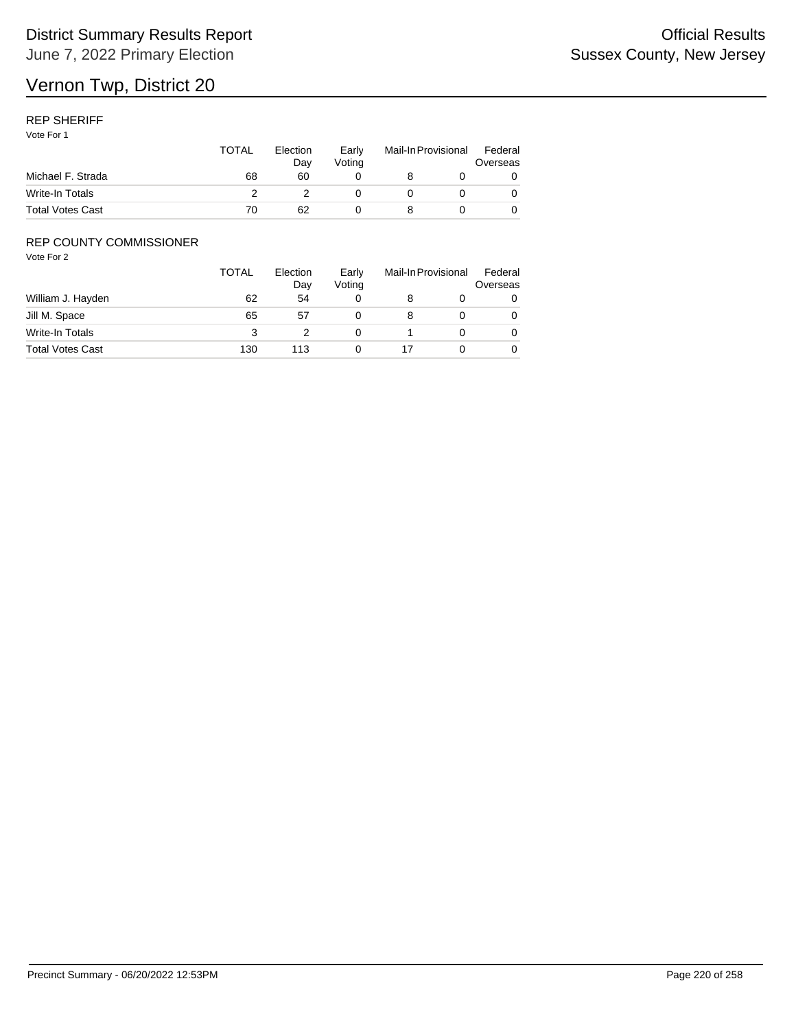# Vernon Twp, District 20

District Summary Results Report
June 7, 2022 Primary Election

Official Results
Sussex County, New Jersey

## REP SHERIFF

Vote For 1

| | TOTAL | Election Day | Early Voting | Mail-In | Provisional | Federal Overseas |
|---|---|---|---|---|---|---|
| Michael F. Strada | 68 | 60 | 0 | 8 | 0 | 0 |
| Write-In Totals | 2 | 2 | 0 | 0 | 0 | 0 |
| Total Votes Cast | 70 | 62 | 0 | 8 | 0 | 0 |

## REP COUNTY COMMISSIONER

Vote For 2

| | TOTAL | Election Day | Early Voting | Mail-In | Provisional | Federal Overseas |
|---|---|---|---|---|---|---|
| William J. Hayden | 62 | 54 | 0 | 8 | 0 | 0 |
| Jill M. Space | 65 | 57 | 0 | 8 | 0 | 0 |
| Write-In Totals | 3 | 2 | 0 | 1 | 0 | 0 |
| Total Votes Cast | 130 | 113 | 0 | 17 | 0 | 0 |

Precinct Summary - 06/20/2022 12:53PM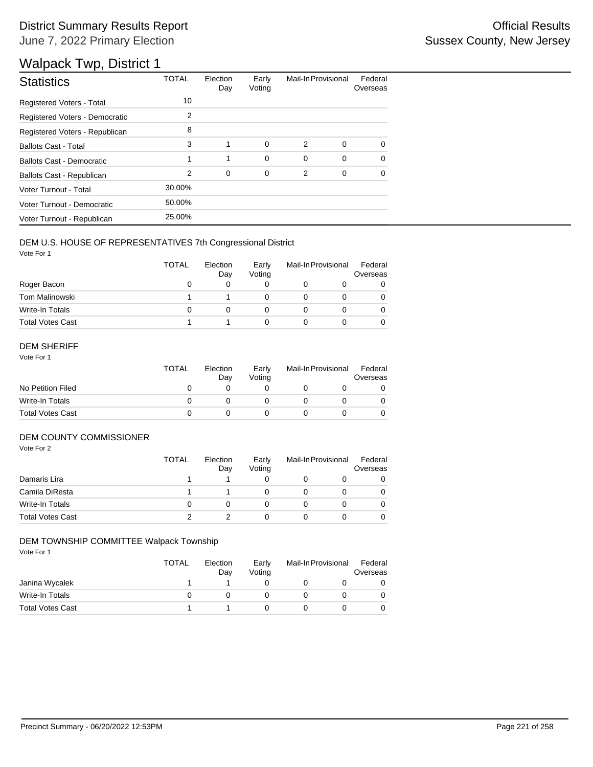# District Summary Results Report

June 7, 2022 Primary Election

Official Results

Sussex County, New Jersey

## Walpack Twp, District 1

| Statistics | TOTAL | Election Day | Early Voting | Mail-In | Provisional | Federal Overseas |
|---|---|---|---|---|---|---|
| Registered Voters - Total | 10 | | | | | |
| Registered Voters - Democratic | 2 | | | | | |
| Registered Voters - Republican | 8 | | | | | |
| Ballots Cast - Total | 3 | 1 | 0 | 2 | 0 | 0 |
| Ballots Cast - Democratic | 1 | 1 | 0 | 0 | 0 | 0 |
| Ballots Cast - Republican | 2 | 0 | 0 | 2 | 0 | 0 |
| Voter Turnout - Total | 30.00% | | | | | |
| Voter Turnout - Democratic | 50.00% | | | | | |
| Voter Turnout - Republican | 25.00% | | | | | |

### DEM U.S. HOUSE OF REPRESENTATIVES 7th Congressional District

Vote For 1

| | TOTAL | Election Day | Early Voting | Mail-In | Provisional | Federal Overseas |
|---|---|---|---|---|---|---|
| Roger Bacon | 0 | 0 | 0 | 0 | 0 | 0 |
| Tom Malinowski | 1 | 1 | 0 | 0 | 0 | 0 |
| Write-In Totals | 0 | 0 | 0 | 0 | 0 | 0 |
| Total Votes Cast | 1 | 1 | 0 | 0 | 0 | 0 |

### DEM SHERIFF

Vote For 1

| | TOTAL | Election Day | Early Voting | Mail-In | Provisional | Federal Overseas |
|---|---|---|---|---|---|---|
| No Petition Filed | 0 | 0 | 0 | 0 | 0 | 0 |
| Write-In Totals | 0 | 0 | 0 | 0 | 0 | 0 |
| Total Votes Cast | 0 | 0 | 0 | 0 | 0 | 0 |

### DEM COUNTY COMMISSIONER

Vote For 2

| | TOTAL | Election Day | Early Voting | Mail-In | Provisional | Federal Overseas |
|---|---|---|---|---|---|---|
| Damaris Lira | 1 | 1 | 0 | 0 | 0 | 0 |
| Camila DiResta | 1 | 1 | 0 | 0 | 0 | 0 |
| Write-In Totals | 0 | 0 | 0 | 0 | 0 | 0 |
| Total Votes Cast | 2 | 2 | 0 | 0 | 0 | 0 |

### DEM TOWNSHIP COMMITTEE Walpack Township

Vote For 1

| | TOTAL | Election Day | Early Voting | Mail-In | Provisional | Federal Overseas |
|---|---|---|---|---|---|---|
| Janina Wycalek | 1 | 1 | 0 | 0 | 0 | 0 |
| Write-In Totals | 0 | 0 | 0 | 0 | 0 | 0 |
| Total Votes Cast | 1 | 1 | 0 | 0 | 0 | 0 |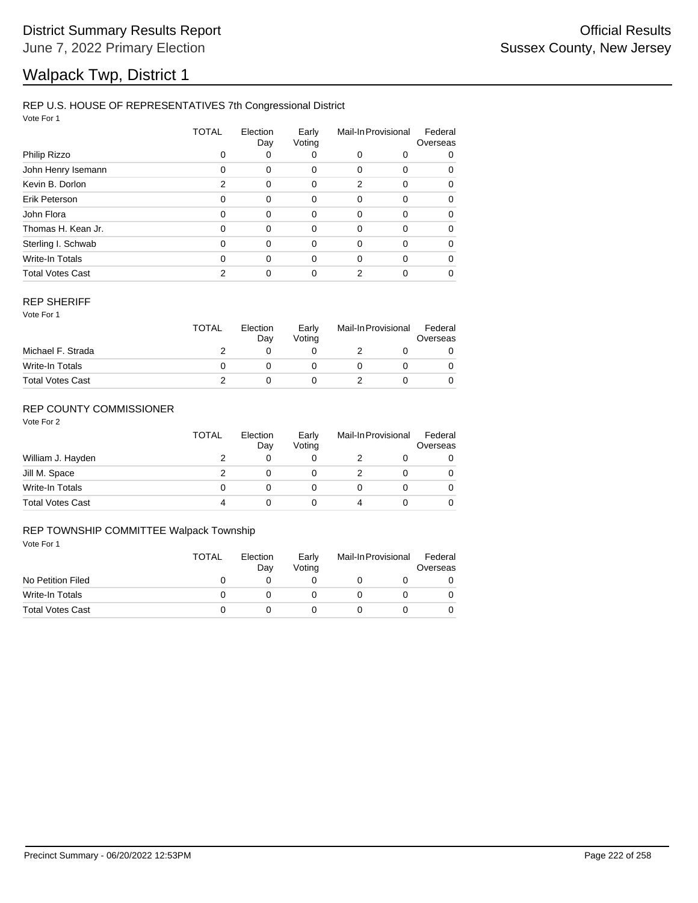# Walpack Twp, District 1

District Summary Results Report
June 7, 2022 Primary Election

Official Results
Sussex County, New Jersey

## REP U.S. HOUSE OF REPRESENTATIVES 7th Congressional District

Vote For 1

| | TOTAL | Election Day | Early Voting | Mail-In | Provisional | Federal Overseas |
|---|---|---|---|---|---|---|
| Philip Rizzo | 0 | 0 | 0 | 0 | 0 | 0 |
| John Henry Isemann | 0 | 0 | 0 | 0 | 0 | 0 |
| Kevin B. Dorlon | 2 | 0 | 0 | 2 | 0 | 0 |
| Erik Peterson | 0 | 0 | 0 | 0 | 0 | 0 |
| John Flora | 0 | 0 | 0 | 0 | 0 | 0 |
| Thomas H. Kean Jr. | 0 | 0 | 0 | 0 | 0 | 0 |
| Sterling I. Schwab | 0 | 0 | 0 | 0 | 0 | 0 |
| Write-In Totals | 0 | 0 | 0 | 0 | 0 | 0 |
| Total Votes Cast | 2 | 0 | 0 | 2 | 0 | 0 |

## REP SHERIFF

Vote For 1

| | TOTAL | Election Day | Early Voting | Mail-In | Provisional | Federal Overseas |
|---|---|---|---|---|---|---|
| Michael F. Strada | 2 | 0 | 0 | 2 | 0 | 0 |
| Write-In Totals | 0 | 0 | 0 | 0 | 0 | 0 |
| Total Votes Cast | 2 | 0 | 0 | 2 | 0 | 0 |

## REP COUNTY COMMISSIONER

Vote For 2

| | TOTAL | Election Day | Early Voting | Mail-In | Provisional | Federal Overseas |
|---|---|---|---|---|---|---|
| William J. Hayden | 2 | 0 | 0 | 2 | 0 | 0 |
| Jill M. Space | 2 | 0 | 0 | 2 | 0 | 0 |
| Write-In Totals | 0 | 0 | 0 | 0 | 0 | 0 |
| Total Votes Cast | 4 | 0 | 0 | 4 | 0 | 0 |

## REP TOWNSHIP COMMITTEE Walpack Township

Vote For 1

| | TOTAL | Election Day | Early Voting | Mail-In | Provisional | Federal Overseas |
|---|---|---|---|---|---|---|
| No Petition Filed | 0 | 0 | 0 | 0 | 0 | 0 |
| Write-In Totals | 0 | 0 | 0 | 0 | 0 | 0 |
| Total Votes Cast | 0 | 0 | 0 | 0 | 0 | 0 |

Precinct Summary - 06/20/2022 12:53PM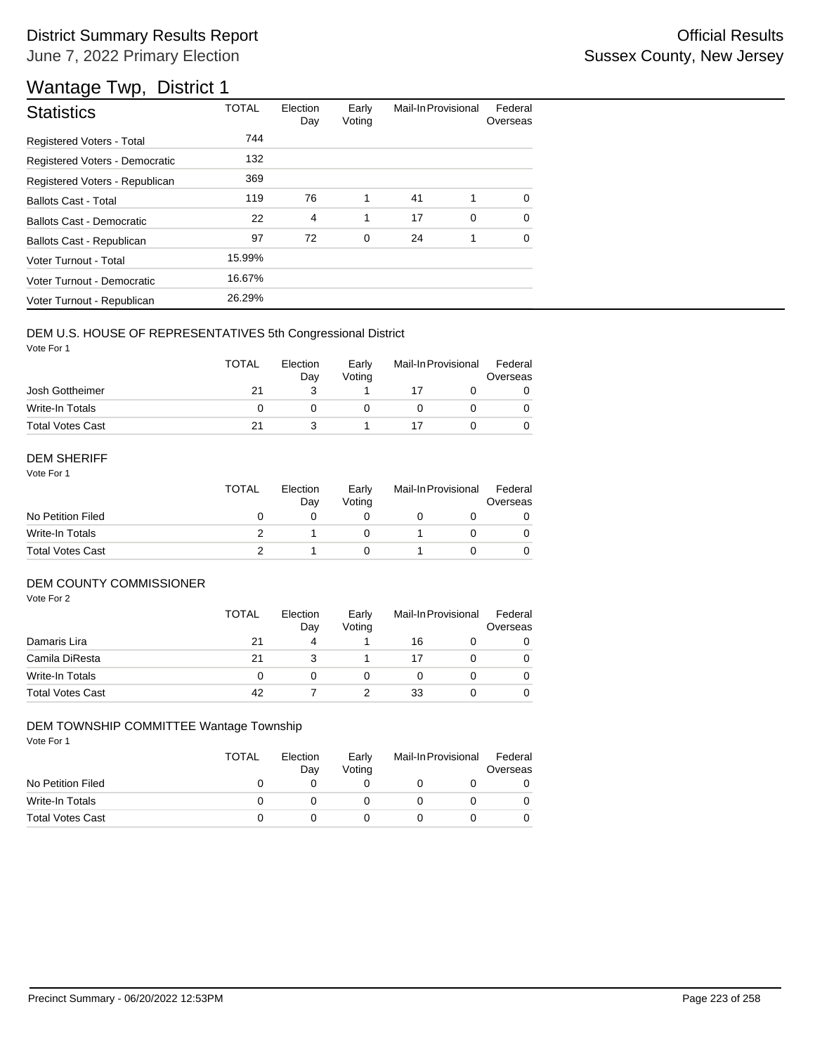# District Summary Results Report

June 7, 2022 Primary Election

Official Results

Sussex County, New Jersey

## Wantage Twp, District 1

| Statistics | TOTAL | Election Day | Early Voting | Mail-In | Provisional | Federal Overseas |
|---|---|---|---|---|---|---|
| Registered Voters - Total | 744 | | | | | |
| Registered Voters - Democratic | 132 | | | | | |
| Registered Voters - Republican | 369 | | | | | |
| Ballots Cast - Total | 119 | 76 | 1 | 41 | 1 | 0 |
| Ballots Cast - Democratic | 22 | 4 | 1 | 17 | 0 | 0 |
| Ballots Cast - Republican | 97 | 72 | 0 | 24 | 1 | 0 |
| Voter Turnout - Total | 15.99% | | | | | |
| Voter Turnout - Democratic | 16.67% | | | | | |
| Voter Turnout - Republican | 26.29% | | | | | |

### DEM U.S. HOUSE OF REPRESENTATIVES 5th Congressional District

Vote For 1

| | TOTAL | Election Day | Early Voting | Mail-In | Provisional | Federal Overseas |
|---|---|---|---|---|---|---|
| Josh Gottheimer | 21 | 3 | 1 | 17 | 0 | 0 |
| Write-In Totals | 0 | 0 | 0 | 0 | 0 | 0 |
| Total Votes Cast | 21 | 3 | 1 | 17 | 0 | 0 |

### DEM SHERIFF

Vote For 1

| | TOTAL | Election Day | Early Voting | Mail-In | Provisional | Federal Overseas |
|---|---|---|---|---|---|---|
| No Petition Filed | 0 | 0 | 0 | 0 | 0 | 0 |
| Write-In Totals | 2 | 1 | 0 | 1 | 0 | 0 |
| Total Votes Cast | 2 | 1 | 0 | 1 | 0 | 0 |

### DEM COUNTY COMMISSIONER

Vote For 2

| | TOTAL | Election Day | Early Voting | Mail-In | Provisional | Federal Overseas |
|---|---|---|---|---|---|---|
| Damaris Lira | 21 | 4 | 1 | 16 | 0 | 0 |
| Camila DiResta | 21 | 3 | 1 | 17 | 0 | 0 |
| Write-In Totals | 0 | 0 | 0 | 0 | 0 | 0 |
| Total Votes Cast | 42 | 7 | 2 | 33 | 0 | 0 |

### DEM TOWNSHIP COMMITTEE Wantage Township

Vote For 1

| | TOTAL | Election Day | Early Voting | Mail-In | Provisional | Federal Overseas |
|---|---|---|---|---|---|---|
| No Petition Filed | 0 | 0 | 0 | 0 | 0 | 0 |
| Write-In Totals | 0 | 0 | 0 | 0 | 0 | 0 |
| Total Votes Cast | 0 | 0 | 0 | 0 | 0 | 0 |

Precinct Summary - 06/20/2022 12:53PM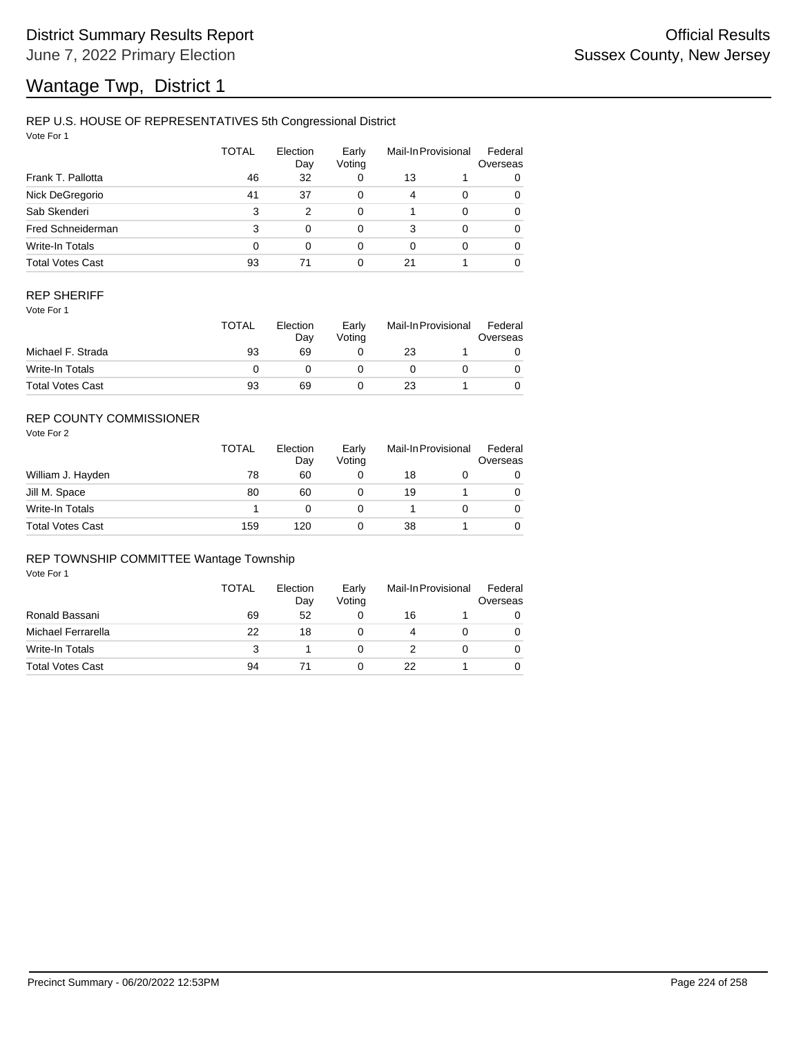# District Summary Results Report

June 7, 2022 Primary Election

Official Results

Sussex County, New Jersey

# Wantage Twp, District 1

## REP U.S. HOUSE OF REPRESENTATIVES 5th Congressional District

Vote For 1

| | TOTAL | Election Day | Early Voting | Mail-In | Provisional | Federal Overseas |
|---|---|---|---|---|---|---|
| Frank T. Pallotta | 46 | 32 | 0 | 13 | 1 | 0 |
| Nick DeGregorio | 41 | 37 | 0 | 4 | 0 | 0 |
| Sab Skenderi | 3 | 2 | 0 | 1 | 0 | 0 |
| Fred Schneiderman | 3 | 0 | 0 | 3 | 0 | 0 |
| Write-In Totals | 0 | 0 | 0 | 0 | 0 | 0 |
| Total Votes Cast | 93 | 71 | 0 | 21 | 1 | 0 |

## REP SHERIFF

Vote For 1

| | TOTAL | Election Day | Early Voting | Mail-In | Provisional | Federal Overseas |
|---|---|---|---|---|---|---|
| Michael F. Strada | 93 | 69 | 0 | 23 | 1 | 0 |
| Write-In Totals | 0 | 0 | 0 | 0 | 0 | 0 |
| Total Votes Cast | 93 | 69 | 0 | 23 | 1 | 0 |

## REP COUNTY COMMISSIONER

Vote For 2

| | TOTAL | Election Day | Early Voting | Mail-In | Provisional | Federal Overseas |
|---|---|---|---|---|---|---|
| William J. Hayden | 78 | 60 | 0 | 18 | 0 | 0 |
| Jill M. Space | 80 | 60 | 0 | 19 | 1 | 0 |
| Write-In Totals | 1 | 0 | 0 | 1 | 0 | 0 |
| Total Votes Cast | 159 | 120 | 0 | 38 | 1 | 0 |

## REP TOWNSHIP COMMITTEE Wantage Township

Vote For 1

| | TOTAL | Election Day | Early Voting | Mail-In | Provisional | Federal Overseas |
|---|---|---|---|---|---|---|
| Ronald Bassani | 69 | 52 | 0 | 16 | 1 | 0 |
| Michael Ferrarella | 22 | 18 | 0 | 4 | 0 | 0 |
| Write-In Totals | 3 | 1 | 0 | 2 | 0 | 0 |
| Total Votes Cast | 94 | 71 | 0 | 22 | 1 | 0 |

Precinct Summary - 06/20/2022 12:53PM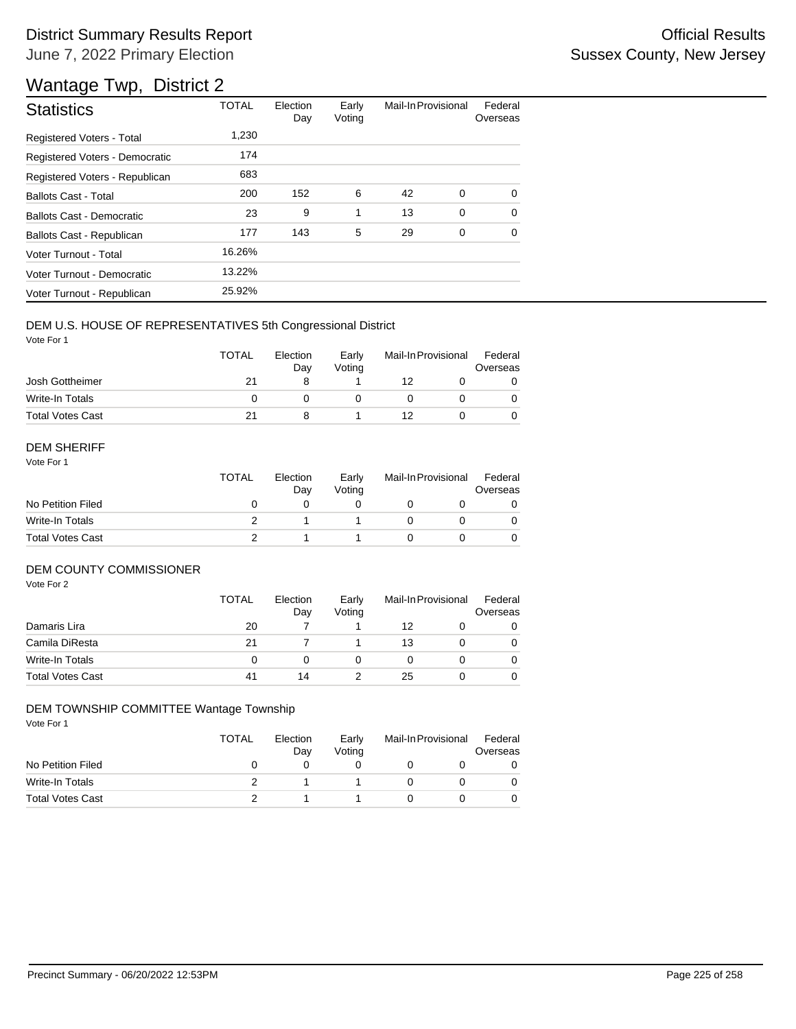# District Summary Results Report

June 7, 2022 Primary Election

Official Results
Sussex County, New Jersey

## Wantage Twp, District 2

| Statistics | TOTAL | Election Day | Early Voting | Mail-In | Provisional | Federal Overseas |
|---|---|---|---|---|---|---|
| Registered Voters - Total | 1,230 | | | | | |
| Registered Voters - Democratic | 174 | | | | | |
| Registered Voters - Republican | 683 | | | | | |
| Ballots Cast - Total | 200 | 152 | 6 | 42 | 0 | 0 |
| Ballots Cast - Democratic | 23 | 9 | 1 | 13 | 0 | 0 |
| Ballots Cast - Republican | 177 | 143 | 5 | 29 | 0 | 0 |
| Voter Turnout - Total | 16.26% | | | | | |
| Voter Turnout - Democratic | 13.22% | | | | | |
| Voter Turnout - Republican | 25.92% | | | | | |

### DEM U.S. HOUSE OF REPRESENTATIVES 5th Congressional District

Vote For 1

| | TOTAL | Election Day | Early Voting | Mail-In | Provisional | Federal Overseas |
|---|---|---|---|---|---|---|
| Josh Gottheimer | 21 | 8 | 1 | 12 | 0 | 0 |
| Write-In Totals | 0 | 0 | 0 | 0 | 0 | 0 |
| Total Votes Cast | 21 | 8 | 1 | 12 | 0 | 0 |

### DEM SHERIFF

Vote For 1

| | TOTAL | Election Day | Early Voting | Mail-In | Provisional | Federal Overseas |
|---|---|---|---|---|---|---|
| No Petition Filed | 0 | 0 | 0 | 0 | 0 | 0 |
| Write-In Totals | 2 | 1 | 1 | 0 | 0 | 0 |
| Total Votes Cast | 2 | 1 | 1 | 0 | 0 | 0 |

### DEM COUNTY COMMISSIONER

Vote For 2

| | TOTAL | Election Day | Early Voting | Mail-In | Provisional | Federal Overseas |
|---|---|---|---|---|---|---|
| Damaris Lira | 20 | 7 | 1 | 12 | 0 | 0 |
| Camila DiResta | 21 | 7 | 1 | 13 | 0 | 0 |
| Write-In Totals | 0 | 0 | 0 | 0 | 0 | 0 |
| Total Votes Cast | 41 | 14 | 2 | 25 | 0 | 0 |

### DEM TOWNSHIP COMMITTEE Wantage Township

Vote For 1

| | TOTAL | Election Day | Early Voting | Mail-In | Provisional | Federal Overseas |
|---|---|---|---|---|---|---|
| No Petition Filed | 0 | 0 | 0 | 0 | 0 | 0 |
| Write-In Totals | 2 | 1 | 1 | 0 | 0 | 0 |
| Total Votes Cast | 2 | 1 | 1 | 0 | 0 | 0 |

Precinct Summary - 06/20/2022 12:53PM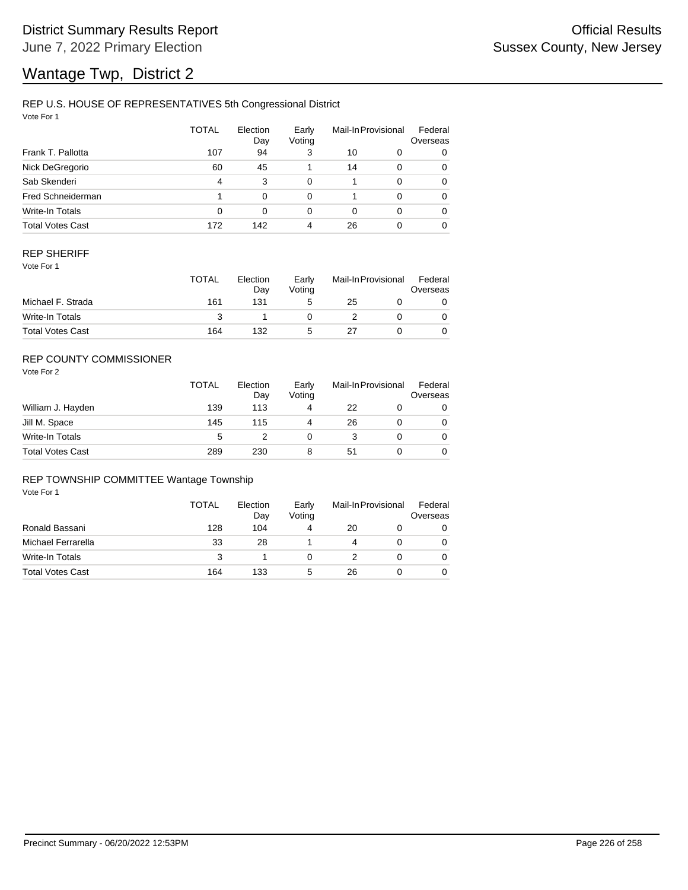# Wantage Twp, District 2

## REP U.S. HOUSE OF REPRESENTATIVES 5th Congressional District

Vote For 1

| | TOTAL | Election Day | Early Voting | Mail-In | Provisional | Federal Overseas |
|---|---|---|---|---|---|---|
| Frank T. Pallotta | 107 | 94 | 3 | 10 | 0 | 0 |
| Nick DeGregorio | 60 | 45 | 1 | 14 | 0 | 0 |
| Sab Skenderi | 4 | 3 | 0 | 1 | 0 | 0 |
| Fred Schneiderman | 1 | 0 | 0 | 1 | 0 | 0 |
| Write-In Totals | 0 | 0 | 0 | 0 | 0 | 0 |
| Total Votes Cast | 172 | 142 | 4 | 26 | 0 | 0 |

## REP SHERIFF

Vote For 1

| | TOTAL | Election Day | Early Voting | Mail-In | Provisional | Federal Overseas |
|---|---|---|---|---|---|---|
| Michael F. Strada | 161 | 131 | 5 | 25 | 0 | 0 |
| Write-In Totals | 3 | 1 | 0 | 2 | 0 | 0 |
| Total Votes Cast | 164 | 132 | 5 | 27 | 0 | 0 |

## REP COUNTY COMMISSIONER

Vote For 2

| | TOTAL | Election Day | Early Voting | Mail-In | Provisional | Federal Overseas |
|---|---|---|---|---|---|---|
| William J. Hayden | 139 | 113 | 4 | 22 | 0 | 0 |
| Jill M. Space | 145 | 115 | 4 | 26 | 0 | 0 |
| Write-In Totals | 5 | 2 | 0 | 3 | 0 | 0 |
| Total Votes Cast | 289 | 230 | 8 | 51 | 0 | 0 |

## REP TOWNSHIP COMMITTEE Wantage Township

Vote For 1

| | TOTAL | Election Day | Early Voting | Mail-In | Provisional | Federal Overseas |
|---|---|---|---|---|---|---|
| Ronald Bassani | 128 | 104 | 4 | 20 | 0 | 0 |
| Michael Ferrarella | 33 | 28 | 1 | 4 | 0 | 0 |
| Write-In Totals | 3 | 1 | 0 | 2 | 0 | 0 |
| Total Votes Cast | 164 | 133 | 5 | 26 | 0 | 0 |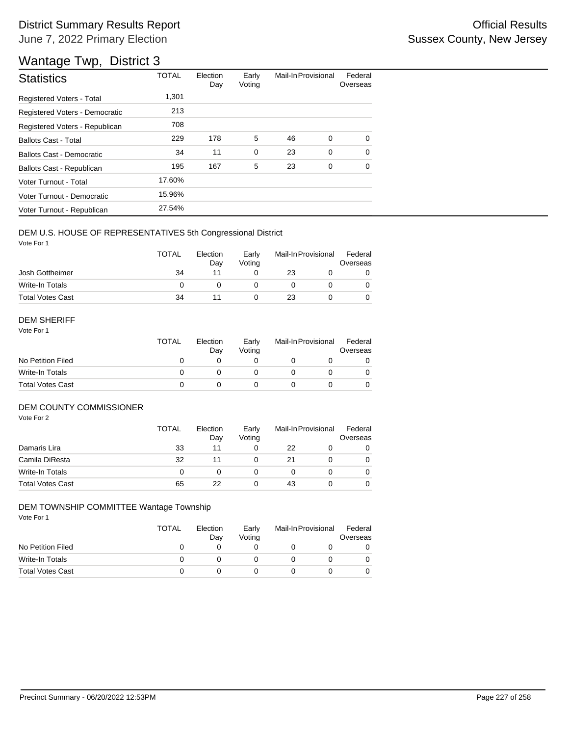# District Summary Results Report

June 7, 2022 Primary Election

Official Results
Sussex County, New Jersey

## Wantage Twp, District 3

| Statistics | TOTAL | Election Day | Early Voting | Mail-In | Provisional | Federal Overseas |
|---|---|---|---|---|---|---|
| Registered Voters - Total | 1,301 | | | | | |
| Registered Voters - Democratic | 213 | | | | | |
| Registered Voters - Republican | 708 | | | | | |
| Ballots Cast - Total | 229 | 178 | 5 | 46 | 0 | 0 |
| Ballots Cast - Democratic | 34 | 11 | 0 | 23 | 0 | 0 |
| Ballots Cast - Republican | 195 | 167 | 5 | 23 | 0 | 0 |
| Voter Turnout - Total | 17.60% | | | | | |
| Voter Turnout - Democratic | 15.96% | | | | | |
| Voter Turnout - Republican | 27.54% | | | | | |

### DEM U.S. HOUSE OF REPRESENTATIVES 5th Congressional District

Vote For 1

| | TOTAL | Election Day | Early Voting | Mail-In | Provisional | Federal Overseas |
|---|---|---|---|---|---|---|
| Josh Gottheimer | 34 | 11 | 0 | 23 | 0 | 0 |
| Write-In Totals | 0 | 0 | 0 | 0 | 0 | 0 |
| Total Votes Cast | 34 | 11 | 0 | 23 | 0 | 0 |

### DEM SHERIFF

Vote For 1

| | TOTAL | Election Day | Early Voting | Mail-In | Provisional | Federal Overseas |
|---|---|---|---|---|---|---|
| No Petition Filed | 0 | 0 | 0 | 0 | 0 | 0 |
| Write-In Totals | 0 | 0 | 0 | 0 | 0 | 0 |
| Total Votes Cast | 0 | 0 | 0 | 0 | 0 | 0 |

### DEM COUNTY COMMISSIONER

Vote For 2

| | TOTAL | Election Day | Early Voting | Mail-In | Provisional | Federal Overseas |
|---|---|---|---|---|---|---|
| Damaris Lira | 33 | 11 | 0 | 22 | 0 | 0 |
| Camila DiResta | 32 | 11 | 0 | 21 | 0 | 0 |
| Write-In Totals | 0 | 0 | 0 | 0 | 0 | 0 |
| Total Votes Cast | 65 | 22 | 0 | 43 | 0 | 0 |

### DEM TOWNSHIP COMMITTEE Wantage Township

Vote For 1

| | TOTAL | Election Day | Early Voting | Mail-In | Provisional | Federal Overseas |
|---|---|---|---|---|---|---|
| No Petition Filed | 0 | 0 | 0 | 0 | 0 | 0 |
| Write-In Totals | 0 | 0 | 0 | 0 | 0 | 0 |
| Total Votes Cast | 0 | 0 | 0 | 0 | 0 | 0 |

Precinct Summary - 06/20/2022 12:53PM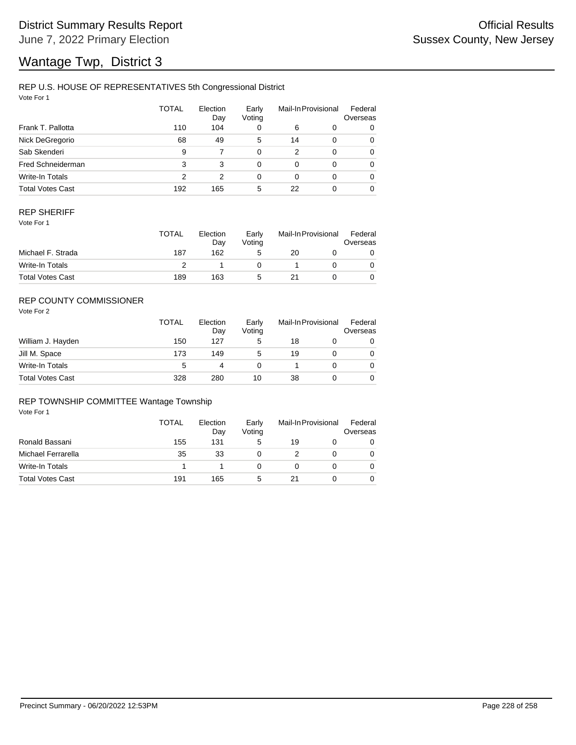# District Summary Results Report

June 7, 2022 Primary Election

Official Results

Sussex County, New Jersey

# Wantage Twp, District 3

## REP U.S. HOUSE OF REPRESENTATIVES 5th Congressional District

Vote For 1

| | TOTAL | Election Day | Early Voting | Mail-In | Provisional | Federal Overseas |
|---|---|---|---|---|---|---|
| Frank T. Pallotta | 110 | 104 | 0 | 6 | 0 | 0 |
| Nick DeGregorio | 68 | 49 | 5 | 14 | 0 | 0 |
| Sab Skenderi | 9 | 7 | 0 | 2 | 0 | 0 |
| Fred Schneiderman | 3 | 3 | 0 | 0 | 0 | 0 |
| Write-In Totals | 2 | 2 | 0 | 0 | 0 | 0 |
| Total Votes Cast | 192 | 165 | 5 | 22 | 0 | 0 |

## REP SHERIFF

Vote For 1

| | TOTAL | Election Day | Early Voting | Mail-In | Provisional | Federal Overseas |
|---|---|---|---|---|---|---|
| Michael F. Strada | 187 | 162 | 5 | 20 | 0 | 0 |
| Write-In Totals | 2 | 1 | 0 | 1 | 0 | 0 |
| Total Votes Cast | 189 | 163 | 5 | 21 | 0 | 0 |

## REP COUNTY COMMISSIONER

Vote For 2

| | TOTAL | Election Day | Early Voting | Mail-In | Provisional | Federal Overseas |
|---|---|---|---|---|---|---|
| William J. Hayden | 150 | 127 | 5 | 18 | 0 | 0 |
| Jill M. Space | 173 | 149 | 5 | 19 | 0 | 0 |
| Write-In Totals | 5 | 4 | 0 | 1 | 0 | 0 |
| Total Votes Cast | 328 | 280 | 10 | 38 | 0 | 0 |

## REP TOWNSHIP COMMITTEE Wantage Township

Vote For 1

| | TOTAL | Election Day | Early Voting | Mail-In | Provisional | Federal Overseas |
|---|---|---|---|---|---|---|
| Ronald Bassani | 155 | 131 | 5 | 19 | 0 | 0 |
| Michael Ferrarella | 35 | 33 | 0 | 2 | 0 | 0 |
| Write-In Totals | 1 | 1 | 0 | 0 | 0 | 0 |
| Total Votes Cast | 191 | 165 | 5 | 21 | 0 | 0 |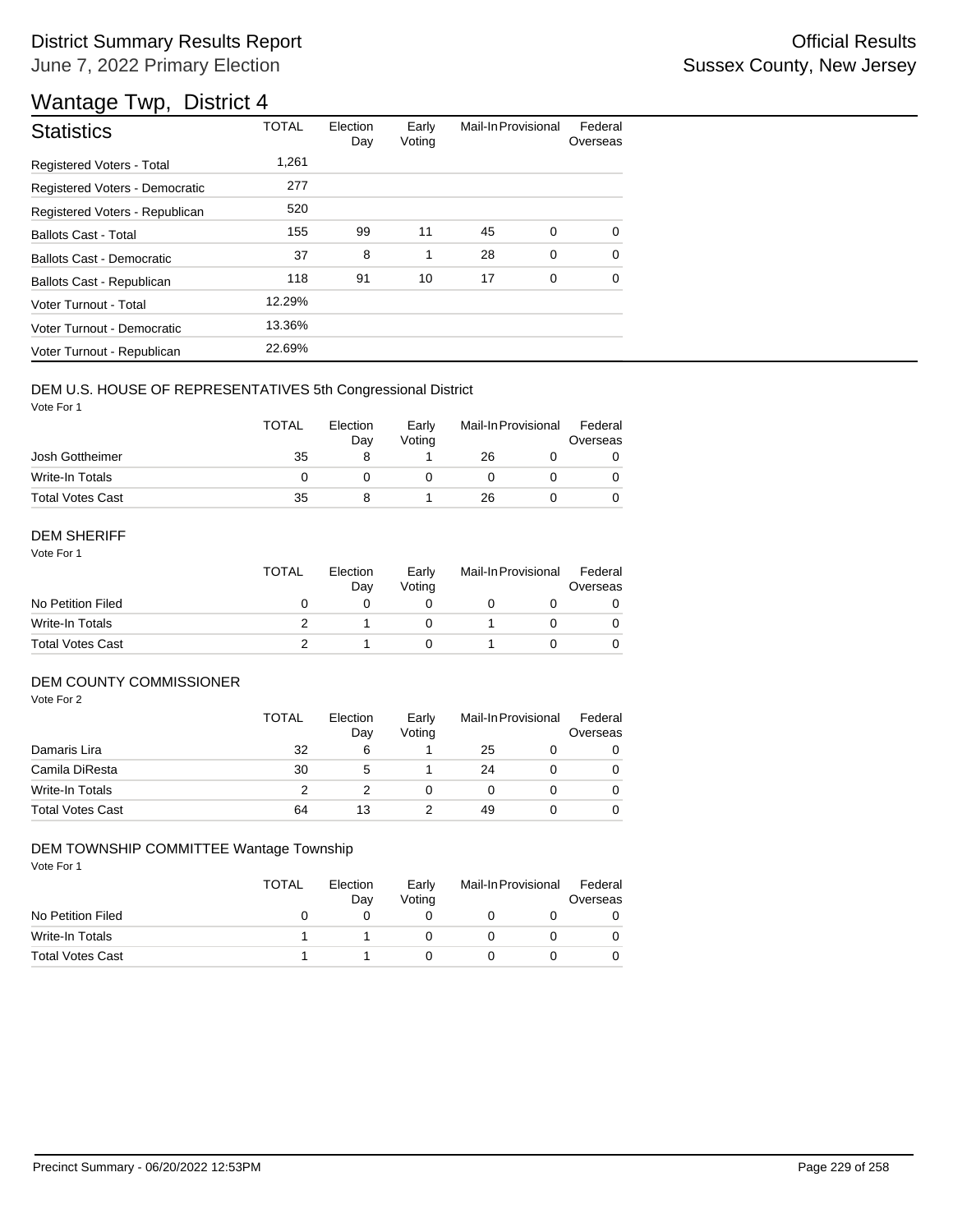# District Summary Results Report

June 7, 2022 Primary Election

Official Results

Sussex County, New Jersey

## Wantage Twp, District 4

| Statistics | TOTAL | Election Day | Early Voting | Mail-In | Provisional | Federal Overseas |
|---|---|---|---|---|---|---|
| Registered Voters - Total | 1,261 | | | | | |
| Registered Voters - Democratic | 277 | | | | | |
| Registered Voters - Republican | 520 | | | | | |
| Ballots Cast - Total | 155 | 99 | 11 | 45 | 0 | 0 |
| Ballots Cast - Democratic | 37 | 8 | 1 | 28 | 0 | 0 |
| Ballots Cast - Republican | 118 | 91 | 10 | 17 | 0 | 0 |
| Voter Turnout - Total | 12.29% | | | | | |
| Voter Turnout - Democratic | 13.36% | | | | | |
| Voter Turnout - Republican | 22.69% | | | | | |

### DEM U.S. HOUSE OF REPRESENTATIVES 5th Congressional District

Vote For 1

| | TOTAL | Election Day | Early Voting | Mail-In | Provisional | Federal Overseas |
|---|---|---|---|---|---|---|
| Josh Gottheimer | 35 | 8 | 1 | 26 | 0 | 0 |
| Write-In Totals | 0 | 0 | 0 | 0 | 0 | 0 |
| Total Votes Cast | 35 | 8 | 1 | 26 | 0 | 0 |

### DEM SHERIFF

Vote For 1

| | TOTAL | Election Day | Early Voting | Mail-In | Provisional | Federal Overseas |
|---|---|---|---|---|---|---|
| No Petition Filed | 0 | 0 | 0 | 0 | 0 | 0 |
| Write-In Totals | 2 | 1 | 0 | 1 | 0 | 0 |
| Total Votes Cast | 2 | 1 | 0 | 1 | 0 | 0 |

### DEM COUNTY COMMISSIONER

Vote For 2

| | TOTAL | Election Day | Early Voting | Mail-In | Provisional | Federal Overseas |
|---|---|---|---|---|---|---|
| Damaris Lira | 32 | 6 | 1 | 25 | 0 | 0 |
| Camila DiResta | 30 | 5 | 1 | 24 | 0 | 0 |
| Write-In Totals | 2 | 2 | 0 | 0 | 0 | 0 |
| Total Votes Cast | 64 | 13 | 2 | 49 | 0 | 0 |

### DEM TOWNSHIP COMMITTEE Wantage Township

Vote For 1

| | TOTAL | Election Day | Early Voting | Mail-In | Provisional | Federal Overseas |
|---|---|---|---|---|---|---|
| No Petition Filed | 0 | 0 | 0 | 0 | 0 | 0 |
| Write-In Totals | 1 | 1 | 0 | 0 | 0 | 0 |
| Total Votes Cast | 1 | 1 | 0 | 0 | 0 | 0 |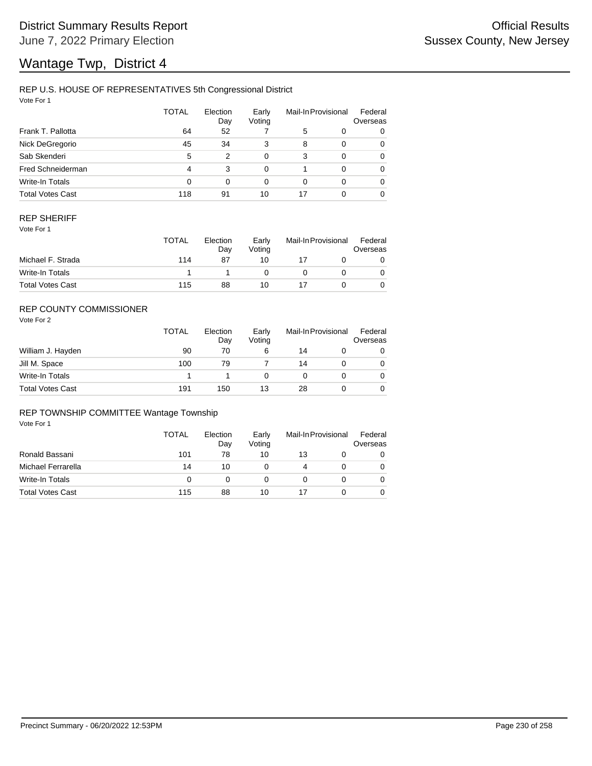# District Summary Results Report

June 7, 2022 Primary Election

Official Results

Sussex County, New Jersey

# Wantage Twp, District 4

## REP U.S. HOUSE OF REPRESENTATIVES 5th Congressional District

Vote For 1

| | TOTAL | Election Day | Early Voting | Mail-In | Provisional | Federal Overseas |
|---|---|---|---|---|---|---|
| Frank T. Pallotta | 64 | 52 | 7 | 5 | 0 | 0 |
| Nick DeGregorio | 45 | 34 | 3 | 8 | 0 | 0 |
| Sab Skenderi | 5 | 2 | 0 | 3 | 0 | 0 |
| Fred Schneiderman | 4 | 3 | 0 | 1 | 0 | 0 |
| Write-In Totals | 0 | 0 | 0 | 0 | 0 | 0 |
| Total Votes Cast | 118 | 91 | 10 | 17 | 0 | 0 |

## REP SHERIFF

Vote For 1

| | TOTAL | Election Day | Early Voting | Mail-In | Provisional | Federal Overseas |
|---|---|---|---|---|---|---|
| Michael F. Strada | 114 | 87 | 10 | 17 | 0 | 0 |
| Write-In Totals | 1 | 1 | 0 | 0 | 0 | 0 |
| Total Votes Cast | 115 | 88 | 10 | 17 | 0 | 0 |

## REP COUNTY COMMISSIONER

Vote For 2

| | TOTAL | Election Day | Early Voting | Mail-In | Provisional | Federal Overseas |
|---|---|---|---|---|---|---|
| William J. Hayden | 90 | 70 | 6 | 14 | 0 | 0 |
| Jill M. Space | 100 | 79 | 7 | 14 | 0 | 0 |
| Write-In Totals | 1 | 1 | 0 | 0 | 0 | 0 |
| Total Votes Cast | 191 | 150 | 13 | 28 | 0 | 0 |

## REP TOWNSHIP COMMITTEE Wantage Township

Vote For 1

| | TOTAL | Election Day | Early Voting | Mail-In | Provisional | Federal Overseas |
|---|---|---|---|---|---|---|
| Ronald Bassani | 101 | 78 | 10 | 13 | 0 | 0 |
| Michael Ferrarella | 14 | 10 | 0 | 4 | 0 | 0 |
| Write-In Totals | 0 | 0 | 0 | 0 | 0 | 0 |
| Total Votes Cast | 115 | 88 | 10 | 17 | 0 | 0 |

Precinct Summary - 06/20/2022 12:53PM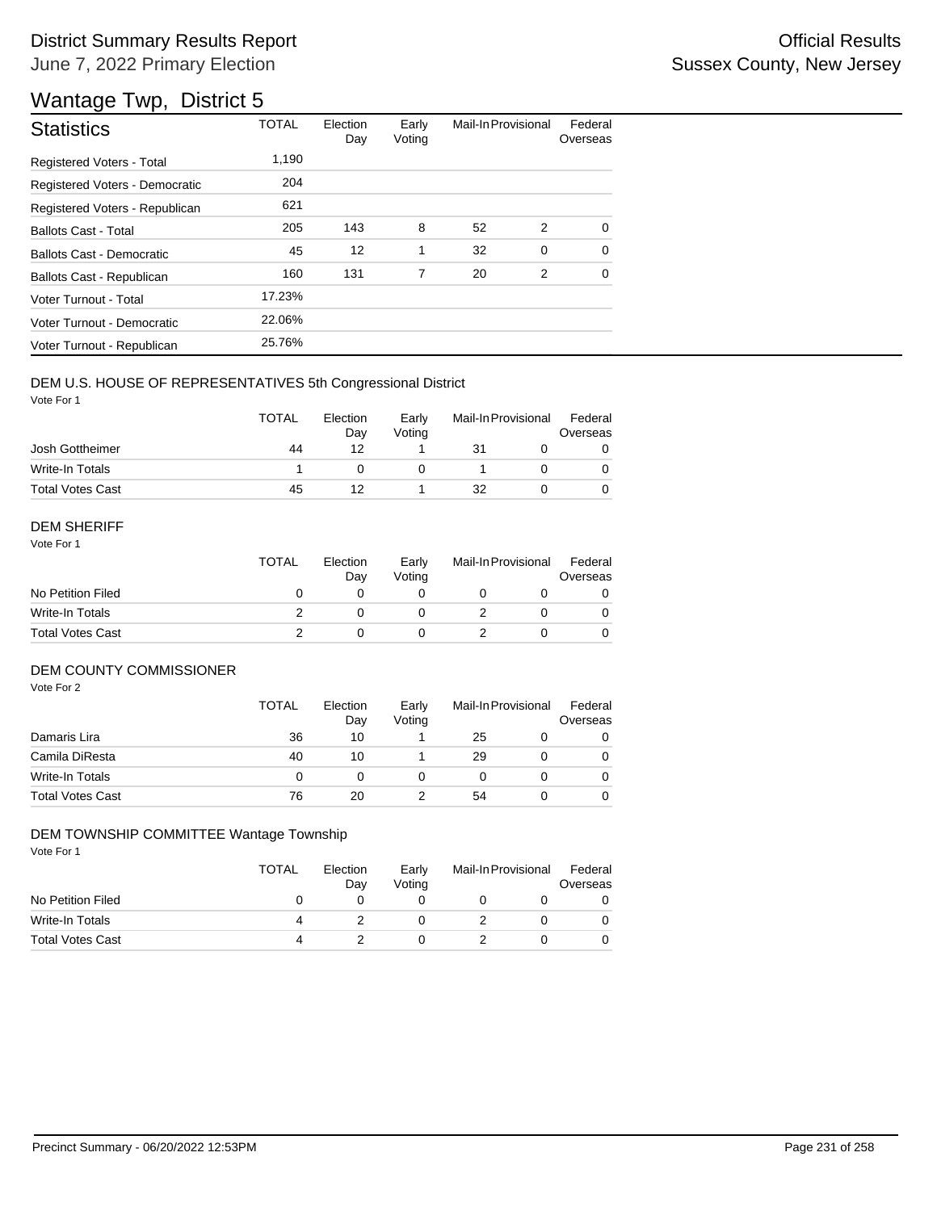# District Summary Results Report

June 7, 2022 Primary Election

Official Results
Sussex County, New Jersey

## Wantage Twp, District 5

| Statistics | TOTAL | Election Day | Early Voting | Mail-In | Provisional | Federal Overseas |
|---|---|---|---|---|---|---|
| Registered Voters - Total | 1,190 | | | | | |
| Registered Voters - Democratic | 204 | | | | | |
| Registered Voters - Republican | 621 | | | | | |
| Ballots Cast - Total | 205 | 143 | 8 | 52 | 2 | 0 |
| Ballots Cast - Democratic | 45 | 12 | 1 | 32 | 0 | 0 |
| Ballots Cast - Republican | 160 | 131 | 7 | 20 | 2 | 0 |
| Voter Turnout - Total | 17.23% | | | | | |
| Voter Turnout - Democratic | 22.06% | | | | | |
| Voter Turnout - Republican | 25.76% | | | | | |

### DEM U.S. HOUSE OF REPRESENTATIVES 5th Congressional District

Vote For 1

| | TOTAL | Election Day | Early Voting | Mail-In | Provisional | Federal Overseas |
|---|---|---|---|---|---|---|
| Josh Gottheimer | 44 | 12 | 1 | 31 | 0 | 0 |
| Write-In Totals | 1 | 0 | 0 | 1 | 0 | 0 |
| Total Votes Cast | 45 | 12 | 1 | 32 | 0 | 0 |

### DEM SHERIFF

Vote For 1

| | TOTAL | Election Day | Early Voting | Mail-In | Provisional | Federal Overseas |
|---|---|---|---|---|---|---|
| No Petition Filed | 0 | 0 | 0 | 0 | 0 | 0 |
| Write-In Totals | 2 | 0 | 0 | 2 | 0 | 0 |
| Total Votes Cast | 2 | 0 | 0 | 2 | 0 | 0 |

### DEM COUNTY COMMISSIONER

Vote For 2

| | TOTAL | Election Day | Early Voting | Mail-In | Provisional | Federal Overseas |
|---|---|---|---|---|---|---|
| Damaris Lira | 36 | 10 | 1 | 25 | 0 | 0 |
| Camila DiResta | 40 | 10 | 1 | 29 | 0 | 0 |
| Write-In Totals | 0 | 0 | 0 | 0 | 0 | 0 |
| Total Votes Cast | 76 | 20 | 2 | 54 | 0 | 0 |

### DEM TOWNSHIP COMMITTEE Wantage Township

Vote For 1

| | TOTAL | Election Day | Early Voting | Mail-In | Provisional | Federal Overseas |
|---|---|---|---|---|---|---|
| No Petition Filed | 0 | 0 | 0 | 0 | 0 | 0 |
| Write-In Totals | 4 | 2 | 0 | 2 | 0 | 0 |
| Total Votes Cast | 4 | 2 | 0 | 2 | 0 | 0 |

Precinct Summary - 06/20/2022 12:53PM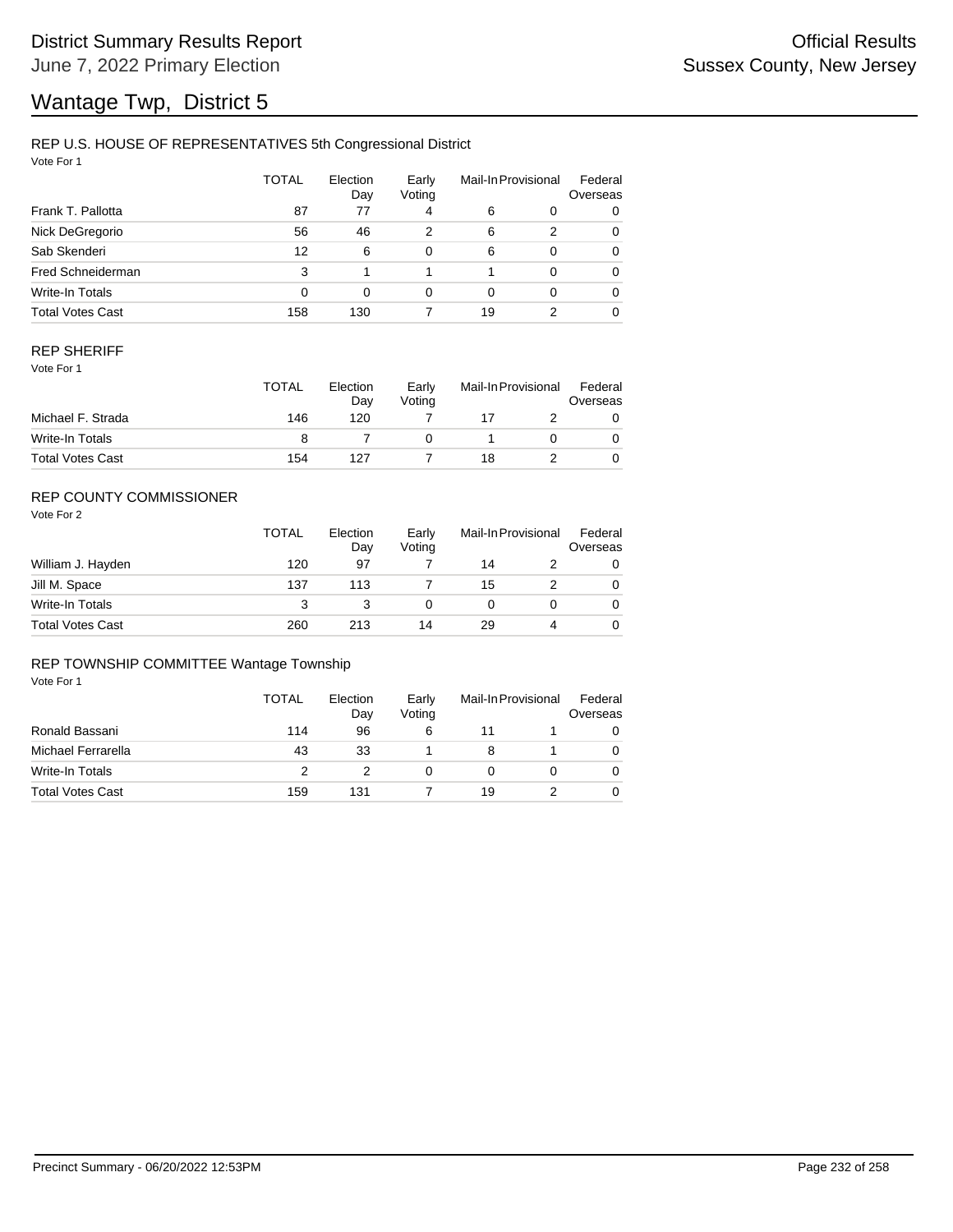# District Summary Results Report

June 7, 2022 Primary Election

Official Results

Sussex County, New Jersey

# Wantage Twp, District 5

## REP U.S. HOUSE OF REPRESENTATIVES 5th Congressional District

Vote For 1

| | TOTAL | Election Day | Early Voting | Mail-In | Provisional | Federal Overseas |
|---|---|---|---|---|---|---|
| Frank T. Pallotta | 87 | 77 | 4 | 6 | 0 | 0 |
| Nick DeGregorio | 56 | 46 | 2 | 6 | 2 | 0 |
| Sab Skenderi | 12 | 6 | 0 | 6 | 0 | 0 |
| Fred Schneiderman | 3 | 1 | 1 | 1 | 0 | 0 |
| Write-In Totals | 0 | 0 | 0 | 0 | 0 | 0 |
| Total Votes Cast | 158 | 130 | 7 | 19 | 2 | 0 |

## REP SHERIFF

Vote For 1

| | TOTAL | Election Day | Early Voting | Mail-In | Provisional | Federal Overseas |
|---|---|---|---|---|---|---|
| Michael F. Strada | 146 | 120 | 7 | 17 | 2 | 0 |
| Write-In Totals | 8 | 7 | 0 | 1 | 0 | 0 |
| Total Votes Cast | 154 | 127 | 7 | 18 | 2 | 0 |

## REP COUNTY COMMISSIONER

Vote For 2

| | TOTAL | Election Day | Early Voting | Mail-In | Provisional | Federal Overseas |
|---|---|---|---|---|---|---|
| William J. Hayden | 120 | 97 | 7 | 14 | 2 | 0 |
| Jill M. Space | 137 | 113 | 7 | 15 | 2 | 0 |
| Write-In Totals | 3 | 3 | 0 | 0 | 0 | 0 |
| Total Votes Cast | 260 | 213 | 14 | 29 | 4 | 0 |

## REP TOWNSHIP COMMITTEE Wantage Township

Vote For 1

| | TOTAL | Election Day | Early Voting | Mail-In | Provisional | Federal Overseas |
|---|---|---|---|---|---|---|
| Ronald Bassani | 114 | 96 | 6 | 11 | 1 | 0 |
| Michael Ferrarella | 43 | 33 | 1 | 8 | 1 | 0 |
| Write-In Totals | 2 | 2 | 0 | 0 | 0 | 0 |
| Total Votes Cast | 159 | 131 | 7 | 19 | 2 | 0 |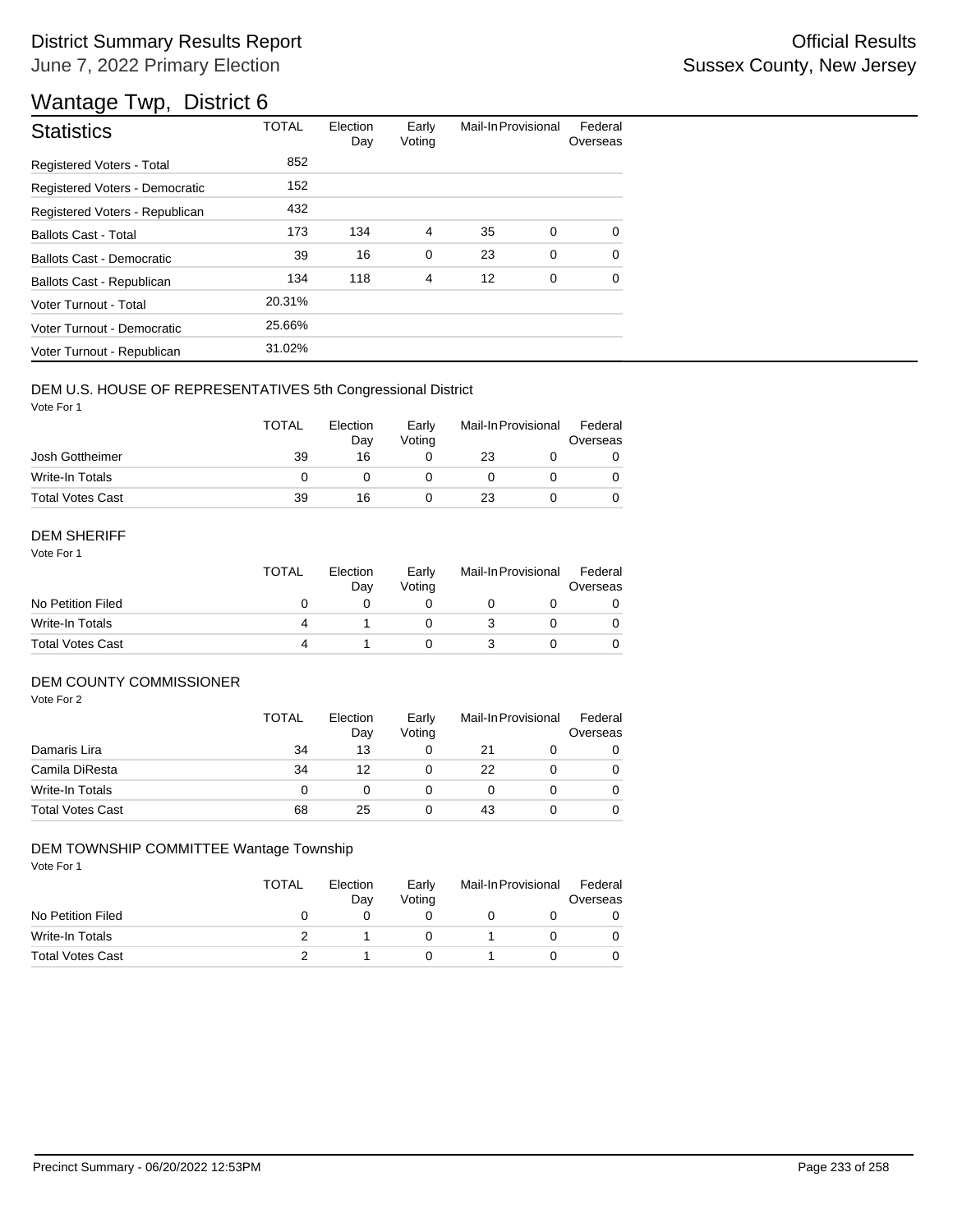# District Summary Results Report

June 7, 2022 Primary Election

Official Results
Sussex County, New Jersey

## Wantage Twp, District 6

| Statistics | TOTAL | Election Day | Early Voting | Mail-In | Provisional | Federal Overseas |
|---|---|---|---|---|---|---|
| Registered Voters - Total | 852 | | | | | |
| Registered Voters - Democratic | 152 | | | | | |
| Registered Voters - Republican | 432 | | | | | |
| Ballots Cast - Total | 173 | 134 | 4 | 35 | 0 | 0 |
| Ballots Cast - Democratic | 39 | 16 | 0 | 23 | 0 | 0 |
| Ballots Cast - Republican | 134 | 118 | 4 | 12 | 0 | 0 |
| Voter Turnout - Total | 20.31% | | | | | |
| Voter Turnout - Democratic | 25.66% | | | | | |
| Voter Turnout - Republican | 31.02% | | | | | |

### DEM U.S. HOUSE OF REPRESENTATIVES 5th Congressional District

Vote For 1

| | TOTAL | Election Day | Early Voting | Mail-In | Provisional | Federal Overseas |
|---|---|---|---|---|---|---|
| Josh Gottheimer | 39 | 16 | 0 | 23 | 0 | 0 |
| Write-In Totals | 0 | 0 | 0 | 0 | 0 | 0 |
| Total Votes Cast | 39 | 16 | 0 | 23 | 0 | 0 |

### DEM SHERIFF

Vote For 1

| | TOTAL | Election Day | Early Voting | Mail-In | Provisional | Federal Overseas |
|---|---|---|---|---|---|---|
| No Petition Filed | 0 | 0 | 0 | 0 | 0 | 0 |
| Write-In Totals | 4 | 1 | 0 | 3 | 0 | 0 |
| Total Votes Cast | 4 | 1 | 0 | 3 | 0 | 0 |

### DEM COUNTY COMMISSIONER

Vote For 2

| | TOTAL | Election Day | Early Voting | Mail-In | Provisional | Federal Overseas |
|---|---|---|---|---|---|---|
| Damaris Lira | 34 | 13 | 0 | 21 | 0 | 0 |
| Camila DiResta | 34 | 12 | 0 | 22 | 0 | 0 |
| Write-In Totals | 0 | 0 | 0 | 0 | 0 | 0 |
| Total Votes Cast | 68 | 25 | 0 | 43 | 0 | 0 |

### DEM TOWNSHIP COMMITTEE Wantage Township

Vote For 1

| | TOTAL | Election Day | Early Voting | Mail-In | Provisional | Federal Overseas |
|---|---|---|---|---|---|---|
| No Petition Filed | 0 | 0 | 0 | 0 | 0 | 0 |
| Write-In Totals | 2 | 1 | 0 | 1 | 0 | 0 |
| Total Votes Cast | 2 | 1 | 0 | 1 | 0 | 0 |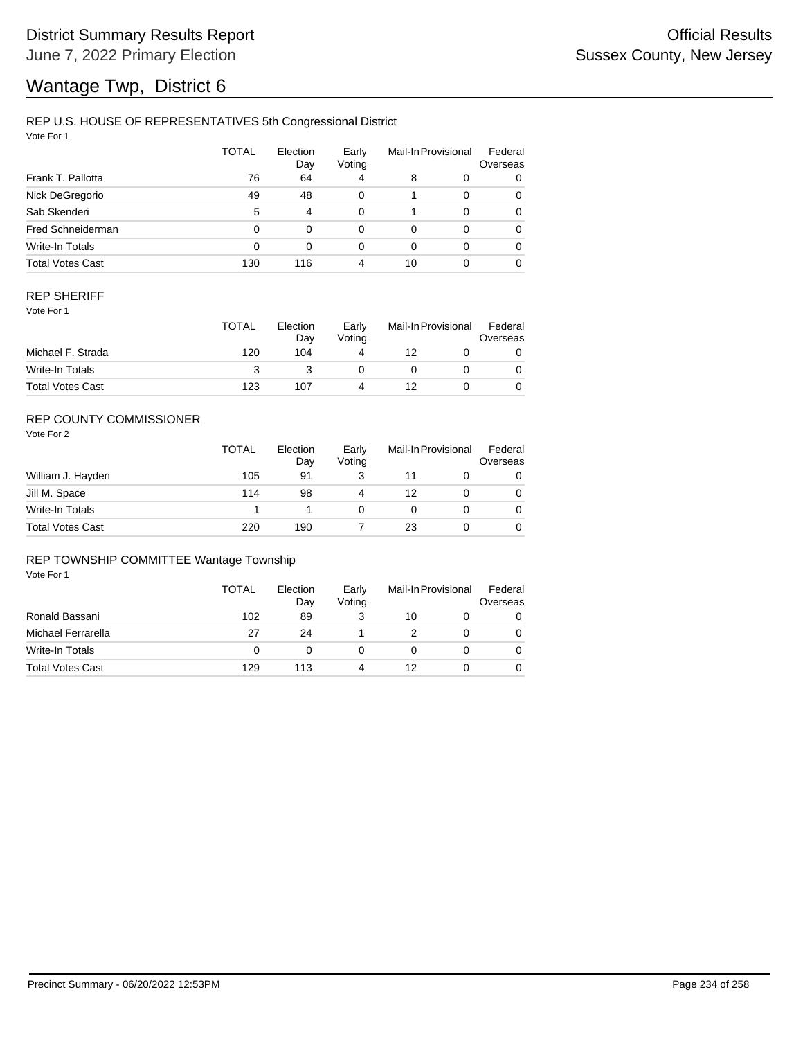# District Summary Results Report

June 7, 2022 Primary Election

Official Results

Sussex County, New Jersey

# Wantage Twp, District 6

## REP U.S. HOUSE OF REPRESENTATIVES 5th Congressional District

Vote For 1

| | TOTAL | Election Day | Early Voting | Mail-In | Provisional | Federal Overseas |
|---|---|---|---|---|---|---|
| Frank T. Pallotta | 76 | 64 | 4 | 8 | 0 | 0 |
| Nick DeGregorio | 49 | 48 | 0 | 1 | 0 | 0 |
| Sab Skenderi | 5 | 4 | 0 | 1 | 0 | 0 |
| Fred Schneiderman | 0 | 0 | 0 | 0 | 0 | 0 |
| Write-In Totals | 0 | 0 | 0 | 0 | 0 | 0 |
| Total Votes Cast | 130 | 116 | 4 | 10 | 0 | 0 |

## REP SHERIFF

Vote For 1

| | TOTAL | Election Day | Early Voting | Mail-In | Provisional | Federal Overseas |
|---|---|---|---|---|---|---|
| Michael F. Strada | 120 | 104 | 4 | 12 | 0 | 0 |
| Write-In Totals | 3 | 3 | 0 | 0 | 0 | 0 |
| Total Votes Cast | 123 | 107 | 4 | 12 | 0 | 0 |

## REP COUNTY COMMISSIONER

Vote For 2

| | TOTAL | Election Day | Early Voting | Mail-In | Provisional | Federal Overseas |
|---|---|---|---|---|---|---|
| William J. Hayden | 105 | 91 | 3 | 11 | 0 | 0 |
| Jill M. Space | 114 | 98 | 4 | 12 | 0 | 0 |
| Write-In Totals | 1 | 1 | 0 | 0 | 0 | 0 |
| Total Votes Cast | 220 | 190 | 7 | 23 | 0 | 0 |

## REP TOWNSHIP COMMITTEE Wantage Township

Vote For 1

| | TOTAL | Election Day | Early Voting | Mail-In | Provisional | Federal Overseas |
|---|---|---|---|---|---|---|
| Ronald Bassani | 102 | 89 | 3 | 10 | 0 | 0 |
| Michael Ferrarella | 27 | 24 | 1 | 2 | 0 | 0 |
| Write-In Totals | 0 | 0 | 0 | 0 | 0 | 0 |
| Total Votes Cast | 129 | 113 | 4 | 12 | 0 | 0 |

Precinct Summary - 06/20/2022 12:53PM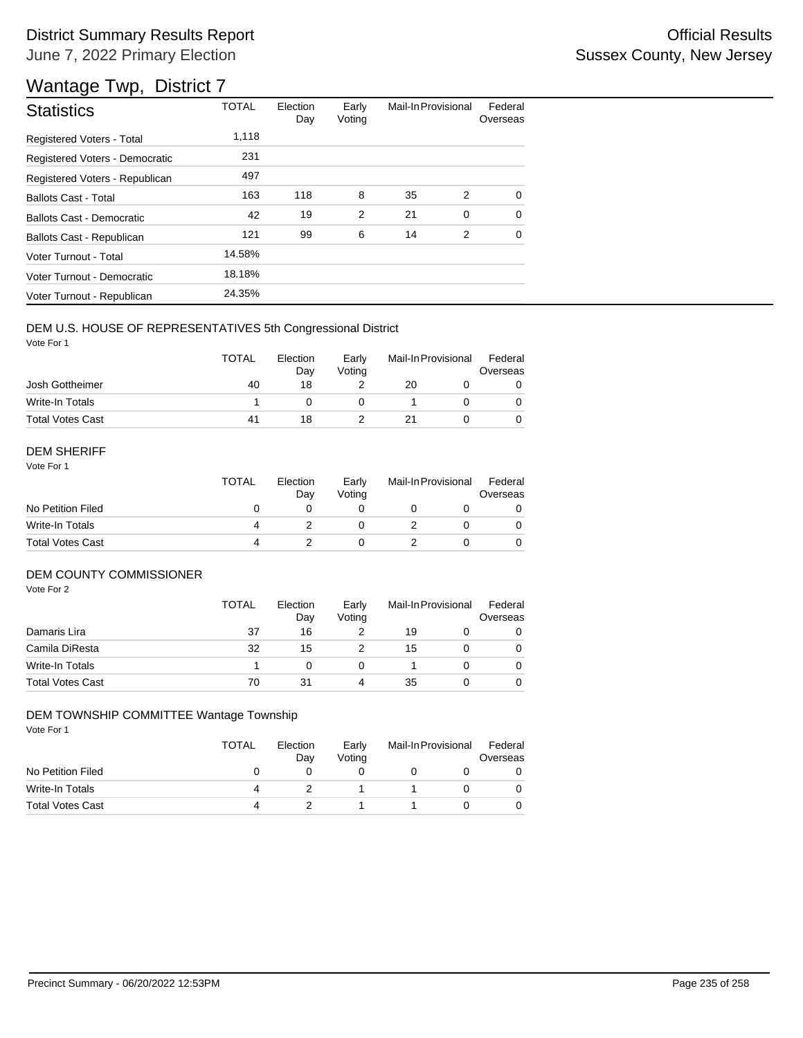# District Summary Results Report

June 7, 2022 Primary Election

Official Results
Sussex County, New Jersey

## Wantage Twp, District 7

| Statistics | TOTAL | Election Day | Early Voting | Mail-In | Provisional | Federal Overseas |
|---|---|---|---|---|---|---|
| Registered Voters - Total | 1,118 | | | | | |
| Registered Voters - Democratic | 231 | | | | | |
| Registered Voters - Republican | 497 | | | | | |
| Ballots Cast - Total | 163 | 118 | 8 | 35 | 2 | 0 |
| Ballots Cast - Democratic | 42 | 19 | 2 | 21 | 0 | 0 |
| Ballots Cast - Republican | 121 | 99 | 6 | 14 | 2 | 0 |
| Voter Turnout - Total | 14.58% | | | | | |
| Voter Turnout - Democratic | 18.18% | | | | | |
| Voter Turnout - Republican | 24.35% | | | | | |

### DEM U.S. HOUSE OF REPRESENTATIVES 5th Congressional District

Vote For 1

| | TOTAL | Election Day | Early Voting | Mail-In | Provisional | Federal Overseas |
|---|---|---|---|---|---|---|
| Josh Gottheimer | 40 | 18 | 2 | 20 | 0 | 0 |
| Write-In Totals | 1 | 0 | 0 | 1 | 0 | 0 |
| Total Votes Cast | 41 | 18 | 2 | 21 | 0 | 0 |

### DEM SHERIFF

Vote For 1

| | TOTAL | Election Day | Early Voting | Mail-In | Provisional | Federal Overseas |
|---|---|---|---|---|---|---|
| No Petition Filed | 0 | 0 | 0 | 0 | 0 | 0 |
| Write-In Totals | 4 | 2 | 0 | 2 | 0 | 0 |
| Total Votes Cast | 4 | 2 | 0 | 2 | 0 | 0 |

### DEM COUNTY COMMISSIONER

Vote For 2

| | TOTAL | Election Day | Early Voting | Mail-In | Provisional | Federal Overseas |
|---|---|---|---|---|---|---|
| Damaris Lira | 37 | 16 | 2 | 19 | 0 | 0 |
| Camila DiResta | 32 | 15 | 2 | 15 | 0 | 0 |
| Write-In Totals | 1 | 0 | 0 | 1 | 0 | 0 |
| Total Votes Cast | 70 | 31 | 4 | 35 | 0 | 0 |

### DEM TOWNSHIP COMMITTEE Wantage Township

Vote For 1

| | TOTAL | Election Day | Early Voting | Mail-In | Provisional | Federal Overseas |
|---|---|---|---|---|---|---|
| No Petition Filed | 0 | 0 | 0 | 0 | 0 | 0 |
| Write-In Totals | 4 | 2 | 1 | 1 | 0 | 0 |
| Total Votes Cast | 4 | 2 | 1 | 1 | 0 | 0 |

Precinct Summary - 06/20/2022 12:53PM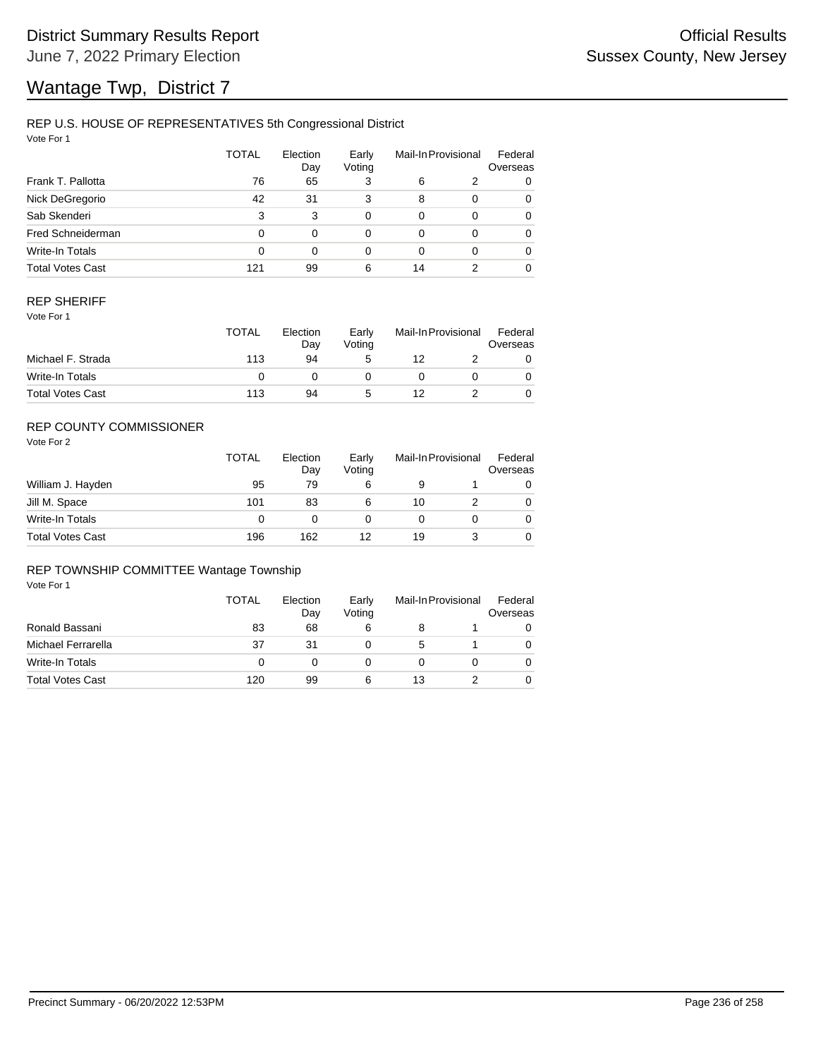# District Summary Results Report

June 7, 2022 Primary Election

Official Results

Sussex County, New Jersey

# Wantage Twp, District 7

## REP U.S. HOUSE OF REPRESENTATIVES 5th Congressional District

Vote For 1

| | TOTAL | Election Day | Early Voting | Mail-In | Provisional | Federal Overseas |
|---|---|---|---|---|---|---|
| Frank T. Pallotta | 76 | 65 | 3 | 6 | 2 | 0 |
| Nick DeGregorio | 42 | 31 | 3 | 8 | 0 | 0 |
| Sab Skenderi | 3 | 3 | 0 | 0 | 0 | 0 |
| Fred Schneiderman | 0 | 0 | 0 | 0 | 0 | 0 |
| Write-In Totals | 0 | 0 | 0 | 0 | 0 | 0 |
| Total Votes Cast | 121 | 99 | 6 | 14 | 2 | 0 |

## REP SHERIFF

Vote For 1

| | TOTAL | Election Day | Early Voting | Mail-In | Provisional | Federal Overseas |
|---|---|---|---|---|---|---|
| Michael F. Strada | 113 | 94 | 5 | 12 | 2 | 0 |
| Write-In Totals | 0 | 0 | 0 | 0 | 0 | 0 |
| Total Votes Cast | 113 | 94 | 5 | 12 | 2 | 0 |

## REP COUNTY COMMISSIONER

Vote For 2

| | TOTAL | Election Day | Early Voting | Mail-In | Provisional | Federal Overseas |
|---|---|---|---|---|---|---|
| William J. Hayden | 95 | 79 | 6 | 9 | 1 | 0 |
| Jill M. Space | 101 | 83 | 6 | 10 | 2 | 0 |
| Write-In Totals | 0 | 0 | 0 | 0 | 0 | 0 |
| Total Votes Cast | 196 | 162 | 12 | 19 | 3 | 0 |

## REP TOWNSHIP COMMITTEE Wantage Township

Vote For 1

| | TOTAL | Election Day | Early Voting | Mail-In | Provisional | Federal Overseas |
|---|---|---|---|---|---|---|
| Ronald Bassani | 83 | 68 | 6 | 8 | 1 | 0 |
| Michael Ferrarella | 37 | 31 | 0 | 5 | 1 | 0 |
| Write-In Totals | 0 | 0 | 0 | 0 | 0 | 0 |
| Total Votes Cast | 120 | 99 | 6 | 13 | 2 | 0 |

Precinct Summary - 06/20/2022 12:53PM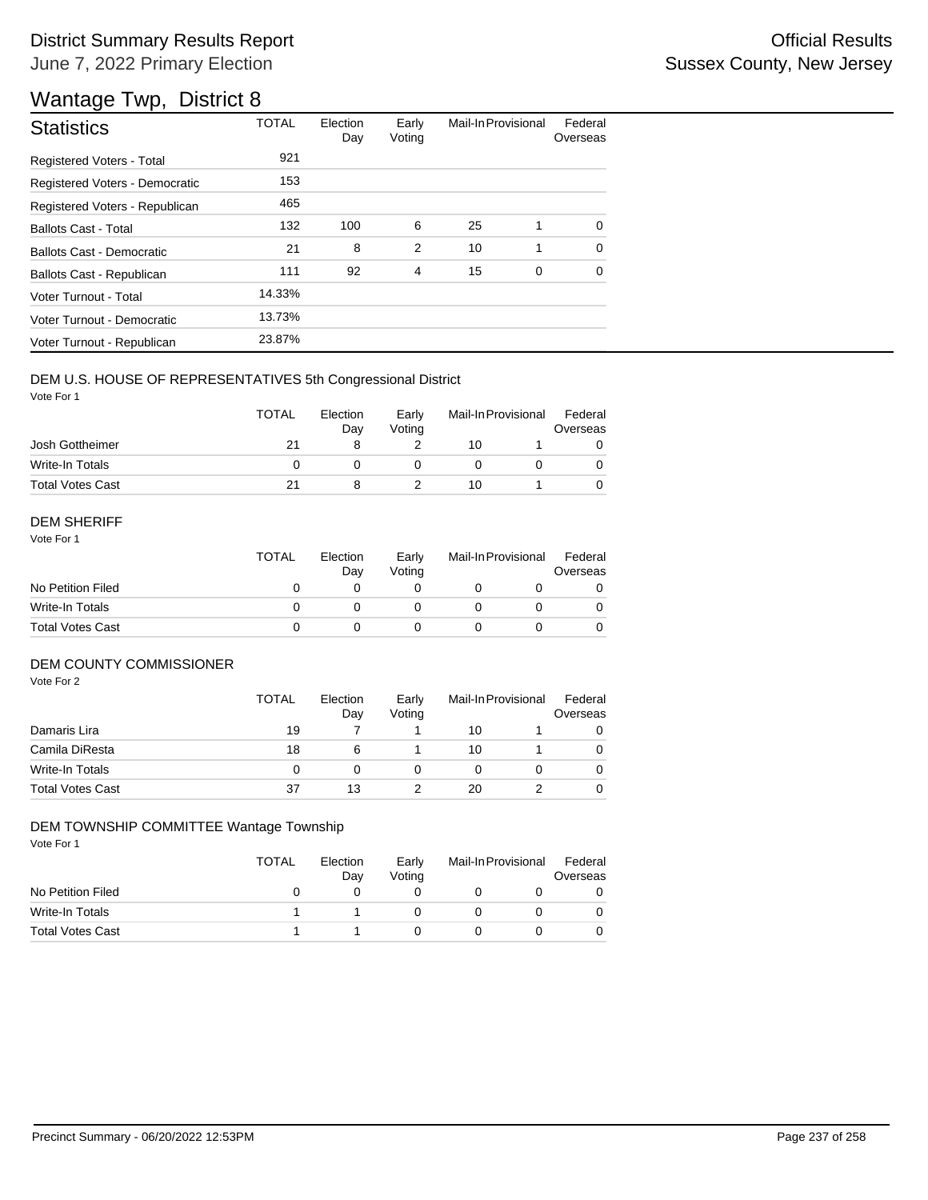# District Summary Results Report

June 7, 2022 Primary Election

Official Results
Sussex County, New Jersey

## Wantage Twp, District 8

| Statistics | TOTAL | Election Day | Early Voting | Mail-In | Provisional | Federal Overseas |
|---|---|---|---|---|---|---|
| Registered Voters - Total | 921 | | | | | |
| Registered Voters - Democratic | 153 | | | | | |
| Registered Voters - Republican | 465 | | | | | |
| Ballots Cast - Total | 132 | 100 | 6 | 25 | 1 | 0 |
| Ballots Cast - Democratic | 21 | 8 | 2 | 10 | 1 | 0 |
| Ballots Cast - Republican | 111 | 92 | 4 | 15 | 0 | 0 |
| Voter Turnout - Total | 14.33% | | | | | |
| Voter Turnout - Democratic | 13.73% | | | | | |
| Voter Turnout - Republican | 23.87% | | | | | |

### DEM U.S. HOUSE OF REPRESENTATIVES 5th Congressional District

Vote For 1

| | TOTAL | Election Day | Early Voting | Mail-In | Provisional | Federal Overseas |
|---|---|---|---|---|---|---|
| Josh Gottheimer | 21 | 8 | 2 | 10 | 1 | 0 |
| Write-In Totals | 0 | 0 | 0 | 0 | 0 | 0 |
| Total Votes Cast | 21 | 8 | 2 | 10 | 1 | 0 |

### DEM SHERIFF

Vote For 1

| | TOTAL | Election Day | Early Voting | Mail-In | Provisional | Federal Overseas |
|---|---|---|---|---|---|---|
| No Petition Filed | 0 | 0 | 0 | 0 | 0 | 0 |
| Write-In Totals | 0 | 0 | 0 | 0 | 0 | 0 |
| Total Votes Cast | 0 | 0 | 0 | 0 | 0 | 0 |

### DEM COUNTY COMMISSIONER

Vote For 2

| | TOTAL | Election Day | Early Voting | Mail-In | Provisional | Federal Overseas |
|---|---|---|---|---|---|---|
| Damaris Lira | 19 | 7 | 1 | 10 | 1 | 0 |
| Camila DiResta | 18 | 6 | 1 | 10 | 1 | 0 |
| Write-In Totals | 0 | 0 | 0 | 0 | 0 | 0 |
| Total Votes Cast | 37 | 13 | 2 | 20 | 2 | 0 |

### DEM TOWNSHIP COMMITTEE Wantage Township

Vote For 1

| | TOTAL | Election Day | Early Voting | Mail-In | Provisional | Federal Overseas |
|---|---|---|---|---|---|---|
| No Petition Filed | 0 | 0 | 0 | 0 | 0 | 0 |
| Write-In Totals | 1 | 1 | 0 | 0 | 0 | 0 |
| Total Votes Cast | 1 | 1 | 0 | 0 | 0 | 0 |

Precinct Summary - 06/20/2022 12:53PM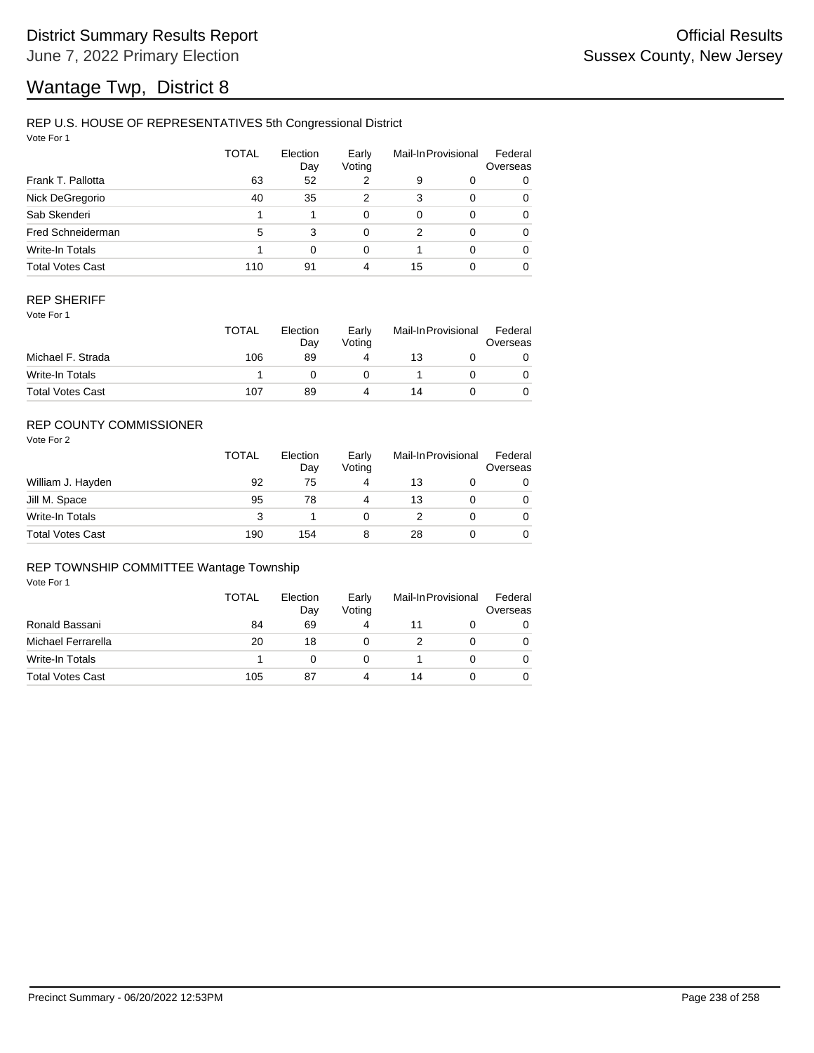# District Summary Results Report

June 7, 2022 Primary Election

Official Results
Sussex County, New Jersey

# Wantage Twp, District 8

## REP U.S. HOUSE OF REPRESENTATIVES 5th Congressional District

Vote For 1

| | TOTAL | Election Day | Early Voting | Mail-In | Provisional | Federal Overseas |
|---|---|---|---|---|---|---|
| Frank T. Pallotta | 63 | 52 | 2 | 9 | 0 | 0 |
| Nick DeGregorio | 40 | 35 | 2 | 3 | 0 | 0 |
| Sab Skenderi | 1 | 1 | 0 | 0 | 0 | 0 |
| Fred Schneiderman | 5 | 3 | 0 | 2 | 0 | 0 |
| Write-In Totals | 1 | 0 | 0 | 1 | 0 | 0 |
| Total Votes Cast | 110 | 91 | 4 | 15 | 0 | 0 |

## REP SHERIFF

Vote For 1

| | TOTAL | Election Day | Early Voting | Mail-In | Provisional | Federal Overseas |
|---|---|---|---|---|---|---|
| Michael F. Strada | 106 | 89 | 4 | 13 | 0 | 0 |
| Write-In Totals | 1 | 0 | 0 | 1 | 0 | 0 |
| Total Votes Cast | 107 | 89 | 4 | 14 | 0 | 0 |

## REP COUNTY COMMISSIONER

Vote For 2

| | TOTAL | Election Day | Early Voting | Mail-In | Provisional | Federal Overseas |
|---|---|---|---|---|---|---|
| William J. Hayden | 92 | 75 | 4 | 13 | 0 | 0 |
| Jill M. Space | 95 | 78 | 4 | 13 | 0 | 0 |
| Write-In Totals | 3 | 1 | 0 | 2 | 0 | 0 |
| Total Votes Cast | 190 | 154 | 8 | 28 | 0 | 0 |

## REP TOWNSHIP COMMITTEE Wantage Township

Vote For 1

| | TOTAL | Election Day | Early Voting | Mail-In | Provisional | Federal Overseas |
|---|---|---|---|---|---|---|
| Ronald Bassani | 84 | 69 | 4 | 11 | 0 | 0 |
| Michael Ferrarella | 20 | 18 | 0 | 2 | 0 | 0 |
| Write-In Totals | 1 | 0 | 0 | 1 | 0 | 0 |
| Total Votes Cast | 105 | 87 | 4 | 14 | 0 | 0 |

Precinct Summary - 06/20/2022 12:53PM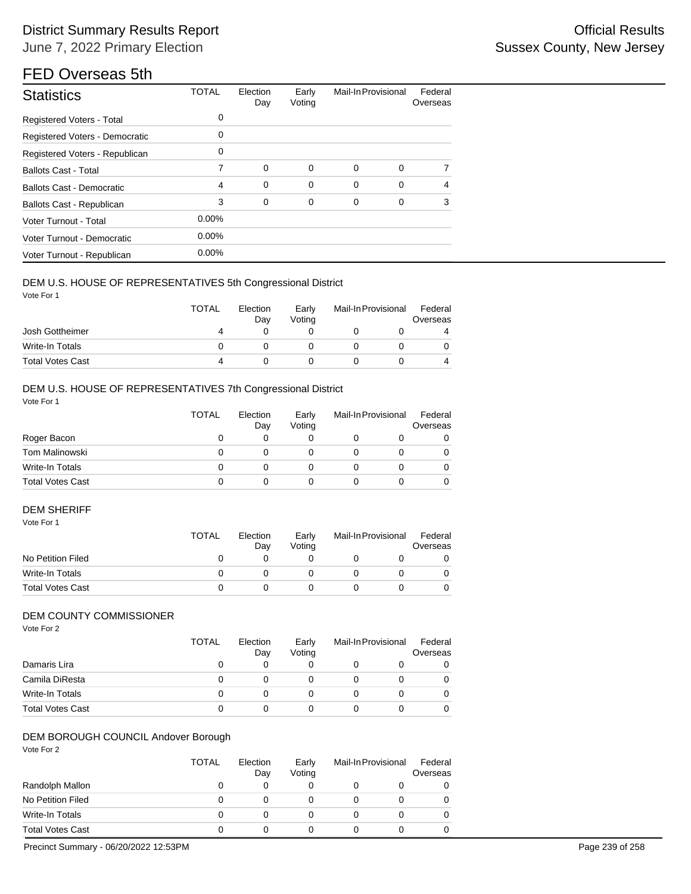# FED Overseas 5th

| Statistics | TOTAL | Election Day | Early Voting | Mail-In | Provisional | Federal Overseas |
|---|---|---|---|---|---|---|
| Registered Voters - Total | 0 | | | | | |
| Registered Voters - Democratic | 0 | | | | | |
| Registered Voters - Republican | 0 | | | | | |
| Ballots Cast - Total | 7 | 0 | 0 | 0 | 0 | 7 |
| Ballots Cast - Democratic | 4 | 0 | 0 | 0 | 0 | 4 |
| Ballots Cast - Republican | 3 | 0 | 0 | 0 | 0 | 3 |
| Voter Turnout - Total | 0.00% | | | | | |
| Voter Turnout - Democratic | 0.00% | | | | | |
| Voter Turnout - Republican | 0.00% | | | | | |

## DEM U.S. HOUSE OF REPRESENTATIVES 5th Congressional District

Vote For 1

| | TOTAL | Election Day | Early Voting | Mail-In | Provisional | Federal Overseas |
|---|---|---|---|---|---|---|
| Josh Gottheimer | 4 | 0 | 0 | 0 | 0 | 4 |
| Write-In Totals | 0 | 0 | 0 | 0 | 0 | 0 |
| Total Votes Cast | 4 | 0 | 0 | 0 | 0 | 4 |

## DEM U.S. HOUSE OF REPRESENTATIVES 7th Congressional District

Vote For 1

| | TOTAL | Election Day | Early Voting | Mail-In | Provisional | Federal Overseas |
|---|---|---|---|---|---|---|
| Roger Bacon | 0 | 0 | 0 | 0 | 0 | 0 |
| Tom Malinowski | 0 | 0 | 0 | 0 | 0 | 0 |
| Write-In Totals | 0 | 0 | 0 | 0 | 0 | 0 |
| Total Votes Cast | 0 | 0 | 0 | 0 | 0 | 0 |

## DEM SHERIFF

Vote For 1

| | TOTAL | Election Day | Early Voting | Mail-In | Provisional | Federal Overseas |
|---|---|---|---|---|---|---|
| No Petition Filed | 0 | 0 | 0 | 0 | 0 | 0 |
| Write-In Totals | 0 | 0 | 0 | 0 | 0 | 0 |
| Total Votes Cast | 0 | 0 | 0 | 0 | 0 | 0 |

## DEM COUNTY COMMISSIONER

Vote For 2

| | TOTAL | Election Day | Early Voting | Mail-In | Provisional | Federal Overseas |
|---|---|---|---|---|---|---|
| Damaris Lira | 0 | 0 | 0 | 0 | 0 | 0 |
| Camila DiResta | 0 | 0 | 0 | 0 | 0 | 0 |
| Write-In Totals | 0 | 0 | 0 | 0 | 0 | 0 |
| Total Votes Cast | 0 | 0 | 0 | 0 | 0 | 0 |

## DEM BOROUGH COUNCIL Andover Borough

Vote For 2

| | TOTAL | Election Day | Early Voting | Mail-In | Provisional | Federal Overseas |
|---|---|---|---|---|---|---|
| Randolph Mallon | 0 | 0 | 0 | 0 | 0 | 0 |
| No Petition Filed | 0 | 0 | 0 | 0 | 0 | 0 |
| Write-In Totals | 0 | 0 | 0 | 0 | 0 | 0 |
| Total Votes Cast | 0 | 0 | 0 | 0 | 0 | 0 |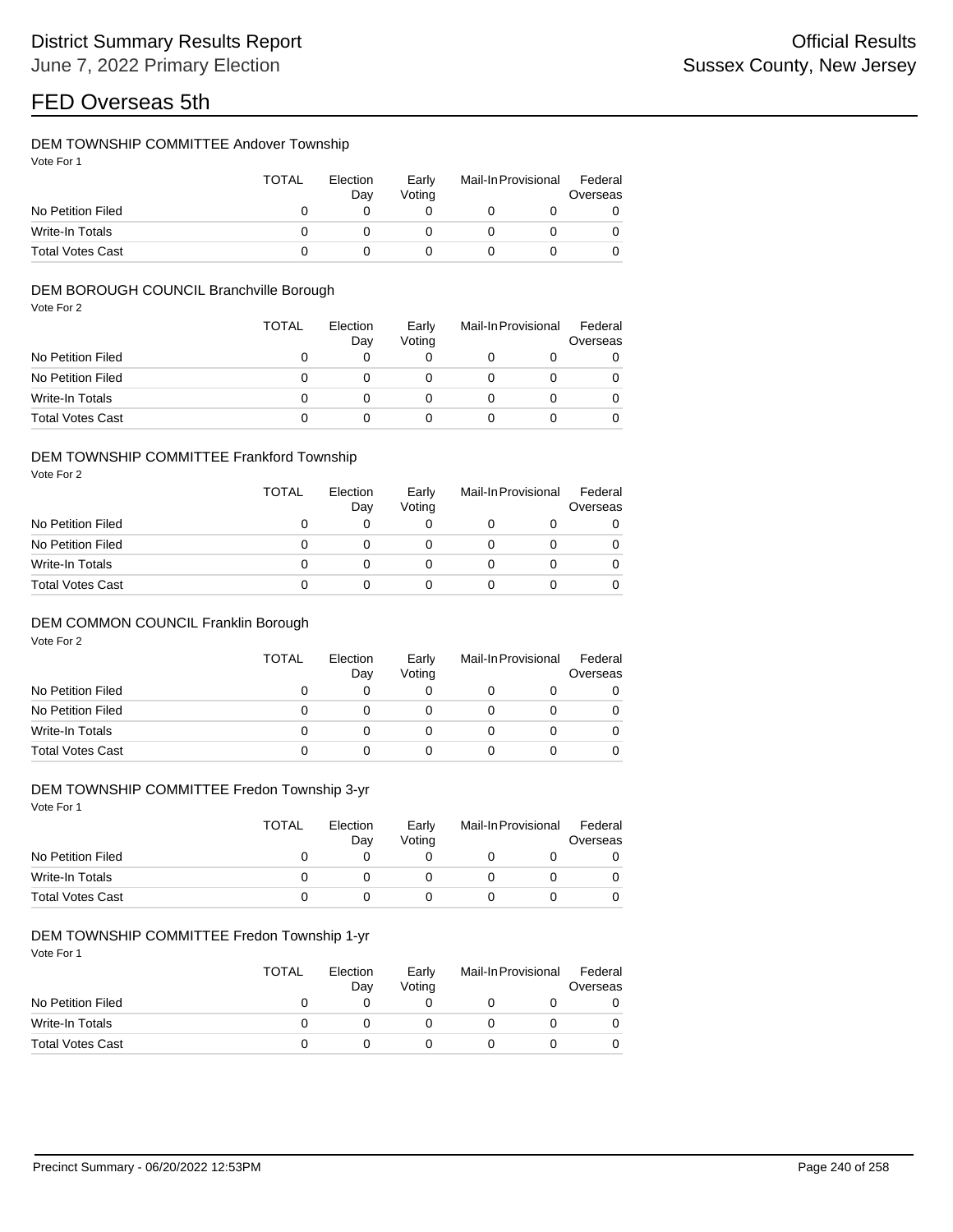# FED Overseas 5th

### DEM TOWNSHIP COMMITTEE Andover Township

Vote For 1

| | TOTAL | Election Day | Early Voting | Mail-In | Provisional | Federal Overseas |
|---|---|---|---|---|---|---|
| No Petition Filed | 0 | 0 | 0 | 0 | 0 | 0 |
| Write-In Totals | 0 | 0 | 0 | 0 | 0 | 0 |
| Total Votes Cast | 0 | 0 | 0 | 0 | 0 | 0 |

### DEM BOROUGH COUNCIL Branchville Borough

Vote For 2

| | TOTAL | Election Day | Early Voting | Mail-In | Provisional | Federal Overseas |
|---|---|---|---|---|---|---|
| No Petition Filed | 0 | 0 | 0 | 0 | 0 | 0 |
| No Petition Filed | 0 | 0 | 0 | 0 | 0 | 0 |
| Write-In Totals | 0 | 0 | 0 | 0 | 0 | 0 |
| Total Votes Cast | 0 | 0 | 0 | 0 | 0 | 0 |

### DEM TOWNSHIP COMMITTEE Frankford Township

Vote For 2

| | TOTAL | Election Day | Early Voting | Mail-In | Provisional | Federal Overseas |
|---|---|---|---|---|---|---|
| No Petition Filed | 0 | 0 | 0 | 0 | 0 | 0 |
| No Petition Filed | 0 | 0 | 0 | 0 | 0 | 0 |
| Write-In Totals | 0 | 0 | 0 | 0 | 0 | 0 |
| Total Votes Cast | 0 | 0 | 0 | 0 | 0 | 0 |

### DEM COMMON COUNCIL Franklin Borough

Vote For 2

| | TOTAL | Election Day | Early Voting | Mail-In | Provisional | Federal Overseas |
|---|---|---|---|---|---|---|
| No Petition Filed | 0 | 0 | 0 | 0 | 0 | 0 |
| No Petition Filed | 0 | 0 | 0 | 0 | 0 | 0 |
| Write-In Totals | 0 | 0 | 0 | 0 | 0 | 0 |
| Total Votes Cast | 0 | 0 | 0 | 0 | 0 | 0 |

### DEM TOWNSHIP COMMITTEE Fredon Township 3-yr

Vote For 1

| | TOTAL | Election Day | Early Voting | Mail-In | Provisional | Federal Overseas |
|---|---|---|---|---|---|---|
| No Petition Filed | 0 | 0 | 0 | 0 | 0 | 0 |
| Write-In Totals | 0 | 0 | 0 | 0 | 0 | 0 |
| Total Votes Cast | 0 | 0 | 0 | 0 | 0 | 0 |

### DEM TOWNSHIP COMMITTEE Fredon Township 1-yr

Vote For 1

| | TOTAL | Election Day | Early Voting | Mail-In | Provisional | Federal Overseas |
|---|---|---|---|---|---|---|
| No Petition Filed | 0 | 0 | 0 | 0 | 0 | 0 |
| Write-In Totals | 0 | 0 | 0 | 0 | 0 | 0 |
| Total Votes Cast | 0 | 0 | 0 | 0 | 0 | 0 |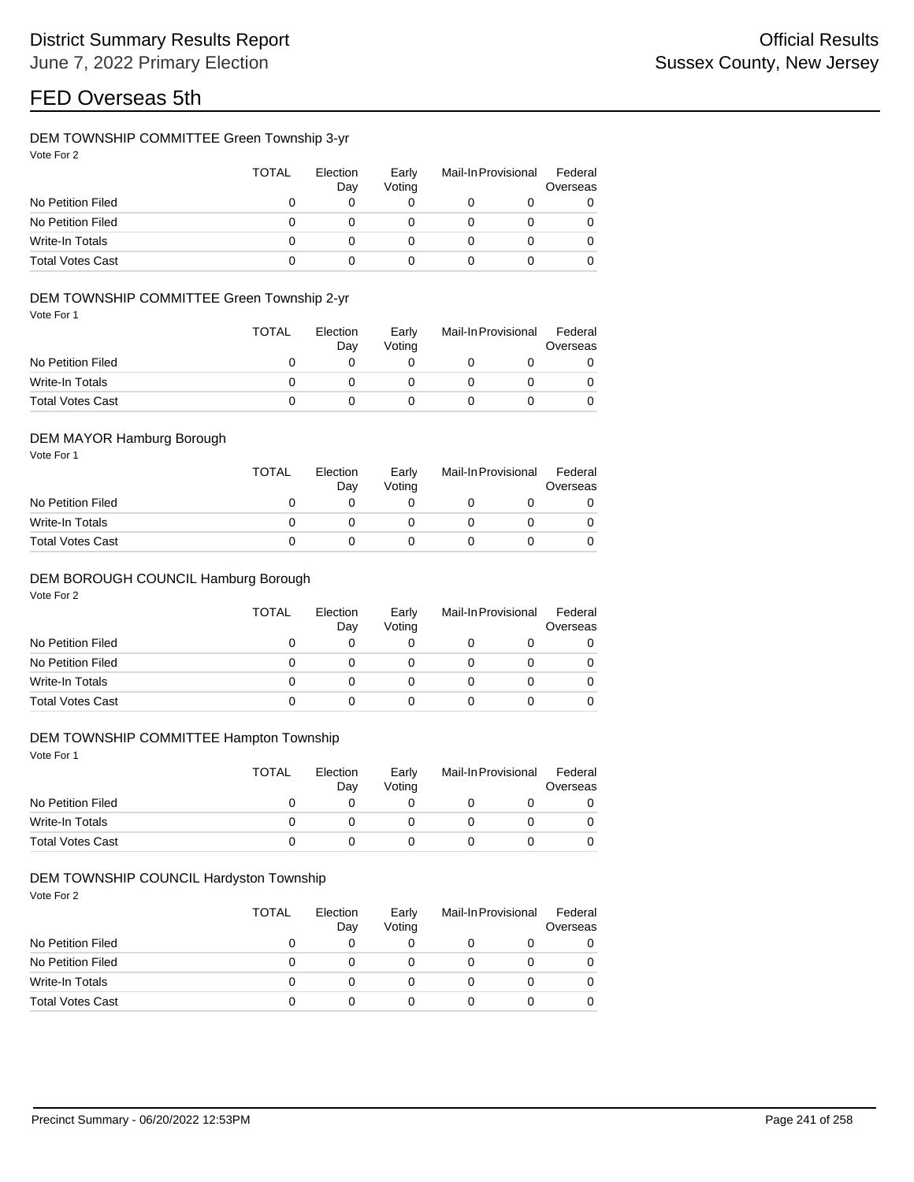# FED Overseas 5th

### DEM TOWNSHIP COMMITTEE Green Township 3-yr

Vote For 2

| | TOTAL | Election Day | Early Voting | Mail-In | Provisional | Federal Overseas |
|---|---|---|---|---|---|---|
| No Petition Filed | 0 | 0 | 0 | 0 | 0 | 0 |
| No Petition Filed | 0 | 0 | 0 | 0 | 0 | 0 |
| Write-In Totals | 0 | 0 | 0 | 0 | 0 | 0 |
| Total Votes Cast | 0 | 0 | 0 | 0 | 0 | 0 |

### DEM TOWNSHIP COMMITTEE Green Township 2-yr

Vote For 1

| | TOTAL | Election Day | Early Voting | Mail-In | Provisional | Federal Overseas |
|---|---|---|---|---|---|---|
| No Petition Filed | 0 | 0 | 0 | 0 | 0 | 0 |
| Write-In Totals | 0 | 0 | 0 | 0 | 0 | 0 |
| Total Votes Cast | 0 | 0 | 0 | 0 | 0 | 0 |

### DEM MAYOR Hamburg Borough

Vote For 1

| | TOTAL | Election Day | Early Voting | Mail-In | Provisional | Federal Overseas |
|---|---|---|---|---|---|---|
| No Petition Filed | 0 | 0 | 0 | 0 | 0 | 0 |
| Write-In Totals | 0 | 0 | 0 | 0 | 0 | 0 |
| Total Votes Cast | 0 | 0 | 0 | 0 | 0 | 0 |

### DEM BOROUGH COUNCIL Hamburg Borough

Vote For 2

| | TOTAL | Election Day | Early Voting | Mail-In | Provisional | Federal Overseas |
|---|---|---|---|---|---|---|
| No Petition Filed | 0 | 0 | 0 | 0 | 0 | 0 |
| No Petition Filed | 0 | 0 | 0 | 0 | 0 | 0 |
| Write-In Totals | 0 | 0 | 0 | 0 | 0 | 0 |
| Total Votes Cast | 0 | 0 | 0 | 0 | 0 | 0 |

### DEM TOWNSHIP COMMITTEE Hampton Township

Vote For 1

| | TOTAL | Election Day | Early Voting | Mail-In | Provisional | Federal Overseas |
|---|---|---|---|---|---|---|
| No Petition Filed | 0 | 0 | 0 | 0 | 0 | 0 |
| Write-In Totals | 0 | 0 | 0 | 0 | 0 | 0 |
| Total Votes Cast | 0 | 0 | 0 | 0 | 0 | 0 |

### DEM TOWNSHIP COUNCIL Hardyston Township

Vote For 2

| | TOTAL | Election Day | Early Voting | Mail-In | Provisional | Federal Overseas |
|---|---|---|---|---|---|---|
| No Petition Filed | 0 | 0 | 0 | 0 | 0 | 0 |
| No Petition Filed | 0 | 0 | 0 | 0 | 0 | 0 |
| Write-In Totals | 0 | 0 | 0 | 0 | 0 | 0 |
| Total Votes Cast | 0 | 0 | 0 | 0 | 0 | 0 |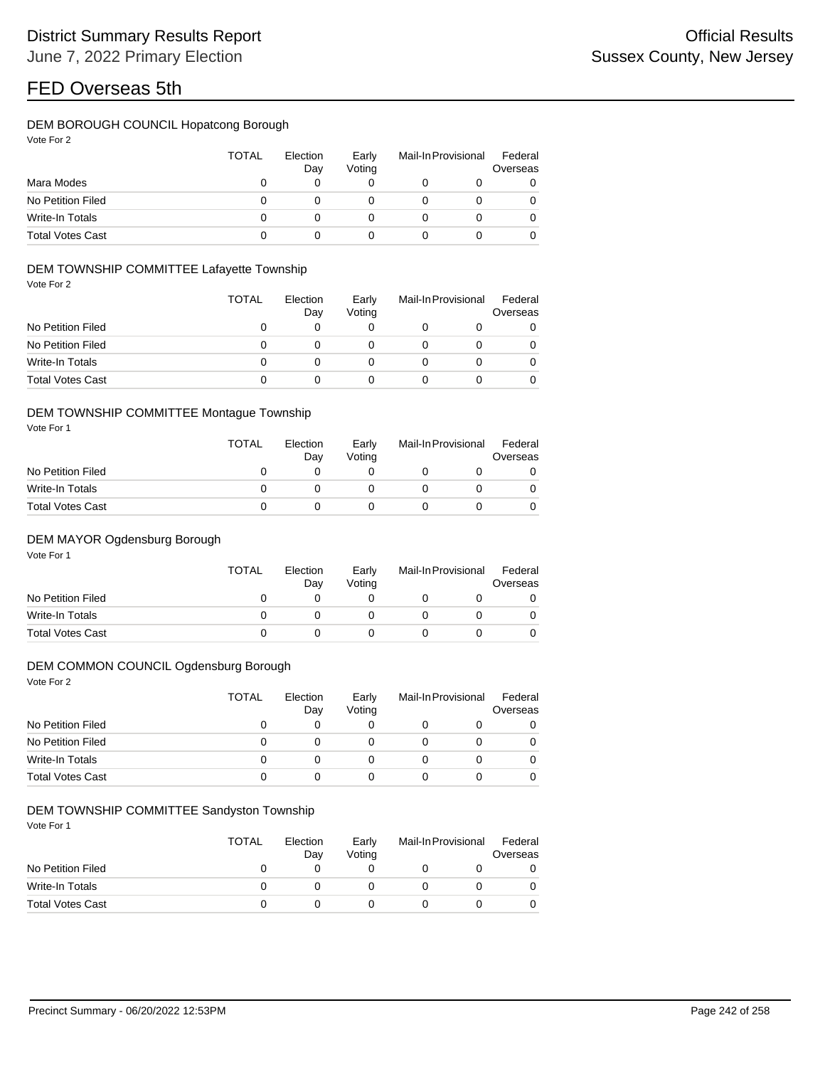# FED Overseas 5th

### DEM BOROUGH COUNCIL Hopatcong Borough

Vote For 2

| | TOTAL | Election Day | Early Voting | Mail-In | Provisional | Federal Overseas |
|---|---|---|---|---|---|---|
| Mara Modes | 0 | 0 | 0 | 0 | 0 | 0 |
| No Petition Filed | 0 | 0 | 0 | 0 | 0 | 0 |
| Write-In Totals | 0 | 0 | 0 | 0 | 0 | 0 |
| Total Votes Cast | 0 | 0 | 0 | 0 | 0 | 0 |

### DEM TOWNSHIP COMMITTEE Lafayette Township

Vote For 2

| | TOTAL | Election Day | Early Voting | Mail-In | Provisional | Federal Overseas |
|---|---|---|---|---|---|---|
| No Petition Filed | 0 | 0 | 0 | 0 | 0 | 0 |
| No Petition Filed | 0 | 0 | 0 | 0 | 0 | 0 |
| Write-In Totals | 0 | 0 | 0 | 0 | 0 | 0 |
| Total Votes Cast | 0 | 0 | 0 | 0 | 0 | 0 |

### DEM TOWNSHIP COMMITTEE Montague Township

Vote For 1

| | TOTAL | Election Day | Early Voting | Mail-In | Provisional | Federal Overseas |
|---|---|---|---|---|---|---|
| No Petition Filed | 0 | 0 | 0 | 0 | 0 | 0 |
| Write-In Totals | 0 | 0 | 0 | 0 | 0 | 0 |
| Total Votes Cast | 0 | 0 | 0 | 0 | 0 | 0 |

### DEM MAYOR Ogdensburg Borough

Vote For 1

| | TOTAL | Election Day | Early Voting | Mail-In | Provisional | Federal Overseas |
|---|---|---|---|---|---|---|
| No Petition Filed | 0 | 0 | 0 | 0 | 0 | 0 |
| Write-In Totals | 0 | 0 | 0 | 0 | 0 | 0 |
| Total Votes Cast | 0 | 0 | 0 | 0 | 0 | 0 |

### DEM COMMON COUNCIL Ogdensburg Borough

Vote For 2

| | TOTAL | Election Day | Early Voting | Mail-In | Provisional | Federal Overseas |
|---|---|---|---|---|---|---|
| No Petition Filed | 0 | 0 | 0 | 0 | 0 | 0 |
| No Petition Filed | 0 | 0 | 0 | 0 | 0 | 0 |
| Write-In Totals | 0 | 0 | 0 | 0 | 0 | 0 |
| Total Votes Cast | 0 | 0 | 0 | 0 | 0 | 0 |

### DEM TOWNSHIP COMMITTEE Sandyston Township

Vote For 1

| | TOTAL | Election Day | Early Voting | Mail-In | Provisional | Federal Overseas |
|---|---|---|---|---|---|---|
| No Petition Filed | 0 | 0 | 0 | 0 | 0 | 0 |
| Write-In Totals | 0 | 0 | 0 | 0 | 0 | 0 |
| Total Votes Cast | 0 | 0 | 0 | 0 | 0 | 0 |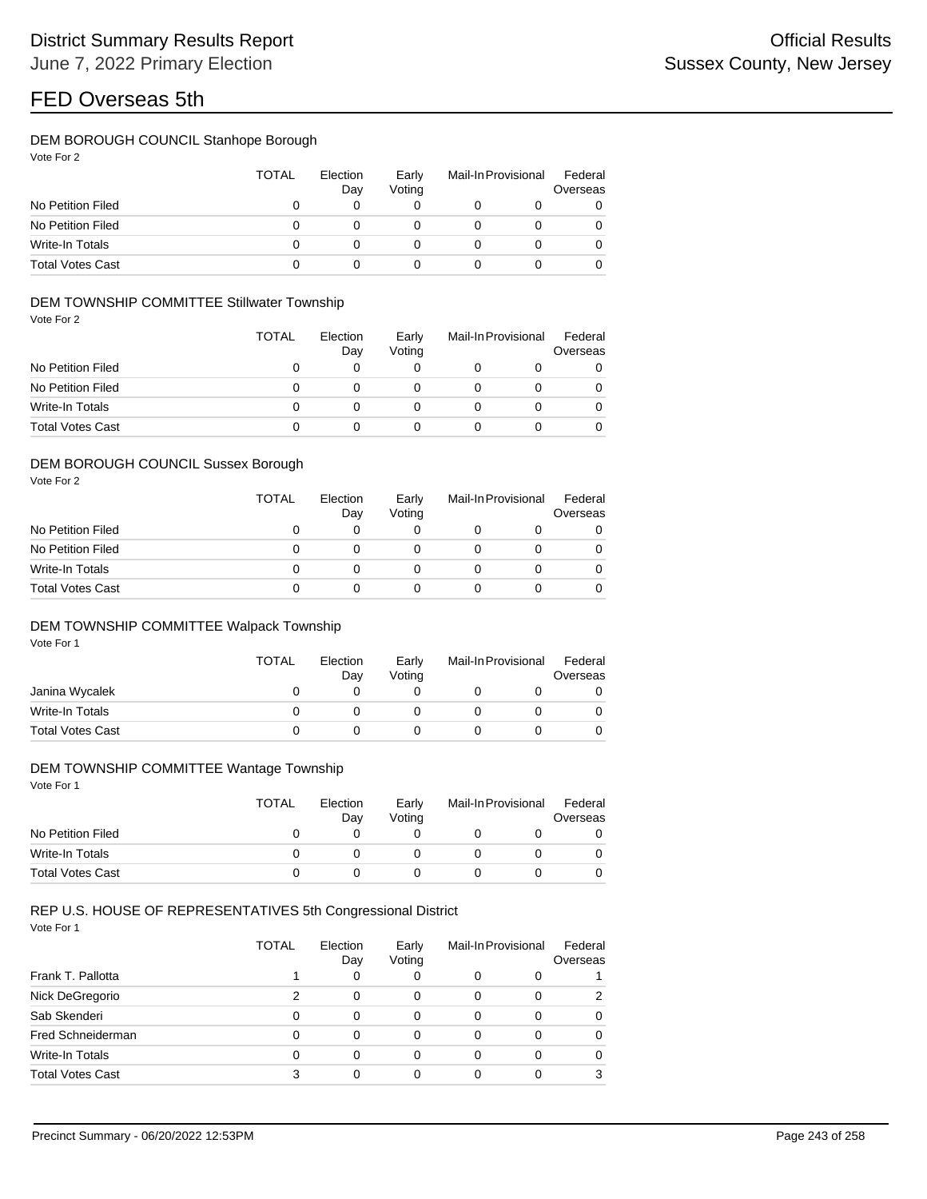# FED Overseas 5th

### DEM BOROUGH COUNCIL Stanhope Borough

Vote For 2

| | TOTAL | Election Day | Early Voting | Mail-In | Provisional | Federal Overseas |
|---|---|---|---|---|---|---|
| No Petition Filed | 0 | 0 | 0 | 0 | 0 | 0 |
| No Petition Filed | 0 | 0 | 0 | 0 | 0 | 0 |
| Write-In Totals | 0 | 0 | 0 | 0 | 0 | 0 |
| Total Votes Cast | 0 | 0 | 0 | 0 | 0 | 0 |

### DEM TOWNSHIP COMMITTEE Stillwater Township

Vote For 2

| | TOTAL | Election Day | Early Voting | Mail-In | Provisional | Federal Overseas |
|---|---|---|---|---|---|---|
| No Petition Filed | 0 | 0 | 0 | 0 | 0 | 0 |
| No Petition Filed | 0 | 0 | 0 | 0 | 0 | 0 |
| Write-In Totals | 0 | 0 | 0 | 0 | 0 | 0 |
| Total Votes Cast | 0 | 0 | 0 | 0 | 0 | 0 |

### DEM BOROUGH COUNCIL Sussex Borough

Vote For 2

| | TOTAL | Election Day | Early Voting | Mail-In | Provisional | Federal Overseas |
|---|---|---|---|---|---|---|
| No Petition Filed | 0 | 0 | 0 | 0 | 0 | 0 |
| No Petition Filed | 0 | 0 | 0 | 0 | 0 | 0 |
| Write-In Totals | 0 | 0 | 0 | 0 | 0 | 0 |
| Total Votes Cast | 0 | 0 | 0 | 0 | 0 | 0 |

### DEM TOWNSHIP COMMITTEE Walpack Township

Vote For 1

| | TOTAL | Election Day | Early Voting | Mail-In | Provisional | Federal Overseas |
|---|---|---|---|---|---|---|
| Janina Wycalek | 0 | 0 | 0 | 0 | 0 | 0 |
| Write-In Totals | 0 | 0 | 0 | 0 | 0 | 0 |
| Total Votes Cast | 0 | 0 | 0 | 0 | 0 | 0 |

### DEM TOWNSHIP COMMITTEE Wantage Township

Vote For 1

| | TOTAL | Election Day | Early Voting | Mail-In | Provisional | Federal Overseas |
|---|---|---|---|---|---|---|
| No Petition Filed | 0 | 0 | 0 | 0 | 0 | 0 |
| Write-In Totals | 0 | 0 | 0 | 0 | 0 | 0 |
| Total Votes Cast | 0 | 0 | 0 | 0 | 0 | 0 |

### REP U.S. HOUSE OF REPRESENTATIVES 5th Congressional District

Vote For 1

| | TOTAL | Election Day | Early Voting | Mail-In | Provisional | Federal Overseas |
|---|---|---|---|---|---|---|
| Frank T. Pallotta | 1 | 0 | 0 | 0 | 0 | 1 |
| Nick DeGregorio | 2 | 0 | 0 | 0 | 0 | 2 |
| Sab Skenderi | 0 | 0 | 0 | 0 | 0 | 0 |
| Fred Schneiderman | 0 | 0 | 0 | 0 | 0 | 0 |
| Write-In Totals | 0 | 0 | 0 | 0 | 0 | 0 |
| Total Votes Cast | 3 | 0 | 0 | 0 | 0 | 3 |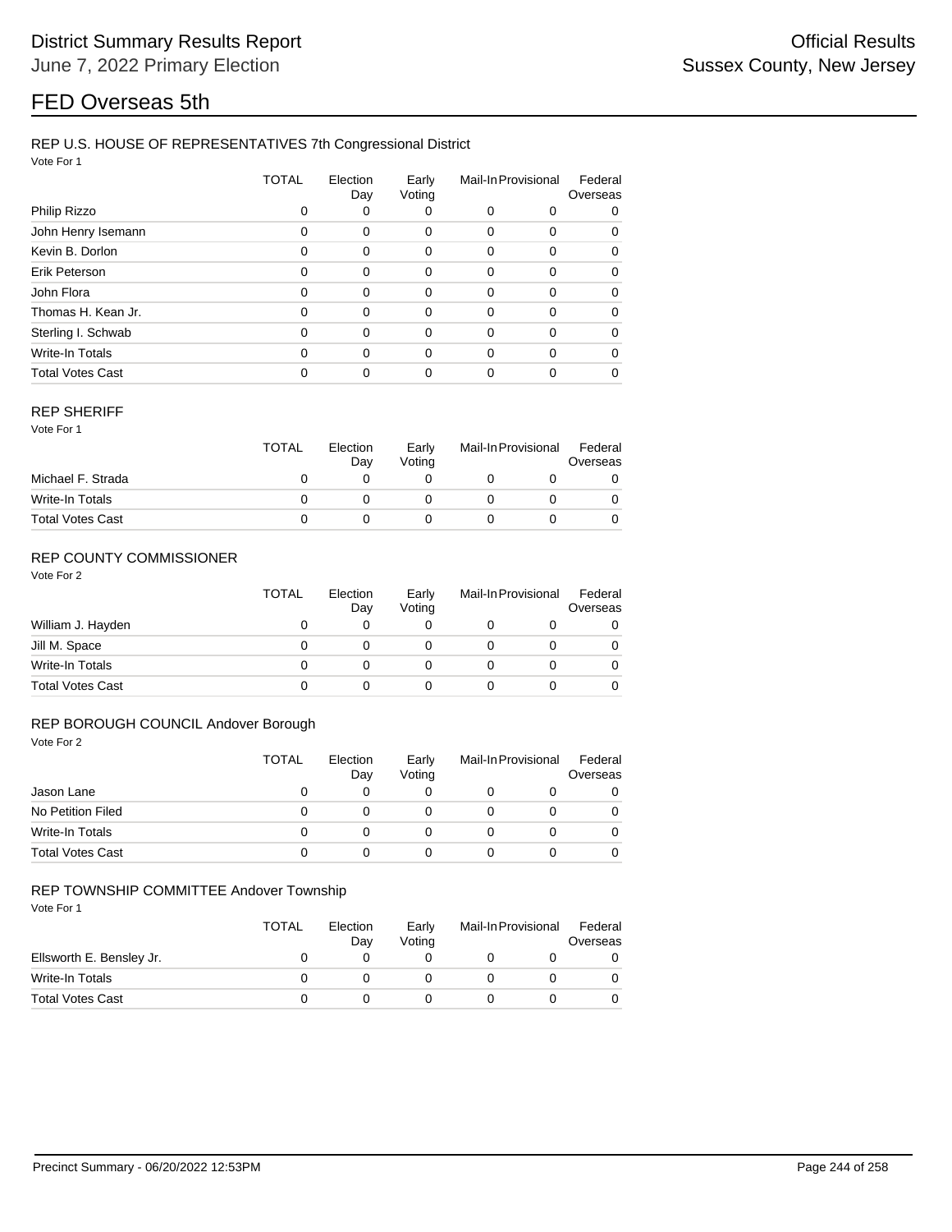# FED Overseas 5th

### REP U.S. HOUSE OF REPRESENTATIVES 7th Congressional District

Vote For 1

| | TOTAL | Election Day | Early Voting | Mail-In | Provisional | Federal Overseas |
|---|---|---|---|---|---|---|
| Philip Rizzo | 0 | 0 | 0 | 0 | 0 | 0 |
| John Henry Isemann | 0 | 0 | 0 | 0 | 0 | 0 |
| Kevin B. Dorlon | 0 | 0 | 0 | 0 | 0 | 0 |
| Erik Peterson | 0 | 0 | 0 | 0 | 0 | 0 |
| John Flora | 0 | 0 | 0 | 0 | 0 | 0 |
| Thomas H. Kean Jr. | 0 | 0 | 0 | 0 | 0 | 0 |
| Sterling I. Schwab | 0 | 0 | 0 | 0 | 0 | 0 |
| Write-In Totals | 0 | 0 | 0 | 0 | 0 | 0 |
| Total Votes Cast | 0 | 0 | 0 | 0 | 0 | 0 |

### REP SHERIFF

Vote For 1

| | TOTAL | Election Day | Early Voting | Mail-In | Provisional | Federal Overseas |
|---|---|---|---|---|---|---|
| Michael F. Strada | 0 | 0 | 0 | 0 | 0 | 0 |
| Write-In Totals | 0 | 0 | 0 | 0 | 0 | 0 |
| Total Votes Cast | 0 | 0 | 0 | 0 | 0 | 0 |

### REP COUNTY COMMISSIONER

Vote For 2

| | TOTAL | Election Day | Early Voting | Mail-In | Provisional | Federal Overseas |
|---|---|---|---|---|---|---|
| William J. Hayden | 0 | 0 | 0 | 0 | 0 | 0 |
| Jill M. Space | 0 | 0 | 0 | 0 | 0 | 0 |
| Write-In Totals | 0 | 0 | 0 | 0 | 0 | 0 |
| Total Votes Cast | 0 | 0 | 0 | 0 | 0 | 0 |

### REP BOROUGH COUNCIL Andover Borough

Vote For 2

| | TOTAL | Election Day | Early Voting | Mail-In | Provisional | Federal Overseas |
|---|---|---|---|---|---|---|
| Jason Lane | 0 | 0 | 0 | 0 | 0 | 0 |
| No Petition Filed | 0 | 0 | 0 | 0 | 0 | 0 |
| Write-In Totals | 0 | 0 | 0 | 0 | 0 | 0 |
| Total Votes Cast | 0 | 0 | 0 | 0 | 0 | 0 |

### REP TOWNSHIP COMMITTEE Andover Township

Vote For 1

| | TOTAL | Election Day | Early Voting | Mail-In | Provisional | Federal Overseas |
|---|---|---|---|---|---|---|
| Ellsworth E. Bensley Jr. | 0 | 0 | 0 | 0 | 0 | 0 |
| Write-In Totals | 0 | 0 | 0 | 0 | 0 | 0 |
| Total Votes Cast | 0 | 0 | 0 | 0 | 0 | 0 |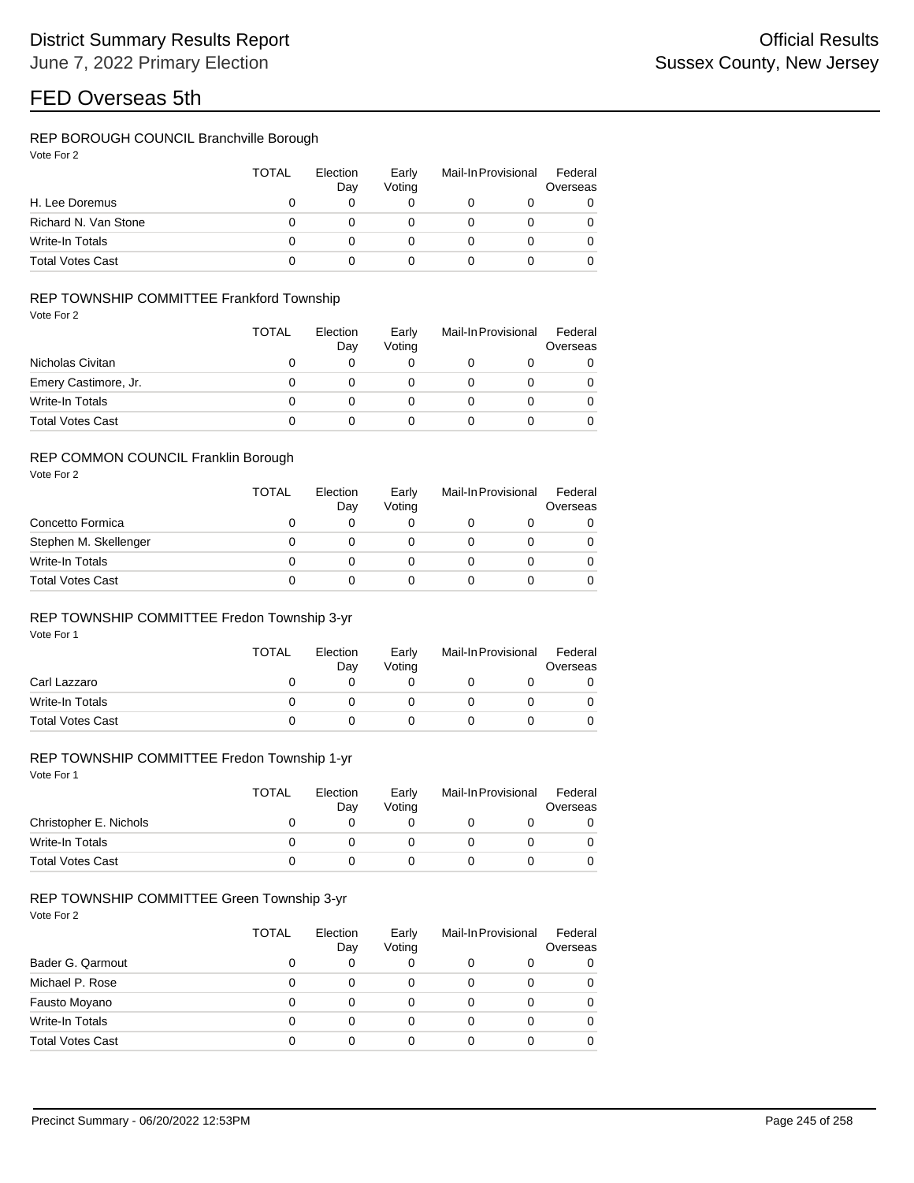# FED Overseas 5th

## REP BOROUGH COUNCIL Branchville Borough

Vote For 2

| | TOTAL | Election Day | Early Voting | Mail-In | Provisional | Federal Overseas |
|---|---|---|---|---|---|---|
| H. Lee Doremus | 0 | 0 | 0 | 0 | 0 | 0 |
| Richard N. Van Stone | 0 | 0 | 0 | 0 | 0 | 0 |
| Write-In Totals | 0 | 0 | 0 | 0 | 0 | 0 |
| Total Votes Cast | 0 | 0 | 0 | 0 | 0 | 0 |

## REP TOWNSHIP COMMITTEE Frankford Township

Vote For 2

| | TOTAL | Election Day | Early Voting | Mail-In | Provisional | Federal Overseas |
|---|---|---|---|---|---|---|
| Nicholas Civitan | 0 | 0 | 0 | 0 | 0 | 0 |
| Emery Castimore, Jr. | 0 | 0 | 0 | 0 | 0 | 0 |
| Write-In Totals | 0 | 0 | 0 | 0 | 0 | 0 |
| Total Votes Cast | 0 | 0 | 0 | 0 | 0 | 0 |

## REP COMMON COUNCIL Franklin Borough

Vote For 2

| | TOTAL | Election Day | Early Voting | Mail-In | Provisional | Federal Overseas |
|---|---|---|---|---|---|---|
| Concetto Formica | 0 | 0 | 0 | 0 | 0 | 0 |
| Stephen M. Skellenger | 0 | 0 | 0 | 0 | 0 | 0 |
| Write-In Totals | 0 | 0 | 0 | 0 | 0 | 0 |
| Total Votes Cast | 0 | 0 | 0 | 0 | 0 | 0 |

## REP TOWNSHIP COMMITTEE Fredon Township 3-yr

Vote For 1

| | TOTAL | Election Day | Early Voting | Mail-In | Provisional | Federal Overseas |
|---|---|---|---|---|---|---|
| Carl Lazzaro | 0 | 0 | 0 | 0 | 0 | 0 |
| Write-In Totals | 0 | 0 | 0 | 0 | 0 | 0 |
| Total Votes Cast | 0 | 0 | 0 | 0 | 0 | 0 |

## REP TOWNSHIP COMMITTEE Fredon Township 1-yr

Vote For 1

| | TOTAL | Election Day | Early Voting | Mail-In | Provisional | Federal Overseas |
|---|---|---|---|---|---|---|
| Christopher E. Nichols | 0 | 0 | 0 | 0 | 0 | 0 |
| Write-In Totals | 0 | 0 | 0 | 0 | 0 | 0 |
| Total Votes Cast | 0 | 0 | 0 | 0 | 0 | 0 |

## REP TOWNSHIP COMMITTEE Green Township 3-yr

Vote For 2

| | TOTAL | Election Day | Early Voting | Mail-In | Provisional | Federal Overseas |
|---|---|---|---|---|---|---|
| Bader G. Qarmout | 0 | 0 | 0 | 0 | 0 | 0 |
| Michael P. Rose | 0 | 0 | 0 | 0 | 0 | 0 |
| Fausto Moyano | 0 | 0 | 0 | 0 | 0 | 0 |
| Write-In Totals | 0 | 0 | 0 | 0 | 0 | 0 |
| Total Votes Cast | 0 | 0 | 0 | 0 | 0 | 0 |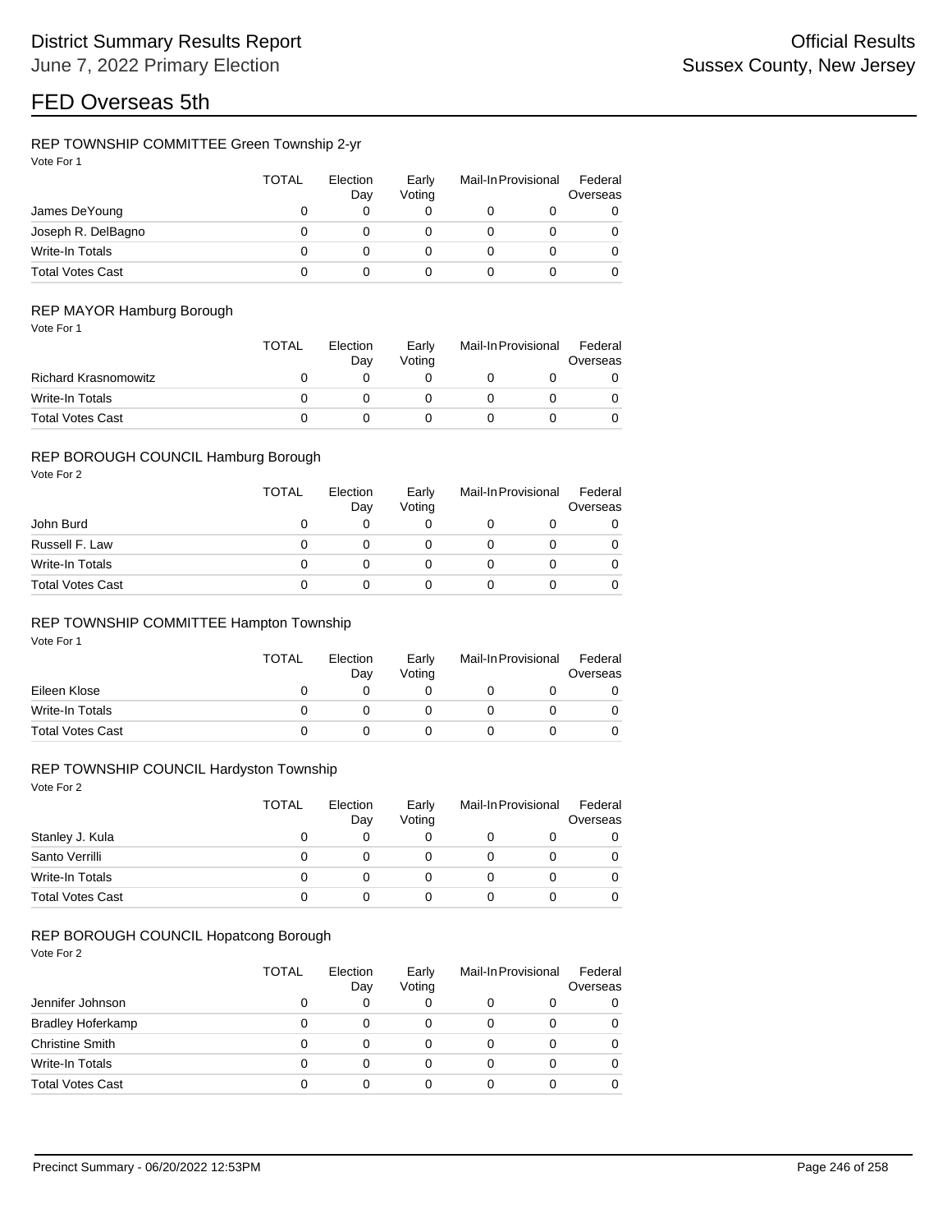# FED Overseas 5th

### REP TOWNSHIP COMMITTEE Green Township 2-yr

Vote For 1

| | TOTAL | Election Day | Early Voting | Mail-In | Provisional | Federal Overseas |
|---|---|---|---|---|---|---|
| James DeYoung | 0 | 0 | 0 | 0 | 0 | 0 |
| Joseph R. DelBagno | 0 | 0 | 0 | 0 | 0 | 0 |
| Write-In Totals | 0 | 0 | 0 | 0 | 0 | 0 |
| Total Votes Cast | 0 | 0 | 0 | 0 | 0 | 0 |

### REP MAYOR Hamburg Borough

Vote For 1

| | TOTAL | Election Day | Early Voting | Mail-In | Provisional | Federal Overseas |
|---|---|---|---|---|---|---|
| Richard Krasnomowitz | 0 | 0 | 0 | 0 | 0 | 0 |
| Write-In Totals | 0 | 0 | 0 | 0 | 0 | 0 |
| Total Votes Cast | 0 | 0 | 0 | 0 | 0 | 0 |

### REP BOROUGH COUNCIL Hamburg Borough

Vote For 2

| | TOTAL | Election Day | Early Voting | Mail-In | Provisional | Federal Overseas |
|---|---|---|---|---|---|---|
| John Burd | 0 | 0 | 0 | 0 | 0 | 0 |
| Russell F. Law | 0 | 0 | 0 | 0 | 0 | 0 |
| Write-In Totals | 0 | 0 | 0 | 0 | 0 | 0 |
| Total Votes Cast | 0 | 0 | 0 | 0 | 0 | 0 |

### REP TOWNSHIP COMMITTEE Hampton Township

Vote For 1

| | TOTAL | Election Day | Early Voting | Mail-In | Provisional | Federal Overseas |
|---|---|---|---|---|---|---|
| Eileen Klose | 0 | 0 | 0 | 0 | 0 | 0 |
| Write-In Totals | 0 | 0 | 0 | 0 | 0 | 0 |
| Total Votes Cast | 0 | 0 | 0 | 0 | 0 | 0 |

### REP TOWNSHIP COUNCIL Hardyston Township

Vote For 2

| | TOTAL | Election Day | Early Voting | Mail-In | Provisional | Federal Overseas |
|---|---|---|---|---|---|---|
| Stanley J. Kula | 0 | 0 | 0 | 0 | 0 | 0 |
| Santo Verrilli | 0 | 0 | 0 | 0 | 0 | 0 |
| Write-In Totals | 0 | 0 | 0 | 0 | 0 | 0 |
| Total Votes Cast | 0 | 0 | 0 | 0 | 0 | 0 |

### REP BOROUGH COUNCIL Hopatcong Borough

Vote For 2

| | TOTAL | Election Day | Early Voting | Mail-In | Provisional | Federal Overseas |
|---|---|---|---|---|---|---|
| Jennifer Johnson | 0 | 0 | 0 | 0 | 0 | 0 |
| Bradley Hoferkamp | 0 | 0 | 0 | 0 | 0 | 0 |
| Christine Smith | 0 | 0 | 0 | 0 | 0 | 0 |
| Write-In Totals | 0 | 0 | 0 | 0 | 0 | 0 |
| Total Votes Cast | 0 | 0 | 0 | 0 | 0 | 0 |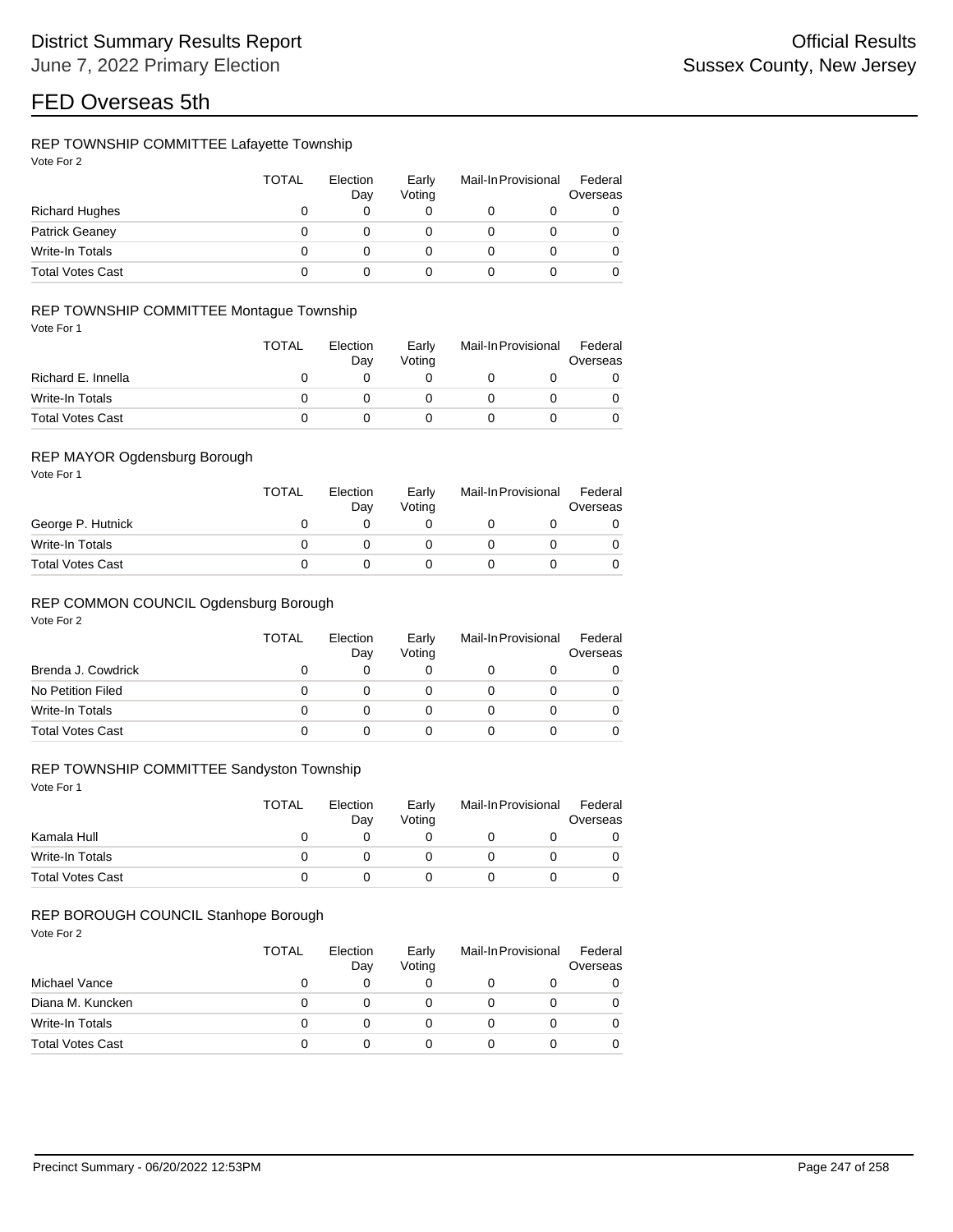# FED Overseas 5th

## REP TOWNSHIP COMMITTEE Lafayette Township

Vote For 2

| | TOTAL | Election Day | Early Voting | Mail-In | Provisional | Federal Overseas |
|---|---|---|---|---|---|---|
| Richard Hughes | 0 | 0 | 0 | 0 | 0 | 0 |
| Patrick Geaney | 0 | 0 | 0 | 0 | 0 | 0 |
| Write-In Totals | 0 | 0 | 0 | 0 | 0 | 0 |
| Total Votes Cast | 0 | 0 | 0 | 0 | 0 | 0 |

## REP TOWNSHIP COMMITTEE Montague Township

Vote For 1

| | TOTAL | Election Day | Early Voting | Mail-In | Provisional | Federal Overseas |
|---|---|---|---|---|---|---|
| Richard E. Innella | 0 | 0 | 0 | 0 | 0 | 0 |
| Write-In Totals | 0 | 0 | 0 | 0 | 0 | 0 |
| Total Votes Cast | 0 | 0 | 0 | 0 | 0 | 0 |

## REP MAYOR Ogdensburg Borough

Vote For 1

| | TOTAL | Election Day | Early Voting | Mail-In | Provisional | Federal Overseas |
|---|---|---|---|---|---|---|
| George P. Hutnick | 0 | 0 | 0 | 0 | 0 | 0 |
| Write-In Totals | 0 | 0 | 0 | 0 | 0 | 0 |
| Total Votes Cast | 0 | 0 | 0 | 0 | 0 | 0 |

## REP COMMON COUNCIL Ogdensburg Borough

Vote For 2

| | TOTAL | Election Day | Early Voting | Mail-In | Provisional | Federal Overseas |
|---|---|---|---|---|---|---|
| Brenda J. Cowdrick | 0 | 0 | 0 | 0 | 0 | 0 |
| No Petition Filed | 0 | 0 | 0 | 0 | 0 | 0 |
| Write-In Totals | 0 | 0 | 0 | 0 | 0 | 0 |
| Total Votes Cast | 0 | 0 | 0 | 0 | 0 | 0 |

## REP TOWNSHIP COMMITTEE Sandyston Township

Vote For 1

| | TOTAL | Election Day | Early Voting | Mail-In | Provisional | Federal Overseas |
|---|---|---|---|---|---|---|
| Kamala Hull | 0 | 0 | 0 | 0 | 0 | 0 |
| Write-In Totals | 0 | 0 | 0 | 0 | 0 | 0 |
| Total Votes Cast | 0 | 0 | 0 | 0 | 0 | 0 |

## REP BOROUGH COUNCIL Stanhope Borough

Vote For 2

| | TOTAL | Election Day | Early Voting | Mail-In | Provisional | Federal Overseas |
|---|---|---|---|---|---|---|
| Michael Vance | 0 | 0 | 0 | 0 | 0 | 0 |
| Diana M. Kuncken | 0 | 0 | 0 | 0 | 0 | 0 |
| Write-In Totals | 0 | 0 | 0 | 0 | 0 | 0 |
| Total Votes Cast | 0 | 0 | 0 | 0 | 0 | 0 |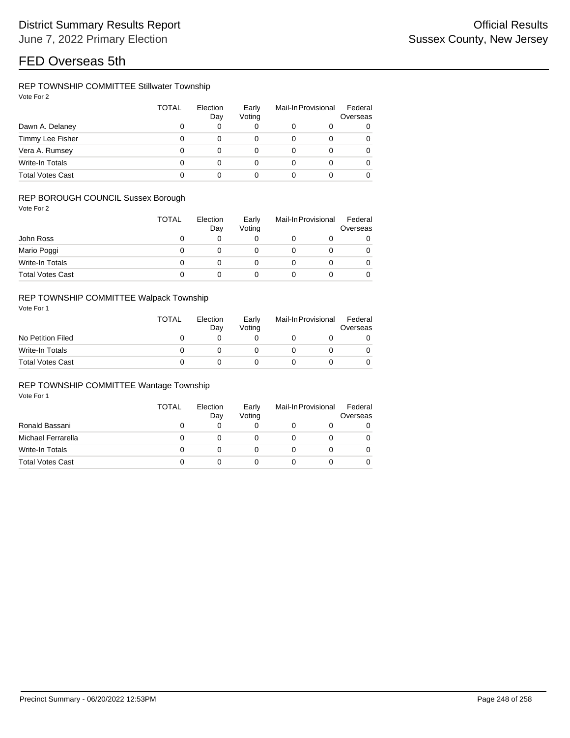# FED Overseas 5th

## REP TOWNSHIP COMMITTEE Stillwater Township

Vote For 2

| | TOTAL | Election Day | Early Voting | Mail-In | Provisional | Federal Overseas |
|---|---|---|---|---|---|---|
| Dawn A. Delaney | 0 | 0 | 0 | 0 | 0 | 0 |
| Timmy Lee Fisher | 0 | 0 | 0 | 0 | 0 | 0 |
| Vera A. Rumsey | 0 | 0 | 0 | 0 | 0 | 0 |
| Write-In Totals | 0 | 0 | 0 | 0 | 0 | 0 |
| Total Votes Cast | 0 | 0 | 0 | 0 | 0 | 0 |

## REP BOROUGH COUNCIL Sussex Borough

Vote For 2

| | TOTAL | Election Day | Early Voting | Mail-In | Provisional | Federal Overseas |
|---|---|---|---|---|---|---|
| John Ross | 0 | 0 | 0 | 0 | 0 | 0 |
| Mario Poggi | 0 | 0 | 0 | 0 | 0 | 0 |
| Write-In Totals | 0 | 0 | 0 | 0 | 0 | 0 |
| Total Votes Cast | 0 | 0 | 0 | 0 | 0 | 0 |

## REP TOWNSHIP COMMITTEE Walpack Township

Vote For 1

| | TOTAL | Election Day | Early Voting | Mail-In | Provisional | Federal Overseas |
|---|---|---|---|---|---|---|
| No Petition Filed | 0 | 0 | 0 | 0 | 0 | 0 |
| Write-In Totals | 0 | 0 | 0 | 0 | 0 | 0 |
| Total Votes Cast | 0 | 0 | 0 | 0 | 0 | 0 |

## REP TOWNSHIP COMMITTEE Wantage Township

Vote For 1

| | TOTAL | Election Day | Early Voting | Mail-In | Provisional | Federal Overseas |
|---|---|---|---|---|---|---|
| Ronald Bassani | 0 | 0 | 0 | 0 | 0 | 0 |
| Michael Ferrarella | 0 | 0 | 0 | 0 | 0 | 0 |
| Write-In Totals | 0 | 0 | 0 | 0 | 0 | 0 |
| Total Votes Cast | 0 | 0 | 0 | 0 | 0 | 0 |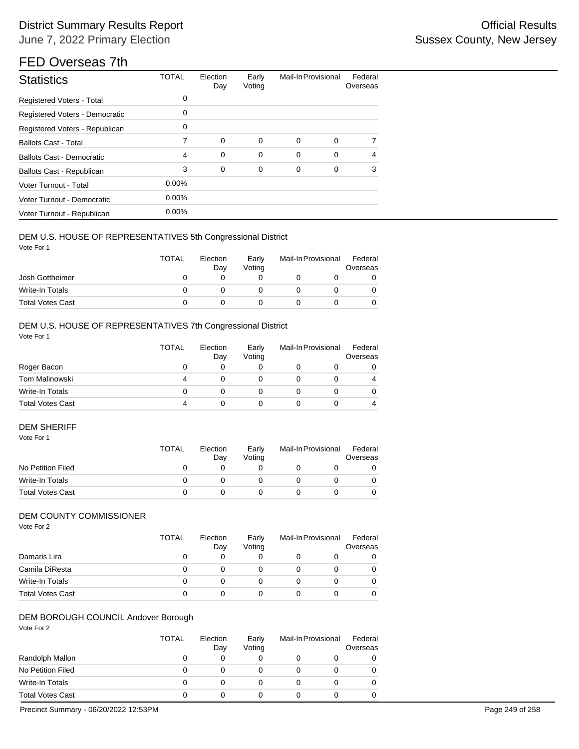# District Summary Results Report

June 7, 2022 Primary Election

Official Results
Sussex County, New Jersey

## FED Overseas 7th

| Statistics | TOTAL | Election Day | Early Voting | Mail-In | Provisional | Federal Overseas |
|---|---|---|---|---|---|---|
| Registered Voters - Total | 0 | | | | | |
| Registered Voters - Democratic | 0 | | | | | |
| Registered Voters - Republican | 0 | | | | | |
| Ballots Cast - Total | 7 | 0 | 0 | 0 | 0 | 7 |
| Ballots Cast - Democratic | 4 | 0 | 0 | 0 | 0 | 4 |
| Ballots Cast - Republican | 3 | 0 | 0 | 0 | 0 | 3 |
| Voter Turnout - Total | 0.00% | | | | | |
| Voter Turnout - Democratic | 0.00% | | | | | |
| Voter Turnout - Republican | 0.00% | | | | | |

### DEM U.S. HOUSE OF REPRESENTATIVES 5th Congressional District

Vote For 1

| | TOTAL | Election Day | Early Voting | Mail-In | Provisional | Federal Overseas |
|---|---|---|---|---|---|---|
| Josh Gottheimer | 0 | 0 | 0 | 0 | 0 | 0 |
| Write-In Totals | 0 | 0 | 0 | 0 | 0 | 0 |
| Total Votes Cast | 0 | 0 | 0 | 0 | 0 | 0 |

### DEM U.S. HOUSE OF REPRESENTATIVES 7th Congressional District

Vote For 1

| | TOTAL | Election Day | Early Voting | Mail-In | Provisional | Federal Overseas |
|---|---|---|---|---|---|---|
| Roger Bacon | 0 | 0 | 0 | 0 | 0 | 0 |
| Tom Malinowski | 4 | 0 | 0 | 0 | 0 | 4 |
| Write-In Totals | 0 | 0 | 0 | 0 | 0 | 0 |
| Total Votes Cast | 4 | 0 | 0 | 0 | 0 | 4 |

### DEM SHERIFF

Vote For 1

| | TOTAL | Election Day | Early Voting | Mail-In | Provisional | Federal Overseas |
|---|---|---|---|---|---|---|
| No Petition Filed | 0 | 0 | 0 | 0 | 0 | 0 |
| Write-In Totals | 0 | 0 | 0 | 0 | 0 | 0 |
| Total Votes Cast | 0 | 0 | 0 | 0 | 0 | 0 |

### DEM COUNTY COMMISSIONER

Vote For 2

| | TOTAL | Election Day | Early Voting | Mail-In | Provisional | Federal Overseas |
|---|---|---|---|---|---|---|
| Damaris Lira | 0 | 0 | 0 | 0 | 0 | 0 |
| Camila DiResta | 0 | 0 | 0 | 0 | 0 | 0 |
| Write-In Totals | 0 | 0 | 0 | 0 | 0 | 0 |
| Total Votes Cast | 0 | 0 | 0 | 0 | 0 | 0 |

### DEM BOROUGH COUNCIL Andover Borough

Vote For 2

| | TOTAL | Election Day | Early Voting | Mail-In | Provisional | Federal Overseas |
|---|---|---|---|---|---|---|
| Randolph Mallon | 0 | 0 | 0 | 0 | 0 | 0 |
| No Petition Filed | 0 | 0 | 0 | 0 | 0 | 0 |
| Write-In Totals | 0 | 0 | 0 | 0 | 0 | 0 |
| Total Votes Cast | 0 | 0 | 0 | 0 | 0 | 0 |

Precinct Summary - 06/20/2022 12:53PM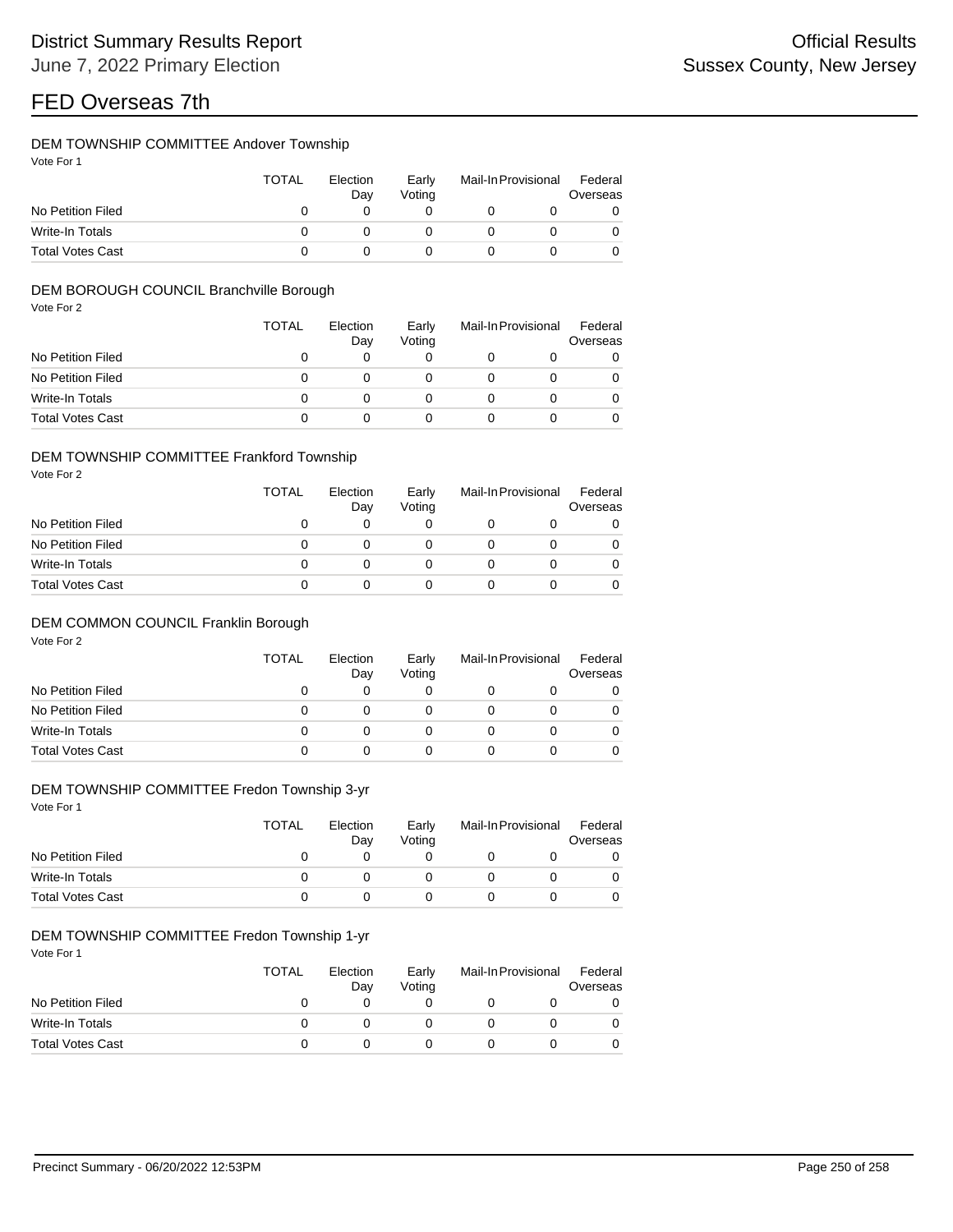# FED Overseas 7th

### DEM TOWNSHIP COMMITTEE Andover Township

Vote For 1

| | TOTAL | Election Day | Early Voting | Mail-In | Provisional | Federal Overseas |
|---|---|---|---|---|---|---|
| No Petition Filed | 0 | 0 | 0 | 0 | 0 | 0 |
| Write-In Totals | 0 | 0 | 0 | 0 | 0 | 0 |
| Total Votes Cast | 0 | 0 | 0 | 0 | 0 | 0 |

### DEM BOROUGH COUNCIL Branchville Borough

Vote For 2

| | TOTAL | Election Day | Early Voting | Mail-In | Provisional | Federal Overseas |
|---|---|---|---|---|---|---|
| No Petition Filed | 0 | 0 | 0 | 0 | 0 | 0 |
| No Petition Filed | 0 | 0 | 0 | 0 | 0 | 0 |
| Write-In Totals | 0 | 0 | 0 | 0 | 0 | 0 |
| Total Votes Cast | 0 | 0 | 0 | 0 | 0 | 0 |

### DEM TOWNSHIP COMMITTEE Frankford Township

Vote For 2

| | TOTAL | Election Day | Early Voting | Mail-In | Provisional | Federal Overseas |
|---|---|---|---|---|---|---|
| No Petition Filed | 0 | 0 | 0 | 0 | 0 | 0 |
| No Petition Filed | 0 | 0 | 0 | 0 | 0 | 0 |
| Write-In Totals | 0 | 0 | 0 | 0 | 0 | 0 |
| Total Votes Cast | 0 | 0 | 0 | 0 | 0 | 0 |

### DEM COMMON COUNCIL Franklin Borough

Vote For 2

| | TOTAL | Election Day | Early Voting | Mail-In | Provisional | Federal Overseas |
|---|---|---|---|---|---|---|
| No Petition Filed | 0 | 0 | 0 | 0 | 0 | 0 |
| No Petition Filed | 0 | 0 | 0 | 0 | 0 | 0 |
| Write-In Totals | 0 | 0 | 0 | 0 | 0 | 0 |
| Total Votes Cast | 0 | 0 | 0 | 0 | 0 | 0 |

### DEM TOWNSHIP COMMITTEE Fredon Township 3-yr

Vote For 1

| | TOTAL | Election Day | Early Voting | Mail-In | Provisional | Federal Overseas |
|---|---|---|---|---|---|---|
| No Petition Filed | 0 | 0 | 0 | 0 | 0 | 0 |
| Write-In Totals | 0 | 0 | 0 | 0 | 0 | 0 |
| Total Votes Cast | 0 | 0 | 0 | 0 | 0 | 0 |

### DEM TOWNSHIP COMMITTEE Fredon Township 1-yr

Vote For 1

| | TOTAL | Election Day | Early Voting | Mail-In | Provisional | Federal Overseas |
|---|---|---|---|---|---|---|
| No Petition Filed | 0 | 0 | 0 | 0 | 0 | 0 |
| Write-In Totals | 0 | 0 | 0 | 0 | 0 | 0 |
| Total Votes Cast | 0 | 0 | 0 | 0 | 0 | 0 |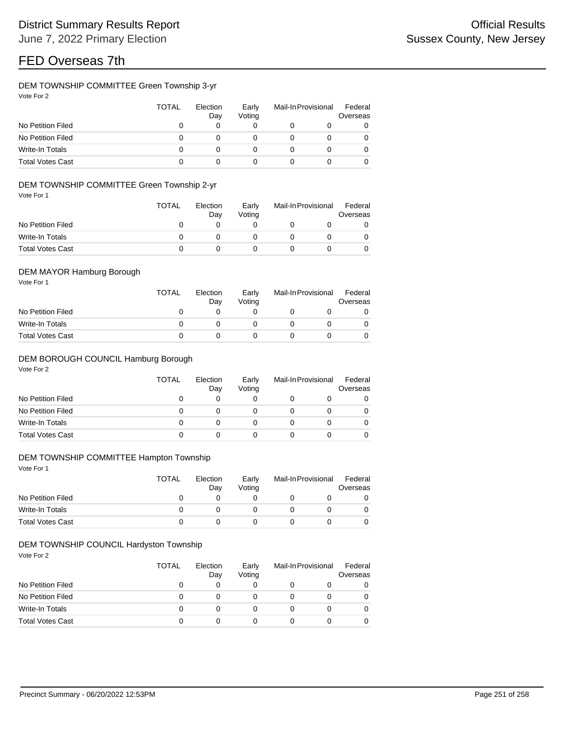# FED Overseas 7th

### DEM TOWNSHIP COMMITTEE Green Township 3-yr

Vote For 2

| | TOTAL | Election Day | Early Voting | Mail-In | Provisional | Federal Overseas |
|---|---|---|---|---|---|---|
| No Petition Filed | 0 | 0 | 0 | 0 | 0 | 0 |
| No Petition Filed | 0 | 0 | 0 | 0 | 0 | 0 |
| Write-In Totals | 0 | 0 | 0 | 0 | 0 | 0 |
| Total Votes Cast | 0 | 0 | 0 | 0 | 0 | 0 |

### DEM TOWNSHIP COMMITTEE Green Township 2-yr

Vote For 1

| | TOTAL | Election Day | Early Voting | Mail-In | Provisional | Federal Overseas |
|---|---|---|---|---|---|---|
| No Petition Filed | 0 | 0 | 0 | 0 | 0 | 0 |
| Write-In Totals | 0 | 0 | 0 | 0 | 0 | 0 |
| Total Votes Cast | 0 | 0 | 0 | 0 | 0 | 0 |

### DEM MAYOR Hamburg Borough

Vote For 1

| | TOTAL | Election Day | Early Voting | Mail-In | Provisional | Federal Overseas |
|---|---|---|---|---|---|---|
| No Petition Filed | 0 | 0 | 0 | 0 | 0 | 0 |
| Write-In Totals | 0 | 0 | 0 | 0 | 0 | 0 |
| Total Votes Cast | 0 | 0 | 0 | 0 | 0 | 0 |

### DEM BOROUGH COUNCIL Hamburg Borough

Vote For 2

| | TOTAL | Election Day | Early Voting | Mail-In | Provisional | Federal Overseas |
|---|---|---|---|---|---|---|
| No Petition Filed | 0 | 0 | 0 | 0 | 0 | 0 |
| No Petition Filed | 0 | 0 | 0 | 0 | 0 | 0 |
| Write-In Totals | 0 | 0 | 0 | 0 | 0 | 0 |
| Total Votes Cast | 0 | 0 | 0 | 0 | 0 | 0 |

### DEM TOWNSHIP COMMITTEE Hampton Township

Vote For 1

| | TOTAL | Election Day | Early Voting | Mail-In | Provisional | Federal Overseas |
|---|---|---|---|---|---|---|
| No Petition Filed | 0 | 0 | 0 | 0 | 0 | 0 |
| Write-In Totals | 0 | 0 | 0 | 0 | 0 | 0 |
| Total Votes Cast | 0 | 0 | 0 | 0 | 0 | 0 |

### DEM TOWNSHIP COUNCIL Hardyston Township

Vote For 2

| | TOTAL | Election Day | Early Voting | Mail-In | Provisional | Federal Overseas |
|---|---|---|---|---|---|---|
| No Petition Filed | 0 | 0 | 0 | 0 | 0 | 0 |
| No Petition Filed | 0 | 0 | 0 | 0 | 0 | 0 |
| Write-In Totals | 0 | 0 | 0 | 0 | 0 | 0 |
| Total Votes Cast | 0 | 0 | 0 | 0 | 0 | 0 |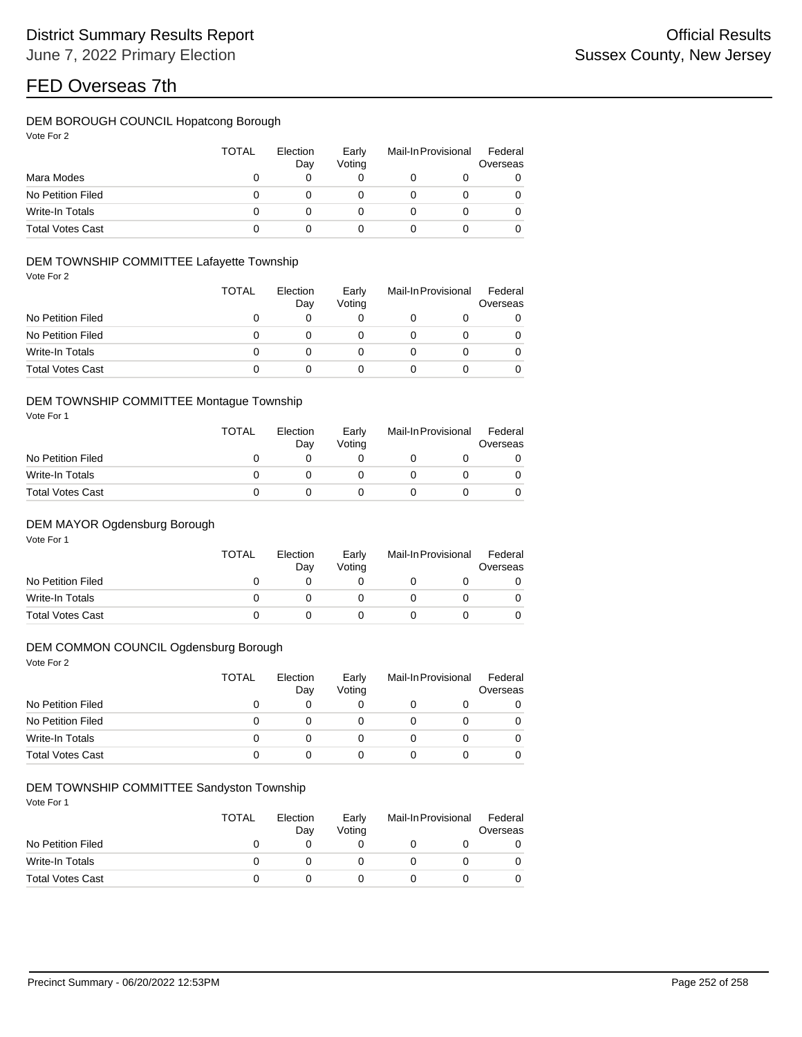# FED Overseas 7th

### DEM BOROUGH COUNCIL Hopatcong Borough

Vote For 2

| | TOTAL | Election Day | Early Voting | Mail-In | Provisional | Federal Overseas |
|---|---|---|---|---|---|---|
| Mara Modes | 0 | 0 | 0 | 0 | 0 | 0 |
| No Petition Filed | 0 | 0 | 0 | 0 | 0 | 0 |
| Write-In Totals | 0 | 0 | 0 | 0 | 0 | 0 |
| Total Votes Cast | 0 | 0 | 0 | 0 | 0 | 0 |

### DEM TOWNSHIP COMMITTEE Lafayette Township

Vote For 2

| | TOTAL | Election Day | Early Voting | Mail-In | Provisional | Federal Overseas |
|---|---|---|---|---|---|---|
| No Petition Filed | 0 | 0 | 0 | 0 | 0 | 0 |
| No Petition Filed | 0 | 0 | 0 | 0 | 0 | 0 |
| Write-In Totals | 0 | 0 | 0 | 0 | 0 | 0 |
| Total Votes Cast | 0 | 0 | 0 | 0 | 0 | 0 |

### DEM TOWNSHIP COMMITTEE Montague Township

Vote For 1

| | TOTAL | Election Day | Early Voting | Mail-In | Provisional | Federal Overseas |
|---|---|---|---|---|---|---|
| No Petition Filed | 0 | 0 | 0 | 0 | 0 | 0 |
| Write-In Totals | 0 | 0 | 0 | 0 | 0 | 0 |
| Total Votes Cast | 0 | 0 | 0 | 0 | 0 | 0 |

### DEM MAYOR Ogdensburg Borough

Vote For 1

| | TOTAL | Election Day | Early Voting | Mail-In | Provisional | Federal Overseas |
|---|---|---|---|---|---|---|
| No Petition Filed | 0 | 0 | 0 | 0 | 0 | 0 |
| Write-In Totals | 0 | 0 | 0 | 0 | 0 | 0 |
| Total Votes Cast | 0 | 0 | 0 | 0 | 0 | 0 |

### DEM COMMON COUNCIL Ogdensburg Borough

Vote For 2

| | TOTAL | Election Day | Early Voting | Mail-In | Provisional | Federal Overseas |
|---|---|---|---|---|---|---|
| No Petition Filed | 0 | 0 | 0 | 0 | 0 | 0 |
| No Petition Filed | 0 | 0 | 0 | 0 | 0 | 0 |
| Write-In Totals | 0 | 0 | 0 | 0 | 0 | 0 |
| Total Votes Cast | 0 | 0 | 0 | 0 | 0 | 0 |

### DEM TOWNSHIP COMMITTEE Sandyston Township

Vote For 1

| | TOTAL | Election Day | Early Voting | Mail-In | Provisional | Federal Overseas |
|---|---|---|---|---|---|---|
| No Petition Filed | 0 | 0 | 0 | 0 | 0 | 0 |
| Write-In Totals | 0 | 0 | 0 | 0 | 0 | 0 |
| Total Votes Cast | 0 | 0 | 0 | 0 | 0 | 0 |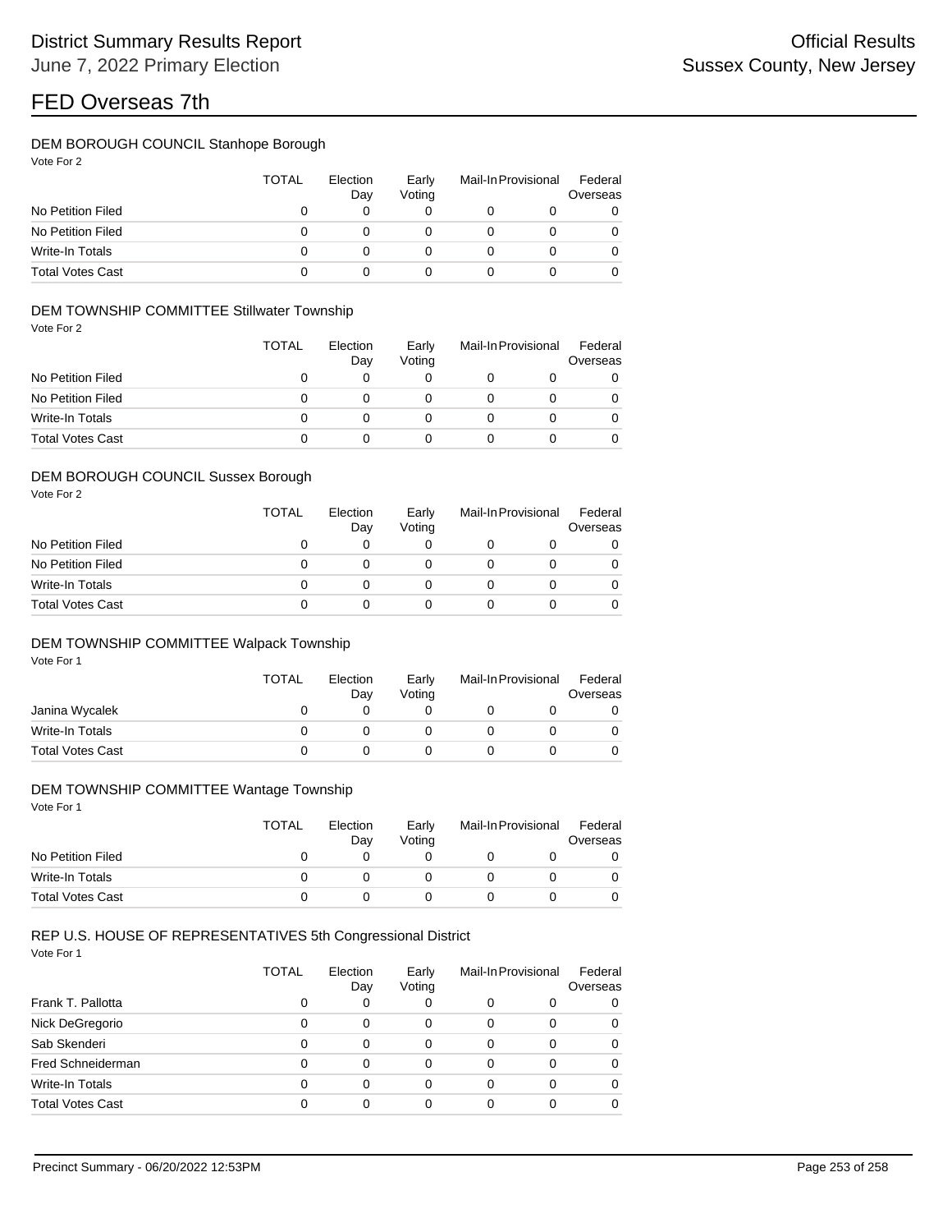# FED Overseas 7th

### DEM BOROUGH COUNCIL Stanhope Borough

Vote For 2

| | TOTAL | Election Day | Early Voting | Mail-In | Provisional | Federal Overseas |
|---|---|---|---|---|---|---|
| No Petition Filed | 0 | 0 | 0 | 0 | 0 | 0 |
| No Petition Filed | 0 | 0 | 0 | 0 | 0 | 0 |
| Write-In Totals | 0 | 0 | 0 | 0 | 0 | 0 |
| Total Votes Cast | 0 | 0 | 0 | 0 | 0 | 0 |

### DEM TOWNSHIP COMMITTEE Stillwater Township

Vote For 2

| | TOTAL | Election Day | Early Voting | Mail-In | Provisional | Federal Overseas |
|---|---|---|---|---|---|---|
| No Petition Filed | 0 | 0 | 0 | 0 | 0 | 0 |
| No Petition Filed | 0 | 0 | 0 | 0 | 0 | 0 |
| Write-In Totals | 0 | 0 | 0 | 0 | 0 | 0 |
| Total Votes Cast | 0 | 0 | 0 | 0 | 0 | 0 |

### DEM BOROUGH COUNCIL Sussex Borough

Vote For 2

| | TOTAL | Election Day | Early Voting | Mail-In | Provisional | Federal Overseas |
|---|---|---|---|---|---|---|
| No Petition Filed | 0 | 0 | 0 | 0 | 0 | 0 |
| No Petition Filed | 0 | 0 | 0 | 0 | 0 | 0 |
| Write-In Totals | 0 | 0 | 0 | 0 | 0 | 0 |
| Total Votes Cast | 0 | 0 | 0 | 0 | 0 | 0 |

### DEM TOWNSHIP COMMITTEE Walpack Township

Vote For 1

| | TOTAL | Election Day | Early Voting | Mail-In | Provisional | Federal Overseas |
|---|---|---|---|---|---|---|
| Janina Wycalek | 0 | 0 | 0 | 0 | 0 | 0 |
| Write-In Totals | 0 | 0 | 0 | 0 | 0 | 0 |
| Total Votes Cast | 0 | 0 | 0 | 0 | 0 | 0 |

### DEM TOWNSHIP COMMITTEE Wantage Township

Vote For 1

| | TOTAL | Election Day | Early Voting | Mail-In | Provisional | Federal Overseas |
|---|---|---|---|---|---|---|
| No Petition Filed | 0 | 0 | 0 | 0 | 0 | 0 |
| Write-In Totals | 0 | 0 | 0 | 0 | 0 | 0 |
| Total Votes Cast | 0 | 0 | 0 | 0 | 0 | 0 |

### REP U.S. HOUSE OF REPRESENTATIVES 5th Congressional District

Vote For 1

| | TOTAL | Election Day | Early Voting | Mail-In | Provisional | Federal Overseas |
|---|---|---|---|---|---|---|
| Frank T. Pallotta | 0 | 0 | 0 | 0 | 0 | 0 |
| Nick DeGregorio | 0 | 0 | 0 | 0 | 0 | 0 |
| Sab Skenderi | 0 | 0 | 0 | 0 | 0 | 0 |
| Fred Schneiderman | 0 | 0 | 0 | 0 | 0 | 0 |
| Write-In Totals | 0 | 0 | 0 | 0 | 0 | 0 |
| Total Votes Cast | 0 | 0 | 0 | 0 | 0 | 0 |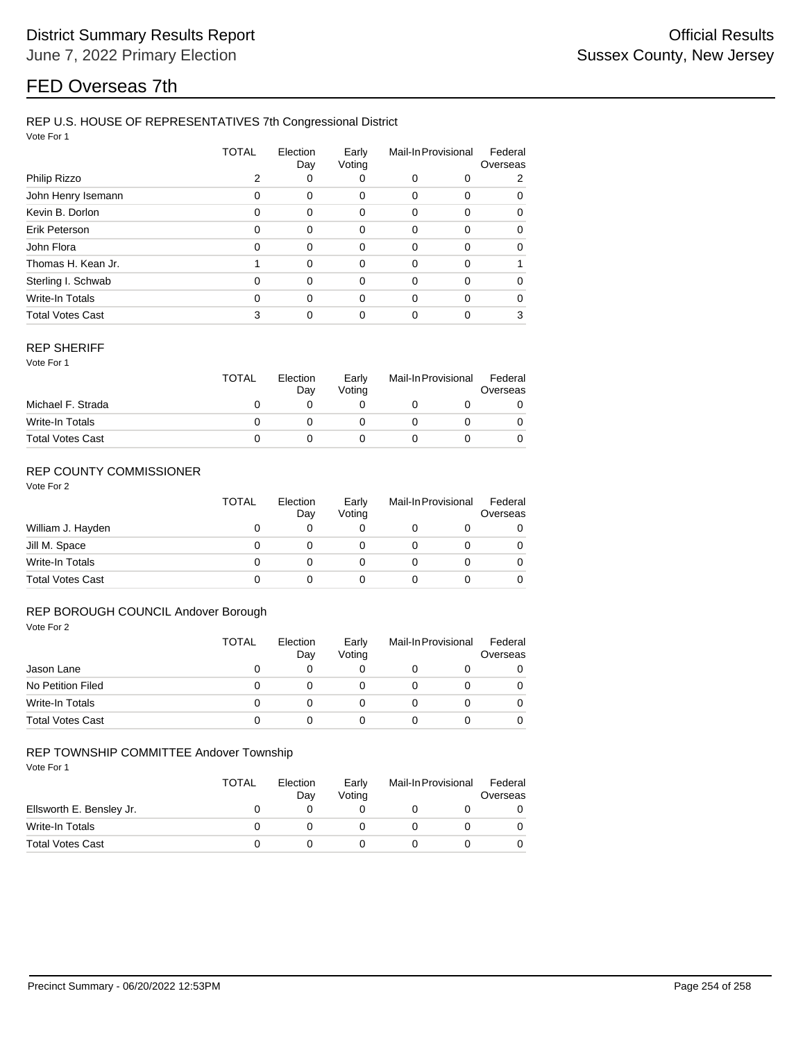# FED Overseas 7th

## REP U.S. HOUSE OF REPRESENTATIVES 7th Congressional District

Vote For 1

| | TOTAL | Election Day | Early Voting | Mail-In | Provisional | Federal Overseas |
|---|---|---|---|---|---|---|
| Philip Rizzo | 2 | 0 | 0 | 0 | 0 | 2 |
| John Henry Isemann | 0 | 0 | 0 | 0 | 0 | 0 |
| Kevin B. Dorlon | 0 | 0 | 0 | 0 | 0 | 0 |
| Erik Peterson | 0 | 0 | 0 | 0 | 0 | 0 |
| John Flora | 0 | 0 | 0 | 0 | 0 | 0 |
| Thomas H. Kean Jr. | 1 | 0 | 0 | 0 | 0 | 1 |
| Sterling I. Schwab | 0 | 0 | 0 | 0 | 0 | 0 |
| Write-In Totals | 0 | 0 | 0 | 0 | 0 | 0 |
| Total Votes Cast | 3 | 0 | 0 | 0 | 0 | 3 |

## REP SHERIFF

Vote For 1

| | TOTAL | Election Day | Early Voting | Mail-In | Provisional | Federal Overseas |
|---|---|---|---|---|---|---|
| Michael F. Strada | 0 | 0 | 0 | 0 | 0 | 0 |
| Write-In Totals | 0 | 0 | 0 | 0 | 0 | 0 |
| Total Votes Cast | 0 | 0 | 0 | 0 | 0 | 0 |

## REP COUNTY COMMISSIONER

Vote For 2

| | TOTAL | Election Day | Early Voting | Mail-In | Provisional | Federal Overseas |
|---|---|---|---|---|---|---|
| William J. Hayden | 0 | 0 | 0 | 0 | 0 | 0 |
| Jill M. Space | 0 | 0 | 0 | 0 | 0 | 0 |
| Write-In Totals | 0 | 0 | 0 | 0 | 0 | 0 |
| Total Votes Cast | 0 | 0 | 0 | 0 | 0 | 0 |

## REP BOROUGH COUNCIL Andover Borough

Vote For 2

| | TOTAL | Election Day | Early Voting | Mail-In | Provisional | Federal Overseas |
|---|---|---|---|---|---|---|
| Jason Lane | 0 | 0 | 0 | 0 | 0 | 0 |
| No Petition Filed | 0 | 0 | 0 | 0 | 0 | 0 |
| Write-In Totals | 0 | 0 | 0 | 0 | 0 | 0 |
| Total Votes Cast | 0 | 0 | 0 | 0 | 0 | 0 |

## REP TOWNSHIP COMMITTEE Andover Township

Vote For 1

| | TOTAL | Election Day | Early Voting | Mail-In | Provisional | Federal Overseas |
|---|---|---|---|---|---|---|
| Ellsworth E. Bensley Jr. | 0 | 0 | 0 | 0 | 0 | 0 |
| Write-In Totals | 0 | 0 | 0 | 0 | 0 | 0 |
| Total Votes Cast | 0 | 0 | 0 | 0 | 0 | 0 |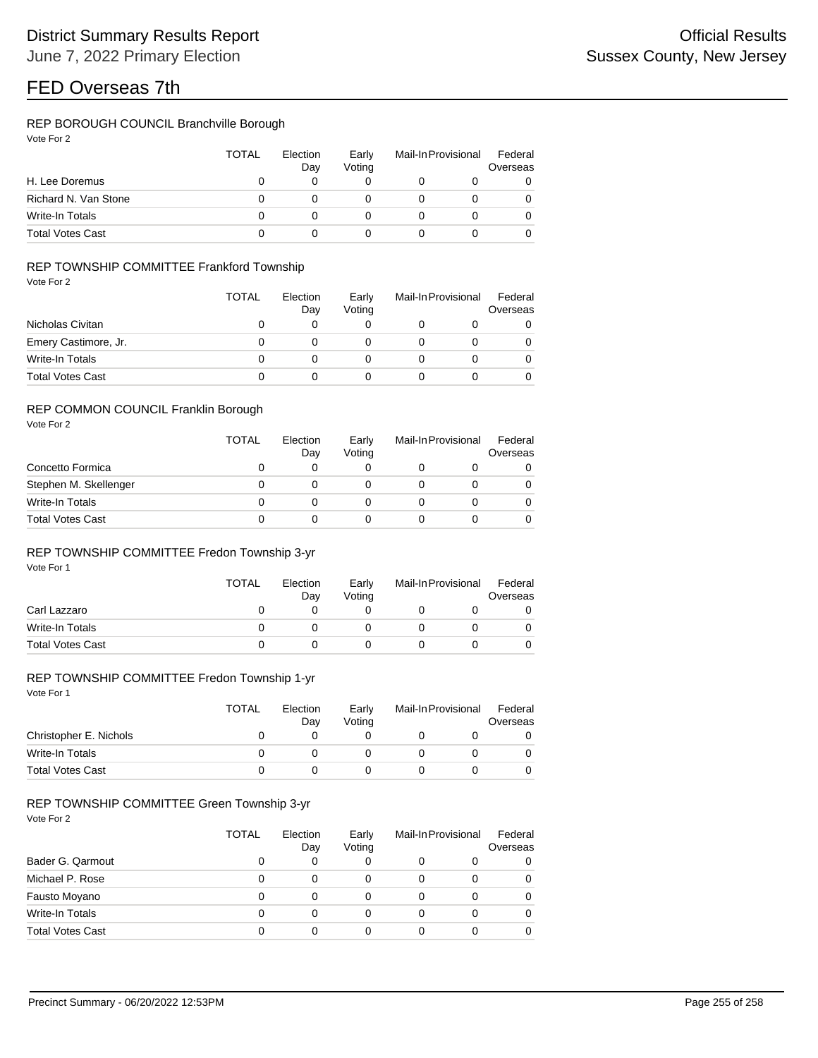# FED Overseas 7th

### REP BOROUGH COUNCIL Branchville Borough

Vote For 2

| | TOTAL | Election Day | Early Voting | Mail-In | Provisional | Federal Overseas |
|---|---|---|---|---|---|---|
| H. Lee Doremus | 0 | 0 | 0 | 0 | 0 | 0 |
| Richard N. Van Stone | 0 | 0 | 0 | 0 | 0 | 0 |
| Write-In Totals | 0 | 0 | 0 | 0 | 0 | 0 |
| Total Votes Cast | 0 | 0 | 0 | 0 | 0 | 0 |

### REP TOWNSHIP COMMITTEE Frankford Township

Vote For 2

| | TOTAL | Election Day | Early Voting | Mail-In | Provisional | Federal Overseas |
|---|---|---|---|---|---|---|
| Nicholas Civitan | 0 | 0 | 0 | 0 | 0 | 0 |
| Emery Castimore, Jr. | 0 | 0 | 0 | 0 | 0 | 0 |
| Write-In Totals | 0 | 0 | 0 | 0 | 0 | 0 |
| Total Votes Cast | 0 | 0 | 0 | 0 | 0 | 0 |

### REP COMMON COUNCIL Franklin Borough

Vote For 2

| | TOTAL | Election Day | Early Voting | Mail-In | Provisional | Federal Overseas |
|---|---|---|---|---|---|---|
| Concetto Formica | 0 | 0 | 0 | 0 | 0 | 0 |
| Stephen M. Skellenger | 0 | 0 | 0 | 0 | 0 | 0 |
| Write-In Totals | 0 | 0 | 0 | 0 | 0 | 0 |
| Total Votes Cast | 0 | 0 | 0 | 0 | 0 | 0 |

### REP TOWNSHIP COMMITTEE Fredon Township 3-yr

Vote For 1

| | TOTAL | Election Day | Early Voting | Mail-In | Provisional | Federal Overseas |
|---|---|---|---|---|---|---|
| Carl Lazzaro | 0 | 0 | 0 | 0 | 0 | 0 |
| Write-In Totals | 0 | 0 | 0 | 0 | 0 | 0 |
| Total Votes Cast | 0 | 0 | 0 | 0 | 0 | 0 |

### REP TOWNSHIP COMMITTEE Fredon Township 1-yr

Vote For 1

| | TOTAL | Election Day | Early Voting | Mail-In | Provisional | Federal Overseas |
|---|---|---|---|---|---|---|
| Christopher E. Nichols | 0 | 0 | 0 | 0 | 0 | 0 |
| Write-In Totals | 0 | 0 | 0 | 0 | 0 | 0 |
| Total Votes Cast | 0 | 0 | 0 | 0 | 0 | 0 |

### REP TOWNSHIP COMMITTEE Green Township 3-yr

Vote For 2

| | TOTAL | Election Day | Early Voting | Mail-In | Provisional | Federal Overseas |
|---|---|---|---|---|---|---|
| Bader G. Qarmout | 0 | 0 | 0 | 0 | 0 | 0 |
| Michael P. Rose | 0 | 0 | 0 | 0 | 0 | 0 |
| Fausto Moyano | 0 | 0 | 0 | 0 | 0 | 0 |
| Write-In Totals | 0 | 0 | 0 | 0 | 0 | 0 |
| Total Votes Cast | 0 | 0 | 0 | 0 | 0 | 0 |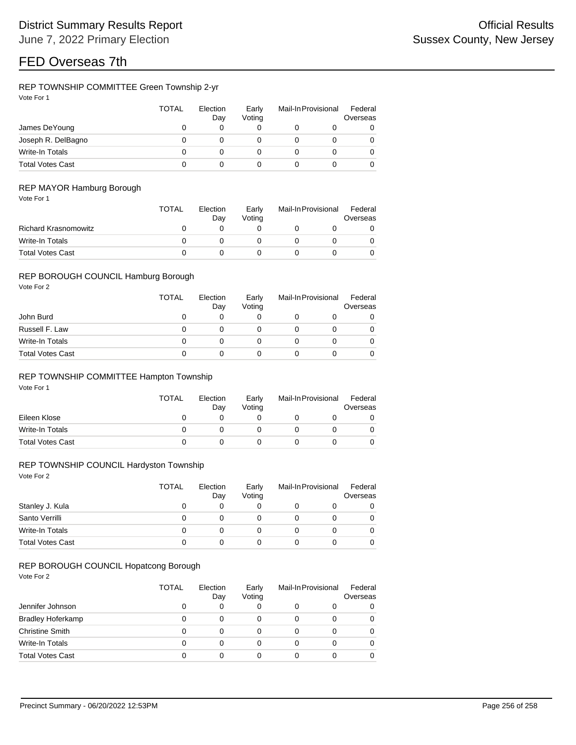# District Summary Results Report

June 7, 2022 Primary Election

Official Results
Sussex County, New Jersey

# FED Overseas 7th

### REP TOWNSHIP COMMITTEE Green Township 2-yr

Vote For 1

| | TOTAL | Election Day | Early Voting | Mail-In | Provisional | Federal Overseas |
|---|---|---|---|---|---|---|
| James DeYoung | 0 | 0 | 0 | 0 | 0 | 0 |
| Joseph R. DelBagno | 0 | 0 | 0 | 0 | 0 | 0 |
| Write-In Totals | 0 | 0 | 0 | 0 | 0 | 0 |
| Total Votes Cast | 0 | 0 | 0 | 0 | 0 | 0 |

### REP MAYOR Hamburg Borough

Vote For 1

| | TOTAL | Election Day | Early Voting | Mail-In | Provisional | Federal Overseas |
|---|---|---|---|---|---|---|
| Richard Krasnomowitz | 0 | 0 | 0 | 0 | 0 | 0 |
| Write-In Totals | 0 | 0 | 0 | 0 | 0 | 0 |
| Total Votes Cast | 0 | 0 | 0 | 0 | 0 | 0 |

### REP BOROUGH COUNCIL Hamburg Borough

Vote For 2

| | TOTAL | Election Day | Early Voting | Mail-In | Provisional | Federal Overseas |
|---|---|---|---|---|---|---|
| John Burd | 0 | 0 | 0 | 0 | 0 | 0 |
| Russell F. Law | 0 | 0 | 0 | 0 | 0 | 0 |
| Write-In Totals | 0 | 0 | 0 | 0 | 0 | 0 |
| Total Votes Cast | 0 | 0 | 0 | 0 | 0 | 0 |

### REP TOWNSHIP COMMITTEE Hampton Township

Vote For 1

| | TOTAL | Election Day | Early Voting | Mail-In | Provisional | Federal Overseas |
|---|---|---|---|---|---|---|
| Eileen Klose | 0 | 0 | 0 | 0 | 0 | 0 |
| Write-In Totals | 0 | 0 | 0 | 0 | 0 | 0 |
| Total Votes Cast | 0 | 0 | 0 | 0 | 0 | 0 |

### REP TOWNSHIP COUNCIL Hardyston Township

Vote For 2

| | TOTAL | Election Day | Early Voting | Mail-In | Provisional | Federal Overseas |
|---|---|---|---|---|---|---|
| Stanley J. Kula | 0 | 0 | 0 | 0 | 0 | 0 |
| Santo Verrilli | 0 | 0 | 0 | 0 | 0 | 0 |
| Write-In Totals | 0 | 0 | 0 | 0 | 0 | 0 |
| Total Votes Cast | 0 | 0 | 0 | 0 | 0 | 0 |

### REP BOROUGH COUNCIL Hopatcong Borough

Vote For 2

| | TOTAL | Election Day | Early Voting | Mail-In | Provisional | Federal Overseas |
|---|---|---|---|---|---|---|
| Jennifer Johnson | 0 | 0 | 0 | 0 | 0 | 0 |
| Bradley Hoferkamp | 0 | 0 | 0 | 0 | 0 | 0 |
| Christine Smith | 0 | 0 | 0 | 0 | 0 | 0 |
| Write-In Totals | 0 | 0 | 0 | 0 | 0 | 0 |
| Total Votes Cast | 0 | 0 | 0 | 0 | 0 | 0 |

Precinct Summary - 06/20/2022 12:53PM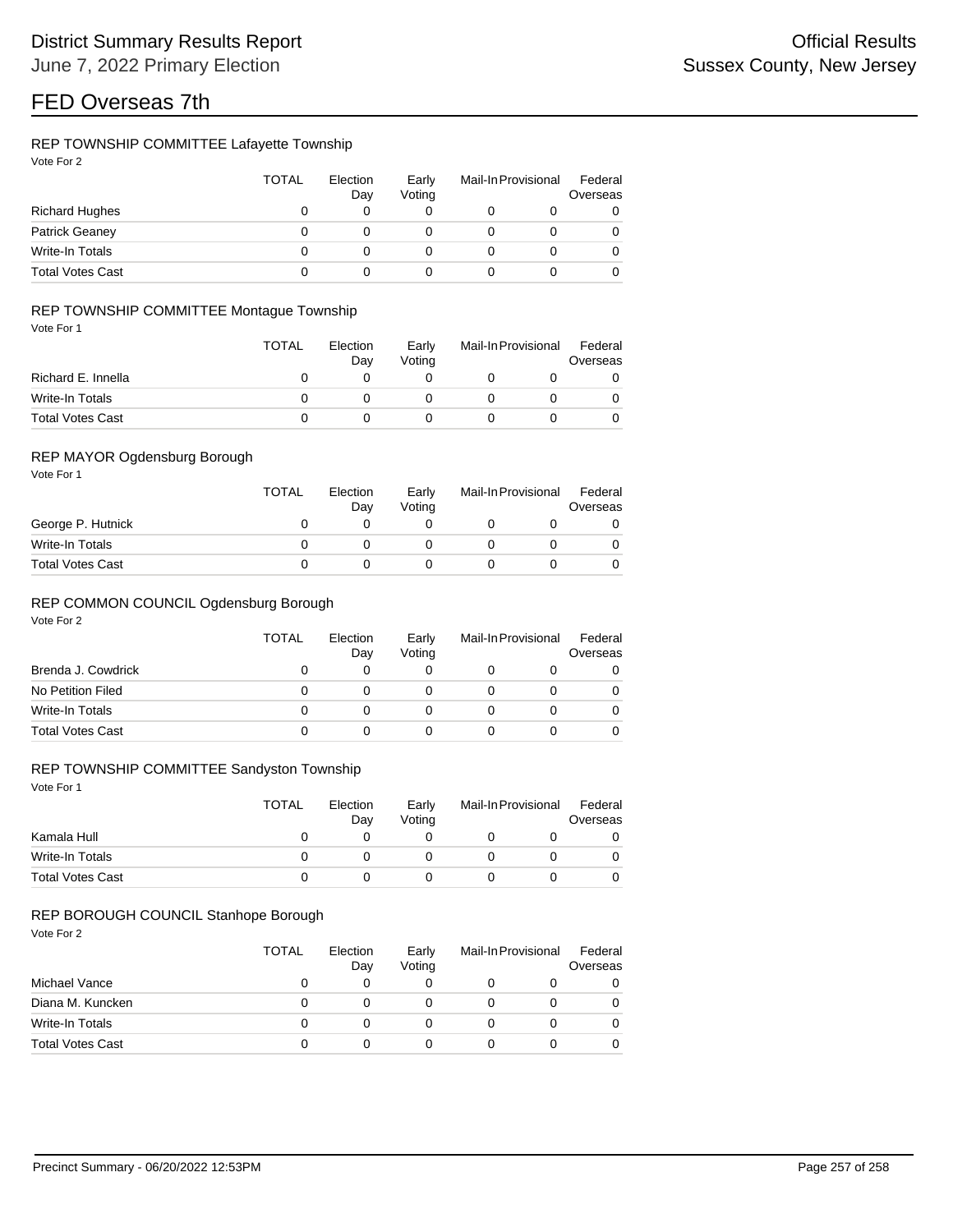# FED Overseas 7th

## REP TOWNSHIP COMMITTEE Lafayette Township

Vote For 2

| | TOTAL | Election Day | Early Voting | Mail-In | Provisional | Federal Overseas |
|---|---|---|---|---|---|---|
| Richard Hughes | 0 | 0 | 0 | 0 | 0 | 0 |
| Patrick Geaney | 0 | 0 | 0 | 0 | 0 | 0 |
| Write-In Totals | 0 | 0 | 0 | 0 | 0 | 0 |
| Total Votes Cast | 0 | 0 | 0 | 0 | 0 | 0 |

## REP TOWNSHIP COMMITTEE Montague Township

Vote For 1

| | TOTAL | Election Day | Early Voting | Mail-In | Provisional | Federal Overseas |
|---|---|---|---|---|---|---|
| Richard E. Innella | 0 | 0 | 0 | 0 | 0 | 0 |
| Write-In Totals | 0 | 0 | 0 | 0 | 0 | 0 |
| Total Votes Cast | 0 | 0 | 0 | 0 | 0 | 0 |

## REP MAYOR Ogdensburg Borough

Vote For 1

| | TOTAL | Election Day | Early Voting | Mail-In | Provisional | Federal Overseas |
|---|---|---|---|---|---|---|
| George P. Hutnick | 0 | 0 | 0 | 0 | 0 | 0 |
| Write-In Totals | 0 | 0 | 0 | 0 | 0 | 0 |
| Total Votes Cast | 0 | 0 | 0 | 0 | 0 | 0 |

## REP COMMON COUNCIL Ogdensburg Borough

Vote For 2

| | TOTAL | Election Day | Early Voting | Mail-In | Provisional | Federal Overseas |
|---|---|---|---|---|---|---|
| Brenda J. Cowdrick | 0 | 0 | 0 | 0 | 0 | 0 |
| No Petition Filed | 0 | 0 | 0 | 0 | 0 | 0 |
| Write-In Totals | 0 | 0 | 0 | 0 | 0 | 0 |
| Total Votes Cast | 0 | 0 | 0 | 0 | 0 | 0 |

## REP TOWNSHIP COMMITTEE Sandyston Township

Vote For 1

| | TOTAL | Election Day | Early Voting | Mail-In | Provisional | Federal Overseas |
|---|---|---|---|---|---|---|
| Kamala Hull | 0 | 0 | 0 | 0 | 0 | 0 |
| Write-In Totals | 0 | 0 | 0 | 0 | 0 | 0 |
| Total Votes Cast | 0 | 0 | 0 | 0 | 0 | 0 |

## REP BOROUGH COUNCIL Stanhope Borough

Vote For 2

| | TOTAL | Election Day | Early Voting | Mail-In | Provisional | Federal Overseas |
|---|---|---|---|---|---|---|
| Michael Vance | 0 | 0 | 0 | 0 | 0 | 0 |
| Diana M. Kuncken | 0 | 0 | 0 | 0 | 0 | 0 |
| Write-In Totals | 0 | 0 | 0 | 0 | 0 | 0 |
| Total Votes Cast | 0 | 0 | 0 | 0 | 0 | 0 |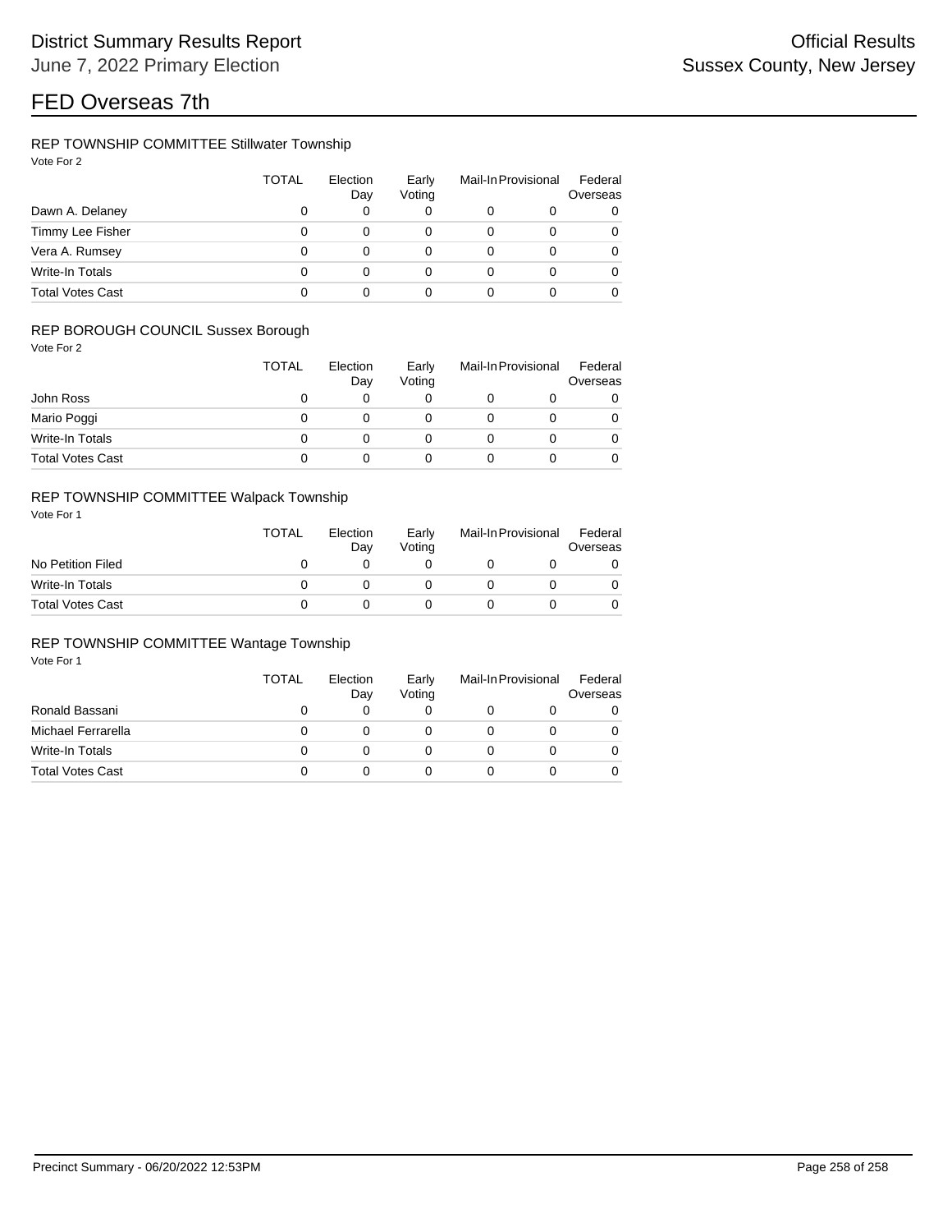# FED Overseas 7th

## REP TOWNSHIP COMMITTEE Stillwater Township

Vote For 2

| | TOTAL | Election Day | Early Voting | Mail-In | Provisional | Federal Overseas |
|---|---|---|---|---|---|---|
| Dawn A. Delaney | 0 | 0 | 0 | 0 | 0 | 0 |
| Timmy Lee Fisher | 0 | 0 | 0 | 0 | 0 | 0 |
| Vera A. Rumsey | 0 | 0 | 0 | 0 | 0 | 0 |
| Write-In Totals | 0 | 0 | 0 | 0 | 0 | 0 |
| Total Votes Cast | 0 | 0 | 0 | 0 | 0 | 0 |

## REP BOROUGH COUNCIL Sussex Borough

Vote For 2

| | TOTAL | Election Day | Early Voting | Mail-In | Provisional | Federal Overseas |
|---|---|---|---|---|---|---|
| John Ross | 0 | 0 | 0 | 0 | 0 | 0 |
| Mario Poggi | 0 | 0 | 0 | 0 | 0 | 0 |
| Write-In Totals | 0 | 0 | 0 | 0 | 0 | 0 |
| Total Votes Cast | 0 | 0 | 0 | 0 | 0 | 0 |

## REP TOWNSHIP COMMITTEE Walpack Township

Vote For 1

| | TOTAL | Election Day | Early Voting | Mail-In | Provisional | Federal Overseas |
|---|---|---|---|---|---|---|
| No Petition Filed | 0 | 0 | 0 | 0 | 0 | 0 |
| Write-In Totals | 0 | 0 | 0 | 0 | 0 | 0 |
| Total Votes Cast | 0 | 0 | 0 | 0 | 0 | 0 |

## REP TOWNSHIP COMMITTEE Wantage Township

Vote For 1

| | TOTAL | Election Day | Early Voting | Mail-In | Provisional | Federal Overseas |
|---|---|---|---|---|---|---|
| Ronald Bassani | 0 | 0 | 0 | 0 | 0 | 0 |
| Michael Ferrarella | 0 | 0 | 0 | 0 | 0 | 0 |
| Write-In Totals | 0 | 0 | 0 | 0 | 0 | 0 |
| Total Votes Cast | 0 | 0 | 0 | 0 | 0 | 0 |